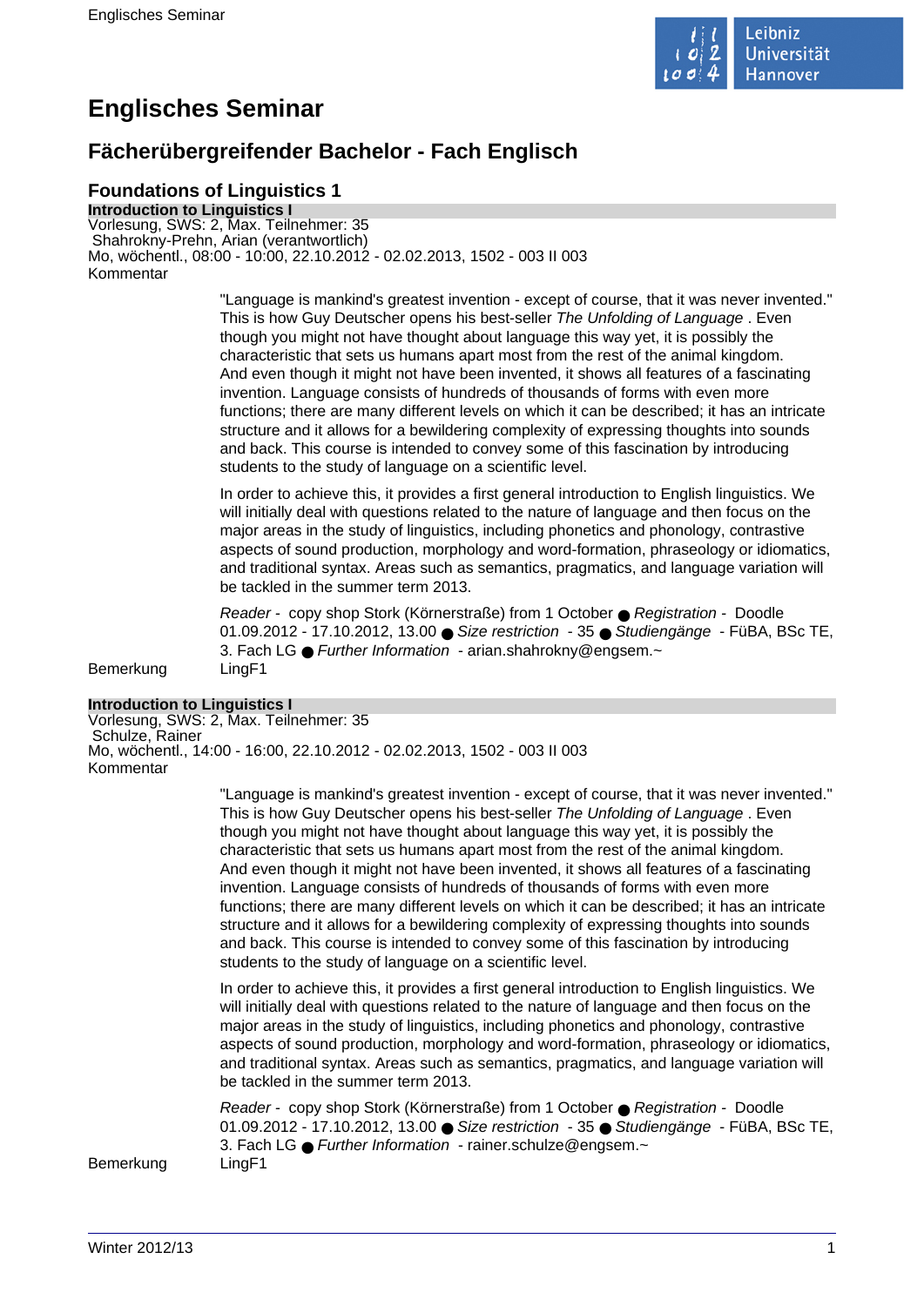# Englisches Seminar

## Fächerübergreifender Bachelor - Fach Englisch

### Foundations of Linguistics 1

**Introduction to Linguistics I**

Vorlesung, SWS: 2, Max. Teilnehmer: 35
Shahrokny-Prehn, Arian (verantwortlich)
Mo, wöchentl., 08:00 - 10:00, 22.10.2012 - 02.02.2013, 1502 - 003 II 003

Kommentar

"Language is mankind's greatest invention - except of course, that it was never invented." This is how Guy Deutscher opens his best-seller *The Unfolding of Language* . Even though you might not have thought about language this way yet, it is possibly the characteristic that sets us humans apart most from the rest of the animal kingdom. And even though it might not have been invented, it shows all features of a fascinating invention. Language consists of hundreds of thousands of forms with even more functions; there are many different levels on which it can be described; it has an intricate structure and it allows for a bewildering complexity of expressing thoughts into sounds and back. This course is intended to convey some of this fascination by introducing students to the study of language on a scientific level.

In order to achieve this, it provides a first general introduction to English linguistics. We will initially deal with questions related to the nature of language and then focus on the major areas in the study of linguistics, including phonetics and phonology, contrastive aspects of sound production, morphology and word-formation, phraseology or idiomatics, and traditional syntax. Areas such as semantics, pragmatics, and language variation will be tackled in the summer term 2013.

*Reader* - copy shop Stork (Körnerstraße) from 1 October ● *Registration* - Doodle 01.09.2012 - 17.10.2012, 13.00 ● *Size restriction* - 35 ● *Studiengänge* - FüBA, BSc TE, 3. Fach LG ● *Further Information* - arian.shahrokny@engsem.~

Bemerkung LingF1

**Introduction to Linguistics I**

Vorlesung, SWS: 2, Max. Teilnehmer: 35
Schulze, Rainer
Mo, wöchentl., 14:00 - 16:00, 22.10.2012 - 02.02.2013, 1502 - 003 II 003

Kommentar

"Language is mankind's greatest invention - except of course, that it was never invented." This is how Guy Deutscher opens his best-seller *The Unfolding of Language* . Even though you might not have thought about language this way yet, it is possibly the characteristic that sets us humans apart most from the rest of the animal kingdom. And even though it might not have been invented, it shows all features of a fascinating invention. Language consists of hundreds of thousands of forms with even more functions; there are many different levels on which it can be described; it has an intricate structure and it allows for a bewildering complexity of expressing thoughts into sounds and back. This course is intended to convey some of this fascination by introducing students to the study of language on a scientific level.

In order to achieve this, it provides a first general introduction to English linguistics. We will initially deal with questions related to the nature of language and then focus on the major areas in the study of linguistics, including phonetics and phonology, contrastive aspects of sound production, morphology and word-formation, phraseology or idiomatics, and traditional syntax. Areas such as semantics, pragmatics, and language variation will be tackled in the summer term 2013.

*Reader* - copy shop Stork (Körnerstraße) from 1 October ● *Registration* - Doodle 01.09.2012 - 17.10.2012, 13.00 ● *Size restriction* - 35 ● *Studiengänge* - FüBA, BSc TE, 3. Fach LG ● *Further Information* - rainer.schulze@engsem.~

Bemerkung LingF1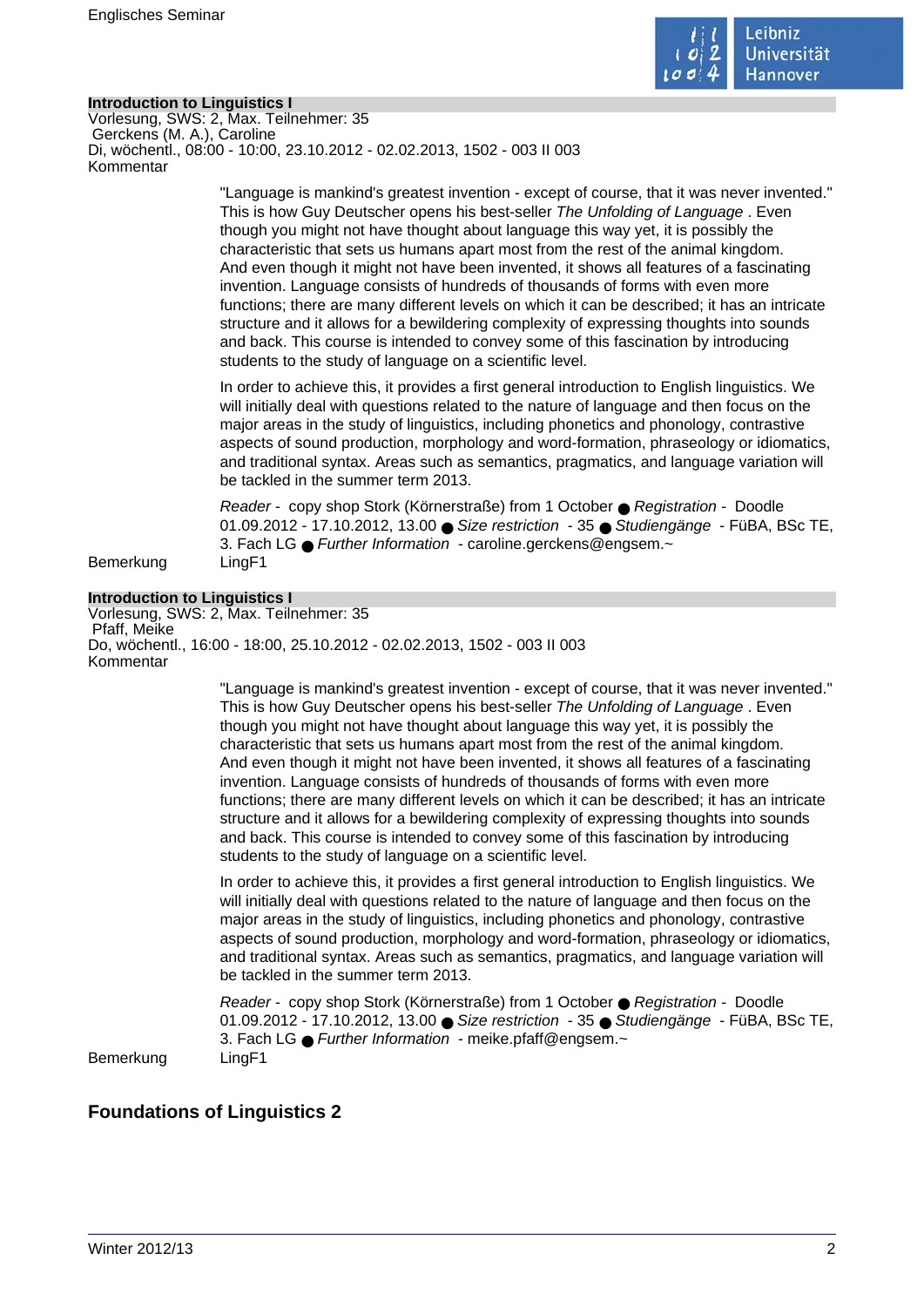### Introduction to Linguistics I

Vorlesung, SWS: 2, Max. Teilnehmer: 35
Gerckens (M. A.), Caroline
Di, wöchentl., 08:00 - 10:00, 23.10.2012 - 02.02.2013, 1502 - 003 II 003

Kommentar

"Language is mankind's greatest invention - except of course, that it was never invented." This is how Guy Deutscher opens his best-seller *The Unfolding of Language* . Even though you might not have thought about language this way yet, it is possibly the characteristic that sets us humans apart most from the rest of the animal kingdom. And even though it might not have been invented, it shows all features of a fascinating invention. Language consists of hundreds of thousands of forms with even more functions; there are many different levels on which it can be described; it has an intricate structure and it allows for a bewildering complexity of expressing thoughts into sounds and back. This course is intended to convey some of this fascination by introducing students to the study of language on a scientific level.

In order to achieve this, it provides a first general introduction to English linguistics. We will initially deal with questions related to the nature of language and then focus on the major areas in the study of linguistics, including phonetics and phonology, contrastive aspects of sound production, morphology and word-formation, phraseology or idiomatics, and traditional syntax. Areas such as semantics, pragmatics, and language variation will be tackled in the summer term 2013.

*Reader* - copy shop Stork (Körnerstraße) from 1 October ● *Registration* - Doodle 01.09.2012 - 17.10.2012, 13.00 ● *Size restriction* - 35 ● *Studiengänge* - FüBA, BSc TE, 3. Fach LG ● *Further Information* - caroline.gerckens@engsem.~

Bemerkung LingF1

### Introduction to Linguistics I

Vorlesung, SWS: 2, Max. Teilnehmer: 35
Pfaff, Meike
Do, wöchentl., 16:00 - 18:00, 25.10.2012 - 02.02.2013, 1502 - 003 II 003

Kommentar

"Language is mankind's greatest invention - except of course, that it was never invented." This is how Guy Deutscher opens his best-seller *The Unfolding of Language* . Even though you might not have thought about language this way yet, it is possibly the characteristic that sets us humans apart most from the rest of the animal kingdom. And even though it might not have been invented, it shows all features of a fascinating invention. Language consists of hundreds of thousands of forms with even more functions; there are many different levels on which it can be described; it has an intricate structure and it allows for a bewildering complexity of expressing thoughts into sounds and back. This course is intended to convey some of this fascination by introducing students to the study of language on a scientific level.

In order to achieve this, it provides a first general introduction to English linguistics. We will initially deal with questions related to the nature of language and then focus on the major areas in the study of linguistics, including phonetics and phonology, contrastive aspects of sound production, morphology and word-formation, phraseology or idiomatics, and traditional syntax. Areas such as semantics, pragmatics, and language variation will be tackled in the summer term 2013.

*Reader* - copy shop Stork (Körnerstraße) from 1 October ● *Registration* - Doodle 01.09.2012 - 17.10.2012, 13.00 ● *Size restriction* - 35 ● *Studiengänge* - FüBA, BSc TE, 3. Fach LG ● *Further Information* - meike.pfaff@engsem.~

Bemerkung LingF1

## Foundations of Linguistics 2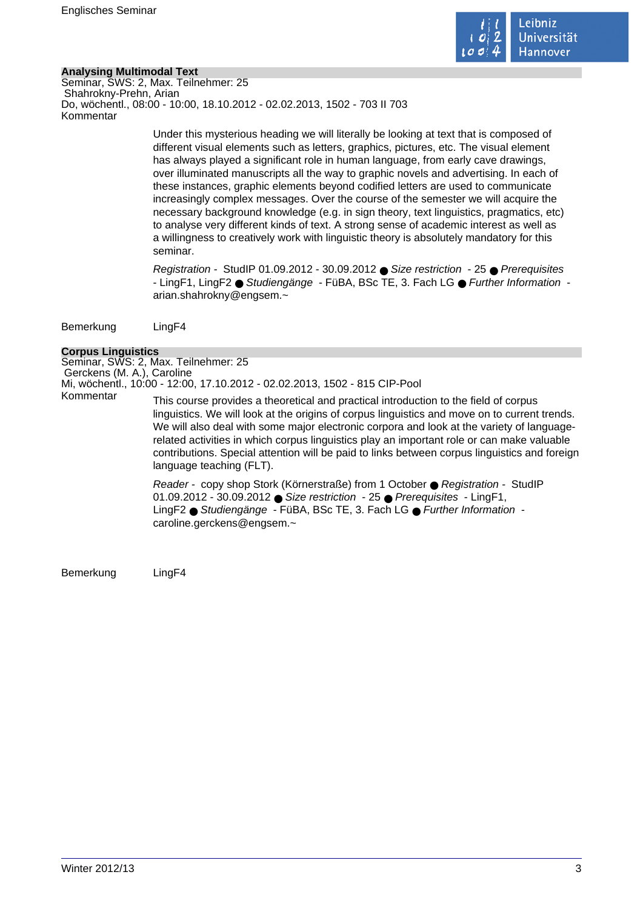## Analysing Multimodal Text

Seminar, SWS: 2, Max. Teilnehmer: 25
Shahrokny-Prehn, Arian
Do, wöchentl., 08:00 - 10:00, 18.10.2012 - 02.02.2013, 1502 - 703 II 703

Kommentar

Under this mysterious heading we will literally be looking at text that is composed of different visual elements such as letters, graphics, pictures, etc. The visual element has always played a significant role in human language, from early cave drawings, over illuminated manuscripts all the way to graphic novels and advertising. In each of these instances, graphic elements beyond codified letters are used to communicate increasingly complex messages. Over the course of the semester we will acquire the necessary background knowledge (e.g. in sign theory, text linguistics, pragmatics, etc) to analyse very different kinds of text. A strong sense of academic interest as well as a willingness to creatively work with linguistic theory is absolutely mandatory for this seminar.

*Registration* - StudIP 01.09.2012 - 30.09.2012 ● *Size restriction* - 25 ● *Prerequisites* - LingF1, LingF2 ● *Studiengänge* - FüBA, BSc TE, 3. Fach LG ● *Further Information* - arian.shahrokny@engsem.~

Bemerkung LingF4

## Corpus Linguistics

Seminar, SWS: 2, Max. Teilnehmer: 25
Gerckens (M. A.), Caroline
Mi, wöchentl., 10:00 - 12:00, 17.10.2012 - 02.02.2013, 1502 - 815 CIP-Pool

Kommentar

This course provides a theoretical and practical introduction to the field of corpus linguistics. We will look at the origins of corpus linguistics and move on to current trends. We will also deal with some major electronic corpora and look at the variety of language-related activities in which corpus linguistics play an important role or can make valuable contributions. Special attention will be paid to links between corpus linguistics and foreign language teaching (FLT).

*Reader* - copy shop Stork (Körnerstraße) from 1 October ● *Registration* - StudIP 01.09.2012 - 30.09.2012 ● *Size restriction* - 25 ● *Prerequisites* - LingF1, LingF2 ● *Studiengänge* - FüBA, BSc TE, 3. Fach LG ● *Further Information* - caroline.gerckens@engsem.~

Bemerkung LingF4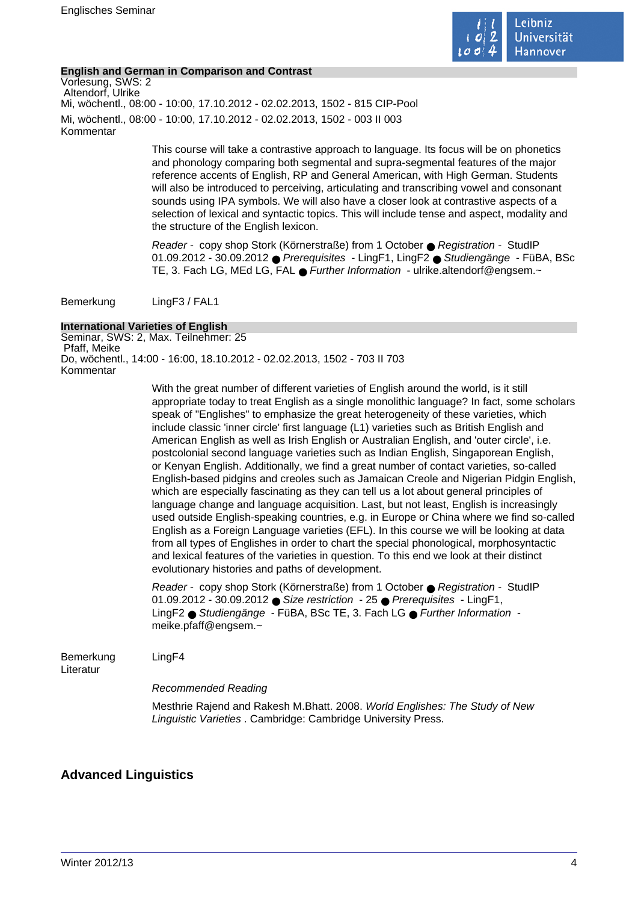### English and German in Comparison and Contrast

Vorlesung, SWS: 2
Altendorf, Ulrike
Mi, wöchentl., 08:00 - 10:00, 17.10.2012 - 02.02.2013, 1502 - 815 CIP-Pool
Mi, wöchentl., 08:00 - 10:00, 17.10.2012 - 02.02.2013, 1502 - 003 II 003

Kommentar

This course will take a contrastive approach to language. Its focus will be on phonetics and phonology comparing both segmental and supra-segmental features of the major reference accents of English, RP and General American, with High German. Students will also be introduced to perceiving, articulating and transcribing vowel and consonant sounds using IPA symbols. We will also have a closer look at contrastive aspects of a selection of lexical and syntactic topics. This will include tense and aspect, modality and the structure of the English lexicon.

*Reader* - copy shop Stork (Körnerstraße) from 1 October ● *Registration* - StudIP 01.09.2012 - 30.09.2012 ● *Prerequisites* - LingF1, LingF2 ● *Studiengänge* - FüBA, BSc TE, 3. Fach LG, MEd LG, FAL ● *Further Information* - ulrike.altendorf@engsem.~

Bemerkung LingF3 / FAL1

### International Varieties of English

Seminar, SWS: 2, Max. Teilnehmer: 25
Pfaff, Meike
Do, wöchentl., 14:00 - 16:00, 18.10.2012 - 02.02.2013, 1502 - 703 II 703

Kommentar

With the great number of different varieties of English around the world, is it still appropriate today to treat English as a single monolithic language? In fact, some scholars speak of "Englishes" to emphasize the great heterogeneity of these varieties, which include classic 'inner circle' first language (L1) varieties such as British English and American English as well as Irish English or Australian English, and 'outer circle', i.e. postcolonial second language varieties such as Indian English, Singaporean English, or Kenyan English. Additionally, we find a great number of contact varieties, so-called English-based pidgins and creoles such as Jamaican Creole and Nigerian Pidgin English, which are especially fascinating as they can tell us a lot about general principles of language change and language acquisition. Last, but not least, English is increasingly used outside English-speaking countries, e.g. in Europe or China where we find so-called English as a Foreign Language varieties (EFL). In this course we will be looking at data from all types of Englishes in order to chart the special phonological, morphosyntactic and lexical features of the varieties in question. To this end we look at their distinct evolutionary histories and paths of development.

*Reader* - copy shop Stork (Körnerstraße) from 1 October ● *Registration* - StudIP 01.09.2012 - 30.09.2012 ● *Size restriction* - 25 ● *Prerequisites* - LingF1, LingF2 ● *Studiengänge* - FüBA, BSc TE, 3. Fach LG ● *Further Information* - meike.pfaff@engsem.~

Bemerkung LingF4

Literatur

*Recommended Reading*

Mesthrie Rajend and Rakesh M.Bhatt. 2008. *World Englishes: The Study of New Linguistic Varieties* . Cambridge: Cambridge University Press.

## Advanced Linguistics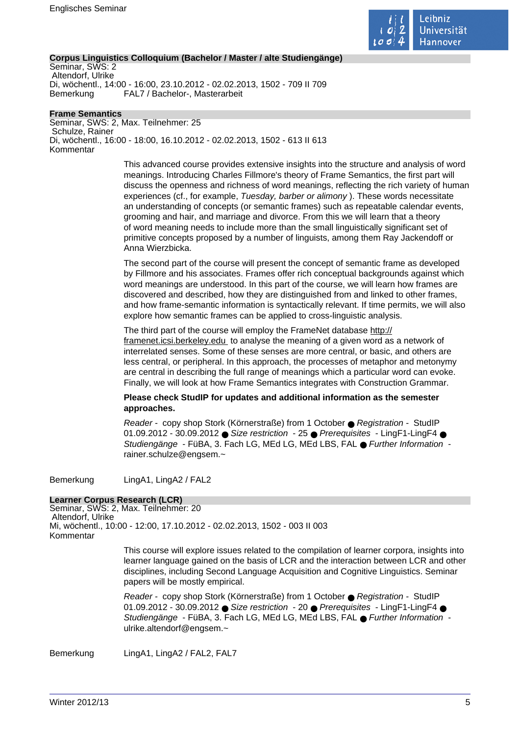### Corpus Linguistics Colloquium (Bachelor / Master / alte Studiengänge)

Seminar, SWS: 2
Altendorf, Ulrike
Di, wöchentl., 14:00 - 16:00, 23.10.2012 - 02.02.2013, 1502 - 709 II 709
Bemerkung FAL7 / Bachelor-, Masterarbeit

### Frame Semantics

Seminar, SWS: 2, Max. Teilnehmer: 25
Schulze, Rainer
Di, wöchentl., 16:00 - 18:00, 16.10.2012 - 02.02.2013, 1502 - 613 II 613
Kommentar

This advanced course provides extensive insights into the structure and analysis of word meanings. Introducing Charles Fillmore's theory of Frame Semantics, the first part will discuss the openness and richness of word meanings, reflecting the rich variety of human experiences (cf., for example, *Tuesday, barber or alimony* ). These words necessitate an understanding of concepts (or semantic frames) such as repeatable calendar events, grooming and hair, and marriage and divorce. From this we will learn that a theory of word meaning needs to include more than the small linguistically significant set of primitive concepts proposed by a number of linguists, among them Ray Jackendoff or Anna Wierzbicka.

The second part of the course will present the concept of semantic frame as developed by Fillmore and his associates. Frames offer rich conceptual backgrounds against which word meanings are understood. In this part of the course, we will learn how frames are discovered and described, how they are distinguished from and linked to other frames, and how frame-semantic information is syntactically relevant. If time permits, we will also explore how semantic frames can be applied to cross-linguistic analysis.

The third part of the course will employ the FrameNet database http://framenet.icsi.berkeley.edu to analyse the meaning of a given word as a network of interrelated senses. Some of these senses are more central, or basic, and others are less central, or peripheral. In this approach, the processes of metaphor and metonymy are central in describing the full range of meanings which a particular word can evoke. Finally, we will look at how Frame Semantics integrates with Construction Grammar.

**Please check StudIP for updates and additional information as the semester approaches.**

*Reader* - copy shop Stork (Körnerstraße) from 1 October ● *Registration* - StudIP 01.09.2012 - 30.09.2012 ● *Size restriction* - 25 ● *Prerequisites* - LingF1-LingF4 ● *Studiengänge* - FüBA, 3. Fach LG, MEd LG, MEd LBS, FAL ● *Further Information* - rainer.schulze@engsem.~

Bemerkung LingA1, LingA2 / FAL2

### Learner Corpus Research (LCR)

Seminar, SWS: 2, Max. Teilnehmer: 20
Altendorf, Ulrike
Mi, wöchentl., 10:00 - 12:00, 17.10.2012 - 02.02.2013, 1502 - 003 II 003
Kommentar

This course will explore issues related to the compilation of learner corpora, insights into learner language gained on the basis of LCR and the interaction between LCR and other disciplines, including Second Language Acquisition and Cognitive Linguistics. Seminar papers will be mostly empirical.

*Reader* - copy shop Stork (Körnerstraße) from 1 October ● *Registration* - StudIP 01.09.2012 - 30.09.2012 ● *Size restriction* - 20 ● *Prerequisites* - LingF1-LingF4 ● *Studiengänge* - FüBA, 3. Fach LG, MEd LG, MEd LBS, FAL ● *Further Information* - ulrike.altendorf@engsem.~

Bemerkung LingA1, LingA2 / FAL2, FAL7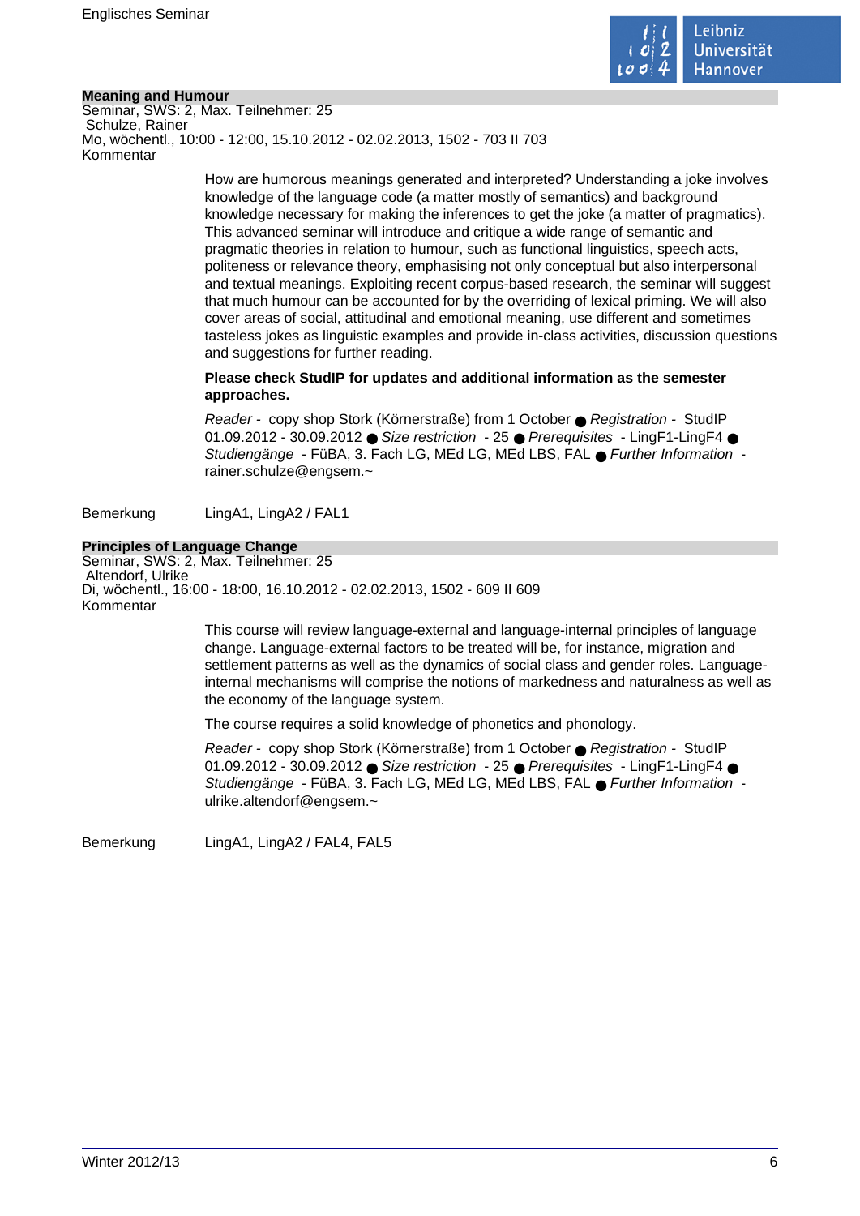## Meaning and Humour

Seminar, SWS: 2, Max. Teilnehmer: 25
Schulze, Rainer
Mo, wöchentl., 10:00 - 12:00, 15.10.2012 - 02.02.2013, 1502 - 703 II 703
Kommentar

How are humorous meanings generated and interpreted? Understanding a joke involves knowledge of the language code (a matter mostly of semantics) and background knowledge necessary for making the inferences to get the joke (a matter of pragmatics). This advanced seminar will introduce and critique a wide range of semantic and pragmatic theories in relation to humour, such as functional linguistics, speech acts, politeness or relevance theory, emphasising not only conceptual but also interpersonal and textual meanings. Exploiting recent corpus-based research, the seminar will suggest that much humour can be accounted for by the overriding of lexical priming. We will also cover areas of social, attitudinal and emotional meaning, use different and sometimes tasteless jokes as linguistic examples and provide in-class activities, discussion questions and suggestions for further reading.

**Please check StudIP for updates and additional information as the semester approaches.**

*Reader* - copy shop Stork (Körnerstraße) from 1 October ● *Registration* - StudIP 01.09.2012 - 30.09.2012 ● *Size restriction* - 25 ● *Prerequisites* - LingF1-LingF4 ● *Studiengänge* - FüBA, 3. Fach LG, MEd LG, MEd LBS, FAL ● *Further Information* - rainer.schulze@engsem.~

Bemerkung LingA1, LingA2 / FAL1

## Principles of Language Change

Seminar, SWS: 2, Max. Teilnehmer: 25
Altendorf, Ulrike
Di, wöchentl., 16:00 - 18:00, 16.10.2012 - 02.02.2013, 1502 - 609 II 609
Kommentar

This course will review language-external and language-internal principles of language change. Language-external factors to be treated will be, for instance, migration and settlement patterns as well as the dynamics of social class and gender roles. Language-internal mechanisms will comprise the notions of markedness and naturalness as well as the economy of the language system.

The course requires a solid knowledge of phonetics and phonology.

*Reader* - copy shop Stork (Körnerstraße) from 1 October ● *Registration* - StudIP 01.09.2012 - 30.09.2012 ● *Size restriction* - 25 ● *Prerequisites* - LingF1-LingF4 ● *Studiengänge* - FüBA, 3. Fach LG, MEd LG, MEd LBS, FAL ● *Further Information* - ulrike.altendorf@engsem.~

Bemerkung LingA1, LingA2 / FAL4, FAL5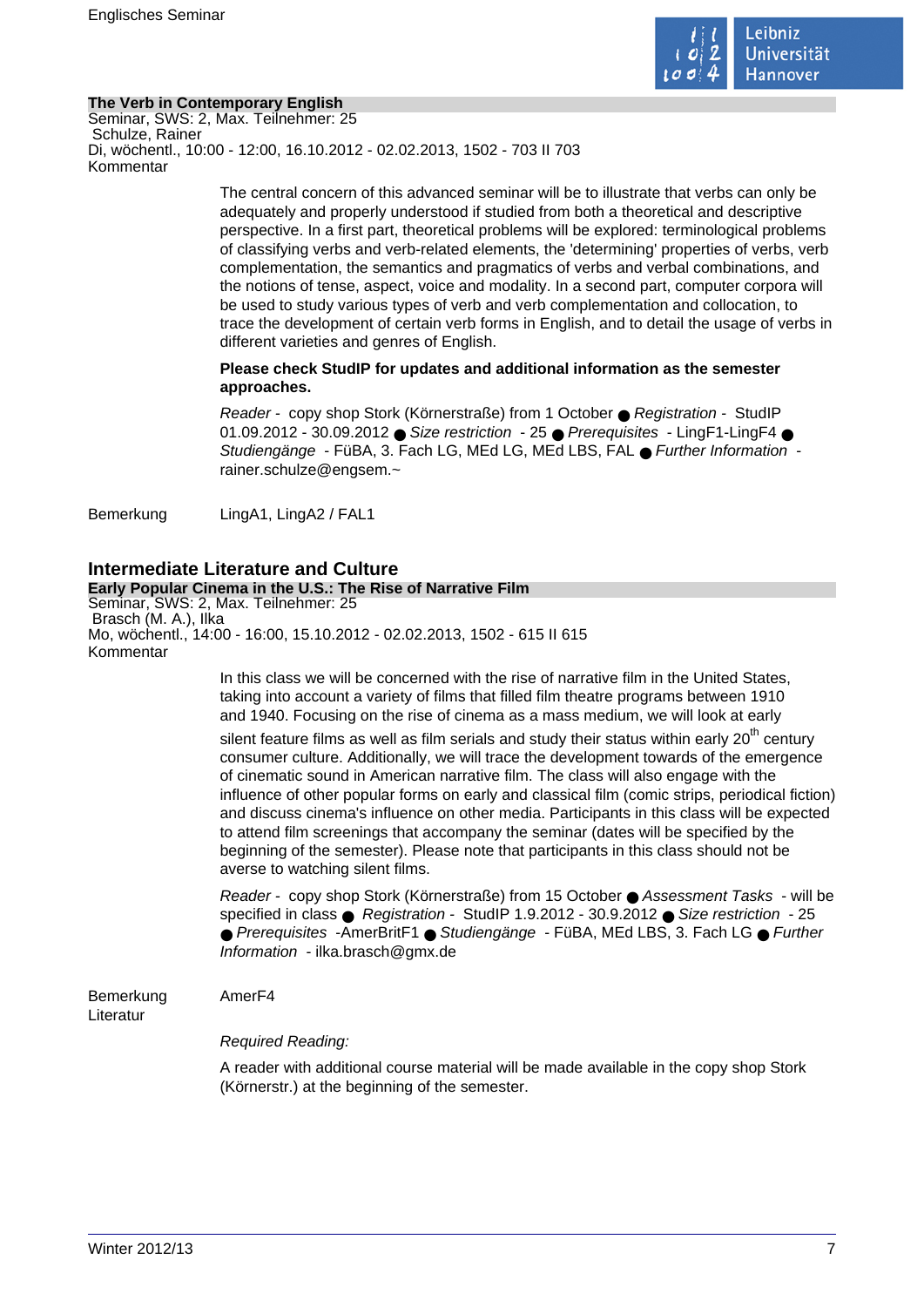**The Verb in Contemporary English**

Seminar, SWS: 2, Max. Teilnehmer: 25

Schulze, Rainer

Di, wöchentl., 10:00 - 12:00, 16.10.2012 - 02.02.2013, 1502 - 703 II 703

Kommentar

The central concern of this advanced seminar will be to illustrate that verbs can only be adequately and properly understood if studied from both a theoretical and descriptive perspective. In a first part, theoretical problems will be explored: terminological problems of classifying verbs and verb-related elements, the 'determining' properties of verbs, verb complementation, the semantics and pragmatics of verbs and verbal combinations, and the notions of tense, aspect, voice and modality. In a second part, computer corpora will be used to study various types of verb and verb complementation and collocation, to trace the development of certain verb forms in English, and to detail the usage of verbs in different varieties and genres of English.

**Please check StudIP for updates and additional information as the semester approaches.**

*Reader* - copy shop Stork (Körnerstraße) from 1 October ● *Registration* - StudIP 01.09.2012 - 30.09.2012 ● *Size restriction* - 25 ● *Prerequisites* - LingF1-LingF4 ● *Studiengänge* - FüBA, 3. Fach LG, MEd LG, MEd LBS, FAL ● *Further Information* - rainer.schulze@engsem.~

Bemerkung LingA1, LingA2 / FAL1

## Intermediate Literature and Culture

**Early Popular Cinema in the U.S.: The Rise of Narrative Film**

Seminar, SWS: 2, Max. Teilnehmer: 25

Brasch (M. A.), Ilka

Mo, wöchentl., 14:00 - 16:00, 15.10.2012 - 02.02.2013, 1502 - 615 II 615

Kommentar

In this class we will be concerned with the rise of narrative film in the United States, taking into account a variety of films that filled film theatre programs between 1910 and 1940. Focusing on the rise of cinema as a mass medium, we will look at early silent feature films as well as film serials and study their status within early 20th century consumer culture. Additionally, we will trace the development towards of the emergence of cinematic sound in American narrative film. The class will also engage with the influence of other popular forms on early and classical film (comic strips, periodical fiction) and discuss cinema's influence on other media. Participants in this class will be expected to attend film screenings that accompany the seminar (dates will be specified by the beginning of the semester). Please note that participants in this class should not be averse to watching silent films.

*Reader* - copy shop Stork (Körnerstraße) from 15 October ● *Assessment Tasks* - will be specified in class ● *Registration* - StudIP 1.9.2012 - 30.9.2012 ● *Size restriction* - 25 ● *Prerequisites* -AmerBritF1 ● *Studiengänge* - FüBA, MEd LBS, 3. Fach LG ● *Further Information* - ilka.brasch@gmx.de

Bemerkung AmerF4

Literatur

*Required Reading:*

A reader with additional course material will be made available in the copy shop Stork (Körnerstr.) at the beginning of the semester.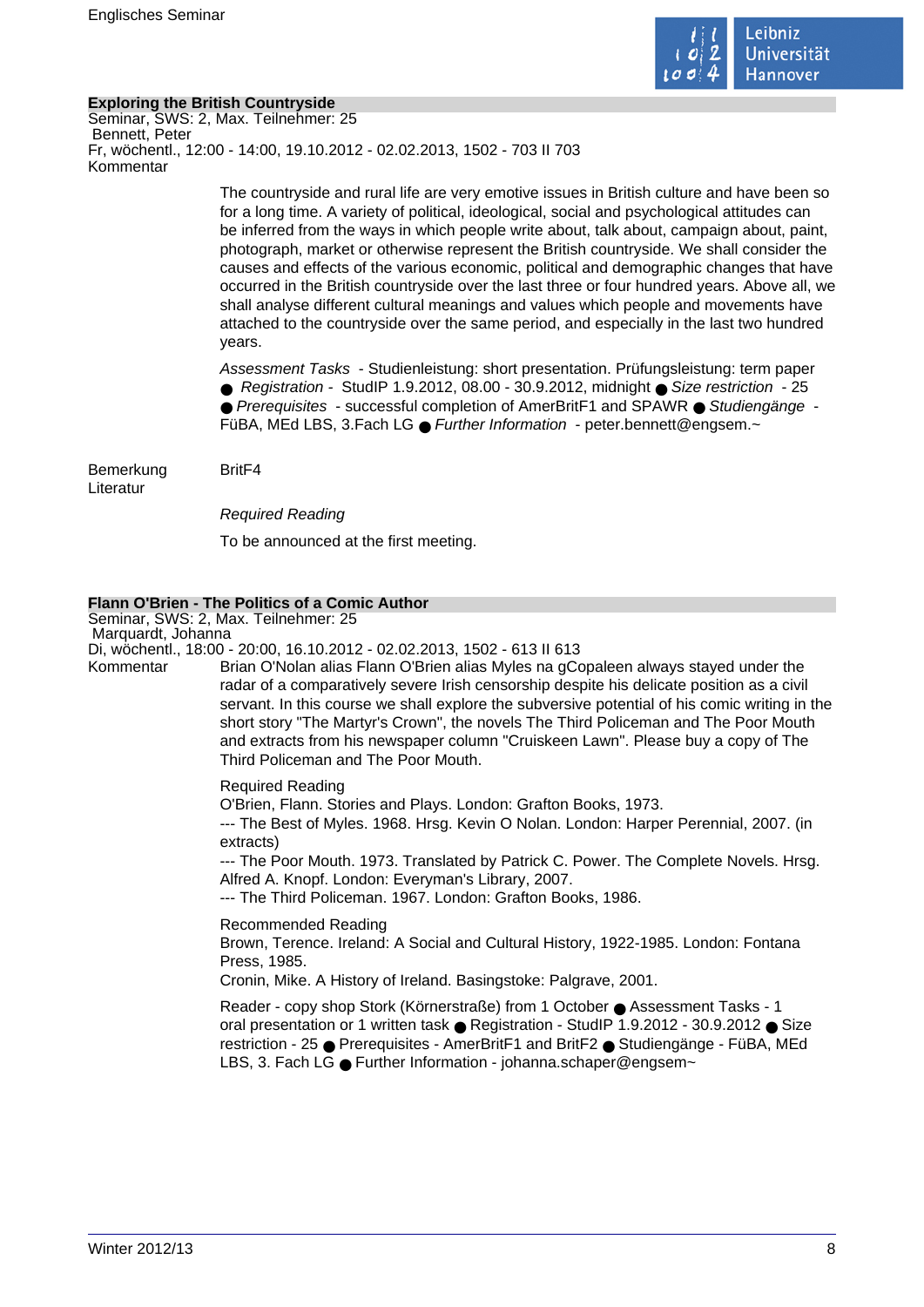### Exploring the British Countryside

Seminar, SWS: 2, Max. Teilnehmer: 25
Bennett, Peter
Fr, wöchentl., 12:00 - 14:00, 19.10.2012 - 02.02.2013, 1502 - 703 II 703

Kommentar

The countryside and rural life are very emotive issues in British culture and have been so for a long time. A variety of political, ideological, social and psychological attitudes can be inferred from the ways in which people write about, talk about, campaign about, paint, photograph, market or otherwise represent the British countryside. We shall consider the causes and effects of the various economic, political and demographic changes that have occurred in the British countryside over the last three or four hundred years. Above all, we shall analyse different cultural meanings and values which people and movements have attached to the countryside over the same period, and especially in the last two hundred years.

*Assessment Tasks* - Studienleistung: short presentation. Prüfungsleistung: term paper ● *Registration* - StudIP 1.9.2012, 08.00 - 30.9.2012, midnight ● *Size restriction* - 25 ● *Prerequisites* - successful completion of AmerBritF1 and SPAWR ● *Studiengänge* - FüBA, MEd LBS, 3.Fach LG ● *Further Information* - peter.bennett@engsem.~

Bemerkung: BritF4

Literatur

*Required Reading*

To be announced at the first meeting.

### Flann O'Brien - The Politics of a Comic Author

Seminar, SWS: 2, Max. Teilnehmer: 25
Marquardt, Johanna
Di, wöchentl., 18:00 - 20:00, 16.10.2012 - 02.02.2013, 1502 - 613 II 613

Kommentar

Brian O'Nolan alias Flann O'Brien alias Myles na gCopaleen always stayed under the radar of a comparatively severe Irish censorship despite his delicate position as a civil servant. In this course we shall explore the subversive potential of his comic writing in the short story "The Martyr's Crown", the novels The Third Policeman and The Poor Mouth and extracts from his newspaper column "Cruiskeen Lawn". Please buy a copy of The Third Policeman and The Poor Mouth.

Required Reading
O'Brien, Flann. Stories and Plays. London: Grafton Books, 1973.
--- The Best of Myles. 1968. Hrsg. Kevin O Nolan. London: Harper Perennial, 2007. (in extracts)
--- The Poor Mouth. 1973. Translated by Patrick C. Power. The Complete Novels. Hrsg. Alfred A. Knopf. London: Everyman's Library, 2007.
--- The Third Policeman. 1967. London: Grafton Books, 1986.

Recommended Reading
Brown, Terence. Ireland: A Social and Cultural History, 1922-1985. London: Fontana Press, 1985.
Cronin, Mike. A History of Ireland. Basingstoke: Palgrave, 2001.

Reader - copy shop Stork (Körnerstraße) from 1 October ● Assessment Tasks - 1 oral presentation or 1 written task ● Registration - StudIP 1.9.2012 - 30.9.2012 ● Size restriction - 25 ● Prerequisites - AmerBritF1 and BritF2 ● Studiengänge - FüBA, MEd LBS, 3. Fach LG ● Further Information - johanna.schaper@engsem~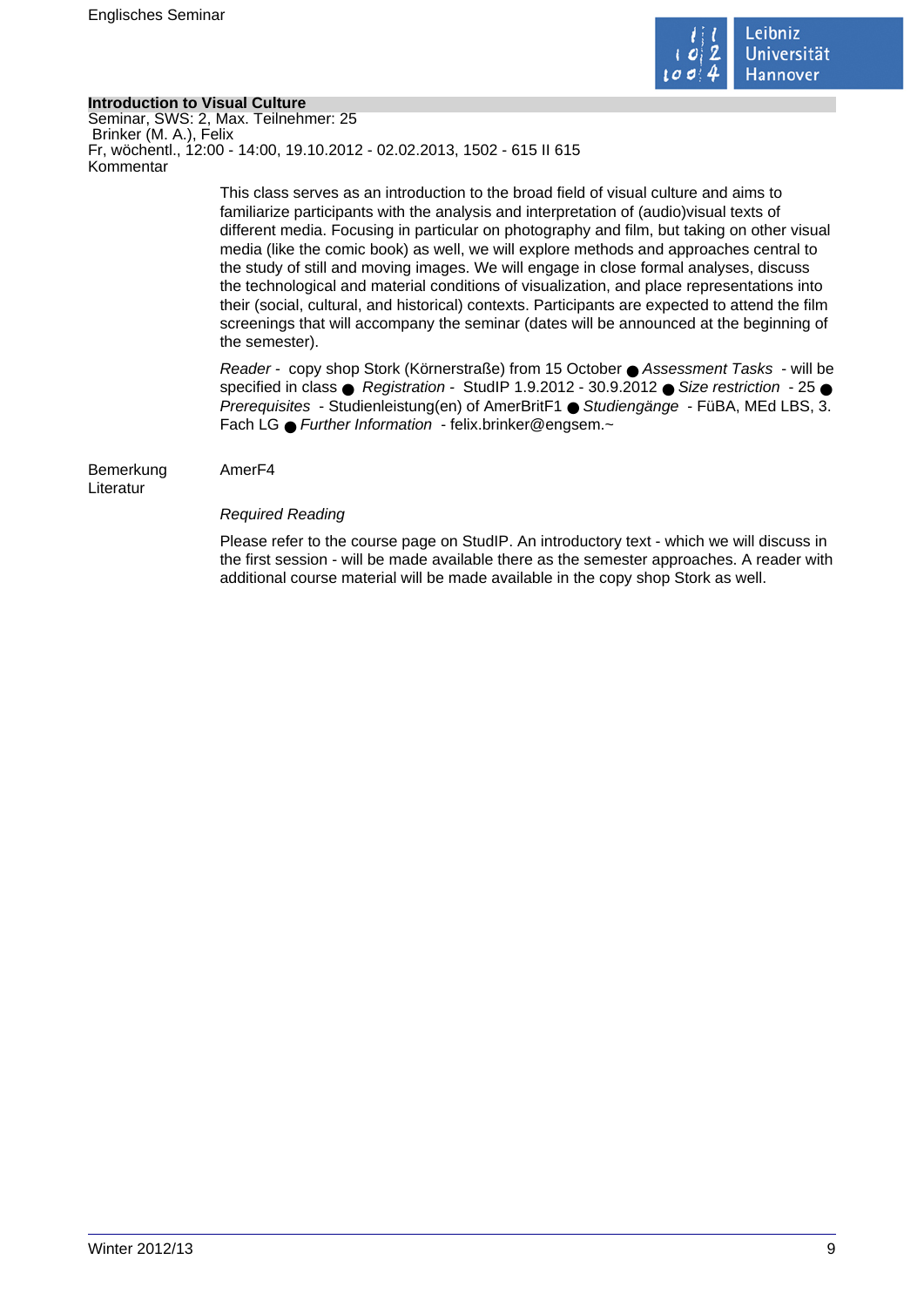**Introduction to Visual Culture**

Seminar, SWS: 2, Max. Teilnehmer: 25
Brinker (M. A.), Felix
Fr, wöchentl., 12:00 - 14:00, 19.10.2012 - 02.02.2013, 1502 - 615 II 615
Kommentar

This class serves as an introduction to the broad field of visual culture and aims to familiarize participants with the analysis and interpretation of (audio)visual texts of different media. Focusing in particular on photography and film, but taking on other visual media (like the comic book) as well, we will explore methods and approaches central to the study of still and moving images. We will engage in close formal analyses, discuss the technological and material conditions of visualization, and place representations into their (social, cultural, and historical) contexts. Participants are expected to attend the film screenings that will accompany the seminar (dates will be announced at the beginning of the semester).

*Reader* - copy shop Stork (Körnerstraße) from 15 October ● *Assessment Tasks* - will be specified in class ● *Registration* - StudIP 1.9.2012 - 30.9.2012 ● *Size restriction* - 25 ● *Prerequisites* - Studienleistung(en) of AmerBritF1 ● *Studiengänge* - FüBA, MEd LBS, 3. Fach LG ● *Further Information* - felix.brinker@engsem.~

Bemerkung AmerF4

Literatur

*Required Reading*

Please refer to the course page on StudIP. An introductory text - which we will discuss in the first session - will be made available there as the semester approaches. A reader with additional course material will be made available in the copy shop Stork as well.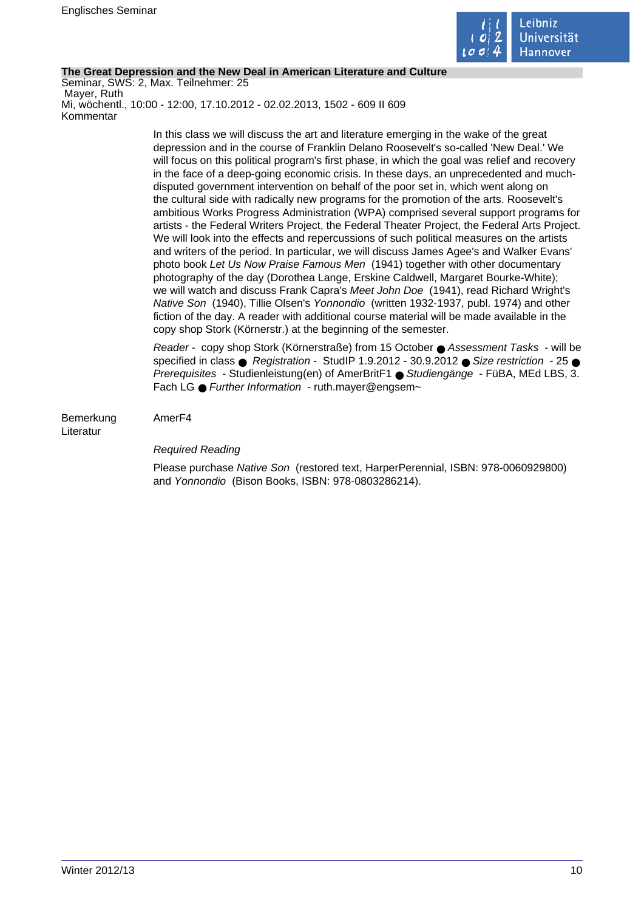**The Great Depression and the New Deal in American Literature and Culture**

Seminar, SWS: 2, Max. Teilnehmer: 25
Mayer, Ruth
Mi, wöchentl., 10:00 - 12:00, 17.10.2012 - 02.02.2013, 1502 - 609 II 609

Kommentar

In this class we will discuss the art and literature emerging in the wake of the great depression and in the course of Franklin Delano Roosevelt's so-called 'New Deal.' We will focus on this political program's first phase, in which the goal was relief and recovery in the face of a deep-going economic crisis. In these days, an unprecedented and much-disputed government intervention on behalf of the poor set in, which went along on the cultural side with radically new programs for the promotion of the arts. Roosevelt's ambitious Works Progress Administration (WPA) comprised several support programs for artists - the Federal Writers Project, the Federal Theater Project, the Federal Arts Project. We will look into the effects and repercussions of such political measures on the artists and writers of the period. In particular, we will discuss James Agee's and Walker Evans' photo book *Let Us Now Praise Famous Men* (1941) together with other documentary photography of the day (Dorothea Lange, Erskine Caldwell, Margaret Bourke-White); we will watch and discuss Frank Capra's *Meet John Doe* (1941), read Richard Wright's *Native Son* (1940), Tillie Olsen's *Yonnondio* (written 1932-1937, publ. 1974) and other fiction of the day. A reader with additional course material will be made available in the copy shop Stork (Körnerstr.) at the beginning of the semester.

*Reader* - copy shop Stork (Körnerstraße) from 15 October ● *Assessment Tasks* - will be specified in class ● *Registration* - StudIP 1.9.2012 - 30.9.2012 ● *Size restriction* - 25 ● *Prerequisites* - Studienleistung(en) of AmerBritF1 ● *Studiengänge* - FüBA, MEd LBS, 3. Fach LG ● *Further Information* - ruth.mayer@engsem~

Bemerkung AmerF4

Literatur

*Required Reading*

Please purchase *Native Son* (restored text, HarperPerennial, ISBN: 978-0060929800) and *Yonnondio* (Bison Books, ISBN: 978-0803286214).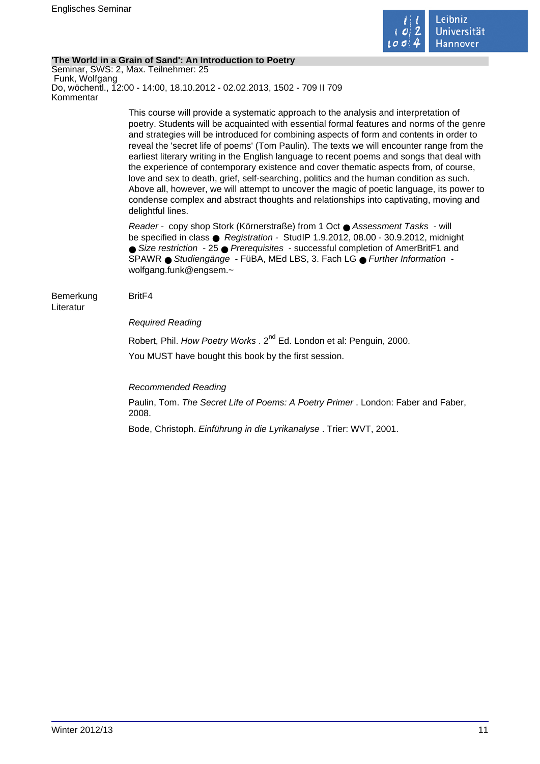**'The World in a Grain of Sand': An Introduction to Poetry**

Seminar, SWS: 2, Max. Teilnehmer: 25
Funk, Wolfgang
Do, wöchentl., 12:00 - 14:00, 18.10.2012 - 02.02.2013, 1502 - 709 II 709

Kommentar

This course will provide a systematic approach to the analysis and interpretation of poetry. Students will be acquainted with essential formal features and norms of the genre and strategies will be introduced for combining aspects of form and contents in order to reveal the 'secret life of poems' (Tom Paulin). The texts we will encounter range from the earliest literary writing in the English language to recent poems and songs that deal with the experience of contemporary existence and cover thematic aspects from, of course, love and sex to death, grief, self-searching, politics and the human condition as such. Above all, however, we will attempt to uncover the magic of poetic language, its power to condense complex and abstract thoughts and relationships into captivating, moving and delightful lines.

*Reader* - copy shop Stork (Körnerstraße) from 1 Oct ● *Assessment Tasks* - will be specified in class ● *Registration* - StudIP 1.9.2012, 08.00 - 30.9.2012, midnight ● *Size restriction* - 25 ● *Prerequisites* - successful completion of AmerBritF1 and SPAWR ● *Studiengänge* - FüBA, MEd LBS, 3. Fach LG ● *Further Information* - wolfgang.funk@engsem.~

Bemerkung

BritF4

Literatur

*Required Reading*

Robert, Phil. *How Poetry Works* . 2nd Ed. London et al: Penguin, 2000.

You MUST have bought this book by the first session.

*Recommended Reading*

Paulin, Tom. *The Secret Life of Poems: A Poetry Primer* . London: Faber and Faber, 2008.

Bode, Christoph. *Einführung in die Lyrikanalyse* . Trier: WVT, 2001.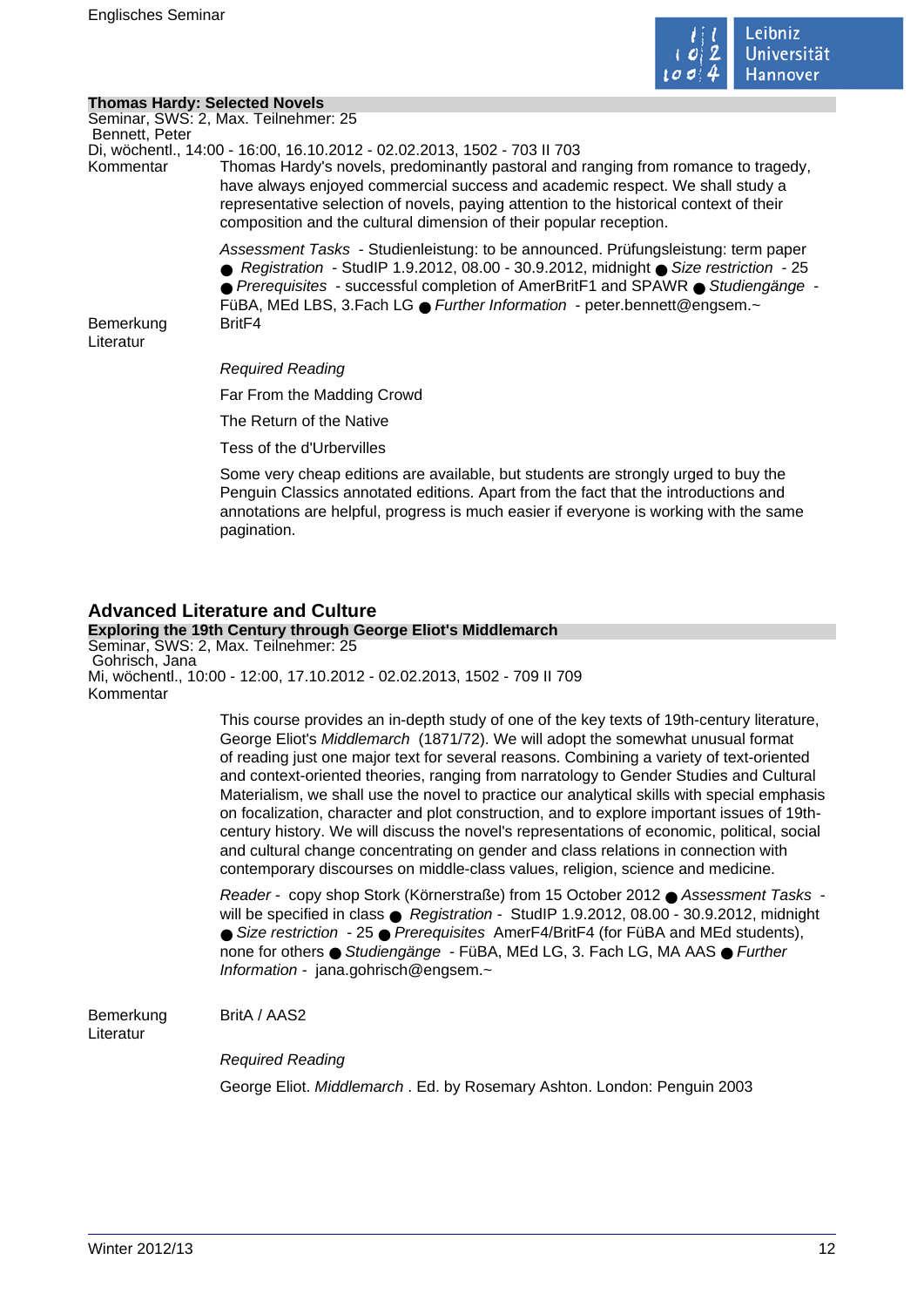### Thomas Hardy: Selected Novels

Seminar, SWS: 2, Max. Teilnehmer: 25
Bennett, Peter
Di, wöchentl., 14:00 - 16:00, 16.10.2012 - 02.02.2013, 1502 - 703 II 703

Kommentar

Thomas Hardy's novels, predominantly pastoral and ranging from romance to tragedy, have always enjoyed commercial success and academic respect. We shall study a representative selection of novels, paying attention to the historical context of their composition and the cultural dimension of their popular reception.

*Assessment Tasks* - Studienleistung: to be announced. Prüfungsleistung: term paper ● *Registration* - StudIP 1.9.2012, 08.00 - 30.9.2012, midnight ● *Size restriction* - 25 ● *Prerequisites* - successful completion of AmerBritF1 and SPAWR ● *Studiengänge* - FüBA, MEd LBS, 3.Fach LG ● *Further Information* - peter.bennett@engsem.~

Bemerkung

BritF4

Literatur

*Required Reading*

Far From the Madding Crowd

The Return of the Native

Tess of the d'Urbervilles

Some very cheap editions are available, but students are strongly urged to buy the Penguin Classics annotated editions. Apart from the fact that the introductions and annotations are helpful, progress is much easier if everyone is working with the same pagination.

## Advanced Literature and Culture

### Exploring the 19th Century through George Eliot's Middlemarch

Seminar, SWS: 2, Max. Teilnehmer: 25
Gohrisch, Jana
Mi, wöchentl., 10:00 - 12:00, 17.10.2012 - 02.02.2013, 1502 - 709 II 709

Kommentar

This course provides an in-depth study of one of the key texts of 19th-century literature, George Eliot's *Middlemarch* (1871/72). We will adopt the somewhat unusual format of reading just one major text for several reasons. Combining a variety of text-oriented and context-oriented theories, ranging from narratology to Gender Studies and Cultural Materialism, we shall use the novel to practice our analytical skills with special emphasis on focalization, character and plot construction, and to explore important issues of 19th-century history. We will discuss the novel's representations of economic, political, social and cultural change concentrating on gender and class relations in connection with contemporary discourses on middle-class values, religion, science and medicine.

*Reader* - copy shop Stork (Körnerstraße) from 15 October 2012 ● *Assessment Tasks* - will be specified in class ● *Registration* - StudIP 1.9.2012, 08.00 - 30.9.2012, midnight ● *Size restriction* - 25 ● *Prerequisites* AmerF4/BritF4 (for FüBA and MEd students), none for others ● *Studiengänge* - FüBA, MEd LG, 3. Fach LG, MA AAS ● *Further Information* - jana.gohrisch@engsem.~

Bemerkung

BritA / AAS2

Literatur

*Required Reading*

George Eliot. *Middlemarch* . Ed. by Rosemary Ashton. London: Penguin 2003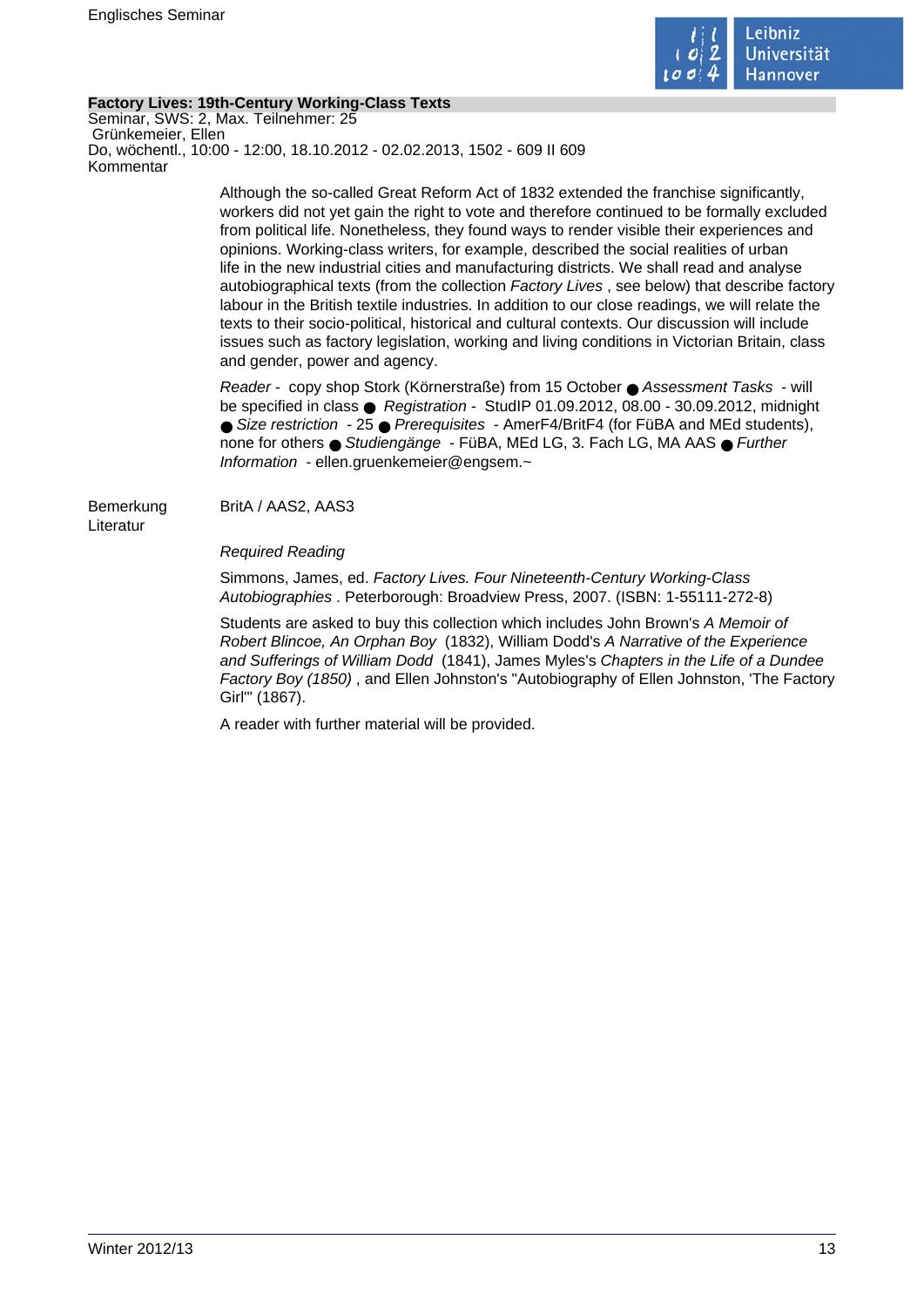### Factory Lives: 19th-Century Working-Class Texts

Seminar, SWS: 2, Max. Teilnehmer: 25
Grünkemeier, Ellen
Do, wöchentl., 10:00 - 12:00, 18.10.2012 - 02.02.2013, 1502 - 609 II 609

Kommentar

Although the so-called Great Reform Act of 1832 extended the franchise significantly, workers did not yet gain the right to vote and therefore continued to be formally excluded from political life. Nonetheless, they found ways to render visible their experiences and opinions. Working-class writers, for example, described the social realities of urban life in the new industrial cities and manufacturing districts. We shall read and analyse autobiographical texts (from the collection *Factory Lives* , see below) that describe factory labour in the British textile industries. In addition to our close readings, we will relate the texts to their socio-political, historical and cultural contexts. Our discussion will include issues such as factory legislation, working and living conditions in Victorian Britain, class and gender, power and agency.

*Reader* - copy shop Stork (Körnerstraße) from 15 October ● *Assessment Tasks* - will be specified in class ● *Registration* - StudIP 01.09.2012, 08.00 - 30.09.2012, midnight ● *Size restriction* - 25 ● *Prerequisites* - AmerF4/BritF4 (for FüBA and MEd students), none for others ● *Studiengänge* - FüBA, MEd LG, 3. Fach LG, MA AAS ● *Further Information* - ellen.gruenkemeier@engsem.~

Bemerkung

BritA / AAS2, AAS3

Literatur

*Required Reading*

Simmons, James, ed. *Factory Lives. Four Nineteenth-Century Working-Class Autobiographies* . Peterborough: Broadview Press, 2007. (ISBN: 1-55111-272-8)

Students are asked to buy this collection which includes John Brown's *A Memoir of Robert Blincoe, An Orphan Boy* (1832), William Dodd's *A Narrative of the Experience and Sufferings of William Dodd* (1841), James Myles's *Chapters in the Life of a Dundee Factory Boy (1850)* , and Ellen Johnston's "Autobiography of Ellen Johnston, 'The Factory Girl'" (1867).

A reader with further material will be provided.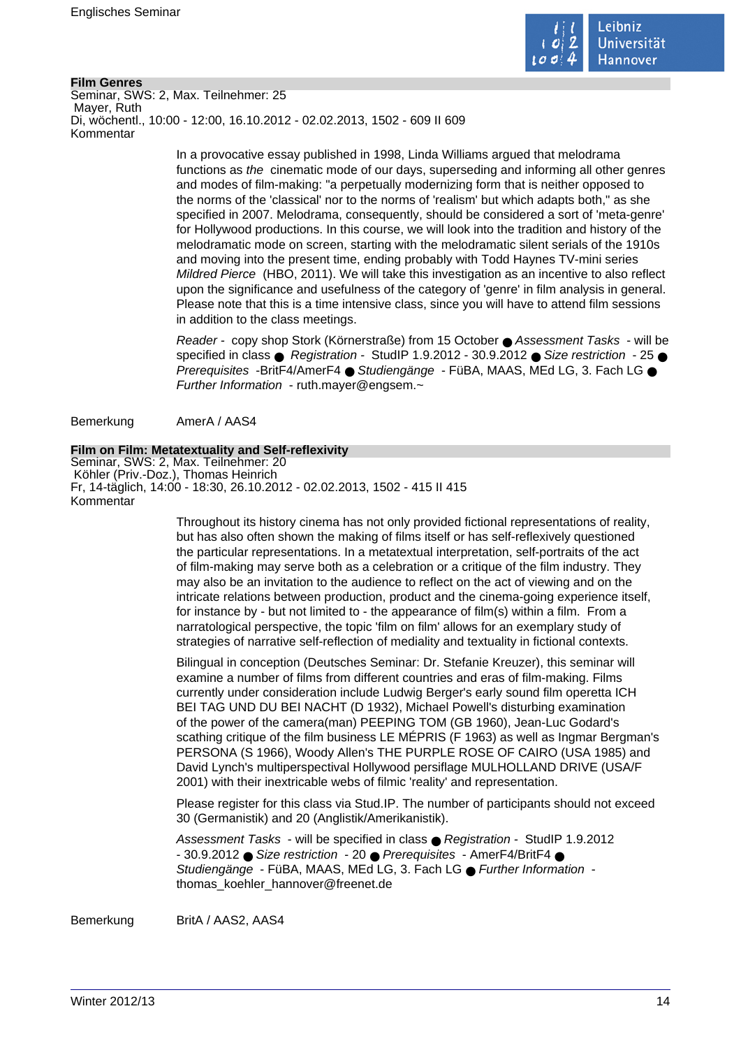## Film Genres

Seminar, SWS: 2, Max. Teilnehmer: 25
Mayer, Ruth
Di, wöchentl., 10:00 - 12:00, 16.10.2012 - 02.02.2013, 1502 - 609 II 609

Kommentar

In a provocative essay published in 1998, Linda Williams argued that melodrama functions as *the* cinematic mode of our days, superseding and informing all other genres and modes of film-making: "a perpetually modernizing form that is neither opposed to the norms of the 'classical' nor to the norms of 'realism' but which adapts both," as she specified in 2007. Melodrama, consequently, should be considered a sort of 'meta-genre' for Hollywood productions. In this course, we will look into the tradition and history of the melodramatic mode on screen, starting with the melodramatic silent serials of the 1910s and moving into the present time, ending probably with Todd Haynes TV-mini series *Mildred Pierce* (HBO, 2011). We will take this investigation as an incentive to also reflect upon the significance and usefulness of the category of 'genre' in film analysis in general. Please note that this is a time intensive class, since you will have to attend film sessions in addition to the class meetings.

*Reader* - copy shop Stork (Körnerstraße) from 15 October ● *Assessment Tasks* - will be specified in class ● *Registration* - StudIP 1.9.2012 - 30.9.2012 ● *Size restriction* - 25 ● *Prerequisites* -BritF4/AmerF4 ● *Studiengänge* - FüBA, MAAS, MEd LG, 3. Fach LG ● *Further Information* - ruth.mayer@engsem.~

Bemerkung AmerA / AAS4

## Film on Film: Metatextuality and Self-reflexivity

Seminar, SWS: 2, Max. Teilnehmer: 20
Köhler (Priv.-Doz.), Thomas Heinrich
Fr, 14-täglich, 14:00 - 18:30, 26.10.2012 - 02.02.2013, 1502 - 415 II 415

Kommentar

Throughout its history cinema has not only provided fictional representations of reality, but has also often shown the making of films itself or has self-reflexively questioned the particular representations. In a metatextual interpretation, self-portraits of the act of film-making may serve both as a celebration or a critique of the film industry. They may also be an invitation to the audience to reflect on the act of viewing and on the intricate relations between production, product and the cinema-going experience itself, for instance by - but not limited to - the appearance of film(s) within a film. From a narratological perspective, the topic 'film on film' allows for an exemplary study of strategies of narrative self-reflection of mediality and textuality in fictional contexts.

Bilingual in conception (Deutsches Seminar: Dr. Stefanie Kreuzer), this seminar will examine a number of films from different countries and eras of film-making. Films currently under consideration include Ludwig Berger's early sound film operetta ICH BEI TAG UND DU BEI NACHT (D 1932), Michael Powell's disturbing examination of the power of the camera(man) PEEPING TOM (GB 1960), Jean-Luc Godard's scathing critique of the film business LE MÉPRIS (F 1963) as well as Ingmar Bergman's PERSONA (S 1966), Woody Allen's THE PURPLE ROSE OF CAIRO (USA 1985) and David Lynch's multiperspectival Hollywood persiflage MULHOLLAND DRIVE (USA/F 2001) with their inextricable webs of filmic 'reality' and representation.

Please register for this class via Stud.IP. The number of participants should not exceed 30 (Germanistik) and 20 (Anglistik/Amerikanistik).

*Assessment Tasks* - will be specified in class ● *Registration* - StudIP 1.9.2012 - 30.9.2012 ● *Size restriction* - 20 ● *Prerequisites* - AmerF4/BritF4 ● *Studiengänge* - FüBA, MAAS, MEd LG, 3. Fach LG ● *Further Information* - thomas_koehler_hannover@freenet.de

Bemerkung BritA / AAS2, AAS4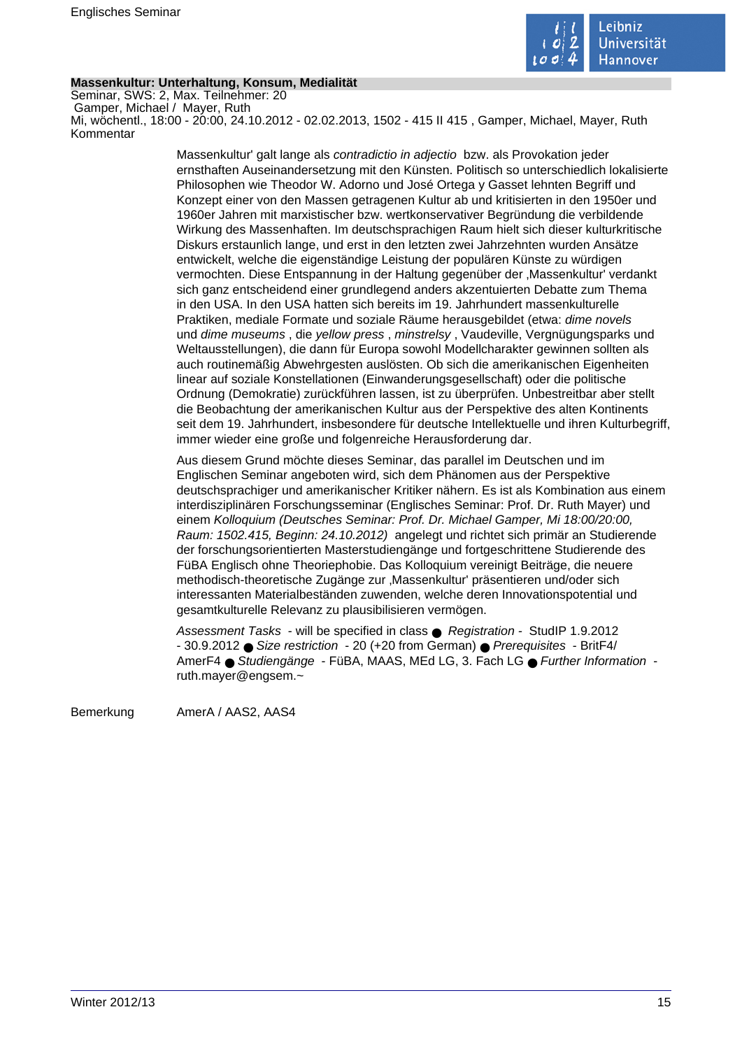**Massenkultur: Unterhaltung, Konsum, Medialität**

Seminar, SWS: 2, Max. Teilnehmer: 20

Gamper, Michael / Mayer, Ruth

Mi, wöchentl., 18:00 - 20:00, 24.10.2012 - 02.02.2013, 1502 - 415 II 415 , Gamper, Michael, Mayer, Ruth

Kommentar

Massenkultur' galt lange als *contradictio in adjectio* bzw. als Provokation jeder ernsthaften Auseinandersetzung mit den Künsten. Politisch so unterschiedlich lokalisierte Philosophen wie Theodor W. Adorno und José Ortega y Gasset lehnten Begriff und Konzept einer von den Massen getragenen Kultur ab und kritisierten in den 1950er und 1960er Jahren mit marxistischer bzw. wertkonservativer Begründung die verbildende Wirkung des Massenhaften. Im deutschsprachigen Raum hielt sich dieser kulturkritische Diskurs erstaunlich lange, und erst in den letzten zwei Jahrzehnten wurden Ansätze entwickelt, welche die eigenständige Leistung der populären Künste zu würdigen vermochten. Diese Entspannung in der Haltung gegenüber der ‚Massenkultur' verdankt sich ganz entscheidend einer grundlegend anders akzentuierten Debatte zum Thema in den USA. In den USA hatten sich bereits im 19. Jahrhundert massenkulturelle Praktiken, mediale Formate und soziale Räume herausgebildet (etwa: *dime novels* und *dime museums* , die *yellow press* , *minstrelsy* , Vaudeville, Vergnügungsparks und Weltausstellungen), die dann für Europa sowohl Modellcharakter gewinnen sollten als auch routinemäßig Abwehrgesten auslösten. Ob sich die amerikanischen Eigenheiten linear auf soziale Konstellationen (Einwanderungsgesellschaft) oder die politische Ordnung (Demokratie) zurückführen lassen, ist zu überprüfen. Unbestreitbar aber stellt die Beobachtung der amerikanischen Kultur aus der Perspektive des alten Kontinents seit dem 19. Jahrhundert, insbesondere für deutsche Intellektuelle und ihren Kulturbegriff, immer wieder eine große und folgenreiche Herausforderung dar.

Aus diesem Grund möchte dieses Seminar, das parallel im Deutschen und im Englischen Seminar angeboten wird, sich dem Phänomen aus der Perspektive deutschsprachiger und amerikanischer Kritiker nähern. Es ist als Kombination aus einem interdisziplinären Forschungsseminar (Englisches Seminar: Prof. Dr. Ruth Mayer) und einem *Kolloquium (Deutsches Seminar: Prof. Dr. Michael Gamper, Mi 18:00/20:00, Raum: 1502.415, Beginn: 24.10.2012)* angelegt und richtet sich primär an Studierende der forschungsorientierten Masterstudiengänge und fortgeschrittene Studierende des FüBA Englisch ohne Theoriephobie. Das Kolloquium vereinigt Beiträge, die neuere methodisch-theoretische Zugänge zur ‚Massenkultur' präsentieren und/oder sich interessanten Materialbeständen zuwenden, welche deren Innovationspotential und gesamtkulturelle Relevanz zu plausibilisieren vermögen.

*Assessment Tasks* - will be specified in class ● *Registration* - StudIP 1.9.2012 - 30.9.2012 ● *Size restriction* - 20 (+20 from German) ● *Prerequisites* - BritF4/ AmerF4 ● *Studiengänge* - FüBA, MAAS, MEd LG, 3. Fach LG ● *Further Information* - ruth.mayer@engsem.~

Bemerkung AmerA / AAS2, AAS4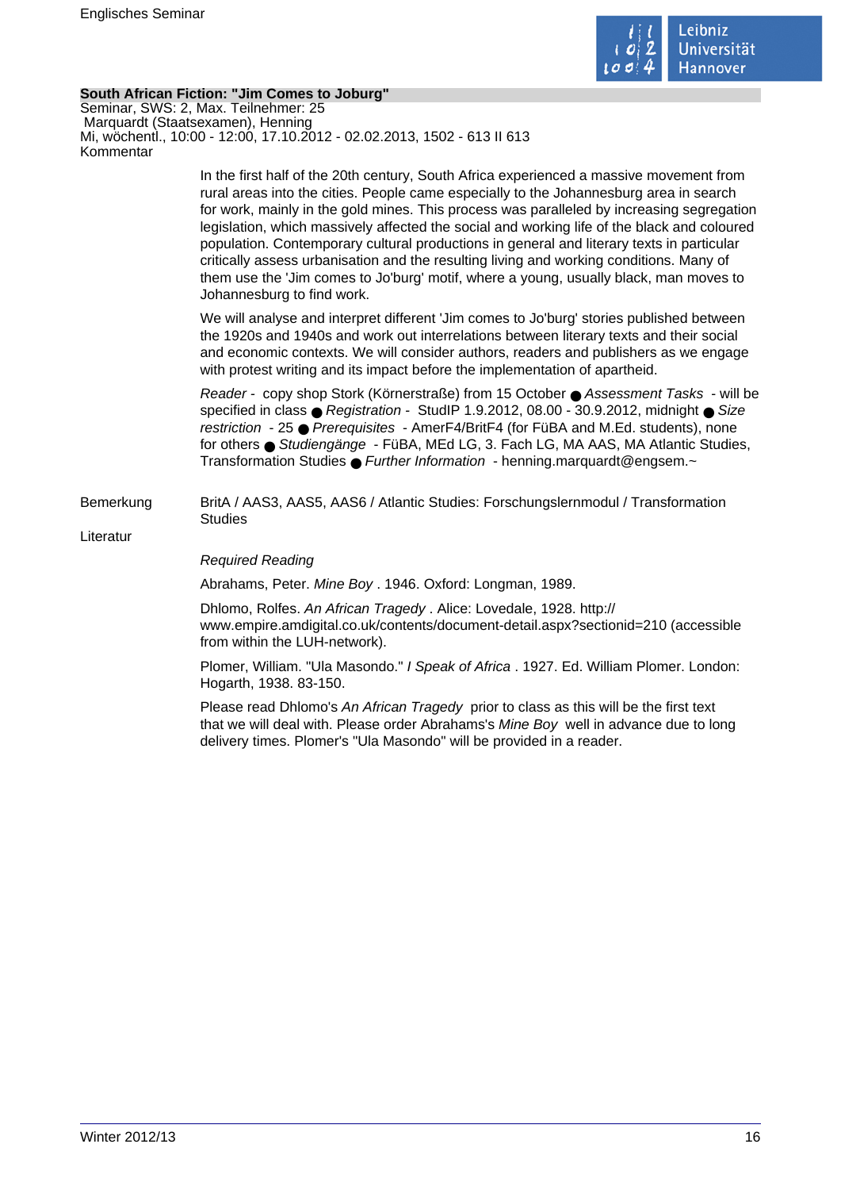**South African Fiction: "Jim Comes to Joburg"**

Seminar, SWS: 2, Max. Teilnehmer: 25
Marquardt (Staatsexamen), Henning
Mi, wöchentl., 10:00 - 12:00, 17.10.2012 - 02.02.2013, 1502 - 613 II 613

Kommentar

In the first half of the 20th century, South Africa experienced a massive movement from rural areas into the cities. People came especially to the Johannesburg area in search for work, mainly in the gold mines. This process was paralleled by increasing segregation legislation, which massively affected the social and working life of the black and coloured population. Contemporary cultural productions in general and literary texts in particular critically assess urbanisation and the resulting living and working conditions. Many of them use the 'Jim comes to Jo'burg' motif, where a young, usually black, man moves to Johannesburg to find work.

We will analyse and interpret different 'Jim comes to Jo'burg' stories published between the 1920s and 1940s and work out interrelations between literary texts and their social and economic contexts. We will consider authors, readers and publishers as we engage with protest writing and its impact before the implementation of apartheid.

*Reader* - copy shop Stork (Körnerstraße) from 15 October ● *Assessment Tasks* - will be specified in class ● *Registration* - StudIP 1.9.2012, 08.00 - 30.9.2012, midnight ● *Size restriction* - 25 ● *Prerequisites* - AmerF4/BritF4 (for FüBA and M.Ed. students), none for others ● *Studiengänge* - FüBA, MEd LG, 3. Fach LG, MA AAS, MA Atlantic Studies, Transformation Studies ● *Further Information* - henning.marquardt@engsem.~

Bemerkung

BritA / AAS3, AAS5, AAS6 / Atlantic Studies: Forschungslernmodul / Transformation Studies

Literatur

*Required Reading*

Abrahams, Peter. *Mine Boy* . 1946. Oxford: Longman, 1989.

Dhlomo, Rolfes. *An African Tragedy* . Alice: Lovedale, 1928. http://www.empire.amdigital.co.uk/contents/document-detail.aspx?sectionid=210 (accessible from within the LUH-network).

Plomer, William. "Ula Masondo." *I Speak of Africa* . 1927. Ed. William Plomer. London: Hogarth, 1938. 83-150.

Please read Dhlomo's *An African Tragedy* prior to class as this will be the first text that we will deal with. Please order Abrahams's *Mine Boy* well in advance due to long delivery times. Plomer's "Ula Masondo" will be provided in a reader.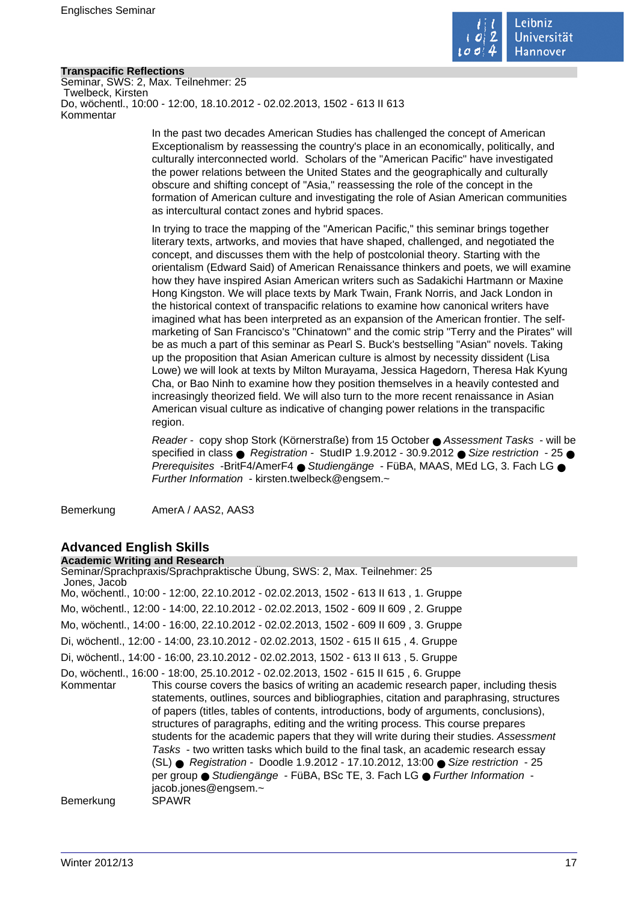**Transpacific Reflections**

Seminar, SWS: 2, Max. Teilnehmer: 25

Twelbeck, Kirsten

Do, wöchentl., 10:00 - 12:00, 18.10.2012 - 02.02.2013, 1502 - 613 II 613

Kommentar

In the past two decades American Studies has challenged the concept of American Exceptionalism by reassessing the country's place in an economically, politically, and culturally interconnected world. Scholars of the "American Pacific" have investigated the power relations between the United States and the geographically and culturally obscure and shifting concept of "Asia," reassessing the role of the concept in the formation of American culture and investigating the role of Asian American communities as intercultural contact zones and hybrid spaces.

In trying to trace the mapping of the "American Pacific," this seminar brings together literary texts, artworks, and movies that have shaped, challenged, and negotiated the concept, and discusses them with the help of postcolonial theory. Starting with the orientalism (Edward Said) of American Renaissance thinkers and poets, we will examine how they have inspired Asian American writers such as Sadakichi Hartmann or Maxine Hong Kingston. We will place texts by Mark Twain, Frank Norris, and Jack London in the historical context of transpacific relations to examine how canonical writers have imagined what has been interpreted as an expansion of the American frontier. The self-marketing of San Francisco's "Chinatown" and the comic strip "Terry and the Pirates" will be as much a part of this seminar as Pearl S. Buck's bestselling "Asian" novels. Taking up the proposition that Asian American culture is almost by necessity dissident (Lisa Lowe) we will look at texts by Milton Murayama, Jessica Hagedorn, Theresa Hak Kyung Cha, or Bao Ninh to examine how they position themselves in a heavily contested and increasingly theorized field. We will also turn to the more recent renaissance in Asian American visual culture as indicative of changing power relations in the transpacific region.

*Reader* - copy shop Stork (Körnerstraße) from 15 October ● *Assessment Tasks* - will be specified in class ● *Registration* - StudIP 1.9.2012 - 30.9.2012 ● *Size restriction* - 25 ● *Prerequisites* -BritF4/AmerF4 ● *Studiengänge* - FüBA, MAAS, MEd LG, 3. Fach LG ● *Further Information* - kirsten.twelbeck@engsem.~

Bemerkung AmerA / AAS2, AAS3

## Advanced English Skills

**Academic Writing and Research**

Seminar/Sprachpraxis/Sprachpraktische Übung, SWS: 2, Max. Teilnehmer: 25

Jones, Jacob

Mo, wöchentl., 10:00 - 12:00, 22.10.2012 - 02.02.2013, 1502 - 613 II 613 , 1. Gruppe

Mo, wöchentl., 12:00 - 14:00, 22.10.2012 - 02.02.2013, 1502 - 609 II 609 , 2. Gruppe

Mo, wöchentl., 14:00 - 16:00, 22.10.2012 - 02.02.2013, 1502 - 609 II 609 , 3. Gruppe

Di, wöchentl., 12:00 - 14:00, 23.10.2012 - 02.02.2013, 1502 - 615 II 615 , 4. Gruppe

Di, wöchentl., 14:00 - 16:00, 23.10.2012 - 02.02.2013, 1502 - 613 II 613 , 5. Gruppe

Do, wöchentl., 16:00 - 18:00, 25.10.2012 - 02.02.2013, 1502 - 615 II 615 , 6. Gruppe

Kommentar

This course covers the basics of writing an academic research paper, including thesis statements, outlines, sources and bibliographies, citation and paraphrasing, structures of papers (titles, tables of contents, introductions, body of arguments, conclusions), structures of paragraphs, editing and the writing process. This course prepares students for the academic papers that they will write during their studies. *Assessment Tasks* - two written tasks which build to the final task, an academic research essay (SL) ● *Registration* - Doodle 1.9.2012 - 17.10.2012, 13:00 ● *Size restriction* - 25 per group ● *Studiengänge* - FüBA, BSc TE, 3. Fach LG ● *Further Information* - jacob.jones@engsem.~

Bemerkung SPAWR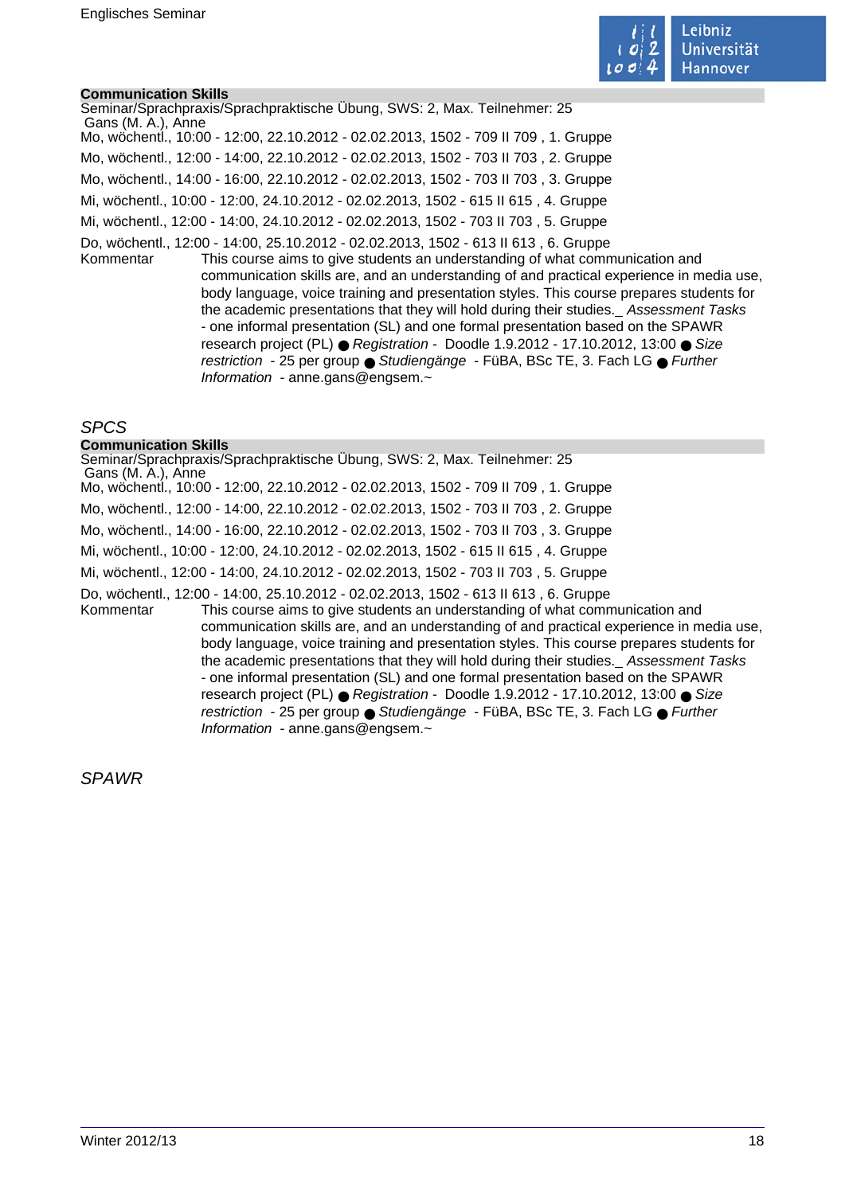**Communication Skills**

Seminar/Sprachpraxis/Sprachpraktische Übung, SWS: 2, Max. Teilnehmer: 25

Gans (M. A.), Anne

Mo, wöchentl., 10:00 - 12:00, 22.10.2012 - 02.02.2013, 1502 - 709 II 709 , 1. Gruppe

Mo, wöchentl., 12:00 - 14:00, 22.10.2012 - 02.02.2013, 1502 - 703 II 703 , 2. Gruppe

Mo, wöchentl., 14:00 - 16:00, 22.10.2012 - 02.02.2013, 1502 - 703 II 703 , 3. Gruppe

Mi, wöchentl., 10:00 - 12:00, 24.10.2012 - 02.02.2013, 1502 - 615 II 615 , 4. Gruppe

Mi, wöchentl., 12:00 - 14:00, 24.10.2012 - 02.02.2013, 1502 - 703 II 703 , 5. Gruppe

Do, wöchentl., 12:00 - 14:00, 25.10.2012 - 02.02.2013, 1502 - 613 II 613 , 6. Gruppe

Kommentar This course aims to give students an understanding of what communication and communication skills are, and an understanding of and practical experience in media use, body language, voice training and presentation styles. This course prepares students for the academic presentations that they will hold during their studies._ *Assessment Tasks* - one informal presentation (SL) and one formal presentation based on the SPAWR research project (PL) ● *Registration* - Doodle 1.9.2012 - 17.10.2012, 13:00 ● *Size restriction* - 25 per group ● *Studiengänge* - FüBA, BSc TE, 3. Fach LG ● *Further Information* - anne.gans@engsem.~

*SPCS*

**Communication Skills**

Seminar/Sprachpraxis/Sprachpraktische Übung, SWS: 2, Max. Teilnehmer: 25

Gans (M. A.), Anne

Mo, wöchentl., 10:00 - 12:00, 22.10.2012 - 02.02.2013, 1502 - 709 II 709 , 1. Gruppe

Mo, wöchentl., 12:00 - 14:00, 22.10.2012 - 02.02.2013, 1502 - 703 II 703 , 2. Gruppe

Mo, wöchentl., 14:00 - 16:00, 22.10.2012 - 02.02.2013, 1502 - 703 II 703 , 3. Gruppe

Mi, wöchentl., 10:00 - 12:00, 24.10.2012 - 02.02.2013, 1502 - 615 II 615 , 4. Gruppe

Mi, wöchentl., 12:00 - 14:00, 24.10.2012 - 02.02.2013, 1502 - 703 II 703 , 5. Gruppe

Do, wöchentl., 12:00 - 14:00, 25.10.2012 - 02.02.2013, 1502 - 613 II 613 , 6. Gruppe

Kommentar This course aims to give students an understanding of what communication and communication skills are, and an understanding of and practical experience in media use, body language, voice training and presentation styles. This course prepares students for the academic presentations that they will hold during their studies._ *Assessment Tasks* - one informal presentation (SL) and one formal presentation based on the SPAWR research project (PL) ● *Registration* - Doodle 1.9.2012 - 17.10.2012, 13:00 ● *Size restriction* - 25 per group ● *Studiengänge* - FüBA, BSc TE, 3. Fach LG ● *Further Information* - anne.gans@engsem.~

*SPAWR*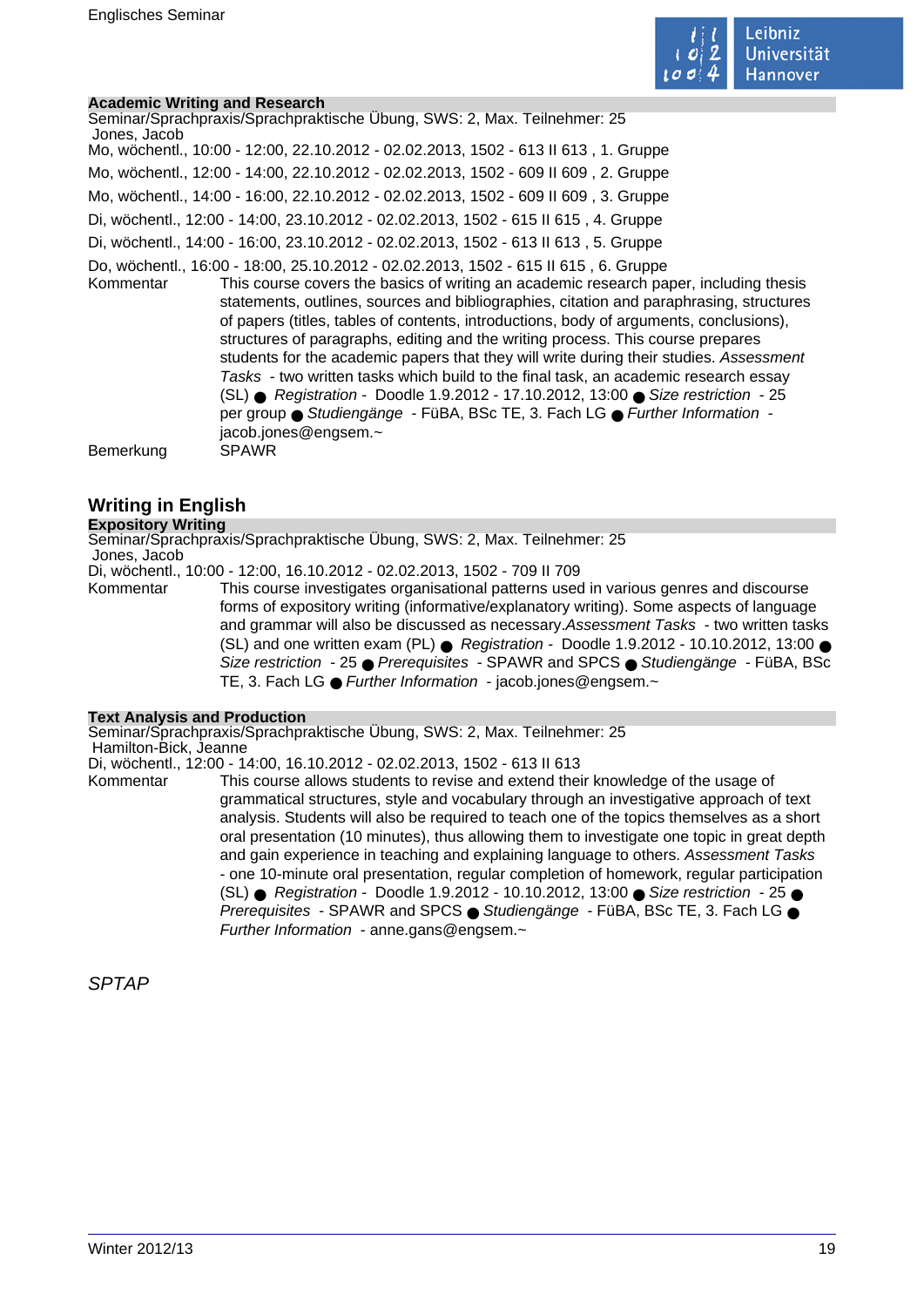**Academic Writing and Research**

Seminar/Sprachpraxis/Sprachpraktische Übung, SWS: 2, Max. Teilnehmer: 25

Jones, Jacob

Mo, wöchentl., 10:00 - 12:00, 22.10.2012 - 02.02.2013, 1502 - 613 II 613 , 1. Gruppe

Mo, wöchentl., 12:00 - 14:00, 22.10.2012 - 02.02.2013, 1502 - 609 II 609 , 2. Gruppe

Mo, wöchentl., 14:00 - 16:00, 22.10.2012 - 02.02.2013, 1502 - 609 II 609 , 3. Gruppe

Di, wöchentl., 12:00 - 14:00, 23.10.2012 - 02.02.2013, 1502 - 615 II 615 , 4. Gruppe

Di, wöchentl., 14:00 - 16:00, 23.10.2012 - 02.02.2013, 1502 - 613 II 613 , 5. Gruppe

Do, wöchentl., 16:00 - 18:00, 25.10.2012 - 02.02.2013, 1502 - 615 II 615 , 6. Gruppe

Kommentar: This course covers the basics of writing an academic research paper, including thesis statements, outlines, sources and bibliographies, citation and paraphrasing, structures of papers (titles, tables of contents, introductions, body of arguments, conclusions), structures of paragraphs, editing and the writing process. This course prepares students for the academic papers that they will write during their studies. *Assessment Tasks* - two written tasks which build to the final task, an academic research essay (SL) ● *Registration* - Doodle 1.9.2012 - 17.10.2012, 13:00 ● *Size restriction* - 25 per group ● *Studiengänge* - FüBA, BSc TE, 3. Fach LG ● *Further Information* - jacob.jones@engsem.~

Bemerkung: SPAWR

## Writing in English

**Expository Writing**

Seminar/Sprachpraxis/Sprachpraktische Übung, SWS: 2, Max. Teilnehmer: 25

Jones, Jacob

Di, wöchentl., 10:00 - 12:00, 16.10.2012 - 02.02.2013, 1502 - 709 II 709

Kommentar: This course investigates organisational patterns used in various genres and discourse forms of expository writing (informative/explanatory writing). Some aspects of language and grammar will also be discussed as necessary.*Assessment Tasks* - two written tasks (SL) and one written exam (PL) ● *Registration* - Doodle 1.9.2012 - 10.10.2012, 13:00 ● *Size restriction* - 25 ● *Prerequisites* - SPAWR and SPCS ● *Studiengänge* - FüBA, BSc TE, 3. Fach LG ● *Further Information* - jacob.jones@engsem.~

**Text Analysis and Production**

Seminar/Sprachpraxis/Sprachpraktische Übung, SWS: 2, Max. Teilnehmer: 25

Hamilton-Bick, Jeanne

Di, wöchentl., 12:00 - 14:00, 16.10.2012 - 02.02.2013, 1502 - 613 II 613

Kommentar: This course allows students to revise and extend their knowledge of the usage of grammatical structures, style and vocabulary through an investigative approach of text analysis. Students will also be required to teach one of the topics themselves as a short oral presentation (10 minutes), thus allowing them to investigate one topic in great depth and gain experience in teaching and explaining language to others. *Assessment Tasks* - one 10-minute oral presentation, regular completion of homework, regular participation (SL) ● *Registration* - Doodle 1.9.2012 - 10.10.2012, 13:00 ● *Size restriction* - 25 ● *Prerequisites* - SPAWR and SPCS ● *Studiengänge* - FüBA, BSc TE, 3. Fach LG ● *Further Information* - anne.gans@engsem.~

*SPTAP*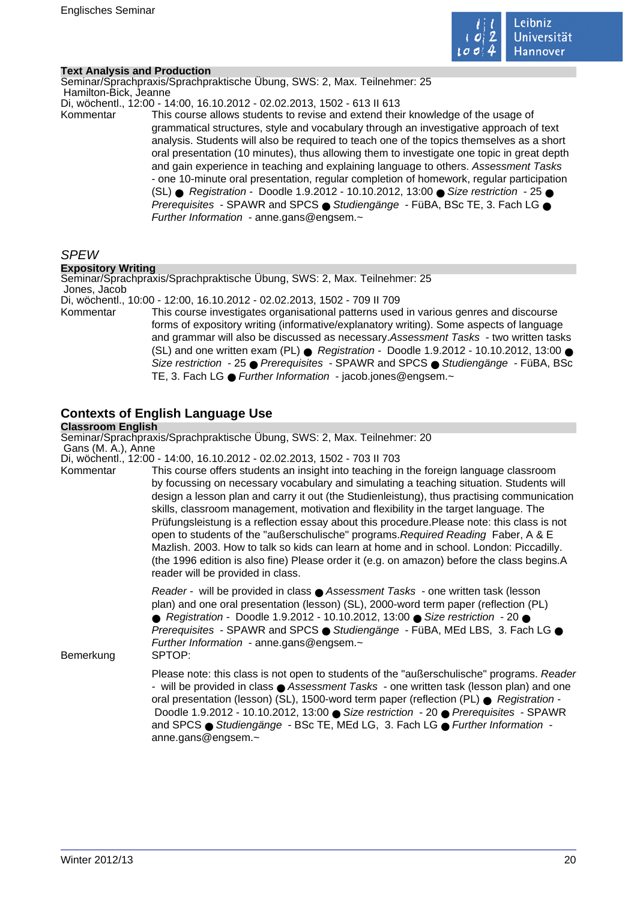**Text Analysis and Production**

Seminar/Sprachpraxis/Sprachpraktische Übung, SWS: 2, Max. Teilnehmer: 25

Hamilton-Bick, Jeanne

Di, wöchentl., 12:00 - 14:00, 16.10.2012 - 02.02.2013, 1502 - 613 II 613

Kommentar: This course allows students to revise and extend their knowledge of the usage of grammatical structures, style and vocabulary through an investigative approach of text analysis. Students will also be required to teach one of the topics themselves as a short oral presentation (10 minutes), thus allowing them to investigate one topic in great depth and gain experience in teaching and explaining language to others. *Assessment Tasks* - one 10-minute oral presentation, regular completion of homework, regular participation (SL) ● *Registration* - Doodle 1.9.2012 - 10.10.2012, 13:00 ● *Size restriction* - 25 ● *Prerequisites* - SPAWR and SPCS ● *Studiengänge* - FüBA, BSc TE, 3. Fach LG ● *Further Information* - anne.gans@engsem.~

*SPEW*

**Expository Writing**

Seminar/Sprachpraxis/Sprachpraktische Übung, SWS: 2, Max. Teilnehmer: 25

Jones, Jacob

Di, wöchentl., 10:00 - 12:00, 16.10.2012 - 02.02.2013, 1502 - 709 II 709

Kommentar: This course investigates organisational patterns used in various genres and discourse forms of expository writing (informative/explanatory writing). Some aspects of language and grammar will also be discussed as necessary.*Assessment Tasks* - two written tasks (SL) and one written exam (PL) ● *Registration* - Doodle 1.9.2012 - 10.10.2012, 13:00 ● *Size restriction* - 25 ● *Prerequisites* - SPAWR and SPCS ● *Studiengänge* - FüBA, BSc TE, 3. Fach LG ● *Further Information* - jacob.jones@engsem.~

## Contexts of English Language Use

**Classroom English**

Seminar/Sprachpraxis/Sprachpraktische Übung, SWS: 2, Max. Teilnehmer: 20

Gans (M. A.), Anne

Di, wöchentl., 12:00 - 14:00, 16.10.2012 - 02.02.2013, 1502 - 703 II 703

Kommentar: This course offers students an insight into teaching in the foreign language classroom by focussing on necessary vocabulary and simulating a teaching situation. Students will design a lesson plan and carry it out (the Studienleistung), thus practising communication skills, classroom management, motivation and flexibility in the target language. The Prüfungsleistung is a reflection essay about this procedure.Please note: this class is not open to students of the "außerschulische" programs.*Required Reading* Faber, A & E Mazlish. 2003. How to talk so kids can learn at home and in school. London: Piccadilly. (the 1996 edition is also fine) Please order it (e.g. on amazon) before the class begins.A reader will be provided in class.

*Reader* - will be provided in class ● *Assessment Tasks* - one written task (lesson plan) and one oral presentation (lesson) (SL), 2000-word term paper (reflection (PL) ● *Registration* - Doodle 1.9.2012 - 10.10.2012, 13:00 ● *Size restriction* - 20 ● *Prerequisites* - SPAWR and SPCS ● *Studiengänge* - FüBA, MEd LBS, 3. Fach LG ● *Further Information* - anne.gans@engsem.~

Bemerkung: SPTOP:

Please note: this class is not open to students of the "außerschulische" programs. *Reader* - will be provided in class ● *Assessment Tasks* - one written task (lesson plan) and one oral presentation (lesson) (SL), 1500-word term paper (reflection (PL) ● *Registration* - Doodle 1.9.2012 - 10.10.2012, 13:00 ● *Size restriction* - 20 ● *Prerequisites* - SPAWR and SPCS ● *Studiengänge* - BSc TE, MEd LG, 3. Fach LG ● *Further Information* - anne.gans@engsem.~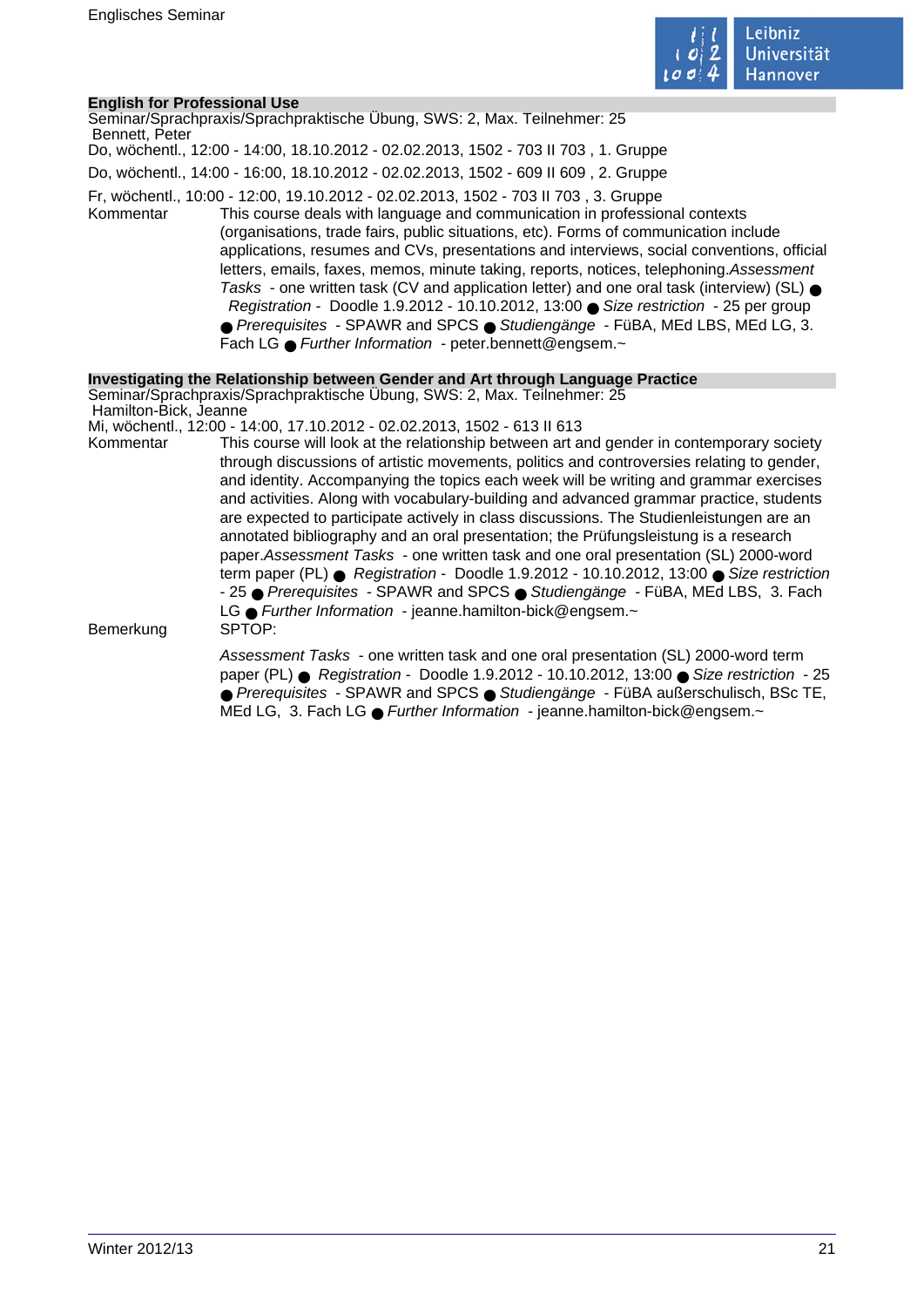**English for Professional Use**

Seminar/Sprachpraxis/Sprachpraktische Übung, SWS: 2, Max. Teilnehmer: 25

Bennett, Peter

Do, wöchentl., 12:00 - 14:00, 18.10.2012 - 02.02.2013, 1502 - 703 II 703 , 1. Gruppe

Do, wöchentl., 14:00 - 16:00, 18.10.2012 - 02.02.2013, 1502 - 609 II 609 , 2. Gruppe

Fr, wöchentl., 10:00 - 12:00, 19.10.2012 - 02.02.2013, 1502 - 703 II 703 , 3. Gruppe

Kommentar

This course deals with language and communication in professional contexts (organisations, trade fairs, public situations, etc). Forms of communication include applications, resumes and CVs, presentations and interviews, social conventions, official letters, emails, faxes, memos, minute taking, reports, notices, telephoning.*Assessment Tasks* - one written task (CV and application letter) and one oral task (interview) (SL) ● *Registration* - Doodle 1.9.2012 - 10.10.2012, 13:00 ● *Size restriction* - 25 per group ● *Prerequisites* - SPAWR and SPCS ● *Studiengänge* - FüBA, MEd LBS, MEd LG, 3. Fach LG ● *Further Information* - peter.bennett@engsem.~

**Investigating the Relationship between Gender and Art through Language Practice**

Seminar/Sprachpraxis/Sprachpraktische Übung, SWS: 2, Max. Teilnehmer: 25

Hamilton-Bick, Jeanne

Mi, wöchentl., 12:00 - 14:00, 17.10.2012 - 02.02.2013, 1502 - 613 II 613

Kommentar

This course will look at the relationship between art and gender in contemporary society through discussions of artistic movements, politics and controversies relating to gender, and identity. Accompanying the topics each week will be writing and grammar exercises and activities. Along with vocabulary-building and advanced grammar practice, students are expected to participate actively in class discussions. The Studienleistungen are an annotated bibliography and an oral presentation; the Prüfungsleistung is a research paper.*Assessment Tasks* - one written task and one oral presentation (SL) 2000-word term paper (PL) ● *Registration* - Doodle 1.9.2012 - 10.10.2012, 13:00 ● *Size restriction* - 25 ● *Prerequisites* - SPAWR and SPCS ● *Studiengänge* - FüBA, MEd LBS, 3. Fach LG ● *Further Information* - jeanne.hamilton-bick@engsem.~

Bemerkung

SPTOP:

*Assessment Tasks* - one written task and one oral presentation (SL) 2000-word term paper (PL) ● *Registration* - Doodle 1.9.2012 - 10.10.2012, 13:00 ● *Size restriction* - 25 ● *Prerequisites* - SPAWR and SPCS ● *Studiengänge* - FüBA außerschulisch, BSc TE, MEd LG, 3. Fach LG ● *Further Information* - jeanne.hamilton-bick@engsem.~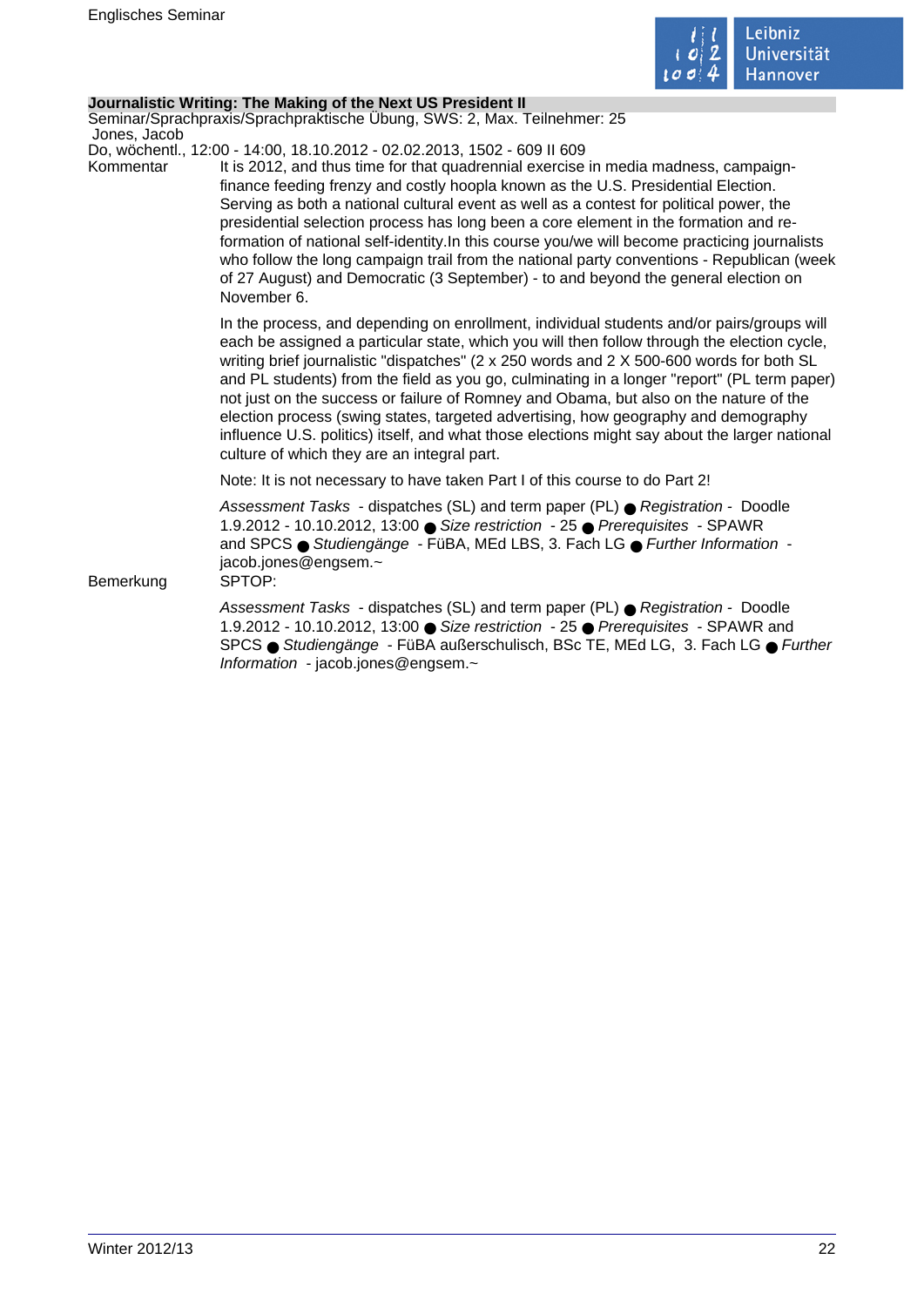**Journalistic Writing: The Making of the Next US President II**

Seminar/Sprachpraxis/Sprachpraktische Übung, SWS: 2, Max. Teilnehmer: 25

Jones, Jacob

Do, wöchentl., 12:00 - 14:00, 18.10.2012 - 02.02.2013, 1502 - 609 II 609

Kommentar

It is 2012, and thus time for that quadrennial exercise in media madness, campaign-finance feeding frenzy and costly hoopla known as the U.S. Presidential Election. Serving as both a national cultural event as well as a contest for political power, the presidential selection process has long been a core element in the formation and re-formation of national self-identity.In this course you/we will become practicing journalists who follow the long campaign trail from the national party conventions - Republican (week of 27 August) and Democratic (3 September) - to and beyond the general election on November 6.

In the process, and depending on enrollment, individual students and/or pairs/groups will each be assigned a particular state, which you will then follow through the election cycle, writing brief journalistic "dispatches" (2 x 250 words and 2 X 500-600 words for both SL and PL students) from the field as you go, culminating in a longer "report" (PL term paper) not just on the success or failure of Romney and Obama, but also on the nature of the election process (swing states, targeted advertising, how geography and demography influence U.S. politics) itself, and what those elections might say about the larger national culture of which they are an integral part.

Note: It is not necessary to have taken Part I of this course to do Part 2!

*Assessment Tasks* - dispatches (SL) and term paper (PL) ● *Registration* - Doodle 1.9.2012 - 10.10.2012, 13:00 ● *Size restriction* - 25 ● *Prerequisites* - SPAWR and SPCS ● *Studiengänge* - FüBA, MEd LBS, 3. Fach LG ● *Further Information* - jacob.jones@engsem.~

Bemerkung

SPTOP:

*Assessment Tasks* - dispatches (SL) and term paper (PL) ● *Registration* - Doodle 1.9.2012 - 10.10.2012, 13:00 ● *Size restriction* - 25 ● *Prerequisites* - SPAWR and SPCS ● *Studiengänge* - FüBA außerschulisch, BSc TE, MEd LG, 3. Fach LG ● *Further Information* - jacob.jones@engsem.~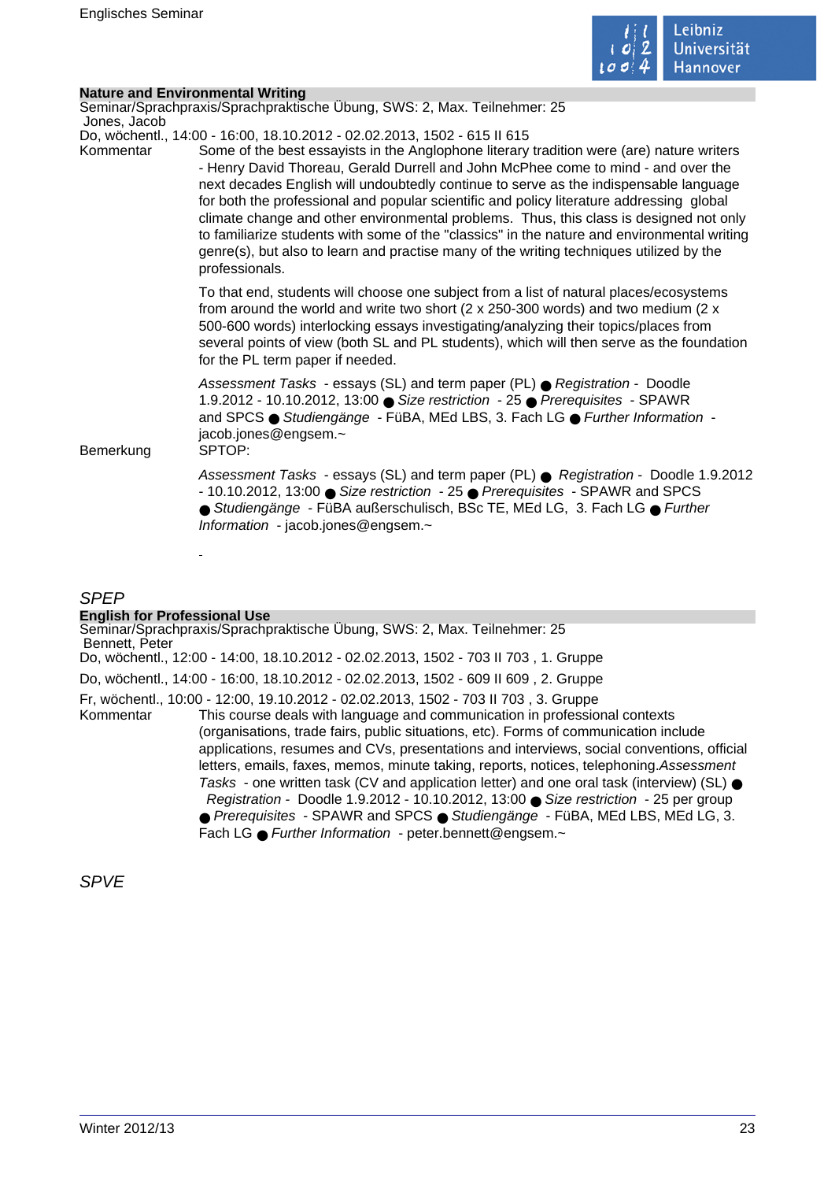**Nature and Environmental Writing**

Seminar/Sprachpraxis/Sprachpraktische Übung, SWS: 2, Max. Teilnehmer: 25

Jones, Jacob

Do, wöchentl., 14:00 - 16:00, 18.10.2012 - 02.02.2013, 1502 - 615 II 615

Kommentar

Some of the best essayists in the Anglophone literary tradition were (are) nature writers - Henry David Thoreau, Gerald Durrell and John McPhee come to mind - and over the next decades English will undoubtedly continue to serve as the indispensable language for both the professional and popular scientific and policy literature addressing global climate change and other environmental problems. Thus, this class is designed not only to familiarize students with some of the "classics" in the nature and environmental writing genre(s), but also to learn and practise many of the writing techniques utilized by the professionals.

To that end, students will choose one subject from a list of natural places/ecosystems from around the world and write two short (2 x 250-300 words) and two medium (2 x 500-600 words) interlocking essays investigating/analyzing their topics/places from several points of view (both SL and PL students), which will then serve as the foundation for the PL term paper if needed.

*Assessment Tasks* - essays (SL) and term paper (PL) ● *Registration* - Doodle 1.9.2012 - 10.10.2012, 13:00 ● *Size restriction* - 25 ● *Prerequisites* - SPAWR and SPCS ● *Studiengänge* - FüBA, MEd LBS, 3. Fach LG ● *Further Information* - jacob.jones@engsem.~

Bemerkung

SPTOP:

*Assessment Tasks* - essays (SL) and term paper (PL) ● *Registration* - Doodle 1.9.2012 - 10.10.2012, 13:00 ● *Size restriction* - 25 ● *Prerequisites* - SPAWR and SPCS ● *Studiengänge* - FüBA außerschulisch, BSc TE, MEd LG, 3. Fach LG ● *Further Information* - jacob.jones@engsem.~

-

## *SPEP*

**English for Professional Use**

Seminar/Sprachpraxis/Sprachpraktische Übung, SWS: 2, Max. Teilnehmer: 25

Bennett, Peter

Do, wöchentl., 12:00 - 14:00, 18.10.2012 - 02.02.2013, 1502 - 703 II 703 , 1. Gruppe

Do, wöchentl., 14:00 - 16:00, 18.10.2012 - 02.02.2013, 1502 - 609 II 609 , 2. Gruppe

Fr, wöchentl., 10:00 - 12:00, 19.10.2012 - 02.02.2013, 1502 - 703 II 703 , 3. Gruppe

Kommentar

This course deals with language and communication in professional contexts (organisations, trade fairs, public situations, etc). Forms of communication include applications, resumes and CVs, presentations and interviews, social conventions, official letters, emails, faxes, memos, minute taking, reports, notices, telephoning.*Assessment Tasks* - one written task (CV and application letter) and one oral task (interview) (SL) ● *Registration* - Doodle 1.9.2012 - 10.10.2012, 13:00 ● *Size restriction* - 25 per group ● *Prerequisites* - SPAWR and SPCS ● *Studiengänge* - FüBA, MEd LBS, MEd LG, 3. Fach LG ● *Further Information* - peter.bennett@engsem.~

## *SPVE*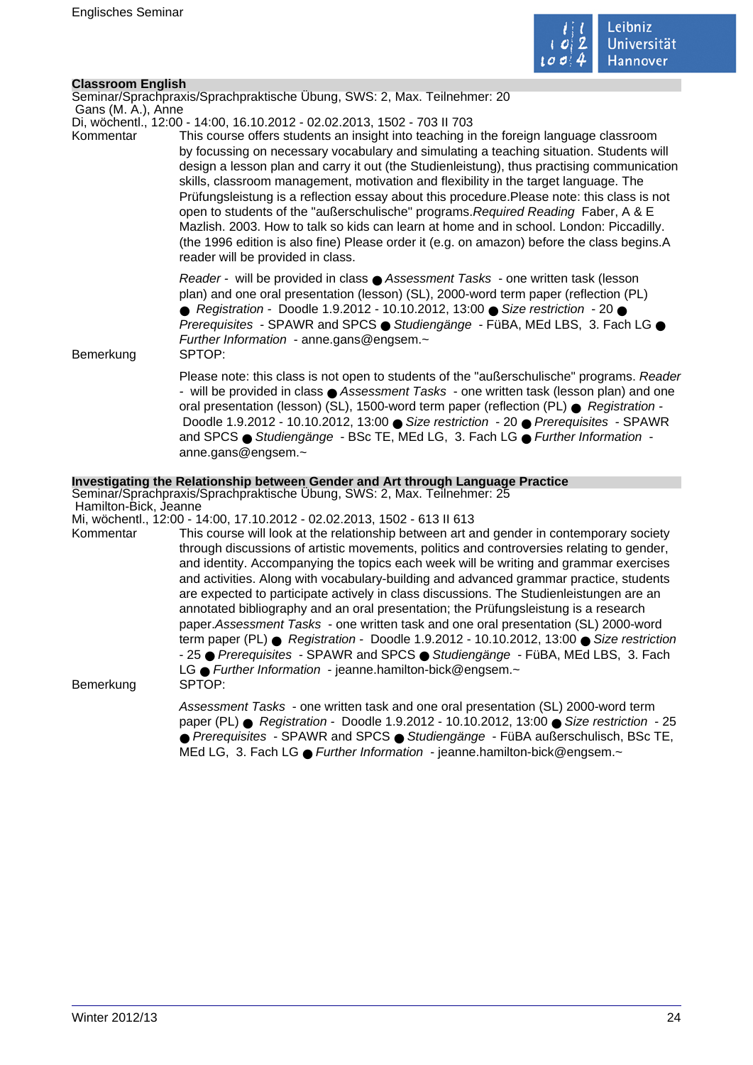## Classroom English

Seminar/Sprachpraxis/Sprachpraktische Übung, SWS: 2, Max. Teilnehmer: 20
Gans (M. A.), Anne
Di, wöchentl., 12:00 - 14:00, 16.10.2012 - 02.02.2013, 1502 - 703 II 703

**Kommentar**

This course offers students an insight into teaching in the foreign language classroom by focussing on necessary vocabulary and simulating a teaching situation. Students will design a lesson plan and carry it out (the Studienleistung), thus practising communication skills, classroom management, motivation and flexibility in the target language. The Prüfungsleistung is a reflection essay about this procedure.Please note: this class is not open to students of the "außerschulische" programs.*Required Reading* Faber, A & E Mazlish. 2003. How to talk so kids can learn at home and in school. London: Piccadilly. (the 1996 edition is also fine) Please order it (e.g. on amazon) before the class begins.A reader will be provided in class.

*Reader* - will be provided in class ● *Assessment Tasks* - one written task (lesson plan) and one oral presentation (lesson) (SL), 2000-word term paper (reflection (PL) ● *Registration* - Doodle 1.9.2012 - 10.10.2012, 13:00 ● *Size restriction* - 20 ● *Prerequisites* - SPAWR and SPCS ● *Studiengänge* - FüBA, MEd LBS, 3. Fach LG ● *Further Information* - anne.gans@engsem.~

**Bemerkung**

SPTOP:

Please note: this class is not open to students of the "außerschulische" programs. *Reader* - will be provided in class ● *Assessment Tasks* - one written task (lesson plan) and one oral presentation (lesson) (SL), 1500-word term paper (reflection (PL) ● *Registration* - Doodle 1.9.2012 - 10.10.2012, 13:00 ● *Size restriction* - 20 ● *Prerequisites* - SPAWR and SPCS ● *Studiengänge* - BSc TE, MEd LG, 3. Fach LG ● *Further Information* - anne.gans@engsem.~

## Investigating the Relationship between Gender and Art through Language Practice

Seminar/Sprachpraxis/Sprachpraktische Übung, SWS: 2, Max. Teilnehmer: 25
Hamilton-Bick, Jeanne
Mi, wöchentl., 12:00 - 14:00, 17.10.2012 - 02.02.2013, 1502 - 613 II 613

**Kommentar**

This course will look at the relationship between art and gender in contemporary society through discussions of artistic movements, politics and controversies relating to gender, and identity. Accompanying the topics each week will be writing and grammar exercises and activities. Along with vocabulary-building and advanced grammar practice, students are expected to participate actively in class discussions. The Studienleistungen are an annotated bibliography and an oral presentation; the Prüfungsleistung is a research paper.*Assessment Tasks* - one written task and one oral presentation (SL) 2000-word term paper (PL) ● *Registration* - Doodle 1.9.2012 - 10.10.2012, 13:00 ● *Size restriction* - 25 ● *Prerequisites* - SPAWR and SPCS ● *Studiengänge* - FüBA, MEd LBS, 3. Fach LG ● *Further Information* - jeanne.hamilton-bick@engsem.~

**Bemerkung**

SPTOP:

*Assessment Tasks* - one written task and one oral presentation (SL) 2000-word term paper (PL) ● *Registration* - Doodle 1.9.2012 - 10.10.2012, 13:00 ● *Size restriction* - 25 ● *Prerequisites* - SPAWR and SPCS ● *Studiengänge* - FüBA außerschulisch, BSc TE, MEd LG, 3. Fach LG ● *Further Information* - jeanne.hamilton-bick@engsem.~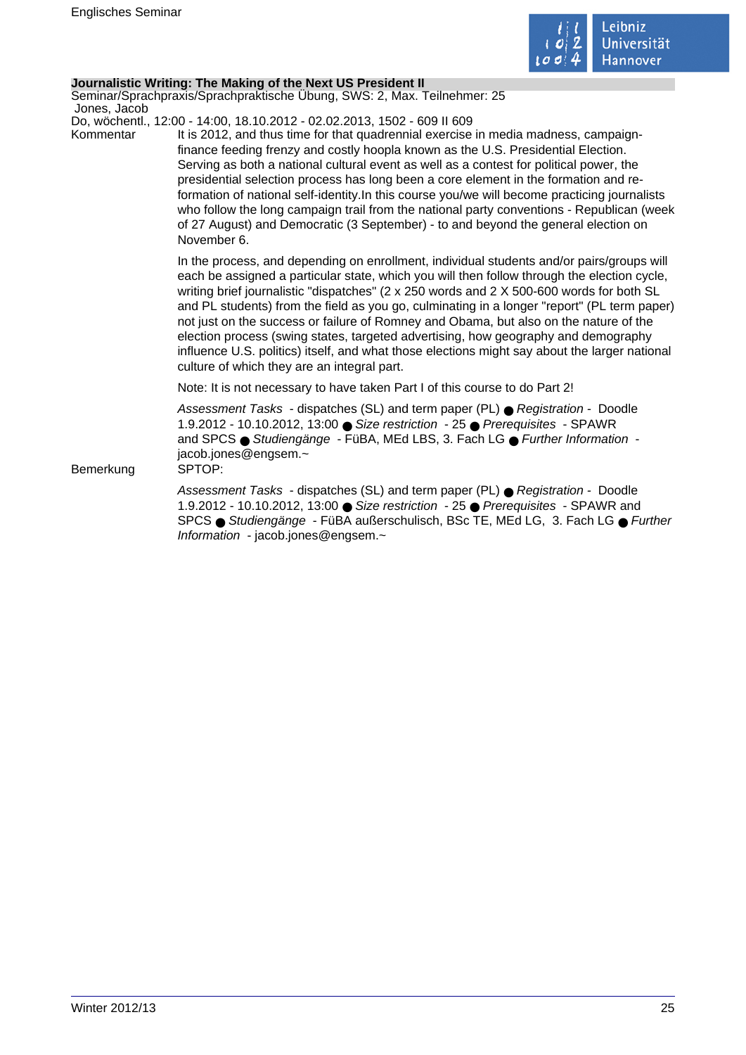**Journalistic Writing: The Making of the Next US President II**

Seminar/Sprachpraxis/Sprachpraktische Übung, SWS: 2, Max. Teilnehmer: 25

Jones, Jacob

Do, wöchentl., 12:00 - 14:00, 18.10.2012 - 02.02.2013, 1502 - 609 II 609

Kommentar

It is 2012, and thus time for that quadrennial exercise in media madness, campaign-finance feeding frenzy and costly hoopla known as the U.S. Presidential Election. Serving as both a national cultural event as well as a contest for political power, the presidential selection process has long been a core element in the formation and re-formation of national self-identity.In this course you/we will become practicing journalists who follow the long campaign trail from the national party conventions - Republican (week of 27 August) and Democratic (3 September) - to and beyond the general election on November 6.

In the process, and depending on enrollment, individual students and/or pairs/groups will each be assigned a particular state, which you will then follow through the election cycle, writing brief journalistic "dispatches" (2 x 250 words and 2 X 500-600 words for both SL and PL students) from the field as you go, culminating in a longer "report" (PL term paper) not just on the success or failure of Romney and Obama, but also on the nature of the election process (swing states, targeted advertising, how geography and demography influence U.S. politics) itself, and what those elections might say about the larger national culture of which they are an integral part.

Note: It is not necessary to have taken Part I of this course to do Part 2!

*Assessment Tasks* - dispatches (SL) and term paper (PL) ● *Registration* - Doodle 1.9.2012 - 10.10.2012, 13:00 ● *Size restriction* - 25 ● *Prerequisites* - SPAWR and SPCS ● *Studiengänge* - FüBA, MEd LBS, 3. Fach LG ● *Further Information* - jacob.jones@engsem.~

Bemerkung

SPTOP:

*Assessment Tasks* - dispatches (SL) and term paper (PL) ● *Registration* - Doodle 1.9.2012 - 10.10.2012, 13:00 ● *Size restriction* - 25 ● *Prerequisites* - SPAWR and SPCS ● *Studiengänge* - FüBA außerschulisch, BSc TE, MEd LG, 3. Fach LG ● *Further Information* - jacob.jones@engsem.~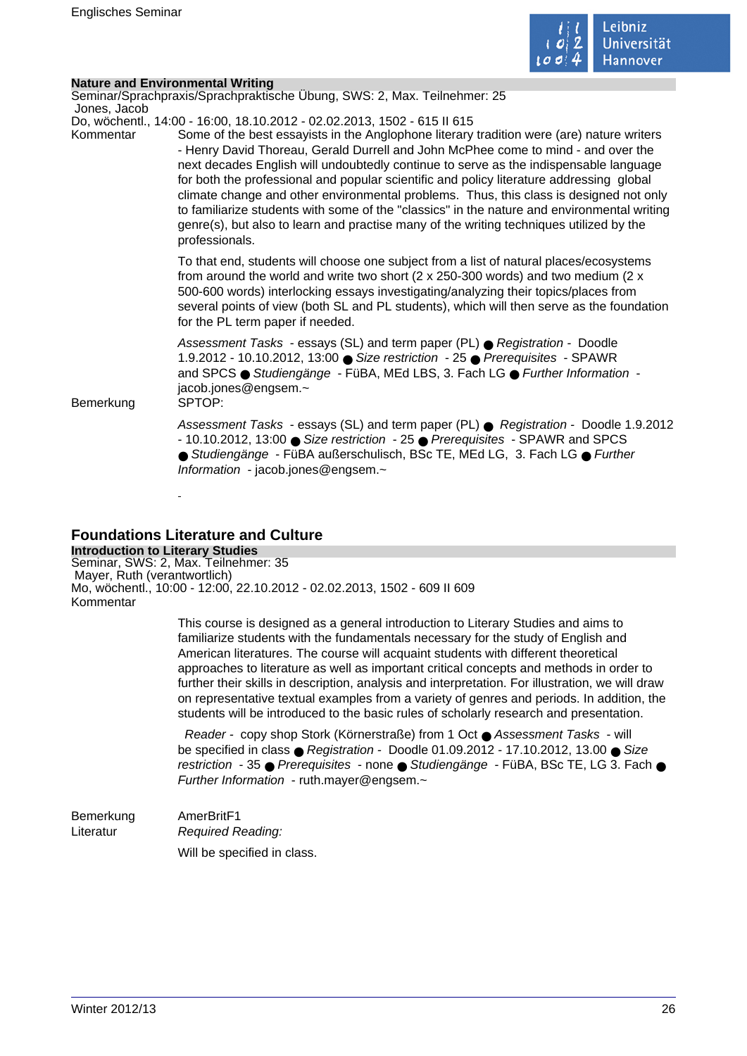### Nature and Environmental Writing

Seminar/Sprachpraxis/Sprachpraktische Übung, SWS: 2, Max. Teilnehmer: 25
Jones, Jacob
Do, wöchentl., 14:00 - 16:00, 18.10.2012 - 02.02.2013, 1502 - 615 II 615

Kommentar

Some of the best essayists in the Anglophone literary tradition were (are) nature writers - Henry David Thoreau, Gerald Durrell and John McPhee come to mind - and over the next decades English will undoubtedly continue to serve as the indispensable language for both the professional and popular scientific and policy literature addressing global climate change and other environmental problems. Thus, this class is designed not only to familiarize students with some of the "classics" in the nature and environmental writing genre(s), but also to learn and practise many of the writing techniques utilized by the professionals.

To that end, students will choose one subject from a list of natural places/ecosystems from around the world and write two short (2 x 250-300 words) and two medium (2 x 500-600 words) interlocking essays investigating/analyzing their topics/places from several points of view (both SL and PL students), which will then serve as the foundation for the PL term paper if needed.

*Assessment Tasks* - essays (SL) and term paper (PL) ● *Registration* - Doodle 1.9.2012 - 10.10.2012, 13:00 ● *Size restriction* - 25 ● *Prerequisites* - SPAWR and SPCS ● *Studiengänge* - FüBA, MEd LBS, 3. Fach LG ● *Further Information* - jacob.jones@engsem.~

Bemerkung

SPTOP:

*Assessment Tasks* - essays (SL) and term paper (PL) ● *Registration* - Doodle 1.9.2012 - 10.10.2012, 13:00 ● *Size restriction* - 25 ● *Prerequisites* - SPAWR and SPCS ● *Studiengänge* - FüBA außerschulisch, BSc TE, MEd LG, 3. Fach LG ● *Further Information* - jacob.jones@engsem.~

-

## Foundations Literature and Culture

### Introduction to Literary Studies

Seminar, SWS: 2, Max. Teilnehmer: 35
Mayer, Ruth (verantwortlich)
Mo, wöchentl., 10:00 - 12:00, 22.10.2012 - 02.02.2013, 1502 - 609 II 609

Kommentar

This course is designed as a general introduction to Literary Studies and aims to familiarize students with the fundamentals necessary for the study of English and American literatures. The course will acquaint students with different theoretical approaches to literature as well as important critical concepts and methods in order to further their skills in description, analysis and interpretation. For illustration, we will draw on representative textual examples from a variety of genres and periods. In addition, the students will be introduced to the basic rules of scholarly research and presentation.

*Reader* - copy shop Stork (Körnerstraße) from 1 Oct ● *Assessment Tasks* - will be specified in class ● *Registration* - Doodle 01.09.2012 - 17.10.2012, 13.00 ● *Size restriction* - 35 ● *Prerequisites* - none ● *Studiengänge* - FüBA, BSc TE, LG 3. Fach ● *Further Information* - ruth.mayer@engsem.~

Bemerkung

AmerBritF1

Literatur

*Required Reading:*

Will be specified in class.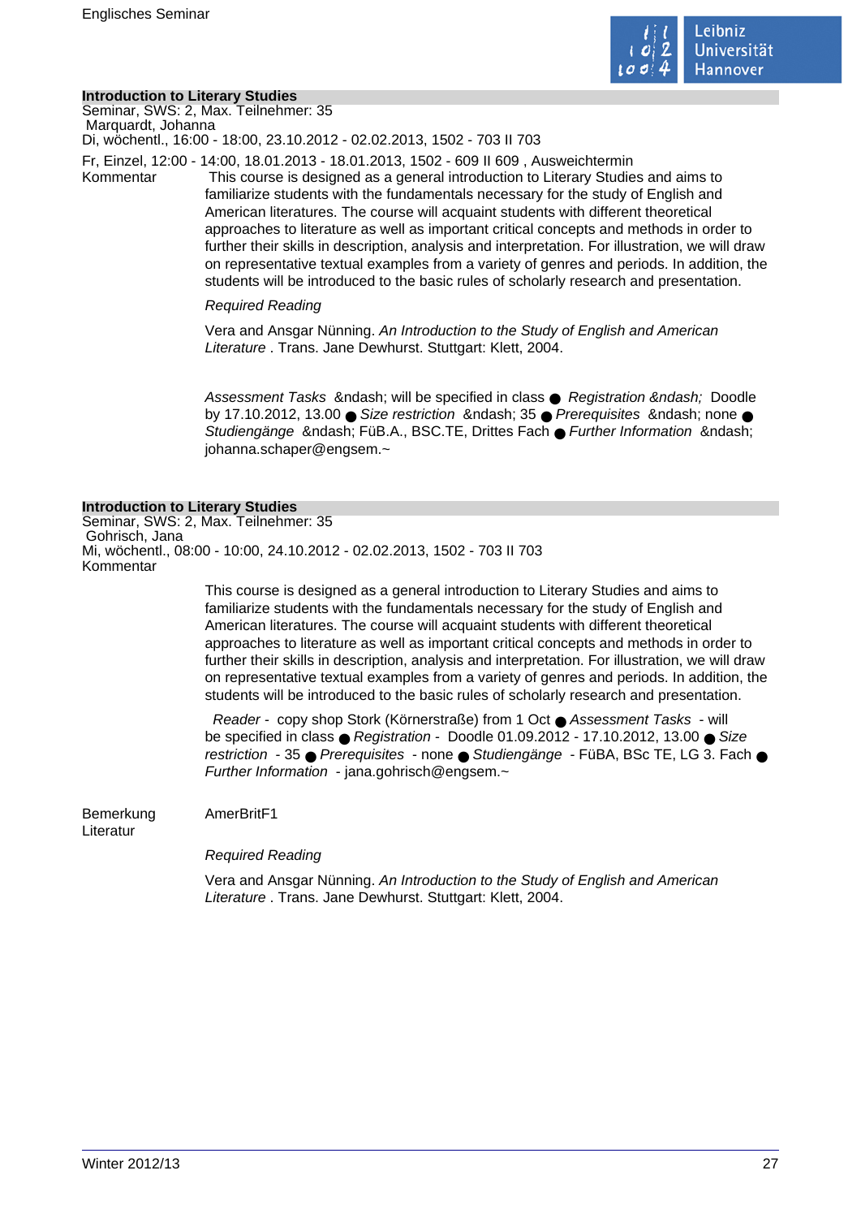### Introduction to Literary Studies

Seminar, SWS: 2, Max. Teilnehmer: 35
Marquardt, Johanna
Di, wöchentl., 16:00 - 18:00, 23.10.2012 - 02.02.2013, 1502 - 703 II 703

Fr, Einzel, 12:00 - 14:00, 18.01.2013 - 18.01.2013, 1502 - 609 II 609 , Ausweichtermin

Kommentar

This course is designed as a general introduction to Literary Studies and aims to familiarize students with the fundamentals necessary for the study of English and American literatures. The course will acquaint students with different theoretical approaches to literature as well as important critical concepts and methods in order to further their skills in description, analysis and interpretation. For illustration, we will draw on representative textual examples from a variety of genres and periods. In addition, the students will be introduced to the basic rules of scholarly research and presentation.

*Required Reading*

Vera and Ansgar Nünning. *An Introduction to the Study of English and American Literature* . Trans. Jane Dewhurst. Stuttgart: Klett, 2004.

*Assessment Tasks* &ndash; will be specified in class ● *Registration &ndash;* Doodle by 17.10.2012, 13.00 ● *Size restriction* &ndash; 35 ● *Prerequisites* &ndash; none ● *Studiengänge* &ndash; FüB.A., BSC.TE, Drittes Fach ● *Further Information* &ndash; johanna.schaper@engsem.~

### Introduction to Literary Studies

Seminar, SWS: 2, Max. Teilnehmer: 35
Gohrisch, Jana
Mi, wöchentl., 08:00 - 10:00, 24.10.2012 - 02.02.2013, 1502 - 703 II 703

Kommentar

This course is designed as a general introduction to Literary Studies and aims to familiarize students with the fundamentals necessary for the study of English and American literatures. The course will acquaint students with different theoretical approaches to literature as well as important critical concepts and methods in order to further their skills in description, analysis and interpretation. For illustration, we will draw on representative textual examples from a variety of genres and periods. In addition, the students will be introduced to the basic rules of scholarly research and presentation.

*Reader* - copy shop Stork (Körnerstraße) from 1 Oct ● *Assessment Tasks* - will be specified in class ● *Registration* - Doodle 01.09.2012 - 17.10.2012, 13.00 ● *Size restriction* - 35 ● *Prerequisites* - none ● *Studiengänge* - FüBA, BSc TE, LG 3. Fach ● *Further Information* - jana.gohrisch@engsem.~

Bemerkung AmerBritF1

Literatur

*Required Reading*

Vera and Ansgar Nünning. *An Introduction to the Study of English and American Literature* . Trans. Jane Dewhurst. Stuttgart: Klett, 2004.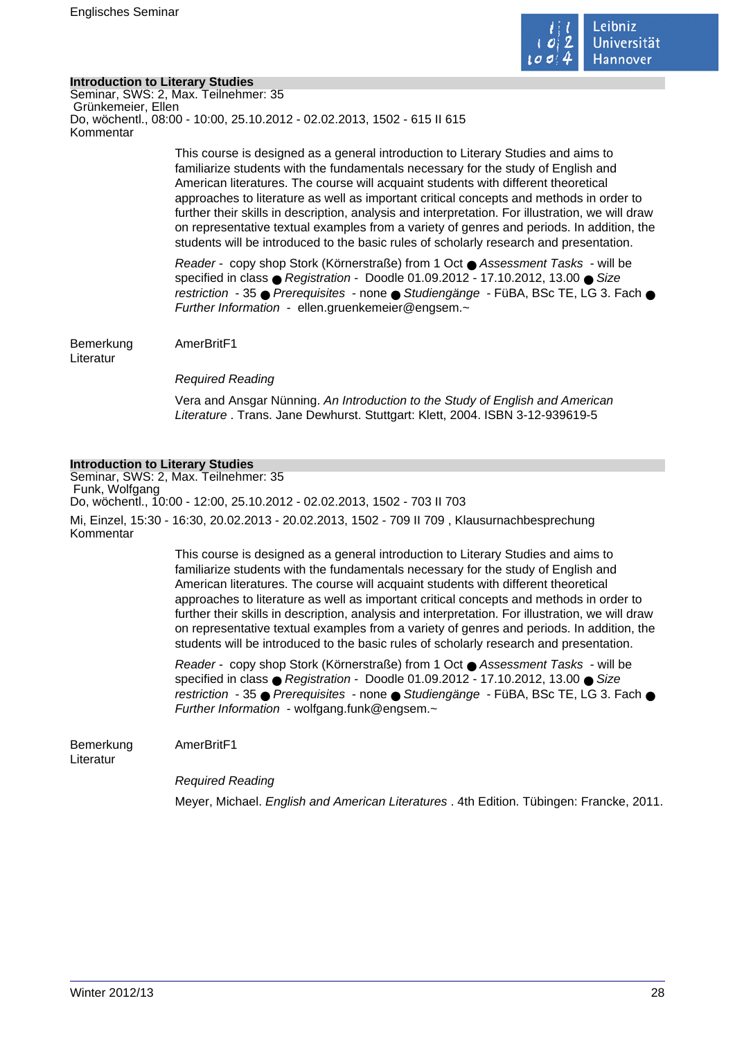## Introduction to Literary Studies

Seminar, SWS: 2, Max. Teilnehmer: 35
Grünkemeier, Ellen
Do, wöchentl., 08:00 - 10:00, 25.10.2012 - 02.02.2013, 1502 - 615 II 615

Kommentar

This course is designed as a general introduction to Literary Studies and aims to familiarize students with the fundamentals necessary for the study of English and American literatures. The course will acquaint students with different theoretical approaches to literature as well as important critical concepts and methods in order to further their skills in description, analysis and interpretation. For illustration, we will draw on representative textual examples from a variety of genres and periods. In addition, the students will be introduced to the basic rules of scholarly research and presentation.

*Reader* - copy shop Stork (Körnerstraße) from 1 Oct ● *Assessment Tasks* - will be specified in class ● *Registration* - Doodle 01.09.2012 - 17.10.2012, 13.00 ● *Size restriction* - 35 ● *Prerequisites* - none ● *Studiengänge* - FüBA, BSc TE, LG 3. Fach ● *Further Information* - ellen.gruenkemeier@engsem.~

Bemerkung: AmerBritF1

Literatur

*Required Reading*

Vera and Ansgar Nünning. *An Introduction to the Study of English and American Literature* . Trans. Jane Dewhurst. Stuttgart: Klett, 2004. ISBN 3-12-939619-5

## Introduction to Literary Studies

Seminar, SWS: 2, Max. Teilnehmer: 35
Funk, Wolfgang
Do, wöchentl., 10:00 - 12:00, 25.10.2012 - 02.02.2013, 1502 - 703 II 703

Mi, Einzel, 15:30 - 16:30, 20.02.2013 - 20.02.2013, 1502 - 709 II 709 , Klausurnachbesprechung

Kommentar

This course is designed as a general introduction to Literary Studies and aims to familiarize students with the fundamentals necessary for the study of English and American literatures. The course will acquaint students with different theoretical approaches to literature as well as important critical concepts and methods in order to further their skills in description, analysis and interpretation. For illustration, we will draw on representative textual examples from a variety of genres and periods. In addition, the students will be introduced to the basic rules of scholarly research and presentation.

*Reader* - copy shop Stork (Körnerstraße) from 1 Oct ● *Assessment Tasks* - will be specified in class ● *Registration* - Doodle 01.09.2012 - 17.10.2012, 13.00 ● *Size restriction* - 35 ● *Prerequisites* - none ● *Studiengänge* - FüBA, BSc TE, LG 3. Fach ● *Further Information* - wolfgang.funk@engsem.~

Bemerkung: AmerBritF1

Literatur

*Required Reading*

Meyer, Michael. *English and American Literatures* . 4th Edition. Tübingen: Francke, 2011.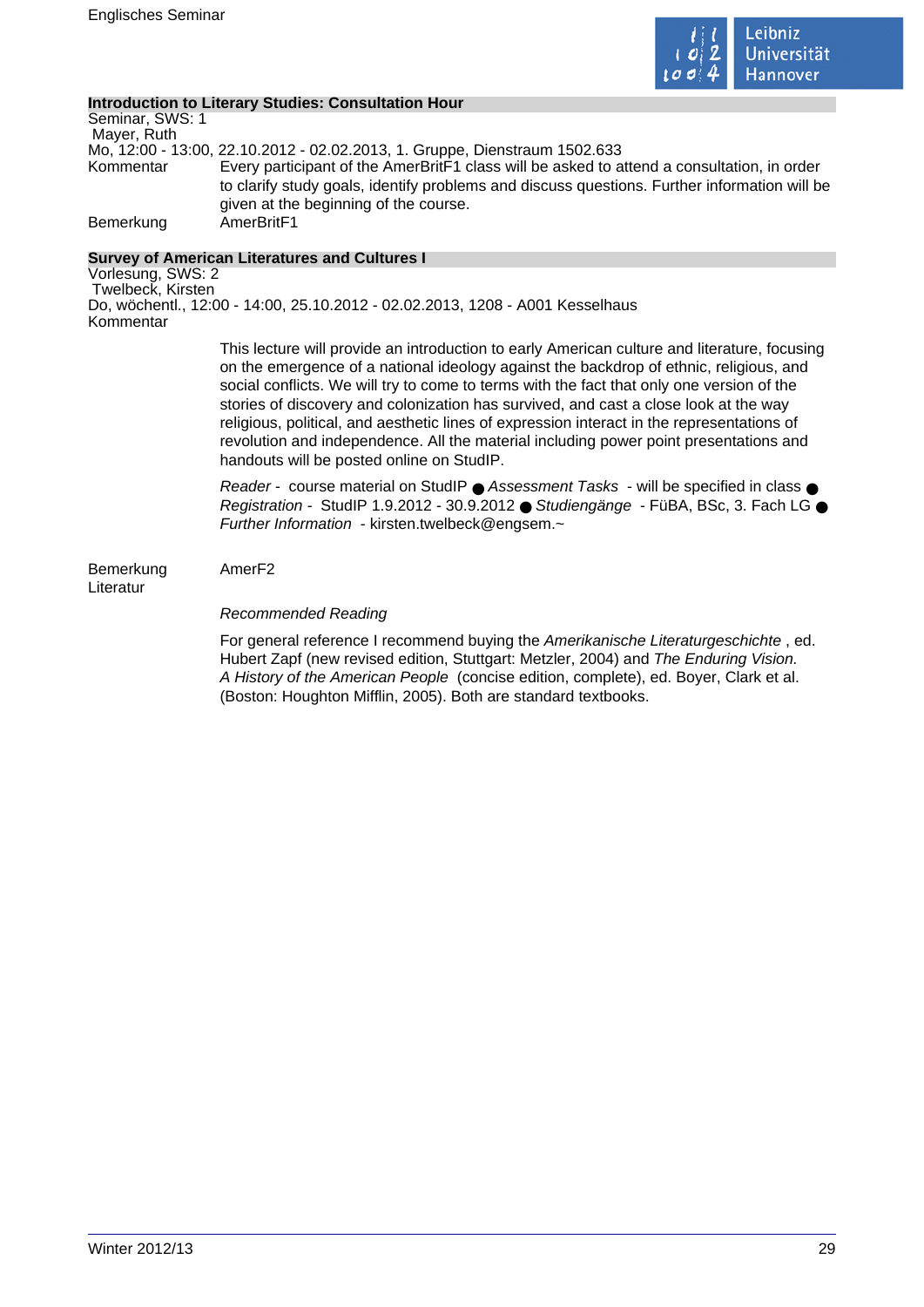### Introduction to Literary Studies: Consultation Hour

Seminar, SWS: 1
Mayer, Ruth
Mo, 12:00 - 13:00, 22.10.2012 - 02.02.2013, 1. Gruppe, Dienstraum 1502.633

Kommentar
Every participant of the AmerBritF1 class will be asked to attend a consultation, in order to clarify study goals, identify problems and discuss questions. Further information will be given at the beginning of the course.

Bemerkung
AmerBritF1

### Survey of American Literatures and Cultures I

Vorlesung, SWS: 2
Twelbeck, Kirsten
Do, wöchentl., 12:00 - 14:00, 25.10.2012 - 02.02.2013, 1208 - A001 Kesselhaus

Kommentar

This lecture will provide an introduction to early American culture and literature, focusing on the emergence of a national ideology against the backdrop of ethnic, religious, and social conflicts. We will try to come to terms with the fact that only one version of the stories of discovery and colonization has survived, and cast a close look at the way religious, political, and aesthetic lines of expression interact in the representations of revolution and independence. All the material including power point presentations and handouts will be posted online on StudIP.

*Reader* - course material on StudIP ● *Assessment Tasks* - will be specified in class ● *Registration* - StudIP 1.9.2012 - 30.9.2012 ● *Studiengänge* - FüBA, BSc, 3. Fach LG ● *Further Information* - kirsten.twelbeck@engsem.~

Bemerkung
AmerF2

Literatur

*Recommended Reading*

For general reference I recommend buying the *Amerikanische Literaturgeschichte* , ed. Hubert Zapf (new revised edition, Stuttgart: Metzler, 2004) and *The Enduring Vision. A History of the American People* (concise edition, complete), ed. Boyer, Clark et al. (Boston: Houghton Mifflin, 2005). Both are standard textbooks.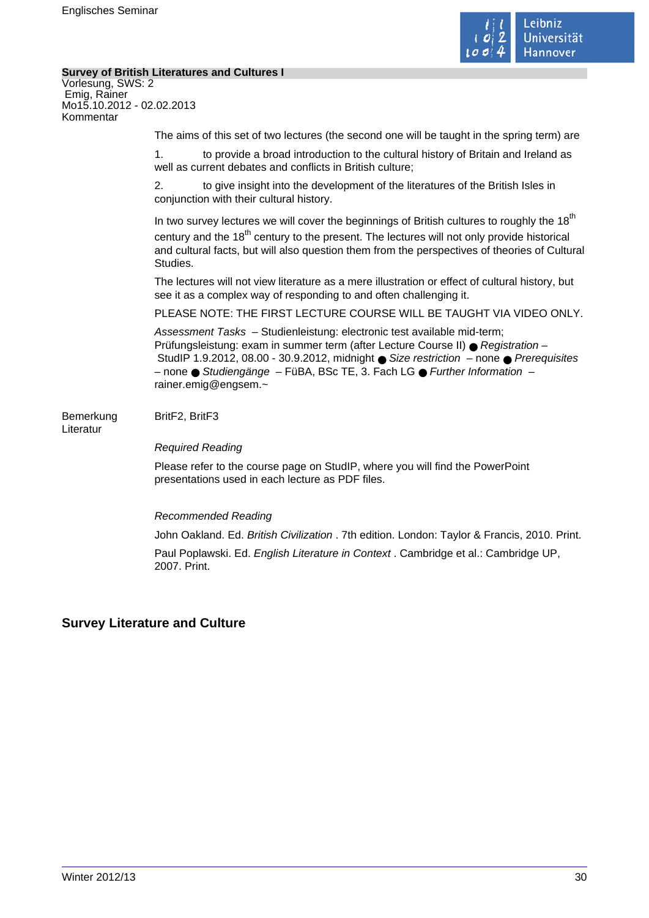**Survey of British Literatures and Cultures I**

Vorlesung, SWS: 2
Emig, Rainer
Mo15.10.2012 - 02.02.2013

Kommentar

The aims of this set of two lectures (the second one will be taught in the spring term) are

1. to provide a broad introduction to the cultural history of Britain and Ireland as well as current debates and conflicts in British culture;

2. to give insight into the development of the literatures of the British Isles in conjunction with their cultural history.

In two survey lectures we will cover the beginnings of British cultures to roughly the 18th century and the 18th century to the present. The lectures will not only provide historical and cultural facts, but will also question them from the perspectives of theories of Cultural Studies.

The lectures will not view literature as a mere illustration or effect of cultural history, but see it as a complex way of responding to and often challenging it.

PLEASE NOTE: THE FIRST LECTURE COURSE WILL BE TAUGHT VIA VIDEO ONLY.

*Assessment Tasks* – Studienleistung: electronic test available mid-term; Prüfungsleistung: exam in summer term (after Lecture Course II) ● *Registration* – StudIP 1.9.2012, 08.00 - 30.9.2012, midnight ● *Size restriction* – none ● *Prerequisites* – none ● *Studiengänge* – FüBA, BSc TE, 3. Fach LG ● *Further Information* – rainer.emig@engsem.~

Bemerkung

BritF2, BritF3

Literatur

*Required Reading*

Please refer to the course page on StudIP, where you will find the PowerPoint presentations used in each lecture as PDF files.

*Recommended Reading*

John Oakland. Ed. *British Civilization* . 7th edition. London: Taylor & Francis, 2010. Print.

Paul Poplawski. Ed. *English Literature in Context* . Cambridge et al.: Cambridge UP, 2007. Print.

## Survey Literature and Culture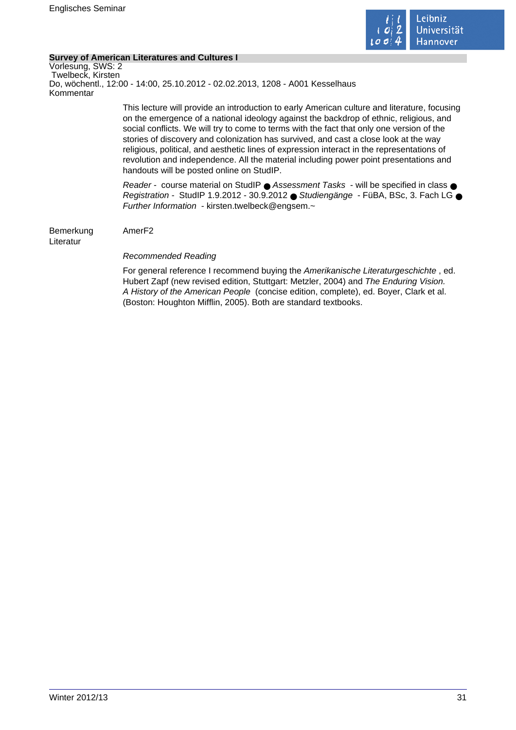**Survey of American Literatures and Cultures I**

Vorlesung, SWS: 2
Twelbeck, Kirsten
Do, wöchentl., 12:00 - 14:00, 25.10.2012 - 02.02.2013, 1208 - A001 Kesselhaus

Kommentar

This lecture will provide an introduction to early American culture and literature, focusing on the emergence of a national ideology against the backdrop of ethnic, religious, and social conflicts. We will try to come to terms with the fact that only one version of the stories of discovery and colonization has survived, and cast a close look at the way religious, political, and aesthetic lines of expression interact in the representations of revolution and independence. All the material including power point presentations and handouts will be posted online on StudIP.

*Reader* - course material on StudIP ● *Assessment Tasks* - will be specified in class ● *Registration* - StudIP 1.9.2012 - 30.9.2012 ● *Studiengänge* - FüBA, BSc, 3. Fach LG ● *Further Information* - kirsten.twelbeck@engsem.~

Bemerkung AmerF2

Literatur

*Recommended Reading*

For general reference I recommend buying the *Amerikanische Literaturgeschichte* , ed. Hubert Zapf (new revised edition, Stuttgart: Metzler, 2004) and *The Enduring Vision. A History of the American People* (concise edition, complete), ed. Boyer, Clark et al. (Boston: Houghton Mifflin, 2005). Both are standard textbooks.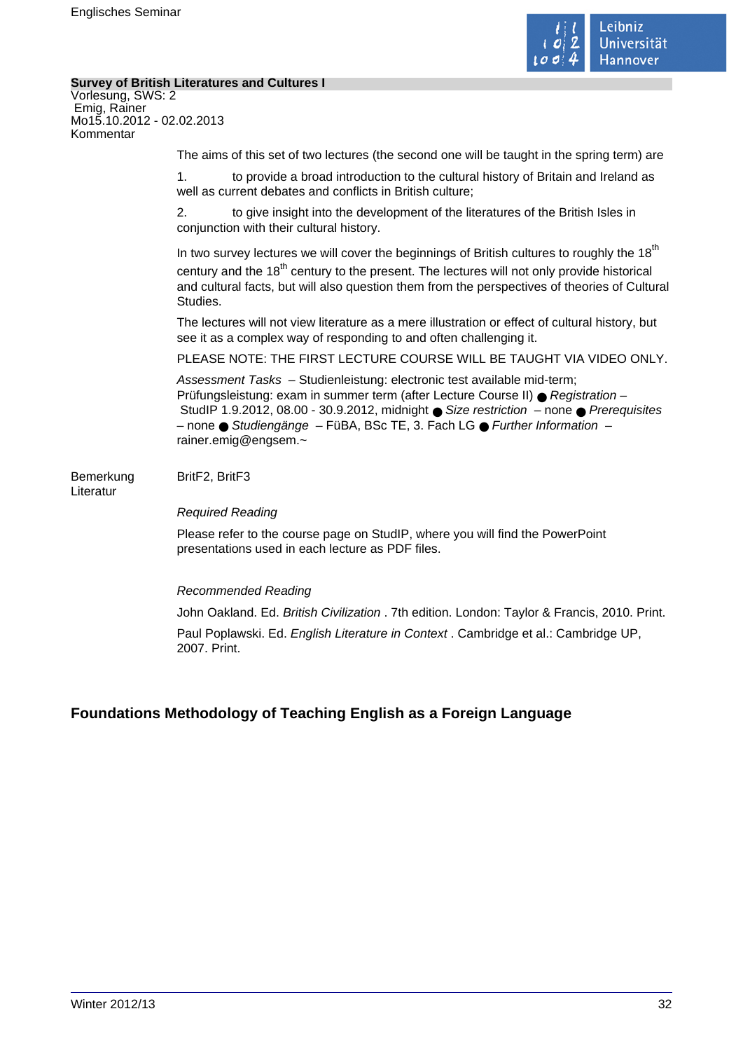**Survey of British Literatures and Cultures I**

Vorlesung, SWS: 2
Emig, Rainer
Mo15.10.2012 - 02.02.2013

Kommentar

The aims of this set of two lectures (the second one will be taught in the spring term) are

1. to provide a broad introduction to the cultural history of Britain and Ireland as well as current debates and conflicts in British culture;

2. to give insight into the development of the literatures of the British Isles in conjunction with their cultural history.

In two survey lectures we will cover the beginnings of British cultures to roughly the 18th century and the 18th century to the present. The lectures will not only provide historical and cultural facts, but will also question them from the perspectives of theories of Cultural Studies.

The lectures will not view literature as a mere illustration or effect of cultural history, but see it as a complex way of responding to and often challenging it.

PLEASE NOTE: THE FIRST LECTURE COURSE WILL BE TAUGHT VIA VIDEO ONLY.

*Assessment Tasks* – Studienleistung: electronic test available mid-term; Prüfungsleistung: exam in summer term (after Lecture Course II) ● *Registration* – StudIP 1.9.2012, 08.00 - 30.9.2012, midnight ● *Size restriction* – none ● *Prerequisites* – none ● *Studiengänge* – FüBA, BSc TE, 3. Fach LG ● *Further Information* – rainer.emig@engsem.~

Bemerkung

BritF2, BritF3

Literatur

*Required Reading*

Please refer to the course page on StudIP, where you will find the PowerPoint presentations used in each lecture as PDF files.

*Recommended Reading*

John Oakland. Ed. *British Civilization* . 7th edition. London: Taylor & Francis, 2010. Print.

Paul Poplawski. Ed. *English Literature in Context* . Cambridge et al.: Cambridge UP, 2007. Print.

## Foundations Methodology of Teaching English as a Foreign Language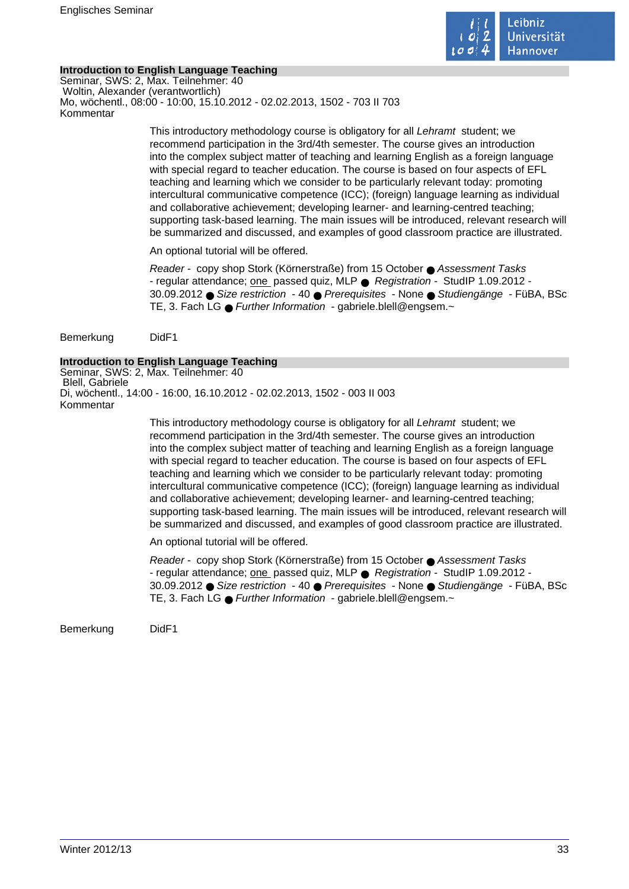**Introduction to English Language Teaching**

Seminar, SWS: 2, Max. Teilnehmer: 40
Woltin, Alexander (verantwortlich)
Mo, wöchentl., 08:00 - 10:00, 15.10.2012 - 02.02.2013, 1502 - 703 II 703
Kommentar

This introductory methodology course is obligatory for all *Lehramt* student; we recommend participation in the 3rd/4th semester. The course gives an introduction into the complex subject matter of teaching and learning English as a foreign language with special regard to teacher education. The course is based on four aspects of EFL teaching and learning which we consider to be particularly relevant today: promoting intercultural communicative competence (ICC); (foreign) language learning as individual and collaborative achievement; developing learner- and learning-centred teaching; supporting task-based learning. The main issues will be introduced, relevant research will be summarized and discussed, and examples of good classroom practice are illustrated.

An optional tutorial will be offered.

*Reader* - copy shop Stork (Körnerstraße) from 15 October ● *Assessment Tasks* - regular attendance; one passed quiz, MLP ● *Registration* - StudIP 1.09.2012 - 30.09.2012 ● *Size restriction* - 40 ● *Prerequisites* - None ● *Studiengänge* - FüBA, BSc TE, 3. Fach LG ● *Further Information* - gabriele.blell@engsem.~

Bemerkung DidF1

**Introduction to English Language Teaching**

Seminar, SWS: 2, Max. Teilnehmer: 40
Blell, Gabriele
Di, wöchentl., 14:00 - 16:00, 16.10.2012 - 02.02.2013, 1502 - 003 II 003
Kommentar

This introductory methodology course is obligatory for all *Lehramt* student; we recommend participation in the 3rd/4th semester. The course gives an introduction into the complex subject matter of teaching and learning English as a foreign language with special regard to teacher education. The course is based on four aspects of EFL teaching and learning which we consider to be particularly relevant today: promoting intercultural communicative competence (ICC); (foreign) language learning as individual and collaborative achievement; developing learner- and learning-centred teaching; supporting task-based learning. The main issues will be introduced, relevant research will be summarized and discussed, and examples of good classroom practice are illustrated.

An optional tutorial will be offered.

*Reader* - copy shop Stork (Körnerstraße) from 15 October ● *Assessment Tasks* - regular attendance; one passed quiz, MLP ● *Registration* - StudIP 1.09.2012 - 30.09.2012 ● *Size restriction* - 40 ● *Prerequisites* - None ● *Studiengänge* - FüBA, BSc TE, 3. Fach LG ● *Further Information* - gabriele.blell@engsem.~

Bemerkung DidF1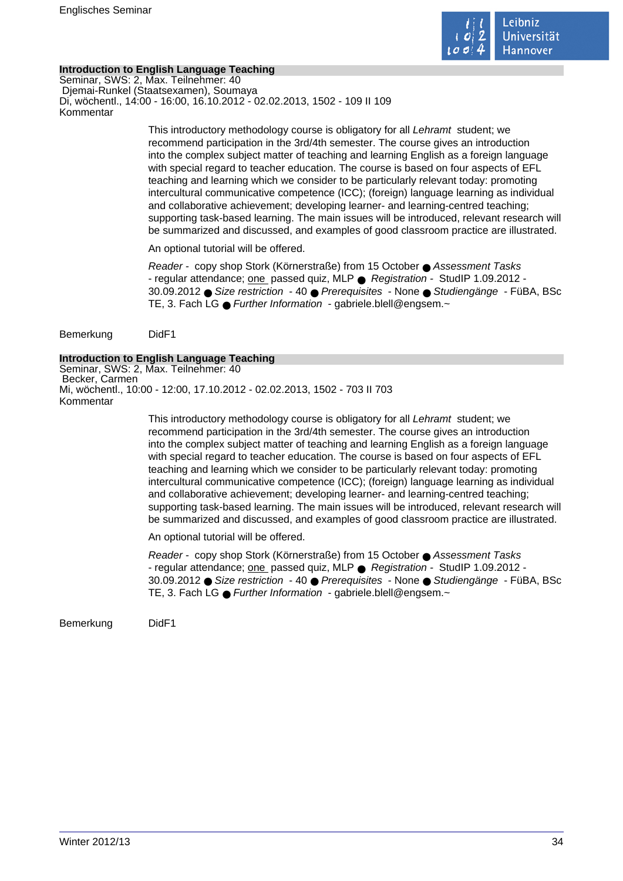### Introduction to English Language Teaching

Seminar, SWS: 2, Max. Teilnehmer: 40
Djemai-Runkel (Staatsexamen), Soumaya
Di, wöchentl., 14:00 - 16:00, 16.10.2012 - 02.02.2013, 1502 - 109 II 109
Kommentar

This introductory methodology course is obligatory for all *Lehramt* student; we recommend participation in the 3rd/4th semester. The course gives an introduction into the complex subject matter of teaching and learning English as a foreign language with special regard to teacher education. The course is based on four aspects of EFL teaching and learning which we consider to be particularly relevant today: promoting intercultural communicative competence (ICC); (foreign) language learning as individual and collaborative achievement; developing learner- and learning-centred teaching; supporting task-based learning. The main issues will be introduced, relevant research will be summarized and discussed, and examples of good classroom practice are illustrated.

An optional tutorial will be offered.

*Reader* - copy shop Stork (Körnerstraße) from 15 October ● *Assessment Tasks* - regular attendance; one passed quiz, MLP ● *Registration* - StudIP 1.09.2012 - 30.09.2012 ● *Size restriction* - 40 ● *Prerequisites* - None ● *Studiengänge* - FüBA, BSc TE, 3. Fach LG ● *Further Information* - gabriele.blell@engsem.~

Bemerkung DidF1

### Introduction to English Language Teaching

Seminar, SWS: 2, Max. Teilnehmer: 40
Becker, Carmen
Mi, wöchentl., 10:00 - 12:00, 17.10.2012 - 02.02.2013, 1502 - 703 II 703
Kommentar

This introductory methodology course is obligatory for all *Lehramt* student; we recommend participation in the 3rd/4th semester. The course gives an introduction into the complex subject matter of teaching and learning English as a foreign language with special regard to teacher education. The course is based on four aspects of EFL teaching and learning which we consider to be particularly relevant today: promoting intercultural communicative competence (ICC); (foreign) language learning as individual and collaborative achievement; developing learner- and learning-centred teaching; supporting task-based learning. The main issues will be introduced, relevant research will be summarized and discussed, and examples of good classroom practice are illustrated.

An optional tutorial will be offered.

*Reader* - copy shop Stork (Körnerstraße) from 15 October ● *Assessment Tasks* - regular attendance; one passed quiz, MLP ● *Registration* - StudIP 1.09.2012 - 30.09.2012 ● *Size restriction* - 40 ● *Prerequisites* - None ● *Studiengänge* - FüBA, BSc TE, 3. Fach LG ● *Further Information* - gabriele.blell@engsem.~

Bemerkung DidF1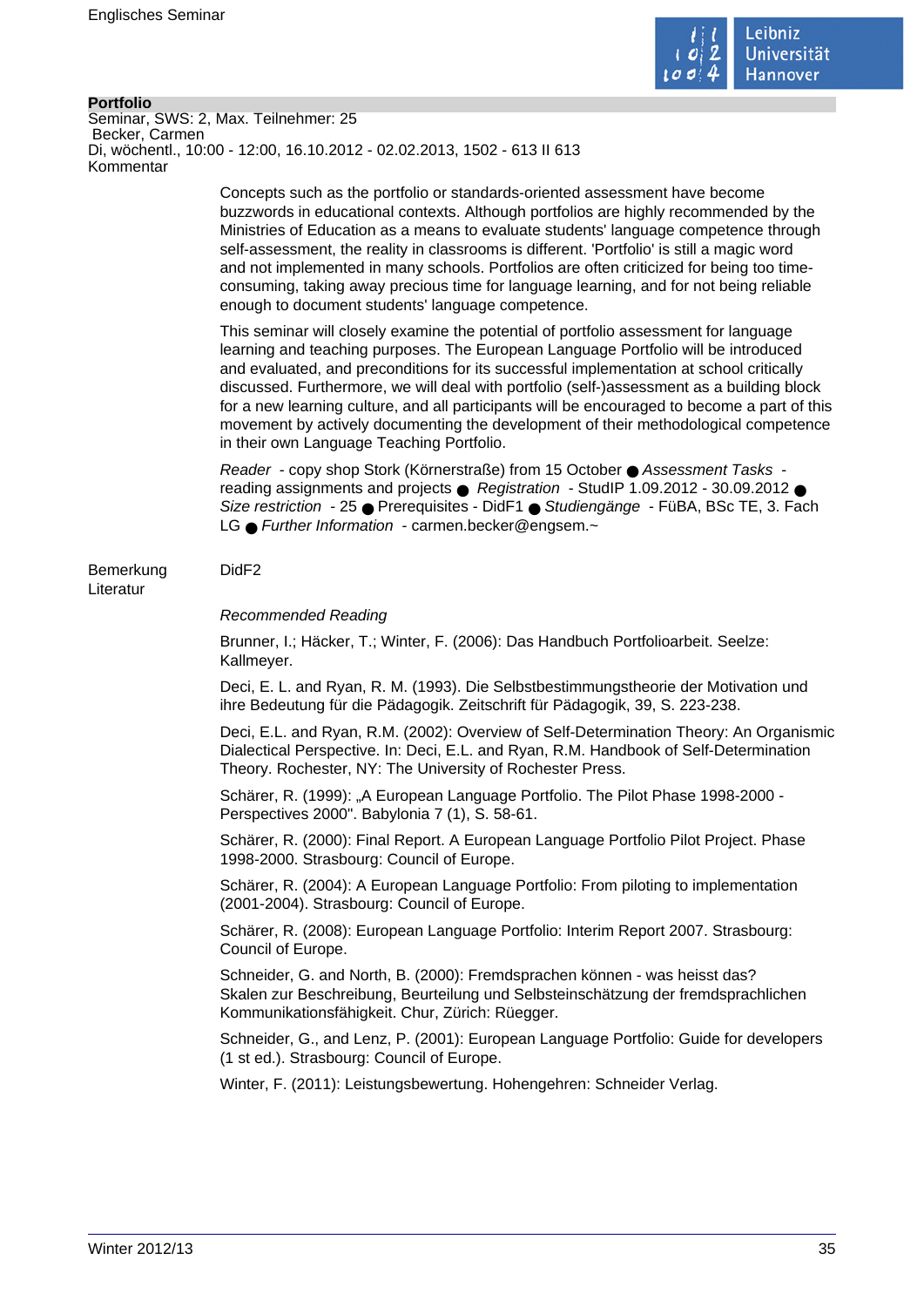**Portfolio**

Seminar, SWS: 2, Max. Teilnehmer: 25
Becker, Carmen
Di, wöchentl., 10:00 - 12:00, 16.10.2012 - 02.02.2013, 1502 - 613 II 613

Kommentar

Concepts such as the portfolio or standards-oriented assessment have become buzzwords in educational contexts. Although portfolios are highly recommended by the Ministries of Education as a means to evaluate students' language competence through self-assessment, the reality in classrooms is different. 'Portfolio' is still a magic word and not implemented in many schools. Portfolios are often criticized for being too time-consuming, taking away precious time for language learning, and for not being reliable enough to document students' language competence.

This seminar will closely examine the potential of portfolio assessment for language learning and teaching purposes. The European Language Portfolio will be introduced and evaluated, and preconditions for its successful implementation at school critically discussed. Furthermore, we will deal with portfolio (self-)assessment as a building block for a new learning culture, and all participants will be encouraged to become a part of this movement by actively documenting the development of their methodological competence in their own Language Teaching Portfolio.

*Reader* - copy shop Stork (Körnerstraße) from 15 October ● *Assessment Tasks* - reading assignments and projects ● *Registration* - StudIP 1.09.2012 - 30.09.2012 ● *Size restriction* - 25 ● Prerequisites - DidF1 ● *Studiengänge* - FüBA, BSc TE, 3. Fach LG ● *Further Information* - carmen.becker@engsem.~

Bemerkung

DidF2

Literatur

*Recommended Reading*

Brunner, I.; Häcker, T.; Winter, F. (2006): Das Handbuch Portfolioarbeit. Seelze: Kallmeyer.

Deci, E. L. and Ryan, R. M. (1993). Die Selbstbestimmungstheorie der Motivation und ihre Bedeutung für die Pädagogik. Zeitschrift für Pädagogik, 39, S. 223-238.

Deci, E.L. and Ryan, R.M. (2002): Overview of Self-Determination Theory: An Organismic Dialectical Perspective. In: Deci, E.L. and Ryan, R.M. Handbook of Self-Determination Theory. Rochester, NY: The University of Rochester Press.

Schärer, R. (1999): „A European Language Portfolio. The Pilot Phase 1998-2000 - Perspectives 2000". Babylonia 7 (1), S. 58-61.

Schärer, R. (2000): Final Report. A European Language Portfolio Pilot Project. Phase 1998-2000. Strasbourg: Council of Europe.

Schärer, R. (2004): A European Language Portfolio: From piloting to implementation (2001-2004). Strasbourg: Council of Europe.

Schärer, R. (2008): European Language Portfolio: Interim Report 2007. Strasbourg: Council of Europe.

Schneider, G. and North, B. (2000): Fremdsprachen können - was heisst das? Skalen zur Beschreibung, Beurteilung und Selbsteinschätzung der fremdsprachlichen Kommunikationsfähigkeit. Chur, Zürich: Rüegger.

Schneider, G., and Lenz, P. (2001): European Language Portfolio: Guide for developers (1 st ed.). Strasbourg: Council of Europe.

Winter, F. (2011): Leistungsbewertung. Hohengehren: Schneider Verlag.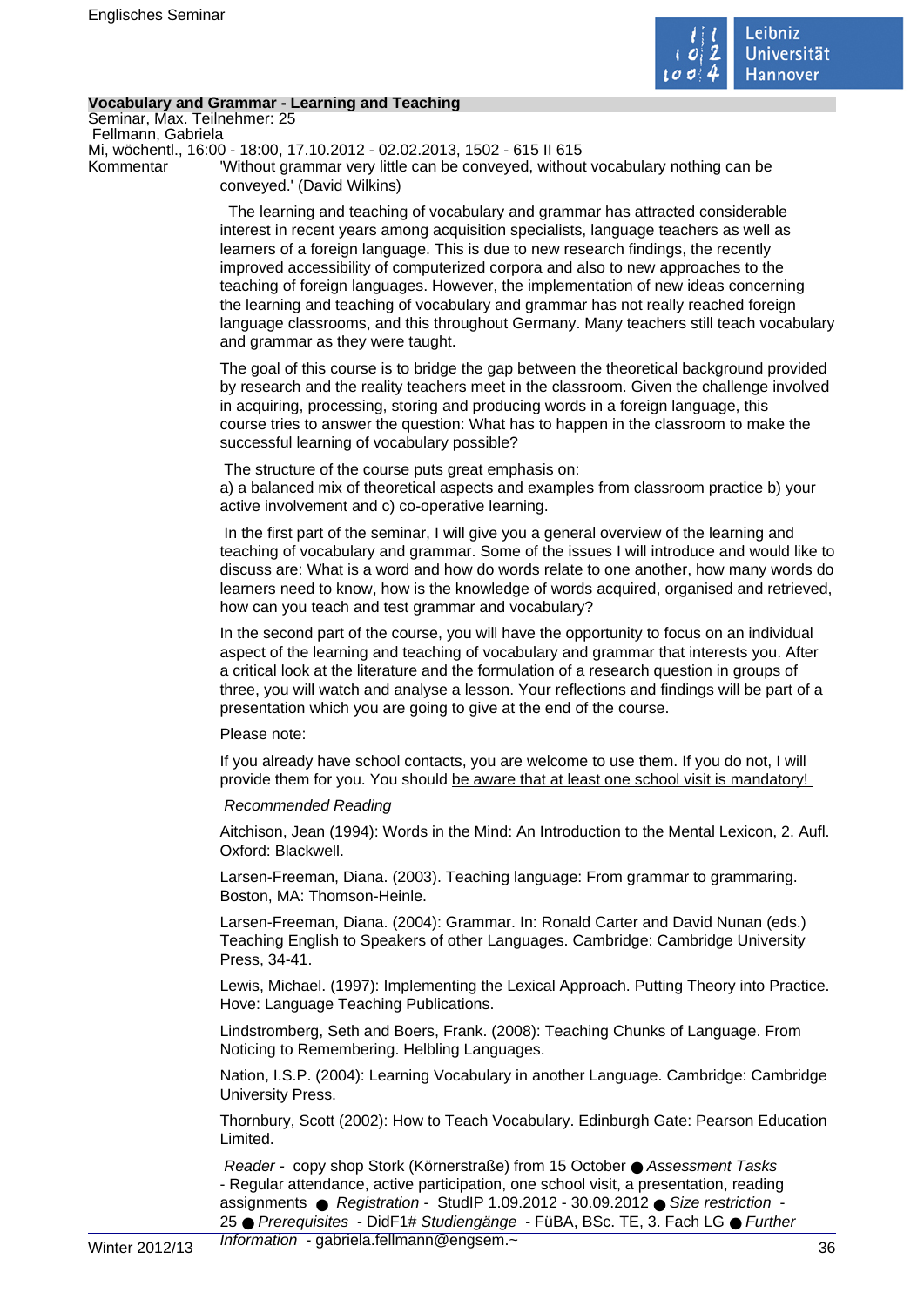**Vocabulary and Grammar - Learning and Teaching**

Seminar, Max. Teilnehmer: 25

Fellmann, Gabriela

Mi, wöchentl., 16:00 - 18:00, 17.10.2012 - 02.02.2013, 1502 - 615 II 615

Kommentar

'Without grammar very little can be conveyed, without vocabulary nothing can be conveyed.' (David Wilkins)

_The learning and teaching of vocabulary and grammar has attracted considerable interest in recent years among acquisition specialists, language teachers as well as learners of a foreign language. This is due to new research findings, the recently improved accessibility of computerized corpora and also to new approaches to the teaching of foreign languages. However, the implementation of new ideas concerning the learning and teaching of vocabulary and grammar has not really reached foreign language classrooms, and this throughout Germany. Many teachers still teach vocabulary and grammar as they were taught.

The goal of this course is to bridge the gap between the theoretical background provided by research and the reality teachers meet in the classroom. Given the challenge involved in acquiring, processing, storing and producing words in a foreign language, this course tries to answer the question: What has to happen in the classroom to make the successful learning of vocabulary possible?

The structure of the course puts great emphasis on:
a) a balanced mix of theoretical aspects and examples from classroom practice b) your active involvement and c) co-operative learning.

In the first part of the seminar, I will give you a general overview of the learning and teaching of vocabulary and grammar. Some of the issues I will introduce and would like to discuss are: What is a word and how do words relate to one another, how many words do learners need to know, how is the knowledge of words acquired, organised and retrieved, how can you teach and test grammar and vocabulary?

In the second part of the course, you will have the opportunity to focus on an individual aspect of the learning and teaching of vocabulary and grammar that interests you. After a critical look at the literature and the formulation of a research question in groups of three, you will watch and analyse a lesson. Your reflections and findings will be part of a presentation which you are going to give at the end of the course.

Please note:

If you already have school contacts, you are welcome to use them. If you do not, I will provide them for you. You should <u>be aware that at least one school visit is mandatory!</u>

*Recommended Reading*

Aitchison, Jean (1994): Words in the Mind: An Introduction to the Mental Lexicon, 2. Aufl. Oxford: Blackwell.

Larsen-Freeman, Diana. (2003). Teaching language: From grammar to grammaring. Boston, MA: Thomson-Heinle.

Larsen-Freeman, Diana. (2004): Grammar. In: Ronald Carter and David Nunan (eds.) Teaching English to Speakers of other Languages. Cambridge: Cambridge University Press, 34-41.

Lewis, Michael. (1997): Implementing the Lexical Approach. Putting Theory into Practice. Hove: Language Teaching Publications.

Lindstromberg, Seth and Boers, Frank. (2008): Teaching Chunks of Language. From Noticing to Remembering. Helbling Languages.

Nation, I.S.P. (2004): Learning Vocabulary in another Language. Cambridge: Cambridge University Press.

Thornbury, Scott (2002): How to Teach Vocabulary. Edinburgh Gate: Pearson Education Limited.

*Reader* - copy shop Stork (Körnerstraße) from 15 October ● *Assessment Tasks* - Regular attendance, active participation, one school visit, a presentation, reading assignments ● *Registration* - StudIP 1.09.2012 - 30.09.2012 ● *Size restriction* - 25 ● *Prerequisites* - DidF1# *Studiengänge* - FüBA, BSc. TE, 3. Fach LG ● *Further Information* - gabriela.fellmann@engsem.~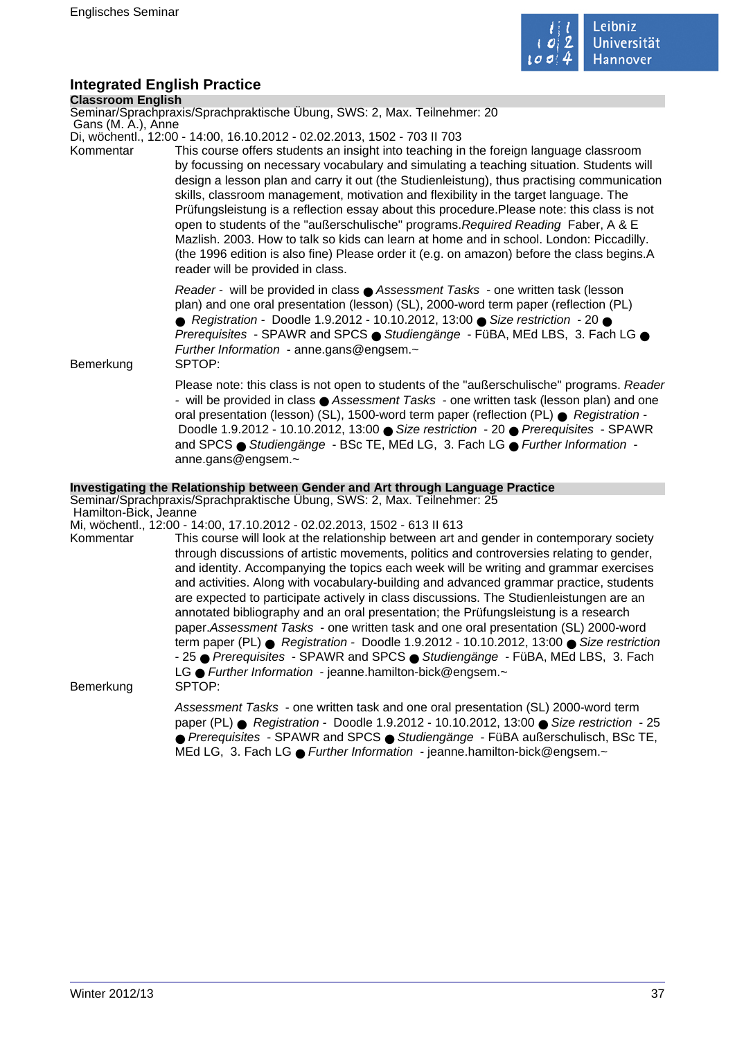## Integrated English Practice

### Classroom English

Seminar/Sprachpraxis/Sprachpraktische Übung, SWS: 2, Max. Teilnehmer: 20
Gans (M. A.), Anne
Di, wöchentl., 12:00 - 14:00, 16.10.2012 - 02.02.2013, 1502 - 703 II 703

Kommentar

This course offers students an insight into teaching in the foreign language classroom by focussing on necessary vocabulary and simulating a teaching situation. Students will design a lesson plan and carry it out (the Studienleistung), thus practising communication skills, classroom management, motivation and flexibility in the target language. The Prüfungsleistung is a reflection essay about this procedure.Please note: this class is not open to students of the "außerschulische" programs.*Required Reading* Faber, A & E Mazlish. 2003. How to talk so kids can learn at home and in school. London: Piccadilly. (the 1996 edition is also fine) Please order it (e.g. on amazon) before the class begins.A reader will be provided in class.

*Reader* - will be provided in class ● *Assessment Tasks* - one written task (lesson plan) and one oral presentation (lesson) (SL), 2000-word term paper (reflection (PL) ● *Registration* - Doodle 1.9.2012 - 10.10.2012, 13:00 ● *Size restriction* - 20 ● *Prerequisites* - SPAWR and SPCS ● *Studiengänge* - FüBA, MEd LBS, 3. Fach LG ● *Further Information* - anne.gans@engsem.~

Bemerkung

SPTOP:

Please note: this class is not open to students of the "außerschulische" programs. *Reader* - will be provided in class ● *Assessment Tasks* - one written task (lesson plan) and one oral presentation (lesson) (SL), 1500-word term paper (reflection (PL) ● *Registration* - Doodle 1.9.2012 - 10.10.2012, 13:00 ● *Size restriction* - 20 ● *Prerequisites* - SPAWR and SPCS ● *Studiengänge* - BSc TE, MEd LG, 3. Fach LG ● *Further Information* - anne.gans@engsem.~

### Investigating the Relationship between Gender and Art through Language Practice

Seminar/Sprachpraxis/Sprachpraktische Übung, SWS: 2, Max. Teilnehmer: 25
Hamilton-Bick, Jeanne
Mi, wöchentl., 12:00 - 14:00, 17.10.2012 - 02.02.2013, 1502 - 613 II 613

Kommentar

This course will look at the relationship between art and gender in contemporary society through discussions of artistic movements, politics and controversies relating to gender, and identity. Accompanying the topics each week will be writing and grammar exercises and activities. Along with vocabulary-building and advanced grammar practice, students are expected to participate actively in class discussions. The Studienleistungen are an annotated bibliography and an oral presentation; the Prüfungsleistung is a research paper.*Assessment Tasks* - one written task and one oral presentation (SL) 2000-word term paper (PL) ● *Registration* - Doodle 1.9.2012 - 10.10.2012, 13:00 ● *Size restriction* - 25 ● *Prerequisites* - SPAWR and SPCS ● *Studiengänge* - FüBA, MEd LBS, 3. Fach LG ● *Further Information* - jeanne.hamilton-bick@engsem.~

Bemerkung

SPTOP:

*Assessment Tasks* - one written task and one oral presentation (SL) 2000-word term paper (PL) ● *Registration* - Doodle 1.9.2012 - 10.10.2012, 13:00 ● *Size restriction* - 25 ● *Prerequisites* - SPAWR and SPCS ● *Studiengänge* - FüBA außerschulisch, BSc TE, MEd LG, 3. Fach LG ● *Further Information* - jeanne.hamilton-bick@engsem.~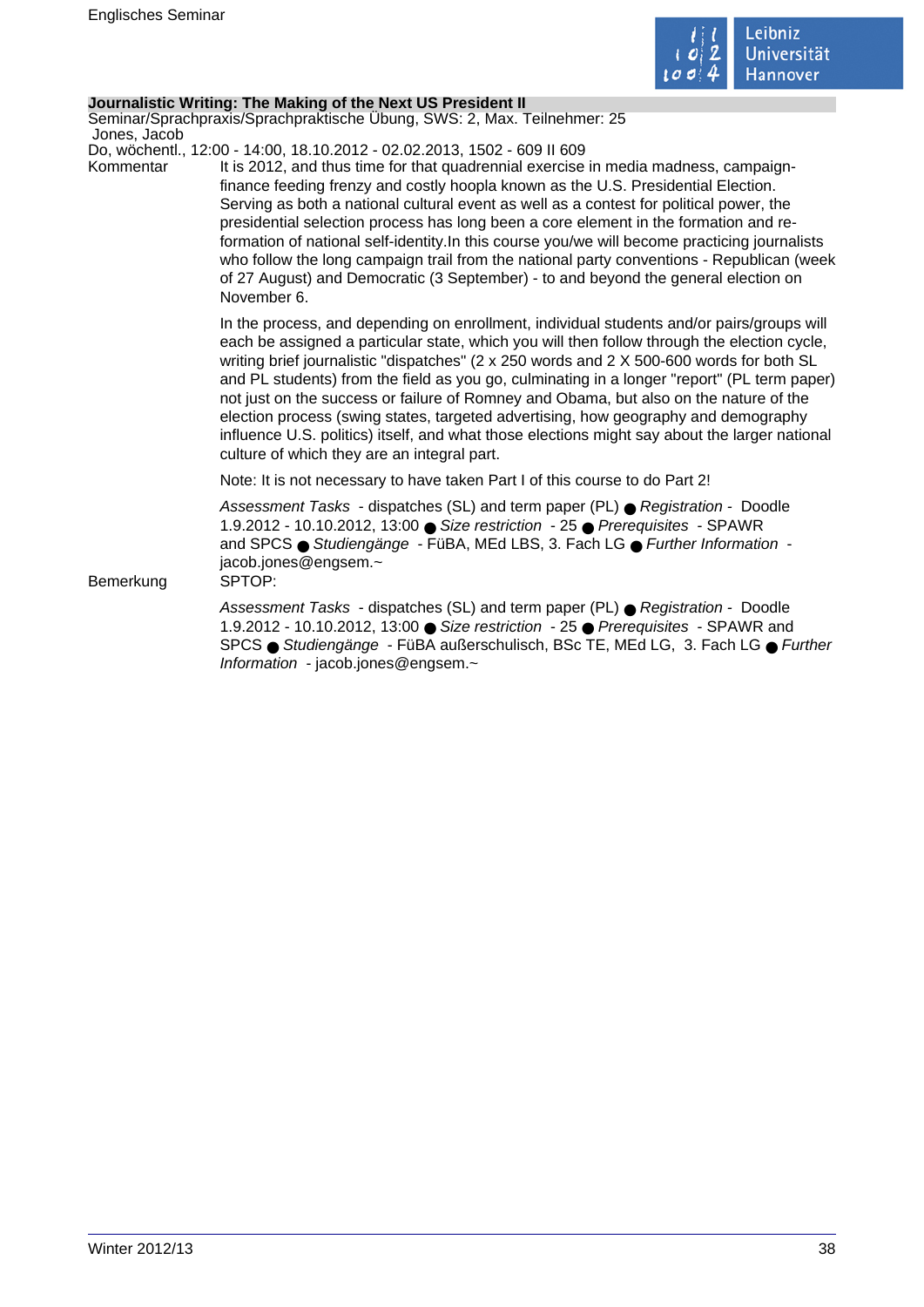### Journalistic Writing: The Making of the Next US President II

Seminar/Sprachpraxis/Sprachpraktische Übung, SWS: 2, Max. Teilnehmer: 25

Jones, Jacob

Do, wöchentl., 12:00 - 14:00, 18.10.2012 - 02.02.2013, 1502 - 609 II 609

**Kommentar**

It is 2012, and thus time for that quadrennial exercise in media madness, campaign-finance feeding frenzy and costly hoopla known as the U.S. Presidential Election. Serving as both a national cultural event as well as a contest for political power, the presidential selection process has long been a core element in the formation and re-formation of national self-identity.In this course you/we will become practicing journalists who follow the long campaign trail from the national party conventions - Republican (week of 27 August) and Democratic (3 September) - to and beyond the general election on November 6.

In the process, and depending on enrollment, individual students and/or pairs/groups will each be assigned a particular state, which you will then follow through the election cycle, writing brief journalistic "dispatches" (2 x 250 words and 2 X 500-600 words for both SL and PL students) from the field as you go, culminating in a longer "report" (PL term paper) not just on the success or failure of Romney and Obama, but also on the nature of the election process (swing states, targeted advertising, how geography and demography influence U.S. politics) itself, and what those elections might say about the larger national culture of which they are an integral part.

Note: It is not necessary to have taken Part I of this course to do Part 2!

*Assessment Tasks* - dispatches (SL) and term paper (PL) ● *Registration* - Doodle 1.9.2012 - 10.10.2012, 13:00 ● *Size restriction* - 25 ● *Prerequisites* - SPAWR and SPCS ● *Studiengänge* - FüBA, MEd LBS, 3. Fach LG ● *Further Information* - jacob.jones@engsem.~

**Bemerkung**

SPTOP:

*Assessment Tasks* - dispatches (SL) and term paper (PL) ● *Registration* - Doodle 1.9.2012 - 10.10.2012, 13:00 ● *Size restriction* - 25 ● *Prerequisites* - SPAWR and SPCS ● *Studiengänge* - FüBA außerschulisch, BSc TE, MEd LG, 3. Fach LG ● *Further Information* - jacob.jones@engsem.~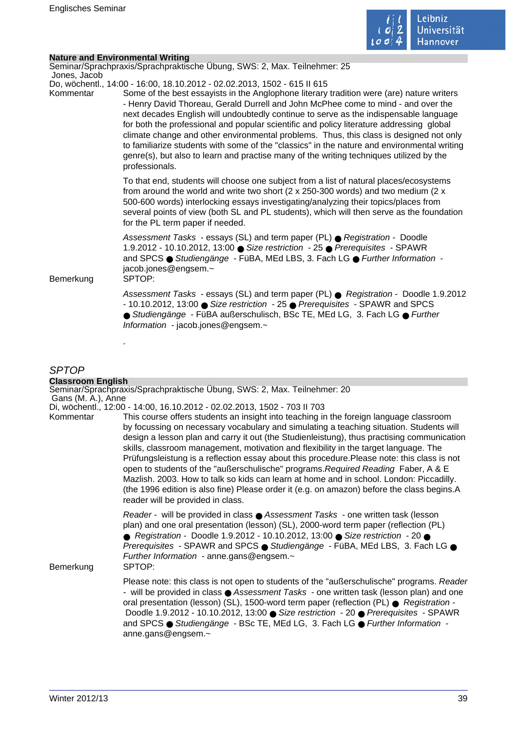### Nature and Environmental Writing

Seminar/Sprachpraxis/Sprachpraktische Übung, SWS: 2, Max. Teilnehmer: 25

Jones, Jacob

Do, wöchentl., 14:00 - 16:00, 18.10.2012 - 02.02.2013, 1502 - 615 II 615

Kommentar

Some of the best essayists in the Anglophone literary tradition were (are) nature writers - Henry David Thoreau, Gerald Durrell and John McPhee come to mind - and over the next decades English will undoubtedly continue to serve as the indispensable language for both the professional and popular scientific and policy literature addressing global climate change and other environmental problems. Thus, this class is designed not only to familiarize students with some of the "classics" in the nature and environmental writing genre(s), but also to learn and practise many of the writing techniques utilized by the professionals.

To that end, students will choose one subject from a list of natural places/ecosystems from around the world and write two short (2 x 250-300 words) and two medium (2 x 500-600 words) interlocking essays investigating/analyzing their topics/places from several points of view (both SL and PL students), which will then serve as the foundation for the PL term paper if needed.

*Assessment Tasks* - essays (SL) and term paper (PL) ● *Registration* - Doodle 1.9.2012 - 10.10.2012, 13:00 ● *Size restriction* - 25 ● *Prerequisites* - SPAWR and SPCS ● *Studiengänge* - FüBA, MEd LBS, 3. Fach LG ● *Further Information* - jacob.jones@engsem.~

Bemerkung

SPTOP:

*Assessment Tasks* - essays (SL) and term paper (PL) ● *Registration* - Doodle 1.9.2012 - 10.10.2012, 13:00 ● *Size restriction* - 25 ● *Prerequisites* - SPAWR and SPCS ● *Studiengänge* - FüBA außerschulisch, BSc TE, MEd LG, 3. Fach LG ● *Further Information* - jacob.jones@engsem.~

-

## *SPTOP*

### Classroom English

Seminar/Sprachpraxis/Sprachpraktische Übung, SWS: 2, Max. Teilnehmer: 20

Gans (M. A.), Anne

Di, wöchentl., 12:00 - 14:00, 16.10.2012 - 02.02.2013, 1502 - 703 II 703

Kommentar

This course offers students an insight into teaching in the foreign language classroom by focussing on necessary vocabulary and simulating a teaching situation. Students will design a lesson plan and carry it out (the Studienleistung), thus practising communication skills, classroom management, motivation and flexibility in the target language. The Prüfungsleistung is a reflection essay about this procedure.Please note: this class is not open to students of the "außerschulische" programs.*Required Reading* Faber, A & E Mazlish. 2003. How to talk so kids can learn at home and in school. London: Piccadilly. (the 1996 edition is also fine) Please order it (e.g. on amazon) before the class begins.A reader will be provided in class.

*Reader* - will be provided in class ● *Assessment Tasks* - one written task (lesson plan) and one oral presentation (lesson) (SL), 2000-word term paper (reflection (PL) ● *Registration* - Doodle 1.9.2012 - 10.10.2012, 13:00 ● *Size restriction* - 20 ● *Prerequisites* - SPAWR and SPCS ● *Studiengänge* - FüBA, MEd LBS, 3. Fach LG ● *Further Information* - anne.gans@engsem.~

Bemerkung

SPTOP:

Please note: this class is not open to students of the "außerschulische" programs. *Reader* - will be provided in class ● *Assessment Tasks* - one written task (lesson plan) and one oral presentation (lesson) (SL), 1500-word term paper (reflection) (PL) ● *Registration* - Doodle 1.9.2012 - 10.10.2012, 13:00 ● *Size restriction* - 20 ● *Prerequisites* - SPAWR and SPCS ● *Studiengänge* - BSc TE, MEd LG, 3. Fach LG ● *Further Information* - anne.gans@engsem.~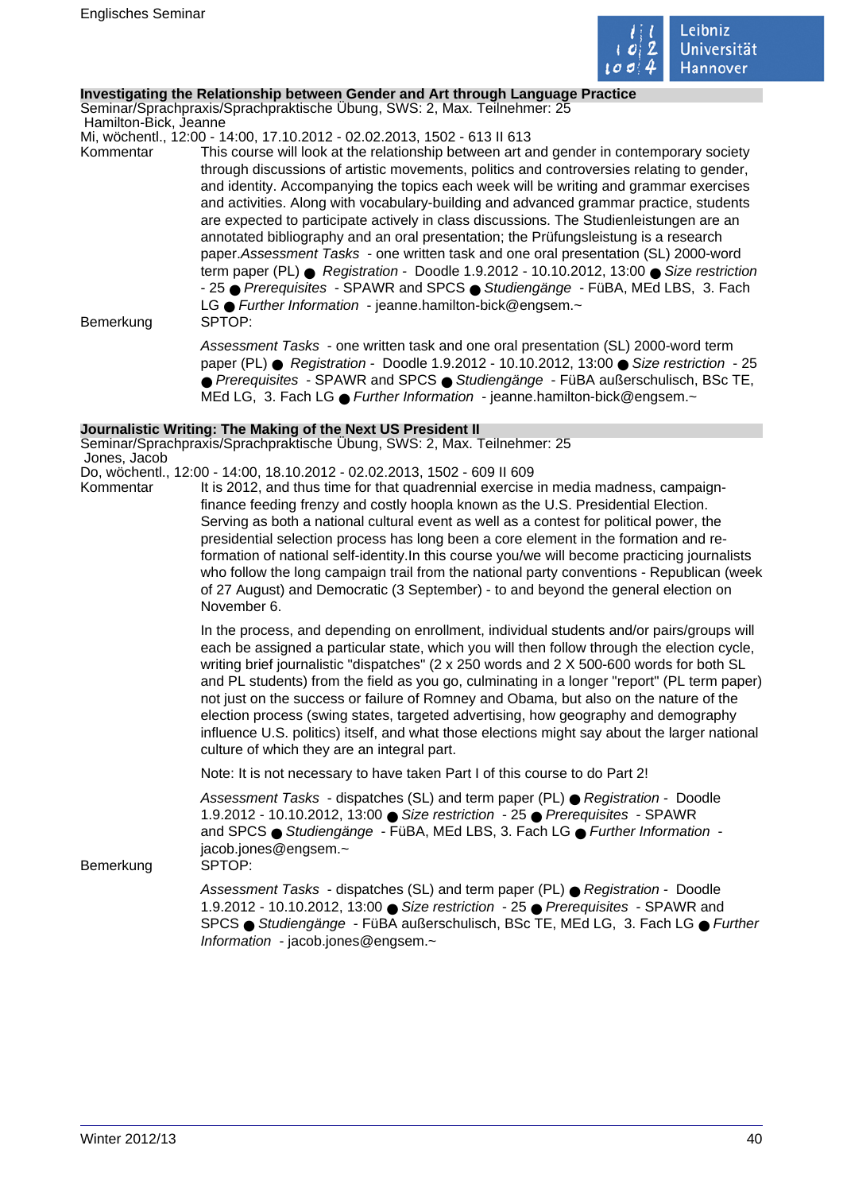## Investigating the Relationship between Gender and Art through Language Practice

Seminar/Sprachpraxis/Sprachpraktische Übung, SWS: 2, Max. Teilnehmer: 25
Hamilton-Bick, Jeanne
Mi, wöchentl., 12:00 - 14:00, 17.10.2012 - 02.02.2013, 1502 - 613 II 613

**Kommentar**

This course will look at the relationship between art and gender in contemporary society through discussions of artistic movements, politics and controversies relating to gender, and identity. Accompanying the topics each week will be writing and grammar exercises and activities. Along with vocabulary-building and advanced grammar practice, students are expected to participate actively in class discussions. The Studienleistungen are an annotated bibliography and an oral presentation; the Prüfungsleistung is a research paper.*Assessment Tasks* - one written task and one oral presentation (SL) 2000-word term paper (PL) ● *Registration* - Doodle 1.9.2012 - 10.10.2012, 13:00 ● *Size restriction* - 25 ● *Prerequisites* - SPAWR and SPCS ● *Studiengänge* - FüBA, MEd LBS, 3. Fach LG ● *Further Information* - jeanne.hamilton-bick@engsem.~

**Bemerkung**

SPTOP:

*Assessment Tasks* - one written task and one oral presentation (SL) 2000-word term paper (PL) ● *Registration* - Doodle 1.9.2012 - 10.10.2012, 13:00 ● *Size restriction* - 25 ● *Prerequisites* - SPAWR and SPCS ● *Studiengänge* - FüBA außerschulisch, BSc TE, MEd LG, 3. Fach LG ● *Further Information* - jeanne.hamilton-bick@engsem.~

## Journalistic Writing: The Making of the Next US President II

Seminar/Sprachpraxis/Sprachpraktische Übung, SWS: 2, Max. Teilnehmer: 25
Jones, Jacob
Do, wöchentl., 12:00 - 14:00, 18.10.2012 - 02.02.2013, 1502 - 609 II 609

**Kommentar**

It is 2012, and thus time for that quadrennial exercise in media madness, campaign-finance feeding frenzy and costly hoopla known as the U.S. Presidential Election. Serving as both a national cultural event as well as a contest for political power, the presidential selection process has long been a core element in the formation and re-formation of national self-identity.In this course you/we will become practicing journalists who follow the long campaign trail from the national party conventions - Republican (week of 27 August) and Democratic (3 September) - to and beyond the general election on November 6.

In the process, and depending on enrollment, individual students and/or pairs/groups will each be assigned a particular state, which you will then follow through the election cycle, writing brief journalistic "dispatches" (2 x 250 words and 2 X 500-600 words for both SL and PL students) from the field as you go, culminating in a longer "report" (PL term paper) not just on the success or failure of Romney and Obama, but also on the nature of the election process (swing states, targeted advertising, how geography and demography influence U.S. politics) itself, and what those elections might say about the larger national culture of which they are an integral part.

Note: It is not necessary to have taken Part I of this course to do Part 2!

*Assessment Tasks* - dispatches (SL) and term paper (PL) ● *Registration* - Doodle 1.9.2012 - 10.10.2012, 13:00 ● *Size restriction* - 25 ● *Prerequisites* - SPAWR and SPCS ● *Studiengänge* - FüBA, MEd LBS, 3. Fach LG ● *Further Information* - jacob.jones@engsem.~

**Bemerkung**

SPTOP:

*Assessment Tasks* - dispatches (SL) and term paper (PL) ● *Registration* - Doodle 1.9.2012 - 10.10.2012, 13:00 ● *Size restriction* - 25 ● *Prerequisites* - SPAWR and SPCS ● *Studiengänge* - FüBA außerschulisch, BSc TE, MEd LG, 3. Fach LG ● *Further Information* - jacob.jones@engsem.~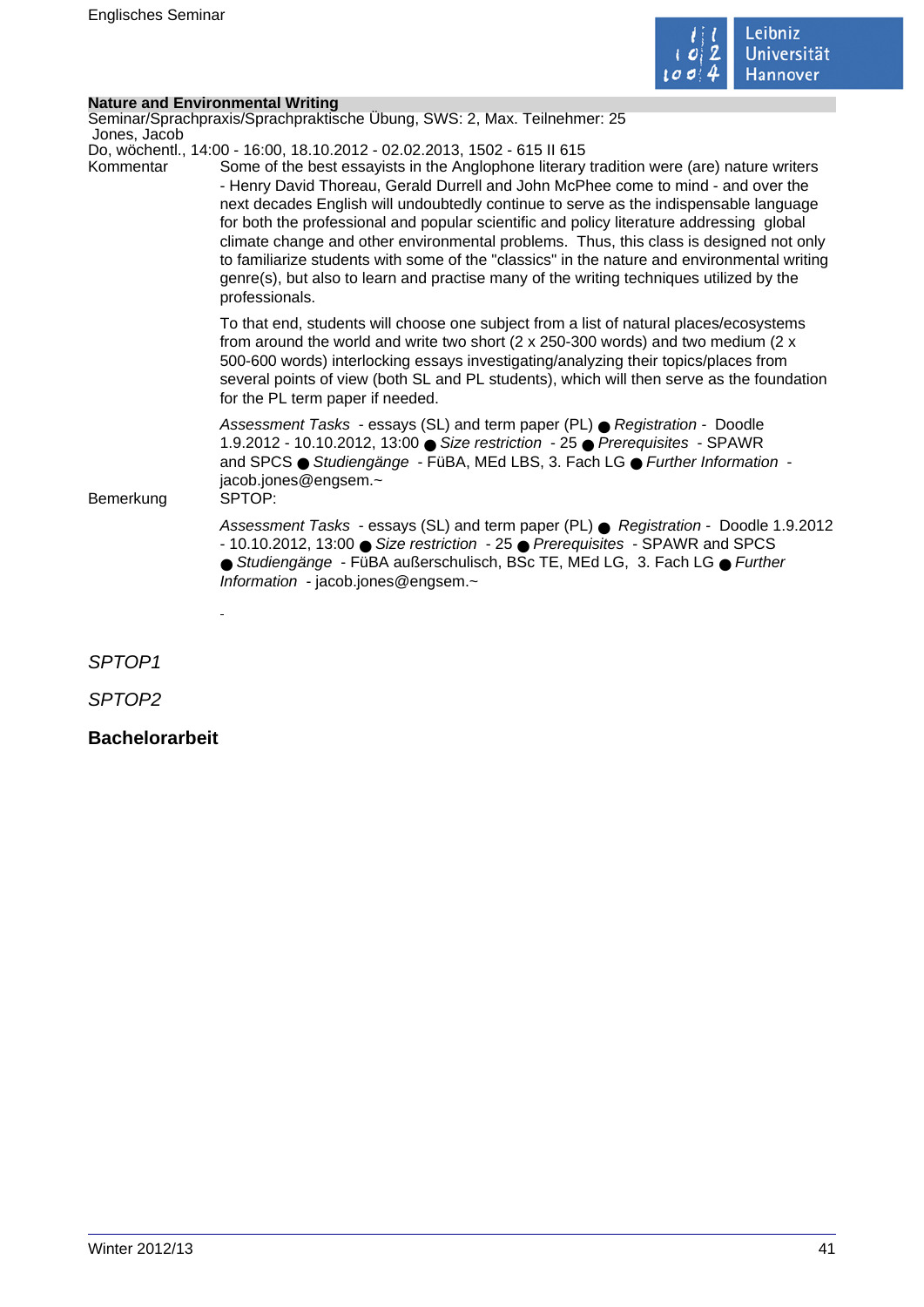**Nature and Environmental Writing**

Seminar/Sprachpraxis/Sprachpraktische Übung, SWS: 2, Max. Teilnehmer: 25

Jones, Jacob

Do, wöchentl., 14:00 - 16:00, 18.10.2012 - 02.02.2013, 1502 - 615 II 615

Kommentar

Some of the best essayists in the Anglophone literary tradition were (are) nature writers - Henry David Thoreau, Gerald Durrell and John McPhee come to mind - and over the next decades English will undoubtedly continue to serve as the indispensable language for both the professional and popular scientific and policy literature addressing global climate change and other environmental problems. Thus, this class is designed not only to familiarize students with some of the "classics" in the nature and environmental writing genre(s), but also to learn and practise many of the writing techniques utilized by the professionals.

To that end, students will choose one subject from a list of natural places/ecosystems from around the world and write two short (2 x 250-300 words) and two medium (2 x 500-600 words) interlocking essays investigating/analyzing their topics/places from several points of view (both SL and PL students), which will then serve as the foundation for the PL term paper if needed.

*Assessment Tasks* - essays (SL) and term paper (PL) ● *Registration* - Doodle 1.9.2012 - 10.10.2012, 13:00 ● *Size restriction* - 25 ● *Prerequisites* - SPAWR and SPCS ● *Studiengänge* - FüBA, MEd LBS, 3. Fach LG ● *Further Information* - jacob.jones@engsem.~

Bemerkung

SPTOP:

*Assessment Tasks* - essays (SL) and term paper (PL) ● *Registration* - Doodle 1.9.2012 - 10.10.2012, 13:00 ● *Size restriction* - 25 ● *Prerequisites* - SPAWR and SPCS ● *Studiengänge* - FüBA außerschulisch, BSc TE, MEd LG, 3. Fach LG ● *Further Information* - jacob.jones@engsem.~

-

*SPTOP1*

*SPTOP2*

**Bachelorarbeit**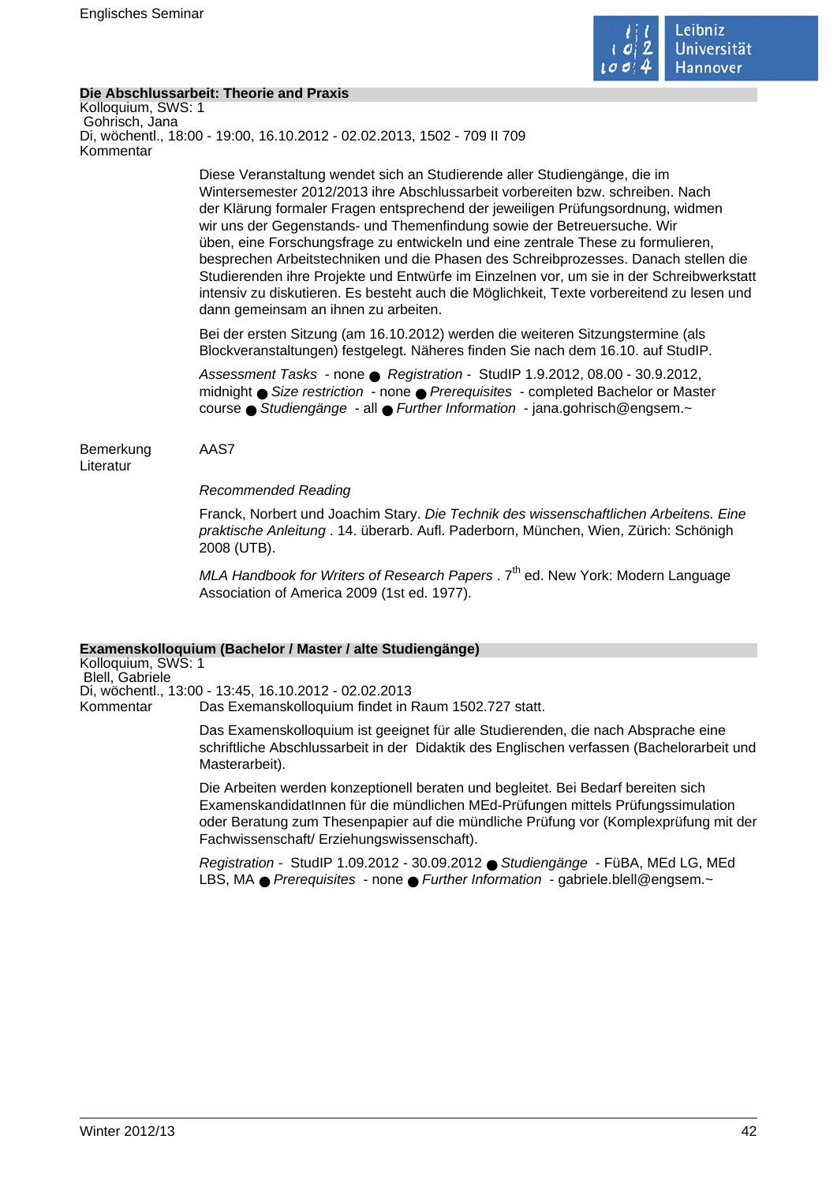### Die Abschlussarbeit: Theorie and Praxis

Kolloquium, SWS: 1
Gohrisch, Jana
Di, wöchentl., 18:00 - 19:00, 16.10.2012 - 02.02.2013, 1502 - 709 II 709

Kommentar

Diese Veranstaltung wendet sich an Studierende aller Studiengänge, die im Wintersemester 2012/2013 ihre Abschlussarbeit vorbereiten bzw. schreiben. Nach der Klärung formaler Fragen entsprechend der jeweiligen Prüfungsordnung, widmen wir uns der Gegenstands- und Themenfindung sowie der Betreuersuche. Wir üben, eine Forschungsfrage zu entwickeln und eine zentrale These zu formulieren, besprechen Arbeitstechniken und die Phasen des Schreibprozesses. Danach stellen die Studierenden ihre Projekte und Entwürfe im Einzelnen vor, um sie in der Schreibwerkstatt intensiv zu diskutieren. Es besteht auch die Möglichkeit, Texte vorbereitend zu lesen und dann gemeinsam an ihnen zu arbeiten.

Bei der ersten Sitzung (am 16.10.2012) werden die weiteren Sitzungstermine (als Blockveranstaltungen) festgelegt. Näheres finden Sie nach dem 16.10. auf StudIP.

*Assessment Tasks* - none ● *Registration* - StudIP 1.9.2012, 08.00 - 30.9.2012, midnight ● *Size restriction* - none ● *Prerequisites* - completed Bachelor or Master course ● *Studiengänge* - all ● *Further Information* - jana.gohrisch@engsem.~

Bemerkung

AAS7

Literatur

*Recommended Reading*

Franck, Norbert und Joachim Stary. *Die Technik des wissenschaftlichen Arbeitens. Eine praktische Anleitung* . 14. überarb. Aufl. Paderborn, München, Wien, Zürich: Schönigh 2008 (UTB).

*MLA Handbook for Writers of Research Papers* . 7th ed. New York: Modern Language Association of America 2009 (1st ed. 1977).

### Examenskolloquium (Bachelor / Master / alte Studiengänge)

Kolloquium, SWS: 1
Blell, Gabriele
Di, wöchentl., 13:00 - 13:45, 16.10.2012 - 02.02.2013

Kommentar

Das Exemanskolloquium findet in Raum 1502.727 statt.

Das Examenskolloquium ist geeignet für alle Studierenden, die nach Absprache eine schriftliche Abschlussarbeit in der Didaktik des Englischen verfassen (Bachelorarbeit und Masterarbeit).

Die Arbeiten werden konzeptionell beraten und begleitet. Bei Bedarf bereiten sich ExamenskandidatInnen für die mündlichen MEd-Prüfungen mittels Prüfungssimulation oder Beratung zum Thesenpapier auf die mündliche Prüfung vor (Komplexprüfung mit der Fachwissenschaft/ Erziehungswissenschaft).

*Registration* - StudIP 1.09.2012 - 30.09.2012 ● *Studiengänge* - FüBA, MEd LG, MEd LBS, MA ● *Prerequisites* - none ● *Further Information* - gabriele.blell@engsem.~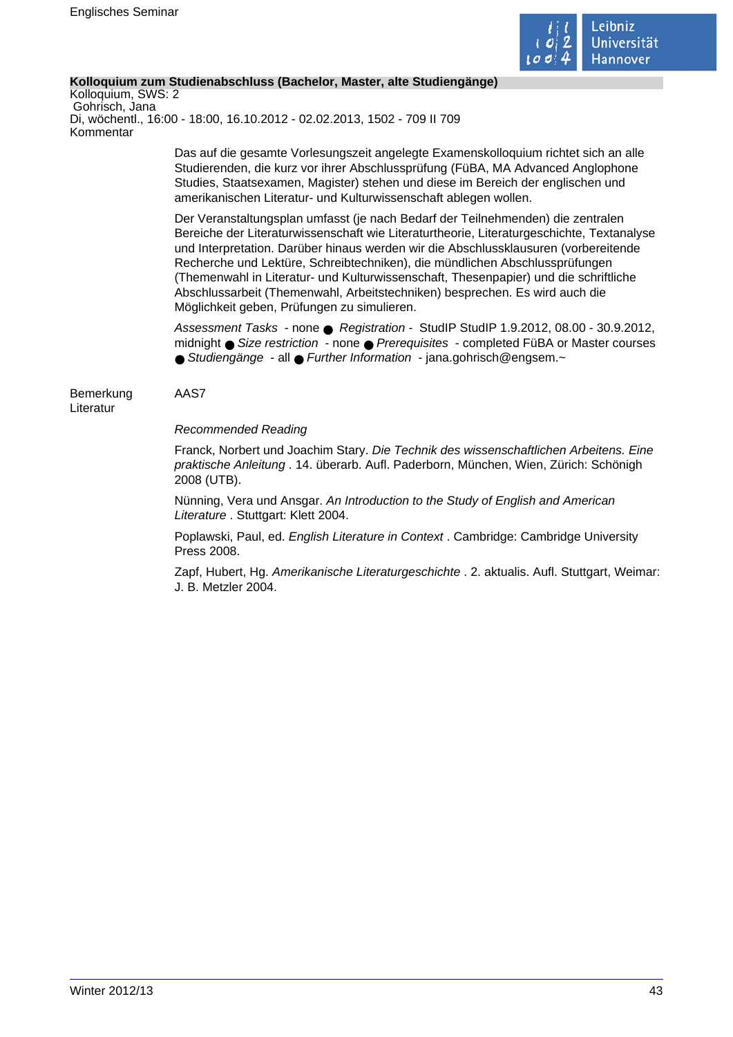**Kolloquium zum Studienabschluss (Bachelor, Master, alte Studiengänge)**
Kolloquium, SWS: 2
Gohrisch, Jana
Di, wöchentl., 16:00 - 18:00, 16.10.2012 - 02.02.2013, 1502 - 709 II 709
Kommentar

Das auf die gesamte Vorlesungszeit angelegte Examenskolloquium richtet sich an alle Studierenden, die kurz vor ihrer Abschlussprüfung (FüBA, MA Advanced Anglophone Studies, Staatsexamen, Magister) stehen und diese im Bereich der englischen und amerikanischen Literatur- und Kulturwissenschaft ablegen wollen.

Der Veranstaltungsplan umfasst (je nach Bedarf der Teilnehmenden) die zentralen Bereiche der Literaturwissenschaft wie Literaturtheorie, Literaturgeschichte, Textanalyse und Interpretation. Darüber hinaus werden wir die Abschlussklausuren (vorbereitende Recherche und Lektüre, Schreibtechniken), die mündlichen Abschlussprüfungen (Themenwahl in Literatur- und Kulturwissenschaft, Thesenpapier) und die schriftliche Abschlussarbeit (Themenwahl, Arbeitstechniken) besprechen. Es wird auch die Möglichkeit geben, Prüfungen zu simulieren.

*Assessment Tasks* - none ● *Registration* - StudIP StudIP 1.9.2012, 08.00 - 30.9.2012, midnight ● *Size restriction* - none ● *Prerequisites* - completed FüBA or Master courses ● *Studiengänge* - all ● *Further Information* - jana.gohrisch@engsem.~

Bemerkung AAS7

Literatur

*Recommended Reading*

Franck, Norbert und Joachim Stary. *Die Technik des wissenschaftlichen Arbeitens. Eine praktische Anleitung* . 14. überarb. Aufl. Paderborn, München, Wien, Zürich: Schönigh 2008 (UTB).

Nünning, Vera und Ansgar. *An Introduction to the Study of English and American Literature* . Stuttgart: Klett 2004.

Poplawski, Paul, ed. *English Literature in Context* . Cambridge: Cambridge University Press 2008.

Zapf, Hubert, Hg. *Amerikanische Literaturgeschichte* . 2. aktualis. Aufl. Stuttgart, Weimar: J. B. Metzler 2004.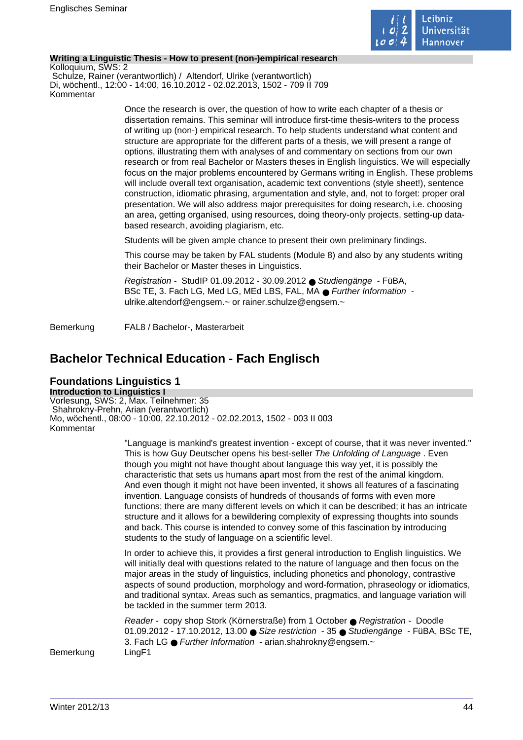**Writing a Linguistic Thesis - How to present (non-)empirical research**
Kolloquium, SWS: 2
Schulze, Rainer (verantwortlich) / Altendorf, Ulrike (verantwortlich)
Di, wöchentl., 12:00 - 14:00, 16.10.2012 - 02.02.2013, 1502 - 709 II 709
Kommentar

Once the research is over, the question of how to write each chapter of a thesis or dissertation remains. This seminar will introduce first-time thesis-writers to the process of writing up (non-) empirical research. To help students understand what content and structure are appropriate for the different parts of a thesis, we will present a range of options, illustrating them with analyses of and commentary on sections from our own research or from real Bachelor or Masters theses in English linguistics. We will especially focus on the major problems encountered by Germans writing in English. These problems will include overall text organisation, academic text conventions (style sheet!), sentence construction, idiomatic phrasing, argumentation and style, and, not to forget: proper oral presentation. We will also address major prerequisites for doing research, i.e. choosing an area, getting organised, using resources, doing theory-only projects, setting-up data-based research, avoiding plagiarism, etc.

Students will be given ample chance to present their own preliminary findings.

This course may be taken by FAL students (Module 8) and also by any students writing their Bachelor or Master theses in Linguistics.

*Registration* - StudIP 01.09.2012 - 30.09.2012 ● *Studiengänge* - FüBA, BSc TE, 3. Fach LG, Med LG, MEd LBS, FAL, MA ● *Further Information* - ulrike.altendorf@engsem.~ or rainer.schulze@engsem.~

Bemerkung FAL8 / Bachelor-, Masterarbeit

# Bachelor Technical Education - Fach Englisch

## Foundations Linguistics 1

**Introduction to Linguistics I**
Vorlesung, SWS: 2, Max. Teilnehmer: 35
Shahrokny-Prehn, Arian (verantwortlich)
Mo, wöchentl., 08:00 - 10:00, 22.10.2012 - 02.02.2013, 1502 - 003 II 003
Kommentar

"Language is mankind's greatest invention - except of course, that it was never invented." This is how Guy Deutscher opens his best-seller *The Unfolding of Language* . Even though you might not have thought about language this way yet, it is possibly the characteristic that sets us humans apart most from the rest of the animal kingdom. And even though it might not have been invented, it shows all features of a fascinating invention. Language consists of hundreds of thousands of forms with even more functions; there are many different levels on which it can be described; it has an intricate structure and it allows for a bewildering complexity of expressing thoughts into sounds and back. This course is intended to convey some of this fascination by introducing students to the study of language on a scientific level.

In order to achieve this, it provides a first general introduction to English linguistics. We will initially deal with questions related to the nature of language and then focus on the major areas in the study of linguistics, including phonetics and phonology, contrastive aspects of sound production, morphology and word-formation, phraseology or idiomatics, and traditional syntax. Areas such as semantics, pragmatics, and language variation will be tackled in the summer term 2013.

*Reader* - copy shop Stork (Körnerstraße) from 1 October ● *Registration* - Doodle 01.09.2012 - 17.10.2012, 13.00 ● *Size restriction* - 35 ● *Studiengänge* - FüBA, BSc TE, 3. Fach LG ● *Further Information* - arian.shahrokny@engsem.~

Bemerkung LingF1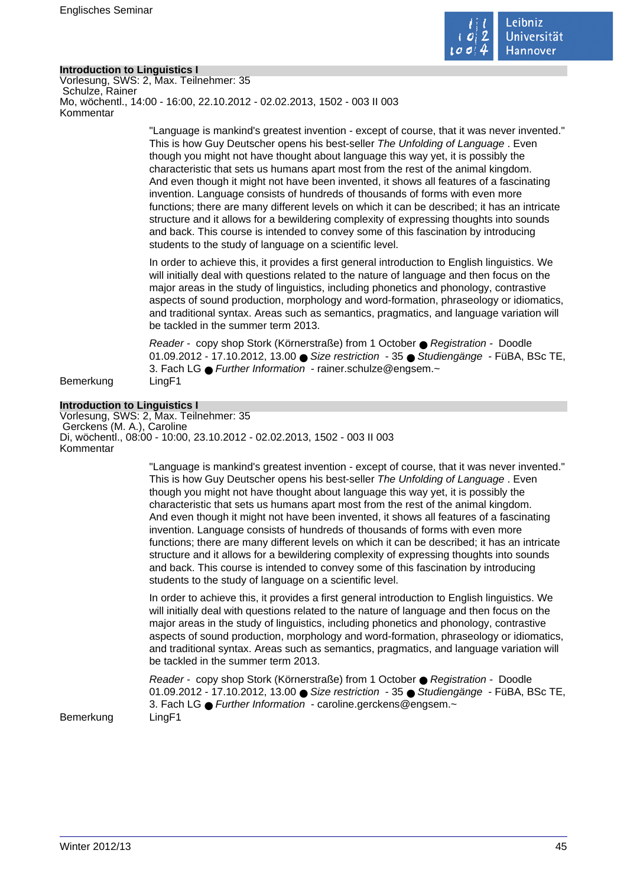### Introduction to Linguistics I

Vorlesung, SWS: 2, Max. Teilnehmer: 35
Schulze, Rainer
Mo, wöchentl., 14:00 - 16:00, 22.10.2012 - 02.02.2013, 1502 - 003 II 003
Kommentar

"Language is mankind's greatest invention - except of course, that it was never invented." This is how Guy Deutscher opens his best-seller *The Unfolding of Language* . Even though you might not have thought about language this way yet, it is possibly the characteristic that sets us humans apart most from the rest of the animal kingdom. And even though it might not have been invented, it shows all features of a fascinating invention. Language consists of hundreds of thousands of forms with even more functions; there are many different levels on which it can be described; it has an intricate structure and it allows for a bewildering complexity of expressing thoughts into sounds and back. This course is intended to convey some of this fascination by introducing students to the study of language on a scientific level.

In order to achieve this, it provides a first general introduction to English linguistics. We will initially deal with questions related to the nature of language and then focus on the major areas in the study of linguistics, including phonetics and phonology, contrastive aspects of sound production, morphology and word-formation, phraseology or idiomatics, and traditional syntax. Areas such as semantics, pragmatics, and language variation will be tackled in the summer term 2013.

*Reader* - copy shop Stork (Körnerstraße) from 1 October ● *Registration* - Doodle 01.09.2012 - 17.10.2012, 13.00 ● *Size restriction* - 35 ● *Studiengänge* - FüBA, BSc TE, 3. Fach LG ● *Further Information* - rainer.schulze@engsem.~

Bemerkung LingF1

### Introduction to Linguistics I

Vorlesung, SWS: 2, Max. Teilnehmer: 35
Gerckens (M. A.), Caroline
Di, wöchentl., 08:00 - 10:00, 23.10.2012 - 02.02.2013, 1502 - 003 II 003
Kommentar

"Language is mankind's greatest invention - except of course, that it was never invented." This is how Guy Deutscher opens his best-seller *The Unfolding of Language* . Even though you might not have thought about language this way yet, it is possibly the characteristic that sets us humans apart most from the rest of the animal kingdom. And even though it might not have been invented, it shows all features of a fascinating invention. Language consists of hundreds of thousands of forms with even more functions; there are many different levels on which it can be described; it has an intricate structure and it allows for a bewildering complexity of expressing thoughts into sounds and back. This course is intended to convey some of this fascination by introducing students to the study of language on a scientific level.

In order to achieve this, it provides a first general introduction to English linguistics. We will initially deal with questions related to the nature of language and then focus on the major areas in the study of linguistics, including phonetics and phonology, contrastive aspects of sound production, morphology and word-formation, phraseology or idiomatics, and traditional syntax. Areas such as semantics, pragmatics, and language variation will be tackled in the summer term 2013.

*Reader* - copy shop Stork (Körnerstraße) from 1 October ● *Registration* - Doodle 01.09.2012 - 17.10.2012, 13.00 ● *Size restriction* - 35 ● *Studiengänge* - FüBA, BSc TE, 3. Fach LG ● *Further Information* - caroline.gerckens@engsem.~

Bemerkung LingF1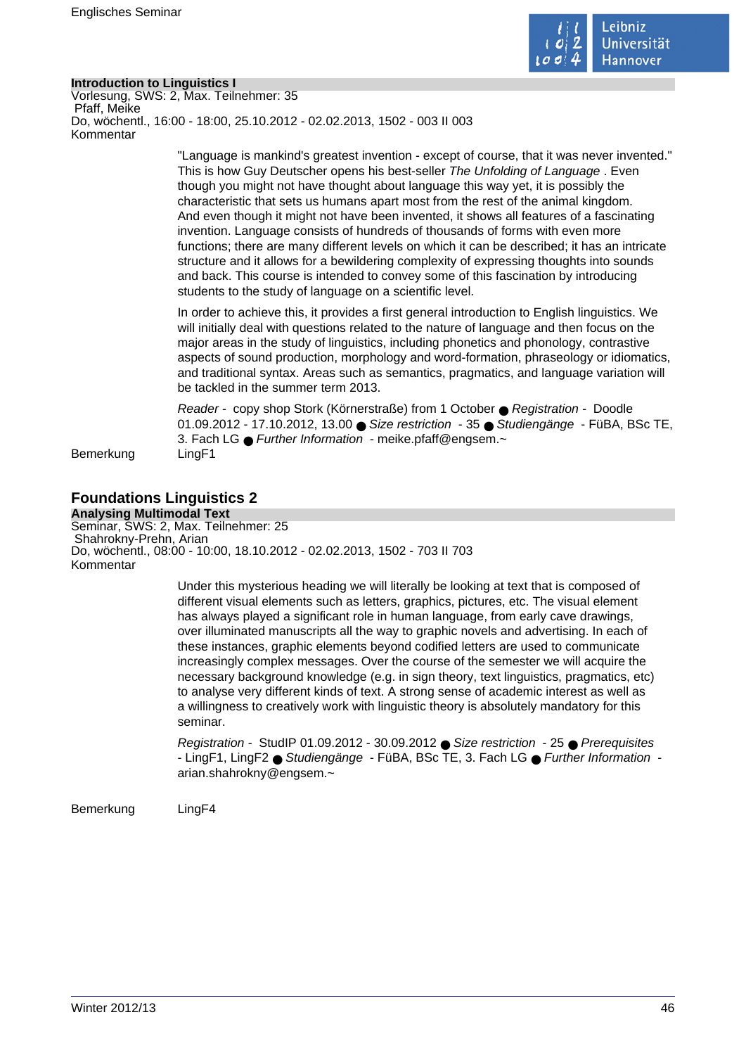**Introduction to Linguistics I**

Vorlesung, SWS: 2, Max. Teilnehmer: 35
Pfaff, Meike
Do, wöchentl., 16:00 - 18:00, 25.10.2012 - 02.02.2013, 1502 - 003 II 003

Kommentar

"Language is mankind's greatest invention - except of course, that it was never invented." This is how Guy Deutscher opens his best-seller *The Unfolding of Language* . Even though you might not have thought about language this way yet, it is possibly the characteristic that sets us humans apart most from the rest of the animal kingdom. And even though it might not have been invented, it shows all features of a fascinating invention. Language consists of hundreds of thousands of forms with even more functions; there are many different levels on which it can be described; it has an intricate structure and it allows for a bewildering complexity of expressing thoughts into sounds and back. This course is intended to convey some of this fascination by introducing students to the study of language on a scientific level.

In order to achieve this, it provides a first general introduction to English linguistics. We will initially deal with questions related to the nature of language and then focus on the major areas in the study of linguistics, including phonetics and phonology, contrastive aspects of sound production, morphology and word-formation, phraseology or idiomatics, and traditional syntax. Areas such as semantics, pragmatics, and language variation will be tackled in the summer term 2013.

*Reader* - copy shop Stork (Körnerstraße) from 1 October ● *Registration* - Doodle 01.09.2012 - 17.10.2012, 13.00 ● *Size restriction* - 35 ● *Studiengänge* - FüBA, BSc TE, 3. Fach LG ● *Further Information* - meike.pfaff@engsem.~

Bemerkung LingF1

## Foundations Linguistics 2

**Analysing Multimodal Text**

Seminar, SWS: 2, Max. Teilnehmer: 25
Shahrokny-Prehn, Arian
Do, wöchentl., 08:00 - 10:00, 18.10.2012 - 02.02.2013, 1502 - 703 II 703

Kommentar

Under this mysterious heading we will literally be looking at text that is composed of different visual elements such as letters, graphics, pictures, etc. The visual element has always played a significant role in human language, from early cave drawings, over illuminated manuscripts all the way to graphic novels and advertising. In each of these instances, graphic elements beyond codified letters are used to communicate increasingly complex messages. Over the course of the semester we will acquire the necessary background knowledge (e.g. in sign theory, text linguistics, pragmatics, etc) to analyse very different kinds of text. A strong sense of academic interest as well as a willingness to creatively work with linguistic theory is absolutely mandatory for this seminar.

*Registration* - StudIP 01.09.2012 - 30.09.2012 ● *Size restriction* - 25 ● *Prerequisites* - LingF1, LingF2 ● *Studiengänge* - FüBA, BSc TE, 3. Fach LG ● *Further Information* - arian.shahrokny@engsem.~

Bemerkung LingF4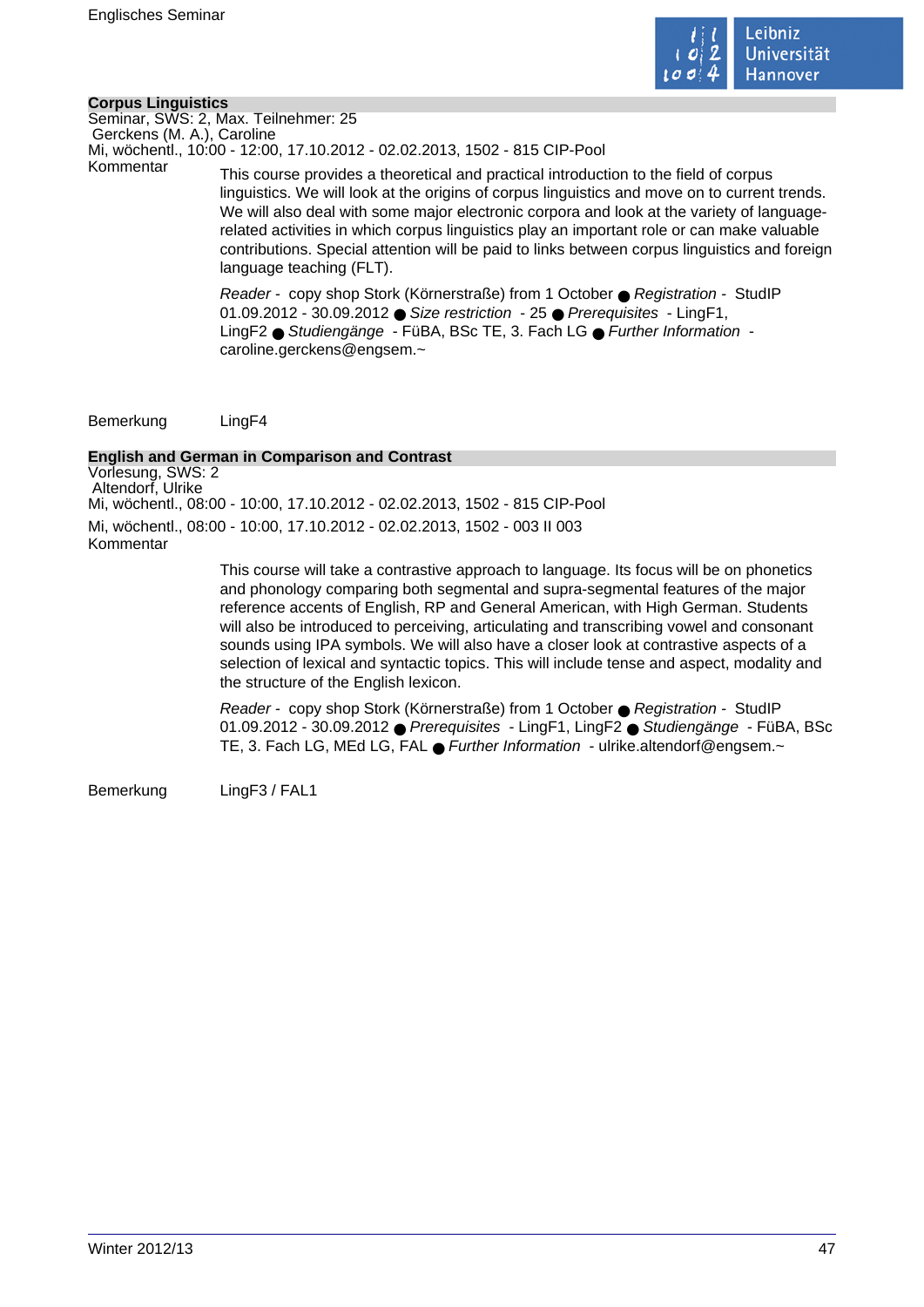## Corpus Linguistics

Seminar, SWS: 2, Max. Teilnehmer: 25
Gerckens (M. A.), Caroline
Mi, wöchentl., 10:00 - 12:00, 17.10.2012 - 02.02.2013, 1502 - 815 CIP-Pool

Kommentar

This course provides a theoretical and practical introduction to the field of corpus linguistics. We will look at the origins of corpus linguistics and move on to current trends. We will also deal with some major electronic corpora and look at the variety of language-related activities in which corpus linguistics play an important role or can make valuable contributions. Special attention will be paid to links between corpus linguistics and foreign language teaching (FLT).

*Reader* - copy shop Stork (Körnerstraße) from 1 October ● *Registration* - StudIP 01.09.2012 - 30.09.2012 ● *Size restriction* - 25 ● *Prerequisites* - LingF1, LingF2 ● *Studiengänge* - FüBA, BSc TE, 3. Fach LG ● *Further Information* - caroline.gerckens@engsem.~

Bemerkung LingF4

## English and German in Comparison and Contrast

Vorlesung, SWS: 2
Altendorf, Ulrike
Mi, wöchentl., 08:00 - 10:00, 17.10.2012 - 02.02.2013, 1502 - 815 CIP-Pool
Mi, wöchentl., 08:00 - 10:00, 17.10.2012 - 02.02.2013, 1502 - 003 II 003

Kommentar

This course will take a contrastive approach to language. Its focus will be on phonetics and phonology comparing both segmental and supra-segmental features of the major reference accents of English, RP and General American, with High German. Students will also be introduced to perceiving, articulating and transcribing vowel and consonant sounds using IPA symbols. We will also have a closer look at contrastive aspects of a selection of lexical and syntactic topics. This will include tense and aspect, modality and the structure of the English lexicon.

*Reader* - copy shop Stork (Körnerstraße) from 1 October ● *Registration* - StudIP 01.09.2012 - 30.09.2012 ● *Prerequisites* - LingF1, LingF2 ● *Studiengänge* - FüBA, BSc TE, 3. Fach LG, MEd LG, FAL ● *Further Information* - ulrike.altendorf@engsem.~

Bemerkung LingF3 / FAL1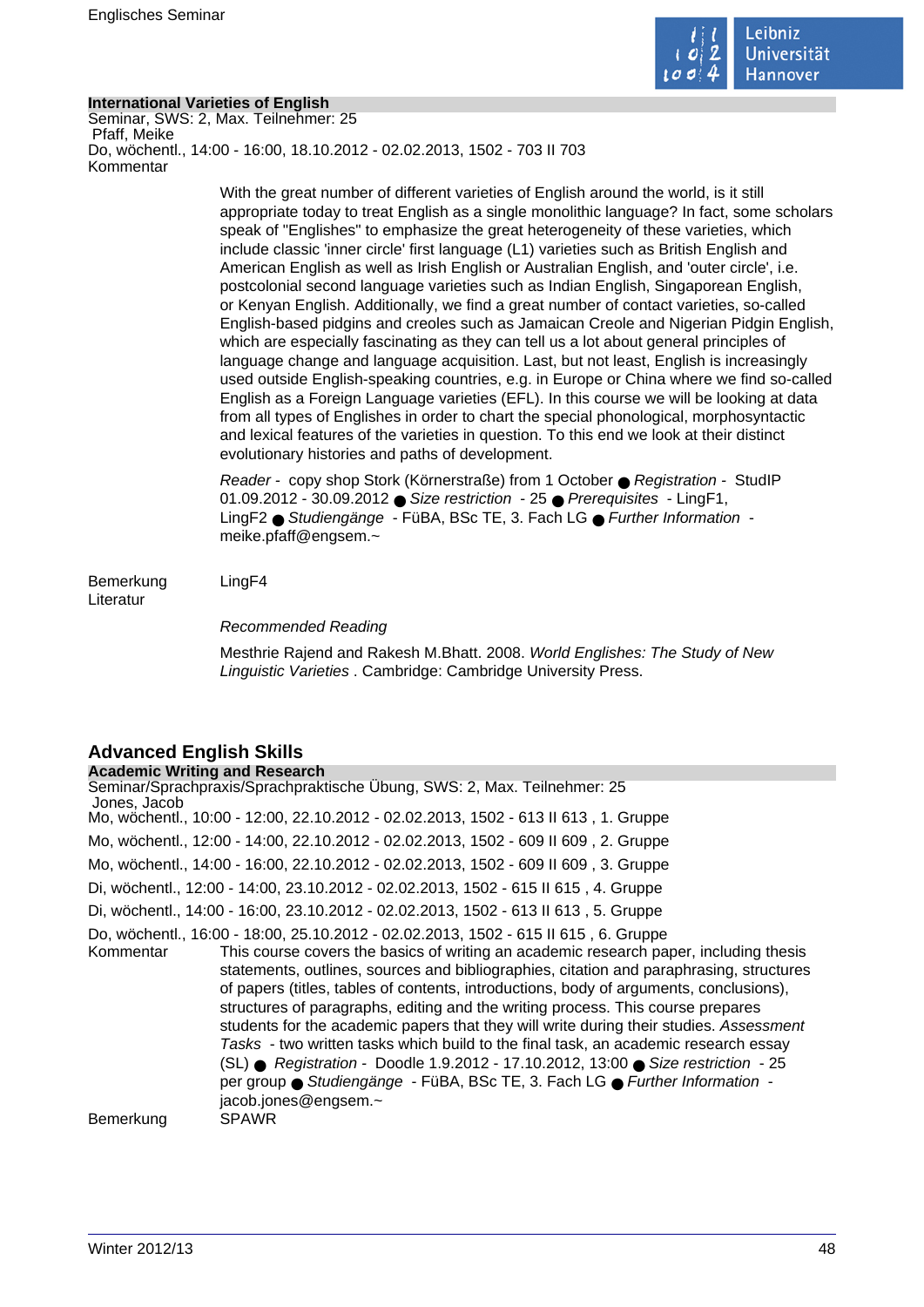**International Varieties of English**

Seminar, SWS: 2, Max. Teilnehmer: 25
Pfaff, Meike
Do, wöchentl., 14:00 - 16:00, 18.10.2012 - 02.02.2013, 1502 - 703 II 703

Kommentar

With the great number of different varieties of English around the world, is it still appropriate today to treat English as a single monolithic language? In fact, some scholars speak of "Englishes" to emphasize the great heterogeneity of these varieties, which include classic 'inner circle' first language (L1) varieties such as British English and American English as well as Irish English or Australian English, and 'outer circle', i.e. postcolonial second language varieties such as Indian English, Singaporean English, or Kenyan English. Additionally, we find a great number of contact varieties, so-called English-based pidgins and creoles such as Jamaican Creole and Nigerian Pidgin English, which are especially fascinating as they can tell us a lot about general principles of language change and language acquisition. Last, but not least, English is increasingly used outside English-speaking countries, e.g. in Europe or China where we find so-called English as a Foreign Language varieties (EFL). In this course we will be looking at data from all types of Englishes in order to chart the special phonological, morphosyntactic and lexical features of the varieties in question. To this end we look at their distinct evolutionary histories and paths of development.

*Reader* - copy shop Stork (Körnerstraße) from 1 October ● *Registration* - StudIP 01.09.2012 - 30.09.2012 ● *Size restriction* - 25 ● *Prerequisites* - LingF1, LingF2 ● *Studiengänge* - FüBA, BSc TE, 3. Fach LG ● *Further Information* - meike.pfaff@engsem.~

Bemerkung: LingF4

Literatur

*Recommended Reading*

Mesthrie Rajend and Rakesh M.Bhatt. 2008. *World Englishes: The Study of New Linguistic Varieties* . Cambridge: Cambridge University Press.

## Advanced English Skills

**Academic Writing and Research**

Seminar/Sprachpraxis/Sprachpraktische Übung, SWS: 2, Max. Teilnehmer: 25
Jones, Jacob
Mo, wöchentl., 10:00 - 12:00, 22.10.2012 - 02.02.2013, 1502 - 613 II 613 , 1. Gruppe
Mo, wöchentl., 12:00 - 14:00, 22.10.2012 - 02.02.2013, 1502 - 609 II 609 , 2. Gruppe
Mo, wöchentl., 14:00 - 16:00, 22.10.2012 - 02.02.2013, 1502 - 609 II 609 , 3. Gruppe
Di, wöchentl., 12:00 - 14:00, 23.10.2012 - 02.02.2013, 1502 - 615 II 615 , 4. Gruppe
Di, wöchentl., 14:00 - 16:00, 23.10.2012 - 02.02.2013, 1502 - 613 II 613 , 5. Gruppe
Do, wöchentl., 16:00 - 18:00, 25.10.2012 - 02.02.2013, 1502 - 615 II 615 , 6. Gruppe

Kommentar

This course covers the basics of writing an academic research paper, including thesis statements, outlines, sources and bibliographies, citation and paraphrasing, structures of papers (titles, tables of contents, introductions, body of arguments, conclusions), structures of paragraphs, editing and the writing process. This course prepares students for the academic papers that they will write during their studies. *Assessment Tasks* - two written tasks which build to the final task, an academic research essay (SL) ● *Registration* - Doodle 1.9.2012 - 17.10.2012, 13:00 ● *Size restriction* - 25 per group ● *Studiengänge* - FüBA, BSc TE, 3. Fach LG ● *Further Information* - jacob.jones@engsem.~

Bemerkung: SPAWR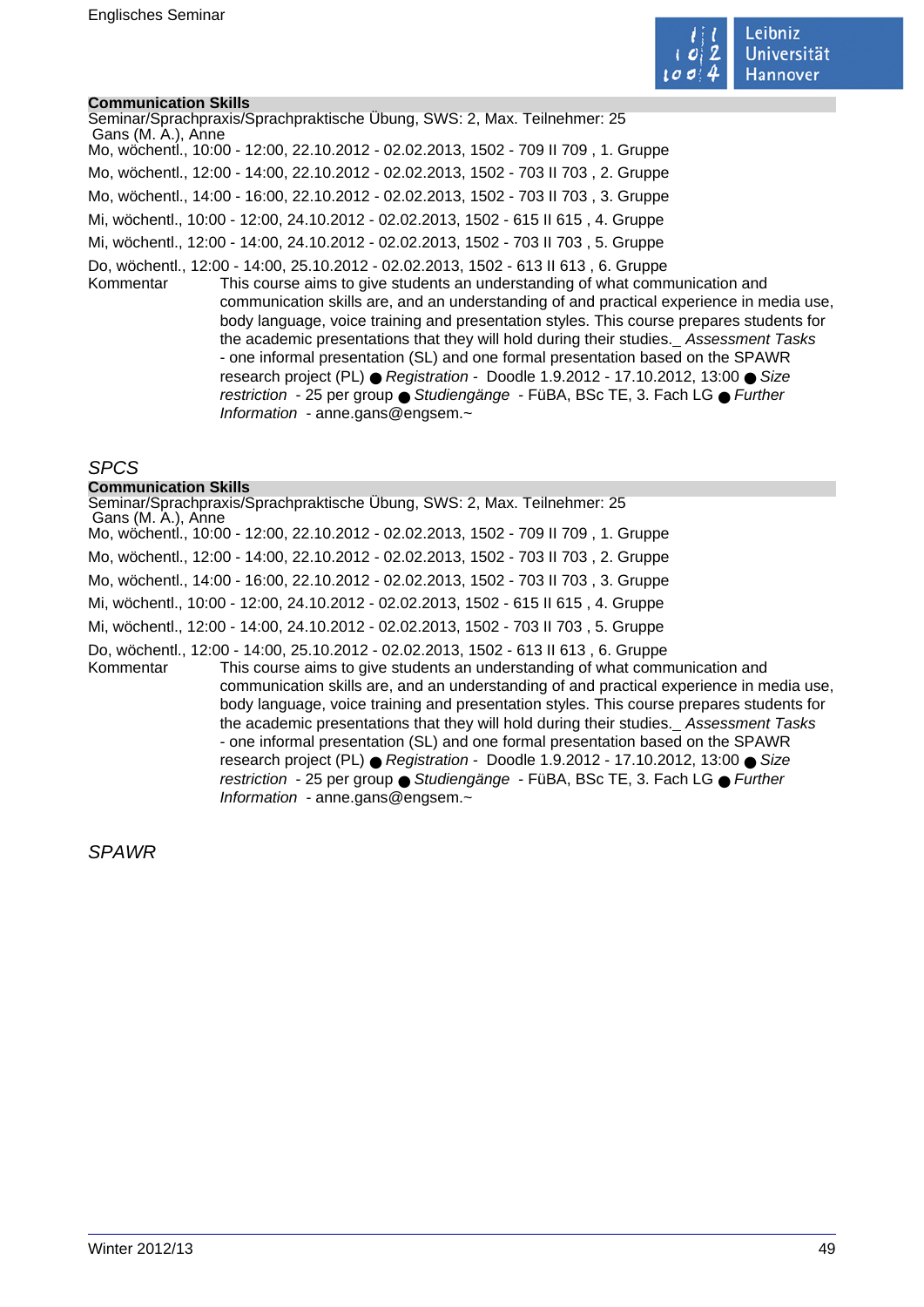**Communication Skills**

Seminar/Sprachpraxis/Sprachpraktische Übung, SWS: 2, Max. Teilnehmer: 25

Gans (M. A.), Anne

Mo, wöchentl., 10:00 - 12:00, 22.10.2012 - 02.02.2013, 1502 - 709 II 709 , 1. Gruppe

Mo, wöchentl., 12:00 - 14:00, 22.10.2012 - 02.02.2013, 1502 - 703 II 703 , 2. Gruppe

Mo, wöchentl., 14:00 - 16:00, 22.10.2012 - 02.02.2013, 1502 - 703 II 703 , 3. Gruppe

Mi, wöchentl., 10:00 - 12:00, 24.10.2012 - 02.02.2013, 1502 - 615 II 615 , 4. Gruppe

Mi, wöchentl., 12:00 - 14:00, 24.10.2012 - 02.02.2013, 1502 - 703 II 703 , 5. Gruppe

Do, wöchentl., 12:00 - 14:00, 25.10.2012 - 02.02.2013, 1502 - 613 II 613 , 6. Gruppe

Kommentar This course aims to give students an understanding of what communication and communication skills are, and an understanding of and practical experience in media use, body language, voice training and presentation styles. This course prepares students for the academic presentations that they will hold during their studies._ *Assessment Tasks* - one informal presentation (SL) and one formal presentation based on the SPAWR research project (PL) ● *Registration* - Doodle 1.9.2012 - 17.10.2012, 13:00 ● *Size restriction* - 25 per group ● *Studiengänge* - FüBA, BSc TE, 3. Fach LG ● *Further Information* - anne.gans@engsem.~

## *SPCS*

**Communication Skills**

Seminar/Sprachpraxis/Sprachpraktische Übung, SWS: 2, Max. Teilnehmer: 25

Gans (M. A.), Anne

Mo, wöchentl., 10:00 - 12:00, 22.10.2012 - 02.02.2013, 1502 - 709 II 709 , 1. Gruppe

Mo, wöchentl., 12:00 - 14:00, 22.10.2012 - 02.02.2013, 1502 - 703 II 703 , 2. Gruppe

Mo, wöchentl., 14:00 - 16:00, 22.10.2012 - 02.02.2013, 1502 - 703 II 703 , 3. Gruppe

Mi, wöchentl., 10:00 - 12:00, 24.10.2012 - 02.02.2013, 1502 - 615 II 615 , 4. Gruppe

Mi, wöchentl., 12:00 - 14:00, 24.10.2012 - 02.02.2013, 1502 - 703 II 703 , 5. Gruppe

Do, wöchentl., 12:00 - 14:00, 25.10.2012 - 02.02.2013, 1502 - 613 II 613 , 6. Gruppe

Kommentar This course aims to give students an understanding of what communication and communication skills are, and an understanding of and practical experience in media use, body language, voice training and presentation styles. This course prepares students for the academic presentations that they will hold during their studies._ *Assessment Tasks* - one informal presentation (SL) and one formal presentation based on the SPAWR research project (PL) ● *Registration* - Doodle 1.9.2012 - 17.10.2012, 13:00 ● *Size restriction* - 25 per group ● *Studiengänge* - FüBA, BSc TE, 3. Fach LG ● *Further Information* - anne.gans@engsem.~

## *SPAWR*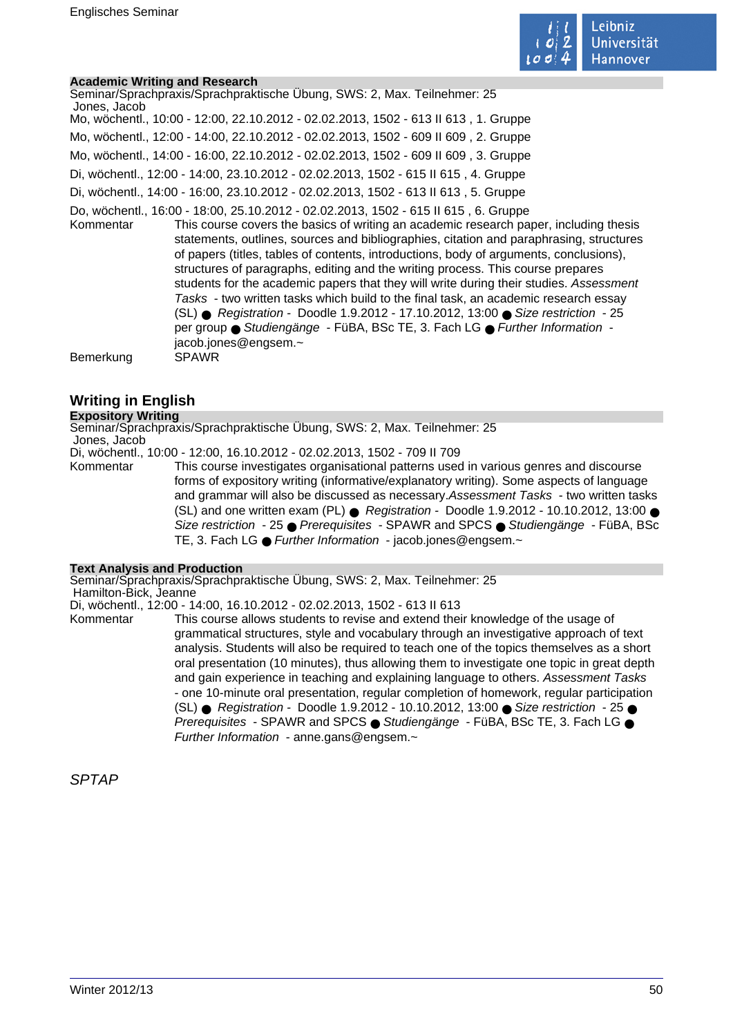**Academic Writing and Research**

Seminar/Sprachpraxis/Sprachpraktische Übung, SWS: 2, Max. Teilnehmer: 25

Jones, Jacob

Mo, wöchentl., 10:00 - 12:00, 22.10.2012 - 02.02.2013, 1502 - 613 II 613 , 1. Gruppe

Mo, wöchentl., 12:00 - 14:00, 22.10.2012 - 02.02.2013, 1502 - 609 II 609 , 2. Gruppe

Mo, wöchentl., 14:00 - 16:00, 22.10.2012 - 02.02.2013, 1502 - 609 II 609 , 3. Gruppe

Di, wöchentl., 12:00 - 14:00, 23.10.2012 - 02.02.2013, 1502 - 615 II 615 , 4. Gruppe

Di, wöchentl., 14:00 - 16:00, 23.10.2012 - 02.02.2013, 1502 - 613 II 613 , 5. Gruppe

Do, wöchentl., 16:00 - 18:00, 25.10.2012 - 02.02.2013, 1502 - 615 II 615 , 6. Gruppe

Kommentar: This course covers the basics of writing an academic research paper, including thesis statements, outlines, sources and bibliographies, citation and paraphrasing, structures of papers (titles, tables of contents, introductions, body of arguments, conclusions), structures of paragraphs, editing and the writing process. This course prepares students for the academic papers that they will write during their studies. *Assessment Tasks* - two written tasks which build to the final task, an academic research essay (SL) ● *Registration* - Doodle 1.9.2012 - 17.10.2012, 13:00 ● *Size restriction* - 25 per group ● *Studiengänge* - FüBA, BSc TE, 3. Fach LG ● *Further Information* - jacob.jones@engsem.~

Bemerkung: SPAWR

## Writing in English

**Expository Writing**

Seminar/Sprachpraxis/Sprachpraktische Übung, SWS: 2, Max. Teilnehmer: 25

Jones, Jacob

Di, wöchentl., 10:00 - 12:00, 16.10.2012 - 02.02.2013, 1502 - 709 II 709

Kommentar: This course investigates organisational patterns used in various genres and discourse forms of expository writing (informative/explanatory writing). Some aspects of language and grammar will also be discussed as necessary.*Assessment Tasks* - two written tasks (SL) and one written exam (PL) ● *Registration* - Doodle 1.9.2012 - 10.10.2012, 13:00 ● *Size restriction* - 25 ● *Prerequisites* - SPAWR and SPCS ● *Studiengänge* - FüBA, BSc TE, 3. Fach LG ● *Further Information* - jacob.jones@engsem.~

**Text Analysis and Production**

Seminar/Sprachpraxis/Sprachpraktische Übung, SWS: 2, Max. Teilnehmer: 25

Hamilton-Bick, Jeanne

Di, wöchentl., 12:00 - 14:00, 16.10.2012 - 02.02.2013, 1502 - 613 II 613

Kommentar: This course allows students to revise and extend their knowledge of the usage of grammatical structures, style and vocabulary through an investigative approach of text analysis. Students will also be required to teach one of the topics themselves as a short oral presentation (10 minutes), thus allowing them to investigate one topic in great depth and gain experience in teaching and explaining language to others. *Assessment Tasks* - one 10-minute oral presentation, regular completion of homework, regular participation (SL) ● *Registration* - Doodle 1.9.2012 - 10.10.2012, 13:00 ● *Size restriction* - 25 ● *Prerequisites* - SPAWR and SPCS ● *Studiengänge* - FüBA, BSc TE, 3. Fach LG ● *Further Information* - anne.gans@engsem.~

*SPTAP*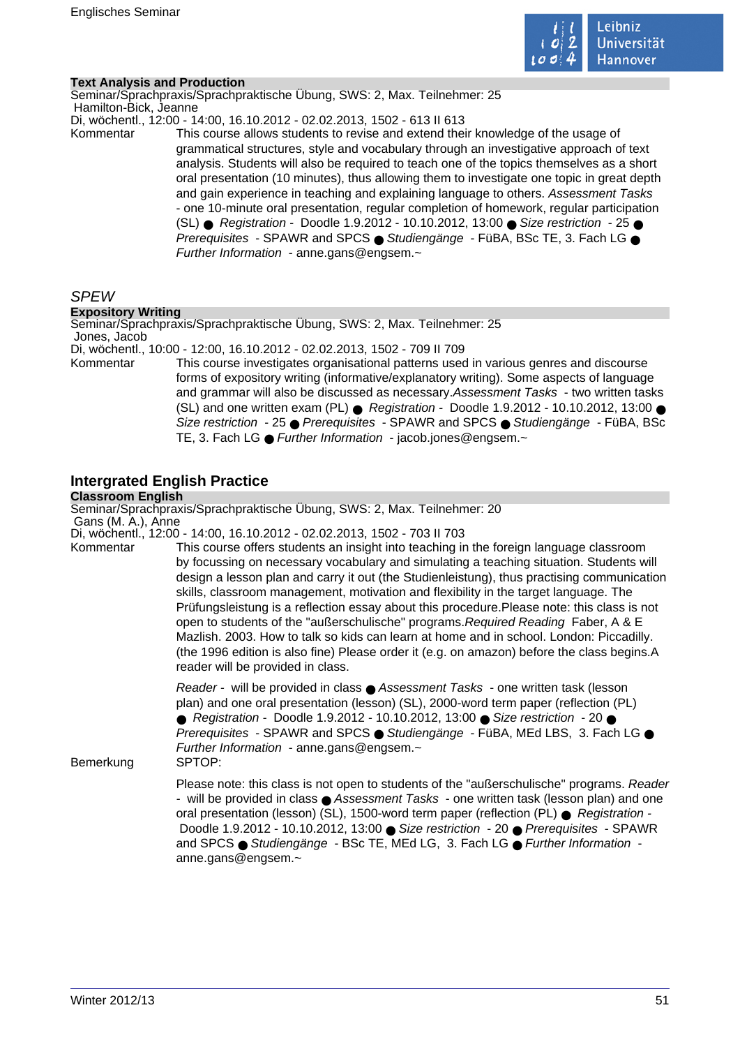**Text Analysis and Production**

Seminar/Sprachpraxis/Sprachpraktische Übung, SWS: 2, Max. Teilnehmer: 25

Hamilton-Bick, Jeanne

Di, wöchentl., 12:00 - 14:00, 16.10.2012 - 02.02.2013, 1502 - 613 II 613

Kommentar: This course allows students to revise and extend their knowledge of the usage of grammatical structures, style and vocabulary through an investigative approach of text analysis. Students will also be required to teach one of the topics themselves as a short oral presentation (10 minutes), thus allowing them to investigate one topic in great depth and gain experience in teaching and explaining language to others. *Assessment Tasks* - one 10-minute oral presentation, regular completion of homework, regular participation (SL) ● *Registration* - Doodle 1.9.2012 - 10.10.2012, 13:00 ● *Size restriction* - 25 ● *Prerequisites* - SPAWR and SPCS ● *Studiengänge* - FüBA, BSc TE, 3. Fach LG ● *Further Information* - anne.gans@engsem.~

## *SPEW*

**Expository Writing**

Seminar/Sprachpraxis/Sprachpraktische Übung, SWS: 2, Max. Teilnehmer: 25

Jones, Jacob

Di, wöchentl., 10:00 - 12:00, 16.10.2012 - 02.02.2013, 1502 - 709 II 709

Kommentar: This course investigates organisational patterns used in various genres and discourse forms of expository writing (informative/explanatory writing). Some aspects of language and grammar will also be discussed as necessary.*Assessment Tasks* - two written tasks (SL) and one written exam (PL) ● *Registration* - Doodle 1.9.2012 - 10.10.2012, 13:00 ● *Size restriction* - 25 ● *Prerequisites* - SPAWR and SPCS ● *Studiengänge* - FüBA, BSc TE, 3. Fach LG ● *Further Information* - jacob.jones@engsem.~

## Intergrated English Practice

**Classroom English**

Seminar/Sprachpraxis/Sprachpraktische Übung, SWS: 2, Max. Teilnehmer: 20

Gans (M. A.), Anne

Di, wöchentl., 12:00 - 14:00, 16.10.2012 - 02.02.2013, 1502 - 703 II 703

Kommentar: This course offers students an insight into teaching in the foreign language classroom by focussing on necessary vocabulary and simulating a teaching situation. Students will design a lesson plan and carry it out (the Studienleistung), thus practising communication skills, classroom management, motivation and flexibility in the target language. The Prüfungsleistung is a reflection essay about this procedure.Please note: this class is not open to students of the "außerschulische" programs.*Required Reading* Faber, A & E Mazlish. 2003. How to talk so kids can learn at home and in school. London: Piccadilly. (the 1996 edition is also fine) Please order it (e.g. on amazon) before the class begins.A reader will be provided in class.

*Reader* - will be provided in class ● *Assessment Tasks* - one written task (lesson plan) and one oral presentation (lesson) (SL), 2000-word term paper (reflection (PL) ● *Registration* - Doodle 1.9.2012 - 10.10.2012, 13:00 ● *Size restriction* - 20 ● *Prerequisites* - SPAWR and SPCS ● *Studiengänge* - FüBA, MEd LBS, 3. Fach LG ● *Further Information* - anne.gans@engsem.~

Bemerkung: SPTOP:

Please note: this class is not open to students of the "außerschulische" programs. *Reader* - will be provided in class ● *Assessment Tasks* - one written task (lesson plan) and one oral presentation (lesson) (SL), 1500-word term paper (reflection (PL) ● *Registration* - Doodle 1.9.2012 - 10.10.2012, 13:00 ● *Size restriction* - 20 ● *Prerequisites* - SPAWR and SPCS ● *Studiengänge* - BSc TE, MEd LG, 3. Fach LG ● *Further Information* - anne.gans@engsem.~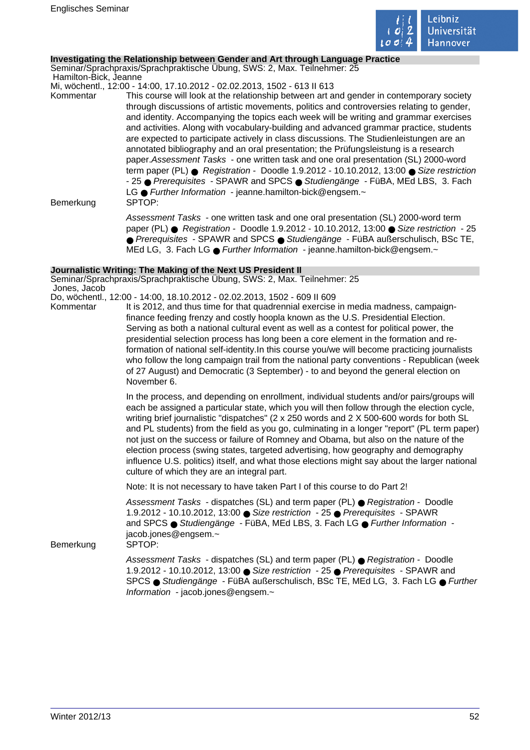### Investigating the Relationship between Gender and Art through Language Practice

Seminar/Sprachpraxis/Sprachpraktische Übung, SWS: 2, Max. Teilnehmer: 25
Hamilton-Bick, Jeanne
Mi, wöchentl., 12:00 - 14:00, 17.10.2012 - 02.02.2013, 1502 - 613 II 613

Kommentar

This course will look at the relationship between art and gender in contemporary society through discussions of artistic movements, politics and controversies relating to gender, and identity. Accompanying the topics each week will be writing and grammar exercises and activities. Along with vocabulary-building and advanced grammar practice, students are expected to participate actively in class discussions. The Studienleistungen are an annotated bibliography and an oral presentation; the Prüfungsleistung is a research paper.*Assessment Tasks* - one written task and one oral presentation (SL) 2000-word term paper (PL) ● *Registration* - Doodle 1.9.2012 - 10.10.2012, 13:00 ● *Size restriction* - 25 ● *Prerequisites* - SPAWR and SPCS ● *Studiengänge* - FüBA, MEd LBS, 3. Fach LG ● *Further Information* - jeanne.hamilton-bick@engsem.~

Bemerkung

SPTOP:

*Assessment Tasks* - one written task and one oral presentation (SL) 2000-word term paper (PL) ● *Registration* - Doodle 1.9.2012 - 10.10.2012, 13:00 ● *Size restriction* - 25 ● *Prerequisites* - SPAWR and SPCS ● *Studiengänge* - FüBA außerschulisch, BSc TE, MEd LG, 3. Fach LG ● *Further Information* - jeanne.hamilton-bick@engsem.~

### Journalistic Writing: The Making of the Next US President II

Seminar/Sprachpraxis/Sprachpraktische Übung, SWS: 2, Max. Teilnehmer: 25
Jones, Jacob
Do, wöchentl., 12:00 - 14:00, 18.10.2012 - 02.02.2013, 1502 - 609 II 609

Kommentar

It is 2012, and thus time for that quadrennial exercise in media madness, campaign-finance feeding frenzy and costly hoopla known as the U.S. Presidential Election. Serving as both a national cultural event as well as a contest for political power, the presidential selection process has long been a core element in the formation and re-formation of national self-identity.In this course you/we will become practicing journalists who follow the long campaign trail from the national party conventions - Republican (week of 27 August) and Democratic (3 September) - to and beyond the general election on November 6.

In the process, and depending on enrollment, individual students and/or pairs/groups will each be assigned a particular state, which you will then follow through the election cycle, writing brief journalistic "dispatches" (2 x 250 words and 2 X 500-600 words for both SL and PL students) from the field as you go, culminating in a longer "report" (PL term paper) not just on the success or failure of Romney and Obama, but also on the nature of the election process (swing states, targeted advertising, how geography and demography influence U.S. politics) itself, and what those elections might say about the larger national culture of which they are an integral part.

Note: It is not necessary to have taken Part I of this course to do Part 2!

*Assessment Tasks* - dispatches (SL) and term paper (PL) ● *Registration* - Doodle 1.9.2012 - 10.10.2012, 13:00 ● *Size restriction* - 25 ● *Prerequisites* - SPAWR and SPCS ● *Studiengänge* - FüBA, MEd LBS, 3. Fach LG ● *Further Information* - jacob.jones@engsem.~

Bemerkung

SPTOP:

*Assessment Tasks* - dispatches (SL) and term paper (PL) ● *Registration* - Doodle 1.9.2012 - 10.10.2012, 13:00 ● *Size restriction* - 25 ● *Prerequisites* - SPAWR and SPCS ● *Studiengänge* - FüBA außerschulisch, BSc TE, MEd LG, 3. Fach LG ● *Further Information* - jacob.jones@engsem.~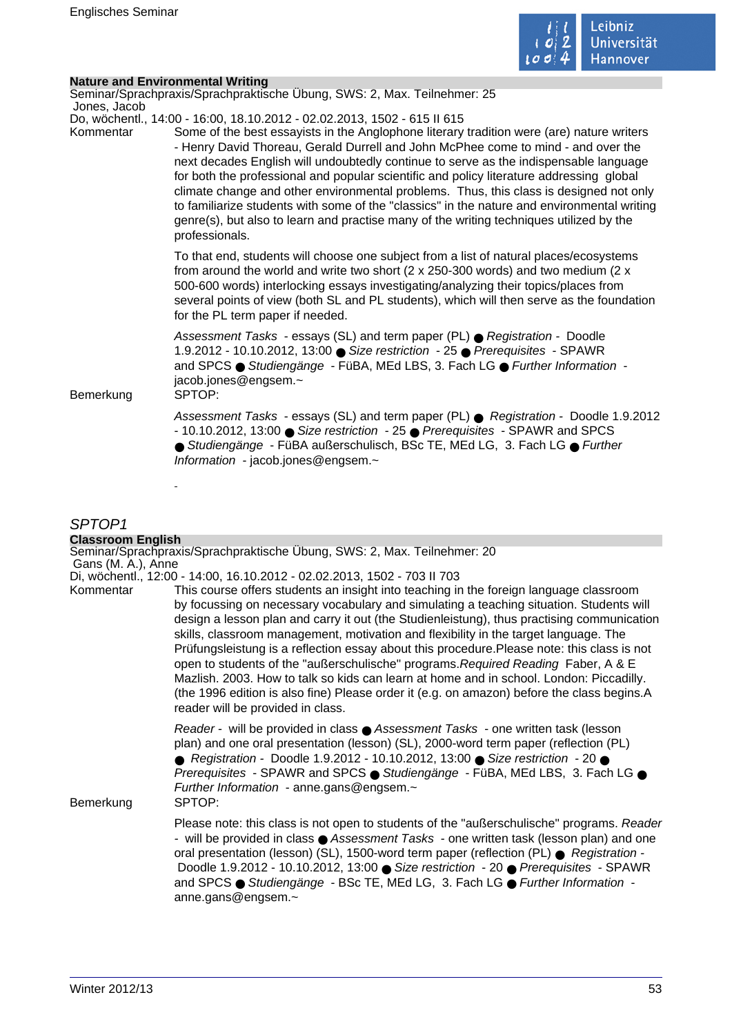**Nature and Environmental Writing**

Seminar/Sprachpraxis/Sprachpraktische Übung, SWS: 2, Max. Teilnehmer: 25

Jones, Jacob

Do, wöchentl., 14:00 - 16:00, 18.10.2012 - 02.02.2013, 1502 - 615 II 615

Kommentar

Some of the best essayists in the Anglophone literary tradition were (are) nature writers - Henry David Thoreau, Gerald Durrell and John McPhee come to mind - and over the next decades English will undoubtedly continue to serve as the indispensable language for both the professional and popular scientific and policy literature addressing global climate change and other environmental problems. Thus, this class is designed not only to familiarize students with some of the "classics" in the nature and environmental writing genre(s), but also to learn and practise many of the writing techniques utilized by the professionals.

To that end, students will choose one subject from a list of natural places/ecosystems from around the world and write two short (2 x 250-300 words) and two medium (2 x 500-600 words) interlocking essays investigating/analyzing their topics/places from several points of view (both SL and PL students), which will then serve as the foundation for the PL term paper if needed.

*Assessment Tasks* - essays (SL) and term paper (PL) ● *Registration* - Doodle 1.9.2012 - 10.10.2012, 13:00 ● *Size restriction* - 25 ● *Prerequisites* - SPAWR and SPCS ● *Studiengänge* - FüBA, MEd LBS, 3. Fach LG ● *Further Information* - jacob.jones@engsem.~

Bemerkung

SPTOP:

*Assessment Tasks* - essays (SL) and term paper (PL) ● *Registration* - Doodle 1.9.2012 - 10.10.2012, 13:00 ● *Size restriction* - 25 ● *Prerequisites* - SPAWR and SPCS ● *Studiengänge* - FüBA außerschulisch, BSc TE, MEd LG, 3. Fach LG ● *Further Information* - jacob.jones@engsem.~

-

## SPTOP1

**Classroom English**

Seminar/Sprachpraxis/Sprachpraktische Übung, SWS: 2, Max. Teilnehmer: 20

Gans (M. A.), Anne

Di, wöchentl., 12:00 - 14:00, 16.10.2012 - 02.02.2013, 1502 - 703 II 703

Kommentar

This course offers students an insight into teaching in the foreign language classroom by focussing on necessary vocabulary and simulating a teaching situation. Students will design a lesson plan and carry it out (the Studienleistung), thus practising communication skills, classroom management, motivation and flexibility in the target language. The Prüfungsleistung is a reflection essay about this procedure.Please note: this class is not open to students of the "außerschulische" programs.*Required Reading* Faber, A & E Mazlish. 2003. How to talk so kids can learn at home and in school. London: Piccadilly. (the 1996 edition is also fine) Please order it (e.g. on amazon) before the class begins.A reader will be provided in class.

*Reader* - will be provided in class ● *Assessment Tasks* - one written task (lesson plan) and one oral presentation (lesson) (SL), 2000-word term paper (reflection (PL) ● *Registration* - Doodle 1.9.2012 - 10.10.2012, 13:00 ● *Size restriction* - 20 ● *Prerequisites* - SPAWR and SPCS ● *Studiengänge* - FüBA, MEd LBS, 3. Fach LG ● *Further Information* - anne.gans@engsem.~

Bemerkung

SPTOP:

Please note: this class is not open to students of the "außerschulische" programs. *Reader* - will be provided in class ● *Assessment Tasks* - one written task (lesson plan) and one oral presentation (lesson) (SL), 1500-word term paper (reflection (PL) ● *Registration* - Doodle 1.9.2012 - 10.10.2012, 13:00 ● *Size restriction* - 20 ● *Prerequisites* - SPAWR and SPCS ● *Studiengänge* - BSc TE, MEd LG, 3. Fach LG ● *Further Information* - anne.gans@engsem.~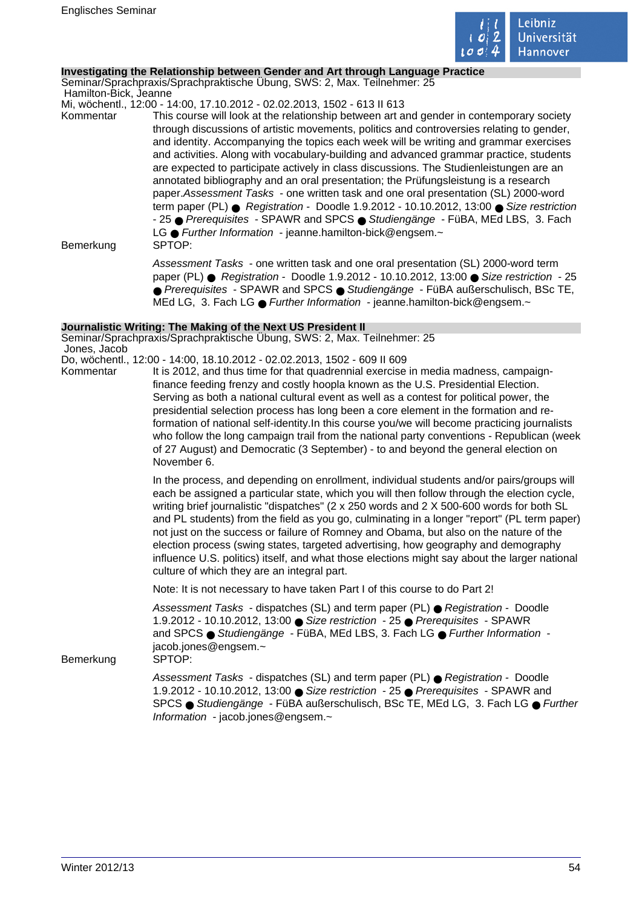### Investigating the Relationship between Gender and Art through Language Practice

Seminar/Sprachpraxis/Sprachpraktische Übung, SWS: 2, Max. Teilnehmer: 25
Hamilton-Bick, Jeanne
Mi, wöchentl., 12:00 - 14:00, 17.10.2012 - 02.02.2013, 1502 - 613 II 613

Kommentar

This course will look at the relationship between art and gender in contemporary society through discussions of artistic movements, politics and controversies relating to gender, and identity. Accompanying the topics each week will be writing and grammar exercises and activities. Along with vocabulary-building and advanced grammar practice, students are expected to participate actively in class discussions. The Studienleistungen are an annotated bibliography and an oral presentation; the Prüfungsleistung is a research paper.*Assessment Tasks* - one written task and one oral presentation (SL) 2000-word term paper (PL) ● *Registration* - Doodle 1.9.2012 - 10.10.2012, 13:00 ● *Size restriction* - 25 ● *Prerequisites* - SPAWR and SPCS ● *Studiengänge* - FüBA, MEd LBS, 3. Fach LG ● *Further Information* - jeanne.hamilton-bick@engsem.~

Bemerkung

SPTOP:

*Assessment Tasks* - one written task and one oral presentation (SL) 2000-word term paper (PL) ● *Registration* - Doodle 1.9.2012 - 10.10.2012, 13:00 ● *Size restriction* - 25 ● *Prerequisites* - SPAWR and SPCS ● *Studiengänge* - FüBA außerschulisch, BSc TE, MEd LG, 3. Fach LG ● *Further Information* - jeanne.hamilton-bick@engsem.~

### Journalistic Writing: The Making of the Next US President II

Seminar/Sprachpraxis/Sprachpraktische Übung, SWS: 2, Max. Teilnehmer: 25
Jones, Jacob
Do, wöchentl., 12:00 - 14:00, 18.10.2012 - 02.02.2013, 1502 - 609 II 609

Kommentar

It is 2012, and thus time for that quadrennial exercise in media madness, campaign-finance feeding frenzy and costly hoopla known as the U.S. Presidential Election. Serving as both a national cultural event as well as a contest for political power, the presidential selection process has long been a core element in the formation and re-formation of national self-identity.In this course you/we will become practicing journalists who follow the long campaign trail from the national party conventions - Republican (week of 27 August) and Democratic (3 September) - to and beyond the general election on November 6.

In the process, and depending on enrollment, individual students and/or pairs/groups will each be assigned a particular state, which you will then follow through the election cycle, writing brief journalistic "dispatches" (2 x 250 words and 2 X 500-600 words for both SL and PL students) from the field as you go, culminating in a longer "report" (PL term paper) not just on the success or failure of Romney and Obama, but also on the nature of the election process (swing states, targeted advertising, how geography and demography influence U.S. politics) itself, and what those elections might say about the larger national culture of which they are an integral part.

Note: It is not necessary to have taken Part I of this course to do Part 2!

*Assessment Tasks* - dispatches (SL) and term paper (PL) ● *Registration* - Doodle 1.9.2012 - 10.10.2012, 13:00 ● *Size restriction* - 25 ● *Prerequisites* - SPAWR and SPCS ● *Studiengänge* - FüBA, MEd LBS, 3. Fach LG ● *Further Information* - jacob.jones@engsem.~

Bemerkung

SPTOP:

*Assessment Tasks* - dispatches (SL) and term paper (PL) ● *Registration* - Doodle 1.9.2012 - 10.10.2012, 13:00 ● *Size restriction* - 25 ● *Prerequisites* - SPAWR and SPCS ● *Studiengänge* - FüBA außerschulisch, BSc TE, MEd LG, 3. Fach LG ● *Further Information* - jacob.jones@engsem.~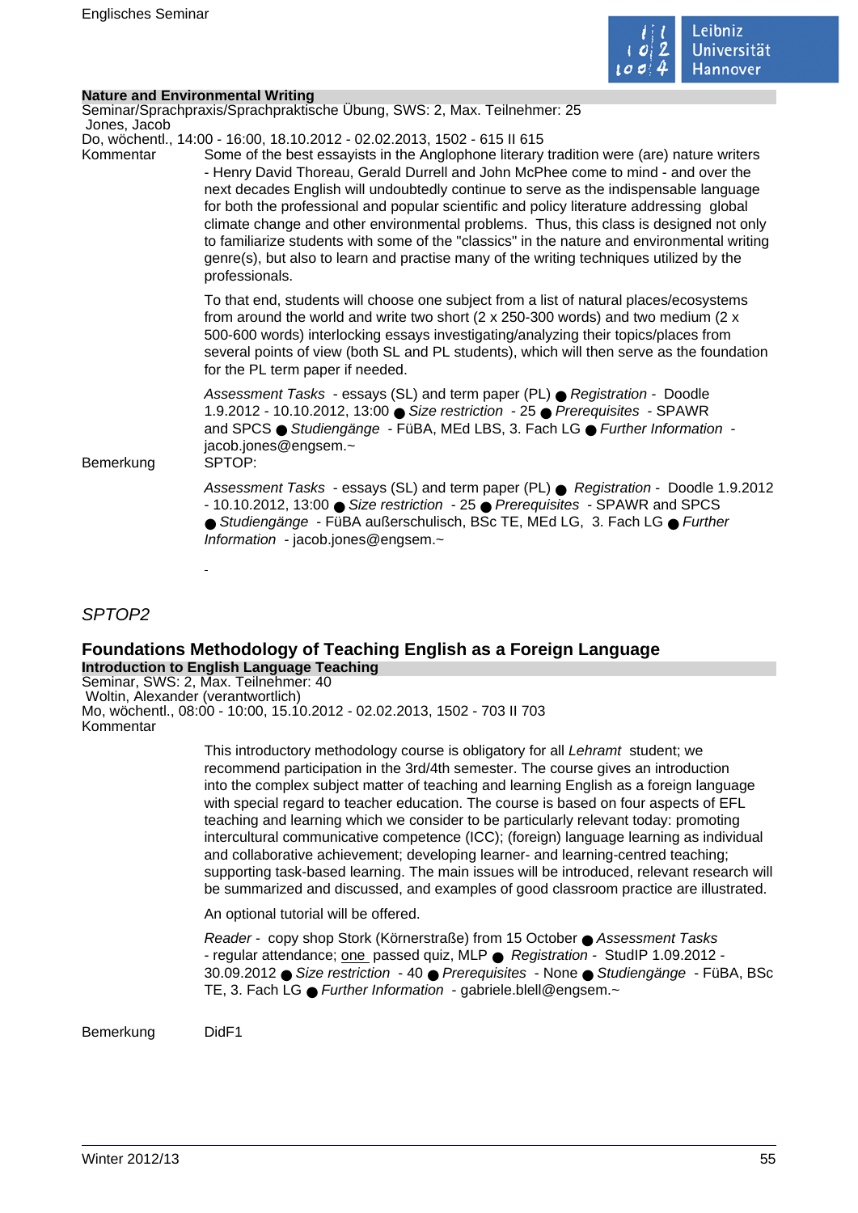**Nature and Environmental Writing**

Seminar/Sprachpraxis/Sprachpraktische Übung, SWS: 2, Max. Teilnehmer: 25
Jones, Jacob
Do, wöchentl., 14:00 - 16:00, 18.10.2012 - 02.02.2013, 1502 - 615 II 615

Kommentar

Some of the best essayists in the Anglophone literary tradition were (are) nature writers - Henry David Thoreau, Gerald Durrell and John McPhee come to mind - and over the next decades English will undoubtedly continue to serve as the indispensable language for both the professional and popular scientific and policy literature addressing global climate change and other environmental problems. Thus, this class is designed not only to familiarize students with some of the "classics" in the nature and environmental writing genre(s), but also to learn and practise many of the writing techniques utilized by the professionals.

To that end, students will choose one subject from a list of natural places/ecosystems from around the world and write two short (2 x 250-300 words) and two medium (2 x 500-600 words) interlocking essays investigating/analyzing their topics/places from several points of view (both SL and PL students), which will then serve as the foundation for the PL term paper if needed.

*Assessment Tasks* - essays (SL) and term paper (PL) ● *Registration* - Doodle 1.9.2012 - 10.10.2012, 13:00 ● *Size restriction* - 25 ● *Prerequisites* - SPAWR and SPCS ● *Studiengänge* - FüBA, MEd LBS, 3. Fach LG ● *Further Information* - jacob.jones@engsem.~

Bemerkung

SPTOP:

*Assessment Tasks* - essays (SL) and term paper (PL) ● *Registration* - Doodle 1.9.2012 - 10.10.2012, 13:00 ● *Size restriction* - 25 ● *Prerequisites* - SPAWR and SPCS ● *Studiengänge* - FüBA außerschulisch, BSc TE, MEd LG, 3. Fach LG ● *Further Information* - jacob.jones@engsem.~

-

*SPTOP2*

## Foundations Methodology of Teaching English as a Foreign Language

**Introduction to English Language Teaching**

Seminar, SWS: 2, Max. Teilnehmer: 40
Woltin, Alexander (verantwortlich)
Mo, wöchentl., 08:00 - 10:00, 15.10.2012 - 02.02.2013, 1502 - 703 II 703

Kommentar

This introductory methodology course is obligatory for all *Lehramt* student; we recommend participation in the 3rd/4th semester. The course gives an introduction into the complex subject matter of teaching and learning English as a foreign language with special regard to teacher education. The course is based on four aspects of EFL teaching and learning which we consider to be particularly relevant today: promoting intercultural communicative competence (ICC); (foreign) language learning as individual and collaborative achievement; developing learner- and learning-centred teaching; supporting task-based learning. The main issues will be introduced, relevant research will be summarized and discussed, and examples of good classroom practice are illustrated.

An optional tutorial will be offered.

*Reader* - copy shop Stork (Körnerstraße) from 15 October ● *Assessment Tasks* - regular attendance; one passed quiz, MLP ● *Registration* - StudIP 1.09.2012 - 30.09.2012 ● *Size restriction* - 40 ● *Prerequisites* - None ● *Studiengänge* - FüBA, BSc TE, 3. Fach LG ● *Further Information* - gabriele.blell@engsem.~

Bemerkung

DidF1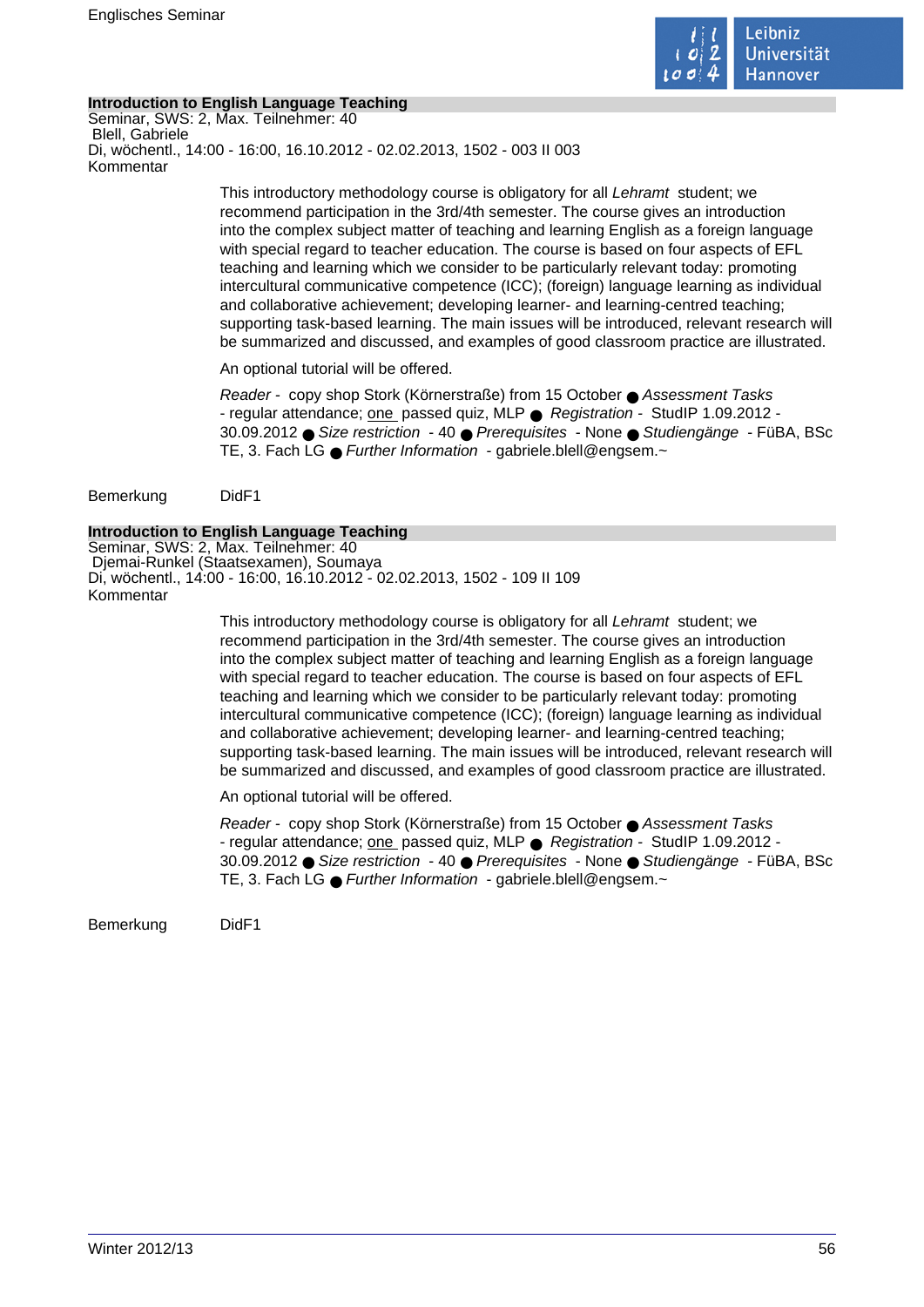**Introduction to English Language Teaching**

Seminar, SWS: 2, Max. Teilnehmer: 40

Blell, Gabriele

Di, wöchentl., 14:00 - 16:00, 16.10.2012 - 02.02.2013, 1502 - 003 II 003

Kommentar

This introductory methodology course is obligatory for all *Lehramt* student; we recommend participation in the 3rd/4th semester. The course gives an introduction into the complex subject matter of teaching and learning English as a foreign language with special regard to teacher education. The course is based on four aspects of EFL teaching and learning which we consider to be particularly relevant today: promoting intercultural communicative competence (ICC); (foreign) language learning as individual and collaborative achievement; developing learner- and learning-centred teaching; supporting task-based learning. The main issues will be introduced, relevant research will be summarized and discussed, and examples of good classroom practice are illustrated.

An optional tutorial will be offered.

*Reader* - copy shop Stork (Körnerstraße) from 15 October ● *Assessment Tasks* - regular attendance; one passed quiz, MLP ● *Registration* - StudIP 1.09.2012 - 30.09.2012 ● *Size restriction* - 40 ● *Prerequisites* - None ● *Studiengänge* - FüBA, BSc TE, 3. Fach LG ● *Further Information* - gabriele.blell@engsem.~

Bemerkung DidF1

**Introduction to English Language Teaching**

Seminar, SWS: 2, Max. Teilnehmer: 40

Djemai-Runkel (Staatsexamen), Soumaya

Di, wöchentl., 14:00 - 16:00, 16.10.2012 - 02.02.2013, 1502 - 109 II 109

Kommentar

This introductory methodology course is obligatory for all *Lehramt* student; we recommend participation in the 3rd/4th semester. The course gives an introduction into the complex subject matter of teaching and learning English as a foreign language with special regard to teacher education. The course is based on four aspects of EFL teaching and learning which we consider to be particularly relevant today: promoting intercultural communicative competence (ICC); (foreign) language learning as individual and collaborative achievement; developing learner- and learning-centred teaching; supporting task-based learning. The main issues will be introduced, relevant research will be summarized and discussed, and examples of good classroom practice are illustrated.

An optional tutorial will be offered.

*Reader* - copy shop Stork (Körnerstraße) from 15 October ● *Assessment Tasks* - regular attendance; one passed quiz, MLP ● *Registration* - StudIP 1.09.2012 - 30.09.2012 ● *Size restriction* - 40 ● *Prerequisites* - None ● *Studiengänge* - FüBA, BSc TE, 3. Fach LG ● *Further Information* - gabriele.blell@engsem.~

Bemerkung DidF1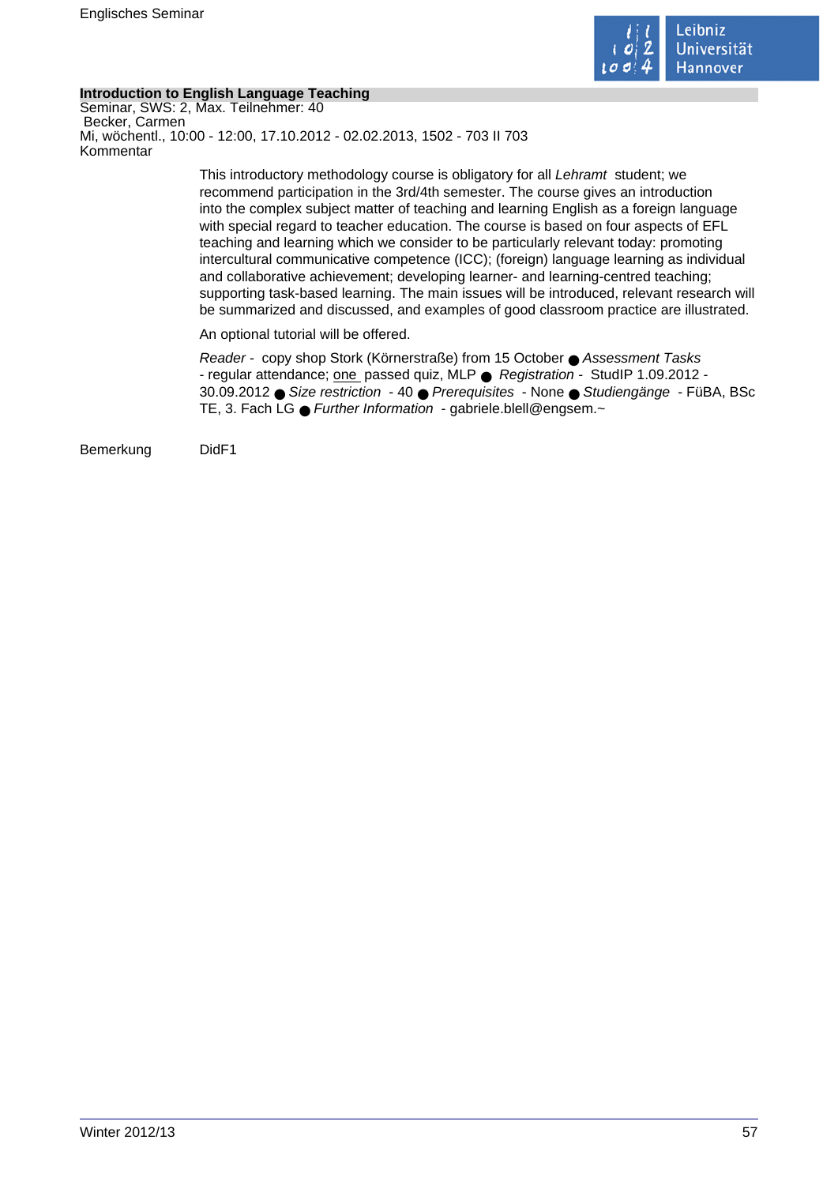### Introduction to English Language Teaching

Seminar, SWS: 2, Max. Teilnehmer: 40
Becker, Carmen
Mi, wöchentl., 10:00 - 12:00, 17.10.2012 - 02.02.2013, 1502 - 703 II 703

Kommentar

This introductory methodology course is obligatory for all *Lehramt* student; we recommend participation in the 3rd/4th semester. The course gives an introduction into the complex subject matter of teaching and learning English as a foreign language with special regard to teacher education. The course is based on four aspects of EFL teaching and learning which we consider to be particularly relevant today: promoting intercultural communicative competence (ICC); (foreign) language learning as individual and collaborative achievement; developing learner- and learning-centred teaching; supporting task-based learning. The main issues will be introduced, relevant research will be summarized and discussed, and examples of good classroom practice are illustrated.

An optional tutorial will be offered.

*Reader* - copy shop Stork (Körnerstraße) from 15 October ● *Assessment Tasks* - regular attendance; one passed quiz, MLP ● *Registration* - StudIP 1.09.2012 - 30.09.2012 ● *Size restriction* - 40 ● *Prerequisites* - None ● *Studiengänge* - FüBA, BSc TE, 3. Fach LG ● *Further Information* - gabriele.blell@engsem.~

Bemerkung: DidF1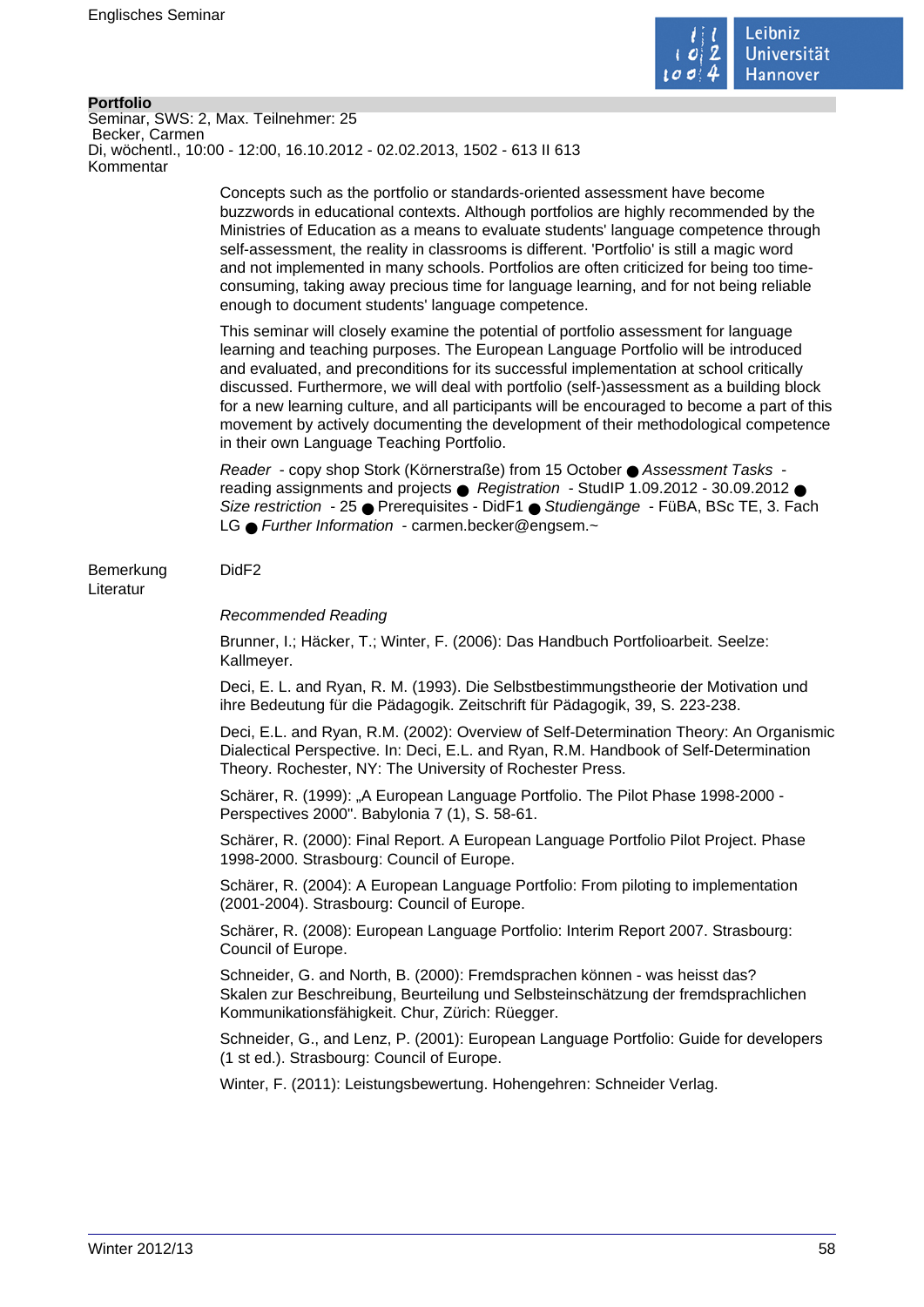**Portfolio**

Seminar, SWS: 2, Max. Teilnehmer: 25

Becker, Carmen

Di, wöchentl., 10:00 - 12:00, 16.10.2012 - 02.02.2013, 1502 - 613 II 613

Kommentar

Concepts such as the portfolio or standards-oriented assessment have become buzzwords in educational contexts. Although portfolios are highly recommended by the Ministries of Education as a means to evaluate students' language competence through self-assessment, the reality in classrooms is different. 'Portfolio' is still a magic word and not implemented in many schools. Portfolios are often criticized for being too time-consuming, taking away precious time for language learning, and for not being reliable enough to document students' language competence.

This seminar will closely examine the potential of portfolio assessment for language learning and teaching purposes. The European Language Portfolio will be introduced and evaluated, and preconditions for its successful implementation at school critically discussed. Furthermore, we will deal with portfolio (self-)assessment as a building block for a new learning culture, and all participants will be encouraged to become a part of this movement by actively documenting the development of their methodological competence in their own Language Teaching Portfolio.

*Reader* - copy shop Stork (Körnerstraße) from 15 October ● *Assessment Tasks* - reading assignments and projects ● *Registration* - StudIP 1.09.2012 - 30.09.2012 ● *Size restriction* - 25 ● Prerequisites - DidF1 ● *Studiengänge* - FüBA, BSc TE, 3. Fach LG ● *Further Information* - carmen.becker@engsem.~

Bemerkung DidF2

Literatur

*Recommended Reading*

Brunner, I.; Häcker, T.; Winter, F. (2006): Das Handbuch Portfolioarbeit. Seelze: Kallmeyer.

Deci, E. L. and Ryan, R. M. (1993). Die Selbstbestimmungstheorie der Motivation und ihre Bedeutung für die Pädagogik. Zeitschrift für Pädagogik, 39, S. 223-238.

Deci, E.L. and Ryan, R.M. (2002): Overview of Self-Determination Theory: An Organismic Dialectical Perspective. In: Deci, E.L. and Ryan, R.M. Handbook of Self-Determination Theory. Rochester, NY: The University of Rochester Press.

Schärer, R. (1999): „A European Language Portfolio. The Pilot Phase 1998-2000 - Perspectives 2000". Babylonia 7 (1), S. 58-61.

Schärer, R. (2000): Final Report. A European Language Portfolio Pilot Project. Phase 1998-2000. Strasbourg: Council of Europe.

Schärer, R. (2004): A European Language Portfolio: From piloting to implementation (2001-2004). Strasbourg: Council of Europe.

Schärer, R. (2008): European Language Portfolio: Interim Report 2007. Strasbourg: Council of Europe.

Schneider, G. and North, B. (2000): Fremdsprachen können - was heisst das? Skalen zur Beschreibung, Beurteilung und Selbsteinschätzung der fremdsprachlichen Kommunikationsfähigkeit. Chur, Zürich: Rüegger.

Schneider, G., and Lenz, P. (2001): European Language Portfolio: Guide for developers (1 st ed.). Strasbourg: Council of Europe.

Winter, F. (2011): Leistungsbewertung. Hohengehren: Schneider Verlag.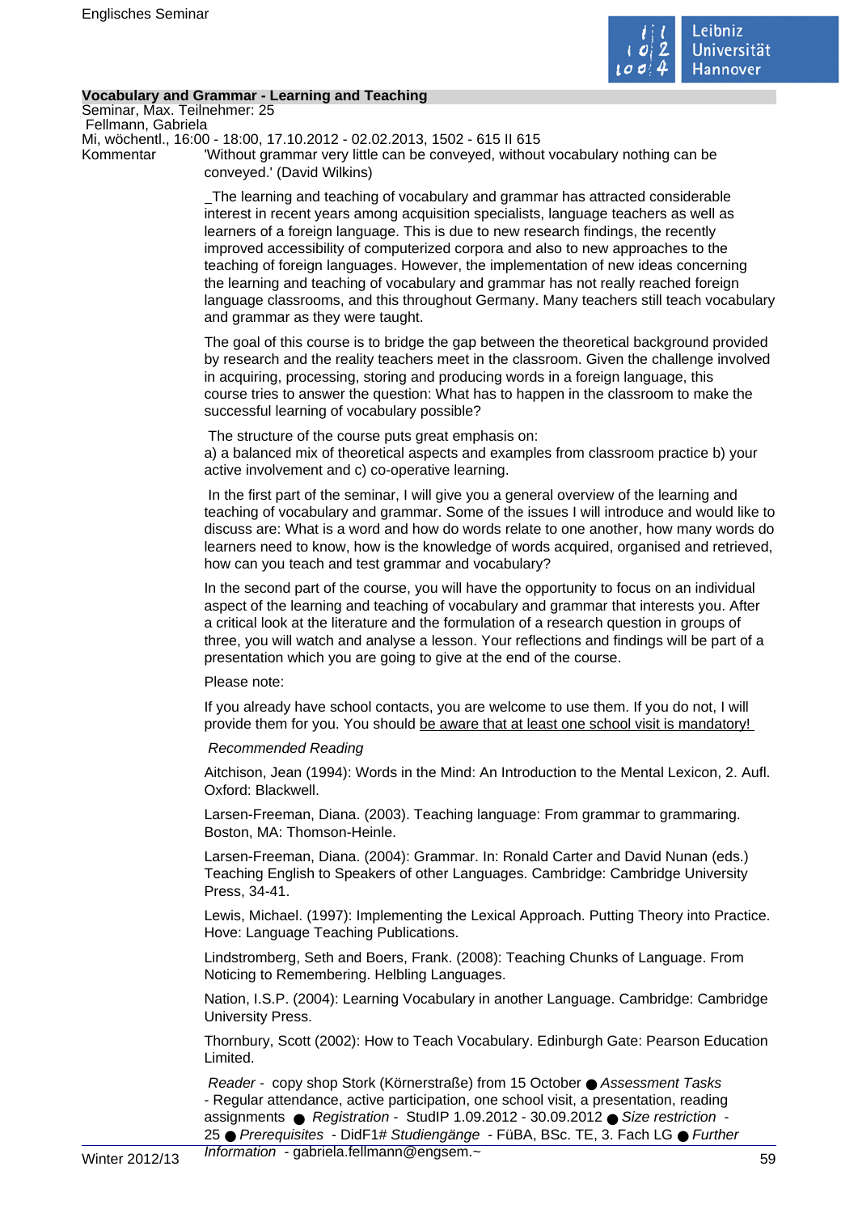**Vocabulary and Grammar - Learning and Teaching**

Seminar, Max. Teilnehmer: 25
Fellmann, Gabriela
Mi, wöchentl., 16:00 - 18:00, 17.10.2012 - 02.02.2013, 1502 - 615 II 615

Kommentar

'Without grammar very little can be conveyed, without vocabulary nothing can be conveyed.' (David Wilkins)

_The learning and teaching of vocabulary and grammar has attracted considerable interest in recent years among acquisition specialists, language teachers as well as learners of a foreign language. This is due to new research findings, the recently improved accessibility of computerized corpora and also to new approaches to the teaching of foreign languages. However, the implementation of new ideas concerning the learning and teaching of vocabulary and grammar has not really reached foreign language classrooms, and this throughout Germany. Many teachers still teach vocabulary and grammar as they were taught.

The goal of this course is to bridge the gap between the theoretical background provided by research and the reality teachers meet in the classroom. Given the challenge involved in acquiring, processing, storing and producing words in a foreign language, this course tries to answer the question: What has to happen in the classroom to make the successful learning of vocabulary possible?

The structure of the course puts great emphasis on:
a) a balanced mix of theoretical aspects and examples from classroom practice b) your active involvement and c) co-operative learning.

In the first part of the seminar, I will give you a general overview of the learning and teaching of vocabulary and grammar. Some of the issues I will introduce and would like to discuss are: What is a word and how do words relate to one another, how many words do learners need to know, how is the knowledge of words acquired, organised and retrieved, how can you teach and test grammar and vocabulary?

In the second part of the course, you will have the opportunity to focus on an individual aspect of the learning and teaching of vocabulary and grammar that interests you. After a critical look at the literature and the formulation of a research question in groups of three, you will watch and analyse a lesson. Your reflections and findings will be part of a presentation which you are going to give at the end of the course.

Please note:

If you already have school contacts, you are welcome to use them. If you do not, I will provide them for you. You should be aware that at least one school visit is mandatory!

*Recommended Reading*

Aitchison, Jean (1994): Words in the Mind: An Introduction to the Mental Lexicon, 2. Aufl. Oxford: Blackwell.

Larsen-Freeman, Diana. (2003). Teaching language: From grammar to grammaring. Boston, MA: Thomson-Heinle.

Larsen-Freeman, Diana. (2004): Grammar. In: Ronald Carter and David Nunan (eds.) Teaching English to Speakers of other Languages. Cambridge: Cambridge University Press, 34-41.

Lewis, Michael. (1997): Implementing the Lexical Approach. Putting Theory into Practice. Hove: Language Teaching Publications.

Lindstromberg, Seth and Boers, Frank. (2008): Teaching Chunks of Language. From Noticing to Remembering. Helbling Languages.

Nation, I.S.P. (2004): Learning Vocabulary in another Language. Cambridge: Cambridge University Press.

Thornbury, Scott (2002): How to Teach Vocabulary. Edinburgh Gate: Pearson Education Limited.

*Reader* - copy shop Stork (Körnerstraße) from 15 October ● *Assessment Tasks* - Regular attendance, active participation, one school visit, a presentation, reading assignments ● *Registration* - StudIP 1.09.2012 - 30.09.2012 ● *Size restriction* - 25 ● *Prerequisites* - DidF1# *Studiengänge* - FüBA, BSc. TE, 3. Fach LG ● *Further Information* - gabriela.fellmann@engsem.~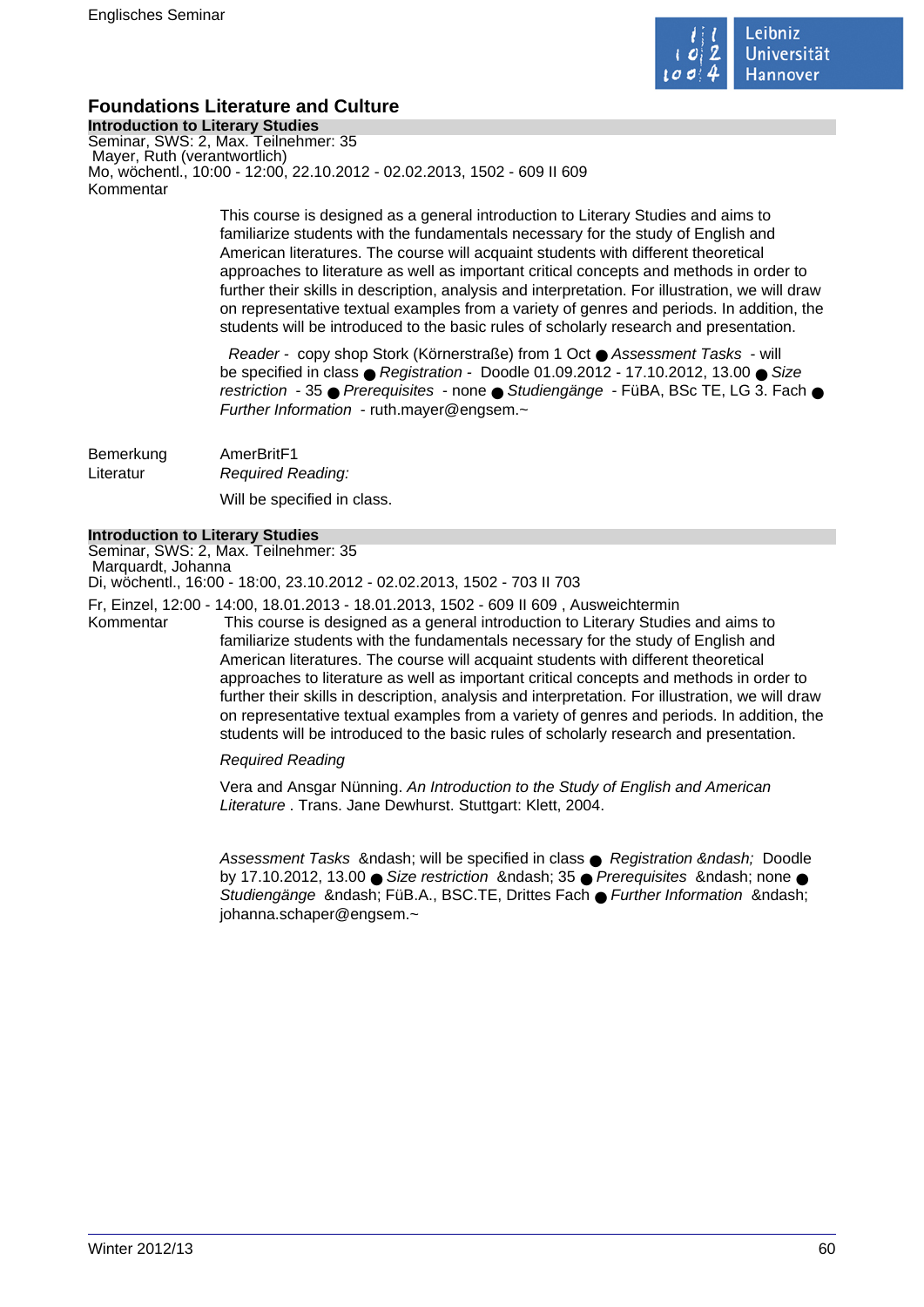## Foundations Literature and Culture

### Introduction to Literary Studies

Seminar, SWS: 2, Max. Teilnehmer: 35
Mayer, Ruth (verantwortlich)
Mo, wöchentl., 10:00 - 12:00, 22.10.2012 - 02.02.2013, 1502 - 609 II 609

Kommentar

This course is designed as a general introduction to Literary Studies and aims to familiarize students with the fundamentals necessary for the study of English and American literatures. The course will acquaint students with different theoretical approaches to literature as well as important critical concepts and methods in order to further their skills in description, analysis and interpretation. For illustration, we will draw on representative textual examples from a variety of genres and periods. In addition, the students will be introduced to the basic rules of scholarly research and presentation.

*Reader* - copy shop Stork (Körnerstraße) from 1 Oct ● *Assessment Tasks* - will be specified in class ● *Registration* - Doodle 01.09.2012 - 17.10.2012, 13.00 ● *Size restriction* - 35 ● *Prerequisites* - none ● *Studiengänge* - FüBA, BSc TE, LG 3. Fach ● *Further Information* - ruth.mayer@engsem.~

Bemerkung: AmerBritF1

Literatur: *Required Reading:*

Will be specified in class.

### Introduction to Literary Studies

Seminar, SWS: 2, Max. Teilnehmer: 35
Marquardt, Johanna
Di, wöchentl., 16:00 - 18:00, 23.10.2012 - 02.02.2013, 1502 - 703 II 703

Fr, Einzel, 12:00 - 14:00, 18.01.2013 - 18.01.2013, 1502 - 609 II 609 , Ausweichtermin

Kommentar

This course is designed as a general introduction to Literary Studies and aims to familiarize students with the fundamentals necessary for the study of English and American literatures. The course will acquaint students with different theoretical approaches to literature as well as important critical concepts and methods in order to further their skills in description, analysis and interpretation. For illustration, we will draw on representative textual examples from a variety of genres and periods. In addition, the students will be introduced to the basic rules of scholarly research and presentation.

*Required Reading*

Vera and Ansgar Nünning. *An Introduction to the Study of English and American Literature* . Trans. Jane Dewhurst. Stuttgart: Klett, 2004.

*Assessment Tasks* &ndash; will be specified in class ● *Registration &ndash;* Doodle by 17.10.2012, 13.00 ● *Size restriction* &ndash; 35 ● *Prerequisites* &ndash; none ● *Studiengänge* &ndash; FüB.A., BSC.TE, Drittes Fach ● *Further Information* &ndash; johanna.schaper@engsem.~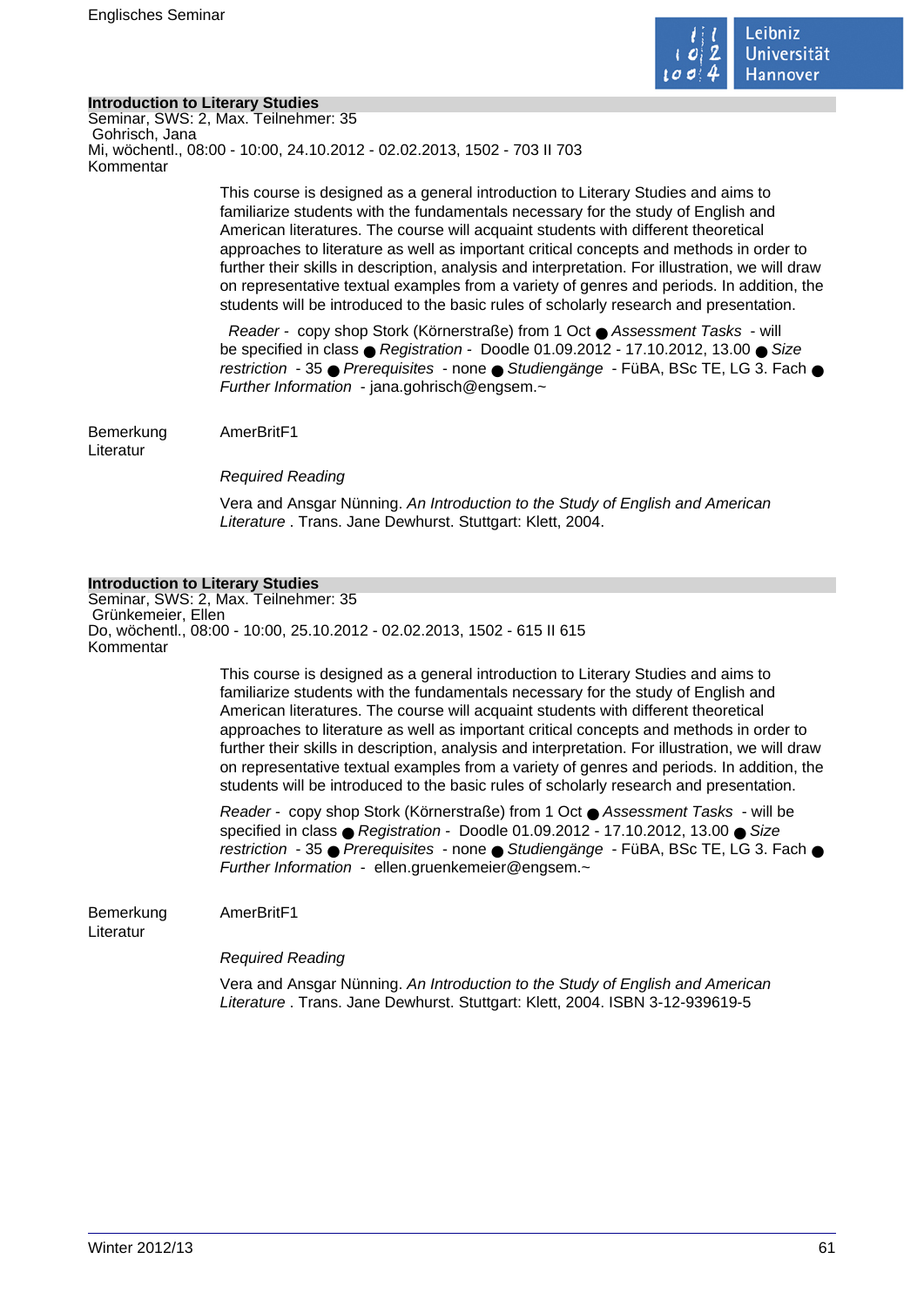## Introduction to Literary Studies

Seminar, SWS: 2, Max. Teilnehmer: 35
Gohrisch, Jana
Mi, wöchentl., 08:00 - 10:00, 24.10.2012 - 02.02.2013, 1502 - 703 II 703

Kommentar

This course is designed as a general introduction to Literary Studies and aims to familiarize students with the fundamentals necessary for the study of English and American literatures. The course will acquaint students with different theoretical approaches to literature as well as important critical concepts and methods in order to further their skills in description, analysis and interpretation. For illustration, we will draw on representative textual examples from a variety of genres and periods. In addition, the students will be introduced to the basic rules of scholarly research and presentation.

*Reader* - copy shop Stork (Körnerstraße) from 1 Oct ● *Assessment Tasks* - will be specified in class ● *Registration* - Doodle 01.09.2012 - 17.10.2012, 13.00 ● *Size restriction* - 35 ● *Prerequisites* - none ● *Studiengänge* - FüBA, BSc TE, LG 3. Fach ● *Further Information* - jana.gohrisch@engsem.~

Bemerkung: AmerBritF1

Literatur

*Required Reading*

Vera and Ansgar Nünning. *An Introduction to the Study of English and American Literature* . Trans. Jane Dewhurst. Stuttgart: Klett, 2004.

## Introduction to Literary Studies

Seminar, SWS: 2, Max. Teilnehmer: 35
Grünkemeier, Ellen
Do, wöchentl., 08:00 - 10:00, 25.10.2012 - 02.02.2013, 1502 - 615 II 615

Kommentar

This course is designed as a general introduction to Literary Studies and aims to familiarize students with the fundamentals necessary for the study of English and American literatures. The course will acquaint students with different theoretical approaches to literature as well as important critical concepts and methods in order to further their skills in description, analysis and interpretation. For illustration, we will draw on representative textual examples from a variety of genres and periods. In addition, the students will be introduced to the basic rules of scholarly research and presentation.

*Reader* - copy shop Stork (Körnerstraße) from 1 Oct ● *Assessment Tasks* - will be specified in class ● *Registration* - Doodle 01.09.2012 - 17.10.2012, 13.00 ● *Size restriction* - 35 ● *Prerequisites* - none ● *Studiengänge* - FüBA, BSc TE, LG 3. Fach ● *Further Information* - ellen.gruenkemeier@engsem.~

Bemerkung: AmerBritF1

Literatur

*Required Reading*

Vera and Ansgar Nünning. *An Introduction to the Study of English and American Literature* . Trans. Jane Dewhurst. Stuttgart: Klett, 2004. ISBN 3-12-939619-5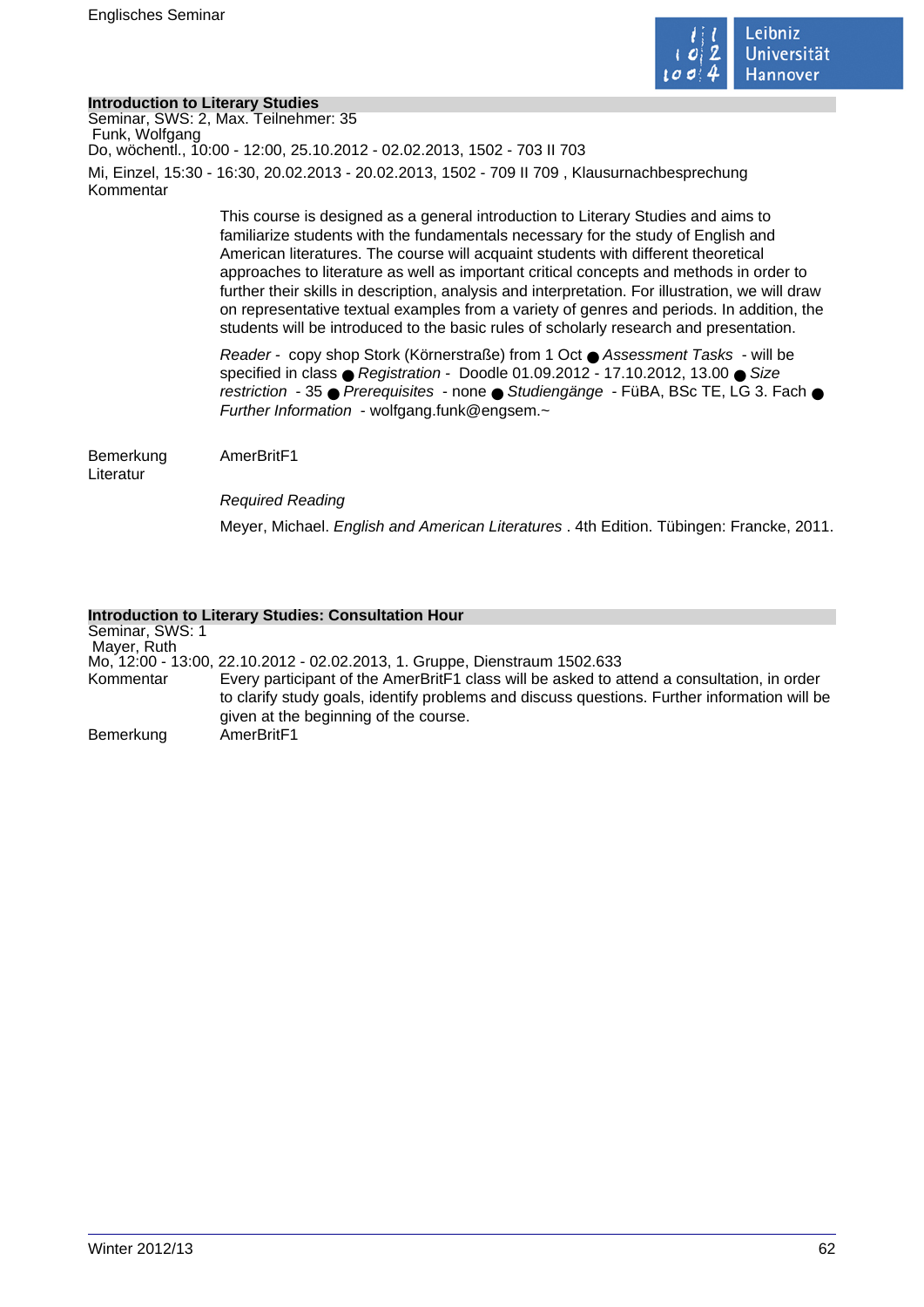## Introduction to Literary Studies

Seminar, SWS: 2, Max. Teilnehmer: 35

Funk, Wolfgang

Do, wöchentl., 10:00 - 12:00, 25.10.2012 - 02.02.2013, 1502 - 703 II 703

Mi, Einzel, 15:30 - 16:30, 20.02.2013 - 20.02.2013, 1502 - 709 II 709 , Klausurnachbesprechung

Kommentar

This course is designed as a general introduction to Literary Studies and aims to familiarize students with the fundamentals necessary for the study of English and American literatures. The course will acquaint students with different theoretical approaches to literature as well as important critical concepts and methods in order to further their skills in description, analysis and interpretation. For illustration, we will draw on representative textual examples from a variety of genres and periods. In addition, the students will be introduced to the basic rules of scholarly research and presentation.

*Reader* - copy shop Stork (Körnerstraße) from 1 Oct ● *Assessment Tasks* - will be specified in class ● *Registration* - Doodle 01.09.2012 - 17.10.2012, 13.00 ● *Size restriction* - 35 ● *Prerequisites* - none ● *Studiengänge* - FüBA, BSc TE, LG 3. Fach ● *Further Information* - wolfgang.funk@engsem.~

Bemerkung: AmerBritF1

Literatur

*Required Reading*

Meyer, Michael. *English and American Literatures* . 4th Edition. Tübingen: Francke, 2011.

## Introduction to Literary Studies: Consultation Hour

Seminar, SWS: 1

Mayer, Ruth

Mo, 12:00 - 13:00, 22.10.2012 - 02.02.2013, 1. Gruppe, Dienstraum 1502.633

Kommentar: Every participant of the AmerBritF1 class will be asked to attend a consultation, in order to clarify study goals, identify problems and discuss questions. Further information will be given at the beginning of the course.

Bemerkung: AmerBritF1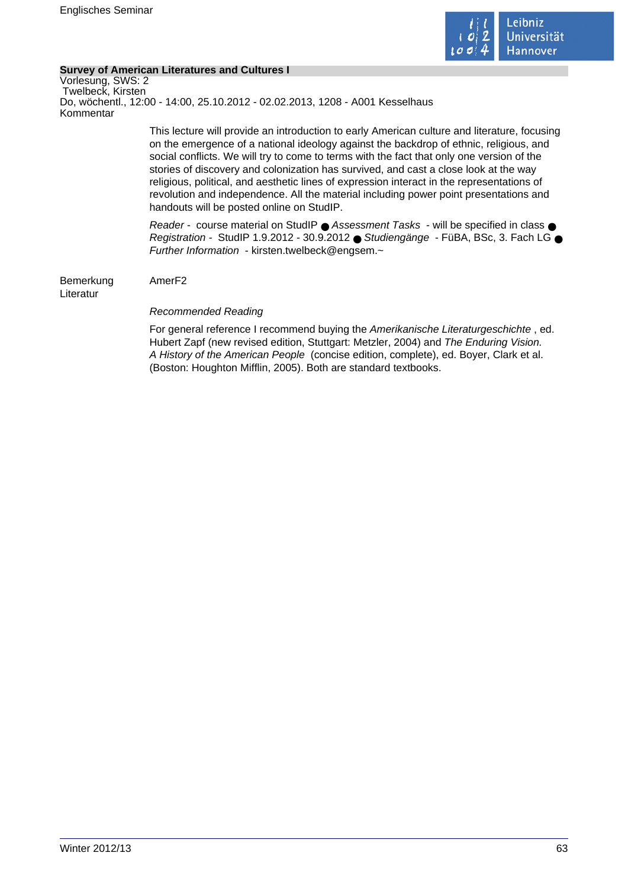**Survey of American Literatures and Cultures I**

Vorlesung, SWS: 2

Twelbeck, Kirsten

Do, wöchentl., 12:00 - 14:00, 25.10.2012 - 02.02.2013, 1208 - A001 Kesselhaus

Kommentar

This lecture will provide an introduction to early American culture and literature, focusing on the emergence of a national ideology against the backdrop of ethnic, religious, and social conflicts. We will try to come to terms with the fact that only one version of the stories of discovery and colonization has survived, and cast a close look at the way religious, political, and aesthetic lines of expression interact in the representations of revolution and independence. All the material including power point presentations and handouts will be posted online on StudIP.

*Reader* - course material on StudIP ● *Assessment Tasks* - will be specified in class ● *Registration* - StudIP 1.9.2012 - 30.9.2012 ● *Studiengänge* - FüBA, BSc, 3. Fach LG ● *Further Information* - kirsten.twelbeck@engsem.~

Bemerkung AmerF2

Literatur

*Recommended Reading*

For general reference I recommend buying the *Amerikanische Literaturgeschichte* , ed. Hubert Zapf (new revised edition, Stuttgart: Metzler, 2004) and *The Enduring Vision. A History of the American People* (concise edition, complete), ed. Boyer, Clark et al. (Boston: Houghton Mifflin, 2005). Both are standard textbooks.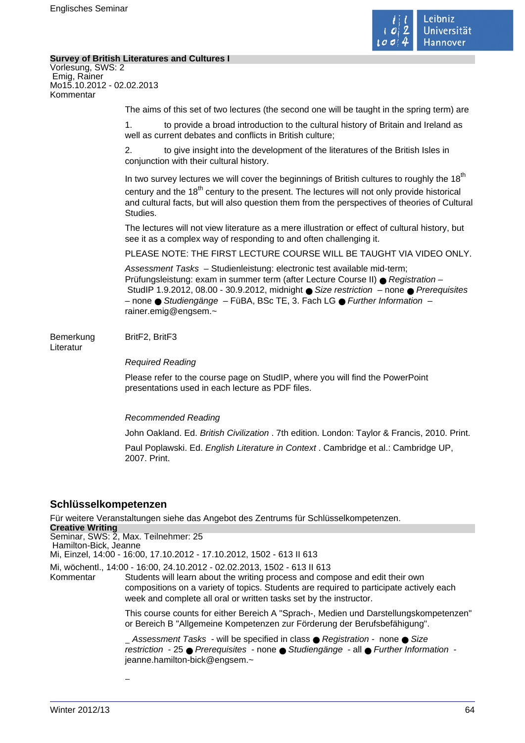**Survey of British Literatures and Cultures I**

Vorlesung, SWS: 2
Emig, Rainer
Mo15.10.2012 - 02.02.2013

Kommentar

The aims of this set of two lectures (the second one will be taught in the spring term) are

1. to provide a broad introduction to the cultural history of Britain and Ireland as well as current debates and conflicts in British culture;

2. to give insight into the development of the literatures of the British Isles in conjunction with their cultural history.

In two survey lectures we will cover the beginnings of British cultures to roughly the 18th century and the 18th century to the present. The lectures will not only provide historical and cultural facts, but will also question them from the perspectives of theories of Cultural Studies.

The lectures will not view literature as a mere illustration or effect of cultural history, but see it as a complex way of responding to and often challenging it.

PLEASE NOTE: THE FIRST LECTURE COURSE WILL BE TAUGHT VIA VIDEO ONLY.

*Assessment Tasks* – Studienleistung: electronic test available mid-term; Prüfungsleistung: exam in summer term (after Lecture Course II) ● *Registration* – StudIP 1.9.2012, 08.00 - 30.9.2012, midnight ● *Size restriction* – none ● *Prerequisites* – none ● *Studiengänge* – FüBA, BSc TE, 3. Fach LG ● *Further Information* – rainer.emig@engsem.~

Bemerkung: BritF2, BritF3

Literatur

*Required Reading*

Please refer to the course page on StudIP, where you will find the PowerPoint presentations used in each lecture as PDF files.

*Recommended Reading*

John Oakland. Ed. *British Civilization* . 7th edition. London: Taylor & Francis, 2010. Print.

Paul Poplawski. Ed. *English Literature in Context* . Cambridge et al.: Cambridge UP, 2007. Print.

## Schlüsselkompetenzen

Für weitere Veranstaltungen siehe das Angebot des Zentrums für Schlüsselkompetenzen.

**Creative Writing**

Seminar, SWS: 2, Max. Teilnehmer: 25
Hamilton-Bick, Jeanne
Mi, Einzel, 14:00 - 16:00, 17.10.2012 - 17.10.2012, 1502 - 613 II 613
Mi, wöchentl., 14:00 - 16:00, 24.10.2012 - 02.02.2013, 1502 - 613 II 613

Kommentar

Students will learn about the writing process and compose and edit their own compositions on a variety of topics. Students are required to participate actively each week and complete all oral or written tasks set by the instructor.

This course counts for either Bereich A "Sprach-, Medien und Darstellungskompetenzen" or Bereich B "Allgemeine Kompetenzen zur Förderung der Berufsbefähigung".

_ *Assessment Tasks* - will be specified in class ● *Registration* - none ● *Size restriction* - 25 ● *Prerequisites* - none ● *Studiengänge* - all ● *Further Information* - jeanne.hamilton-bick@engsem.~

_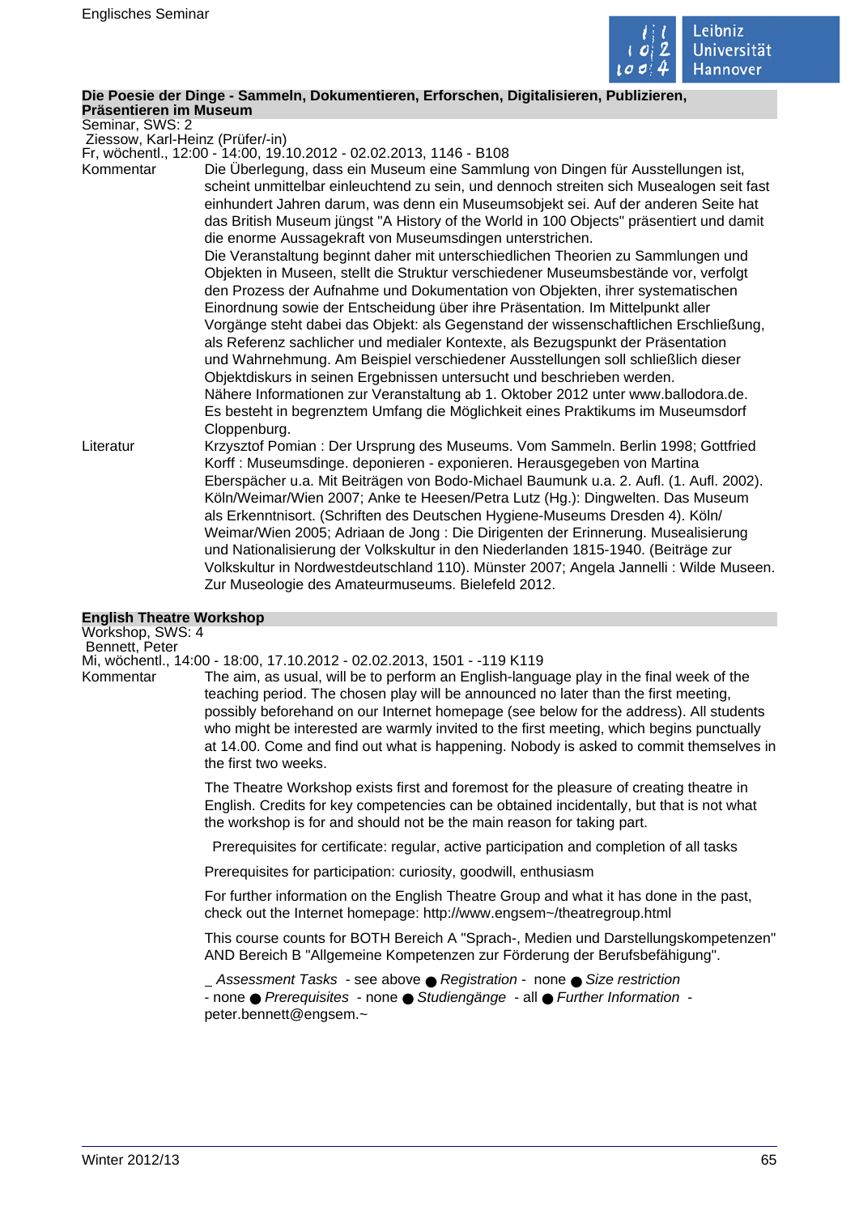## Die Poesie der Dinge - Sammeln, Dokumentieren, Erforschen, Digitalisieren, Publizieren, Präsentieren im Museum

Seminar, SWS: 2
Ziessow, Karl-Heinz (Prüfer/-in)
Fr, wöchentl., 12:00 - 14:00, 19.10.2012 - 02.02.2013, 1146 - B108

**Kommentar**

Die Überlegung, dass ein Museum eine Sammlung von Dingen für Ausstellungen ist, scheint unmittelbar einleuchtend zu sein, und dennoch streiten sich Musealogen seit fast einhundert Jahren darum, was denn ein Museumsobjekt sei. Auf der anderen Seite hat das British Museum jüngst "A History of the World in 100 Objects" präsentiert und damit die enorme Aussagekraft von Museumsdingen unterstrichen.

Die Veranstaltung beginnt daher mit unterschiedlichen Theorien zu Sammlungen und Objekten in Museen, stellt die Struktur verschiedener Museumsbestände vor, verfolgt den Prozess der Aufnahme und Dokumentation von Objekten, ihrer systematischen Einordnung sowie der Entscheidung über ihre Präsentation. Im Mittelpunkt aller Vorgänge steht dabei das Objekt: als Gegenstand der wissenschaftlichen Erschließung, als Referenz sachlicher und medialer Kontexte, als Bezugspunkt der Präsentation und Wahrnehmung. Am Beispiel verschiedener Ausstellungen soll schließlich dieser Objektdiskurs in seinen Ergebnissen untersucht und beschrieben werden.

Nähere Informationen zur Veranstaltung ab 1. Oktober 2012 unter www.ballodora.de.

Es besteht in begrenztem Umfang die Möglichkeit eines Praktikums im Museumsdorf Cloppenburg.

**Literatur**

Krzysztof Pomian : Der Ursprung des Museums. Vom Sammeln. Berlin 1998; Gottfried Korff : Museumsdinge. deponieren - exponieren. Herausgegeben von Martina Eberspächer u.a. Mit Beiträgen von Bodo-Michael Baumunk u.a. 2. Aufl. (1. Aufl. 2002). Köln/Weimar/Wien 2007; Anke te Heesen/Petra Lutz (Hg.): Dingwelten. Das Museum als Erkenntnisort. (Schriften des Deutschen Hygiene-Museums Dresden 4). Köln/Weimar/Wien 2005; Adriaan de Jong : Die Dirigenten der Erinnerung. Musealisierung und Nationalisierung der Volkskultur in den Niederlanden 1815-1940. (Beiträge zur Volkskultur in Nordwestdeutschland 110). Münster 2007; Angela Jannelli : Wilde Museen. Zur Museologie des Amateurmuseums. Bielefeld 2012.

## English Theatre Workshop

Workshop, SWS: 4
Bennett, Peter
Mi, wöchentl., 14:00 - 18:00, 17.10.2012 - 02.02.2013, 1501 - -119 K119

**Kommentar**

The aim, as usual, will be to perform an English-language play in the final week of the teaching period. The chosen play will be announced no later than the first meeting, possibly beforehand on our Internet homepage (see below for the address). All students who might be interested are warmly invited to the first meeting, which begins punctually at 14.00. Come and find out what is happening. Nobody is asked to commit themselves in the first two weeks.

The Theatre Workshop exists first and foremost for the pleasure of creating theatre in English. Credits for key competencies can be obtained incidentally, but that is not what the workshop is for and should not be the main reason for taking part.

Prerequisites for certificate: regular, active participation and completion of all tasks

Prerequisites for participation: curiosity, goodwill, enthusiasm

For further information on the English Theatre Group and what it has done in the past, check out the Internet homepage: http://www.engsem~/theatregroup.html

This course counts for BOTH Bereich A "Sprach-, Medien und Darstellungskompetenzen" AND Bereich B "Allgemeine Kompetenzen zur Förderung der Berufsbefähigung".

_ *Assessment Tasks* - see above ● *Registration* - none ● *Size restriction* - none ● *Prerequisites* - none ● *Studiengänge* - all ● *Further Information* - peter.bennett@engsem.~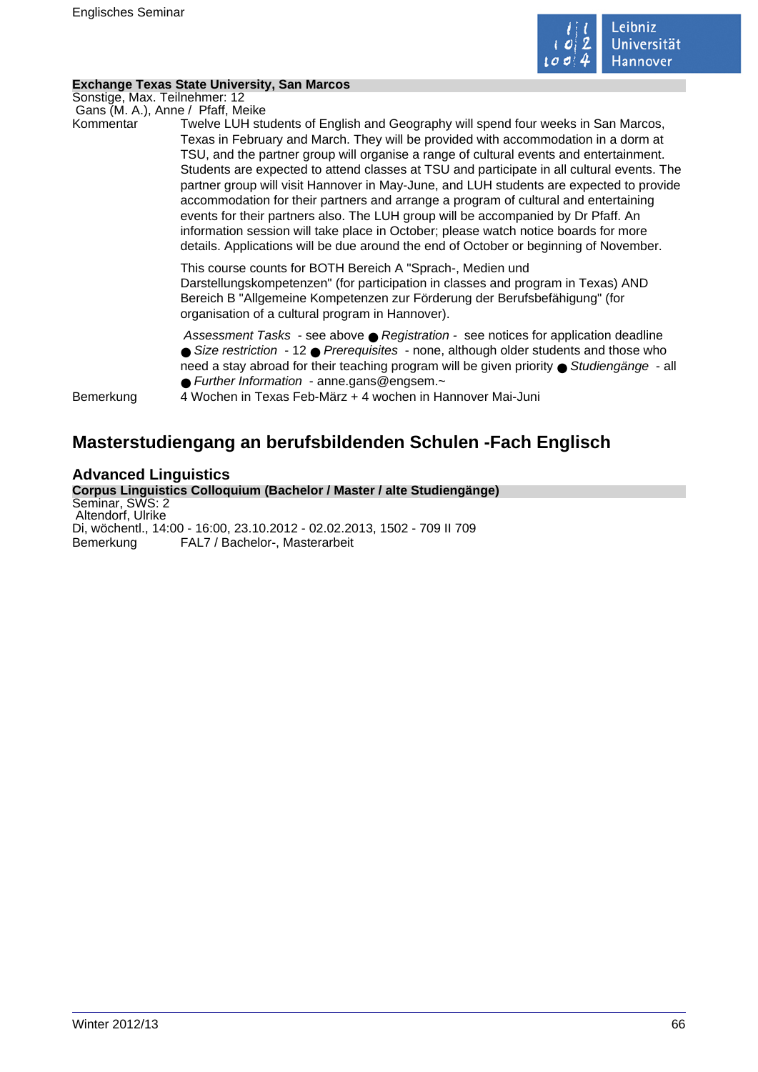**Exchange Texas State University, San Marcos**

Sonstige, Max. Teilnehmer: 12
Gans (M. A.), Anne / Pfaff, Meike

Kommentar Twelve LUH students of English and Geography will spend four weeks in San Marcos, Texas in February and March. They will be provided with accommodation in a dorm at TSU, and the partner group will organise a range of cultural events and entertainment. Students are expected to attend classes at TSU and participate in all cultural events. The partner group will visit Hannover in May-June, and LUH students are expected to provide accommodation for their partners and arrange a program of cultural and entertaining events for their partners also. The LUH group will be accompanied by Dr Pfaff. An information session will take place in October; please watch notice boards for more details. Applications will be due around the end of October or beginning of November.

This course counts for BOTH Bereich A "Sprach-, Medien und Darstellungskompetenzen" (for participation in classes and program in Texas) AND Bereich B "Allgemeine Kompetenzen zur Förderung der Berufsbefähigung" (for organisation of a cultural program in Hannover).

*Assessment Tasks* - see above ● *Registration* - see notices for application deadline ● *Size restriction* - 12 ● *Prerequisites* - none, although older students and those who need a stay abroad for their teaching program will be given priority ● *Studiengänge* - all ● *Further Information* - anne.gans@engsem.~

Bemerkung 4 Wochen in Texas Feb-März + 4 wochen in Hannover Mai-Juni

## Masterstudiengang an berufsbildenden Schulen -Fach Englisch

### Advanced Linguistics

**Corpus Linguistics Colloquium (Bachelor / Master / alte Studiengänge)**

Seminar, SWS: 2
Altendorf, Ulrike
Di, wöchentl., 14:00 - 16:00, 23.10.2012 - 02.02.2013, 1502 - 709 II 709

Bemerkung FAL7 / Bachelor-, Masterarbeit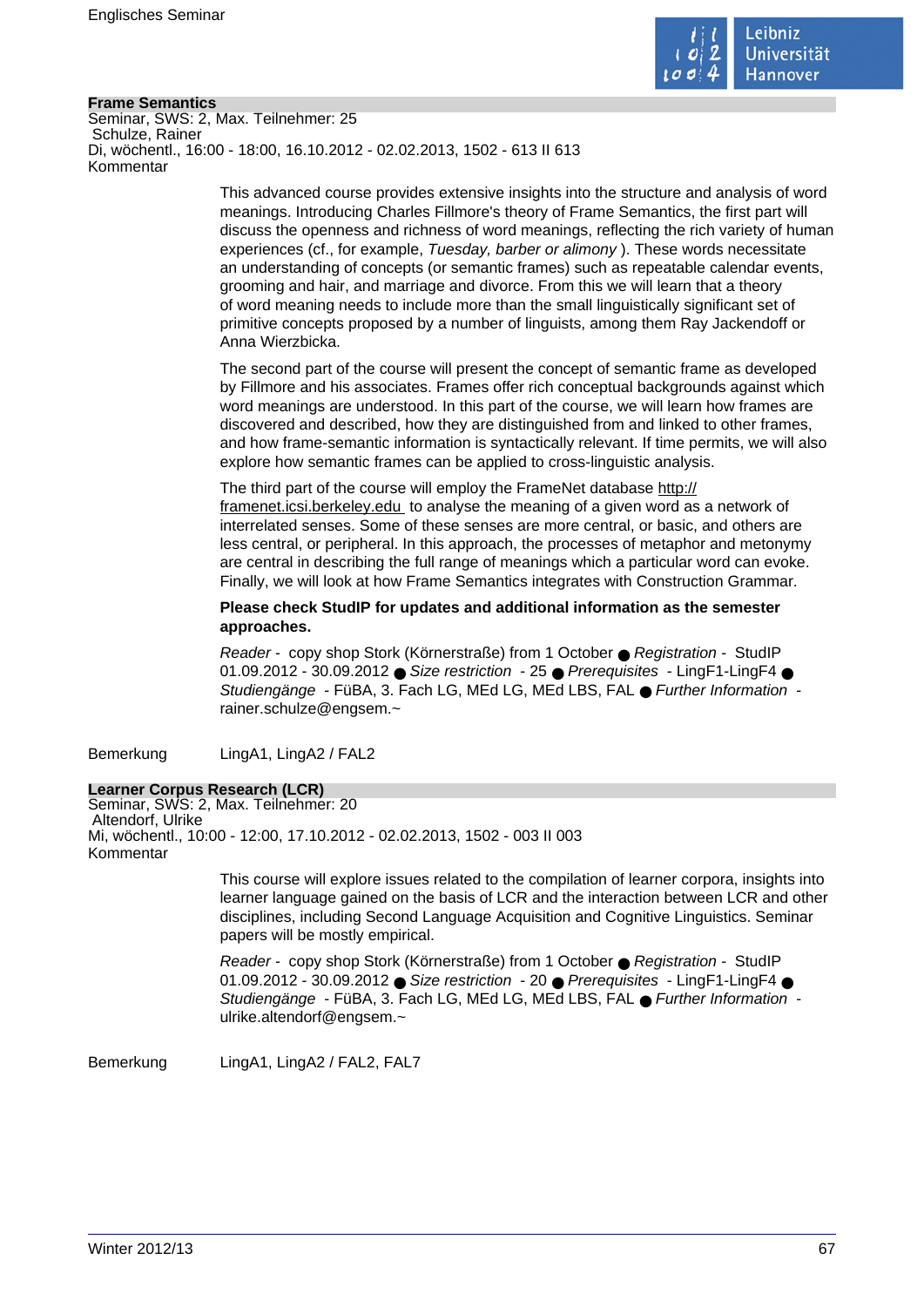### Frame Semantics

Seminar, SWS: 2, Max. Teilnehmer: 25
Schulze, Rainer
Di, wöchentl., 16:00 - 18:00, 16.10.2012 - 02.02.2013, 1502 - 613 II 613
Kommentar

This advanced course provides extensive insights into the structure and analysis of word meanings. Introducing Charles Fillmore's theory of Frame Semantics, the first part will discuss the openness and richness of word meanings, reflecting the rich variety of human experiences (cf., for example, *Tuesday, barber or alimony* ). These words necessitate an understanding of concepts (or semantic frames) such as repeatable calendar events, grooming and hair, and marriage and divorce. From this we will learn that a theory of word meaning needs to include more than the small linguistically significant set of primitive concepts proposed by a number of linguists, among them Ray Jackendoff or Anna Wierzbicka.

The second part of the course will present the concept of semantic frame as developed by Fillmore and his associates. Frames offer rich conceptual backgrounds against which word meanings are understood. In this part of the course, we will learn how frames are discovered and described, how they are distinguished from and linked to other frames, and how frame-semantic information is syntactically relevant. If time permits, we will also explore how semantic frames can be applied to cross-linguistic analysis.

The third part of the course will employ the FrameNet database http://framenet.icsi.berkeley.edu to analyse the meaning of a given word as a network of interrelated senses. Some of these senses are more central, or basic, and others are less central, or peripheral. In this approach, the processes of metaphor and metonymy are central in describing the full range of meanings which a particular word can evoke. Finally, we will look at how Frame Semantics integrates with Construction Grammar.

**Please check StudIP for updates and additional information as the semester approaches.**

*Reader* - copy shop Stork (Körnerstraße) from 1 October ● *Registration* - StudIP 01.09.2012 - 30.09.2012 ● *Size restriction* - 25 ● *Prerequisites* - LingF1-LingF4 ● *Studiengänge* - FüBA, 3. Fach LG, MEd LG, MEd LBS, FAL ● *Further Information* - rainer.schulze@engsem.~

Bemerkung LingA1, LingA2 / FAL2

### Learner Corpus Research (LCR)

Seminar, SWS: 2, Max. Teilnehmer: 20
Altendorf, Ulrike
Mi, wöchentl., 10:00 - 12:00, 17.10.2012 - 02.02.2013, 1502 - 003 II 003
Kommentar

This course will explore issues related to the compilation of learner corpora, insights into learner language gained on the basis of LCR and the interaction between LCR and other disciplines, including Second Language Acquisition and Cognitive Linguistics. Seminar papers will be mostly empirical.

*Reader* - copy shop Stork (Körnerstraße) from 1 October ● *Registration* - StudIP 01.09.2012 - 30.09.2012 ● *Size restriction* - 20 ● *Prerequisites* - LingF1-LingF4 ● *Studiengänge* - FüBA, 3. Fach LG, MEd LG, MEd LBS, FAL ● *Further Information* - ulrike.altendorf@engsem.~

Bemerkung LingA1, LingA2 / FAL2, FAL7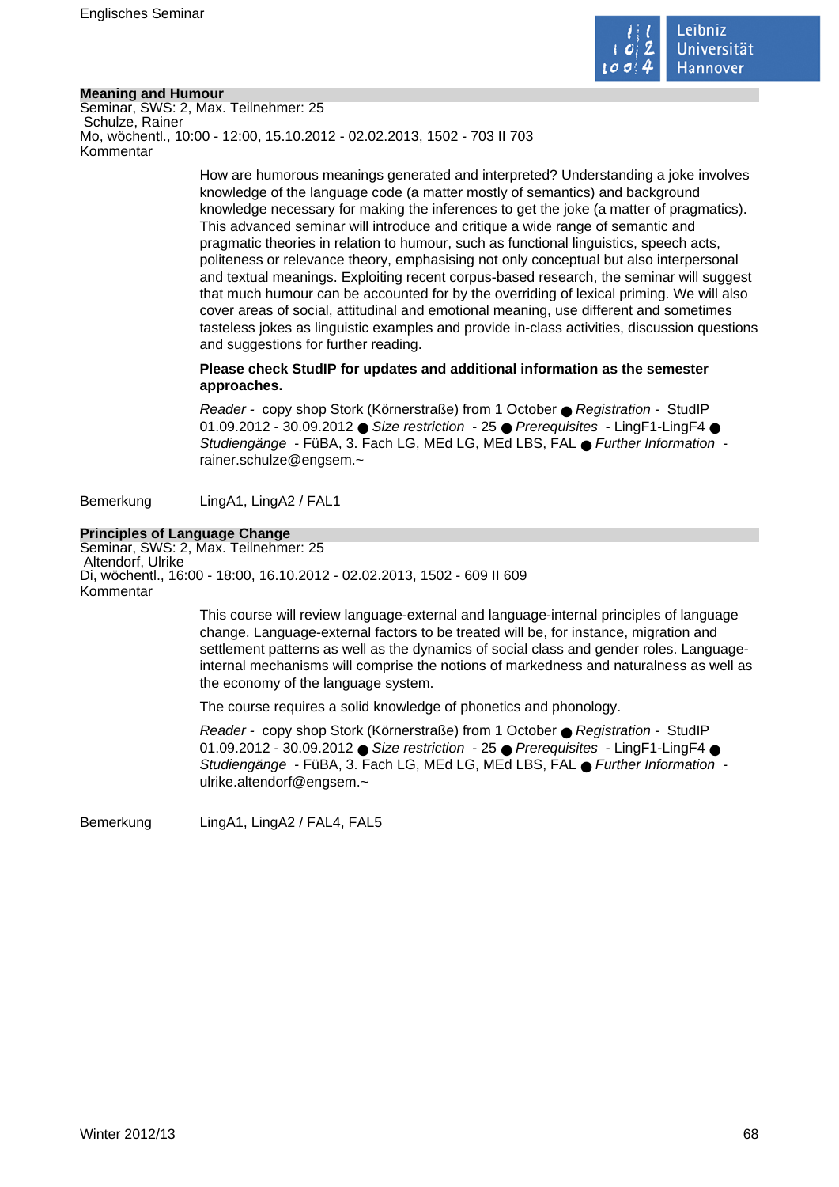### Meaning and Humour

Seminar, SWS: 2, Max. Teilnehmer: 25
Schulze, Rainer
Mo, wöchentl., 10:00 - 12:00, 15.10.2012 - 02.02.2013, 1502 - 703 II 703
Kommentar

How are humorous meanings generated and interpreted? Understanding a joke involves knowledge of the language code (a matter mostly of semantics) and background knowledge necessary for making the inferences to get the joke (a matter of pragmatics). This advanced seminar will introduce and critique a wide range of semantic and pragmatic theories in relation to humour, such as functional linguistics, speech acts, politeness or relevance theory, emphasising not only conceptual but also interpersonal and textual meanings. Exploiting recent corpus-based research, the seminar will suggest that much humour can be accounted for by the overriding of lexical priming. We will also cover areas of social, attitudinal and emotional meaning, use different and sometimes tasteless jokes as linguistic examples and provide in-class activities, discussion questions and suggestions for further reading.

**Please check StudIP for updates and additional information as the semester approaches.**

*Reader* - copy shop Stork (Körnerstraße) from 1 October ● *Registration* - StudIP 01.09.2012 - 30.09.2012 ● *Size restriction* - 25 ● *Prerequisites* - LingF1-LingF4 ● *Studiengänge* - FüBA, 3. Fach LG, MEd LG, MEd LBS, FAL ● *Further Information* - rainer.schulze@engsem.~

Bemerkung LingA1, LingA2 / FAL1

### Principles of Language Change

Seminar, SWS: 2, Max. Teilnehmer: 25
Altendorf, Ulrike
Di, wöchentl., 16:00 - 18:00, 16.10.2012 - 02.02.2013, 1502 - 609 II 609
Kommentar

This course will review language-external and language-internal principles of language change. Language-external factors to be treated will be, for instance, migration and settlement patterns as well as the dynamics of social class and gender roles. Language-internal mechanisms will comprise the notions of markedness and naturalness as well as the economy of the language system.

The course requires a solid knowledge of phonetics and phonology.

*Reader* - copy shop Stork (Körnerstraße) from 1 October ● *Registration* - StudIP 01.09.2012 - 30.09.2012 ● *Size restriction* - 25 ● *Prerequisites* - LingF1-LingF4 ● *Studiengänge* - FüBA, 3. Fach LG, MEd LG, MEd LBS, FAL ● *Further Information* - ulrike.altendorf@engsem.~

Bemerkung LingA1, LingA2 / FAL4, FAL5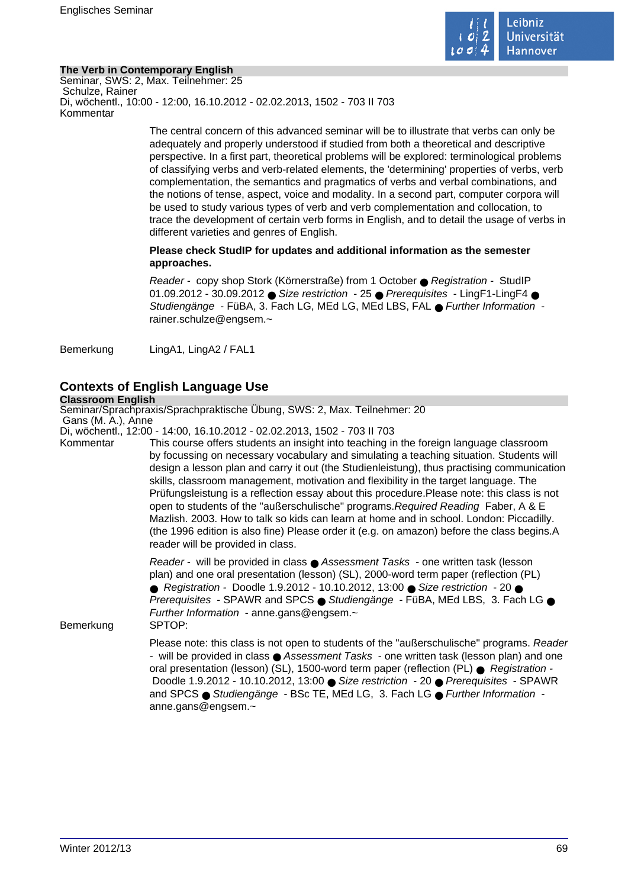**The Verb in Contemporary English**

Seminar, SWS: 2, Max. Teilnehmer: 25

Schulze, Rainer

Di, wöchentl., 10:00 - 12:00, 16.10.2012 - 02.02.2013, 1502 - 703 II 703

Kommentar

The central concern of this advanced seminar will be to illustrate that verbs can only be adequately and properly understood if studied from both a theoretical and descriptive perspective. In a first part, theoretical problems will be explored: terminological problems of classifying verbs and verb-related elements, the 'determining' properties of verbs, verb complementation, the semantics and pragmatics of verbs and verbal combinations, and the notions of tense, aspect, voice and modality. In a second part, computer corpora will be used to study various types of verb and verb complementation and collocation, to trace the development of certain verb forms in English, and to detail the usage of verbs in different varieties and genres of English.

**Please check StudIP for updates and additional information as the semester approaches.**

*Reader* - copy shop Stork (Körnerstraße) from 1 October ● *Registration* - StudIP 01.09.2012 - 30.09.2012 ● *Size restriction* - 25 ● *Prerequisites* - LingF1-LingF4 ● *Studiengänge* - FüBA, 3. Fach LG, MEd LG, MEd LBS, FAL ● *Further Information* - rainer.schulze@engsem.~

Bemerkung

LingA1, LingA2 / FAL1

## Contexts of English Language Use

**Classroom English**

Seminar/Sprachpraxis/Sprachpraktische Übung, SWS: 2, Max. Teilnehmer: 20

Gans (M. A.), Anne

Di, wöchentl., 12:00 - 14:00, 16.10.2012 - 02.02.2013, 1502 - 703 II 703

Kommentar

This course offers students an insight into teaching in the foreign language classroom by focussing on necessary vocabulary and simulating a teaching situation. Students will design a lesson plan and carry it out (the Studienleistung), thus practising communication skills, classroom management, motivation and flexibility in the target language. The Prüfungsleistung is a reflection essay about this procedure.Please note: this class is not open to students of the "außerschulische" programs.*Required Reading* Faber, A & E Mazlish. 2003. How to talk so kids can learn at home and in school. London: Piccadilly. (the 1996 edition is also fine) Please order it (e.g. on amazon) before the class begins.A reader will be provided in class.

*Reader* - will be provided in class ● *Assessment Tasks* - one written task (lesson plan) and one oral presentation (lesson) (SL), 2000-word term paper (reflection (PL) ● *Registration* - Doodle 1.9.2012 - 10.10.2012, 13:00 ● *Size restriction* - 20 ● *Prerequisites* - SPAWR and SPCS ● *Studiengänge* - FüBA, MEd LBS, 3. Fach LG ● *Further Information* - anne.gans@engsem.~

Bemerkung

SPTOP:

Please note: this class is not open to students of the "außerschulische" programs. *Reader* - will be provided in class ● *Assessment Tasks* - one written task (lesson plan) and one oral presentation (lesson) (SL), 1500-word term paper (reflection (PL) ● *Registration* - Doodle 1.9.2012 - 10.10.2012, 13:00 ● *Size restriction* - 20 ● *Prerequisites* - SPAWR and SPCS ● *Studiengänge* - BSc TE, MEd LG, 3. Fach LG ● *Further Information* - anne.gans@engsem.~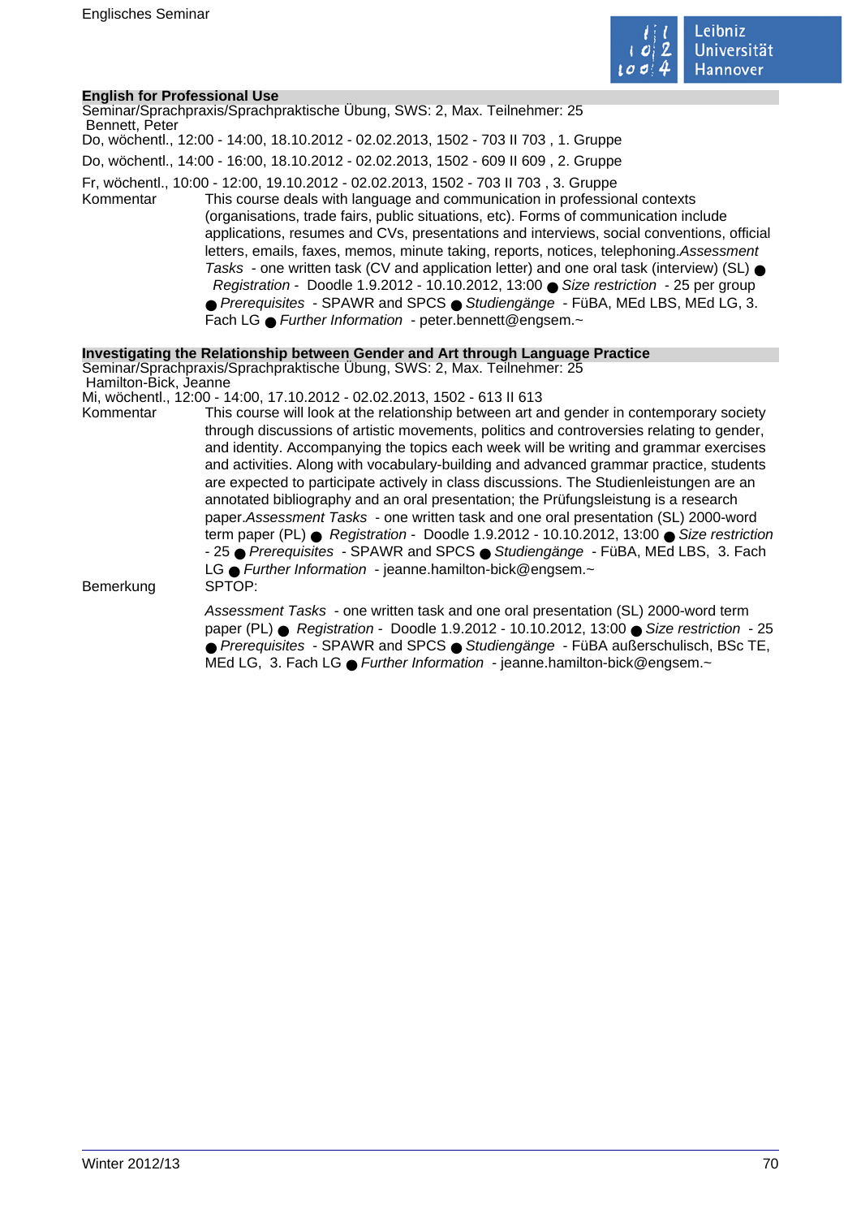### English for Professional Use

Seminar/Sprachpraxis/Sprachpraktische Übung, SWS: 2, Max. Teilnehmer: 25

Bennett, Peter

Do, wöchentl., 12:00 - 14:00, 18.10.2012 - 02.02.2013, 1502 - 703 II 703 , 1. Gruppe

Do, wöchentl., 14:00 - 16:00, 18.10.2012 - 02.02.2013, 1502 - 609 II 609 , 2. Gruppe

Fr, wöchentl., 10:00 - 12:00, 19.10.2012 - 02.02.2013, 1502 - 703 II 703 , 3. Gruppe

Kommentar: This course deals with language and communication in professional contexts (organisations, trade fairs, public situations, etc). Forms of communication include applications, resumes and CVs, presentations and interviews, social conventions, official letters, emails, faxes, memos, minute taking, reports, notices, telephoning.*Assessment Tasks* - one written task (CV and application letter) and one oral task (interview) (SL) ● *Registration* - Doodle 1.9.2012 - 10.10.2012, 13:00 ● *Size restriction* - 25 per group ● *Prerequisites* - SPAWR and SPCS ● *Studiengänge* - FüBA, MEd LBS, MEd LG, 3. Fach LG ● *Further Information* - peter.bennett@engsem.~

### Investigating the Relationship between Gender and Art through Language Practice

Seminar/Sprachpraxis/Sprachpraktische Übung, SWS: 2, Max. Teilnehmer: 25

Hamilton-Bick, Jeanne

Mi, wöchentl., 12:00 - 14:00, 17.10.2012 - 02.02.2013, 1502 - 613 II 613

Kommentar: This course will look at the relationship between art and gender in contemporary society through discussions of artistic movements, politics and controversies relating to gender, and identity. Accompanying the topics each week will be writing and grammar exercises and activities. Along with vocabulary-building and advanced grammar practice, students are expected to participate actively in class discussions. The Studienleistungen are an annotated bibliography and an oral presentation; the Prüfungsleistung is a research paper.*Assessment Tasks* - one written task and one oral presentation (SL) 2000-word term paper (PL) ● *Registration* - Doodle 1.9.2012 - 10.10.2012, 13:00 ● *Size restriction* - 25 ● *Prerequisites* - SPAWR and SPCS ● *Studiengänge* - FüBA, MEd LBS, 3. Fach LG ● *Further Information* - jeanne.hamilton-bick@engsem.~

Bemerkung: SPTOP:

*Assessment Tasks* - one written task and one oral presentation (SL) 2000-word term paper (PL) ● *Registration* - Doodle 1.9.2012 - 10.10.2012, 13:00 ● *Size restriction* - 25 ● *Prerequisites* - SPAWR and SPCS ● *Studiengänge* - FüBA außerschulisch, BSc TE, MEd LG, 3. Fach LG ● *Further Information* - jeanne.hamilton-bick@engsem.~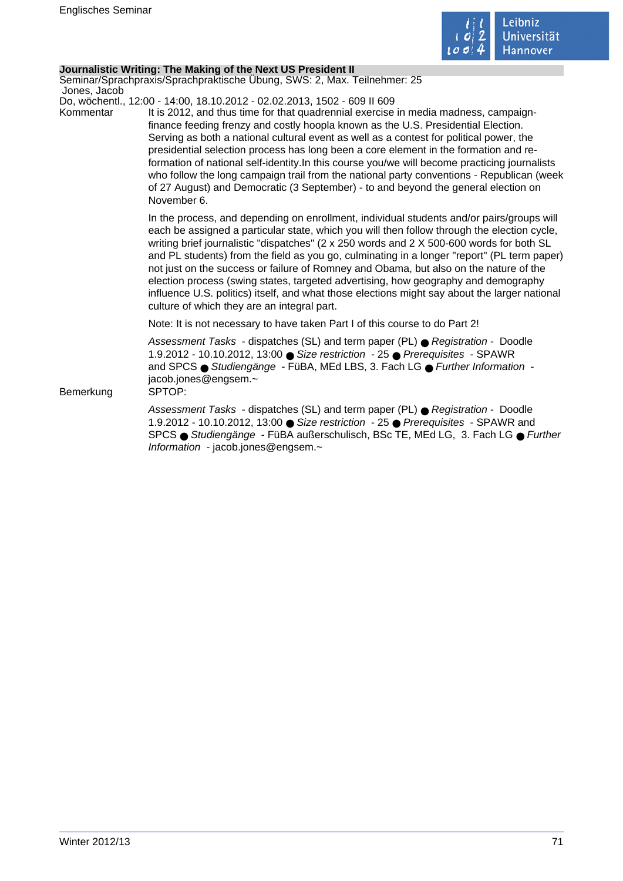**Journalistic Writing: The Making of the Next US President II**

Seminar/Sprachpraxis/Sprachpraktische Übung, SWS: 2, Max. Teilnehmer: 25

Jones, Jacob

Do, wöchentl., 12:00 - 14:00, 18.10.2012 - 02.02.2013, 1502 - 609 II 609

Kommentar

It is 2012, and thus time for that quadrennial exercise in media madness, campaign-finance feeding frenzy and costly hoopla known as the U.S. Presidential Election. Serving as both a national cultural event as well as a contest for political power, the presidential selection process has long been a core element in the formation and re-formation of national self-identity.In this course you/we will become practicing journalists who follow the long campaign trail from the national party conventions - Republican (week of 27 August) and Democratic (3 September) - to and beyond the general election on November 6.

In the process, and depending on enrollment, individual students and/or pairs/groups will each be assigned a particular state, which you will then follow through the election cycle, writing brief journalistic "dispatches" (2 x 250 words and 2 X 500-600 words for both SL and PL students) from the field as you go, culminating in a longer "report" (PL term paper) not just on the success or failure of Romney and Obama, but also on the nature of the election process (swing states, targeted advertising, how geography and demography influence U.S. politics) itself, and what those elections might say about the larger national culture of which they are an integral part.

Note: It is not necessary to have taken Part I of this course to do Part 2!

*Assessment Tasks* - dispatches (SL) and term paper (PL) ● *Registration* - Doodle 1.9.2012 - 10.10.2012, 13:00 ● *Size restriction* - 25 ● *Prerequisites* - SPAWR and SPCS ● *Studiengänge* - FüBA, MEd LBS, 3. Fach LG ● *Further Information* - jacob.jones@engsem.~

Bemerkung

SPTOP:

*Assessment Tasks* - dispatches (SL) and term paper (PL) ● *Registration* - Doodle 1.9.2012 - 10.10.2012, 13:00 ● *Size restriction* - 25 ● *Prerequisites* - SPAWR and SPCS ● *Studiengänge* - FüBA außerschulisch, BSc TE, MEd LG, 3. Fach LG ● *Further Information* - jacob.jones@engsem.~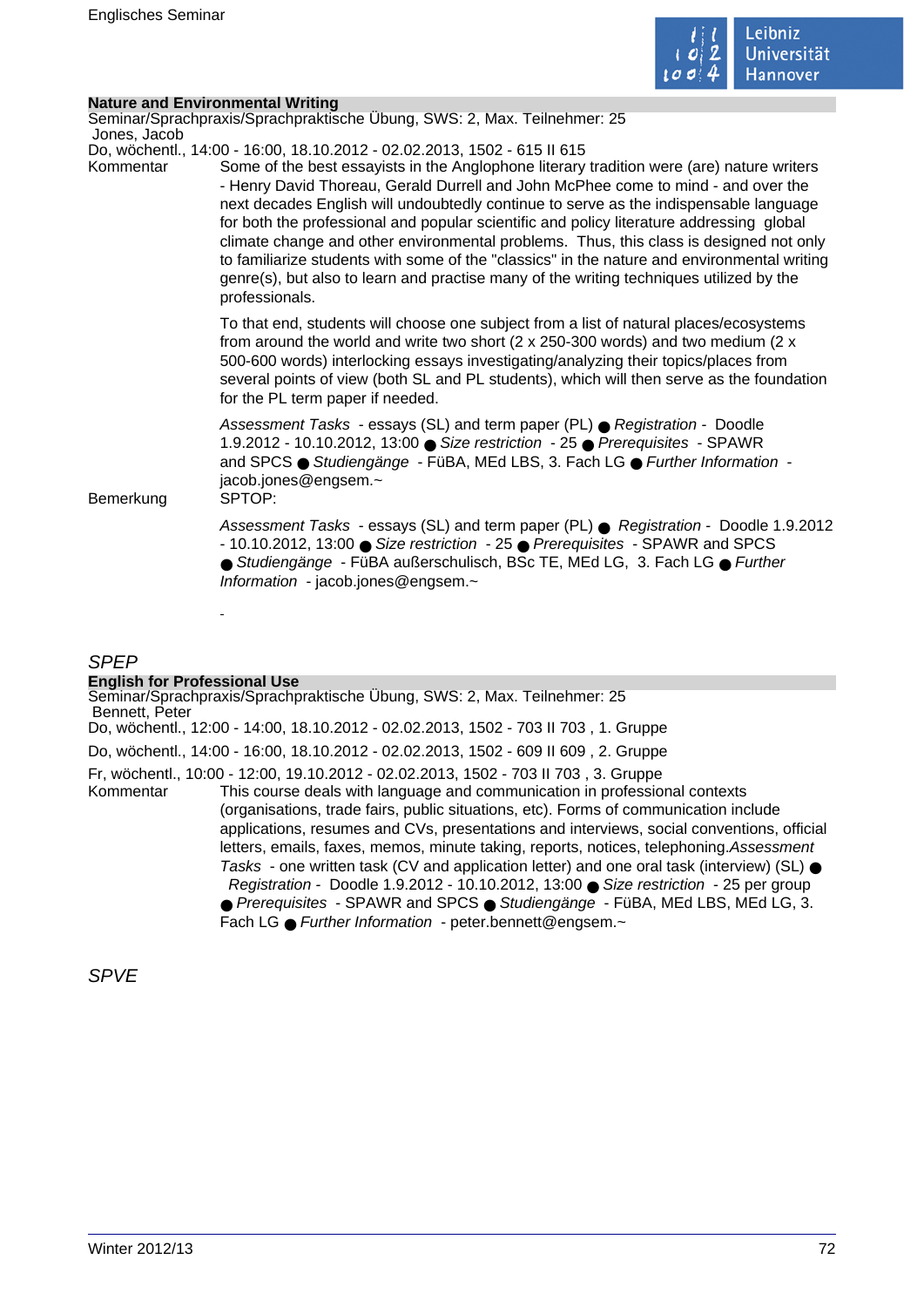### Nature and Environmental Writing

Seminar/Sprachpraxis/Sprachpraktische Übung, SWS: 2, Max. Teilnehmer: 25

Jones, Jacob

Do, wöchentl., 14:00 - 16:00, 18.10.2012 - 02.02.2013, 1502 - 615 II 615

Kommentar

Some of the best essayists in the Anglophone literary tradition were (are) nature writers - Henry David Thoreau, Gerald Durrell and John McPhee come to mind - and over the next decades English will undoubtedly continue to serve as the indispensable language for both the professional and popular scientific and policy literature addressing global climate change and other environmental problems. Thus, this class is designed not only to familiarize students with some of the "classics" in the nature and environmental writing genre(s), but also to learn and practise many of the writing techniques utilized by the professionals.

To that end, students will choose one subject from a list of natural places/ecosystems from around the world and write two short (2 x 250-300 words) and two medium (2 x 500-600 words) interlocking essays investigating/analyzing their topics/places from several points of view (both SL and PL students), which will then serve as the foundation for the PL term paper if needed.

*Assessment Tasks* - essays (SL) and term paper (PL) ● *Registration* - Doodle 1.9.2012 - 10.10.2012, 13:00 ● *Size restriction* - 25 ● *Prerequisites* - SPAWR and SPCS ● *Studiengänge* - FüBA, MEd LBS, 3. Fach LG ● *Further Information* - jacob.jones@engsem.~

Bemerkung

SPTOP:

*Assessment Tasks* - essays (SL) and term paper (PL) ● *Registration* - Doodle 1.9.2012 - 10.10.2012, 13:00 ● *Size restriction* - 25 ● *Prerequisites* - SPAWR and SPCS ● *Studiengänge* - FüBA außerschulisch, BSc TE, MEd LG, 3. Fach LG ● *Further Information* - jacob.jones@engsem.~

-

## *SPEP*

### English for Professional Use

Seminar/Sprachpraxis/Sprachpraktische Übung, SWS: 2, Max. Teilnehmer: 25

Bennett, Peter

Do, wöchentl., 12:00 - 14:00, 18.10.2012 - 02.02.2013, 1502 - 703 II 703 , 1. Gruppe

Do, wöchentl., 14:00 - 16:00, 18.10.2012 - 02.02.2013, 1502 - 609 II 609 , 2. Gruppe

Fr, wöchentl., 10:00 - 12:00, 19.10.2012 - 02.02.2013, 1502 - 703 II 703 , 3. Gruppe

Kommentar

This course deals with language and communication in professional contexts (organisations, trade fairs, public situations, etc). Forms of communication include applications, resumes and CVs, presentations and interviews, social conventions, official letters, emails, faxes, memos, minute taking, reports, notices, telephoning.*Assessment Tasks* - one written task (CV and application letter) and one oral task (interview) (SL) ● *Registration* - Doodle 1.9.2012 - 10.10.2012, 13:00 ● *Size restriction* - 25 per group ● *Prerequisites* - SPAWR and SPCS ● *Studiengänge* - FüBA, MEd LBS, MEd LG, 3. Fach LG ● *Further Information* - peter.bennett@engsem.~

## *SPVE*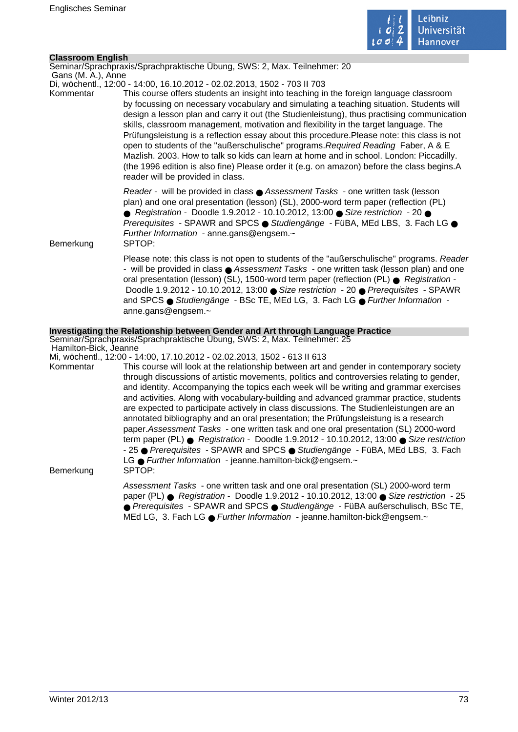### Classroom English

Seminar/Sprachpraxis/Sprachpraktische Übung, SWS: 2, Max. Teilnehmer: 20
Gans (M. A.), Anne
Di, wöchentl., 12:00 - 14:00, 16.10.2012 - 02.02.2013, 1502 - 703 II 703

Kommentar

This course offers students an insight into teaching in the foreign language classroom by focussing on necessary vocabulary and simulating a teaching situation. Students will design a lesson plan and carry it out (the Studienleistung), thus practising communication skills, classroom management, motivation and flexibility in the target language. The Prüfungsleistung is a reflection essay about this procedure.Please note: this class is not open to students of the "außerschulische" programs.*Required Reading* Faber, A & E Mazlish. 2003. How to talk so kids can learn at home and in school. London: Piccadilly. (the 1996 edition is also fine) Please order it (e.g. on amazon) before the class begins.A reader will be provided in class.

*Reader* - will be provided in class ● *Assessment Tasks* - one written task (lesson plan) and one oral presentation (lesson) (SL), 2000-word term paper (reflection (PL) ● *Registration* - Doodle 1.9.2012 - 10.10.2012, 13:00 ● *Size restriction* - 20 ● *Prerequisites* - SPAWR and SPCS ● *Studiengänge* - FüBA, MEd LBS, 3. Fach LG ● *Further Information* - anne.gans@engsem.~

Bemerkung

SPTOP:

Please note: this class is not open to students of the "außerschulische" programs. *Reader* - will be provided in class ● *Assessment Tasks* - one written task (lesson plan) and one oral presentation (lesson) (SL), 1500-word term paper (reflection (PL) ● *Registration* - Doodle 1.9.2012 - 10.10.2012, 13:00 ● *Size restriction* - 20 ● *Prerequisites* - SPAWR and SPCS ● *Studiengänge* - BSc TE, MEd LG, 3. Fach LG ● *Further Information* - anne.gans@engsem.~

### Investigating the Relationship between Gender and Art through Language Practice

Seminar/Sprachpraxis/Sprachpraktische Übung, SWS: 2, Max. Teilnehmer: 25
Hamilton-Bick, Jeanne
Mi, wöchentl., 12:00 - 14:00, 17.10.2012 - 02.02.2013, 1502 - 613 II 613

Kommentar

This course will look at the relationship between art and gender in contemporary society through discussions of artistic movements, politics and controversies relating to gender, and identity. Accompanying the topics each week will be writing and grammar exercises and activities. Along with vocabulary-building and advanced grammar practice, students are expected to participate actively in class discussions. The Studienleistungen are an annotated bibliography and an oral presentation; the Prüfungsleistung is a research paper.*Assessment Tasks* - one written task and one oral presentation (SL) 2000-word term paper (PL) ● *Registration* - Doodle 1.9.2012 - 10.10.2012, 13:00 ● *Size restriction* - 25 ● *Prerequisites* - SPAWR and SPCS ● *Studiengänge* - FüBA, MEd LBS, 3. Fach LG ● *Further Information* - jeanne.hamilton-bick@engsem.~

Bemerkung

SPTOP:

*Assessment Tasks* - one written task and one oral presentation (SL) 2000-word term paper (PL) ● *Registration* - Doodle 1.9.2012 - 10.10.2012, 13:00 ● *Size restriction* - 25 ● *Prerequisites* - SPAWR and SPCS ● *Studiengänge* - FüBA außerschulisch, BSc TE, MEd LG, 3. Fach LG ● *Further Information* - jeanne.hamilton-bick@engsem.~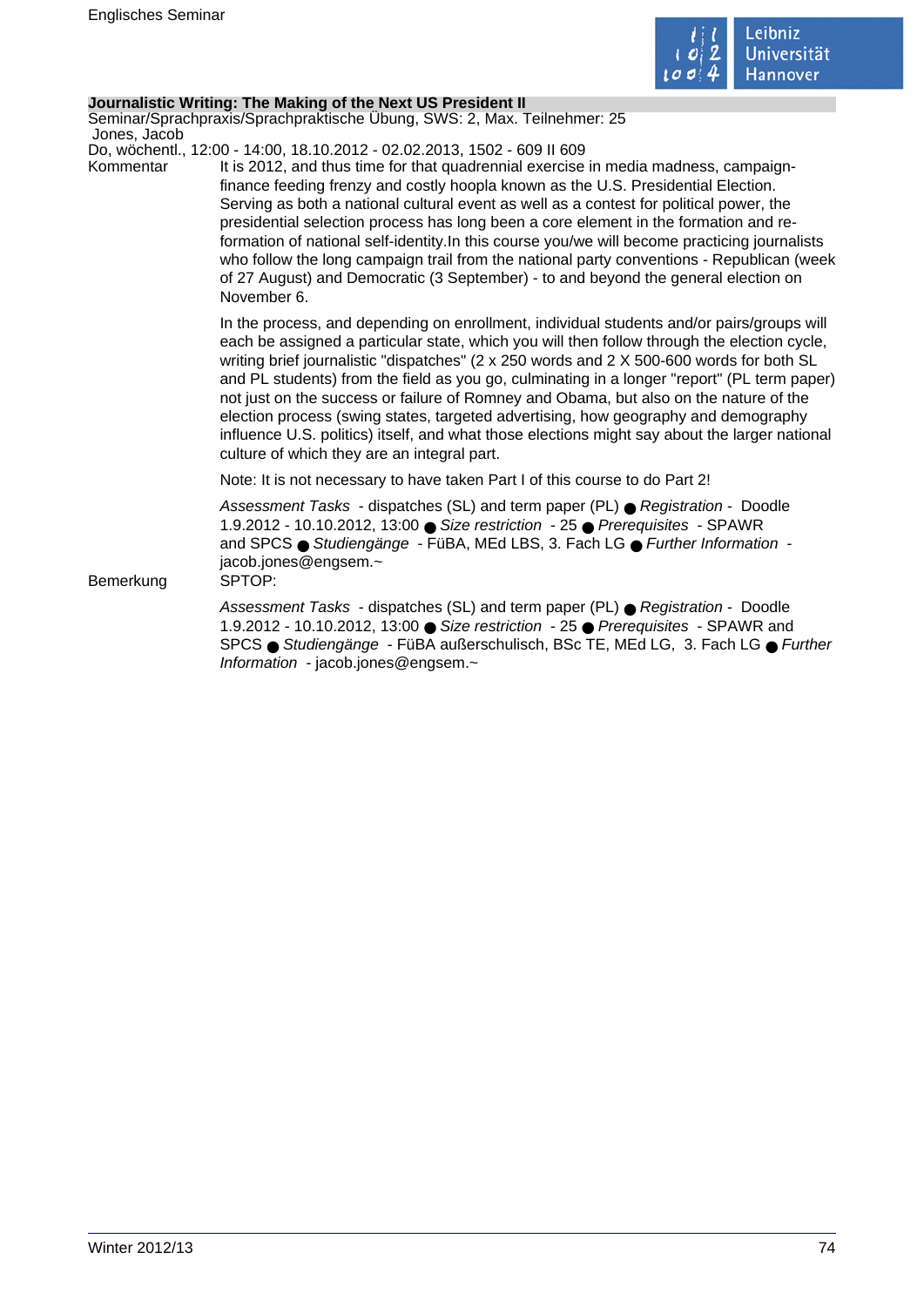**Journalistic Writing: The Making of the Next US President II**

Seminar/Sprachpraxis/Sprachpraktische Übung, SWS: 2, Max. Teilnehmer: 25

Jones, Jacob

Do, wöchentl., 12:00 - 14:00, 18.10.2012 - 02.02.2013, 1502 - 609 II 609

Kommentar

It is 2012, and thus time for that quadrennial exercise in media madness, campaign-finance feeding frenzy and costly hoopla known as the U.S. Presidential Election. Serving as both a national cultural event as well as a contest for political power, the presidential selection process has long been a core element in the formation and re-formation of national self-identity.In this course you/we will become practicing journalists who follow the long campaign trail from the national party conventions - Republican (week of 27 August) and Democratic (3 September) - to and beyond the general election on November 6.

In the process, and depending on enrollment, individual students and/or pairs/groups will each be assigned a particular state, which you will then follow through the election cycle, writing brief journalistic "dispatches" (2 x 250 words and 2 X 500-600 words for both SL and PL students) from the field as you go, culminating in a longer "report" (PL term paper) not just on the success or failure of Romney and Obama, but also on the nature of the election process (swing states, targeted advertising, how geography and demography influence U.S. politics) itself, and what those elections might say about the larger national culture of which they are an integral part.

Note: It is not necessary to have taken Part I of this course to do Part 2!

*Assessment Tasks* - dispatches (SL) and term paper (PL) ● *Registration* - Doodle 1.9.2012 - 10.10.2012, 13:00 ● *Size restriction* - 25 ● *Prerequisites* - SPAWR and SPCS ● *Studiengänge* - FüBA, MEd LBS, 3. Fach LG ● *Further Information* - jacob.jones@engsem.~

Bemerkung

SPTOP:

*Assessment Tasks* - dispatches (SL) and term paper (PL) ● *Registration* - Doodle 1.9.2012 - 10.10.2012, 13:00 ● *Size restriction* - 25 ● *Prerequisites* - SPAWR and SPCS ● *Studiengänge* - FüBA außerschulisch, BSc TE, MEd LG, 3. Fach LG ● *Further Information* - jacob.jones@engsem.~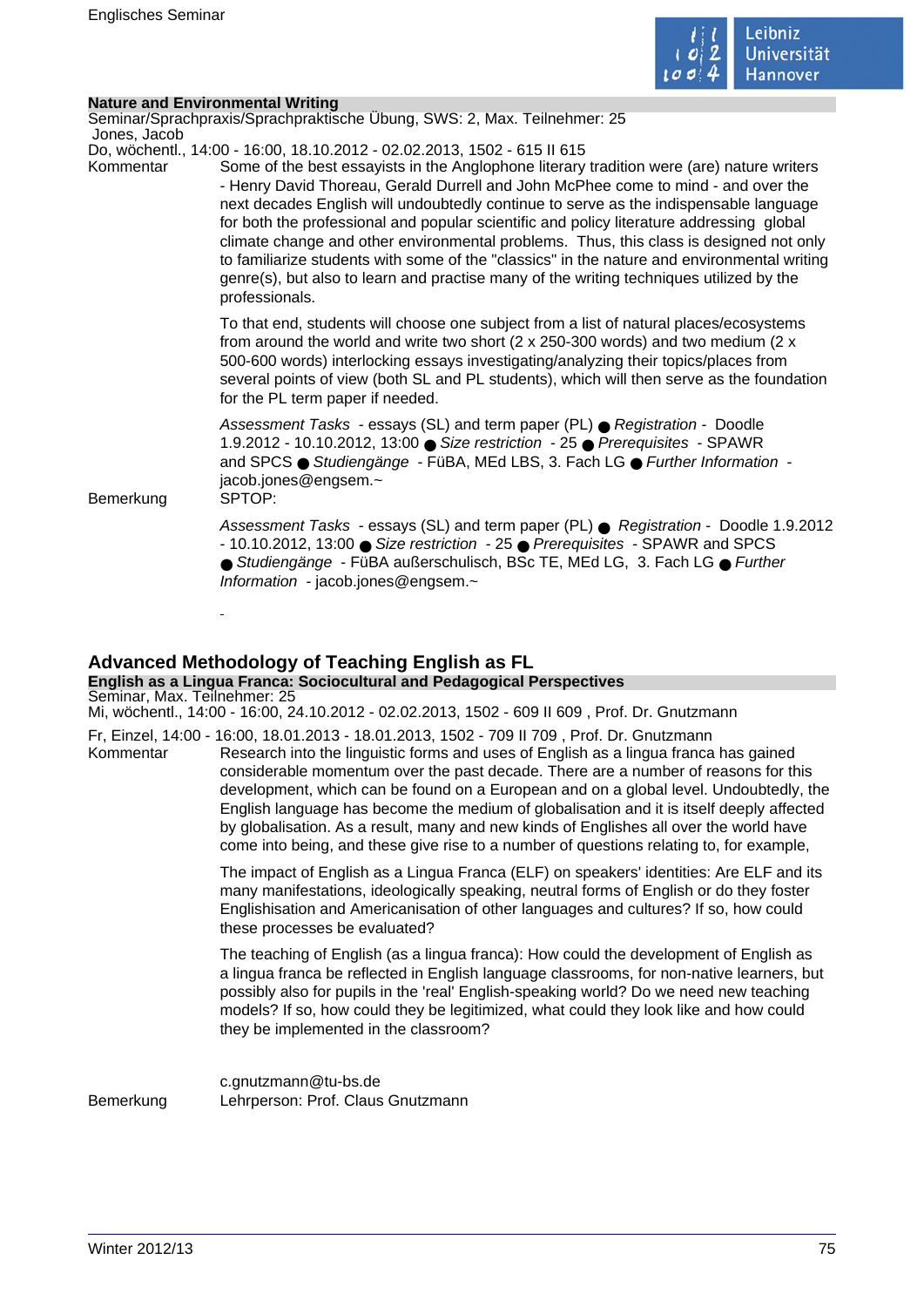**Nature and Environmental Writing**

Seminar/Sprachpraxis/Sprachpraktische Übung, SWS: 2, Max. Teilnehmer: 25

Jones, Jacob

Do, wöchentl., 14:00 - 16:00, 18.10.2012 - 02.02.2013, 1502 - 615 II 615

Kommentar

Some of the best essayists in the Anglophone literary tradition were (are) nature writers - Henry David Thoreau, Gerald Durrell and John McPhee come to mind - and over the next decades English will undoubtedly continue to serve as the indispensable language for both the professional and popular scientific and policy literature addressing global climate change and other environmental problems. Thus, this class is designed not only to familiarize students with some of the "classics" in the nature and environmental writing genre(s), but also to learn and practise many of the writing techniques utilized by the professionals.

To that end, students will choose one subject from a list of natural places/ecosystems from around the world and write two short (2 x 250-300 words) and two medium (2 x 500-600 words) interlocking essays investigating/analyzing their topics/places from several points of view (both SL and PL students), which will then serve as the foundation for the PL term paper if needed.

*Assessment Tasks* - essays (SL) and term paper (PL) ● *Registration* - Doodle 1.9.2012 - 10.10.2012, 13:00 ● *Size restriction* - 25 ● *Prerequisites* - SPAWR and SPCS ● *Studiengänge* - FüBA, MEd LBS, 3. Fach LG ● *Further Information* - jacob.jones@engsem.~

Bemerkung

SPTOP:

*Assessment Tasks* - essays (SL) and term paper (PL) ● *Registration* - Doodle 1.9.2012 - 10.10.2012, 13:00 ● *Size restriction* - 25 ● *Prerequisites* - SPAWR and SPCS ● *Studiengänge* - FüBA außerschulisch, BSc TE, MEd LG, 3. Fach LG ● *Further Information* - jacob.jones@engsem.~

-

## Advanced Methodology of Teaching English as FL

**English as a Lingua Franca: Sociocultural and Pedagogical Perspectives**

Seminar, Max. Teilnehmer: 25

Mi, wöchentl., 14:00 - 16:00, 24.10.2012 - 02.02.2013, 1502 - 609 II 609 , Prof. Dr. Gnutzmann

Fr, Einzel, 14:00 - 16:00, 18.01.2013 - 18.01.2013, 1502 - 709 II 709 , Prof. Dr. Gnutzmann

Kommentar

Research into the linguistic forms and uses of English as a lingua franca has gained considerable momentum over the past decade. There are a number of reasons for this development, which can be found on a European and on a global level. Undoubtedly, the English language has become the medium of globalisation and it is itself deeply affected by globalisation. As a result, many and new kinds of Englishes all over the world have come into being, and these give rise to a number of questions relating to, for example,

The impact of English as a Lingua Franca (ELF) on speakers' identities: Are ELF and its many manifestations, ideologically speaking, neutral forms of English or do they foster Englishisation and Americanisation of other languages and cultures? If so, how could these processes be evaluated?

The teaching of English (as a lingua franca): How could the development of English as a lingua franca be reflected in English language classrooms, for non-native learners, but possibly also for pupils in the 'real' English-speaking world? Do we need new teaching models? If so, how could they be legitimized, what could they look like and how could they be implemented in the classroom?

c.gnutzmann@tu-bs.de

Bemerkung

Lehrperson: Prof. Claus Gnutzmann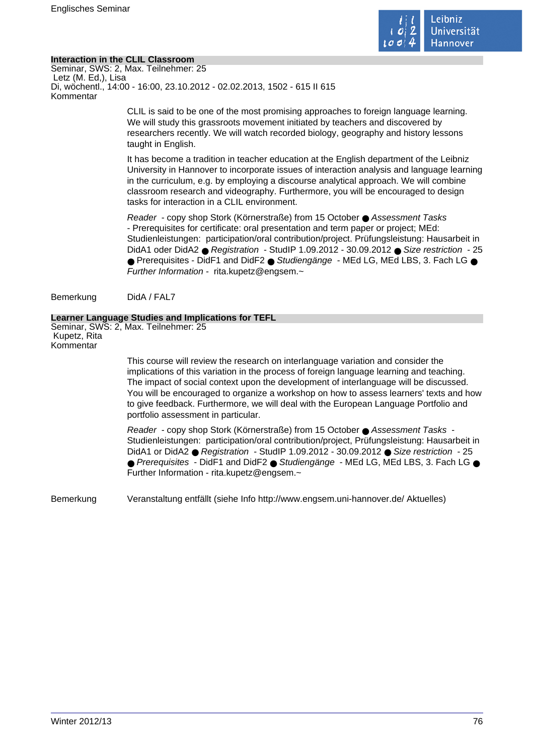## Interaction in the CLIL Classroom

Seminar, SWS: 2, Max. Teilnehmer: 25
Letz (M. Ed,), Lisa
Di, wöchentl., 14:00 - 16:00, 23.10.2012 - 02.02.2013, 1502 - 615 II 615
Kommentar

CLIL is said to be one of the most promising approaches to foreign language learning. We will study this grassroots movement initiated by teachers and discovered by researchers recently. We will watch recorded biology, geography and history lessons taught in English.

It has become a tradition in teacher education at the English department of the Leibniz University in Hannover to incorporate issues of interaction analysis and language learning in the curriculum, e.g. by employing a discourse analytical approach. We will combine classroom research and videography. Furthermore, you will be encouraged to design tasks for interaction in a CLIL environment.

*Reader* - copy shop Stork (Körnerstraße) from 15 October ● *Assessment Tasks* - Prerequisites for certificate: oral presentation and term paper or project; MEd: Studienleistungen: participation/oral contribution/project. Prüfungsleistung: Hausarbeit in DidA1 oder DidA2 ● *Registration* - StudIP 1.09.2012 - 30.09.2012 ● *Size restriction* - 25 ● Prerequisites - DidF1 and DidF2 ● *Studiengänge* - MEd LG, MEd LBS, 3. Fach LG ● *Further Information* - rita.kupetz@engsem.~

Bemerkung DidA / FAL7

## Learner Language Studies and Implications for TEFL

Seminar, SWS: 2, Max. Teilnehmer: 25
Kupetz, Rita
Kommentar

This course will review the research on interlanguage variation and consider the implications of this variation in the process of foreign language learning and teaching. The impact of social context upon the development of interlanguage will be discussed. You will be encouraged to organize a workshop on how to assess learners' texts and how to give feedback. Furthermore, we will deal with the European Language Portfolio and portfolio assessment in particular.

*Reader* - copy shop Stork (Körnerstraße) from 15 October ● *Assessment Tasks* - Studienleistungen: participation/oral contribution/project, Prüfungsleistung: Hausarbeit in DidA1 or DidA2 ● *Registration* - StudIP 1.09.2012 - 30.09.2012 ● *Size restriction* - 25 ● *Prerequisites* - DidF1 and DidF2 ● *Studiengänge* - MEd LG, MEd LBS, 3. Fach LG ● Further Information - rita.kupetz@engsem.~

Bemerkung Veranstaltung entfällt (siehe Info http://www.engsem.uni-hannover.de/ Aktuelles)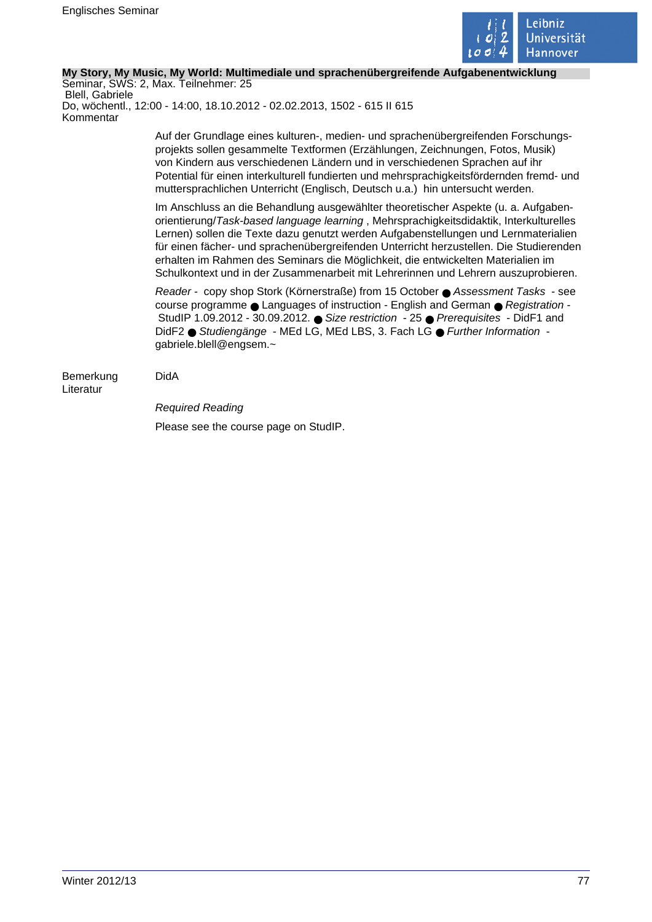**My Story, My Music, My World: Multimediale und sprachenübergreifende Aufgabenentwicklung**

Seminar, SWS: 2, Max. Teilnehmer: 25
Blell, Gabriele
Do, wöchentl., 12:00 - 14:00, 18.10.2012 - 02.02.2013, 1502 - 615 II 615

Kommentar

Auf der Grundlage eines kulturen-, medien- und sprachenübergreifenden Forschungsprojekts sollen gesammelte Textformen (Erzählungen, Zeichnungen, Fotos, Musik) von Kindern aus verschiedenen Ländern und in verschiedenen Sprachen auf ihr Potential für einen interkulturell fundierten und mehrsprachigkeitsfördernden fremd- und muttersprachlichen Unterricht (Englisch, Deutsch u.a.) hin untersucht werden.

Im Anschluss an die Behandlung ausgewählter theoretischer Aspekte (u. a. Aufgabenorientierung/*Task-based language learning* , Mehrsprachigkeitsdidaktik, Interkulturelles Lernen) sollen die Texte dazu genutzt werden Aufgabenstellungen und Lernmaterialien für einen fächer- und sprachenübergreifenden Unterricht herzustellen. Die Studierenden erhalten im Rahmen des Seminars die Möglichkeit, die entwickelten Materialien im Schulkontext und in der Zusammenarbeit mit Lehrerinnen und Lehrern auszuprobieren.

*Reader* - copy shop Stork (Körnerstraße) from 15 October ● *Assessment Tasks* - see course programme ● Languages of instruction - English and German ● *Registration* - StudIP 1.09.2012 - 30.09.2012. ● *Size restriction* - 25 ● *Prerequisites* - DidF1 and DidF2 ● *Studiengänge* - MEd LG, MEd LBS, 3. Fach LG ● *Further Information* - gabriele.blell@engsem.~

Bemerkung: DidA

Literatur

*Required Reading*

Please see the course page on StudIP.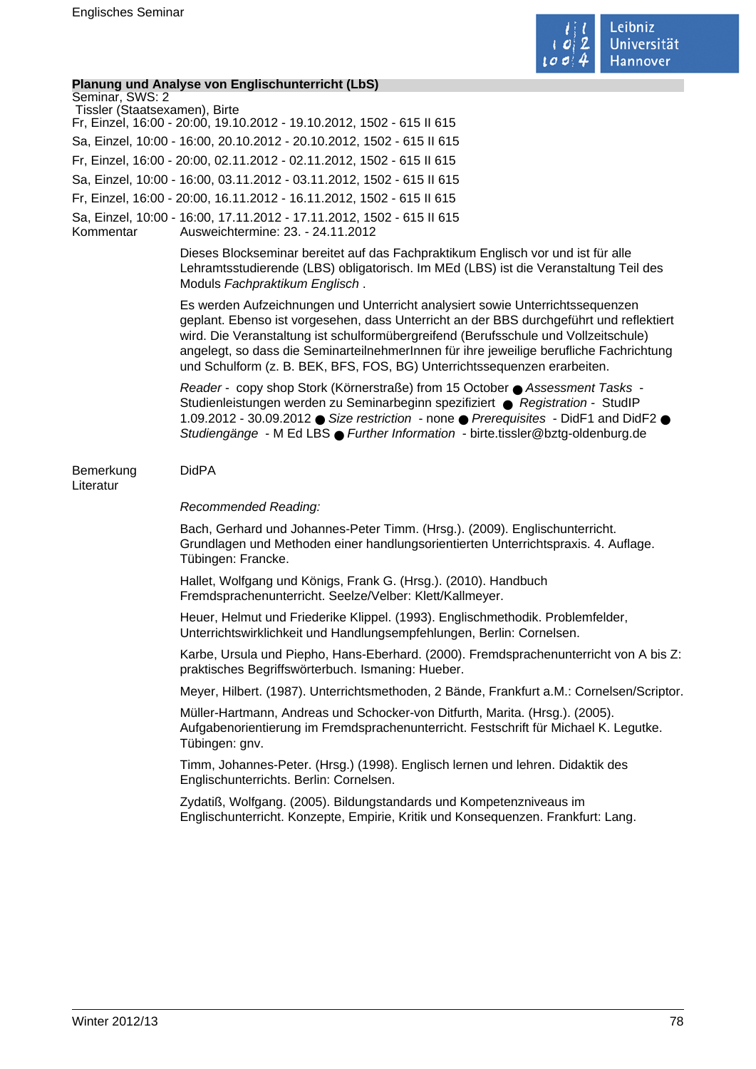**Planung und Analyse von Englischunterricht (LbS)**

Seminar, SWS: 2

Tissler (Staatsexamen), Birte

Fr, Einzel, 16:00 - 20:00, 19.10.2012 - 19.10.2012, 1502 - 615 II 615

Sa, Einzel, 10:00 - 16:00, 20.10.2012 - 20.10.2012, 1502 - 615 II 615

Fr, Einzel, 16:00 - 20:00, 02.11.2012 - 02.11.2012, 1502 - 615 II 615

Sa, Einzel, 10:00 - 16:00, 03.11.2012 - 03.11.2012, 1502 - 615 II 615

Fr, Einzel, 16:00 - 20:00, 16.11.2012 - 16.11.2012, 1502 - 615 II 615

Sa, Einzel, 10:00 - 16:00, 17.11.2012 - 17.11.2012, 1502 - 615 II 615

Kommentar

Ausweichtermine: 23. - 24.11.2012

Dieses Blockseminar bereitet auf das Fachpraktikum Englisch vor und ist für alle Lehramtsstudierende (LBS) obligatorisch. Im MEd (LBS) ist die Veranstaltung Teil des Moduls *Fachpraktikum Englisch* .

Es werden Aufzeichnungen und Unterricht analysiert sowie Unterrichtssequenzen geplant. Ebenso ist vorgesehen, dass Unterricht an der BBS durchgeführt und reflektiert wird. Die Veranstaltung ist schulformübergreifend (Berufsschule und Vollzeitschule) angelegt, so dass die SeminarteilnehmerInnen für ihre jeweilige berufliche Fachrichtung und Schulform (z. B. BEK, BFS, FOS, BG) Unterrichtssequenzen erarbeiten.

*Reader* - copy shop Stork (Körnerstraße) from 15 October ● *Assessment Tasks* - Studienleistungen werden zu Seminarbeginn spezifiziert ● *Registration* - StudIP 1.09.2012 - 30.09.2012 ● *Size restriction* - none ● *Prerequisites* - DidF1 and DidF2 ● *Studiengänge* - M Ed LBS ● *Further Information* - birte.tissler@bztg-oldenburg.de

Bemerkung

DidPA

Literatur

*Recommended Reading:*

Bach, Gerhard und Johannes-Peter Timm. (Hrsg.). (2009). Englischunterricht. Grundlagen und Methoden einer handlungsorientierten Unterrichtspraxis. 4. Auflage. Tübingen: Francke.

Hallet, Wolfgang und Königs, Frank G. (Hrsg.). (2010). Handbuch Fremdsprachenunterricht. Seelze/Velber: Klett/Kallmeyer.

Heuer, Helmut und Friederike Klippel. (1993). Englischmethodik. Problemfelder, Unterrichtswirklichkeit und Handlungsempfehlungen, Berlin: Cornelsen.

Karbe, Ursula und Piepho, Hans-Eberhard. (2000). Fremdsprachenunterricht von A bis Z: praktisches Begriffswörterbuch. Ismaning: Hueber.

Meyer, Hilbert. (1987). Unterrichtsmethoden, 2 Bände, Frankfurt a.M.: Cornelsen/Scriptor.

Müller-Hartmann, Andreas und Schocker-von Ditfurth, Marita. (Hrsg.). (2005). Aufgabenorientierung im Fremdsprachenunterricht. Festschrift für Michael K. Legutke. Tübingen: gnv.

Timm, Johannes-Peter. (Hrsg.) (1998). Englisch lernen und lehren. Didaktik des Englischunterrichts. Berlin: Cornelsen.

Zydatiß, Wolfgang. (2005). Bildungstandards und Kompetenzniveaus im Englischunterricht. Konzepte, Empirie, Kritik und Konsequenzen. Frankfurt: Lang.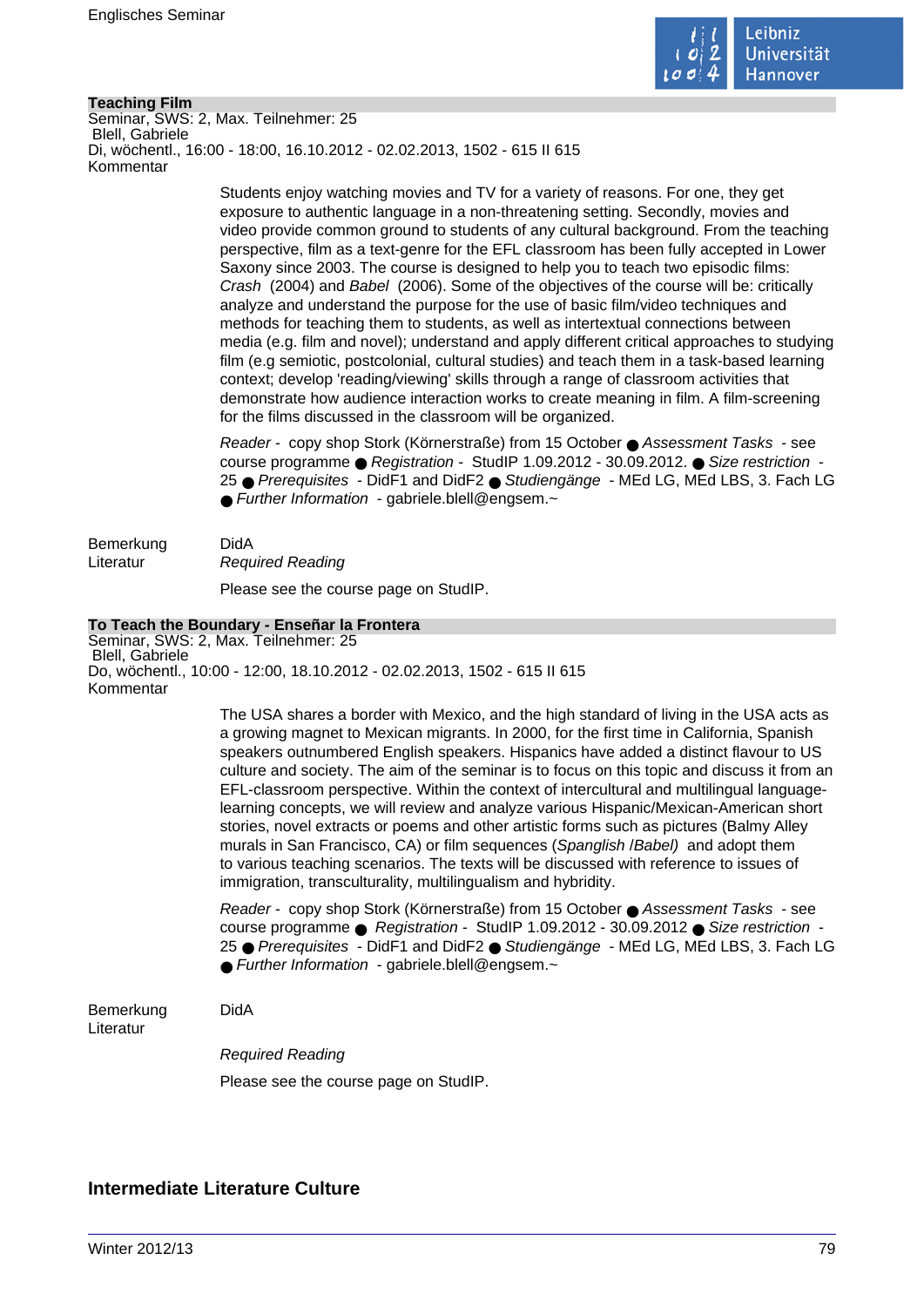### Teaching Film

Seminar, SWS: 2, Max. Teilnehmer: 25
Blell, Gabriele
Di, wöchentl., 16:00 - 18:00, 16.10.2012 - 02.02.2013, 1502 - 615 II 615
Kommentar

Students enjoy watching movies and TV for a variety of reasons. For one, they get exposure to authentic language in a non-threatening setting. Secondly, movies and video provide common ground to students of any cultural background. From the teaching perspective, film as a text-genre for the EFL classroom has been fully accepted in Lower Saxony since 2003. The course is designed to help you to teach two episodic films: *Crash* (2004) and *Babel* (2006). Some of the objectives of the course will be: critically analyze and understand the purpose for the use of basic film/video techniques and methods for teaching them to students, as well as intertextual connections between media (e.g. film and novel); understand and apply different critical approaches to studying film (e.g semiotic, postcolonial, cultural studies) and teach them in a task-based learning context; develop 'reading/viewing' skills through a range of classroom activities that demonstrate how audience interaction works to create meaning in film. A film-screening for the films discussed in the classroom will be organized.

*Reader* - copy shop Stork (Körnerstraße) from 15 October ● *Assessment Tasks* - see course programme ● *Registration* - StudIP 1.09.2012 - 30.09.2012. ● *Size restriction* - 25 ● *Prerequisites* - DidF1 and DidF2 ● *Studiengänge* - MEd LG, MEd LBS, 3. Fach LG ● *Further Information* - gabriele.blell@engsem.~

Bemerkung: DidA

Literatur: *Required Reading*

Please see the course page on StudIP.

### To Teach the Boundary - Enseñar la Frontera

Seminar, SWS: 2, Max. Teilnehmer: 25
Blell, Gabriele
Do, wöchentl., 10:00 - 12:00, 18.10.2012 - 02.02.2013, 1502 - 615 II 615
Kommentar

The USA shares a border with Mexico, and the high standard of living in the USA acts as a growing magnet to Mexican migrants. In 2000, for the first time in California, Spanish speakers outnumbered English speakers. Hispanics have added a distinct flavour to US culture and society. The aim of the seminar is to focus on this topic and discuss it from an EFL-classroom perspective. Within the context of intercultural and multilingual language-learning concepts, we will review and analyze various Hispanic/Mexican-American short stories, novel extracts or poems and other artistic forms such as pictures (Balmy Alley murals in San Francisco, CA) or film sequences (*Spanglish* /*Babel)* and adopt them to various teaching scenarios. The texts will be discussed with reference to issues of immigration, transculturality, multilingualism and hybridity.

*Reader* - copy shop Stork (Körnerstraße) from 15 October ● *Assessment Tasks* - see course programme ● *Registration* - StudIP 1.09.2012 - 30.09.2012 ● *Size restriction* - 25 ● *Prerequisites* - DidF1 and DidF2 ● *Studiengänge* - MEd LG, MEd LBS, 3. Fach LG ● *Further Information* - gabriele.blell@engsem.~

Bemerkung: DidA

Literatur:

*Required Reading*

Please see the course page on StudIP.

## Intermediate Literature Culture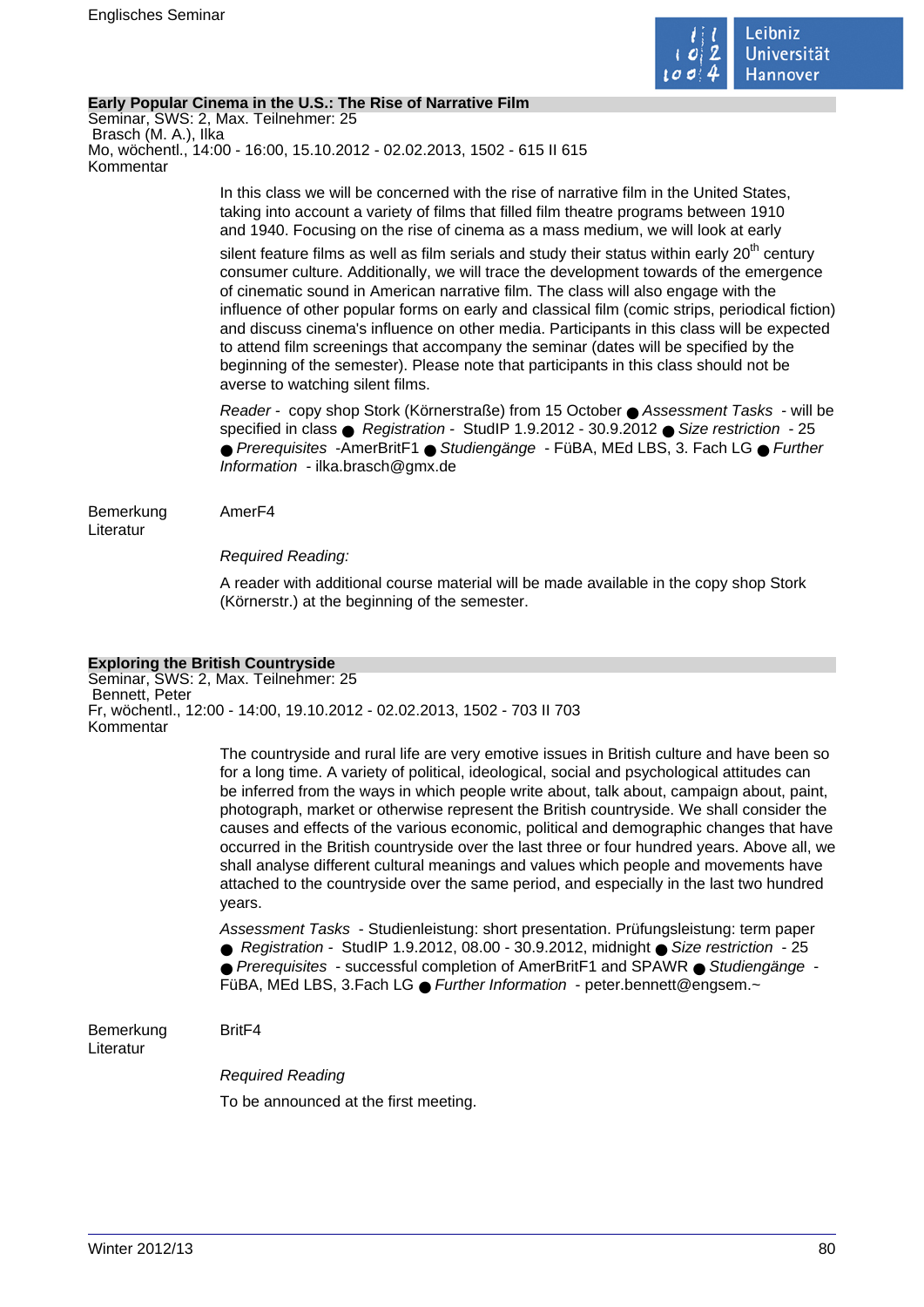### Early Popular Cinema in the U.S.: The Rise of Narrative Film

Seminar, SWS: 2, Max. Teilnehmer: 25
Brasch (M. A.), Ilka
Mo, wöchentl., 14:00 - 16:00, 15.10.2012 - 02.02.2013, 1502 - 615 II 615

Kommentar

In this class we will be concerned with the rise of narrative film in the United States, taking into account a variety of films that filled film theatre programs between 1910 and 1940. Focusing on the rise of cinema as a mass medium, we will look at early silent feature films as well as film serials and study their status within early 20th century consumer culture. Additionally, we will trace the development towards of the emergence of cinematic sound in American narrative film. The class will also engage with the influence of other popular forms on early and classical film (comic strips, periodical fiction) and discuss cinema's influence on other media. Participants in this class will be expected to attend film screenings that accompany the seminar (dates will be specified by the beginning of the semester). Please note that participants in this class should not be averse to watching silent films.

*Reader* - copy shop Stork (Körnerstraße) from 15 October ● *Assessment Tasks* - will be specified in class ● *Registration* - StudIP 1.9.2012 - 30.9.2012 ● *Size restriction* - 25 ● *Prerequisites* -AmerBritF1 ● *Studiengänge* - FüBA, MEd LBS, 3. Fach LG ● *Further Information* - ilka.brasch@gmx.de

Bemerkung: AmerF4

Literatur

*Required Reading:*

A reader with additional course material will be made available in the copy shop Stork (Körnerstr.) at the beginning of the semester.

### Exploring the British Countryside

Seminar, SWS: 2, Max. Teilnehmer: 25
Bennett, Peter
Fr, wöchentl., 12:00 - 14:00, 19.10.2012 - 02.02.2013, 1502 - 703 II 703

Kommentar

The countryside and rural life are very emotive issues in British culture and have been so for a long time. A variety of political, ideological, social and psychological attitudes can be inferred from the ways in which people write about, talk about, campaign about, paint, photograph, market or otherwise represent the British countryside. We shall consider the causes and effects of the various economic, political and demographic changes that have occurred in the British countryside over the last three or four hundred years. Above all, we shall analyse different cultural meanings and values which people and movements have attached to the countryside over the same period, and especially in the last two hundred years.

*Assessment Tasks* - Studienleistung: short presentation. Prüfungsleistung: term paper ● *Registration* - StudIP 1.9.2012, 08.00 - 30.9.2012, midnight ● *Size restriction* - 25 ● *Prerequisites* - successful completion of AmerBritF1 and SPAWR ● *Studiengänge* - FüBA, MEd LBS, 3.Fach LG ● *Further Information* - peter.bennett@engsem.~

Bemerkung: BritF4

Literatur

*Required Reading*

To be announced at the first meeting.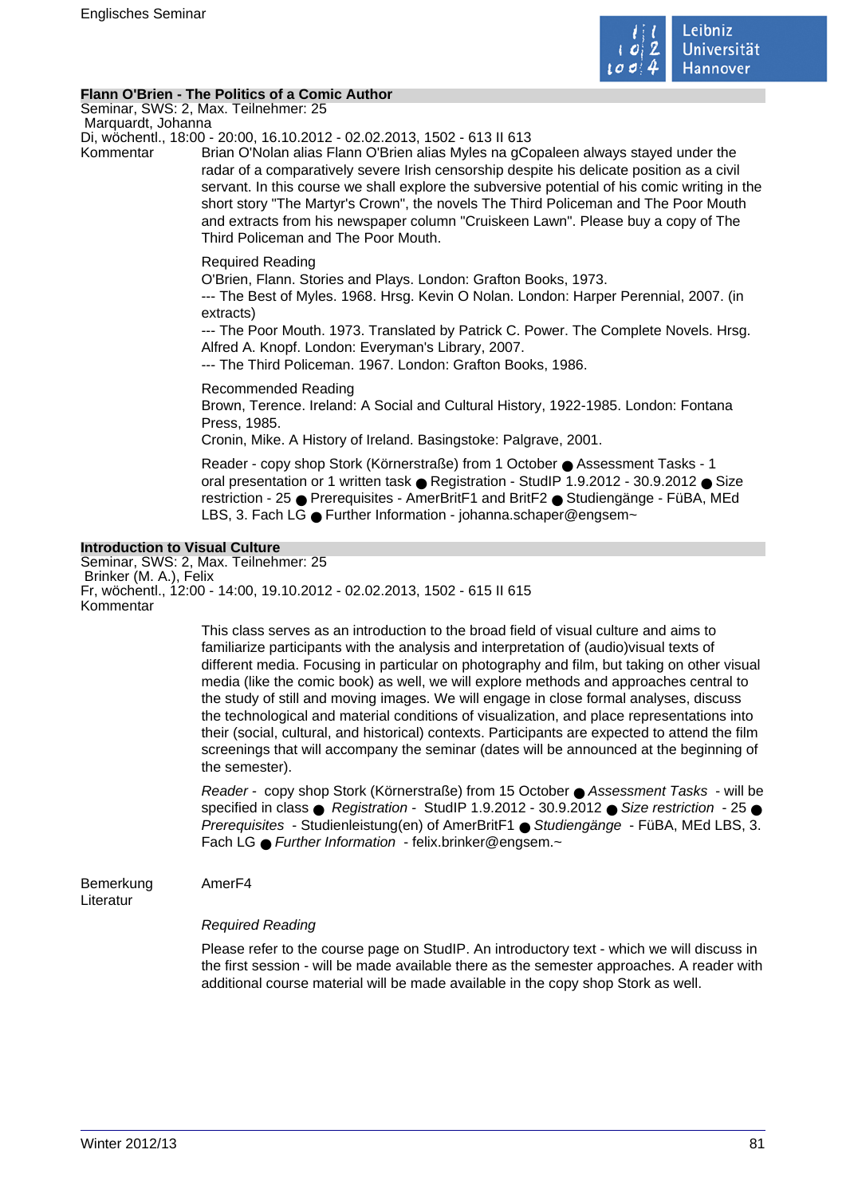### Flann O'Brien - The Politics of a Comic Author

Seminar, SWS: 2, Max. Teilnehmer: 25
Marquardt, Johanna
Di, wöchentl., 18:00 - 20:00, 16.10.2012 - 02.02.2013, 1502 - 613 II 613

Kommentar

Brian O'Nolan alias Flann O'Brien alias Myles na gCopaleen always stayed under the radar of a comparatively severe Irish censorship despite his delicate position as a civil servant. In this course we shall explore the subversive potential of his comic writing in the short story "The Martyr's Crown", the novels The Third Policeman and The Poor Mouth and extracts from his newspaper column "Cruiskeen Lawn". Please buy a copy of The Third Policeman and The Poor Mouth.

Required Reading
O'Brien, Flann. Stories and Plays. London: Grafton Books, 1973.
--- The Best of Myles. 1968. Hrsg. Kevin O Nolan. London: Harper Perennial, 2007. (in extracts)
--- The Poor Mouth. 1973. Translated by Patrick C. Power. The Complete Novels. Hrsg. Alfred A. Knopf. London: Everyman's Library, 2007.
--- The Third Policeman. 1967. London: Grafton Books, 1986.

Recommended Reading
Brown, Terence. Ireland: A Social and Cultural History, 1922-1985. London: Fontana Press, 1985.
Cronin, Mike. A History of Ireland. Basingstoke: Palgrave, 2001.

Reader - copy shop Stork (Körnerstraße) from 1 October ● Assessment Tasks - 1 oral presentation or 1 written task ● Registration - StudIP 1.9.2012 - 30.9.2012 ● Size restriction - 25 ● Prerequisites - AmerBritF1 and BritF2 ● Studiengänge - FüBA, MEd LBS, 3. Fach LG ● Further Information - johanna.schaper@engsem~

### Introduction to Visual Culture

Seminar, SWS: 2, Max. Teilnehmer: 25
Brinker (M. A.), Felix
Fr, wöchentl., 12:00 - 14:00, 19.10.2012 - 02.02.2013, 1502 - 615 II 615

Kommentar

This class serves as an introduction to the broad field of visual culture and aims to familiarize participants with the analysis and interpretation of (audio)visual texts of different media. Focusing in particular on photography and film, but taking on other visual media (like the comic book) as well, we will explore methods and approaches central to the study of still and moving images. We will engage in close formal analyses, discuss the technological and material conditions of visualization, and place representations into their (social, cultural, and historical) contexts. Participants are expected to attend the film screenings that will accompany the seminar (dates will be announced at the beginning of the semester).

*Reader* - copy shop Stork (Körnerstraße) from 15 October ● *Assessment Tasks* - will be specified in class ● *Registration* - StudIP 1.9.2012 - 30.9.2012 ● *Size restriction* - 25 ● *Prerequisites* - Studienleistung(en) of AmerBritF1 ● *Studiengänge* - FüBA, MEd LBS, 3. Fach LG ● *Further Information* - felix.brinker@engsem.~

Bemerkung: AmerF4

Literatur

*Required Reading*

Please refer to the course page on StudIP. An introductory text - which we will discuss in the first session - will be made available there as the semester approaches. A reader with additional course material will be made available in the copy shop Stork as well.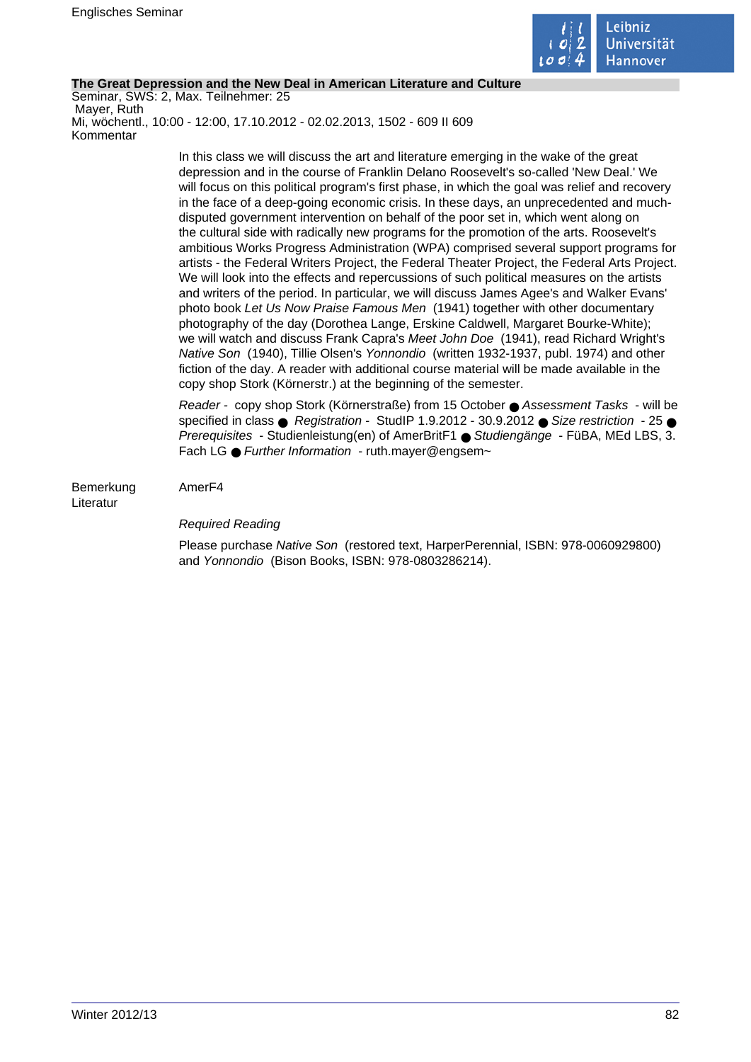**The Great Depression and the New Deal in American Literature and Culture**
Seminar, SWS: 2, Max. Teilnehmer: 25
Mayer, Ruth
Mi, wöchentl., 10:00 - 12:00, 17.10.2012 - 02.02.2013, 1502 - 609 II 609
Kommentar

In this class we will discuss the art and literature emerging in the wake of the great depression and in the course of Franklin Delano Roosevelt's so-called 'New Deal.' We will focus on this political program's first phase, in which the goal was relief and recovery in the face of a deep-going economic crisis. In these days, an unprecedented and much-disputed government intervention on behalf of the poor set in, which went along on the cultural side with radically new programs for the promotion of the arts. Roosevelt's ambitious Works Progress Administration (WPA) comprised several support programs for artists - the Federal Writers Project, the Federal Theater Project, the Federal Arts Project. We will look into the effects and repercussions of such political measures on the artists and writers of the period. In particular, we will discuss James Agee's and Walker Evans' photo book *Let Us Now Praise Famous Men* (1941) together with other documentary photography of the day (Dorothea Lange, Erskine Caldwell, Margaret Bourke-White); we will watch and discuss Frank Capra's *Meet John Doe* (1941), read Richard Wright's *Native Son* (1940), Tillie Olsen's *Yonnondio* (written 1932-1937, publ. 1974) and other fiction of the day. A reader with additional course material will be made available in the copy shop Stork (Körnerstr.) at the beginning of the semester.

*Reader* - copy shop Stork (Körnerstraße) from 15 October ● *Assessment Tasks* - will be specified in class ● *Registration* - StudIP 1.9.2012 - 30.9.2012 ● *Size restriction* - 25 ● *Prerequisites* - Studienleistung(en) of AmerBritF1 ● *Studiengänge* - FüBA, MEd LBS, 3. Fach LG ● *Further Information* - ruth.mayer@engsem~

Bemerkung AmerF4
Literatur

*Required Reading*

Please purchase *Native Son* (restored text, HarperPerennial, ISBN: 978-0060929800) and *Yonnondio* (Bison Books, ISBN: 978-0803286214).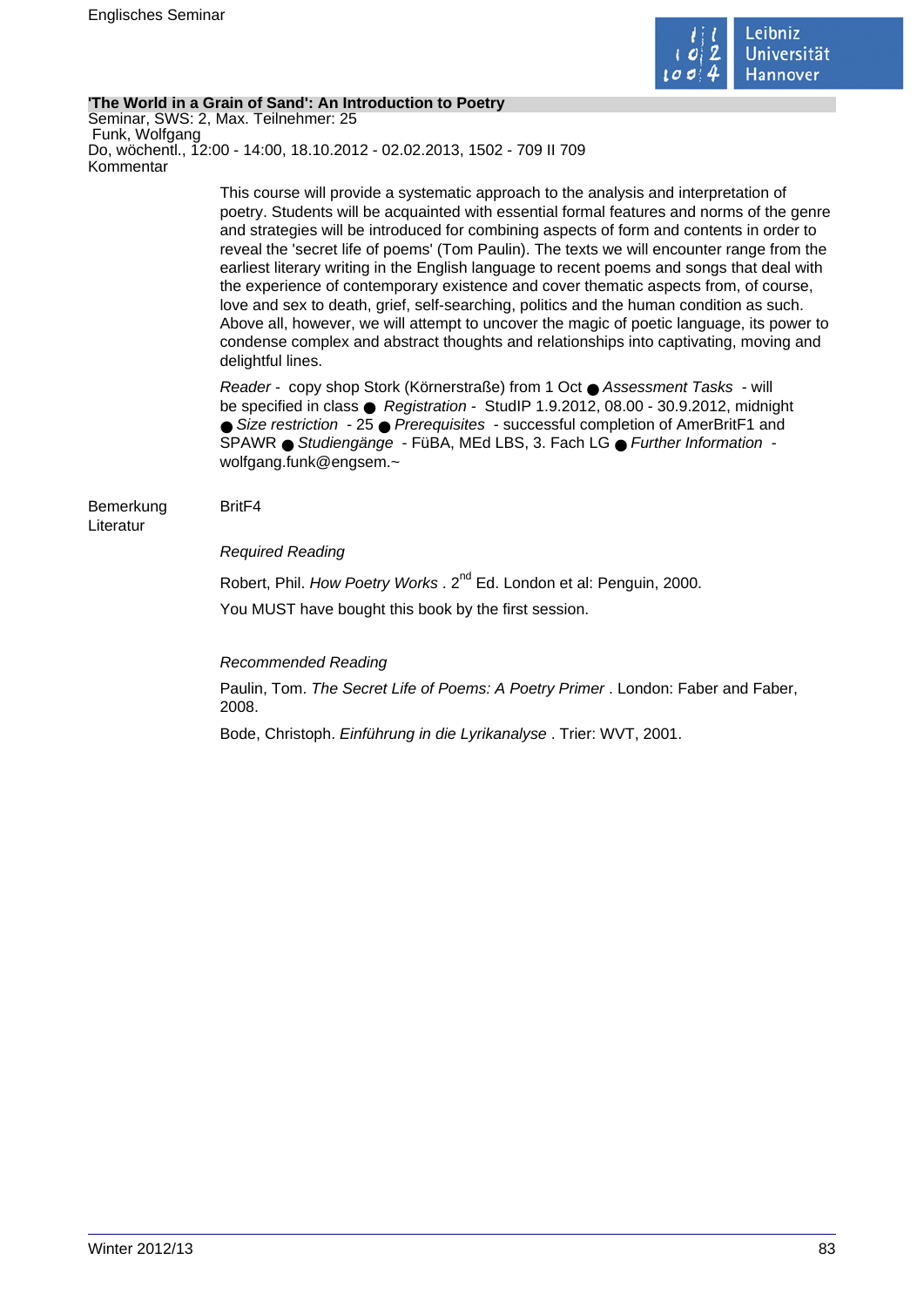### 'The World in a Grain of Sand': An Introduction to Poetry

Seminar, SWS: 2, Max. Teilnehmer: 25
Funk, Wolfgang
Do, wöchentl., 12:00 - 14:00, 18.10.2012 - 02.02.2013, 1502 - 709 II 709

Kommentar

This course will provide a systematic approach to the analysis and interpretation of poetry. Students will be acquainted with essential formal features and norms of the genre and strategies will be introduced for combining aspects of form and contents in order to reveal the 'secret life of poems' (Tom Paulin). The texts we will encounter range from the earliest literary writing in the English language to recent poems and songs that deal with the experience of contemporary existence and cover thematic aspects from, of course, love and sex to death, grief, self-searching, politics and the human condition as such. Above all, however, we will attempt to uncover the magic of poetic language, its power to condense complex and abstract thoughts and relationships into captivating, moving and delightful lines.

*Reader* - copy shop Stork (Körnerstraße) from 1 Oct ● *Assessment Tasks* - will be specified in class ● *Registration* - StudIP 1.9.2012, 08.00 - 30.9.2012, midnight ● *Size restriction* - 25 ● *Prerequisites* - successful completion of AmerBritF1 and SPAWR ● *Studiengänge* - FüBA, MEd LBS, 3. Fach LG ● *Further Information* - wolfgang.funk@engsem.~

Bemerkung: BritF4

Literatur

*Required Reading*

Robert, Phil. *How Poetry Works* . 2nd Ed. London et al: Penguin, 2000.

You MUST have bought this book by the first session.

*Recommended Reading*

Paulin, Tom. *The Secret Life of Poems: A Poetry Primer* . London: Faber and Faber, 2008.

Bode, Christoph. *Einführung in die Lyrikanalyse* . Trier: WVT, 2001.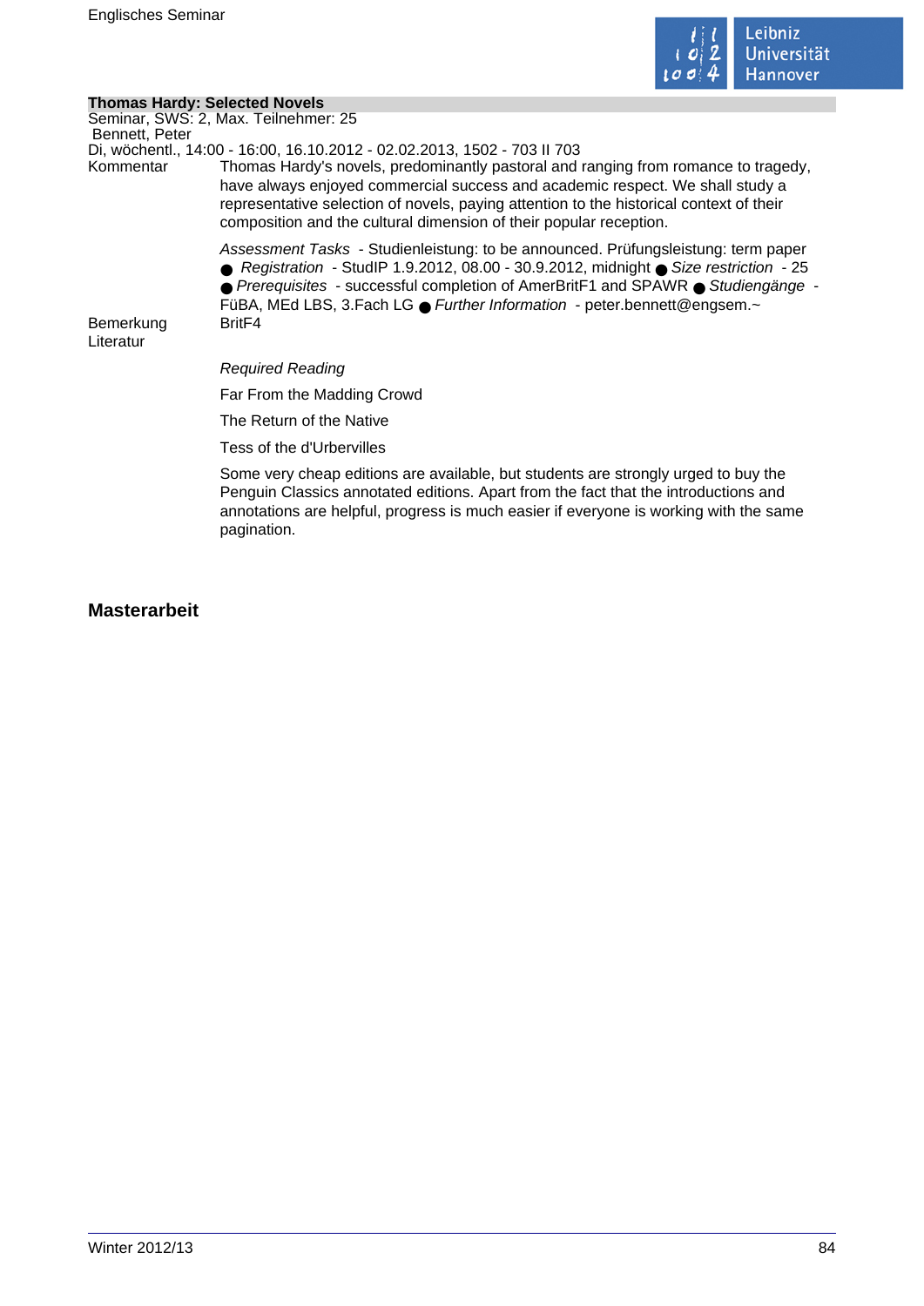**Thomas Hardy: Selected Novels**

Seminar, SWS: 2, Max. Teilnehmer: 25

Bennett, Peter

Di, wöchentl., 14:00 - 16:00, 16.10.2012 - 02.02.2013, 1502 - 703 II 703

Kommentar: Thomas Hardy's novels, predominantly pastoral and ranging from romance to tragedy, have always enjoyed commercial success and academic respect. We shall study a representative selection of novels, paying attention to the historical context of their composition and the cultural dimension of their popular reception.

*Assessment Tasks* - Studienleistung: to be announced. Prüfungsleistung: term paper ● *Registration* - StudIP 1.9.2012, 08.00 - 30.9.2012, midnight ● *Size restriction* - 25 ● *Prerequisites* - successful completion of AmerBritF1 and SPAWR ● *Studiengänge* - FüBA, MEd LBS, 3.Fach LG ● *Further Information* - peter.bennett@engsem.~

Bemerkung: BritF4

Literatur:

*Required Reading*

Far From the Madding Crowd

The Return of the Native

Tess of the d'Urbervilles

Some very cheap editions are available, but students are strongly urged to buy the Penguin Classics annotated editions. Apart from the fact that the introductions and annotations are helpful, progress is much easier if everyone is working with the same pagination.

## Masterarbeit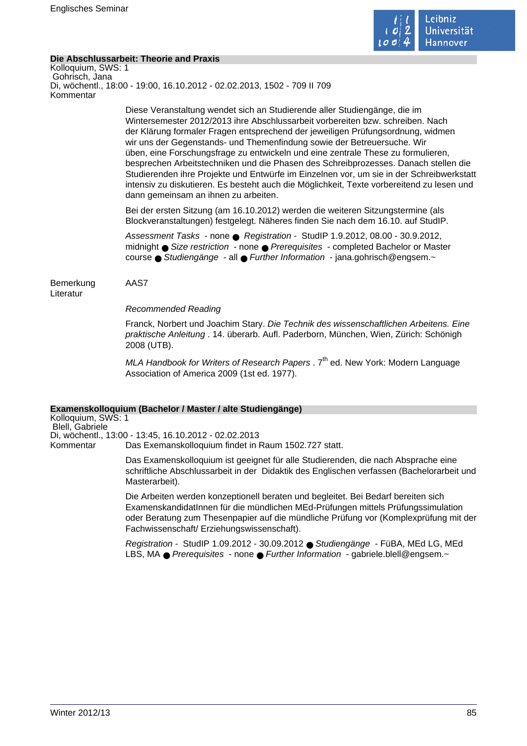### Die Abschlussarbeit: Theorie and Praxis

Kolloquium, SWS: 1
Gohrisch, Jana
Di, wöchentl., 18:00 - 19:00, 16.10.2012 - 02.02.2013, 1502 - 709 II 709

Kommentar

Diese Veranstaltung wendet sich an Studierende aller Studiengänge, die im Wintersemester 2012/2013 ihre Abschlussarbeit vorbereiten bzw. schreiben. Nach der Klärung formaler Fragen entsprechend der jeweiligen Prüfungsordnung, widmen wir uns der Gegenstands- und Themenfindung sowie der Betreuersuche. Wir üben, eine Forschungsfrage zu entwickeln und eine zentrale These zu formulieren, besprechen Arbeitstechniken und die Phasen des Schreibprozesses. Danach stellen die Studierenden ihre Projekte und Entwürfe im Einzelnen vor, um sie in der Schreibwerkstatt intensiv zu diskutieren. Es besteht auch die Möglichkeit, Texte vorbereitend zu lesen und dann gemeinsam an ihnen zu arbeiten.

Bei der ersten Sitzung (am 16.10.2012) werden die weiteren Sitzungstermine (als Blockveranstaltungen) festgelegt. Näheres finden Sie nach dem 16.10. auf StudIP.

*Assessment Tasks* - none ● *Registration* - StudIP 1.9.2012, 08.00 - 30.9.2012, midnight ● *Size restriction* - none ● *Prerequisites* - completed Bachelor or Master course ● *Studiengänge* - all ● *Further Information* - jana.gohrisch@engsem.~

Bemerkung: AAS7

Literatur

*Recommended Reading*

Franck, Norbert und Joachim Stary. *Die Technik des wissenschaftlichen Arbeitens. Eine praktische Anleitung* . 14. überarb. Aufl. Paderborn, München, Wien, Zürich: Schönigh 2008 (UTB).

*MLA Handbook for Writers of Research Papers* . 7th ed. New York: Modern Language Association of America 2009 (1st ed. 1977).

### Examenskolloquium (Bachelor / Master / alte Studiengänge)

Kolloquium, SWS: 1
Blell, Gabriele
Di, wöchentl., 13:00 - 13:45, 16.10.2012 - 02.02.2013

Kommentar

Das Exemanskolloquium findet in Raum 1502.727 statt.

Das Examenskolloquium ist geeignet für alle Studierenden, die nach Absprache eine schriftliche Abschlussarbeit in der Didaktik des Englischen verfassen (Bachelorarbeit und Masterarbeit).

Die Arbeiten werden konzeptionell beraten und begleitet. Bei Bedarf bereiten sich ExamenskandidatInnen für die mündlichen MEd-Prüfungen mittels Prüfungssimulation oder Beratung zum Thesenpapier auf die mündliche Prüfung vor (Komplexprüfung mit der Fachwissenschaft/ Erziehungswissenschaft).

*Registration* - StudIP 1.09.2012 - 30.09.2012 ● *Studiengänge* - FüBA, MEd LG, MEd LBS, MA ● *Prerequisites* - none ● *Further Information* - gabriele.blell@engsem.~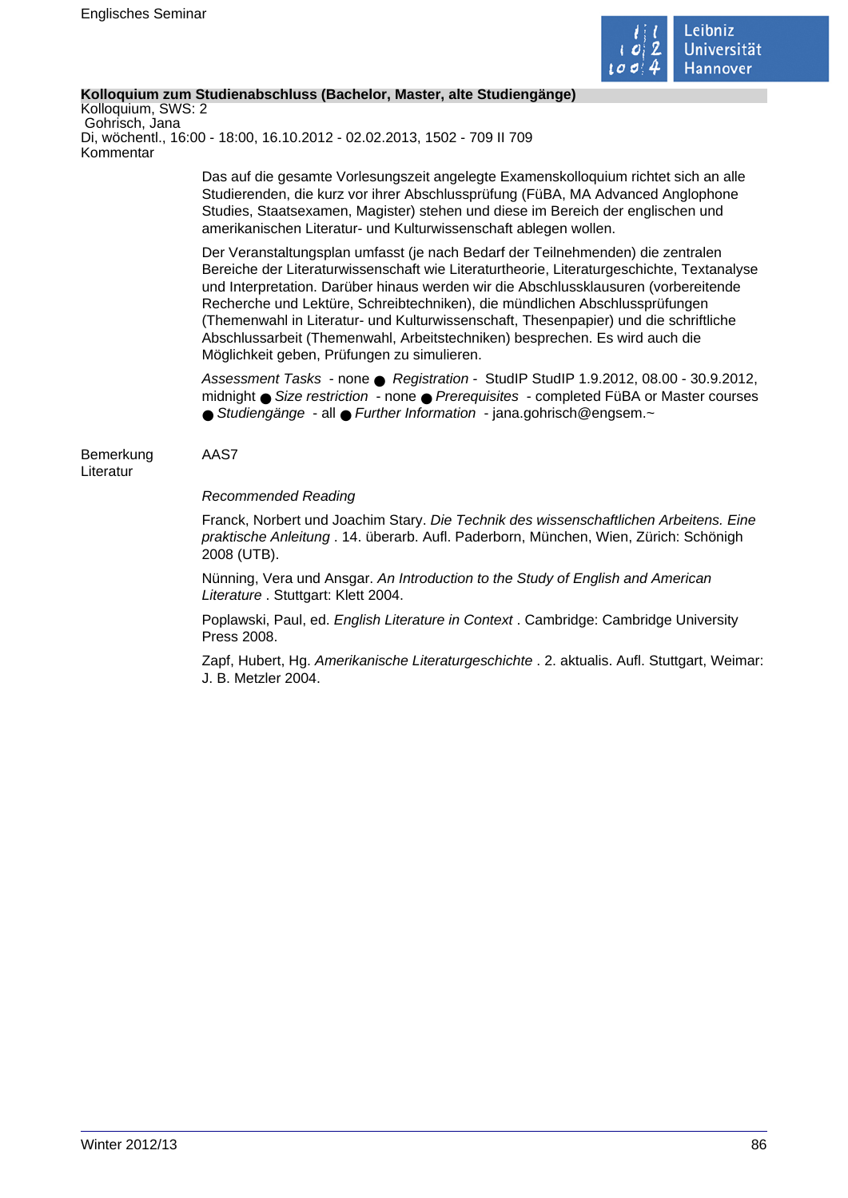**Kolloquium zum Studienabschluss (Bachelor, Master, alte Studiengänge)**

Kolloquium, SWS: 2
Gohrisch, Jana
Di, wöchentl., 16:00 - 18:00, 16.10.2012 - 02.02.2013, 1502 - 709 II 709

Kommentar

Das auf die gesamte Vorlesungszeit angelegte Examenskolloquium richtet sich an alle Studierenden, die kurz vor ihrer Abschlussprüfung (FüBA, MA Advanced Anglophone Studies, Staatsexamen, Magister) stehen und diese im Bereich der englischen und amerikanischen Literatur- und Kulturwissenschaft ablegen wollen.

Der Veranstaltungsplan umfasst (je nach Bedarf der Teilnehmenden) die zentralen Bereiche der Literaturwissenschaft wie Literaturtheorie, Literaturgeschichte, Textanalyse und Interpretation. Darüber hinaus werden wir die Abschlussklausuren (vorbereitende Recherche und Lektüre, Schreibtechniken), die mündlichen Abschlussprüfungen (Themenwahl in Literatur- und Kulturwissenschaft, Thesenpapier) und die schriftliche Abschlussarbeit (Themenwahl, Arbeitstechniken) besprechen. Es wird auch die Möglichkeit geben, Prüfungen zu simulieren.

*Assessment Tasks* - none ● *Registration* - StudIP StudIP 1.9.2012, 08.00 - 30.9.2012, midnight ● *Size restriction* - none ● *Prerequisites* - completed FüBA or Master courses ● *Studiengänge* - all ● *Further Information* - jana.gohrisch@engsem.~

Bemerkung

AAS7

Literatur

*Recommended Reading*

Franck, Norbert und Joachim Stary. *Die Technik des wissenschaftlichen Arbeitens. Eine praktische Anleitung* . 14. überarb. Aufl. Paderborn, München, Wien, Zürich: Schönigh 2008 (UTB).

Nünning, Vera und Ansgar. *An Introduction to the Study of English and American Literature* . Stuttgart: Klett 2004.

Poplawski, Paul, ed. *English Literature in Context* . Cambridge: Cambridge University Press 2008.

Zapf, Hubert, Hg. *Amerikanische Literaturgeschichte* . 2. aktualis. Aufl. Stuttgart, Weimar: J. B. Metzler 2004.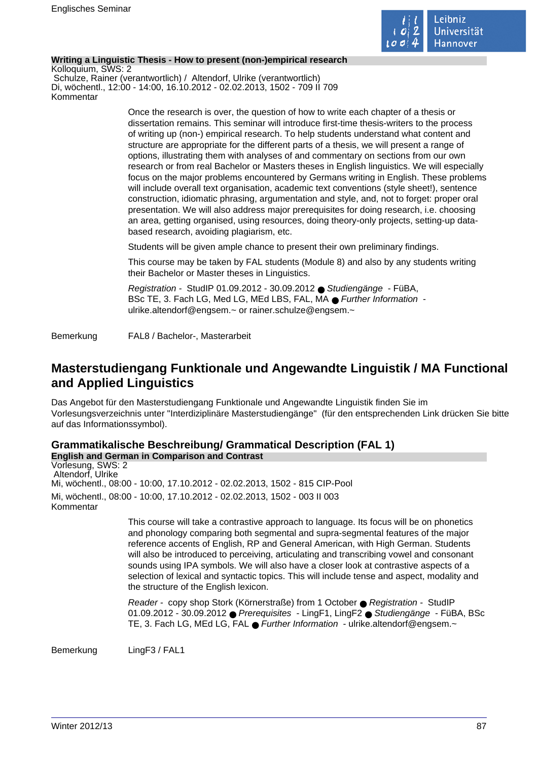**Writing a Linguistic Thesis - How to present (non-)empirical research**

Kolloquium, SWS: 2

Schulze, Rainer (verantwortlich) / Altendorf, Ulrike (verantwortlich)

Di, wöchentl., 12:00 - 14:00, 16.10.2012 - 02.02.2013, 1502 - 709 II 709

Kommentar

Once the research is over, the question of how to write each chapter of a thesis or dissertation remains. This seminar will introduce first-time thesis-writers to the process of writing up (non-) empirical research. To help students understand what content and structure are appropriate for the different parts of a thesis, we will present a range of options, illustrating them with analyses of and commentary on sections from our own research or from real Bachelor or Masters theses in English linguistics. We will especially focus on the major problems encountered by Germans writing in English. These problems will include overall text organisation, academic text conventions (style sheet!), sentence construction, idiomatic phrasing, argumentation and style, and, not to forget: proper oral presentation. We will also address major prerequisites for doing research, i.e. choosing an area, getting organised, using resources, doing theory-only projects, setting-up data-based research, avoiding plagiarism, etc.

Students will be given ample chance to present their own preliminary findings.

This course may be taken by FAL students (Module 8) and also by any students writing their Bachelor or Master theses in Linguistics.

*Registration* - StudIP 01.09.2012 - 30.09.2012 ● *Studiengänge* - FüBA, BSc TE, 3. Fach LG, Med LG, MEd LBS, FAL, MA ● *Further Information* - ulrike.altendorf@engsem.~ or rainer.schulze@engsem.~

Bemerkung FAL8 / Bachelor-, Masterarbeit

## Masterstudiengang Funktionale und Angewandte Linguistik / MA Functional and Applied Linguistics

Das Angebot für den Masterstudiengang Funktionale und Angewandte Linguistik finden Sie im Vorlesungsverzeichnis unter "Interdiziplinäre Masterstudiengänge" (für den entsprechenden Link drücken Sie bitte auf das Informationssymbol).

### Grammatikalische Beschreibung/ Grammatical Description (FAL 1)

**English and German in Comparison and Contrast**

Vorlesung, SWS: 2

Altendorf, Ulrike

Mi, wöchentl., 08:00 - 10:00, 17.10.2012 - 02.02.2013, 1502 - 815 CIP-Pool

Mi, wöchentl., 08:00 - 10:00, 17.10.2012 - 02.02.2013, 1502 - 003 II 003

Kommentar

This course will take a contrastive approach to language. Its focus will be on phonetics and phonology comparing both segmental and supra-segmental features of the major reference accents of English, RP and General American, with High German. Students will also be introduced to perceiving, articulating and transcribing vowel and consonant sounds using IPA symbols. We will also have a closer look at contrastive aspects of a selection of lexical and syntactic topics. This will include tense and aspect, modality and the structure of the English lexicon.

*Reader* - copy shop Stork (Körnerstraße) from 1 October ● *Registration* - StudIP 01.09.2012 - 30.09.2012 ● *Prerequisites* - LingF1, LingF2 ● *Studiengänge* - FüBA, BSc TE, 3. Fach LG, MEd LG, FAL ● *Further Information* - ulrike.altendorf@engsem.~

Bemerkung LingF3 / FAL1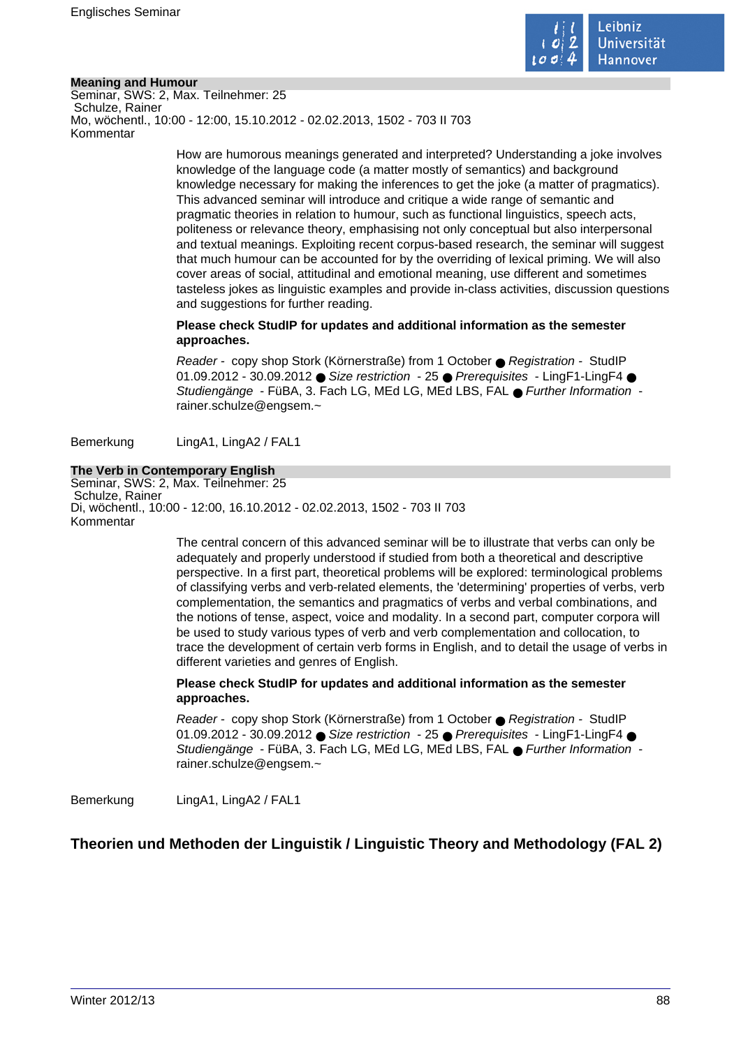### Meaning and Humour

Seminar, SWS: 2, Max. Teilnehmer: 25
Schulze, Rainer
Mo, wöchentl., 10:00 - 12:00, 15.10.2012 - 02.02.2013, 1502 - 703 II 703
Kommentar

How are humorous meanings generated and interpreted? Understanding a joke involves knowledge of the language code (a matter mostly of semantics) and background knowledge necessary for making the inferences to get the joke (a matter of pragmatics). This advanced seminar will introduce and critique a wide range of semantic and pragmatic theories in relation to humour, such as functional linguistics, speech acts, politeness or relevance theory, emphasising not only conceptual but also interpersonal and textual meanings. Exploiting recent corpus-based research, the seminar will suggest that much humour can be accounted for by the overriding of lexical priming. We will also cover areas of social, attitudinal and emotional meaning, use different and sometimes tasteless jokes as linguistic examples and provide in-class activities, discussion questions and suggestions for further reading.

**Please check StudIP for updates and additional information as the semester approaches.**

*Reader* - copy shop Stork (Körnerstraße) from 1 October ● *Registration* - StudIP 01.09.2012 - 30.09.2012 ● *Size restriction* - 25 ● *Prerequisites* - LingF1-LingF4 ● *Studiengänge* - FüBA, 3. Fach LG, MEd LG, MEd LBS, FAL ● *Further Information* - rainer.schulze@engsem.~

Bemerkung LingA1, LingA2 / FAL1

### The Verb in Contemporary English

Seminar, SWS: 2, Max. Teilnehmer: 25
Schulze, Rainer
Di, wöchentl., 10:00 - 12:00, 16.10.2012 - 02.02.2013, 1502 - 703 II 703
Kommentar

The central concern of this advanced seminar will be to illustrate that verbs can only be adequately and properly understood if studied from both a theoretical and descriptive perspective. In a first part, theoretical problems will be explored: terminological problems of classifying verbs and verb-related elements, the 'determining' properties of verbs, verb complementation, the semantics and pragmatics of verbs and verbal combinations, and the notions of tense, aspect, voice and modality. In a second part, computer corpora will be used to study various types of verb and verb complementation and collocation, to trace the development of certain verb forms in English, and to detail the usage of verbs in different varieties and genres of English.

**Please check StudIP for updates and additional information as the semester approaches.**

*Reader* - copy shop Stork (Körnerstraße) from 1 October ● *Registration* - StudIP 01.09.2012 - 30.09.2012 ● *Size restriction* - 25 ● *Prerequisites* - LingF1-LingF4 ● *Studiengänge* - FüBA, 3. Fach LG, MEd LG, MEd LBS, FAL ● *Further Information* - rainer.schulze@engsem.~

Bemerkung LingA1, LingA2 / FAL1

## Theorien und Methoden der Linguistik / Linguistic Theory and Methodology (FAL 2)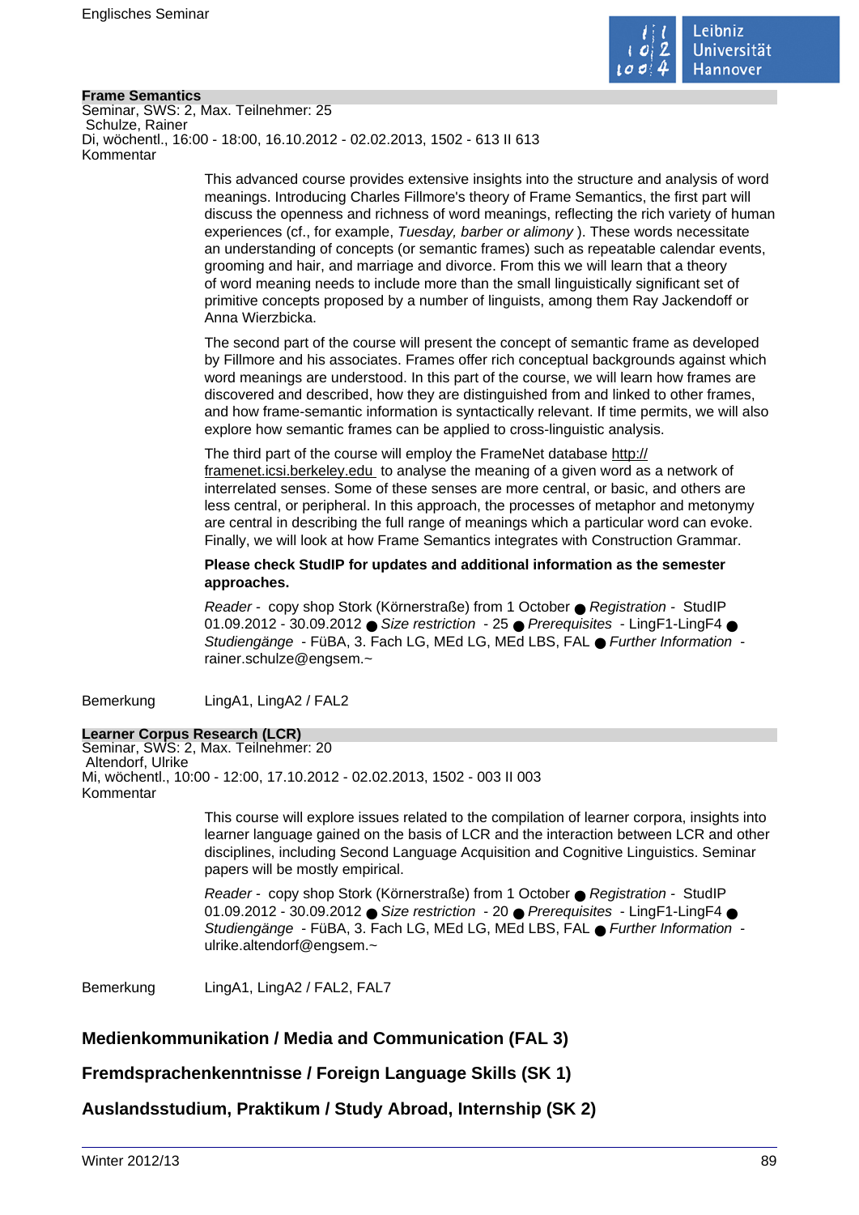**Frame Semantics**
Seminar, SWS: 2, Max. Teilnehmer: 25
Schulze, Rainer
Di, wöchentl., 16:00 - 18:00, 16.10.2012 - 02.02.2013, 1502 - 613 II 613
Kommentar

This advanced course provides extensive insights into the structure and analysis of word meanings. Introducing Charles Fillmore's theory of Frame Semantics, the first part will discuss the openness and richness of word meanings, reflecting the rich variety of human experiences (cf., for example, *Tuesday, barber or alimony* ). These words necessitate an understanding of concepts (or semantic frames) such as repeatable calendar events, grooming and hair, and marriage and divorce. From this we will learn that a theory of word meaning needs to include more than the small linguistically significant set of primitive concepts proposed by a number of linguists, among them Ray Jackendoff or Anna Wierzbicka.

The second part of the course will present the concept of semantic frame as developed by Fillmore and his associates. Frames offer rich conceptual backgrounds against which word meanings are understood. In this part of the course, we will learn how frames are discovered and described, how they are distinguished from and linked to other frames, and how frame-semantic information is syntactically relevant. If time permits, we will also explore how semantic frames can be applied to cross-linguistic analysis.

The third part of the course will employ the FrameNet database http://framenet.icsi.berkeley.edu to analyse the meaning of a given word as a network of interrelated senses. Some of these senses are more central, or basic, and others are less central, or peripheral. In this approach, the processes of metaphor and metonymy are central in describing the full range of meanings which a particular word can evoke. Finally, we will look at how Frame Semantics integrates with Construction Grammar.

**Please check StudIP for updates and additional information as the semester approaches.**

*Reader* - copy shop Stork (Körnerstraße) from 1 October ● *Registration* - StudIP 01.09.2012 - 30.09.2012 ● *Size restriction* - 25 ● *Prerequisites* - LingF1-LingF4 ● *Studiengänge* - FüBA, 3. Fach LG, MEd LG, MEd LBS, FAL ● *Further Information* - rainer.schulze@engsem.~

Bemerkung LingA1, LingA2 / FAL2

**Learner Corpus Research (LCR)**
Seminar, SWS: 2, Max. Teilnehmer: 20
Altendorf, Ulrike
Mi, wöchentl., 10:00 - 12:00, 17.10.2012 - 02.02.2013, 1502 - 003 II 003
Kommentar

This course will explore issues related to the compilation of learner corpora, insights into learner language gained on the basis of LCR and the interaction between LCR and other disciplines, including Second Language Acquisition and Cognitive Linguistics. Seminar papers will be mostly empirical.

*Reader* - copy shop Stork (Körnerstraße) from 1 October ● *Registration* - StudIP 01.09.2012 - 30.09.2012 ● *Size restriction* - 20 ● *Prerequisites* - LingF1-LingF4 ● *Studiengänge* - FüBA, 3. Fach LG, MEd LG, MEd LBS, FAL ● *Further Information* - ulrike.altendorf@engsem.~

Bemerkung LingA1, LingA2 / FAL2, FAL7

## Medienkommunikation / Media and Communication (FAL 3)

## Fremdsprachenkenntnisse / Foreign Language Skills (SK 1)

## Auslandsstudium, Praktikum / Study Abroad, Internship (SK 2)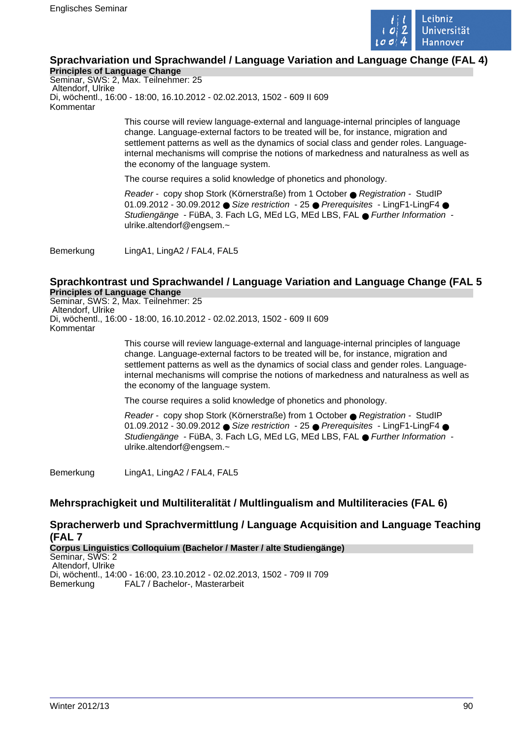## Sprachvariation und Sprachwandel / Language Variation and Language Change (FAL 4)

**Principles of Language Change**

Seminar, SWS: 2, Max. Teilnehmer: 25

Altendorf, Ulrike

Di, wöchentl., 16:00 - 18:00, 16.10.2012 - 02.02.2013, 1502 - 609 II 609

Kommentar

This course will review language-external and language-internal principles of language change. Language-external factors to be treated will be, for instance, migration and settlement patterns as well as the dynamics of social class and gender roles. Language-internal mechanisms will comprise the notions of markedness and naturalness as well as the economy of the language system.

The course requires a solid knowledge of phonetics and phonology.

*Reader* - copy shop Stork (Körnerstraße) from 1 October ● *Registration* - StudIP 01.09.2012 - 30.09.2012 ● *Size restriction* - 25 ● *Prerequisites* - LingF1-LingF4 ● *Studiengänge* - FüBA, 3. Fach LG, MEd LG, MEd LBS, FAL ● *Further Information* - ulrike.altendorf@engsem.~

Bemerkung LingA1, LingA2 / FAL4, FAL5

## Sprachkontrast und Sprachwandel / Language Variation and Language Change (FAL 5

**Principles of Language Change**

Seminar, SWS: 2, Max. Teilnehmer: 25

Altendorf, Ulrike

Di, wöchentl., 16:00 - 18:00, 16.10.2012 - 02.02.2013, 1502 - 609 II 609

Kommentar

This course will review language-external and language-internal principles of language change. Language-external factors to be treated will be, for instance, migration and settlement patterns as well as the dynamics of social class and gender roles. Language-internal mechanisms will comprise the notions of markedness and naturalness as well as the economy of the language system.

The course requires a solid knowledge of phonetics and phonology.

*Reader* - copy shop Stork (Körnerstraße) from 1 October ● *Registration* - StudIP 01.09.2012 - 30.09.2012 ● *Size restriction* - 25 ● *Prerequisites* - LingF1-LingF4 ● *Studiengänge* - FüBA, 3. Fach LG, MEd LG, MEd LBS, FAL ● *Further Information* - ulrike.altendorf@engsem.~

Bemerkung LingA1, LingA2 / FAL4, FAL5

## Mehrsprachigkeit und Multiliteralität / Multlingualism and Multiliteracies (FAL 6)

## Spracherwerb und Sprachvermittlung / Language Acquisition and Language Teaching (FAL 7

**Corpus Linguistics Colloquium (Bachelor / Master / alte Studiengänge)**

Seminar, SWS: 2

Altendorf, Ulrike

Di, wöchentl., 14:00 - 16:00, 23.10.2012 - 02.02.2013, 1502 - 709 II 709

Bemerkung FAL7 / Bachelor-, Masterarbeit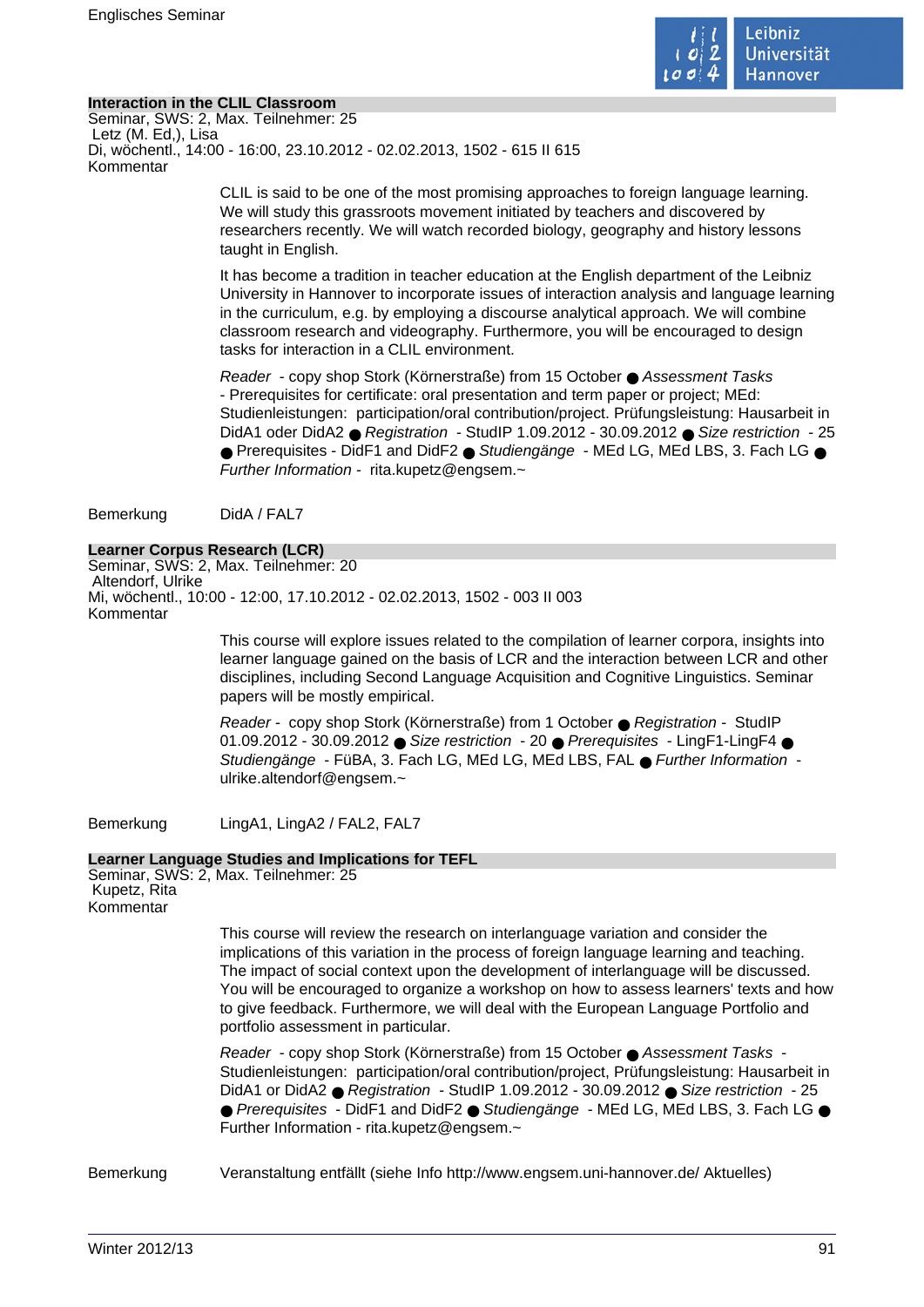### Interaction in the CLIL Classroom

Seminar, SWS: 2, Max. Teilnehmer: 25
Letz (M. Ed,), Lisa
Di, wöchentl., 14:00 - 16:00, 23.10.2012 - 02.02.2013, 1502 - 615 II 615
Kommentar

CLIL is said to be one of the most promising approaches to foreign language learning. We will study this grassroots movement initiated by teachers and discovered by researchers recently. We will watch recorded biology, geography and history lessons taught in English.

It has become a tradition in teacher education at the English department of the Leibniz University in Hannover to incorporate issues of interaction analysis and language learning in the curriculum, e.g. by employing a discourse analytical approach. We will combine classroom research and videography. Furthermore, you will be encouraged to design tasks for interaction in a CLIL environment.

*Reader* - copy shop Stork (Körnerstraße) from 15 October ● *Assessment Tasks* - Prerequisites for certificate: oral presentation and term paper or project; MEd: Studienleistungen: participation/oral contribution/project. Prüfungsleistung: Hausarbeit in DidA1 oder DidA2 ● *Registration* - StudIP 1.09.2012 - 30.09.2012 ● *Size restriction* - 25 ● Prerequisites - DidF1 and DidF2 ● *Studiengänge* - MEd LG, MEd LBS, 3. Fach LG ● *Further Information* - rita.kupetz@engsem.~

Bemerkung DidA / FAL7

### Learner Corpus Research (LCR)

Seminar, SWS: 2, Max. Teilnehmer: 20
Altendorf, Ulrike
Mi, wöchentl., 10:00 - 12:00, 17.10.2012 - 02.02.2013, 1502 - 003 II 003
Kommentar

This course will explore issues related to the compilation of learner corpora, insights into learner language gained on the basis of LCR and the interaction between LCR and other disciplines, including Second Language Acquisition and Cognitive Linguistics. Seminar papers will be mostly empirical.

*Reader* - copy shop Stork (Körnerstraße) from 1 October ● *Registration* - StudIP 01.09.2012 - 30.09.2012 ● *Size restriction* - 20 ● *Prerequisites* - LingF1-LingF4 ● *Studiengänge* - FüBA, 3. Fach LG, MEd LG, MEd LBS, FAL ● *Further Information* - ulrike.altendorf@engsem.~

Bemerkung LingA1, LingA2 / FAL2, FAL7

### Learner Language Studies and Implications for TEFL

Seminar, SWS: 2, Max. Teilnehmer: 25
Kupetz, Rita
Kommentar

This course will review the research on interlanguage variation and consider the implications of this variation in the process of foreign language learning and teaching. The impact of social context upon the development of interlanguage will be discussed. You will be encouraged to organize a workshop on how to assess learners' texts and how to give feedback. Furthermore, we will deal with the European Language Portfolio and portfolio assessment in particular.

*Reader* - copy shop Stork (Körnerstraße) from 15 October ● *Assessment Tasks* - Studienleistungen: participation/oral contribution/project, Prüfungsleistung: Hausarbeit in DidA1 or DidA2 ● *Registration* - StudIP 1.09.2012 - 30.09.2012 ● *Size restriction* - 25 ● *Prerequisites* - DidF1 and DidF2 ● *Studiengänge* - MEd LG, MEd LBS, 3. Fach LG ● Further Information - rita.kupetz@engsem.~

Bemerkung Veranstaltung entfällt (siehe Info http://www.engsem.uni-hannover.de/ Aktuelles)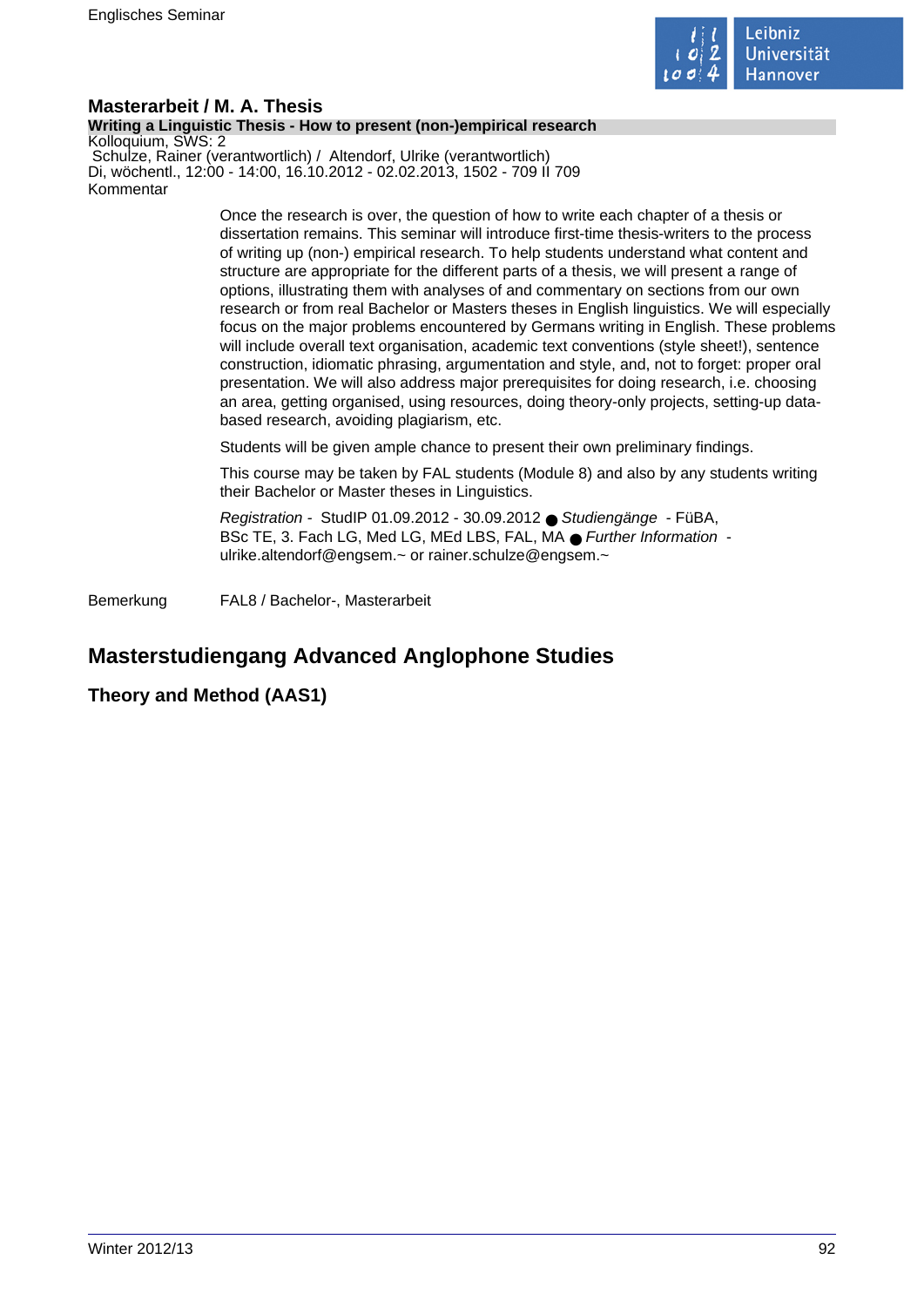## Masterarbeit / M. A. Thesis

**Writing a Linguistic Thesis - How to present (non-)empirical research**

Kolloquium, SWS: 2
Schulze, Rainer (verantwortlich) / Altendorf, Ulrike (verantwortlich)
Di, wöchentl., 12:00 - 14:00, 16.10.2012 - 02.02.2013, 1502 - 709 II 709

Kommentar

Once the research is over, the question of how to write each chapter of a thesis or dissertation remains. This seminar will introduce first-time thesis-writers to the process of writing up (non-) empirical research. To help students understand what content and structure are appropriate for the different parts of a thesis, we will present a range of options, illustrating them with analyses of and commentary on sections from our own research or from real Bachelor or Masters theses in English linguistics. We will especially focus on the major problems encountered by Germans writing in English. These problems will include overall text organisation, academic text conventions (style sheet!), sentence construction, idiomatic phrasing, argumentation and style, and, not to forget: proper oral presentation. We will also address major prerequisites for doing research, i.e. choosing an area, getting organised, using resources, doing theory-only projects, setting-up data-based research, avoiding plagiarism, etc.

Students will be given ample chance to present their own preliminary findings.

This course may be taken by FAL students (Module 8) and also by any students writing their Bachelor or Master theses in Linguistics.

*Registration* - StudIP 01.09.2012 - 30.09.2012 ● *Studiengänge* - FüBA, BSc TE, 3. Fach LG, Med LG, MEd LBS, FAL, MA ● *Further Information* - ulrike.altendorf@engsem.~ or rainer.schulze@engsem.~

Bemerkung FAL8 / Bachelor-, Masterarbeit

# Masterstudiengang Advanced Anglophone Studies

## Theory and Method (AAS1)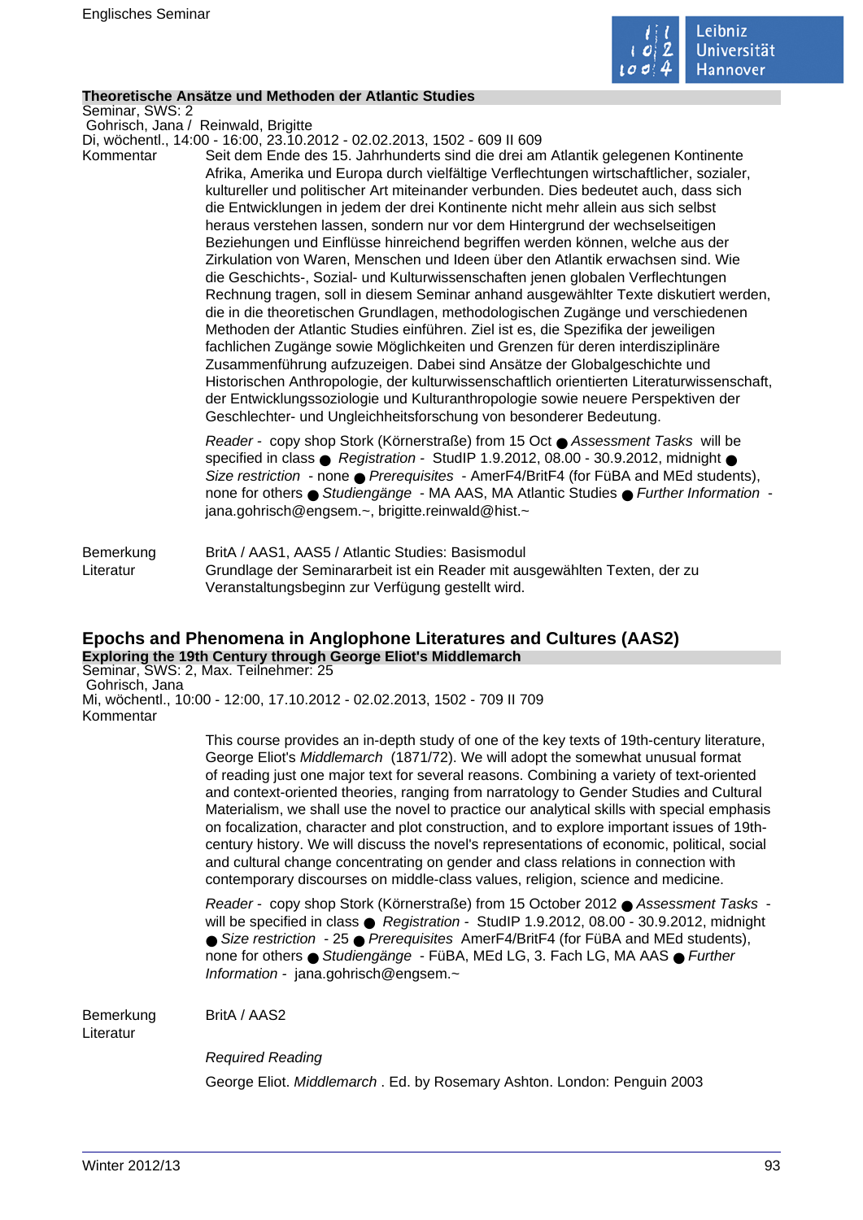**Theoretische Ansätze und Methoden der Atlantic Studies**

Seminar, SWS: 2

Gohrisch, Jana / Reinwald, Brigitte

Di, wöchentl., 14:00 - 16:00, 23.10.2012 - 02.02.2013, 1502 - 609 II 609

Kommentar

Seit dem Ende des 15. Jahrhunderts sind die drei am Atlantik gelegenen Kontinente Afrika, Amerika und Europa durch vielfältige Verflechtungen wirtschaftlicher, sozialer, kultureller und politischer Art miteinander verbunden. Dies bedeutet auch, dass sich die Entwicklungen in jedem der drei Kontinente nicht mehr allein aus sich selbst heraus verstehen lassen, sondern nur vor dem Hintergrund der wechselseitigen Beziehungen und Einflüsse hinreichend begriffen werden können, welche aus der Zirkulation von Waren, Menschen und Ideen über den Atlantik erwachsen sind. Wie die Geschichts-, Sozial- und Kulturwissenschaften jenen globalen Verflechtungen Rechnung tragen, soll in diesem Seminar anhand ausgewählter Texte diskutiert werden, die in die theoretischen Grundlagen, methodologischen Zugänge und verschiedenen Methoden der Atlantic Studies einführen. Ziel ist es, die Spezifika der jeweiligen fachlichen Zugänge sowie Möglichkeiten und Grenzen für deren interdisziplinäre Zusammenführung aufzuzeigen. Dabei sind Ansätze der Globalgeschichte und Historischen Anthropologie, der kulturwissenschaftlich orientierten Literaturwissenschaft, der Entwicklungssoziologie und Kulturanthropologie sowie neuere Perspektiven der Geschlechter- und Ungleichheitsforschung von besonderer Bedeutung.

*Reader* - copy shop Stork (Körnerstraße) from 15 Oct ● *Assessment Tasks* will be specified in class ● *Registration* - StudIP 1.9.2012, 08.00 - 30.9.2012, midnight ● *Size restriction* - none ● *Prerequisites* - AmerF4/BritF4 (for FüBA and MEd students), none for others ● *Studiengänge* - MA AAS, MA Atlantic Studies ● *Further Information* - jana.gohrisch@engsem.~, brigitte.reinwald@hist.~

Bemerkung

BritA / AAS1, AAS5 / Atlantic Studies: Basismodul

Literatur

Grundlage der Seminararbeit ist ein Reader mit ausgewählten Texten, der zu Veranstaltungsbeginn zur Verfügung gestellt wird.

## Epochs and Phenomena in Anglophone Literatures and Cultures (AAS2)

**Exploring the 19th Century through George Eliot's Middlemarch**

Seminar, SWS: 2, Max. Teilnehmer: 25

Gohrisch, Jana

Mi, wöchentl., 10:00 - 12:00, 17.10.2012 - 02.02.2013, 1502 - 709 II 709

Kommentar

This course provides an in-depth study of one of the key texts of 19th-century literature, George Eliot's *Middlemarch* (1871/72). We will adopt the somewhat unusual format of reading just one major text for several reasons. Combining a variety of text-oriented and context-oriented theories, ranging from narratology to Gender Studies and Cultural Materialism, we shall use the novel to practice our analytical skills with special emphasis on focalization, character and plot construction, and to explore important issues of 19th-century history. We will discuss the novel's representations of economic, political, social and cultural change concentrating on gender and class relations in connection with contemporary discourses on middle-class values, religion, science and medicine.

*Reader* - copy shop Stork (Körnerstraße) from 15 October 2012 ● *Assessment Tasks* - will be specified in class ● *Registration* - StudIP 1.9.2012, 08.00 - 30.9.2012, midnight ● *Size restriction* - 25 ● *Prerequisites* AmerF4/BritF4 (for FüBA and MEd students), none for others ● *Studiengänge* - FüBA, MEd LG, 3. Fach LG, MA AAS ● *Further Information* - jana.gohrisch@engsem.~

Bemerkung

BritA / AAS2

Literatur

*Required Reading*

George Eliot. *Middlemarch* . Ed. by Rosemary Ashton. London: Penguin 2003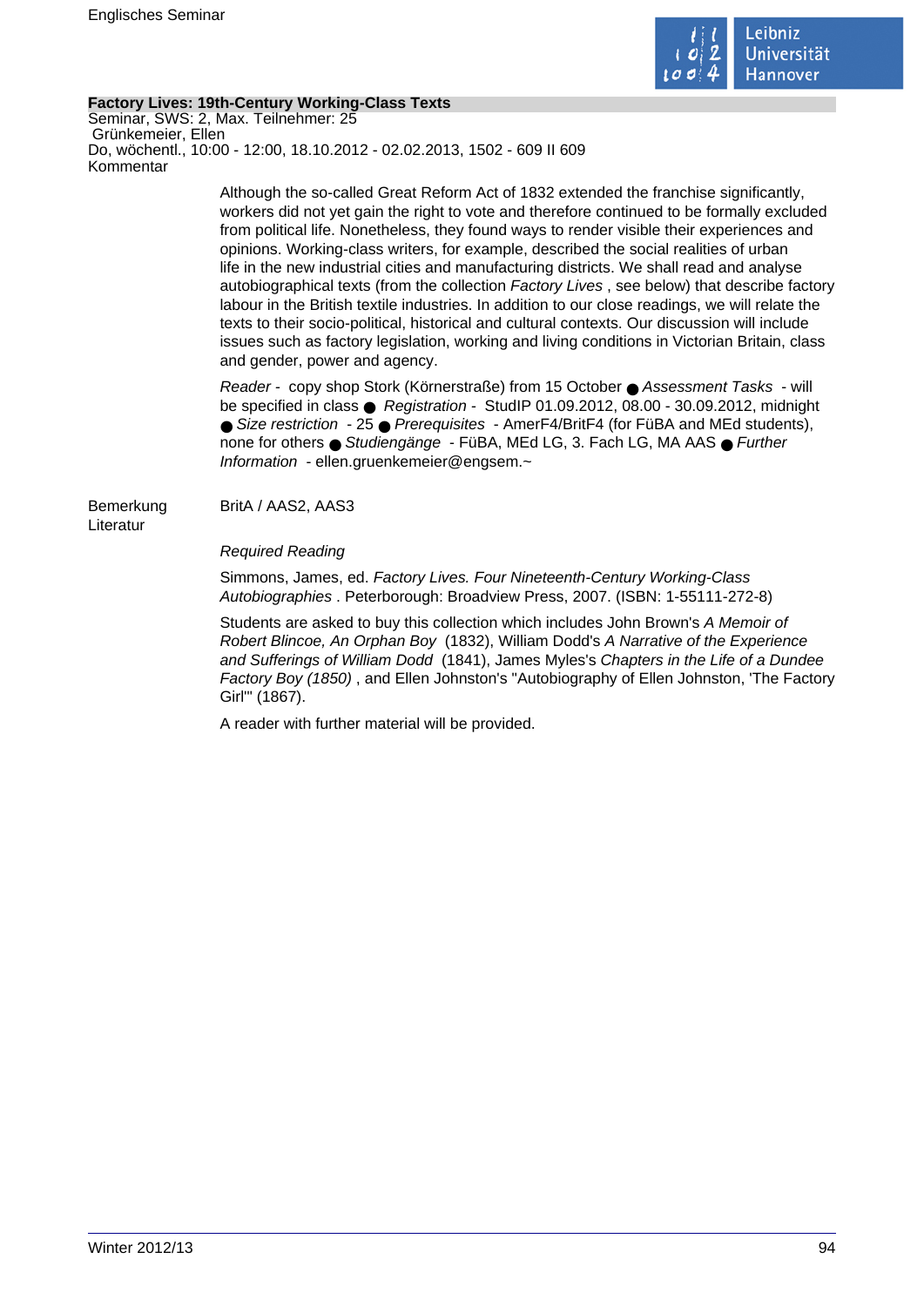**Factory Lives: 19th-Century Working-Class Texts**

Seminar, SWS: 2, Max. Teilnehmer: 25

Grünkemeier, Ellen

Do, wöchentl., 10:00 - 12:00, 18.10.2012 - 02.02.2013, 1502 - 609 II 609

Kommentar

Although the so-called Great Reform Act of 1832 extended the franchise significantly, workers did not yet gain the right to vote and therefore continued to be formally excluded from political life. Nonetheless, they found ways to render visible their experiences and opinions. Working-class writers, for example, described the social realities of urban life in the new industrial cities and manufacturing districts. We shall read and analyse autobiographical texts (from the collection *Factory Lives* , see below) that describe factory labour in the British textile industries. In addition to our close readings, we will relate the texts to their socio-political, historical and cultural contexts. Our discussion will include issues such as factory legislation, working and living conditions in Victorian Britain, class and gender, power and agency.

*Reader* - copy shop Stork (Körnerstraße) from 15 October ● *Assessment Tasks* - will be specified in class ● *Registration* - StudIP 01.09.2012, 08.00 - 30.09.2012, midnight ● *Size restriction* - 25 ● *Prerequisites* - AmerF4/BritF4 (for FüBA and MEd students), none for others ● *Studiengänge* - FüBA, MEd LG, 3. Fach LG, MA AAS ● *Further Information* - ellen.gruenkemeier@engsem.~

Bemerkung BritA / AAS2, AAS3

Literatur

*Required Reading*

Simmons, James, ed. *Factory Lives. Four Nineteenth-Century Working-Class Autobiographies* . Peterborough: Broadview Press, 2007. (ISBN: 1-55111-272-8)

Students are asked to buy this collection which includes John Brown's *A Memoir of Robert Blincoe, An Orphan Boy* (1832), William Dodd's *A Narrative of the Experience and Sufferings of William Dodd* (1841), James Myles's *Chapters in the Life of a Dundee Factory Boy (1850)* , and Ellen Johnston's "Autobiography of Ellen Johnston, 'The Factory Girl'" (1867).

A reader with further material will be provided.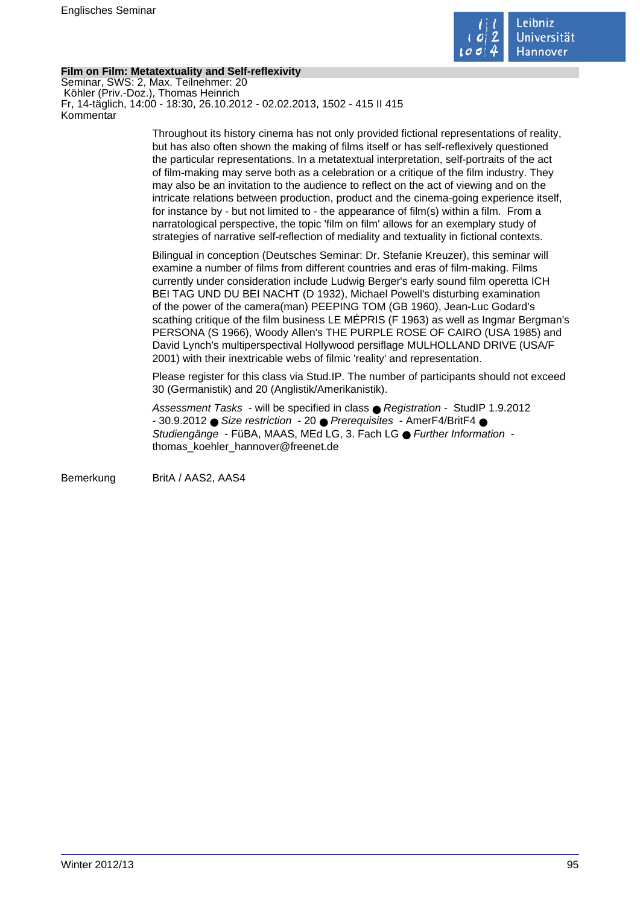**Film on Film: Metatextuality and Self-reflexivity**

Seminar, SWS: 2, Max. Teilnehmer: 20
Köhler (Priv.-Doz.), Thomas Heinrich
Fr, 14-täglich, 14:00 - 18:30, 26.10.2012 - 02.02.2013, 1502 - 415 II 415

Kommentar

Throughout its history cinema has not only provided fictional representations of reality, but has also often shown the making of films itself or has self-reflexively questioned the particular representations. In a metatextual interpretation, self-portraits of the act of film-making may serve both as a celebration or a critique of the film industry. They may also be an invitation to the audience to reflect on the act of viewing and on the intricate relations between production, product and the cinema-going experience itself, for instance by - but not limited to - the appearance of film(s) within a film. From a narratological perspective, the topic 'film on film' allows for an exemplary study of strategies of narrative self-reflection of mediality and textuality in fictional contexts.

Bilingual in conception (Deutsches Seminar: Dr. Stefanie Kreuzer), this seminar will examine a number of films from different countries and eras of film-making. Films currently under consideration include Ludwig Berger's early sound film operetta ICH BEI TAG UND DU BEI NACHT (D 1932), Michael Powell's disturbing examination of the power of the camera(man) PEEPING TOM (GB 1960), Jean-Luc Godard's scathing critique of the film business LE MÉPRIS (F 1963) as well as Ingmar Bergman's PERSONA (S 1966), Woody Allen's THE PURPLE ROSE OF CAIRO (USA 1985) and David Lynch's multiperspectival Hollywood persiflage MULHOLLAND DRIVE (USA/F 2001) with their inextricable webs of filmic 'reality' and representation.

Please register for this class via Stud.IP. The number of participants should not exceed 30 (Germanistik) and 20 (Anglistik/Amerikanistik).

*Assessment Tasks* - will be specified in class ● *Registration* - StudIP 1.9.2012 - 30.9.2012 ● *Size restriction* - 20 ● *Prerequisites* - AmerF4/BritF4 ● *Studiengänge* - FüBA, MAAS, MEd LG, 3. Fach LG ● *Further Information* - thomas_koehler_hannover@freenet.de

Bemerkung: BritA / AAS2, AAS4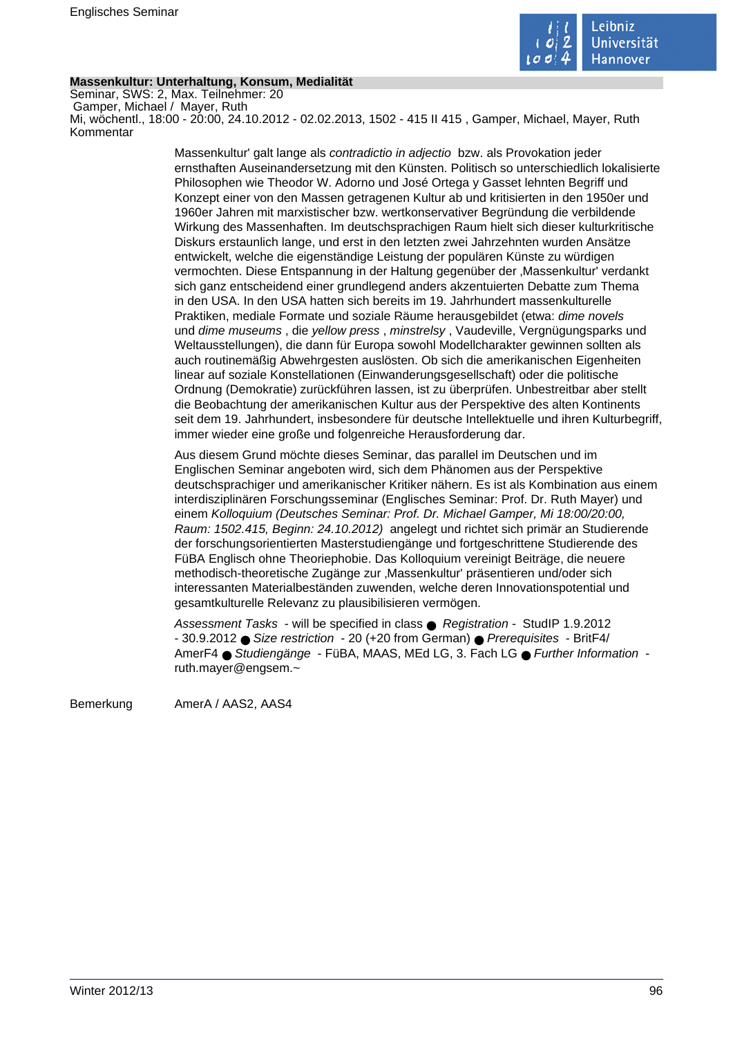### Massenkultur: Unterhaltung, Konsum, Medialität

Seminar, SWS: 2, Max. Teilnehmer: 20
Gamper, Michael / Mayer, Ruth
Mi, wöchentl., 18:00 - 20:00, 24.10.2012 - 02.02.2013, 1502 - 415 II 415 , Gamper, Michael, Mayer, Ruth

Kommentar

Massenkultur' galt lange als *contradictio in adjectio* bzw. als Provokation jeder ernsthaften Auseinandersetzung mit den Künsten. Politisch so unterschiedlich lokalisierte Philosophen wie Theodor W. Adorno und José Ortega y Gasset lehnten Begriff und Konzept einer von den Massen getragenen Kultur ab und kritisierten in den 1950er und 1960er Jahren mit marxistischer bzw. wertkonservativer Begründung die verbildende Wirkung des Massenhaften. Im deutschsprachigen Raum hielt sich dieser kulturkritische Diskurs erstaunlich lange, und erst in den letzten zwei Jahrzehnten wurden Ansätze entwickelt, welche die eigenständige Leistung der populären Künste zu würdigen vermochten. Diese Entspannung in der Haltung gegenüber der ‚Massenkultur' verdankt sich ganz entscheidend einer grundlegend anders akzentuierten Debatte zum Thema in den USA. In den USA hatten sich bereits im 19. Jahrhundert massenkulturelle Praktiken, mediale Formate und soziale Räume herausgebildet (etwa: *dime novels* und *dime museums* , die *yellow press* , *minstrelsy* , Vaudeville, Vergnügungsparks und Weltausstellungen), die dann für Europa sowohl Modellcharakter gewinnen sollten als auch routinemäßig Abwehrgesten auslösten. Ob sich die amerikanischen Eigenheiten linear auf soziale Konstellationen (Einwanderungsgesellschaft) oder die politische Ordnung (Demokratie) zurückführen lassen, ist zu überprüfen. Unbestreitbar aber stellt die Beobachtung der amerikanischen Kultur aus der Perspektive des alten Kontinents seit dem 19. Jahrhundert, insbesondere für deutsche Intellektuelle und ihren Kulturbegriff, immer wieder eine große und folgenreiche Herausforderung dar.

Aus diesem Grund möchte dieses Seminar, das parallel im Deutschen und im Englischen Seminar angeboten wird, sich dem Phänomen aus der Perspektive deutschsprachiger und amerikanischer Kritiker nähern. Es ist als Kombination aus einem interdisziplinären Forschungsseminar (Englisches Seminar: Prof. Dr. Ruth Mayer) und einem *Kolloquium (Deutsches Seminar: Prof. Dr. Michael Gamper, Mi 18:00/20:00, Raum: 1502.415, Beginn: 24.10.2012)* angelegt und richtet sich primär an Studierende der forschungsorientierten Masterstudiengänge und fortgeschrittene Studierende des FüBA Englisch ohne Theoriephobie. Das Kolloquium vereinigt Beiträge, die neuere methodisch-theoretische Zugänge zur ‚Massenkultur' präsentieren und/oder sich interessanten Materialbeständen zuwenden, welche deren Innovationspotential und gesamtkulturelle Relevanz zu plausibilisieren vermögen.

*Assessment Tasks* - will be specified in class ● *Registration* - StudIP 1.9.2012 - 30.9.2012 ● *Size restriction* - 20 (+20 from German) ● *Prerequisites* - BritF4/ AmerF4 ● *Studiengänge* - FüBA, MAAS, MEd LG, 3. Fach LG ● *Further Information* - ruth.mayer@engsem.~

Bemerkung AmerA / AAS2, AAS4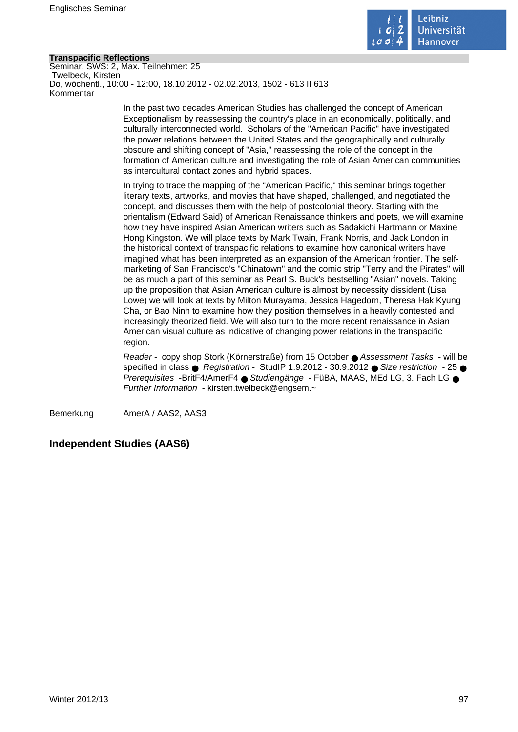**Transpacific Reflections**

Seminar, SWS: 2, Max. Teilnehmer: 25

Twelbeck, Kirsten

Do, wöchentl., 10:00 - 12:00, 18.10.2012 - 02.02.2013, 1502 - 613 II 613

Kommentar

In the past two decades American Studies has challenged the concept of American Exceptionalism by reassessing the country's place in an economically, politically, and culturally interconnected world. Scholars of the "American Pacific" have investigated the power relations between the United States and the geographically and culturally obscure and shifting concept of "Asia," reassessing the role of the concept in the formation of American culture and investigating the role of Asian American communities as intercultural contact zones and hybrid spaces.

In trying to trace the mapping of the "American Pacific," this seminar brings together literary texts, artworks, and movies that have shaped, challenged, and negotiated the concept, and discusses them with the help of postcolonial theory. Starting with the orientalism (Edward Said) of American Renaissance thinkers and poets, we will examine how they have inspired Asian American writers such as Sadakichi Hartmann or Maxine Hong Kingston. We will place texts by Mark Twain, Frank Norris, and Jack London in the historical context of transpacific relations to examine how canonical writers have imagined what has been interpreted as an expansion of the American frontier. The self-marketing of San Francisco's "Chinatown" and the comic strip "Terry and the Pirates" will be as much a part of this seminar as Pearl S. Buck's bestselling "Asian" novels. Taking up the proposition that Asian American culture is almost by necessity dissident (Lisa Lowe) we will look at texts by Milton Murayama, Jessica Hagedorn, Theresa Hak Kyung Cha, or Bao Ninh to examine how they position themselves in a heavily contested and increasingly theorized field. We will also turn to the more recent renaissance in Asian American visual culture as indicative of changing power relations in the transpacific region.

*Reader* - copy shop Stork (Körnerstraße) from 15 October ● *Assessment Tasks* - will be specified in class ● *Registration* - StudIP 1.9.2012 - 30.9.2012 ● *Size restriction* - 25 ● *Prerequisites* -BritF4/AmerF4 ● *Studiengänge* - FüBA, MAAS, MEd LG, 3. Fach LG ● *Further Information* - kirsten.twelbeck@engsem.~

Bemerkung AmerA / AAS2, AAS3

## Independent Studies (AAS6)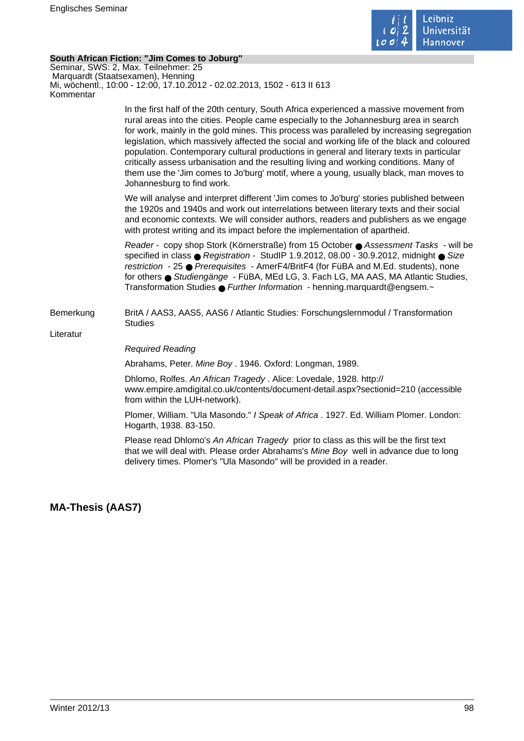**South African Fiction: "Jim Comes to Joburg"**

Seminar, SWS: 2, Max. Teilnehmer: 25
Marquardt (Staatsexamen), Henning
Mi, wöchentl., 10:00 - 12:00, 17.10.2012 - 02.02.2013, 1502 - 613 II 613

Kommentar

In the first half of the 20th century, South Africa experienced a massive movement from rural areas into the cities. People came especially to the Johannesburg area in search for work, mainly in the gold mines. This process was paralleled by increasing segregation legislation, which massively affected the social and working life of the black and coloured population. Contemporary cultural productions in general and literary texts in particular critically assess urbanisation and the resulting living and working conditions. Many of them use the 'Jim comes to Jo'burg' motif, where a young, usually black, man moves to Johannesburg to find work.

We will analyse and interpret different 'Jim comes to Jo'burg' stories published between the 1920s and 1940s and work out interrelations between literary texts and their social and economic contexts. We will consider authors, readers and publishers as we engage with protest writing and its impact before the implementation of apartheid.

*Reader* - copy shop Stork (Körnerstraße) from 15 October ● *Assessment Tasks* - will be specified in class ● *Registration* - StudIP 1.9.2012, 08.00 - 30.9.2012, midnight ● *Size restriction* - 25 ● *Prerequisites* - AmerF4/BritF4 (for FüBA and M.Ed. students), none for others ● *Studiengänge* - FüBA, MEd LG, 3. Fach LG, MA AAS, MA Atlantic Studies, Transformation Studies ● *Further Information* - henning.marquardt@engsem.~

Bemerkung

BritA / AAS3, AAS5, AAS6 / Atlantic Studies: Forschungslernmodul / Transformation Studies

Literatur

*Required Reading*

Abrahams, Peter. *Mine Boy* . 1946. Oxford: Longman, 1989.

Dhlomo, Rolfes. *An African Tragedy* . Alice: Lovedale, 1928. http://www.empire.amdigital.co.uk/contents/document-detail.aspx?sectionid=210 (accessible from within the LUH-network).

Plomer, William. "Ula Masondo." *I Speak of Africa* . 1927. Ed. William Plomer. London: Hogarth, 1938. 83-150.

Please read Dhlomo's *An African Tragedy* prior to class as this will be the first text that we will deal with. Please order Abrahams's *Mine Boy* well in advance due to long delivery times. Plomer's "Ula Masondo" will be provided in a reader.

## MA-Thesis (AAS7)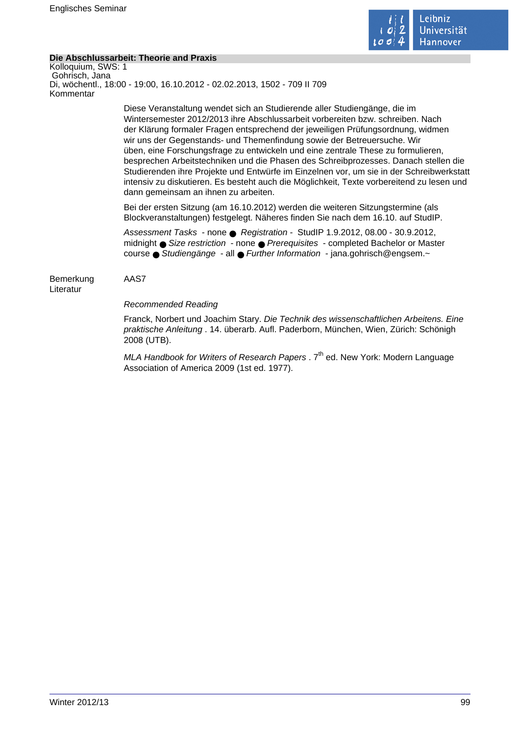**Die Abschlussarbeit: Theorie and Praxis**

Kolloquium, SWS: 1
Gohrisch, Jana
Di, wöchentl., 18:00 - 19:00, 16.10.2012 - 02.02.2013, 1502 - 709 II 709

Kommentar

Diese Veranstaltung wendet sich an Studierende aller Studiengänge, die im Wintersemester 2012/2013 ihre Abschlussarbeit vorbereiten bzw. schreiben. Nach der Klärung formaler Fragen entsprechend der jeweiligen Prüfungsordnung, widmen wir uns der Gegenstands- und Themenfindung sowie der Betreuersuche. Wir üben, eine Forschungsfrage zu entwickeln und eine zentrale These zu formulieren, besprechen Arbeitstechniken und die Phasen des Schreibprozesses. Danach stellen die Studierenden ihre Projekte und Entwürfe im Einzelnen vor, um sie in der Schreibwerkstatt intensiv zu diskutieren. Es besteht auch die Möglichkeit, Texte vorbereitend zu lesen und dann gemeinsam an ihnen zu arbeiten.

Bei der ersten Sitzung (am 16.10.2012) werden die weiteren Sitzungstermine (als Blockveranstaltungen) festgelegt. Näheres finden Sie nach dem 16.10. auf StudIP.

*Assessment Tasks* - none ● *Registration* - StudIP 1.9.2012, 08.00 - 30.9.2012, midnight ● *Size restriction* - none ● *Prerequisites* - completed Bachelor or Master course ● *Studiengänge* - all ● *Further Information* - jana.gohrisch@engsem.~

Bemerkung AAS7

Literatur

*Recommended Reading*

Franck, Norbert und Joachim Stary. *Die Technik des wissenschaftlichen Arbeitens. Eine praktische Anleitung* . 14. überarb. Aufl. Paderborn, München, Wien, Zürich: Schönigh 2008 (UTB).

*MLA Handbook for Writers of Research Papers* . 7$^{th}$ ed. New York: Modern Language Association of America 2009 (1st ed. 1977).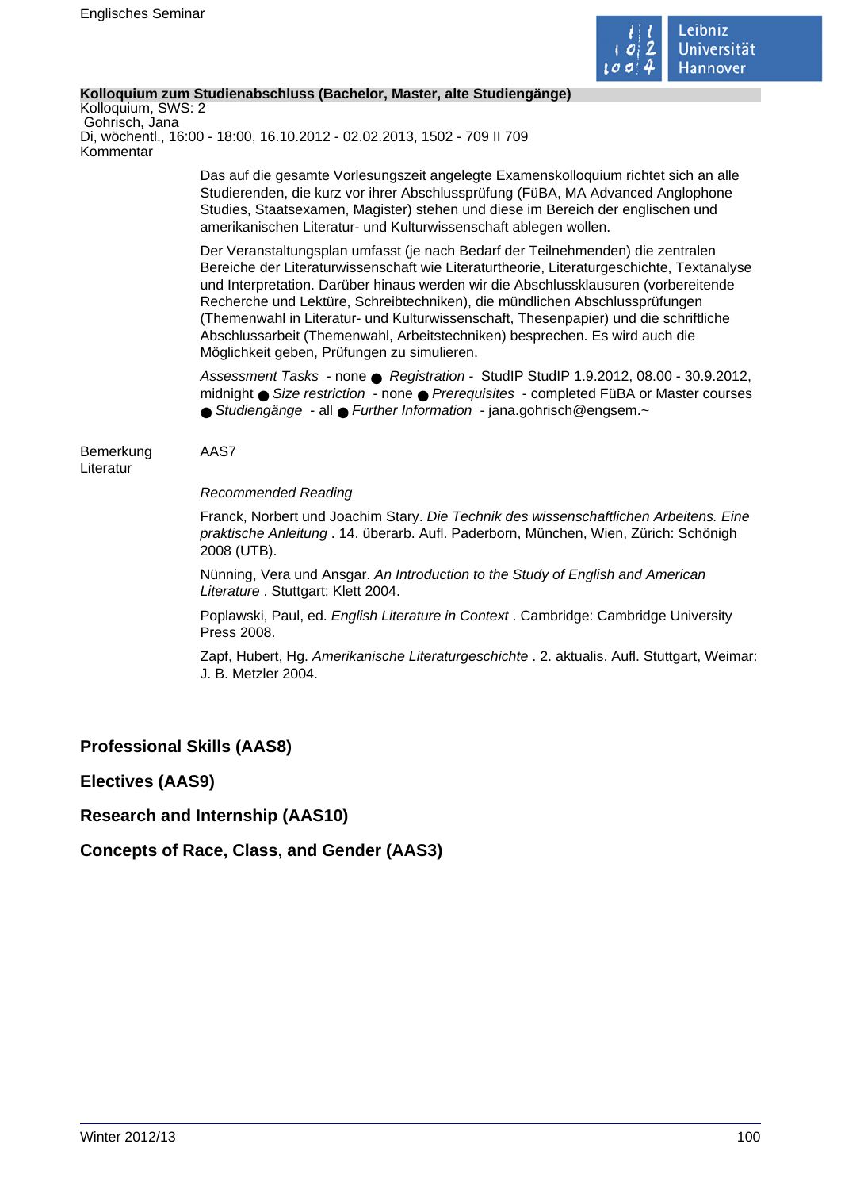**Kolloquium zum Studienabschluss (Bachelor, Master, alte Studiengänge)**
Kolloquium, SWS: 2
Gohrisch, Jana
Di, wöchentl., 16:00 - 18:00, 16.10.2012 - 02.02.2013, 1502 - 709 II 709
Kommentar

Das auf die gesamte Vorlesungszeit angelegte Examenskolloquium richtet sich an alle Studierenden, die kurz vor ihrer Abschlussprüfung (FüBA, MA Advanced Anglophone Studies, Staatsexamen, Magister) stehen und diese im Bereich der englischen und amerikanischen Literatur- und Kulturwissenschaft ablegen wollen.

Der Veranstaltungsplan umfasst (je nach Bedarf der Teilnehmenden) die zentralen Bereiche der Literaturwissenschaft wie Literaturtheorie, Literaturgeschichte, Textanalyse und Interpretation. Darüber hinaus werden wir die Abschlussklausuren (vorbereitende Recherche und Lektüre, Schreibtechniken), die mündlichen Abschlussprüfungen (Themenwahl in Literatur- und Kulturwissenschaft, Thesenpapier) und die schriftliche Abschlussarbeit (Themenwahl, Arbeitstechniken) besprechen. Es wird auch die Möglichkeit geben, Prüfungen zu simulieren.

*Assessment Tasks* - none ● *Registration* - StudIP StudIP 1.9.2012, 08.00 - 30.9.2012, midnight ● *Size restriction* - none ● *Prerequisites* - completed FüBA or Master courses ● *Studiengänge* - all ● *Further Information* - jana.gohrisch@engsem.~

Bemerkung AAS7

Literatur

*Recommended Reading*

Franck, Norbert und Joachim Stary. *Die Technik des wissenschaftlichen Arbeitens. Eine praktische Anleitung* . 14. überarb. Aufl. Paderborn, München, Wien, Zürich: Schönigh 2008 (UTB).

Nünning, Vera und Ansgar. *An Introduction to the Study of English and American Literature* . Stuttgart: Klett 2004.

Poplawski, Paul, ed. *English Literature in Context* . Cambridge: Cambridge University Press 2008.

Zapf, Hubert, Hg. *Amerikanische Literaturgeschichte* . 2. aktualis. Aufl. Stuttgart, Weimar: J. B. Metzler 2004.

## Professional Skills (AAS8)

## Electives (AAS9)

## Research and Internship (AAS10)

## Concepts of Race, Class, and Gender (AAS3)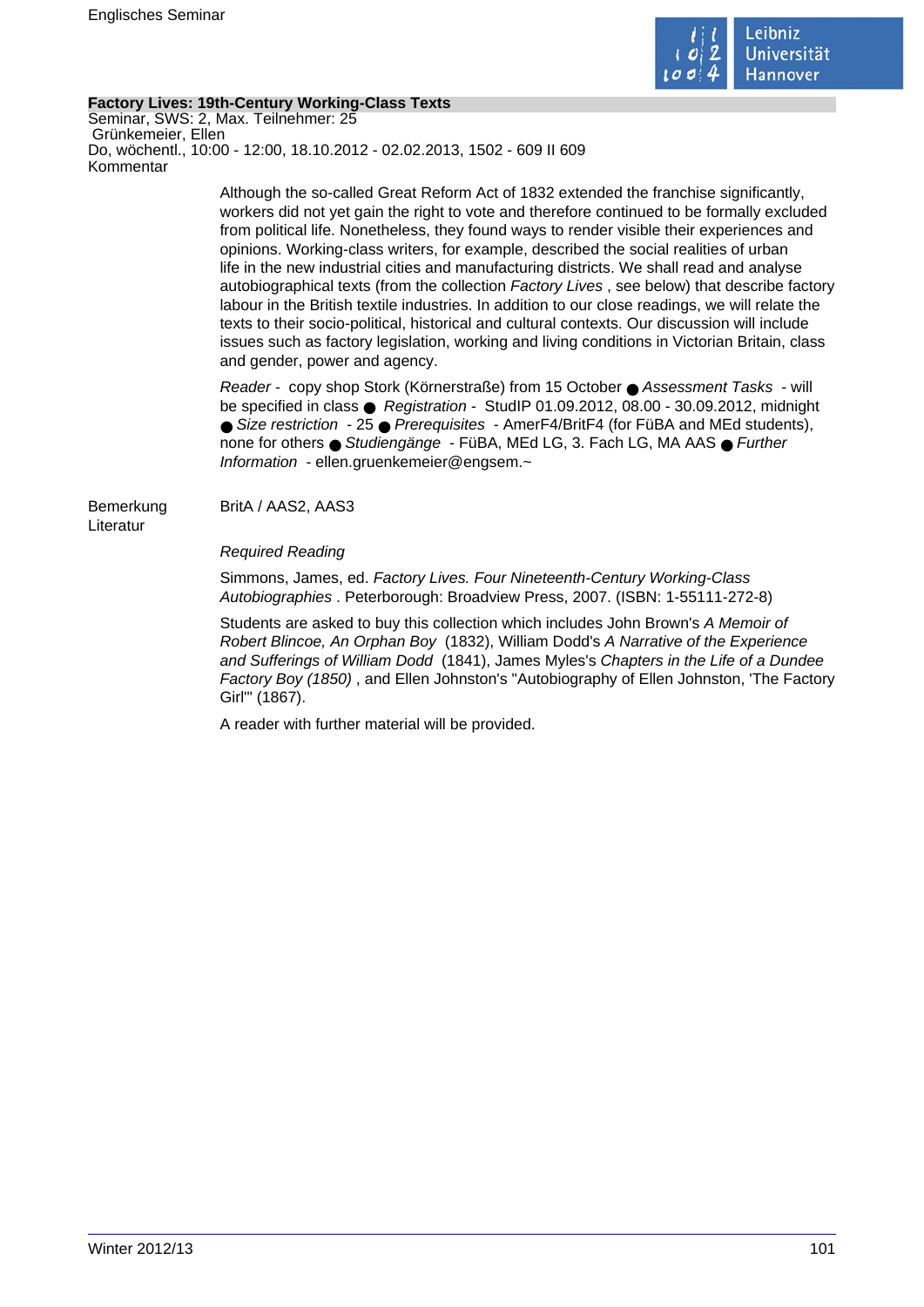## Factory Lives: 19th-Century Working-Class Texts

Seminar, SWS: 2, Max. Teilnehmer: 25
Grünkemeier, Ellen
Do, wöchentl., 10:00 - 12:00, 18.10.2012 - 02.02.2013, 1502 - 609 II 609

Kommentar

Although the so-called Great Reform Act of 1832 extended the franchise significantly, workers did not yet gain the right to vote and therefore continued to be formally excluded from political life. Nonetheless, they found ways to render visible their experiences and opinions. Working-class writers, for example, described the social realities of urban life in the new industrial cities and manufacturing districts. We shall read and analyse autobiographical texts (from the collection *Factory Lives* , see below) that describe factory labour in the British textile industries. In addition to our close readings, we will relate the texts to their socio-political, historical and cultural contexts. Our discussion will include issues such as factory legislation, working and living conditions in Victorian Britain, class and gender, power and agency.

*Reader* - copy shop Stork (Körnerstraße) from 15 October ● *Assessment Tasks* - will be specified in class ● *Registration* - StudIP 01.09.2012, 08.00 - 30.09.2012, midnight ● *Size restriction* - 25 ● *Prerequisites* - AmerF4/BritF4 (for FüBA and MEd students), none for others ● *Studiengänge* - FüBA, MEd LG, 3. Fach LG, MA AAS ● *Further Information* - ellen.gruenkemeier@engsem.~

Bemerkung

BritA / AAS2, AAS3

Literatur

*Required Reading*

Simmons, James, ed. *Factory Lives. Four Nineteenth-Century Working-Class Autobiographies* . Peterborough: Broadview Press, 2007. (ISBN: 1-55111-272-8)

Students are asked to buy this collection which includes John Brown's *A Memoir of Robert Blincoe, An Orphan Boy* (1832), William Dodd's *A Narrative of the Experience and Sufferings of William Dodd* (1841), James Myles's *Chapters in the Life of a Dundee Factory Boy (1850)* , and Ellen Johnston's "Autobiography of Ellen Johnston, 'The Factory Girl'" (1867).

A reader with further material will be provided.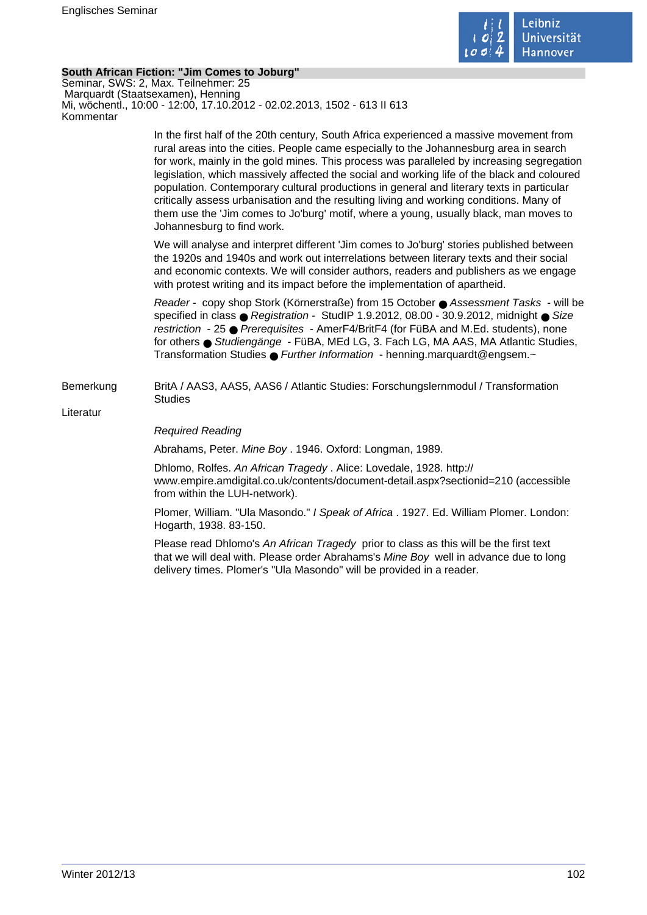## South African Fiction: "Jim Comes to Joburg"

Seminar, SWS: 2, Max. Teilnehmer: 25
Marquardt (Staatsexamen), Henning
Mi, wöchentl., 10:00 - 12:00, 17.10.2012 - 02.02.2013, 1502 - 613 II 613

Kommentar

In the first half of the 20th century, South Africa experienced a massive movement from rural areas into the cities. People came especially to the Johannesburg area in search for work, mainly in the gold mines. This process was paralleled by increasing segregation legislation, which massively affected the social and working life of the black and coloured population. Contemporary cultural productions in general and literary texts in particular critically assess urbanisation and the resulting living and working conditions. Many of them use the 'Jim comes to Jo'burg' motif, where a young, usually black, man moves to Johannesburg to find work.

We will analyse and interpret different 'Jim comes to Jo'burg' stories published between the 1920s and 1940s and work out interrelations between literary texts and their social and economic contexts. We will consider authors, readers and publishers as we engage with protest writing and its impact before the implementation of apartheid.

*Reader* - copy shop Stork (Körnerstraße) from 15 October ● *Assessment Tasks* - will be specified in class ● *Registration* - StudIP 1.9.2012, 08.00 - 30.9.2012, midnight ● *Size restriction* - 25 ● *Prerequisites* - AmerF4/BritF4 (for FüBA and M.Ed. students), none for others ● *Studiengänge* - FüBA, MEd LG, 3. Fach LG, MA AAS, MA Atlantic Studies, Transformation Studies ● *Further Information* - henning.marquardt@engsem.~

Bemerkung

BritA / AAS3, AAS5, AAS6 / Atlantic Studies: Forschungslernmodul / Transformation Studies

Literatur

*Required Reading*

Abrahams, Peter. *Mine Boy* . 1946. Oxford: Longman, 1989.

Dhlomo, Rolfes. *An African Tragedy* . Alice: Lovedale, 1928. http://www.empire.amdigital.co.uk/contents/document-detail.aspx?sectionid=210 (accessible from within the LUH-network).

Plomer, William. "Ula Masondo." *I Speak of Africa* . 1927. Ed. William Plomer. London: Hogarth, 1938. 83-150.

Please read Dhlomo's *An African Tragedy* prior to class as this will be the first text that we will deal with. Please order Abrahams's *Mine Boy* well in advance due to long delivery times. Plomer's "Ula Masondo" will be provided in a reader.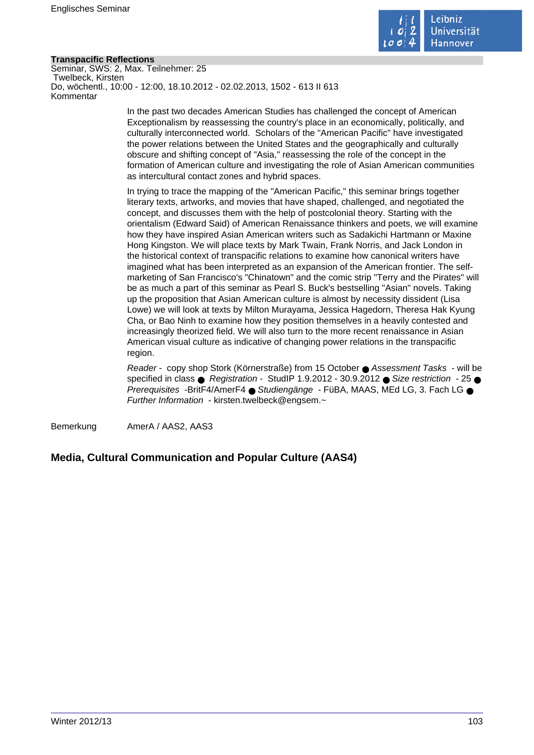**Transpacific Reflections**

Seminar, SWS: 2, Max. Teilnehmer: 25
Twelbeck, Kirsten
Do, wöchentl., 10:00 - 12:00, 18.10.2012 - 02.02.2013, 1502 - 613 II 613
Kommentar

In the past two decades American Studies has challenged the concept of American Exceptionalism by reassessing the country's place in an economically, politically, and culturally interconnected world. Scholars of the "American Pacific" have investigated the power relations between the United States and the geographically and culturally obscure and shifting concept of "Asia," reassessing the role of the concept in the formation of American culture and investigating the role of Asian American communities as intercultural contact zones and hybrid spaces.

In trying to trace the mapping of the "American Pacific," this seminar brings together literary texts, artworks, and movies that have shaped, challenged, and negotiated the concept, and discusses them with the help of postcolonial theory. Starting with the orientalism (Edward Said) of American Renaissance thinkers and poets, we will examine how they have inspired Asian American writers such as Sadakichi Hartmann or Maxine Hong Kingston. We will place texts by Mark Twain, Frank Norris, and Jack London in the historical context of transpacific relations to examine how canonical writers have imagined what has been interpreted as an expansion of the American frontier. The self-marketing of San Francisco's "Chinatown" and the comic strip "Terry and the Pirates" will be as much a part of this seminar as Pearl S. Buck's bestselling "Asian" novels. Taking up the proposition that Asian American culture is almost by necessity dissident (Lisa Lowe) we will look at texts by Milton Murayama, Jessica Hagedorn, Theresa Hak Kyung Cha, or Bao Ninh to examine how they position themselves in a heavily contested and increasingly theorized field. We will also turn to the more recent renaissance in Asian American visual culture as indicative of changing power relations in the transpacific region.

*Reader* - copy shop Stork (Körnerstraße) from 15 October ● *Assessment Tasks* - will be specified in class ● *Registration* - StudIP 1.9.2012 - 30.9.2012 ● *Size restriction* - 25 ● *Prerequisites* -BritF4/AmerF4 ● *Studiengänge* - FüBA, MAAS, MEd LG, 3. Fach LG ● *Further Information* - kirsten.twelbeck@engsem.~

Bemerkung AmerA / AAS2, AAS3

## Media, Cultural Communication and Popular Culture (AAS4)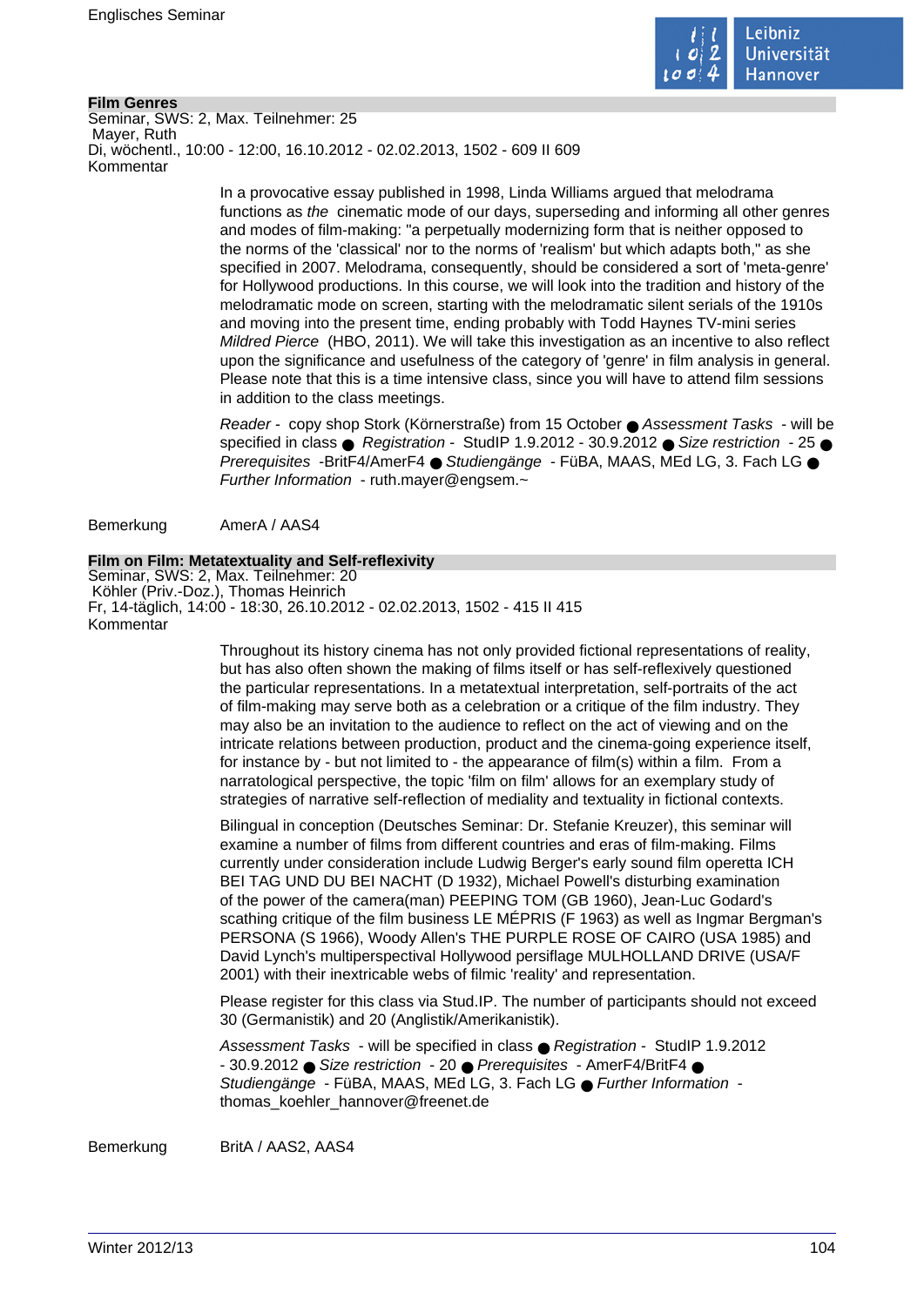## Film Genres

Seminar, SWS: 2, Max. Teilnehmer: 25
Mayer, Ruth
Di, wöchentl., 10:00 - 12:00, 16.10.2012 - 02.02.2013, 1502 - 609 II 609
Kommentar

In a provocative essay published in 1998, Linda Williams argued that melodrama functions as *the* cinematic mode of our days, superseding and informing all other genres and modes of film-making: "a perpetually modernizing form that is neither opposed to the norms of the 'classical' nor to the norms of 'realism' but which adapts both," as she specified in 2007. Melodrama, consequently, should be considered a sort of 'meta-genre' for Hollywood productions. In this course, we will look into the tradition and history of the melodramatic mode on screen, starting with the melodramatic silent serials of the 1910s and moving into the present time, ending probably with Todd Haynes TV-mini series *Mildred Pierce* (HBO, 2011). We will take this investigation as an incentive to also reflect upon the significance and usefulness of the category of 'genre' in film analysis in general. Please note that this is a time intensive class, since you will have to attend film sessions in addition to the class meetings.

*Reader* - copy shop Stork (Körnerstraße) from 15 October ● *Assessment Tasks* - will be specified in class ● *Registration* - StudIP 1.9.2012 - 30.9.2012 ● *Size restriction* - 25 ● *Prerequisites* -BritF4/AmerF4 ● *Studiengänge* - FüBA, MAAS, MEd LG, 3. Fach LG ● *Further Information* - ruth.mayer@engsem.~

Bemerkung AmerA / AAS4

## Film on Film: Metatextuality and Self-reflexivity

Seminar, SWS: 2, Max. Teilnehmer: 20
Köhler (Priv.-Doz.), Thomas Heinrich
Fr, 14-täglich, 14:00 - 18:30, 26.10.2012 - 02.02.2013, 1502 - 415 II 415
Kommentar

Throughout its history cinema has not only provided fictional representations of reality, but has also often shown the making of films itself or has self-reflexively questioned the particular representations. In a metatextual interpretation, self-portraits of the act of film-making may serve both as a celebration or a critique of the film industry. They may also be an invitation to the audience to reflect on the act of viewing and on the intricate relations between production, product and the cinema-going experience itself, for instance by - but not limited to - the appearance of film(s) within a film. From a narratological perspective, the topic 'film on film' allows for an exemplary study of strategies of narrative self-reflection of mediality and textuality in fictional contexts.

Bilingual in conception (Deutsches Seminar: Dr. Stefanie Kreuzer), this seminar will examine a number of films from different countries and eras of film-making. Films currently under consideration include Ludwig Berger's early sound film operetta ICH BEI TAG UND DU BEI NACHT (D 1932), Michael Powell's disturbing examination of the power of the camera(man) PEEPING TOM (GB 1960), Jean-Luc Godard's scathing critique of the film business LE MÉPRIS (F 1963) as well as Ingmar Bergman's PERSONA (S 1966), Woody Allen's THE PURPLE ROSE OF CAIRO (USA 1985) and David Lynch's multiperspectival Hollywood persiflage MULHOLLAND DRIVE (USA/F 2001) with their inextricable webs of filmic 'reality' and representation.

Please register for this class via Stud.IP. The number of participants should not exceed 30 (Germanistik) and 20 (Anglistik/Amerikanistik).

*Assessment Tasks* - will be specified in class ● *Registration* - StudIP 1.9.2012 - 30.9.2012 ● *Size restriction* - 20 ● *Prerequisites* - AmerF4/BritF4 ● *Studiengänge* - FüBA, MAAS, MEd LG, 3. Fach LG ● *Further Information* - thomas_koehler_hannover@freenet.de

Bemerkung BritA / AAS2, AAS4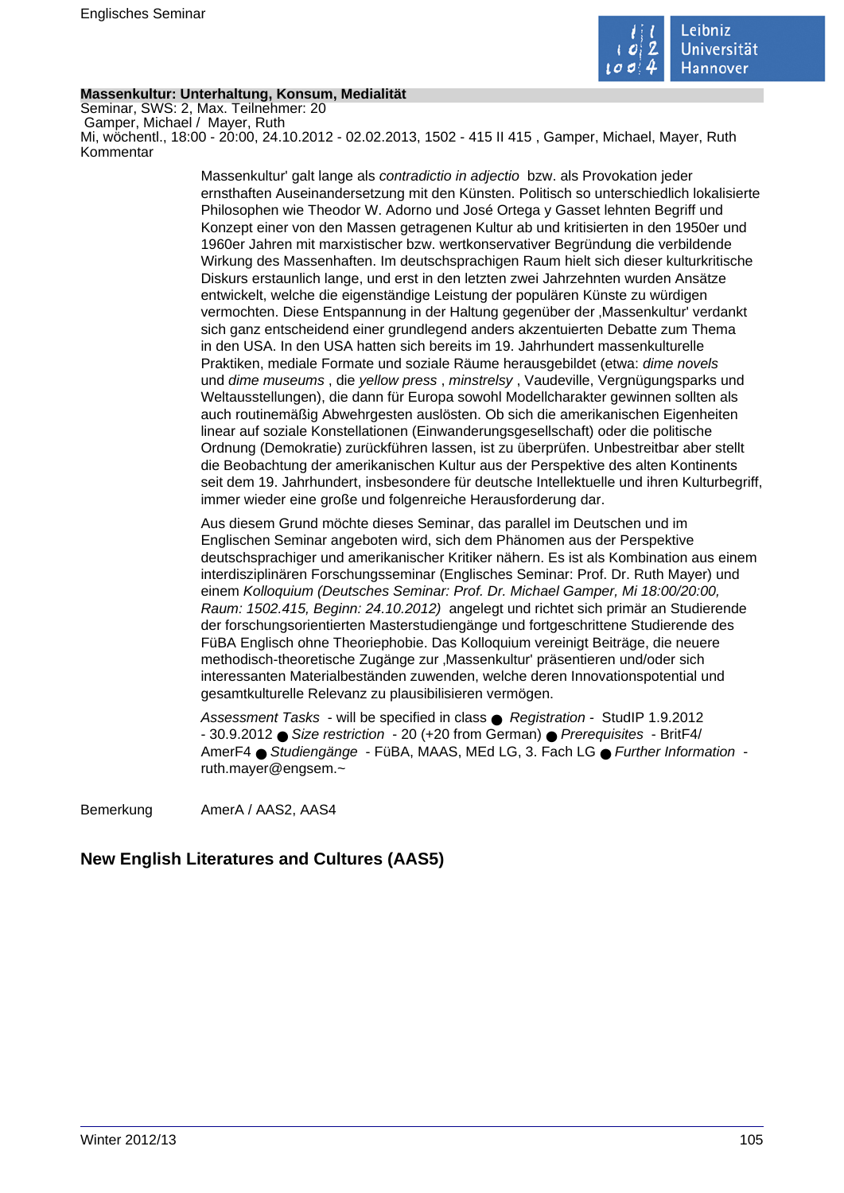**Massenkultur: Unterhaltung, Konsum, Medialität**

Seminar, SWS: 2, Max. Teilnehmer: 20

Gamper, Michael / Mayer, Ruth

Mi, wöchentl., 18:00 - 20:00, 24.10.2012 - 02.02.2013, 1502 - 415 II 415 , Gamper, Michael, Mayer, Ruth

Kommentar

Massenkultur' galt lange als *contradictio in adjectio* bzw. als Provokation jeder ernsthaften Auseinandersetzung mit den Künsten. Politisch so unterschiedlich lokalisierte Philosophen wie Theodor W. Adorno und José Ortega y Gasset lehnten Begriff und Konzept einer von den Massen getragenen Kultur ab und kritisierten in den 1950er und 1960er Jahren mit marxistischer bzw. wertkonservativer Begründung die verbildende Wirkung des Massenhaften. Im deutschsprachigen Raum hielt sich dieser kulturkritische Diskurs erstaunlich lange, und erst in den letzten zwei Jahrzehnten wurden Ansätze entwickelt, welche die eigenständige Leistung der populären Künste zu würdigen vermochten. Diese Entspannung in der Haltung gegenüber der ‚Massenkultur' verdankt sich ganz entscheidend einer grundlegend anders akzentuierten Debatte zum Thema in den USA. In den USA hatten sich bereits im 19. Jahrhundert massenkulturelle Praktiken, mediale Formate und soziale Räume herausgebildet (etwa: *dime novels* und *dime museums* , die *yellow press* , *minstrelsy* , Vaudeville, Vergnügungsparks und Weltausstellungen), die dann für Europa sowohl Modellcharakter gewinnen sollten als auch routinemäßig Abwehrgesten auslösten. Ob sich die amerikanischen Eigenheiten linear auf soziale Konstellationen (Einwanderungsgesellschaft) oder die politische Ordnung (Demokratie) zurückführen lassen, ist zu überprüfen. Unbestreitbar aber stellt die Beobachtung der amerikanischen Kultur aus der Perspektive des alten Kontinents seit dem 19. Jahrhundert, insbesondere für deutsche Intellektuelle und ihren Kulturbegriff, immer wieder eine große und folgenreiche Herausforderung dar.

Aus diesem Grund möchte dieses Seminar, das parallel im Deutschen und im Englischen Seminar angeboten wird, sich dem Phänomen aus der Perspektive deutschsprachiger und amerikanischer Kritiker nähern. Es ist als Kombination aus einem interdisziplinären Forschungsseminar (Englisches Seminar: Prof. Dr. Ruth Mayer) und einem *Kolloquium (Deutsches Seminar: Prof. Dr. Michael Gamper, Mi 18:00/20:00, Raum: 1502.415, Beginn: 24.10.2012)* angelegt und richtet sich primär an Studierende der forschungsorientierten Masterstudiengänge und fortgeschrittene Studierende des FüBA Englisch ohne Theoriephobie. Das Kolloquium vereinigt Beiträge, die neuere methodisch-theoretische Zugänge zur ‚Massenkultur' präsentieren und/oder sich interessanten Materialbeständen zuwenden, welche deren Innovationspotential und gesamtkulturelle Relevanz zu plausibilisieren vermögen.

*Assessment Tasks* - will be specified in class ● *Registration* - StudIP 1.9.2012 - 30.9.2012 ● *Size restriction* - 20 (+20 from German) ● *Prerequisites* - BritF4/ AmerF4 ● *Studiengänge* - FüBA, MAAS, MEd LG, 3. Fach LG ● *Further Information* - ruth.mayer@engsem.~

Bemerkung AmerA / AAS2, AAS4

## New English Literatures and Cultures (AAS5)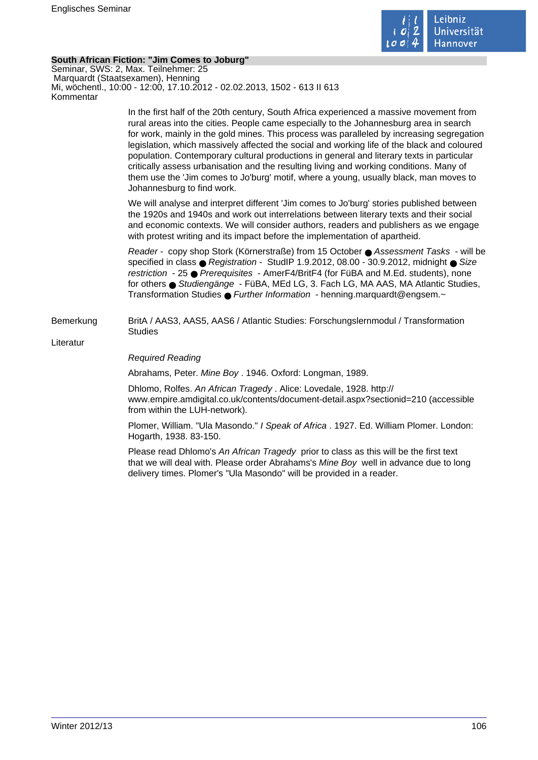**South African Fiction: "Jim Comes to Joburg"**

Seminar, SWS: 2, Max. Teilnehmer: 25
Marquardt (Staatsexamen), Henning
Mi, wöchentl., 10:00 - 12:00, 17.10.2012 - 02.02.2013, 1502 - 613 II 613

Kommentar

In the first half of the 20th century, South Africa experienced a massive movement from rural areas into the cities. People came especially to the Johannesburg area in search for work, mainly in the gold mines. This process was paralleled by increasing segregation legislation, which massively affected the social and working life of the black and coloured population. Contemporary cultural productions in general and literary texts in particular critically assess urbanisation and the resulting living and working conditions. Many of them use the 'Jim comes to Jo'burg' motif, where a young, usually black, man moves to Johannesburg to find work.

We will analyse and interpret different 'Jim comes to Jo'burg' stories published between the 1920s and 1940s and work out interrelations between literary texts and their social and economic contexts. We will consider authors, readers and publishers as we engage with protest writing and its impact before the implementation of apartheid.

*Reader* - copy shop Stork (Körnerstraße) from 15 October ● *Assessment Tasks* - will be specified in class ● *Registration* - StudIP 1.9.2012, 08.00 - 30.9.2012, midnight ● *Size restriction* - 25 ● *Prerequisites* - AmerF4/BritF4 (for FüBA and M.Ed. students), none for others ● *Studiengänge* - FüBA, MEd LG, 3. Fach LG, MA AAS, MA Atlantic Studies, Transformation Studies ● *Further Information* - henning.marquardt@engsem.~

Bemerkung

BritA / AAS3, AAS5, AAS6 / Atlantic Studies: Forschungslernmodul / Transformation Studies

Literatur

*Required Reading*

Abrahams, Peter. *Mine Boy* . 1946. Oxford: Longman, 1989.

Dhlomo, Rolfes. *An African Tragedy* . Alice: Lovedale, 1928. http:// www.empire.amdigital.co.uk/contents/document-detail.aspx?sectionid=210 (accessible from within the LUH-network).

Plomer, William. "Ula Masondo." *I Speak of Africa* . 1927. Ed. William Plomer. London: Hogarth, 1938. 83-150.

Please read Dhlomo's *An African Tragedy* prior to class as this will be the first text that we will deal with. Please order Abrahams's *Mine Boy* well in advance due to long delivery times. Plomer's "Ula Masondo" will be provided in a reader.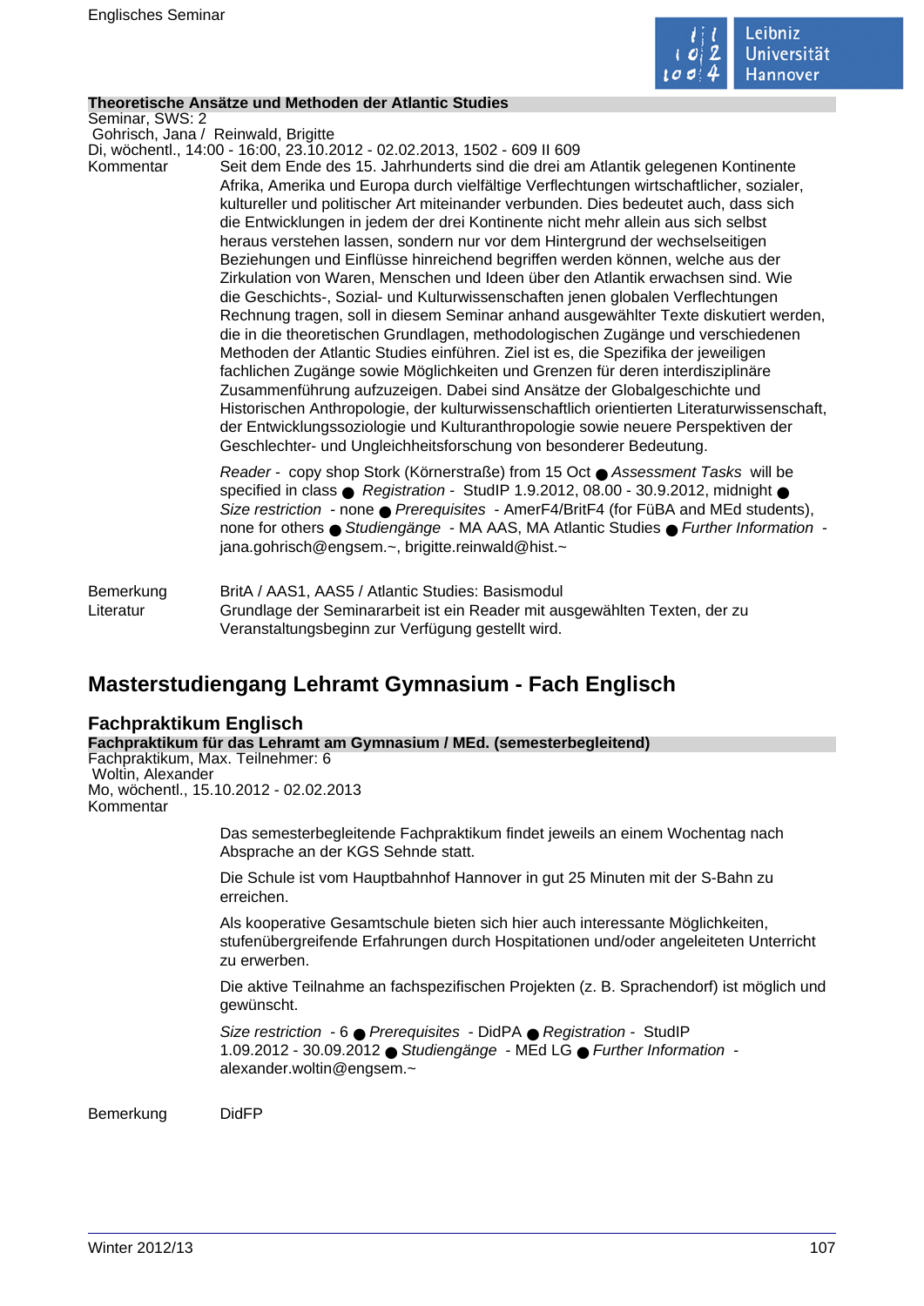**Theoretische Ansätze und Methoden der Atlantic Studies**

Seminar, SWS: 2

Gohrisch, Jana / Reinwald, Brigitte

Di, wöchentl., 14:00 - 16:00, 23.10.2012 - 02.02.2013, 1502 - 609 II 609

Kommentar

Seit dem Ende des 15. Jahrhunderts sind die drei am Atlantik gelegenen Kontinente Afrika, Amerika und Europa durch vielfältige Verflechtungen wirtschaftlicher, sozialer, kultureller und politischer Art miteinander verbunden. Dies bedeutet auch, dass sich die Entwicklungen in jedem der drei Kontinente nicht mehr allein aus sich selbst heraus verstehen lassen, sondern nur vor dem Hintergrund der wechselseitigen Beziehungen und Einflüsse hinreichend begriffen werden können, welche aus der Zirkulation von Waren, Menschen und Ideen über den Atlantik erwachsen sind. Wie die Geschichts-, Sozial- und Kulturwissenschaften jenen globalen Verflechtungen Rechnung tragen, soll in diesem Seminar anhand ausgewählter Texte diskutiert werden, die in die theoretischen Grundlagen, methodologischen Zugänge und verschiedenen Methoden der Atlantic Studies einführen. Ziel ist es, die Spezifika der jeweiligen fachlichen Zugänge sowie Möglichkeiten und Grenzen für deren interdisziplinäre Zusammenführung aufzuzeigen. Dabei sind Ansätze der Globalgeschichte und Historischen Anthropologie, der kulturwissenschaftlich orientierten Literaturwissenschaft, der Entwicklungssoziologie und Kulturanthropologie sowie neuere Perspektiven der Geschlechter- und Ungleichheitsforschung von besonderer Bedeutung.

*Reader* - copy shop Stork (Körnerstraße) from 15 Oct ● *Assessment Tasks* will be specified in class ● *Registration* - StudIP 1.9.2012, 08.00 - 30.9.2012, midnight ● *Size restriction* - none ● *Prerequisites* - AmerF4/BritF4 (for FüBA and MEd students), none for others ● *Studiengänge* - MA AAS, MA Atlantic Studies ● *Further Information* - jana.gohrisch@engsem.~, brigitte.reinwald@hist.~

Bemerkung

BritA / AAS1, AAS5 / Atlantic Studies: Basismodul

Literatur

Grundlage der Seminararbeit ist ein Reader mit ausgewählten Texten, der zu Veranstaltungsbeginn zur Verfügung gestellt wird.

## Masterstudiengang Lehramt Gymnasium - Fach Englisch

### Fachpraktikum Englisch

**Fachpraktikum für das Lehramt am Gymnasium / MEd. (semesterbegleitend)**

Fachpraktikum, Max. Teilnehmer: 6

Woltin, Alexander

Mo, wöchentl., 15.10.2012 - 02.02.2013

Kommentar

Das semesterbegleitende Fachpraktikum findet jeweils an einem Wochentag nach Absprache an der KGS Sehnde statt.

Die Schule ist vom Hauptbahnhof Hannover in gut 25 Minuten mit der S-Bahn zu erreichen.

Als kooperative Gesamtschule bieten sich hier auch interessante Möglichkeiten, stufenübergreifende Erfahrungen durch Hospitationen und/oder angeleiteten Unterricht zu erwerben.

Die aktive Teilnahme an fachspezifischen Projekten (z. B. Sprachendorf) ist möglich und gewünscht.

*Size restriction* - 6 ● *Prerequisites* - DidPA ● *Registration* - StudIP 1.09.2012 - 30.09.2012 ● *Studiengänge* - MEd LG ● *Further Information* - alexander.woltin@engsem.~

Bemerkung

DidFP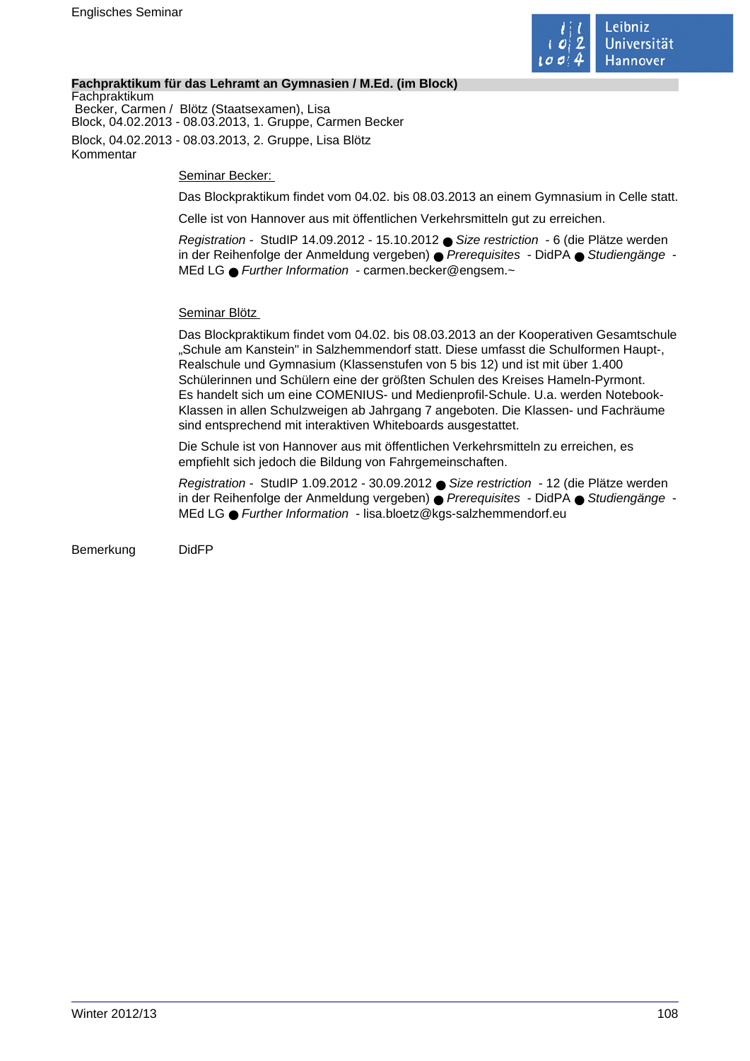### Fachpraktikum für das Lehramt an Gymnasien / M.Ed. (im Block)

Fachpraktikum
Becker, Carmen / Blötz (Staatsexamen), Lisa
Block, 04.02.2013 - 08.03.2013, 1. Gruppe, Carmen Becker

Block, 04.02.2013 - 08.03.2013, 2. Gruppe, Lisa Blötz
Kommentar

<u>Seminar Becker:</u>

Das Blockpraktikum findet vom 04.02. bis 08.03.2013 an einem Gymnasium in Celle statt.

Celle ist von Hannover aus mit öffentlichen Verkehrsmitteln gut zu erreichen.

*Registration* - StudIP 14.09.2012 - 15.10.2012 ● *Size restriction* - 6 (die Plätze werden in der Reihenfolge der Anmeldung vergeben) ● *Prerequisites* - DidPA ● *Studiengänge* - MEd LG ● *Further Information* - carmen.becker@engsem.~

<u>Seminar Blötz</u>

Das Blockpraktikum findet vom 04.02. bis 08.03.2013 an der Kooperativen Gesamtschule „Schule am Kanstein" in Salzhemmendorf statt. Diese umfasst die Schulformen Haupt-, Realschule und Gymnasium (Klassenstufen von 5 bis 12) und ist mit über 1.400 Schülerinnen und Schülern eine der größten Schulen des Kreises Hameln-Pyrmont. Es handelt sich um eine COMENIUS- und Medienprofil-Schule. U.a. werden Notebook-Klassen in allen Schulzweigen ab Jahrgang 7 angeboten. Die Klassen- und Fachräume sind entsprechend mit interaktiven Whiteboards ausgestattet.

Die Schule ist von Hannover aus mit öffentlichen Verkehrsmitteln zu erreichen, es empfiehlt sich jedoch die Bildung von Fahrgemeinschaften.

*Registration* - StudIP 1.09.2012 - 30.09.2012 ● *Size restriction* - 12 (die Plätze werden in der Reihenfolge der Anmeldung vergeben) ● *Prerequisites* - DidPA ● *Studiengänge* - MEd LG ● *Further Information* - lisa.bloetz@kgs-salzhemmendorf.eu

Bemerkung DidFP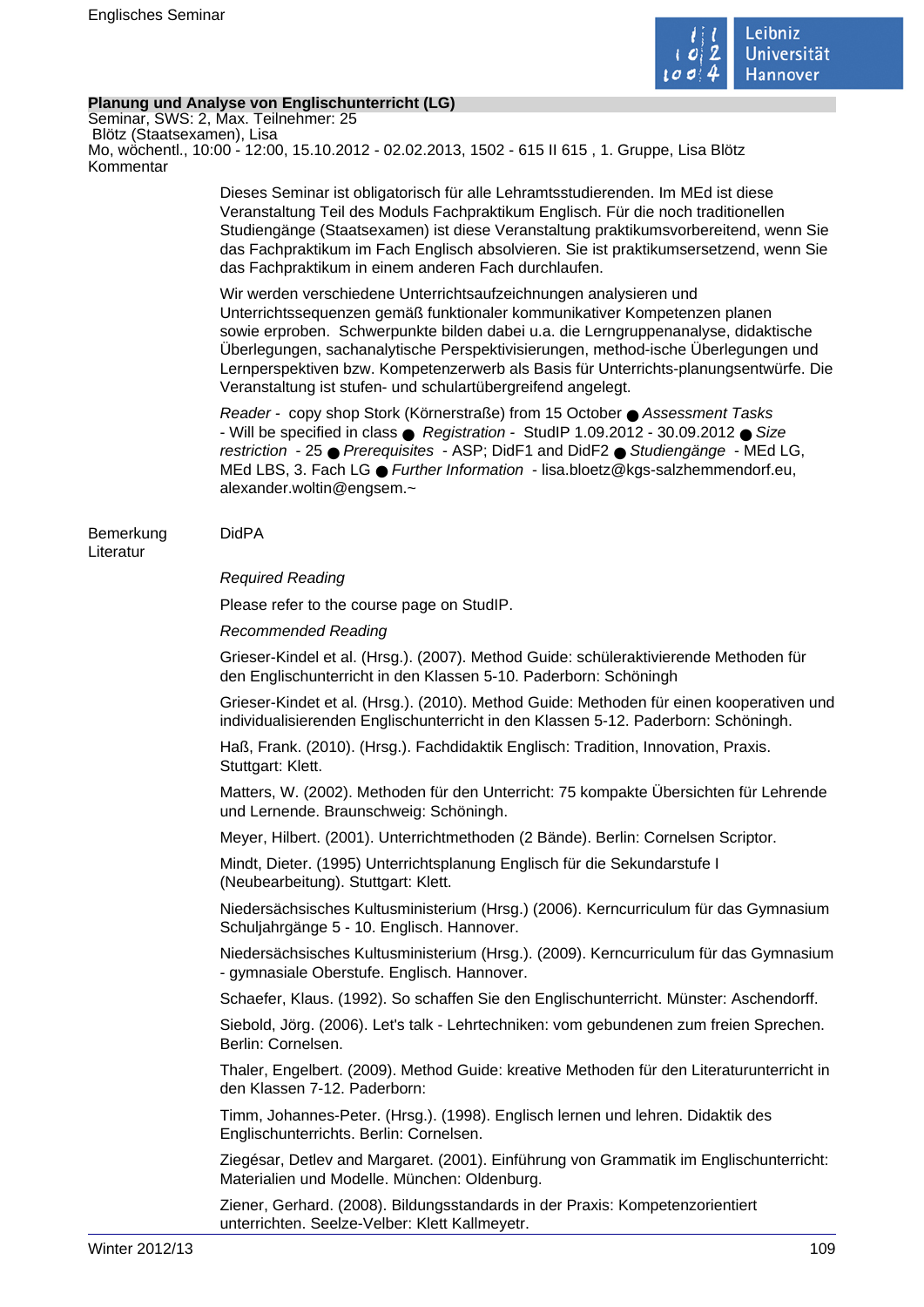**Planung und Analyse von Englischunterricht (LG)**
Seminar, SWS: 2, Max. Teilnehmer: 25
Blötz (Staatsexamen), Lisa
Mo, wöchentl., 10:00 - 12:00, 15.10.2012 - 02.02.2013, 1502 - 615 II 615 , 1. Gruppe, Lisa Blötz
Kommentar

Dieses Seminar ist obligatorisch für alle Lehramtsstudierenden. Im MEd ist diese Veranstaltung Teil des Moduls Fachpraktikum Englisch. Für die noch traditionellen Studiengänge (Staatsexamen) ist diese Veranstaltung praktikumsvorbereitend, wenn Sie das Fachpraktikum im Fach Englisch absolvieren. Sie ist praktikumsersetzend, wenn Sie das Fachpraktikum in einem anderen Fach durchlaufen.

Wir werden verschiedene Unterrichtsaufzeichnungen analysieren und Unterrichtssequenzen gemäß funktionaler kommunikativer Kompetenzen planen sowie erproben. Schwerpunkte bilden dabei u.a. die Lerngruppenanalyse, didaktische Überlegungen, sachanalytische Perspektivisierungen, method-ische Überlegungen und Lernperspektiven bzw. Kompetenzerwerb als Basis für Unterrichts-planungsentwürfe. Die Veranstaltung ist stufen- und schulartübergreifend angelegt.

*Reader* - copy shop Stork (Körnerstraße) from 15 October ● *Assessment Tasks* - Will be specified in class ● *Registration* - StudIP 1.09.2012 - 30.09.2012 ● *Size restriction* - 25 ● *Prerequisites* - ASP; DidF1 and DidF2 ● *Studiengänge* - MEd LG, MEd LBS, 3. Fach LG ● *Further Information* - lisa.bloetz@kgs-salzhemmendorf.eu, alexander.woltin@engsem.~

Bemerkung
DidPA

Literatur

*Required Reading*

Please refer to the course page on StudIP.

*Recommended Reading*

Grieser-Kindel et al. (Hrsg.). (2007). Method Guide: schüleraktivierende Methoden für den Englischunterricht in den Klassen 5-10. Paderborn: Schöningh

Grieser-Kindet et al. (Hrsg.). (2010). Method Guide: Methoden für einen kooperativen und individualisierenden Englischunterricht in den Klassen 5-12. Paderborn: Schöningh.

Haß, Frank. (2010). (Hrsg.). Fachdidaktik Englisch: Tradition, Innovation, Praxis. Stuttgart: Klett.

Matters, W. (2002). Methoden für den Unterricht: 75 kompakte Übersichten für Lehrende und Lernende. Braunschweig: Schöningh.

Meyer, Hilbert. (2001). Unterrichtmethoden (2 Bände). Berlin: Cornelsen Scriptor.

Mindt, Dieter. (1995) Unterrichtsplanung Englisch für die Sekundarstufe I (Neubearbeitung). Stuttgart: Klett.

Niedersächsisches Kultusministerium (Hrsg.) (2006). Kerncurriculum für das Gymnasium Schuljahrgänge 5 - 10. Englisch. Hannover.

Niedersächsisches Kultusministerium (Hrsg.). (2009). Kerncurriculum für das Gymnasium - gymnasiale Oberstufe. Englisch. Hannover.

Schaefer, Klaus. (1992). So schaffen Sie den Englischunterricht. Münster: Aschendorff.

Siebold, Jörg. (2006). Let's talk - Lehrtechniken: vom gebundenen zum freien Sprechen. Berlin: Cornelsen.

Thaler, Engelbert. (2009). Method Guide: kreative Methoden für den Literaturunterricht in den Klassen 7-12. Paderborn:

Timm, Johannes-Peter. (Hrsg.). (1998). Englisch lernen und lehren. Didaktik des Englischunterrichts. Berlin: Cornelsen.

Ziegésar, Detlev and Margaret. (2001). Einführung von Grammatik im Englischunterricht: Materialien und Modelle. München: Oldenburg.

Ziener, Gerhard. (2008). Bildungsstandards in der Praxis: Kompetenzorientiert unterrichten. Seelze-Velber: Klett Kallmeyetr.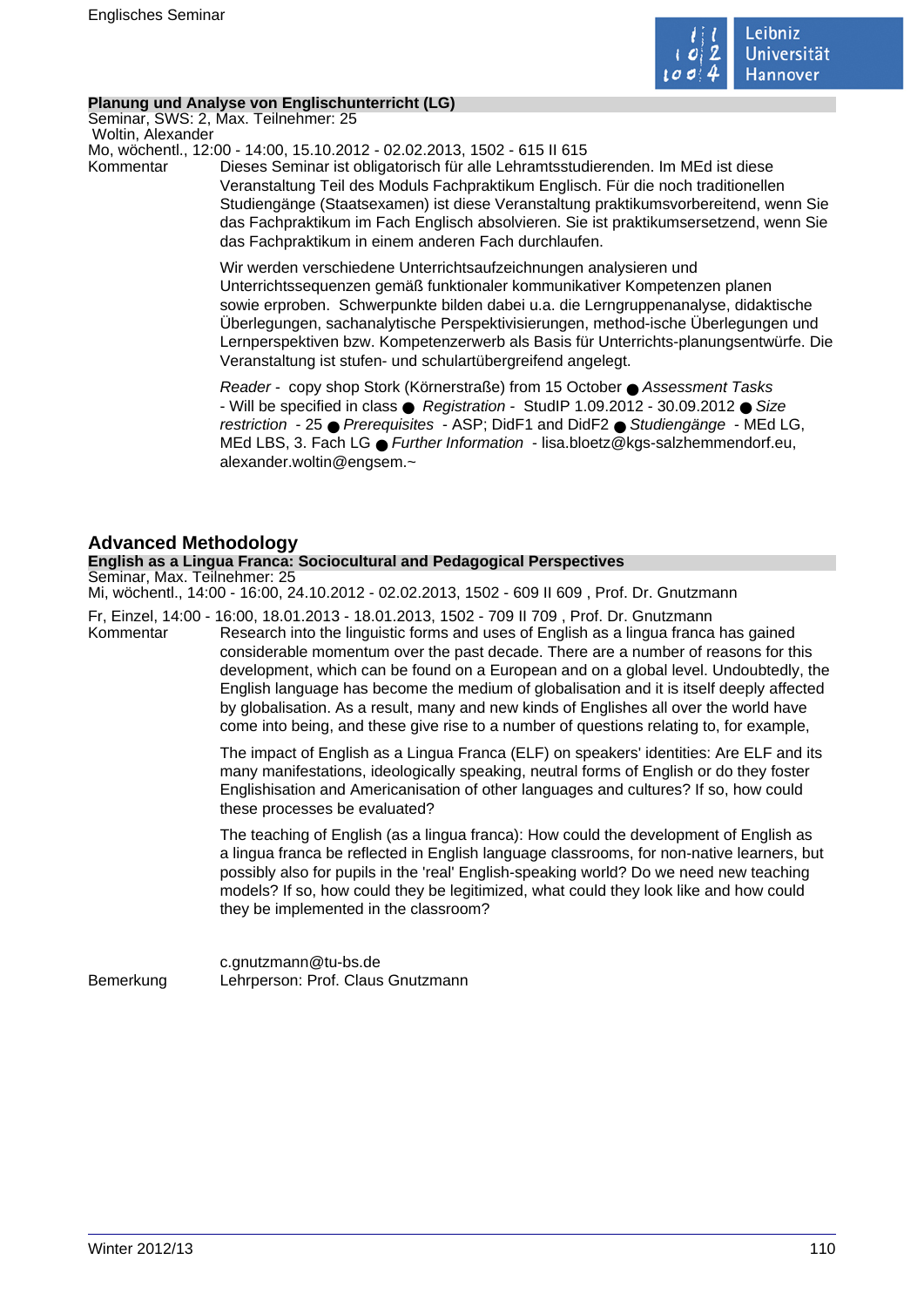**Planung und Analyse von Englischunterricht (LG)**

Seminar, SWS: 2, Max. Teilnehmer: 25
Woltin, Alexander
Mo, wöchentl., 12:00 - 14:00, 15.10.2012 - 02.02.2013, 1502 - 615 II 615

Kommentar

Dieses Seminar ist obligatorisch für alle Lehramtsstudierenden. Im MEd ist diese Veranstaltung Teil des Moduls Fachpraktikum Englisch. Für die noch traditionellen Studiengänge (Staatsexamen) ist diese Veranstaltung praktikumsvorbereitend, wenn Sie das Fachpraktikum im Fach Englisch absolvieren. Sie ist praktikumsersetzend, wenn Sie das Fachpraktikum in einem anderen Fach durchlaufen.

Wir werden verschiedene Unterrichtsaufzeichnungen analysieren und Unterrichtssequenzen gemäß funktionaler kommunikativer Kompetenzen planen sowie erproben. Schwerpunkte bilden dabei u.a. die Lerngruppenanalyse, didaktische Überlegungen, sachanalytische Perspektivisierungen, method-ische Überlegungen und Lernperspektiven bzw. Kompetenzerwerb als Basis für Unterrichts-planungsentwürfe. Die Veranstaltung ist stufen- und schulartübergreifend angelegt.

*Reader* - copy shop Stork (Körnerstraße) from 15 October ● *Assessment Tasks* - Will be specified in class ● *Registration* - StudIP 1.09.2012 - 30.09.2012 ● *Size restriction* - 25 ● *Prerequisites* - ASP; DidF1 and DidF2 ● *Studiengänge* - MEd LG, MEd LBS, 3. Fach LG ● *Further Information* - lisa.bloetz@kgs-salzhemmendorf.eu, alexander.woltin@engsem.~

## Advanced Methodology

**English as a Lingua Franca: Sociocultural and Pedagogical Perspectives**

Seminar, Max. Teilnehmer: 25
Mi, wöchentl., 14:00 - 16:00, 24.10.2012 - 02.02.2013, 1502 - 609 II 609 , Prof. Dr. Gnutzmann
Fr, Einzel, 14:00 - 16:00, 18.01.2013 - 18.01.2013, 1502 - 709 II 709 , Prof. Dr. Gnutzmann

Kommentar

Research into the linguistic forms and uses of English as a lingua franca has gained considerable momentum over the past decade. There are a number of reasons for this development, which can be found on a European and on a global level. Undoubtedly, the English language has become the medium of globalisation and it is itself deeply affected by globalisation. As a result, many and new kinds of Englishes all over the world have come into being, and these give rise to a number of questions relating to, for example,

The impact of English as a Lingua Franca (ELF) on speakers' identities: Are ELF and its many manifestations, ideologically speaking, neutral forms of English or do they foster Englishisation and Americanisation of other languages and cultures? If so, how could these processes be evaluated?

The teaching of English (as a lingua franca): How could the development of English as a lingua franca be reflected in English language classrooms, for non-native learners, but possibly also for pupils in the 'real' English-speaking world? Do we need new teaching models? If so, how could they be legitimized, what could they look like and how could they be implemented in the classroom?

c.gnutzmann@tu-bs.de

Bemerkung

Lehrperson: Prof. Claus Gnutzmann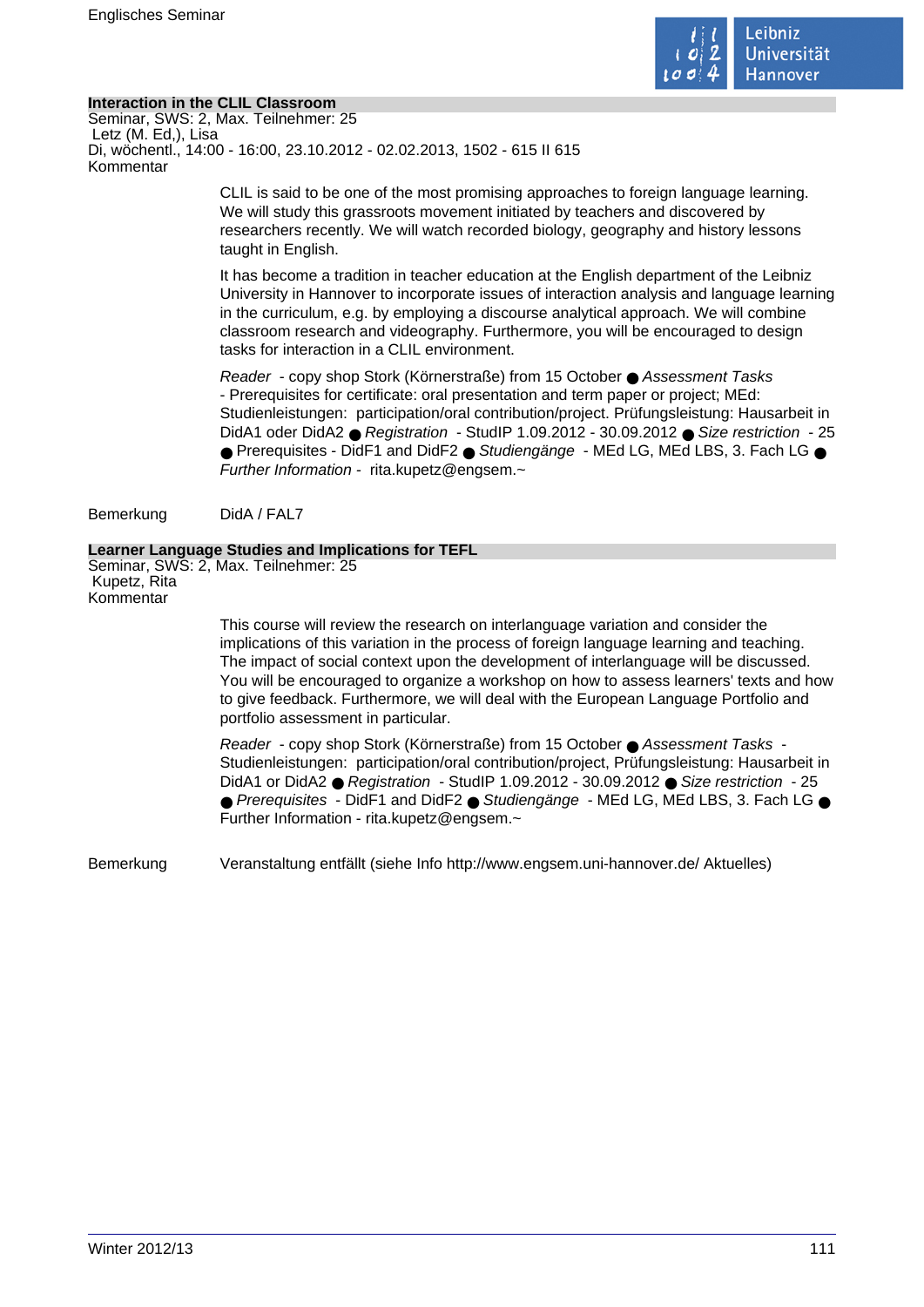### Interaction in the CLIL Classroom

Seminar, SWS: 2, Max. Teilnehmer: 25
Letz (M. Ed,), Lisa
Di, wöchentl., 14:00 - 16:00, 23.10.2012 - 02.02.2013, 1502 - 615 II 615
Kommentar

CLIL is said to be one of the most promising approaches to foreign language learning. We will study this grassroots movement initiated by teachers and discovered by researchers recently. We will watch recorded biology, geography and history lessons taught in English.

It has become a tradition in teacher education at the English department of the Leibniz University in Hannover to incorporate issues of interaction analysis and language learning in the curriculum, e.g. by employing a discourse analytical approach. We will combine classroom research and videography. Furthermore, you will be encouraged to design tasks for interaction in a CLIL environment.

*Reader* - copy shop Stork (Körnerstraße) from 15 October ● *Assessment Tasks* - Prerequisites for certificate: oral presentation and term paper or project; MEd: Studienleistungen: participation/oral contribution/project. Prüfungsleistung: Hausarbeit in DidA1 oder DidA2 ● *Registration* - StudIP 1.09.2012 - 30.09.2012 ● *Size restriction* - 25 ● Prerequisites - DidF1 and DidF2 ● *Studiengänge* - MEd LG, MEd LBS, 3. Fach LG ● *Further Information* - rita.kupetz@engsem.~

Bemerkung DidA / FAL7

### Learner Language Studies and Implications for TEFL

Seminar, SWS: 2, Max. Teilnehmer: 25
Kupetz, Rita
Kommentar

This course will review the research on interlanguage variation and consider the implications of this variation in the process of foreign language learning and teaching. The impact of social context upon the development of interlanguage will be discussed. You will be encouraged to organize a workshop on how to assess learners' texts and how to give feedback. Furthermore, we will deal with the European Language Portfolio and portfolio assessment in particular.

*Reader* - copy shop Stork (Körnerstraße) from 15 October ● *Assessment Tasks* - Studienleistungen: participation/oral contribution/project, Prüfungsleistung: Hausarbeit in DidA1 or DidA2 ● *Registration* - StudIP 1.09.2012 - 30.09.2012 ● *Size restriction* - 25 ● *Prerequisites* - DidF1 and DidF2 ● *Studiengänge* - MEd LG, MEd LBS, 3. Fach LG ● Further Information - rita.kupetz@engsem.~

Bemerkung Veranstaltung entfällt (siehe Info http://www.engsem.uni-hannover.de/ Aktuelles)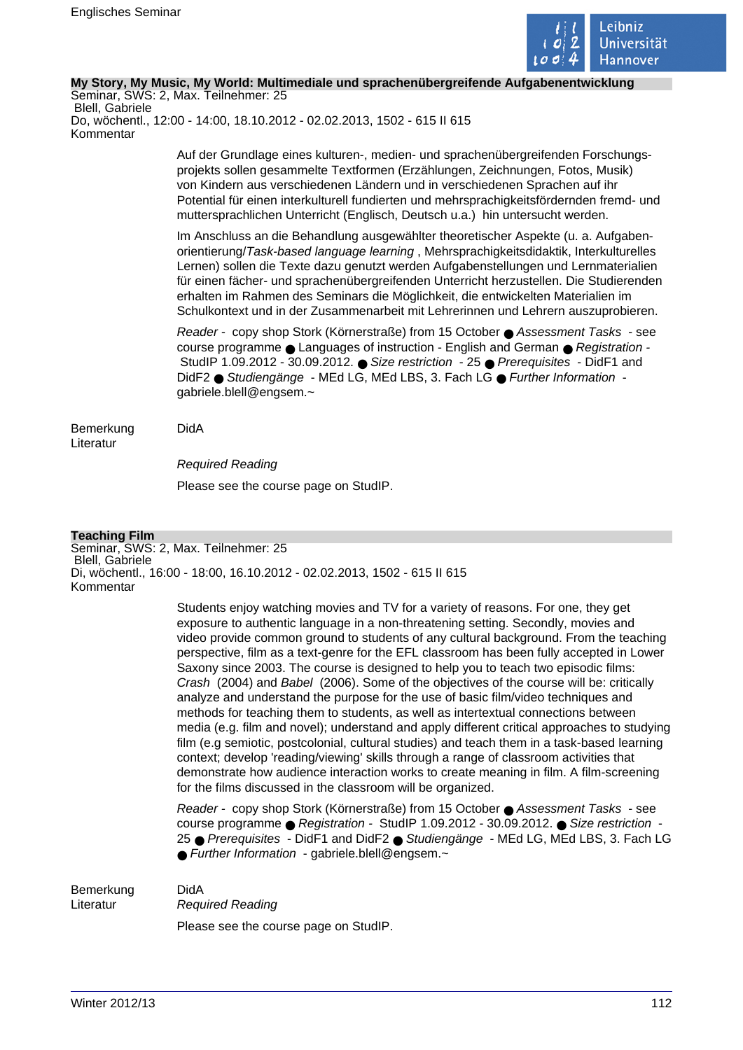## My Story, My Music, My World: Multimediale und sprachenübergreifende Aufgabenentwicklung

Seminar, SWS: 2, Max. Teilnehmer: 25
Blell, Gabriele
Do, wöchentl., 12:00 - 14:00, 18.10.2012 - 02.02.2013, 1502 - 615 II 615
Kommentar

Auf der Grundlage eines kulturen-, medien- und sprachenübergreifenden Forschungsprojekts sollen gesammelte Textformen (Erzählungen, Zeichnungen, Fotos, Musik) von Kindern aus verschiedenen Ländern und in verschiedenen Sprachen auf ihr Potential für einen interkulturell fundierten und mehrsprachigkeitsfördernden fremd- und muttersprachlichen Unterricht (Englisch, Deutsch u.a.) hin untersucht werden.

Im Anschluss an die Behandlung ausgewählter theoretischer Aspekte (u. a. Aufgabenorientierung/*Task-based language learning* , Mehrsprachigkeitsdidaktik, Interkulturelles Lernen) sollen die Texte dazu genutzt werden Aufgabenstellungen und Lernmaterialien für einen fächer- und sprachenübergreifenden Unterricht herzustellen. Die Studierenden erhalten im Rahmen des Seminars die Möglichkeit, die entwickelten Materialien im Schulkontext und in der Zusammenarbeit mit Lehrerinnen und Lehrern auszuprobieren.

*Reader* - copy shop Stork (Körnerstraße) from 15 October ● *Assessment Tasks* - see course programme ● Languages of instruction - English and German ● *Registration* - StudIP 1.09.2012 - 30.09.2012. ● *Size restriction* - 25 ● *Prerequisites* - DidF1 and DidF2 ● *Studiengänge* - MEd LG, MEd LBS, 3. Fach LG ● *Further Information* - gabriele.blell@engsem.~

Bemerkung: DidA

Literatur

*Required Reading*

Please see the course page on StudIP.

## Teaching Film

Seminar, SWS: 2, Max. Teilnehmer: 25
Blell, Gabriele
Di, wöchentl., 16:00 - 18:00, 16.10.2012 - 02.02.2013, 1502 - 615 II 615
Kommentar

Students enjoy watching movies and TV for a variety of reasons. For one, they get exposure to authentic language in a non-threatening setting. Secondly, movies and video provide common ground to students of any cultural background. From the teaching perspective, film as a text-genre for the EFL classroom has been fully accepted in Lower Saxony since 2003. The course is designed to help you to teach two episodic films: *Crash* (2004) and *Babel* (2006). Some of the objectives of the course will be: critically analyze and understand the purpose for the use of basic film/video techniques and methods for teaching them to students, as well as intertextual connections between media (e.g. film and novel); understand and apply different critical approaches to studying film (e.g semiotic, postcolonial, cultural studies) and teach them in a task-based learning context; develop 'reading/viewing' skills through a range of classroom activities that demonstrate how audience interaction works to create meaning in film. A film-screening for the films discussed in the classroom will be organized.

*Reader* - copy shop Stork (Körnerstraße) from 15 October ● *Assessment Tasks* - see course programme ● *Registration* - StudIP 1.09.2012 - 30.09.2012. ● *Size restriction* - 25 ● *Prerequisites* - DidF1 and DidF2 ● *Studiengänge* - MEd LG, MEd LBS, 3. Fach LG ● *Further Information* - gabriele.blell@engsem.~

Bemerkung: DidA

Literatur: *Required Reading*

Please see the course page on StudIP.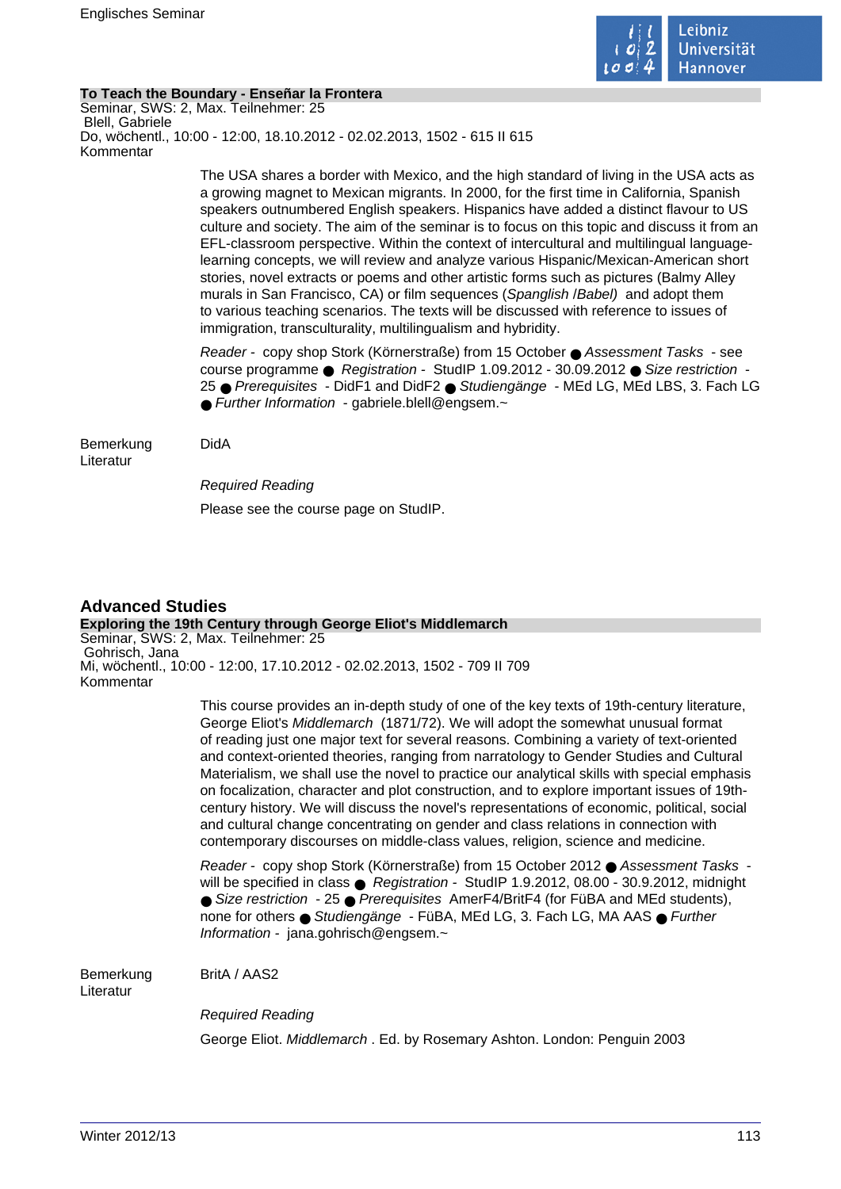**To Teach the Boundary - Enseñar la Frontera**

Seminar, SWS: 2, Max. Teilnehmer: 25

Blell, Gabriele

Do, wöchentl., 10:00 - 12:00, 18.10.2012 - 02.02.2013, 1502 - 615 II 615

Kommentar

The USA shares a border with Mexico, and the high standard of living in the USA acts as a growing magnet to Mexican migrants. In 2000, for the first time in California, Spanish speakers outnumbered English speakers. Hispanics have added a distinct flavour to US culture and society. The aim of the seminar is to focus on this topic and discuss it from an EFL-classroom perspective. Within the context of intercultural and multilingual language-learning concepts, we will review and analyze various Hispanic/Mexican-American short stories, novel extracts or poems and other artistic forms such as pictures (Balmy Alley murals in San Francisco, CA) or film sequences (*Spanglish* /*Babel*) and adopt them to various teaching scenarios. The texts will be discussed with reference to issues of immigration, transculturality, multilingualism and hybridity.

*Reader* - copy shop Stork (Körnerstraße) from 15 October ● *Assessment Tasks* - see course programme ● *Registration* - StudIP 1.09.2012 - 30.09.2012 ● *Size restriction* - 25 ● *Prerequisites* - DidF1 and DidF2 ● *Studiengänge* - MEd LG, MEd LBS, 3. Fach LG ● *Further Information* - gabriele.blell@engsem.~

Bemerkung DidA

Literatur

*Required Reading*

Please see the course page on StudIP.

## Advanced Studies

**Exploring the 19th Century through George Eliot's Middlemarch**

Seminar, SWS: 2, Max. Teilnehmer: 25

Gohrisch, Jana

Mi, wöchentl., 10:00 - 12:00, 17.10.2012 - 02.02.2013, 1502 - 709 II 709

Kommentar

This course provides an in-depth study of one of the key texts of 19th-century literature, George Eliot's *Middlemarch* (1871/72). We will adopt the somewhat unusual format of reading just one major text for several reasons. Combining a variety of text-oriented and context-oriented theories, ranging from narratology to Gender Studies and Cultural Materialism, we shall use the novel to practice our analytical skills with special emphasis on focalization, character and plot construction, and to explore important issues of 19th-century history. We will discuss the novel's representations of economic, political, social and cultural change concentrating on gender and class relations in connection with contemporary discourses on middle-class values, religion, science and medicine.

*Reader* - copy shop Stork (Körnerstraße) from 15 October 2012 ● *Assessment Tasks* - will be specified in class ● *Registration* - StudIP 1.9.2012, 08.00 - 30.9.2012, midnight ● *Size restriction* - 25 ● *Prerequisites* AmerF4/BritF4 (for FüBA and MEd students), none for others ● *Studiengänge* - FüBA, MEd LG, 3. Fach LG, MA AAS ● *Further Information* - jana.gohrisch@engsem.~

Bemerkung BritA / AAS2

Literatur

*Required Reading*

George Eliot. *Middlemarch* . Ed. by Rosemary Ashton. London: Penguin 2003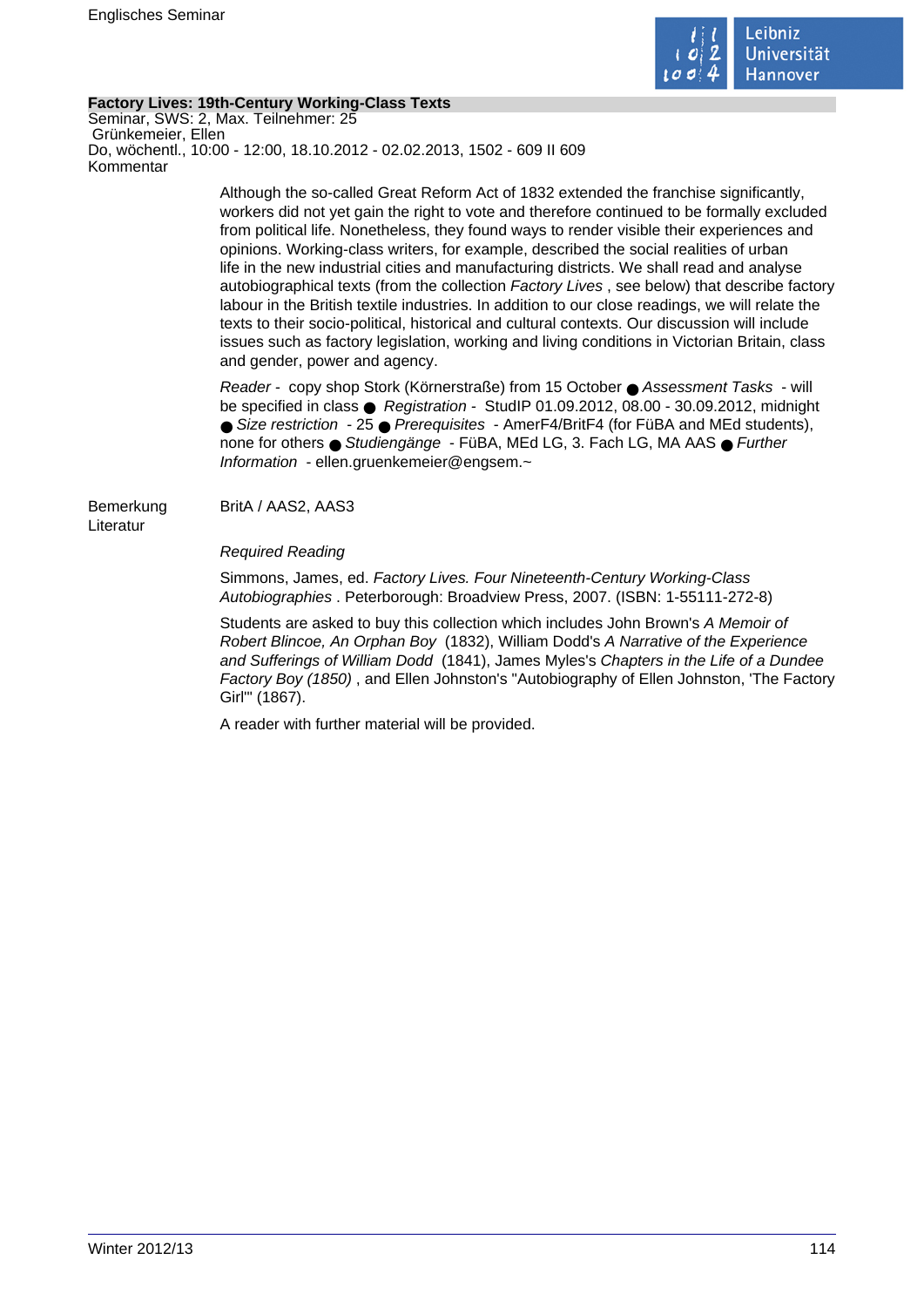**Factory Lives: 19th-Century Working-Class Texts**

Seminar, SWS: 2, Max. Teilnehmer: 25
Grünkemeier, Ellen
Do, wöchentl., 10:00 - 12:00, 18.10.2012 - 02.02.2013, 1502 - 609 II 609

Kommentar

Although the so-called Great Reform Act of 1832 extended the franchise significantly, workers did not yet gain the right to vote and therefore continued to be formally excluded from political life. Nonetheless, they found ways to render visible their experiences and opinions. Working-class writers, for example, described the social realities of urban life in the new industrial cities and manufacturing districts. We shall read and analyse autobiographical texts (from the collection *Factory Lives* , see below) that describe factory labour in the British textile industries. In addition to our close readings, we will relate the texts to their socio-political, historical and cultural contexts. Our discussion will include issues such as factory legislation, working and living conditions in Victorian Britain, class and gender, power and agency.

*Reader* - copy shop Stork (Körnerstraße) from 15 October ● *Assessment Tasks* - will be specified in class ● *Registration* - StudIP 01.09.2012, 08.00 - 30.09.2012, midnight ● *Size restriction* - 25 ● *Prerequisites* - AmerF4/BritF4 (for FüBA and MEd students), none for others ● *Studiengänge* - FüBA, MEd LG, 3. Fach LG, MA AAS ● *Further Information* - ellen.gruenkemeier@engsem.~

Bemerkung: BritA / AAS2, AAS3

Literatur

*Required Reading*

Simmons, James, ed. *Factory Lives. Four Nineteenth-Century Working-Class Autobiographies* . Peterborough: Broadview Press, 2007. (ISBN: 1-55111-272-8)

Students are asked to buy this collection which includes John Brown's *A Memoir of Robert Blincoe, An Orphan Boy* (1832), William Dodd's *A Narrative of the Experience and Sufferings of William Dodd* (1841), James Myles's *Chapters in the Life of a Dundee Factory Boy (1850)* , and Ellen Johnston's "Autobiography of Ellen Johnston, 'The Factory Girl'" (1867).

A reader with further material will be provided.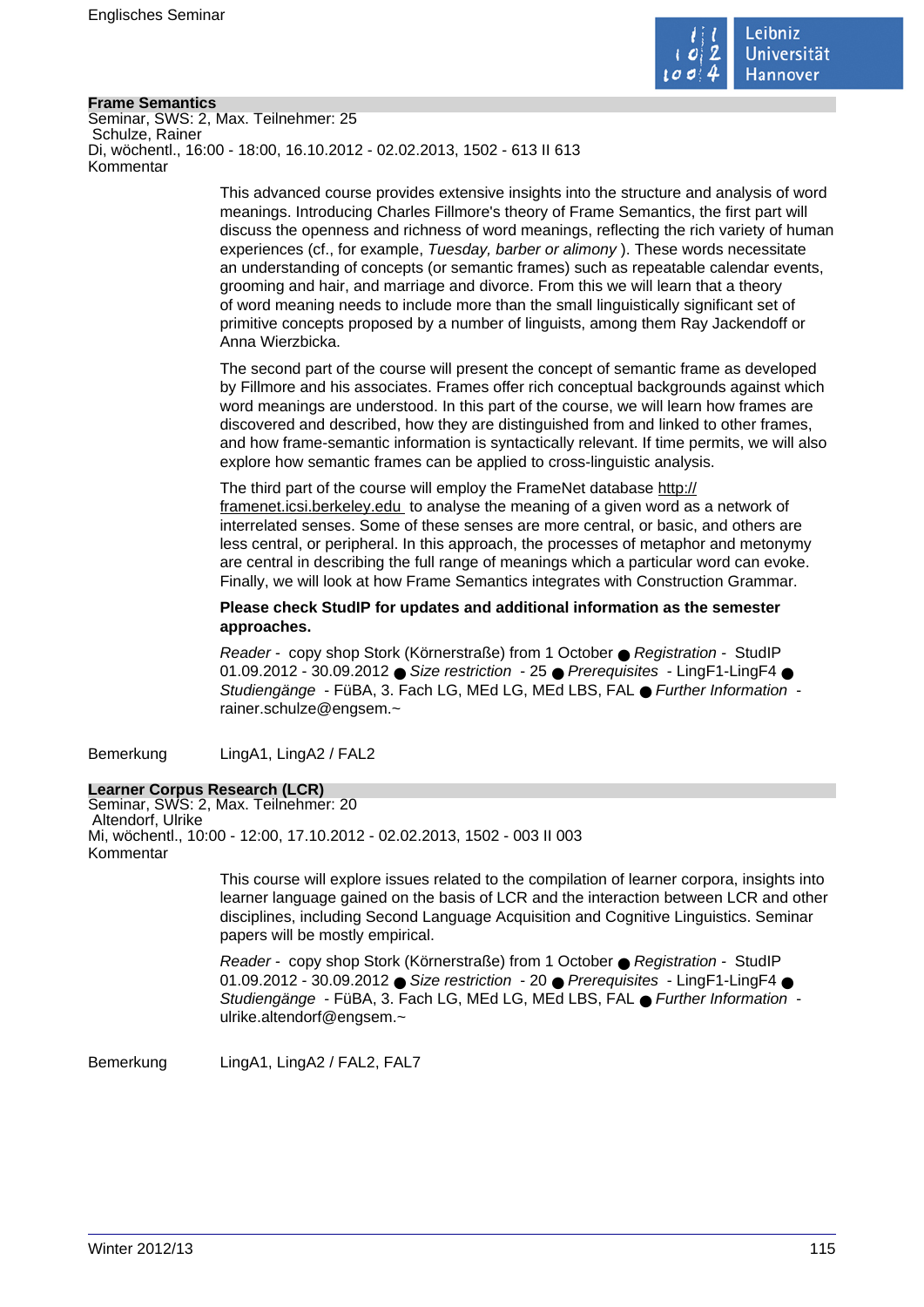## Frame Semantics

Seminar, SWS: 2, Max. Teilnehmer: 25
Schulze, Rainer
Di, wöchentl., 16:00 - 18:00, 16.10.2012 - 02.02.2013, 1502 - 613 II 613
Kommentar

This advanced course provides extensive insights into the structure and analysis of word meanings. Introducing Charles Fillmore's theory of Frame Semantics, the first part will discuss the openness and richness of word meanings, reflecting the rich variety of human experiences (cf., for example, *Tuesday, barber or alimony* ). These words necessitate an understanding of concepts (or semantic frames) such as repeatable calendar events, grooming and hair, and marriage and divorce. From this we will learn that a theory of word meaning needs to include more than the small linguistically significant set of primitive concepts proposed by a number of linguists, among them Ray Jackendoff or Anna Wierzbicka.

The second part of the course will present the concept of semantic frame as developed by Fillmore and his associates. Frames offer rich conceptual backgrounds against which word meanings are understood. In this part of the course, we will learn how frames are discovered and described, how they are distinguished from and linked to other frames, and how frame-semantic information is syntactically relevant. If time permits, we will also explore how semantic frames can be applied to cross-linguistic analysis.

The third part of the course will employ the FrameNet database http://framenet.icsi.berkeley.edu to analyse the meaning of a given word as a network of interrelated senses. Some of these senses are more central, or basic, and others are less central, or peripheral. In this approach, the processes of metaphor and metonymy are central in describing the full range of meanings which a particular word can evoke. Finally, we will look at how Frame Semantics integrates with Construction Grammar.

**Please check StudIP for updates and additional information as the semester approaches.**

*Reader* - copy shop Stork (Körnerstraße) from 1 October ● *Registration* - StudIP 01.09.2012 - 30.09.2012 ● *Size restriction* - 25 ● *Prerequisites* - LingF1-LingF4 ● *Studiengänge* - FüBA, 3. Fach LG, MEd LG, MEd LBS, FAL ● *Further Information* - rainer.schulze@engsem.~

Bemerkung LingA1, LingA2 / FAL2

## Learner Corpus Research (LCR)

Seminar, SWS: 2, Max. Teilnehmer: 20
Altendorf, Ulrike
Mi, wöchentl., 10:00 - 12:00, 17.10.2012 - 02.02.2013, 1502 - 003 II 003
Kommentar

This course will explore issues related to the compilation of learner corpora, insights into learner language gained on the basis of LCR and the interaction between LCR and other disciplines, including Second Language Acquisition and Cognitive Linguistics. Seminar papers will be mostly empirical.

*Reader* - copy shop Stork (Körnerstraße) from 1 October ● *Registration* - StudIP 01.09.2012 - 30.09.2012 ● *Size restriction* - 20 ● *Prerequisites* - LingF1-LingF4 ● *Studiengänge* - FüBA, 3. Fach LG, MEd LG, MEd LBS, FAL ● *Further Information* - ulrike.altendorf@engsem.~

Bemerkung LingA1, LingA2 / FAL2, FAL7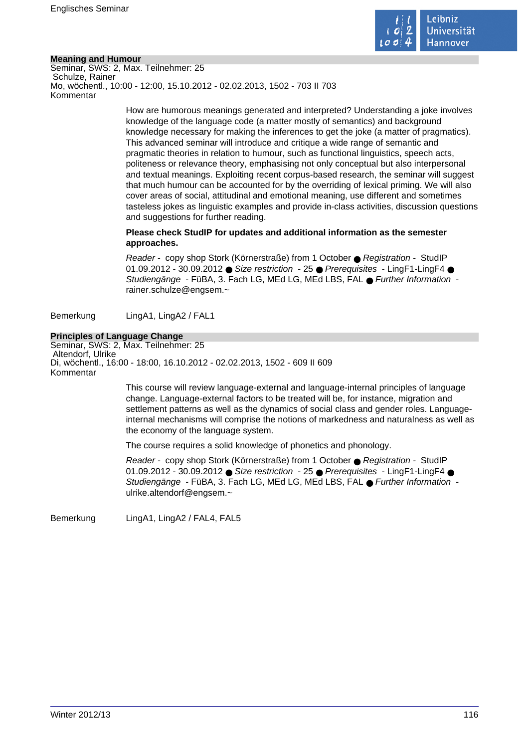### Meaning and Humour

Seminar, SWS: 2, Max. Teilnehmer: 25
Schulze, Rainer
Mo, wöchentl., 10:00 - 12:00, 15.10.2012 - 02.02.2013, 1502 - 703 II 703
Kommentar

How are humorous meanings generated and interpreted? Understanding a joke involves knowledge of the language code (a matter mostly of semantics) and background knowledge necessary for making the inferences to get the joke (a matter of pragmatics). This advanced seminar will introduce and critique a wide range of semantic and pragmatic theories in relation to humour, such as functional linguistics, speech acts, politeness or relevance theory, emphasising not only conceptual but also interpersonal and textual meanings. Exploiting recent corpus-based research, the seminar will suggest that much humour can be accounted for by the overriding of lexical priming. We will also cover areas of social, attitudinal and emotional meaning, use different and sometimes tasteless jokes as linguistic examples and provide in-class activities, discussion questions and suggestions for further reading.

**Please check StudIP for updates and additional information as the semester approaches.**

*Reader* - copy shop Stork (Körnerstraße) from 1 October ● *Registration* - StudIP 01.09.2012 - 30.09.2012 ● *Size restriction* - 25 ● *Prerequisites* - LingF1-LingF4 ● *Studiengänge* - FüBA, 3. Fach LG, MEd LG, MEd LBS, FAL ● *Further Information* - rainer.schulze@engsem.~

Bemerkung LingA1, LingA2 / FAL1

### Principles of Language Change

Seminar, SWS: 2, Max. Teilnehmer: 25
Altendorf, Ulrike
Di, wöchentl., 16:00 - 18:00, 16.10.2012 - 02.02.2013, 1502 - 609 II 609
Kommentar

This course will review language-external and language-internal principles of language change. Language-external factors to be treated will be, for instance, migration and settlement patterns as well as the dynamics of social class and gender roles. Language-internal mechanisms will comprise the notions of markedness and naturalness as well as the economy of the language system.

The course requires a solid knowledge of phonetics and phonology.

*Reader* - copy shop Stork (Körnerstraße) from 1 October ● *Registration* - StudIP 01.09.2012 - 30.09.2012 ● *Size restriction* - 25 ● *Prerequisites* - LingF1-LingF4 ● *Studiengänge* - FüBA, 3. Fach LG, MEd LG, MEd LBS, FAL ● *Further Information* - ulrike.altendorf@engsem.~

Bemerkung LingA1, LingA2 / FAL4, FAL5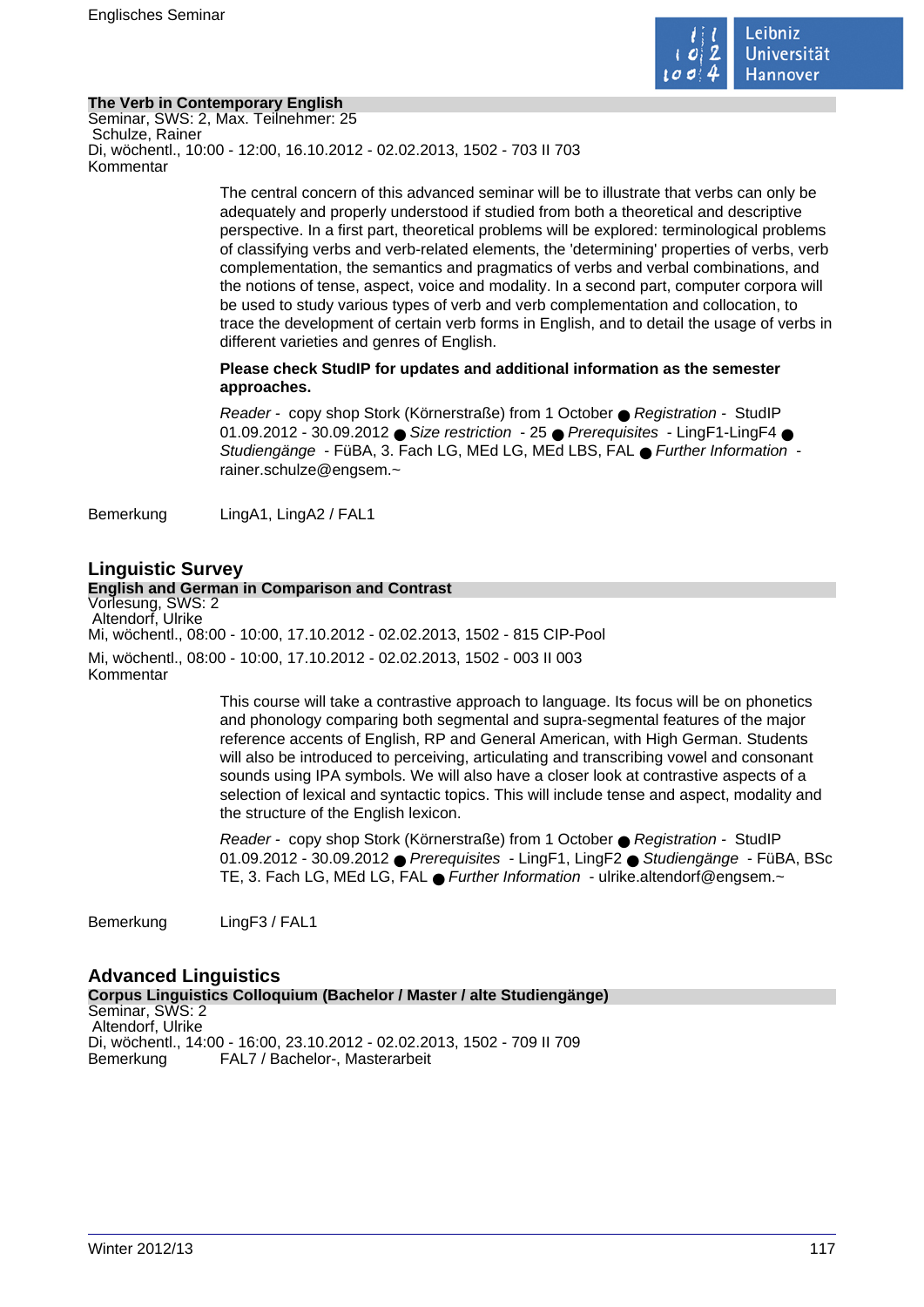**The Verb in Contemporary English**

Seminar, SWS: 2, Max. Teilnehmer: 25

Schulze, Rainer

Di, wöchentl., 10:00 - 12:00, 16.10.2012 - 02.02.2013, 1502 - 703 II 703

Kommentar

The central concern of this advanced seminar will be to illustrate that verbs can only be adequately and properly understood if studied from both a theoretical and descriptive perspective. In a first part, theoretical problems will be explored: terminological problems of classifying verbs and verb-related elements, the 'determining' properties of verbs, verb complementation, the semantics and pragmatics of verbs and verbal combinations, and the notions of tense, aspect, voice and modality. In a second part, computer corpora will be used to study various types of verb and verb complementation and collocation, to trace the development of certain verb forms in English, and to detail the usage of verbs in different varieties and genres of English.

**Please check StudIP for updates and additional information as the semester approaches.**

*Reader* - copy shop Stork (Körnerstraße) from 1 October ● *Registration* - StudIP 01.09.2012 - 30.09.2012 ● *Size restriction* - 25 ● *Prerequisites* - LingF1-LingF4 ● *Studiengänge* - FüBA, 3. Fach LG, MEd LG, MEd LBS, FAL ● *Further Information* - rainer.schulze@engsem.~

Bemerkung LingA1, LingA2 / FAL1

## Linguistic Survey

**English and German in Comparison and Contrast**

Vorlesung, SWS: 2

Altendorf, Ulrike

Mi, wöchentl., 08:00 - 10:00, 17.10.2012 - 02.02.2013, 1502 - 815 CIP-Pool

Mi, wöchentl., 08:00 - 10:00, 17.10.2012 - 02.02.2013, 1502 - 003 II 003

Kommentar

This course will take a contrastive approach to language. Its focus will be on phonetics and phonology comparing both segmental and supra-segmental features of the major reference accents of English, RP and General American, with High German. Students will also be introduced to perceiving, articulating and transcribing vowel and consonant sounds using IPA symbols. We will also have a closer look at contrastive aspects of a selection of lexical and syntactic topics. This will include tense and aspect, modality and the structure of the English lexicon.

*Reader* - copy shop Stork (Körnerstraße) from 1 October ● *Registration* - StudIP 01.09.2012 - 30.09.2012 ● *Prerequisites* - LingF1, LingF2 ● *Studiengänge* - FüBA, BSc TE, 3. Fach LG, MEd LG, FAL ● *Further Information* - ulrike.altendorf@engsem.~

Bemerkung LingF3 / FAL1

## Advanced Linguistics

**Corpus Linguistics Colloquium (Bachelor / Master / alte Studiengänge)**

Seminar, SWS: 2

Altendorf, Ulrike

Di, wöchentl., 14:00 - 16:00, 23.10.2012 - 02.02.2013, 1502 - 709 II 709

Bemerkung FAL7 / Bachelor-, Masterarbeit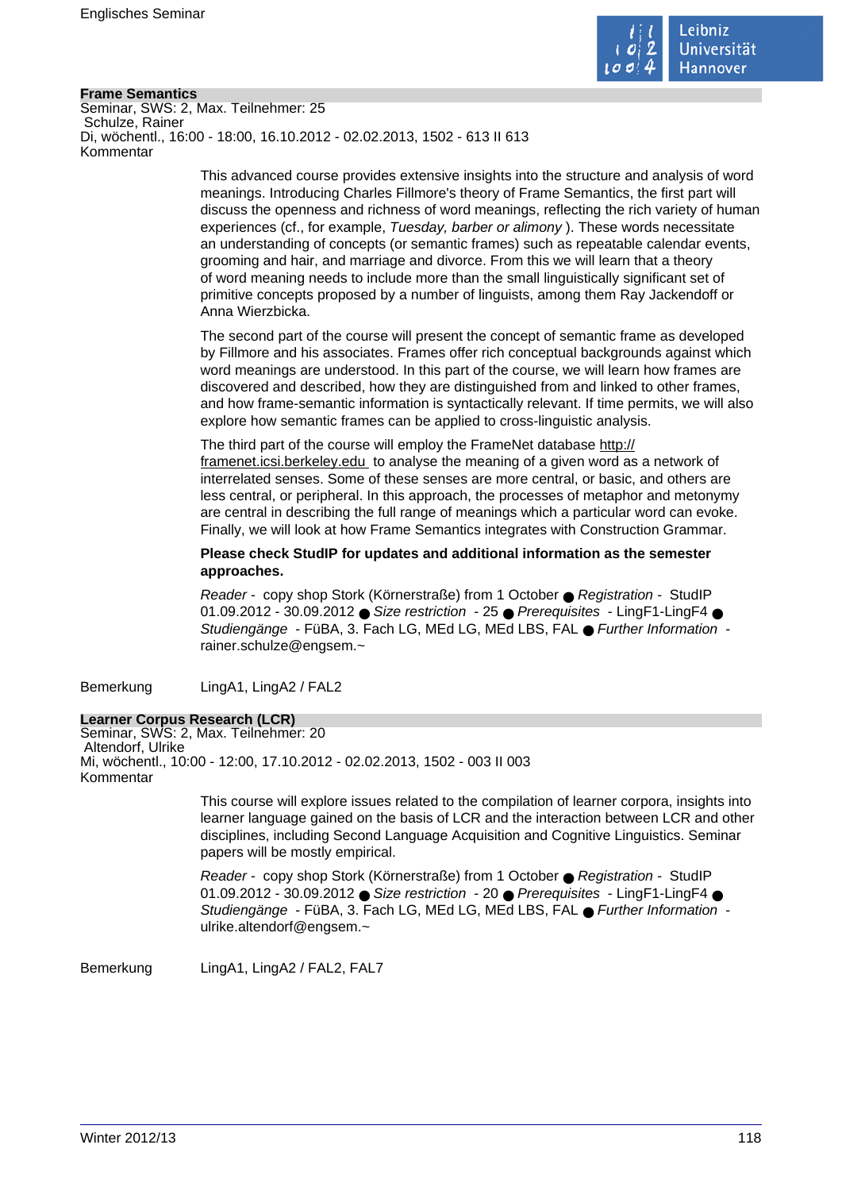## Frame Semantics

Seminar, SWS: 2, Max. Teilnehmer: 25
Schulze, Rainer
Di, wöchentl., 16:00 - 18:00, 16.10.2012 - 02.02.2013, 1502 - 613 II 613
Kommentar

This advanced course provides extensive insights into the structure and analysis of word meanings. Introducing Charles Fillmore's theory of Frame Semantics, the first part will discuss the openness and richness of word meanings, reflecting the rich variety of human experiences (cf., for example, *Tuesday, barber or alimony* ). These words necessitate an understanding of concepts (or semantic frames) such as repeatable calendar events, grooming and hair, and marriage and divorce. From this we will learn that a theory of word meaning needs to include more than the small linguistically significant set of primitive concepts proposed by a number of linguists, among them Ray Jackendoff or Anna Wierzbicka.

The second part of the course will present the concept of semantic frame as developed by Fillmore and his associates. Frames offer rich conceptual backgrounds against which word meanings are understood. In this part of the course, we will learn how frames are discovered and described, how they are distinguished from and linked to other frames, and how frame-semantic information is syntactically relevant. If time permits, we will also explore how semantic frames can be applied to cross-linguistic analysis.

The third part of the course will employ the FrameNet database http://framenet.icsi.berkeley.edu to analyse the meaning of a given word as a network of interrelated senses. Some of these senses are more central, or basic, and others are less central, or peripheral. In this approach, the processes of metaphor and metonymy are central in describing the full range of meanings which a particular word can evoke. Finally, we will look at how Frame Semantics integrates with Construction Grammar.

**Please check StudIP for updates and additional information as the semester approaches.**

*Reader* - copy shop Stork (Körnerstraße) from 1 October ● *Registration* - StudIP 01.09.2012 - 30.09.2012 ● *Size restriction* - 25 ● *Prerequisites* - LingF1-LingF4 ● *Studiengänge* - FüBA, 3. Fach LG, MEd LG, MEd LBS, FAL ● *Further Information* - rainer.schulze@engsem.~

Bemerkung LingA1, LingA2 / FAL2

## Learner Corpus Research (LCR)

Seminar, SWS: 2, Max. Teilnehmer: 20
Altendorf, Ulrike
Mi, wöchentl., 10:00 - 12:00, 17.10.2012 - 02.02.2013, 1502 - 003 II 003
Kommentar

This course will explore issues related to the compilation of learner corpora, insights into learner language gained on the basis of LCR and the interaction between LCR and other disciplines, including Second Language Acquisition and Cognitive Linguistics. Seminar papers will be mostly empirical.

*Reader* - copy shop Stork (Körnerstraße) from 1 October ● *Registration* - StudIP 01.09.2012 - 30.09.2012 ● *Size restriction* - 20 ● *Prerequisites* - LingF1-LingF4 ● *Studiengänge* - FüBA, 3. Fach LG, MEd LG, MEd LBS, FAL ● *Further Information* - ulrike.altendorf@engsem.~

Bemerkung LingA1, LingA2 / FAL2, FAL7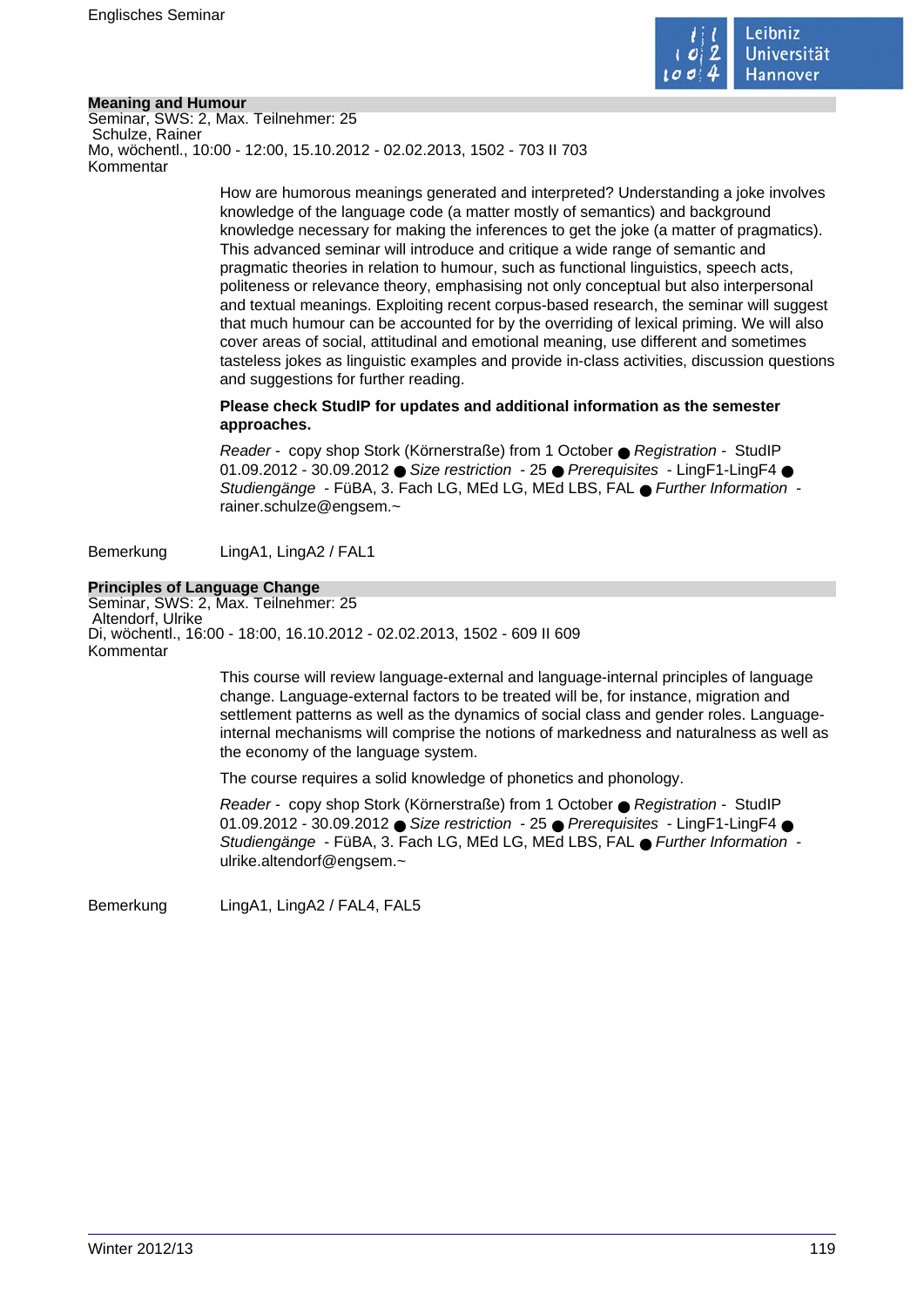## Meaning and Humour

Seminar, SWS: 2, Max. Teilnehmer: 25
Schulze, Rainer
Mo, wöchentl., 10:00 - 12:00, 15.10.2012 - 02.02.2013, 1502 - 703 II 703
Kommentar

How are humorous meanings generated and interpreted? Understanding a joke involves knowledge of the language code (a matter mostly of semantics) and background knowledge necessary for making the inferences to get the joke (a matter of pragmatics). This advanced seminar will introduce and critique a wide range of semantic and pragmatic theories in relation to humour, such as functional linguistics, speech acts, politeness or relevance theory, emphasising not only conceptual but also interpersonal and textual meanings. Exploiting recent corpus-based research, the seminar will suggest that much humour can be accounted for by the overriding of lexical priming. We will also cover areas of social, attitudinal and emotional meaning, use different and sometimes tasteless jokes as linguistic examples and provide in-class activities, discussion questions and suggestions for further reading.

**Please check StudIP for updates and additional information as the semester approaches.**

*Reader* - copy shop Stork (Körnerstraße) from 1 October ● *Registration* - StudIP 01.09.2012 - 30.09.2012 ● *Size restriction* - 25 ● *Prerequisites* - LingF1-LingF4 ● *Studiengänge* - FüBA, 3. Fach LG, MEd LG, MEd LBS, FAL ● *Further Information* - rainer.schulze@engsem.~

Bemerkung LingA1, LingA2 / FAL1

## Principles of Language Change

Seminar, SWS: 2, Max. Teilnehmer: 25
Altendorf, Ulrike
Di, wöchentl., 16:00 - 18:00, 16.10.2012 - 02.02.2013, 1502 - 609 II 609
Kommentar

This course will review language-external and language-internal principles of language change. Language-external factors to be treated will be, for instance, migration and settlement patterns as well as the dynamics of social class and gender roles. Language-internal mechanisms will comprise the notions of markedness and naturalness as well as the economy of the language system.

The course requires a solid knowledge of phonetics and phonology.

*Reader* - copy shop Stork (Körnerstraße) from 1 October ● *Registration* - StudIP 01.09.2012 - 30.09.2012 ● *Size restriction* - 25 ● *Prerequisites* - LingF1-LingF4 ● *Studiengänge* - FüBA, 3. Fach LG, MEd LG, MEd LBS, FAL ● *Further Information* - ulrike.altendorf@engsem.~

Bemerkung LingA1, LingA2 / FAL4, FAL5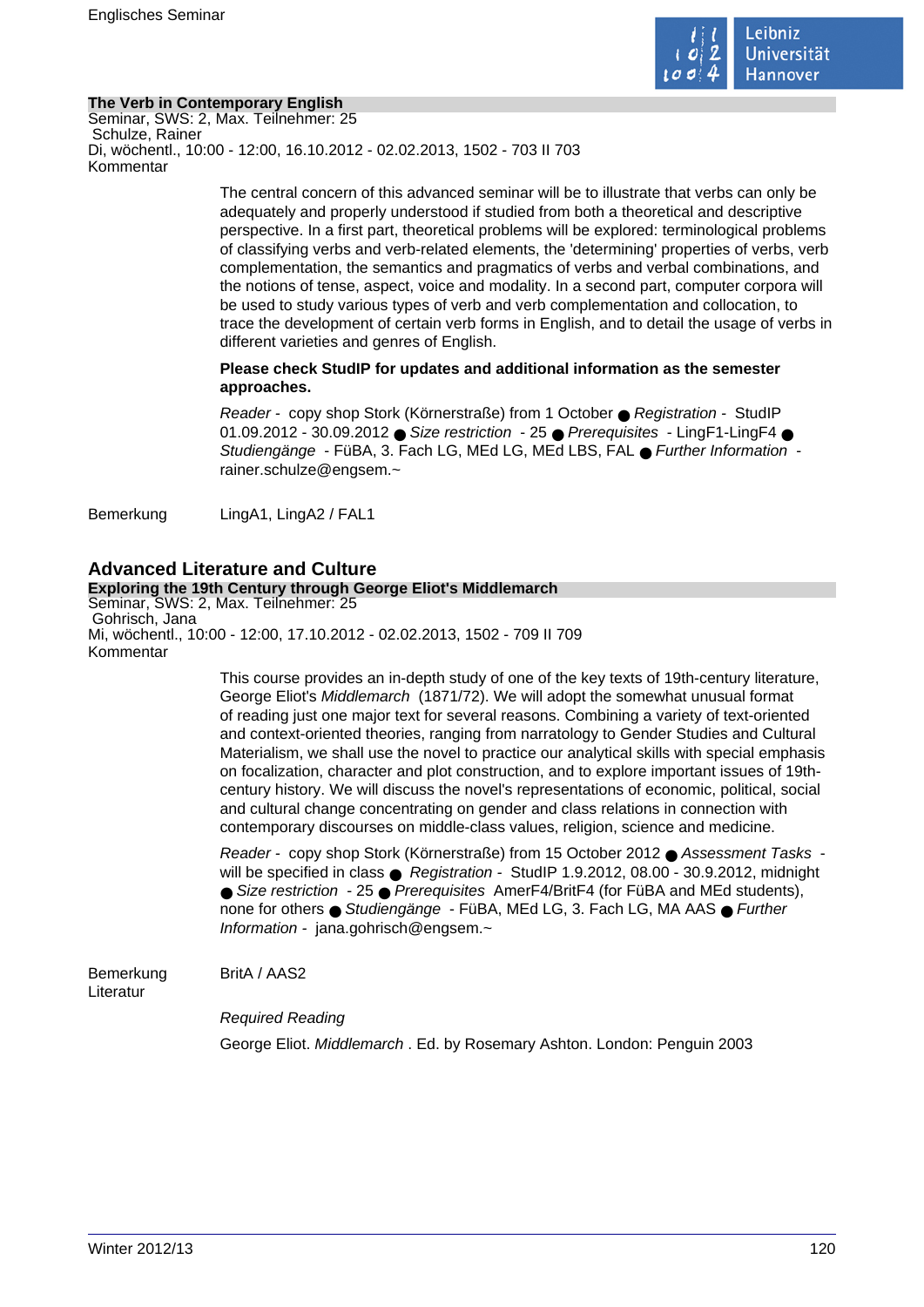### The Verb in Contemporary English

Seminar, SWS: 2, Max. Teilnehmer: 25
Schulze, Rainer
Di, wöchentl., 10:00 - 12:00, 16.10.2012 - 02.02.2013, 1502 - 703 II 703

Kommentar

The central concern of this advanced seminar will be to illustrate that verbs can only be adequately and properly understood if studied from both a theoretical and descriptive perspective. In a first part, theoretical problems will be explored: terminological problems of classifying verbs and verb-related elements, the 'determining' properties of verbs, verb complementation, the semantics and pragmatics of verbs and verbal combinations, and the notions of tense, aspect, voice and modality. In a second part, computer corpora will be used to study various types of verb and verb complementation and collocation, to trace the development of certain verb forms in English, and to detail the usage of verbs in different varieties and genres of English.

**Please check StudIP for updates and additional information as the semester approaches.**

*Reader* - copy shop Stork (Körnerstraße) from 1 October ● *Registration* - StudIP 01.09.2012 - 30.09.2012 ● *Size restriction* - 25 ● *Prerequisites* - LingF1-LingF4 ● *Studiengänge* - FüBA, 3. Fach LG, MEd LG, MEd LBS, FAL ● *Further Information* - rainer.schulze@engsem.~

Bemerkung: LingA1, LingA2 / FAL1

## Advanced Literature and Culture

### Exploring the 19th Century through George Eliot's Middlemarch

Seminar, SWS: 2, Max. Teilnehmer: 25
Gohrisch, Jana
Mi, wöchentl., 10:00 - 12:00, 17.10.2012 - 02.02.2013, 1502 - 709 II 709

Kommentar

This course provides an in-depth study of one of the key texts of 19th-century literature, George Eliot's *Middlemarch* (1871/72). We will adopt the somewhat unusual format of reading just one major text for several reasons. Combining a variety of text-oriented and context-oriented theories, ranging from narratology to Gender Studies and Cultural Materialism, we shall use the novel to practice our analytical skills with special emphasis on focalization, character and plot construction, and to explore important issues of 19th-century history. We will discuss the novel's representations of economic, political, social and cultural change concentrating on gender and class relations in connection with contemporary discourses on middle-class values, religion, science and medicine.

*Reader* - copy shop Stork (Körnerstraße) from 15 October 2012 ● *Assessment Tasks* - will be specified in class ● *Registration* - StudIP 1.9.2012, 08.00 - 30.9.2012, midnight ● *Size restriction* - 25 ● *Prerequisites* AmerF4/BritF4 (for FüBA and MEd students), none for others ● *Studiengänge* - FüBA, MEd LG, 3. Fach LG, MA AAS ● *Further Information* - jana.gohrisch@engsem.~

Bemerkung: BritA / AAS2

Literatur

*Required Reading*

George Eliot. *Middlemarch* . Ed. by Rosemary Ashton. London: Penguin 2003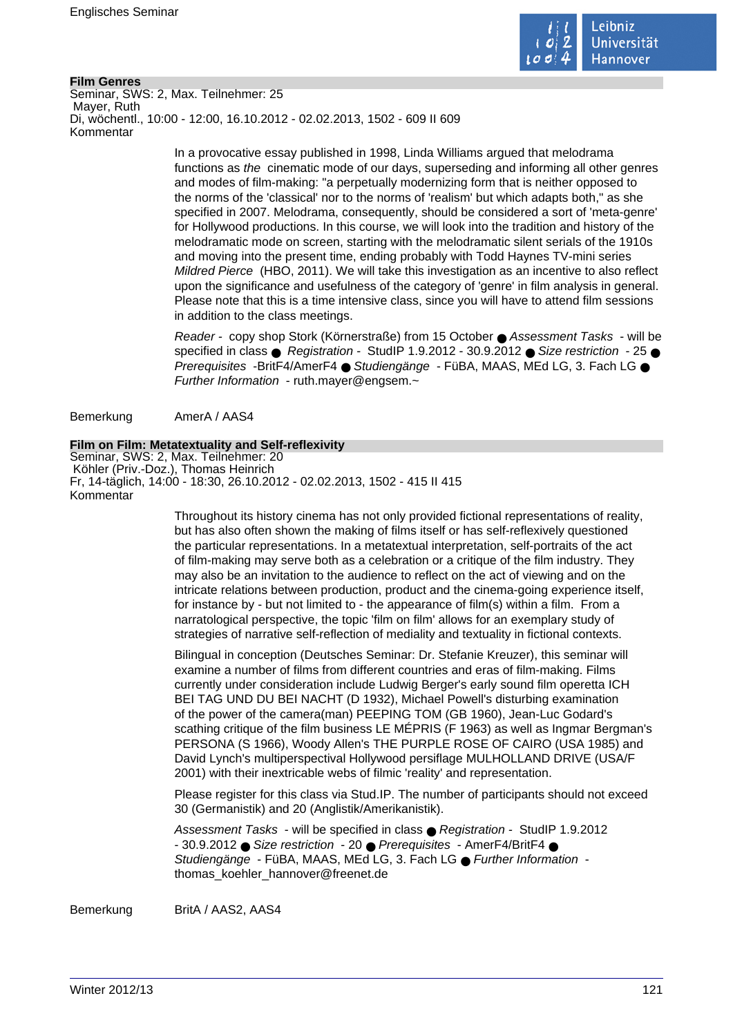## Film Genres

Seminar, SWS: 2, Max. Teilnehmer: 25
Mayer, Ruth
Di, wöchentl., 10:00 - 12:00, 16.10.2012 - 02.02.2013, 1502 - 609 II 609
Kommentar

In a provocative essay published in 1998, Linda Williams argued that melodrama functions as *the* cinematic mode of our days, superseding and informing all other genres and modes of film-making: "a perpetually modernizing form that is neither opposed to the norms of the 'classical' nor to the norms of 'realism' but which adapts both," as she specified in 2007. Melodrama, consequently, should be considered a sort of 'meta-genre' for Hollywood productions. In this course, we will look into the tradition and history of the melodramatic mode on screen, starting with the melodramatic silent serials of the 1910s and moving into the present time, ending probably with Todd Haynes TV-mini series *Mildred Pierce* (HBO, 2011). We will take this investigation as an incentive to also reflect upon the significance and usefulness of the category of 'genre' in film analysis in general. Please note that this is a time intensive class, since you will have to attend film sessions in addition to the class meetings.

*Reader* - copy shop Stork (Körnerstraße) from 15 October ● *Assessment Tasks* - will be specified in class ● *Registration* - StudIP 1.9.2012 - 30.9.2012 ● *Size restriction* - 25 ● *Prerequisites* -BritF4/AmerF4 ● *Studiengänge* - FüBA, MAAS, MEd LG, 3. Fach LG ● *Further Information* - ruth.mayer@engsem.~

Bemerkung AmerA / AAS4

## Film on Film: Metatextuality and Self-reflexivity

Seminar, SWS: 2, Max. Teilnehmer: 20
Köhler (Priv.-Doz.), Thomas Heinrich
Fr, 14-täglich, 14:00 - 18:30, 26.10.2012 - 02.02.2013, 1502 - 415 II 415
Kommentar

Throughout its history cinema has not only provided fictional representations of reality, but has also often shown the making of films itself or has self-reflexively questioned the particular representations. In a metatextual interpretation, self-portraits of the act of film-making may serve both as a celebration or a critique of the film industry. They may also be an invitation to the audience to reflect on the act of viewing and on the intricate relations between production, product and the cinema-going experience itself, for instance by - but not limited to - the appearance of film(s) within a film. From a narratological perspective, the topic 'film on film' allows for an exemplary study of strategies of narrative self-reflection of mediality and textuality in fictional contexts.

Bilingual in conception (Deutsches Seminar: Dr. Stefanie Kreuzer), this seminar will examine a number of films from different countries and eras of film-making. Films currently under consideration include Ludwig Berger's early sound film operetta ICH BEI TAG UND DU BEI NACHT (D 1932), Michael Powell's disturbing examination of the power of the camera(man) PEEPING TOM (GB 1960), Jean-Luc Godard's scathing critique of the film business LE MÉPRIS (F 1963) as well as Ingmar Bergman's PERSONA (S 1966), Woody Allen's THE PURPLE ROSE OF CAIRO (USA 1985) and David Lynch's multiperspectival Hollywood persiflage MULHOLLAND DRIVE (USA/F 2001) with their inextricable webs of filmic 'reality' and representation.

Please register for this class via Stud.IP. The number of participants should not exceed 30 (Germanistik) and 20 (Anglistik/Amerikanistik).

*Assessment Tasks* - will be specified in class ● *Registration* - StudIP 1.9.2012 - 30.9.2012 ● *Size restriction* - 20 ● *Prerequisites* - AmerF4/BritF4 ● *Studiengänge* - FüBA, MAAS, MEd LG, 3. Fach LG ● *Further Information* - thomas_koehler_hannover@freenet.de

Bemerkung BritA / AAS2, AAS4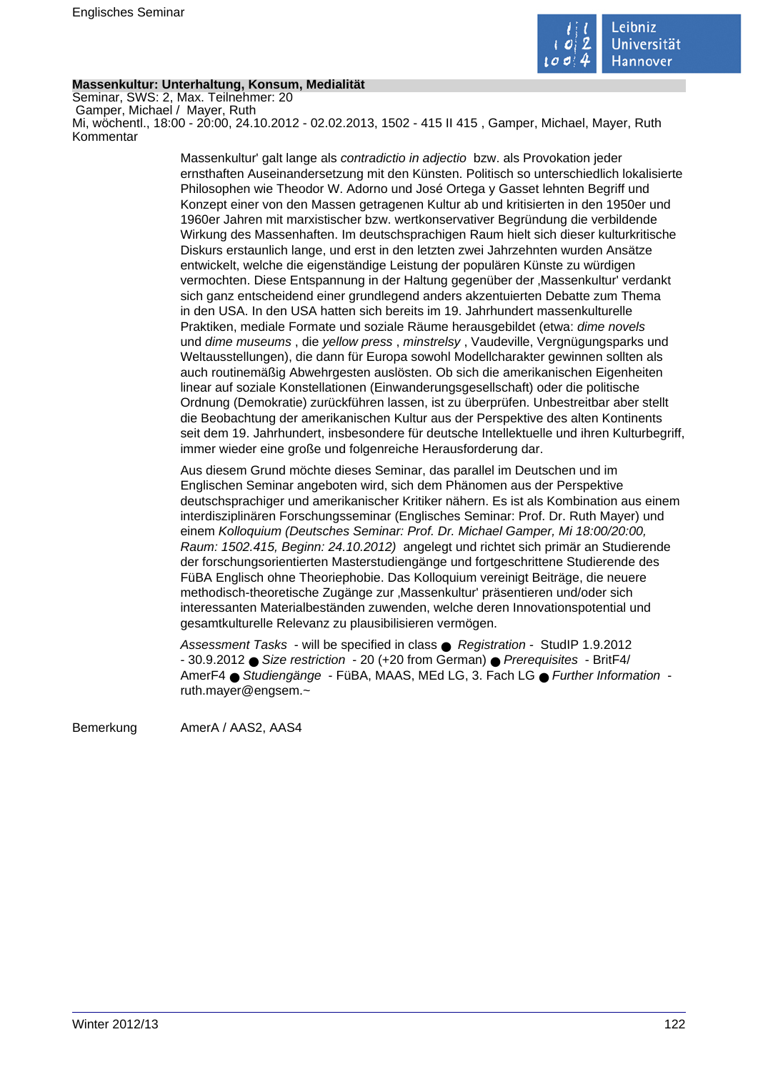**Massenkultur: Unterhaltung, Konsum, Medialität**

Seminar, SWS: 2, Max. Teilnehmer: 20

Gamper, Michael / Mayer, Ruth

Mi, wöchentl., 18:00 - 20:00, 24.10.2012 - 02.02.2013, 1502 - 415 II 415 , Gamper, Michael, Mayer, Ruth

Kommentar

Massenkultur' galt lange als *contradictio in adjectio* bzw. als Provokation jeder ernsthaften Auseinandersetzung mit den Künsten. Politisch so unterschiedlich lokalisierte Philosophen wie Theodor W. Adorno und José Ortega y Gasset lehnten Begriff und Konzept einer von den Massen getragenen Kultur ab und kritisierten in den 1950er und 1960er Jahren mit marxistischer bzw. wertkonservativer Begründung die verbildende Wirkung des Massenhaften. Im deutschsprachigen Raum hielt sich dieser kulturkritische Diskurs erstaunlich lange, und erst in den letzten zwei Jahrzehnten wurden Ansätze entwickelt, welche die eigenständige Leistung der populären Künste zu würdigen vermochten. Diese Entspannung in der Haltung gegenüber der ‚Massenkultur' verdankt sich ganz entscheidend einer grundlegend anders akzentuierten Debatte zum Thema in den USA. In den USA hatten sich bereits im 19. Jahrhundert massenkulturelle Praktiken, mediale Formate und soziale Räume herausgebildet (etwa: *dime novels* und *dime museums* , die *yellow press* , *minstrelsy* , Vaudeville, Vergnügungsparks und Weltausstellungen), die dann für Europa sowohl Modellcharakter gewinnen sollten als auch routinemäßig Abwehrgesten auslösten. Ob sich die amerikanischen Eigenheiten linear auf soziale Konstellationen (Einwanderungsgesellschaft) oder die politische Ordnung (Demokratie) zurückführen lassen, ist zu überprüfen. Unbestreitbar aber stellt die Beobachtung der amerikanischen Kultur aus der Perspektive des alten Kontinents seit dem 19. Jahrhundert, insbesondere für deutsche Intellektuelle und ihren Kulturbegriff, immer wieder eine große und folgenreiche Herausforderung dar.

Aus diesem Grund möchte dieses Seminar, das parallel im Deutschen und im Englischen Seminar angeboten wird, sich dem Phänomen aus der Perspektive deutschsprachiger und amerikanischer Kritiker nähern. Es ist als Kombination aus einem interdisziplinären Forschungsseminar (Englisches Seminar: Prof. Dr. Ruth Mayer) und einem *Kolloquium (Deutsches Seminar: Prof. Dr. Michael Gamper, Mi 18:00/20:00, Raum: 1502.415, Beginn: 24.10.2012)* angelegt und richtet sich primär an Studierende der forschungsorientierten Masterstudiengänge und fortgeschrittene Studierende des FüBA Englisch ohne Theoriephobie. Das Kolloquium vereinigt Beiträge, die neuere methodisch-theoretische Zugänge zur ‚Massenkultur' präsentieren und/oder sich interessanten Materialbeständen zuwenden, welche deren Innovationspotential und gesamtkulturelle Relevanz zu plausibilisieren vermögen.

*Assessment Tasks* - will be specified in class ● *Registration* - StudIP 1.9.2012 - 30.9.2012 ● *Size restriction* - 20 (+20 from German) ● *Prerequisites* - BritF4/ AmerF4 ● *Studiengänge* - FüBA, MAAS, MEd LG, 3. Fach LG ● *Further Information* - ruth.mayer@engsem.~

Bemerkung AmerA / AAS2, AAS4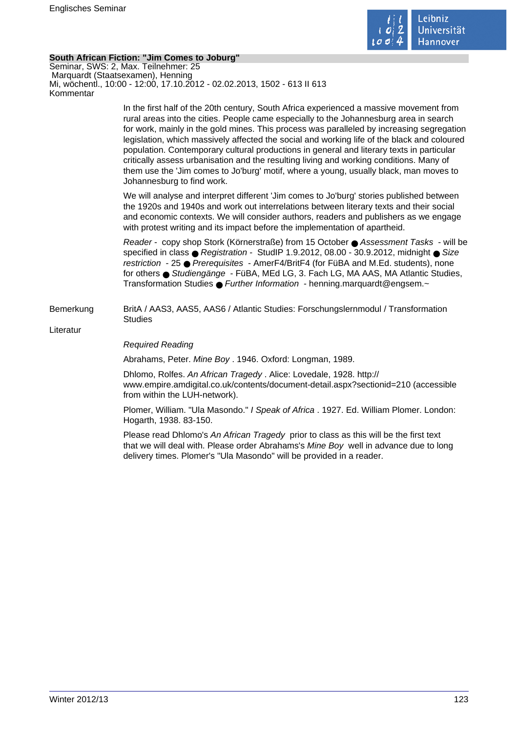**South African Fiction: "Jim Comes to Joburg"**

Seminar, SWS: 2, Max. Teilnehmer: 25
Marquardt (Staatsexamen), Henning
Mi, wöchentl., 10:00 - 12:00, 17.10.2012 - 02.02.2013, 1502 - 613 II 613

Kommentar

In the first half of the 20th century, South Africa experienced a massive movement from rural areas into the cities. People came especially to the Johannesburg area in search for work, mainly in the gold mines. This process was paralleled by increasing segregation legislation, which massively affected the social and working life of the black and coloured population. Contemporary cultural productions in general and literary texts in particular critically assess urbanisation and the resulting living and working conditions. Many of them use the 'Jim comes to Jo'burg' motif, where a young, usually black, man moves to Johannesburg to find work.

We will analyse and interpret different 'Jim comes to Jo'burg' stories published between the 1920s and 1940s and work out interrelations between literary texts and their social and economic contexts. We will consider authors, readers and publishers as we engage with protest writing and its impact before the implementation of apartheid.

*Reader* - copy shop Stork (Körnerstraße) from 15 October ● *Assessment Tasks* - will be specified in class ● *Registration* - StudIP 1.9.2012, 08.00 - 30.9.2012, midnight ● *Size restriction* - 25 ● *Prerequisites* - AmerF4/BritF4 (for FüBA and M.Ed. students), none for others ● *Studiengänge* - FüBA, MEd LG, 3. Fach LG, MA AAS, MA Atlantic Studies, Transformation Studies ● *Further Information* - henning.marquardt@engsem.~

Bemerkung

BritA / AAS3, AAS5, AAS6 / Atlantic Studies: Forschungslernmodul / Transformation Studies

Literatur

*Required Reading*

Abrahams, Peter. *Mine Boy* . 1946. Oxford: Longman, 1989.

Dhlomo, Rolfes. *An African Tragedy* . Alice: Lovedale, 1928. http://www.empire.amdigital.co.uk/contents/document-detail.aspx?sectionid=210 (accessible from within the LUH-network).

Plomer, William. "Ula Masondo." *I Speak of Africa* . 1927. Ed. William Plomer. London: Hogarth, 1938. 83-150.

Please read Dhlomo's *An African Tragedy* prior to class as this will be the first text that we will deal with. Please order Abrahams's *Mine Boy* well in advance due to long delivery times. Plomer's "Ula Masondo" will be provided in a reader.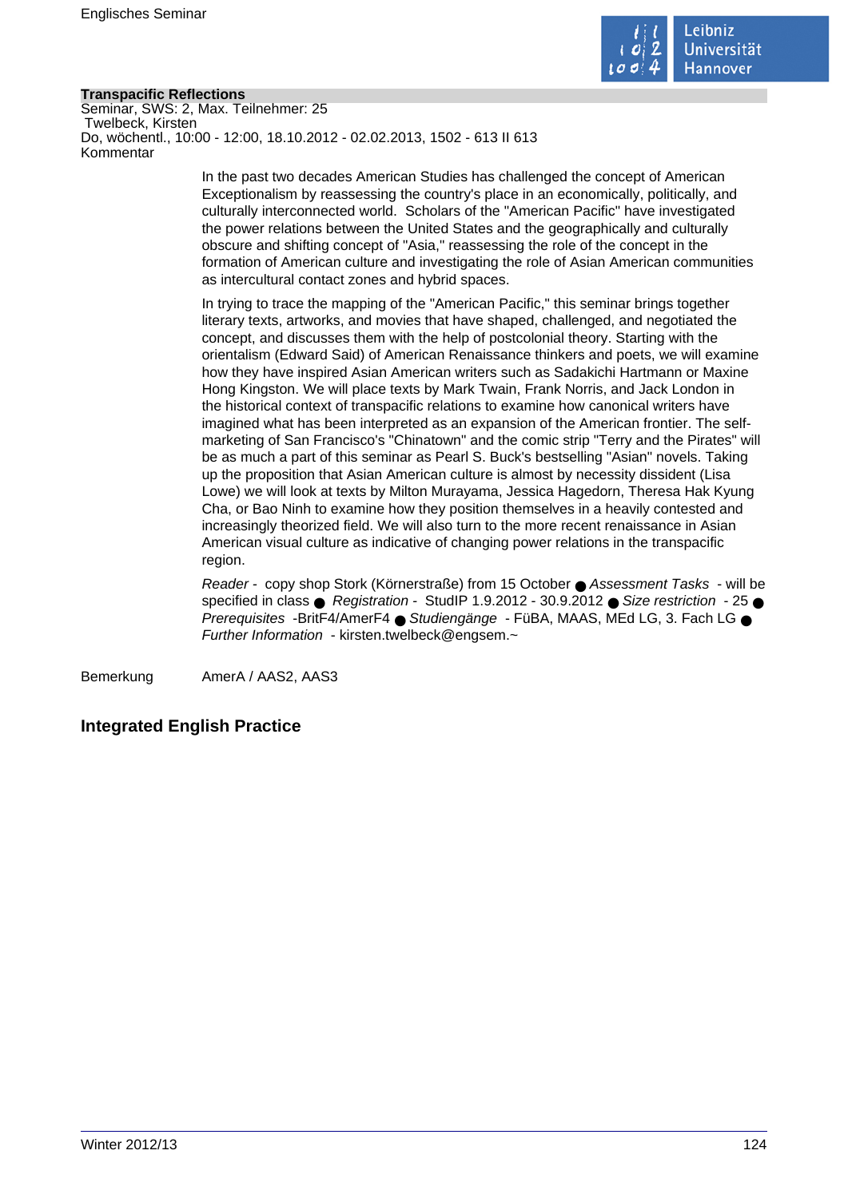**Transpacific Reflections**
Seminar, SWS: 2, Max. Teilnehmer: 25
Twelbeck, Kirsten
Do, wöchentl., 10:00 - 12:00, 18.10.2012 - 02.02.2013, 1502 - 613 II 613
Kommentar

In the past two decades American Studies has challenged the concept of American Exceptionalism by reassessing the country's place in an economically, politically, and culturally interconnected world. Scholars of the "American Pacific" have investigated the power relations between the United States and the geographically and culturally obscure and shifting concept of "Asia," reassessing the role of the concept in the formation of American culture and investigating the role of Asian American communities as intercultural contact zones and hybrid spaces.

In trying to trace the mapping of the "American Pacific," this seminar brings together literary texts, artworks, and movies that have shaped, challenged, and negotiated the concept, and discusses them with the help of postcolonial theory. Starting with the orientalism (Edward Said) of American Renaissance thinkers and poets, we will examine how they have inspired Asian American writers such as Sadakichi Hartmann or Maxine Hong Kingston. We will place texts by Mark Twain, Frank Norris, and Jack London in the historical context of transpacific relations to examine how canonical writers have imagined what has been interpreted as an expansion of the American frontier. The self-marketing of San Francisco's "Chinatown" and the comic strip "Terry and the Pirates" will be as much a part of this seminar as Pearl S. Buck's bestselling "Asian" novels. Taking up the proposition that Asian American culture is almost by necessity dissident (Lisa Lowe) we will look at texts by Milton Murayama, Jessica Hagedorn, Theresa Hak Kyung Cha, or Bao Ninh to examine how they position themselves in a heavily contested and increasingly theorized field. We will also turn to the more recent renaissance in Asian American visual culture as indicative of changing power relations in the transpacific region.

*Reader* - copy shop Stork (Körnerstraße) from 15 October ● *Assessment Tasks* - will be specified in class ● *Registration* - StudIP 1.9.2012 - 30.9.2012 ● *Size restriction* - 25 ● *Prerequisites* -BritF4/AmerF4 ● *Studiengänge* - FüBA, MAAS, MEd LG, 3. Fach LG ● *Further Information* - kirsten.twelbeck@engsem.~

Bemerkung AmerA / AAS2, AAS3

## Integrated English Practice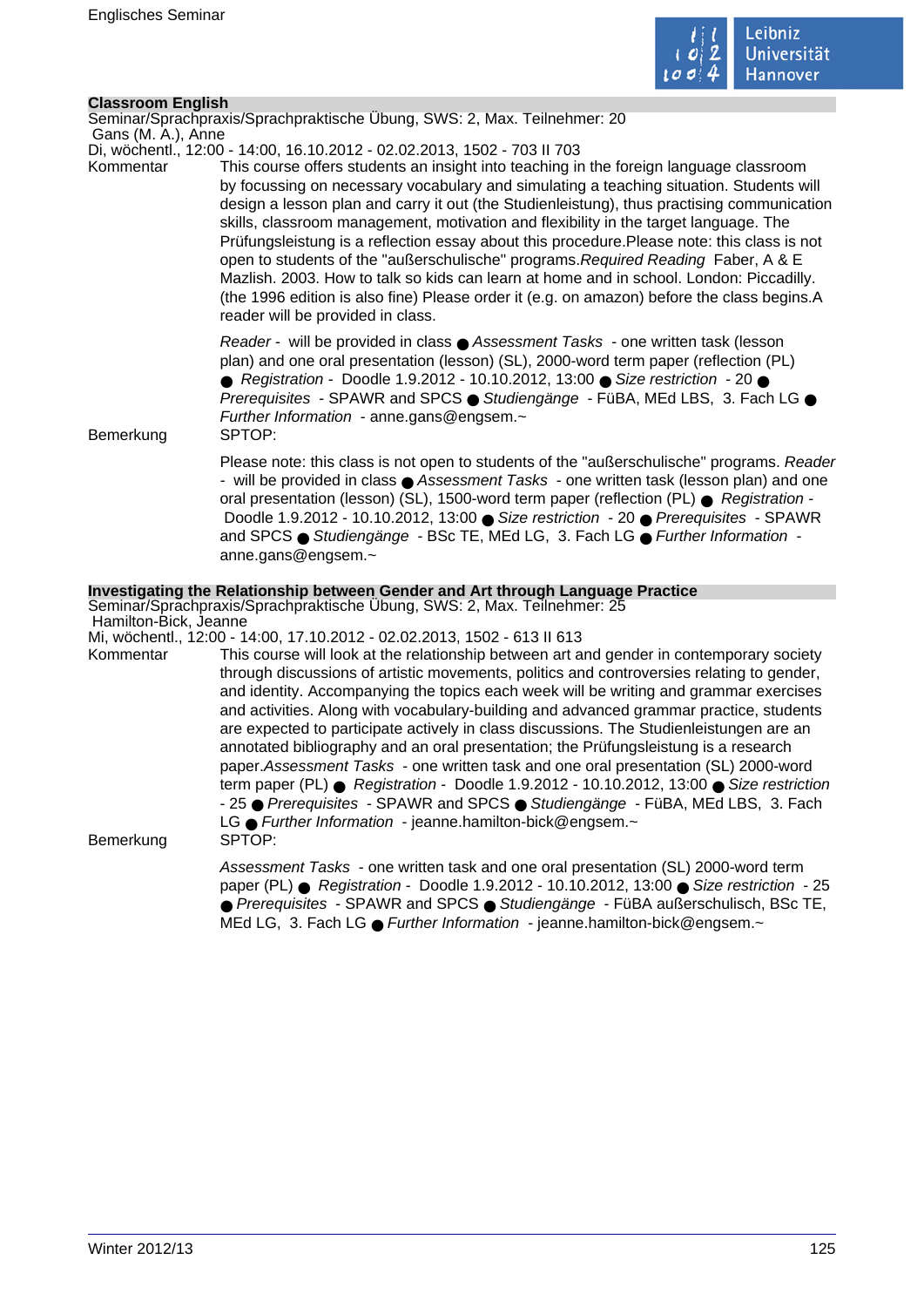## Classroom English

Seminar/Sprachpraxis/Sprachpraktische Übung, SWS: 2, Max. Teilnehmer: 20
Gans (M. A.), Anne
Di, wöchentl., 12:00 - 14:00, 16.10.2012 - 02.02.2013, 1502 - 703 II 703

Kommentar

This course offers students an insight into teaching in the foreign language classroom by focussing on necessary vocabulary and simulating a teaching situation. Students will design a lesson plan and carry it out (the Studienleistung), thus practising communication skills, classroom management, motivation and flexibility in the target language. The Prüfungsleistung is a reflection essay about this procedure.Please note: this class is not open to students of the "außerschulische" programs.*Required Reading* Faber, A & E Mazlish. 2003. How to talk so kids can learn at home and in school. London: Piccadilly. (the 1996 edition is also fine) Please order it (e.g. on amazon) before the class begins.A reader will be provided in class.

*Reader* - will be provided in class ● *Assessment Tasks* - one written task (lesson plan) and one oral presentation (lesson) (SL), 2000-word term paper (reflection (PL) ● *Registration* - Doodle 1.9.2012 - 10.10.2012, 13:00 ● *Size restriction* - 20 ● *Prerequisites* - SPAWR and SPCS ● *Studiengänge* - FüBA, MEd LBS, 3. Fach LG ● *Further Information* - anne.gans@engsem.~

Bemerkung

SPTOP:

Please note: this class is not open to students of the "außerschulische" programs. *Reader* - will be provided in class ● *Assessment Tasks* - one written task (lesson plan) and one oral presentation (lesson) (SL), 1500-word term paper (reflection (PL) ● *Registration* - Doodle 1.9.2012 - 10.10.2012, 13:00 ● *Size restriction* - 20 ● *Prerequisites* - SPAWR and SPCS ● *Studiengänge* - BSc TE, MEd LG, 3. Fach LG ● *Further Information* - anne.gans@engsem.~

## Investigating the Relationship between Gender and Art through Language Practice

Seminar/Sprachpraxis/Sprachpraktische Übung, SWS: 2, Max. Teilnehmer: 25
Hamilton-Bick, Jeanne
Mi, wöchentl., 12:00 - 14:00, 17.10.2012 - 02.02.2013, 1502 - 613 II 613

Kommentar

This course will look at the relationship between art and gender in contemporary society through discussions of artistic movements, politics and controversies relating to gender, and identity. Accompanying the topics each week will be writing and grammar exercises and activities. Along with vocabulary-building and advanced grammar practice, students are expected to participate actively in class discussions. The Studienleistungen are an annotated bibliography and an oral presentation; the Prüfungsleistung is a research paper.*Assessment Tasks* - one written task and one oral presentation (SL) 2000-word term paper (PL) ● *Registration* - Doodle 1.9.2012 - 10.10.2012, 13:00 ● *Size restriction* - 25 ● *Prerequisites* - SPAWR and SPCS ● *Studiengänge* - FüBA, MEd LBS, 3. Fach LG ● *Further Information* - jeanne.hamilton-bick@engsem.~

Bemerkung

SPTOP:

*Assessment Tasks* - one written task and one oral presentation (SL) 2000-word term paper (PL) ● *Registration* - Doodle 1.9.2012 - 10.10.2012, 13:00 ● *Size restriction* - 25 ● *Prerequisites* - SPAWR and SPCS ● *Studiengänge* - FüBA außerschulisch, BSc TE, MEd LG, 3. Fach LG ● *Further Information* - jeanne.hamilton-bick@engsem.~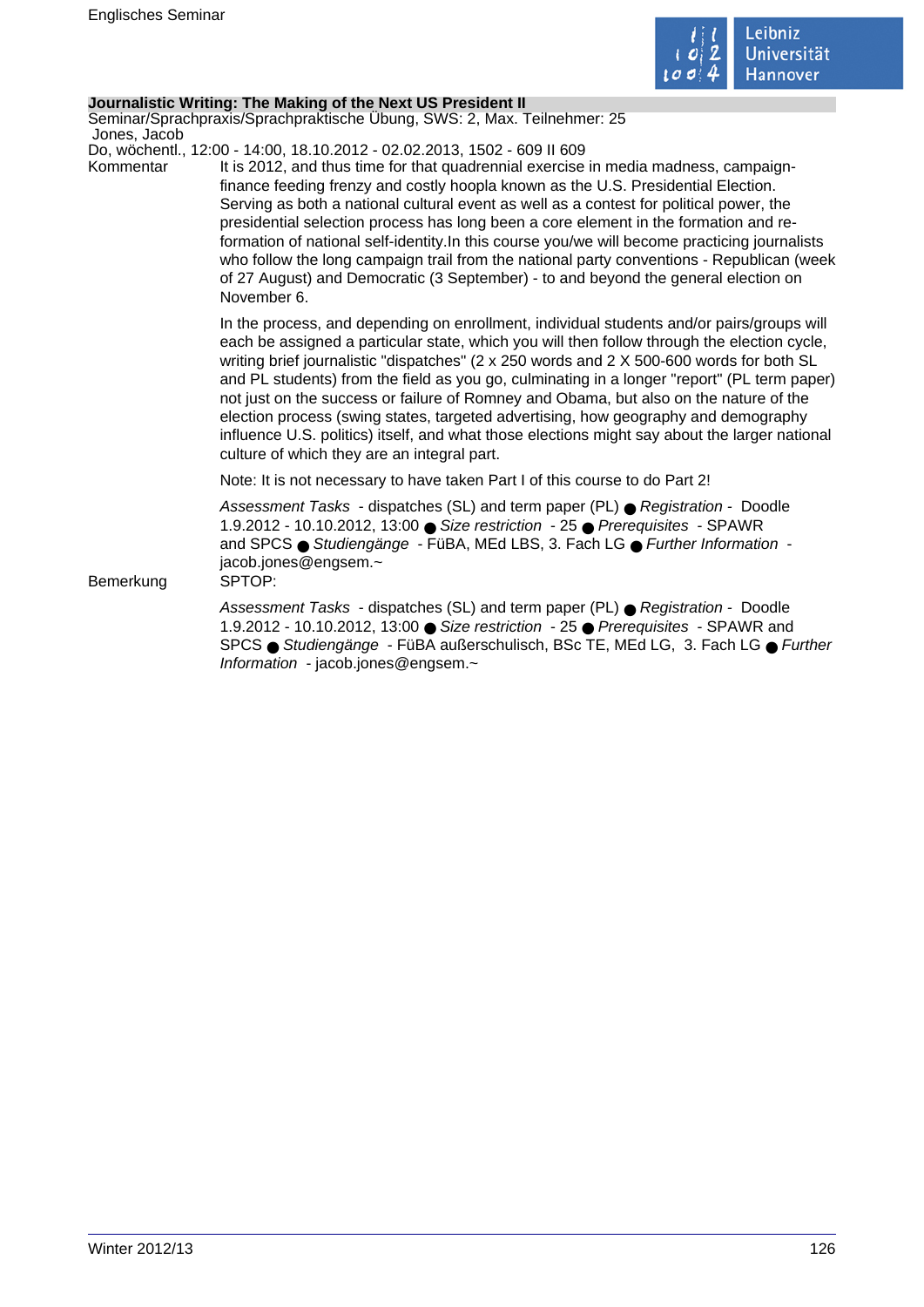### Journalistic Writing: The Making of the Next US President II

Seminar/Sprachpraxis/Sprachpraktische Übung, SWS: 2, Max. Teilnehmer: 25
Jones, Jacob
Do, wöchentl., 12:00 - 14:00, 18.10.2012 - 02.02.2013, 1502 - 609 II 609

**Kommentar**

It is 2012, and thus time for that quadrennial exercise in media madness, campaign-finance feeding frenzy and costly hoopla known as the U.S. Presidential Election. Serving as both a national cultural event as well as a contest for political power, the presidential selection process has long been a core element in the formation and re-formation of national self-identity.In this course you/we will become practicing journalists who follow the long campaign trail from the national party conventions - Republican (week of 27 August) and Democratic (3 September) - to and beyond the general election on November 6.

In the process, and depending on enrollment, individual students and/or pairs/groups will each be assigned a particular state, which you will then follow through the election cycle, writing brief journalistic "dispatches" (2 x 250 words and 2 X 500-600 words for both SL and PL students) from the field as you go, culminating in a longer "report" (PL term paper) not just on the success or failure of Romney and Obama, but also on the nature of the election process (swing states, targeted advertising, how geography and demography influence U.S. politics) itself, and what those elections might say about the larger national culture of which they are an integral part.

Note: It is not necessary to have taken Part I of this course to do Part 2!

*Assessment Tasks* - dispatches (SL) and term paper (PL) ● *Registration* - Doodle 1.9.2012 - 10.10.2012, 13:00 ● *Size restriction* - 25 ● *Prerequisites* - SPAWR and SPCS ● *Studiengänge* - FüBA, MEd LBS, 3. Fach LG ● *Further Information* - jacob.jones@engsem.~

**Bemerkung**

SPTOP:

*Assessment Tasks* - dispatches (SL) and term paper (PL) ● *Registration* - Doodle 1.9.2012 - 10.10.2012, 13:00 ● *Size restriction* - 25 ● *Prerequisites* - SPAWR and SPCS ● *Studiengänge* - FüBA außerschulisch, BSc TE, MEd LG, 3. Fach LG ● *Further Information* - jacob.jones@engsem.~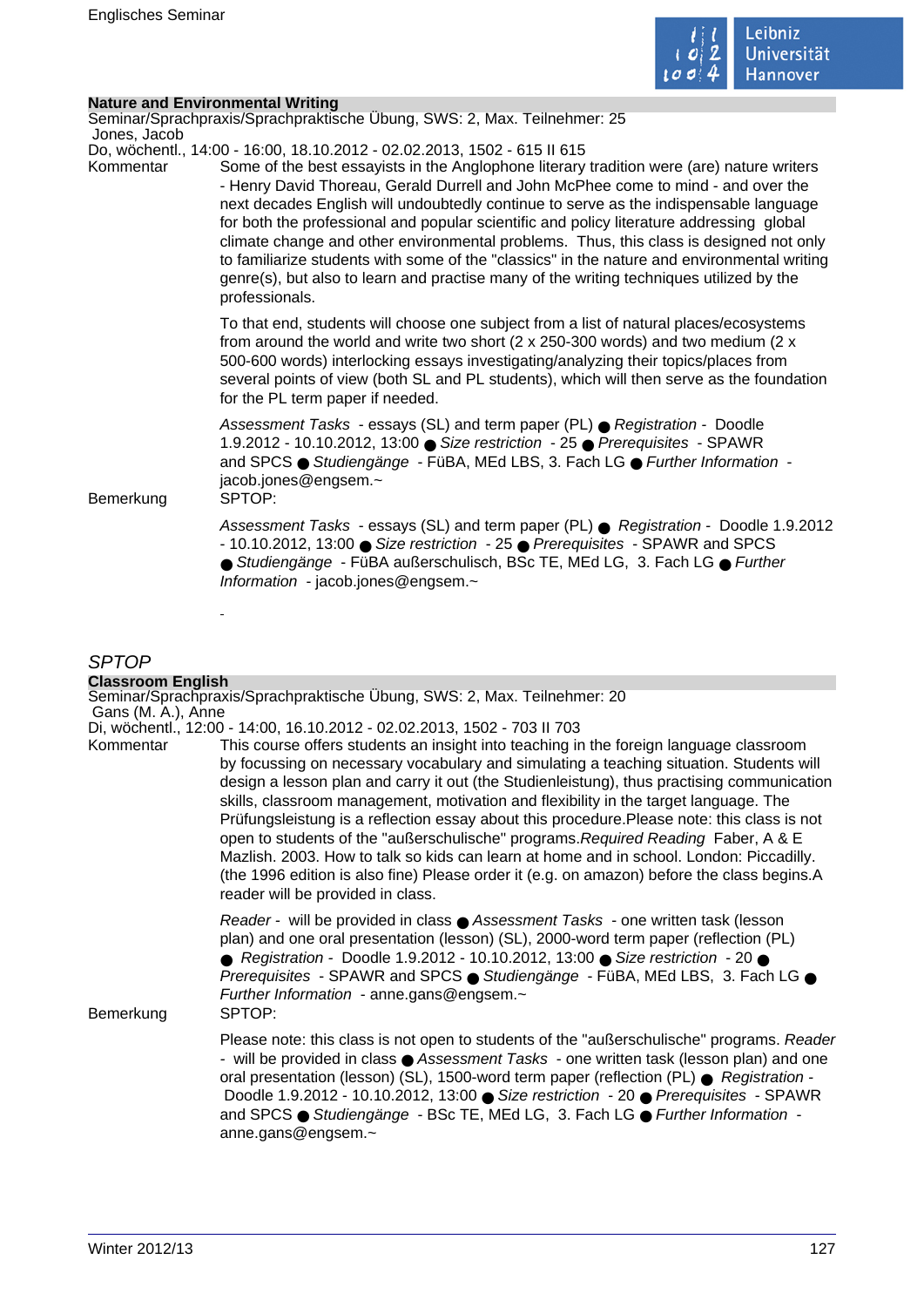### Nature and Environmental Writing

Seminar/Sprachpraxis/Sprachpraktische Übung, SWS: 2, Max. Teilnehmer: 25
Jones, Jacob
Do, wöchentl., 14:00 - 16:00, 18.10.2012 - 02.02.2013, 1502 - 615 II 615

Kommentar

Some of the best essayists in the Anglophone literary tradition were (are) nature writers - Henry David Thoreau, Gerald Durrell and John McPhee come to mind - and over the next decades English will undoubtedly continue to serve as the indispensable language for both the professional and popular scientific and policy literature addressing global climate change and other environmental problems. Thus, this class is designed not only to familiarize students with some of the "classics" in the nature and environmental writing genre(s), but also to learn and practise many of the writing techniques utilized by the professionals.

To that end, students will choose one subject from a list of natural places/ecosystems from around the world and write two short (2 x 250-300 words) and two medium (2 x 500-600 words) interlocking essays investigating/analyzing their topics/places from several points of view (both SL and PL students), which will then serve as the foundation for the PL term paper if needed.

*Assessment Tasks* - essays (SL) and term paper (PL) ● *Registration* - Doodle 1.9.2012 - 10.10.2012, 13:00 ● *Size restriction* - 25 ● *Prerequisites* - SPAWR and SPCS ● *Studiengänge* - FüBA, MEd LBS, 3. Fach LG ● *Further Information* - jacob.jones@engsem.~

Bemerkung

SPTOP:

*Assessment Tasks* - essays (SL) and term paper (PL) ● *Registration* - Doodle 1.9.2012 - 10.10.2012, 13:00 ● *Size restriction* - 25 ● *Prerequisites* - SPAWR and SPCS ● *Studiengänge* - FüBA außerschulisch, BSc TE, MEd LG, 3. Fach LG ● *Further Information* - jacob.jones@engsem.~

-

## *SPTOP*

### Classroom English

Seminar/Sprachpraxis/Sprachpraktische Übung, SWS: 2, Max. Teilnehmer: 20
Gans (M. A.), Anne
Di, wöchentl., 12:00 - 14:00, 16.10.2012 - 02.02.2013, 1502 - 703 II 703

Kommentar

This course offers students an insight into teaching in the foreign language classroom by focussing on necessary vocabulary and simulating a teaching situation. Students will design a lesson plan and carry it out (the Studienleistung), thus practising communication skills, classroom management, motivation and flexibility in the target language. The Prüfungsleistung is a reflection essay about this procedure.Please note: this class is not open to students of the "außerschulische" programs.*Required Reading* Faber, A & E Mazlish. 2003. How to talk so kids can learn at home and in school. London: Piccadilly. (the 1996 edition is also fine) Please order it (e.g. on amazon) before the class begins.A reader will be provided in class.

*Reader* - will be provided in class ● *Assessment Tasks* - one written task (lesson plan) and one oral presentation (lesson) (SL), 2000-word term paper (reflection (PL) ● *Registration* - Doodle 1.9.2012 - 10.10.2012, 13:00 ● *Size restriction* - 20 ● *Prerequisites* - SPAWR and SPCS ● *Studiengänge* - FüBA, MEd LBS, 3. Fach LG ● *Further Information* - anne.gans@engsem.~

Bemerkung

SPTOP:

Please note: this class is not open to students of the "außerschulische" programs. *Reader* - will be provided in class ● *Assessment Tasks* - one written task (lesson plan) and one oral presentation (lesson) (SL), 1500-word term paper (reflection (PL) ● *Registration* - Doodle 1.9.2012 - 10.10.2012, 13:00 ● *Size restriction* - 20 ● *Prerequisites* - SPAWR and SPCS ● *Studiengänge* - BSc TE, MEd LG, 3. Fach LG ● *Further Information* - anne.gans@engsem.~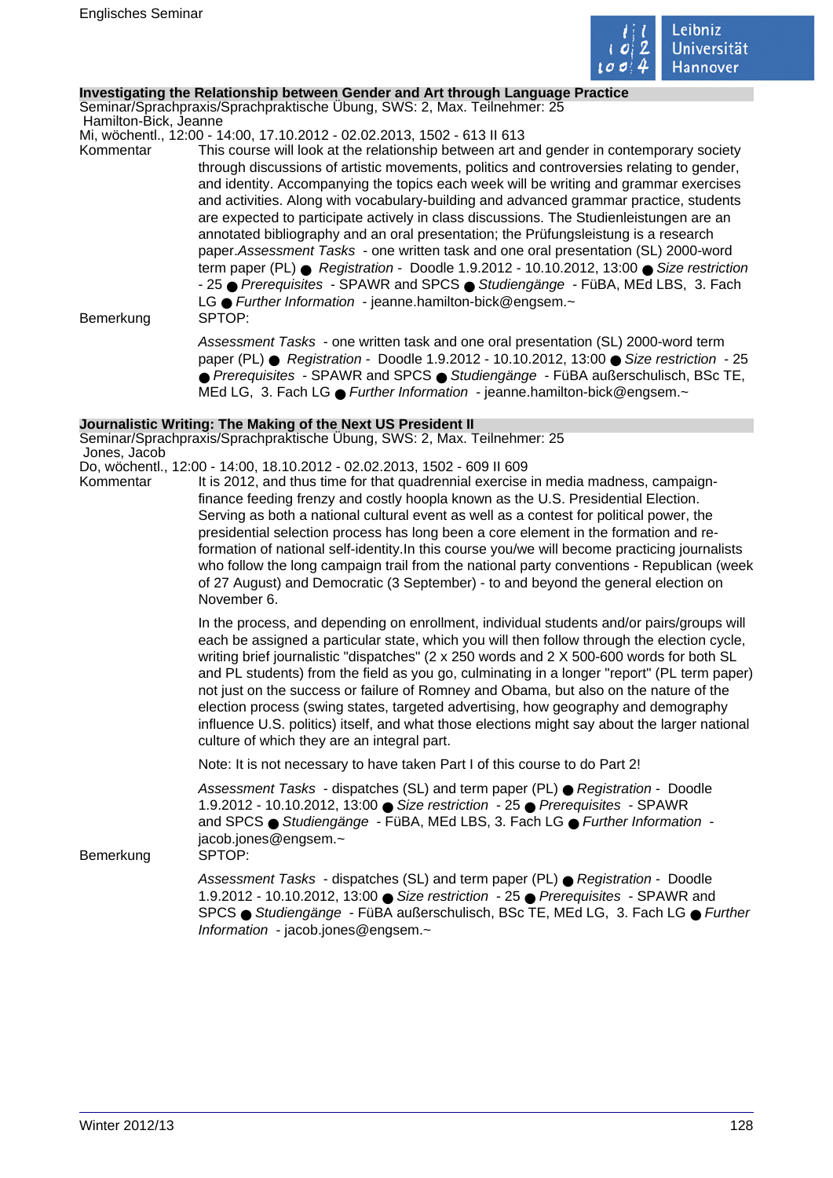### Investigating the Relationship between Gender and Art through Language Practice

Seminar/Sprachpraxis/Sprachpraktische Übung, SWS: 2, Max. Teilnehmer: 25

Hamilton-Bick, Jeanne

Mi, wöchentl., 12:00 - 14:00, 17.10.2012 - 02.02.2013, 1502 - 613 II 613

Kommentar

This course will look at the relationship between art and gender in contemporary society through discussions of artistic movements, politics and controversies relating to gender, and identity. Accompanying the topics each week will be writing and grammar exercises and activities. Along with vocabulary-building and advanced grammar practice, students are expected to participate actively in class discussions. The Studienleistungen are an annotated bibliography and an oral presentation; the Prüfungsleistung is a research paper.*Assessment Tasks* - one written task and one oral presentation (SL) 2000-word term paper (PL) ● *Registration* - Doodle 1.9.2012 - 10.10.2012, 13:00 ● *Size restriction* - 25 ● *Prerequisites* - SPAWR and SPCS ● *Studiengänge* - FüBA, MEd LBS, 3. Fach LG ● *Further Information* - jeanne.hamilton-bick@engsem.~

Bemerkung

SPTOP:

*Assessment Tasks* - one written task and one oral presentation (SL) 2000-word term paper (PL) ● *Registration* - Doodle 1.9.2012 - 10.10.2012, 13:00 ● *Size restriction* - 25 ● *Prerequisites* - SPAWR and SPCS ● *Studiengänge* - FüBA außerschulisch, BSc TE, MEd LG, 3. Fach LG ● *Further Information* - jeanne.hamilton-bick@engsem.~

### Journalistic Writing: The Making of the Next US President II

Seminar/Sprachpraxis/Sprachpraktische Übung, SWS: 2, Max. Teilnehmer: 25

Jones, Jacob

Do, wöchentl., 12:00 - 14:00, 18.10.2012 - 02.02.2013, 1502 - 609 II 609

Kommentar

It is 2012, and thus time for that quadrennial exercise in media madness, campaign-finance feeding frenzy and costly hoopla known as the U.S. Presidential Election. Serving as both a national cultural event as well as a contest for political power, the presidential selection process has long been a core element in the formation and re-formation of national self-identity.In this course you/we will become practicing journalists who follow the long campaign trail from the national party conventions - Republican (week of 27 August) and Democratic (3 September) - to and beyond the general election on November 6.

In the process, and depending on enrollment, individual students and/or pairs/groups will each be assigned a particular state, which you will then follow through the election cycle, writing brief journalistic "dispatches" (2 x 250 words and 2 X 500-600 words for both SL and PL students) from the field as you go, culminating in a longer "report" (PL term paper) not just on the success or failure of Romney and Obama, but also on the nature of the election process (swing states, targeted advertising, how geography and demography influence U.S. politics) itself, and what those elections might say about the larger national culture of which they are an integral part.

Note: It is not necessary to have taken Part I of this course to do Part 2!

*Assessment Tasks* - dispatches (SL) and term paper (PL) ● *Registration* - Doodle 1.9.2012 - 10.10.2012, 13:00 ● *Size restriction* - 25 ● *Prerequisites* - SPAWR and SPCS ● *Studiengänge* - FüBA, MEd LBS, 3. Fach LG ● *Further Information* - jacob.jones@engsem.~

Bemerkung

SPTOP:

*Assessment Tasks* - dispatches (SL) and term paper (PL) ● *Registration* - Doodle 1.9.2012 - 10.10.2012, 13:00 ● *Size restriction* - 25 ● *Prerequisites* - SPAWR and SPCS ● *Studiengänge* - FüBA außerschulisch, BSc TE, MEd LG, 3. Fach LG ● *Further Information* - jacob.jones@engsem.~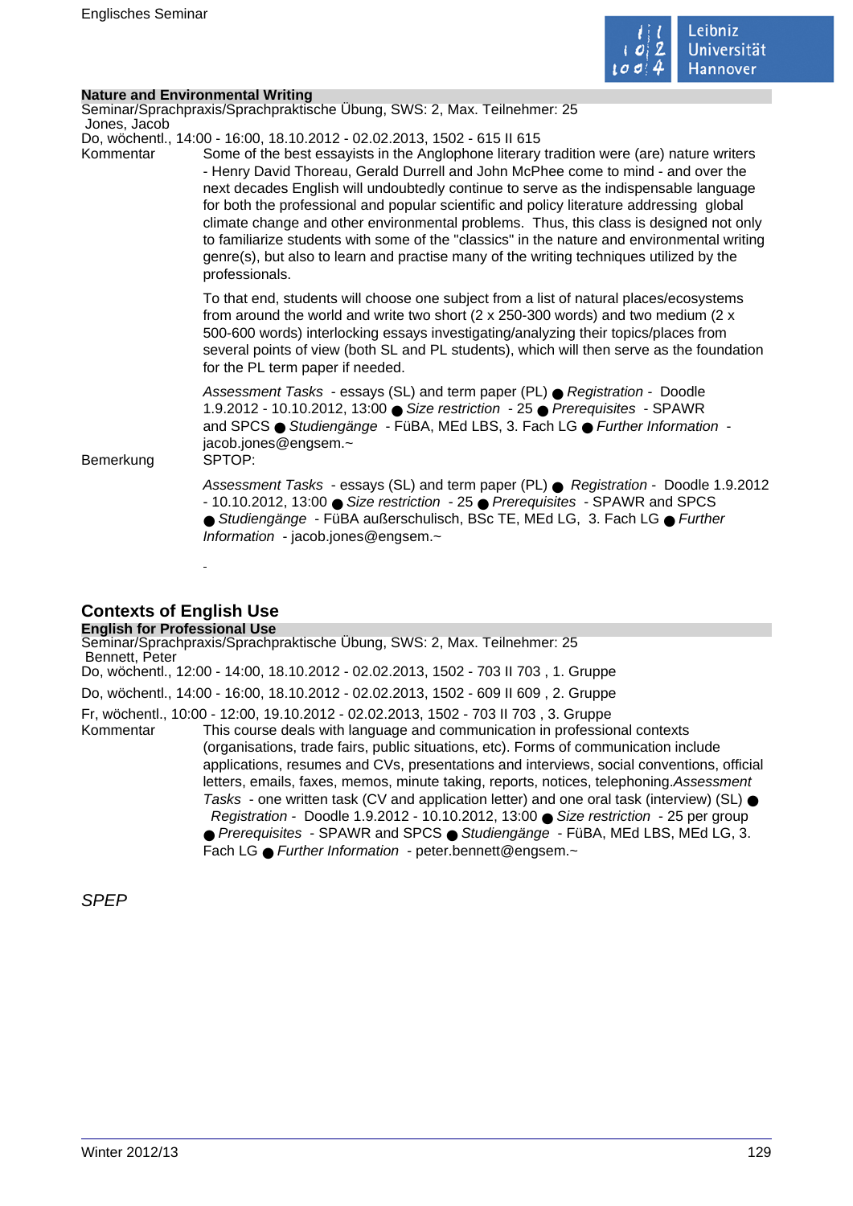### Nature and Environmental Writing

Seminar/Sprachpraxis/Sprachpraktische Übung, SWS: 2, Max. Teilnehmer: 25
Jones, Jacob
Do, wöchentl., 14:00 - 16:00, 18.10.2012 - 02.02.2013, 1502 - 615 II 615

Kommentar

Some of the best essayists in the Anglophone literary tradition were (are) nature writers - Henry David Thoreau, Gerald Durrell and John McPhee come to mind - and over the next decades English will undoubtedly continue to serve as the indispensable language for both the professional and popular scientific and policy literature addressing global climate change and other environmental problems. Thus, this class is designed not only to familiarize students with some of the "classics" in the nature and environmental writing genre(s), but also to learn and practise many of the writing techniques utilized by the professionals.

To that end, students will choose one subject from a list of natural places/ecosystems from around the world and write two short (2 x 250-300 words) and two medium (2 x 500-600 words) interlocking essays investigating/analyzing their topics/places from several points of view (both SL and PL students), which will then serve as the foundation for the PL term paper if needed.

*Assessment Tasks* - essays (SL) and term paper (PL) ● *Registration* - Doodle 1.9.2012 - 10.10.2012, 13:00 ● *Size restriction* - 25 ● *Prerequisites* - SPAWR and SPCS ● *Studiengänge* - FüBA, MEd LBS, 3. Fach LG ● *Further Information* - jacob.jones@engsem.~

Bemerkung

SPTOP:

*Assessment Tasks* - essays (SL) and term paper (PL) ● *Registration* - Doodle 1.9.2012 - 10.10.2012, 13:00 ● *Size restriction* - 25 ● *Prerequisites* - SPAWR and SPCS ● *Studiengänge* - FüBA außerschulisch, BSc TE, MEd LG, 3. Fach LG ● *Further Information* - jacob.jones@engsem.~

-

## Contexts of English Use

### English for Professional Use

Seminar/Sprachpraxis/Sprachpraktische Übung, SWS: 2, Max. Teilnehmer: 25
Bennett, Peter
Do, wöchentl., 12:00 - 14:00, 18.10.2012 - 02.02.2013, 1502 - 703 II 703 , 1. Gruppe
Do, wöchentl., 14:00 - 16:00, 18.10.2012 - 02.02.2013, 1502 - 609 II 609 , 2. Gruppe
Fr, wöchentl., 10:00 - 12:00, 19.10.2012 - 02.02.2013, 1502 - 703 II 703 , 3. Gruppe

Kommentar

This course deals with language and communication in professional contexts (organisations, trade fairs, public situations, etc). Forms of communication include applications, resumes and CVs, presentations and interviews, social conventions, official letters, emails, faxes, memos, minute taking, reports, notices, telephoning.*Assessment Tasks* - one written task (CV and application letter) and one oral task (interview) (SL) ● *Registration* - Doodle 1.9.2012 - 10.10.2012, 13:00 ● *Size restriction* - 25 per group ● *Prerequisites* - SPAWR and SPCS ● *Studiengänge* - FüBA, MEd LBS, MEd LG, 3. Fach LG ● *Further Information* - peter.bennett@engsem.~

*SPEP*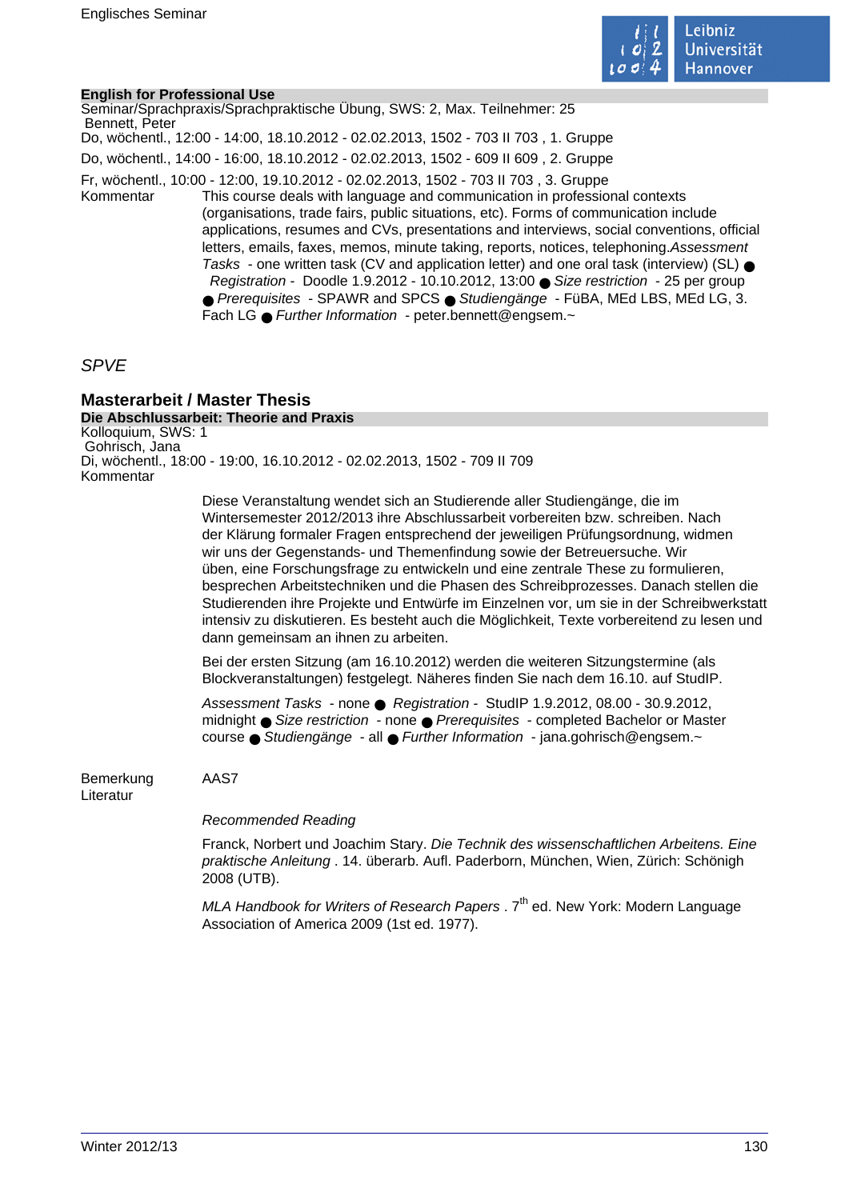**English for Professional Use**

Seminar/Sprachpraxis/Sprachpraktische Übung, SWS: 2, Max. Teilnehmer: 25

Bennett, Peter

Do, wöchentl., 12:00 - 14:00, 18.10.2012 - 02.02.2013, 1502 - 703 II 703 , 1. Gruppe

Do, wöchentl., 14:00 - 16:00, 18.10.2012 - 02.02.2013, 1502 - 609 II 609 , 2. Gruppe

Fr, wöchentl., 10:00 - 12:00, 19.10.2012 - 02.02.2013, 1502 - 703 II 703 , 3. Gruppe

Kommentar

This course deals with language and communication in professional contexts (organisations, trade fairs, public situations, etc). Forms of communication include applications, resumes and CVs, presentations and interviews, social conventions, official letters, emails, faxes, memos, minute taking, reports, notices, telephoning.*Assessment Tasks* - one written task (CV and application letter) and one oral task (interview) (SL) ● *Registration* - Doodle 1.9.2012 - 10.10.2012, 13:00 ● *Size restriction* - 25 per group ● *Prerequisites* - SPAWR and SPCS ● *Studiengänge* - FüBA, MEd LBS, MEd LG, 3. Fach LG ● *Further Information* - peter.bennett@engsem.~

*SPVE*

## Masterarbeit / Master Thesis

**Die Abschlussarbeit: Theorie and Praxis**

Kolloquium, SWS: 1

Gohrisch, Jana

Di, wöchentl., 18:00 - 19:00, 16.10.2012 - 02.02.2013, 1502 - 709 II 709

Kommentar

Diese Veranstaltung wendet sich an Studierende aller Studiengänge, die im Wintersemester 2012/2013 ihre Abschlussarbeit vorbereiten bzw. schreiben. Nach der Klärung formaler Fragen entsprechend der jeweiligen Prüfungsordnung, widmen wir uns der Gegenstands- und Themenfindung sowie der Betreuersuche. Wir üben, eine Forschungsfrage zu entwickeln und eine zentrale These zu formulieren, besprechen Arbeitstechniken und die Phasen des Schreibprozesses. Danach stellen die Studierenden ihre Projekte und Entwürfe im Einzelnen vor, um sie in der Schreibwerkstatt intensiv zu diskutieren. Es besteht auch die Möglichkeit, Texte vorbereitend zu lesen und dann gemeinsam an ihnen zu arbeiten.

Bei der ersten Sitzung (am 16.10.2012) werden die weiteren Sitzungstermine (als Blockveranstaltungen) festgelegt. Näheres finden Sie nach dem 16.10. auf StudIP.

*Assessment Tasks* - none ● *Registration* - StudIP 1.9.2012, 08.00 - 30.9.2012, midnight ● *Size restriction* - none ● *Prerequisites* - completed Bachelor or Master course ● *Studiengänge* - all ● *Further Information* - jana.gohrisch@engsem.~

Bemerkung

AAS7

Literatur

*Recommended Reading*

Franck, Norbert und Joachim Stary. *Die Technik des wissenschaftlichen Arbeitens. Eine praktische Anleitung* . 14. überarb. Aufl. Paderborn, München, Wien, Zürich: Schönigh 2008 (UTB).

*MLA Handbook for Writers of Research Papers* . 7th ed. New York: Modern Language Association of America 2009 (1st ed. 1977).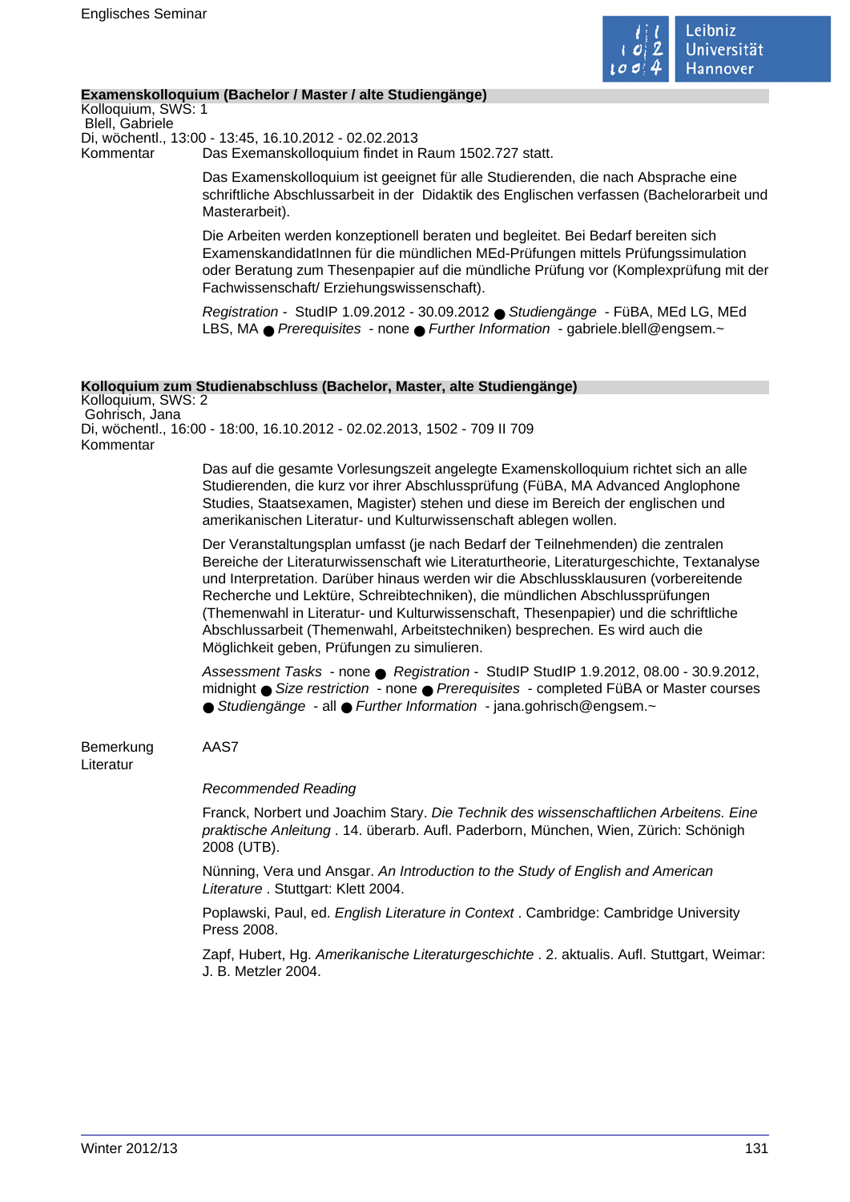## Examenskolloquium (Bachelor / Master / alte Studiengänge)

Kolloquium, SWS: 1
Blell, Gabriele
Di, wöchentl., 13:00 - 13:45, 16.10.2012 - 02.02.2013

Kommentar

Das Exemanskolloquium findet in Raum 1502.727 statt.

Das Examenskolloquium ist geeignet für alle Studierenden, die nach Absprache eine schriftliche Abschlussarbeit in der Didaktik des Englischen verfassen (Bachelorarbeit und Masterarbeit).

Die Arbeiten werden konzeptionell beraten und begleitet. Bei Bedarf bereiten sich ExamenskandidatInnen für die mündlichen MEd-Prüfungen mittels Prüfungssimulation oder Beratung zum Thesenpapier auf die mündliche Prüfung vor (Komplexprüfung mit der Fachwissenschaft/ Erziehungswissenschaft).

*Registration* - StudIP 1.09.2012 - 30.09.2012 ● *Studiengänge* - FüBA, MEd LG, MEd LBS, MA ● *Prerequisites* - none ● *Further Information* - gabriele.blell@engsem.~

## Kolloquium zum Studienabschluss (Bachelor, Master, alte Studiengänge)

Kolloquium, SWS: 2
Gohrisch, Jana
Di, wöchentl., 16:00 - 18:00, 16.10.2012 - 02.02.2013, 1502 - 709 II 709

Kommentar

Das auf die gesamte Vorlesungszeit angelegte Examenskolloquium richtet sich an alle Studierenden, die kurz vor ihrer Abschlussprüfung (FüBA, MA Advanced Anglophone Studies, Staatsexamen, Magister) stehen und diese im Bereich der englischen und amerikanischen Literatur- und Kulturwissenschaft ablegen wollen.

Der Veranstaltungsplan umfasst (je nach Bedarf der Teilnehmenden) die zentralen Bereiche der Literaturwissenschaft wie Literaturtheorie, Literaturgeschichte, Textanalyse und Interpretation. Darüber hinaus werden wir die Abschlussklausuren (vorbereitende Recherche und Lektüre, Schreibtechniken), die mündlichen Abschlussprüfungen (Themenwahl in Literatur- und Kulturwissenschaft, Thesenpapier) und die schriftliche Abschlussarbeit (Themenwahl, Arbeitstechniken) besprechen. Es wird auch die Möglichkeit geben, Prüfungen zu simulieren.

*Assessment Tasks* - none ● *Registration* - StudIP StudIP 1.9.2012, 08.00 - 30.9.2012, midnight ● *Size restriction* - none ● *Prerequisites* - completed FüBA or Master courses ● *Studiengänge* - all ● *Further Information* - jana.gohrisch@engsem.~

Bemerkung

AAS7

Literatur

*Recommended Reading*

Franck, Norbert und Joachim Stary. *Die Technik des wissenschaftlichen Arbeitens. Eine praktische Anleitung* . 14. überarb. Aufl. Paderborn, München, Wien, Zürich: Schönigh 2008 (UTB).

Nünning, Vera und Ansgar. *An Introduction to the Study of English and American Literature* . Stuttgart: Klett 2004.

Poplawski, Paul, ed. *English Literature in Context* . Cambridge: Cambridge University Press 2008.

Zapf, Hubert, Hg. *Amerikanische Literaturgeschichte* . 2. aktualis. Aufl. Stuttgart, Weimar: J. B. Metzler 2004.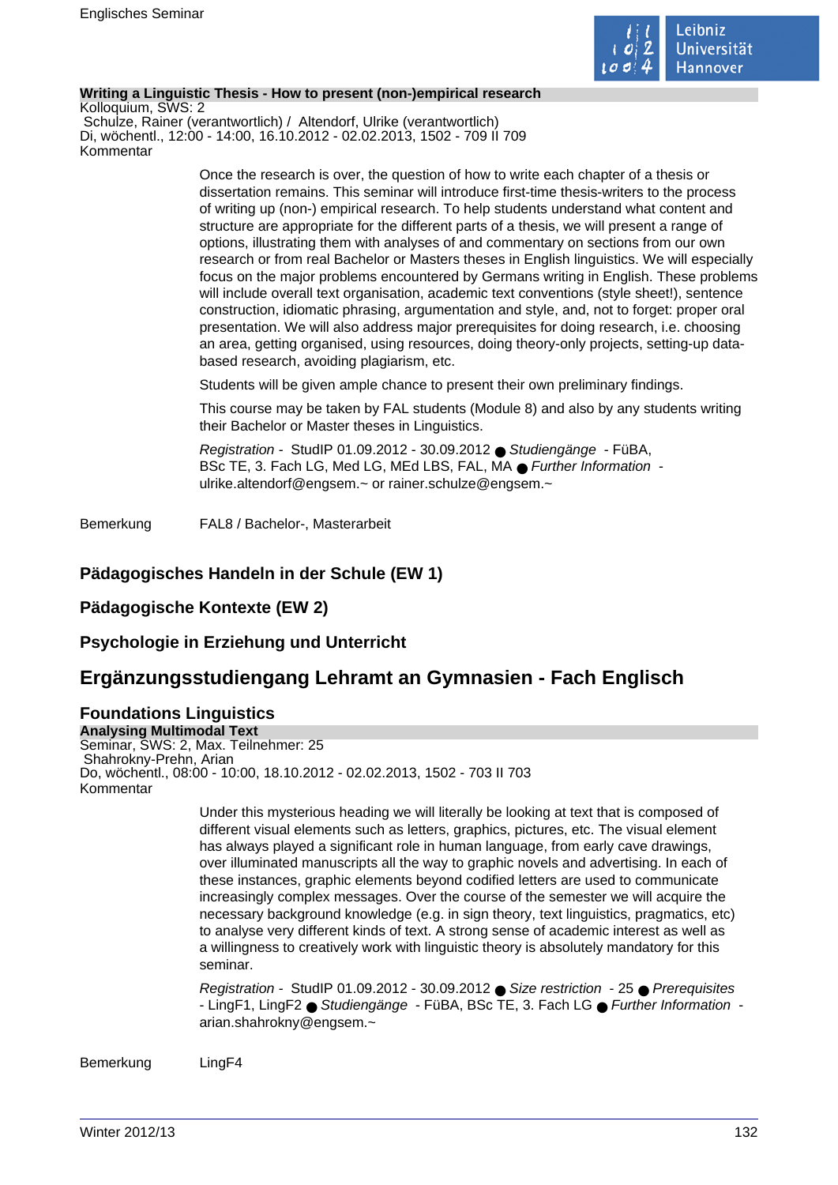**Writing a Linguistic Thesis - How to present (non-)empirical research**

Kolloquium, SWS: 2
Schulze, Rainer (verantwortlich) / Altendorf, Ulrike (verantwortlich)
Di, wöchentl., 12:00 - 14:00, 16.10.2012 - 02.02.2013, 1502 - 709 II 709

Kommentar

Once the research is over, the question of how to write each chapter of a thesis or dissertation remains. This seminar will introduce first-time thesis-writers to the process of writing up (non-) empirical research. To help students understand what content and structure are appropriate for the different parts of a thesis, we will present a range of options, illustrating them with analyses of and commentary on sections from our own research or from real Bachelor or Masters theses in English linguistics. We will especially focus on the major problems encountered by Germans writing in English. These problems will include overall text organisation, academic text conventions (style sheet!), sentence construction, idiomatic phrasing, argumentation and style, and, not to forget: proper oral presentation. We will also address major prerequisites for doing research, i.e. choosing an area, getting organised, using resources, doing theory-only projects, setting-up data-based research, avoiding plagiarism, etc.

Students will be given ample chance to present their own preliminary findings.

This course may be taken by FAL students (Module 8) and also by any students writing their Bachelor or Master theses in Linguistics.

*Registration* - StudIP 01.09.2012 - 30.09.2012 ● *Studiengänge* - FüBA, BSc TE, 3. Fach LG, Med LG, MEd LBS, FAL, MA ● *Further Information* - ulrike.altendorf@engsem.~ or rainer.schulze@engsem.~

Bemerkung FAL8 / Bachelor-, Masterarbeit

### Pädagogisches Handeln in der Schule (EW 1)

### Pädagogische Kontexte (EW 2)

### Psychologie in Erziehung und Unterricht

## Ergänzungsstudiengang Lehramt an Gymnasien - Fach Englisch

### Foundations Linguistics

**Analysing Multimodal Text**

Seminar, SWS: 2, Max. Teilnehmer: 25
Shahrokny-Prehn, Arian
Do, wöchentl., 08:00 - 10:00, 18.10.2012 - 02.02.2013, 1502 - 703 II 703

Kommentar

Under this mysterious heading we will literally be looking at text that is composed of different visual elements such as letters, graphics, pictures, etc. The visual element has always played a significant role in human language, from early cave drawings, over illuminated manuscripts all the way to graphic novels and advertising. In each of these instances, graphic elements beyond codified letters are used to communicate increasingly complex messages. Over the course of the semester we will acquire the necessary background knowledge (e.g. in sign theory, text linguistics, pragmatics, etc) to analyse very different kinds of text. A strong sense of academic interest as well as a willingness to creatively work with linguistic theory is absolutely mandatory for this seminar.

*Registration* - StudIP 01.09.2012 - 30.09.2012 ● *Size restriction* - 25 ● *Prerequisites* - LingF1, LingF2 ● *Studiengänge* - FüBA, BSc TE, 3. Fach LG ● *Further Information* - arian.shahrokny@engsem.~

Bemerkung LingF4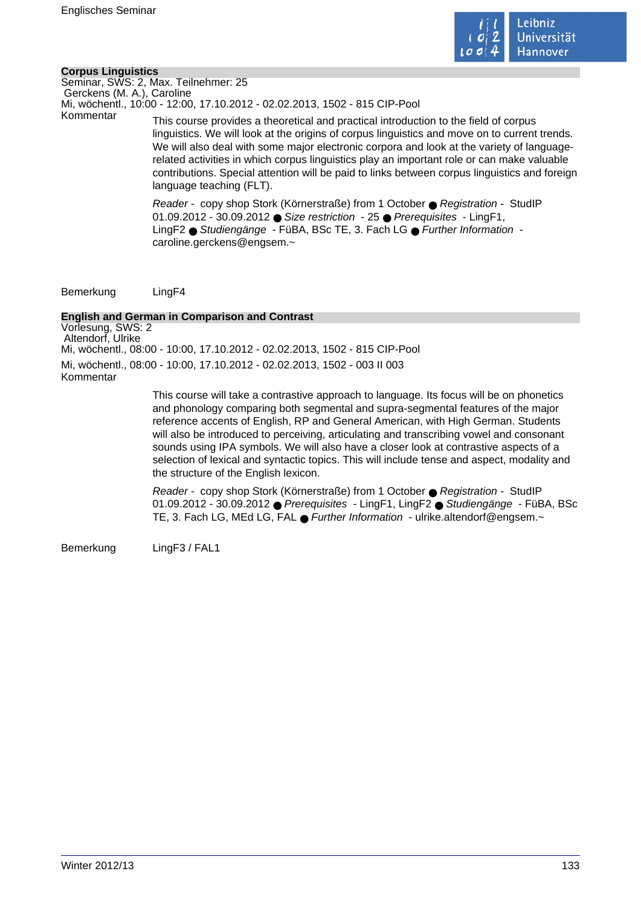## Corpus Linguistics

Seminar, SWS: 2, Max. Teilnehmer: 25
Gerckens (M. A.), Caroline
Mi, wöchentl., 10:00 - 12:00, 17.10.2012 - 02.02.2013, 1502 - 815 CIP-Pool

Kommentar

This course provides a theoretical and practical introduction to the field of corpus linguistics. We will look at the origins of corpus linguistics and move on to current trends. We will also deal with some major electronic corpora and look at the variety of language-related activities in which corpus linguistics play an important role or can make valuable contributions. Special attention will be paid to links between corpus linguistics and foreign language teaching (FLT).

*Reader* - copy shop Stork (Körnerstraße) from 1 October ● *Registration* - StudIP 01.09.2012 - 30.09.2012 ● *Size restriction* - 25 ● *Prerequisites* - LingF1, LingF2 ● *Studiengänge* - FüBA, BSc TE, 3. Fach LG ● *Further Information* - caroline.gerckens@engsem.~

Bemerkung LingF4

## English and German in Comparison and Contrast

Vorlesung, SWS: 2
Altendorf, Ulrike
Mi, wöchentl., 08:00 - 10:00, 17.10.2012 - 02.02.2013, 1502 - 815 CIP-Pool
Mi, wöchentl., 08:00 - 10:00, 17.10.2012 - 02.02.2013, 1502 - 003 II 003

Kommentar

This course will take a contrastive approach to language. Its focus will be on phonetics and phonology comparing both segmental and supra-segmental features of the major reference accents of English, RP and General American, with High German. Students will also be introduced to perceiving, articulating and transcribing vowel and consonant sounds using IPA symbols. We will also have a closer look at contrastive aspects of a selection of lexical and syntactic topics. This will include tense and aspect, modality and the structure of the English lexicon.

*Reader* - copy shop Stork (Körnerstraße) from 1 October ● *Registration* - StudIP 01.09.2012 - 30.09.2012 ● *Prerequisites* - LingF1, LingF2 ● *Studiengänge* - FüBA, BSc TE, 3. Fach LG, MEd LG, FAL ● *Further Information* - ulrike.altendorf@engsem.~

Bemerkung LingF3 / FAL1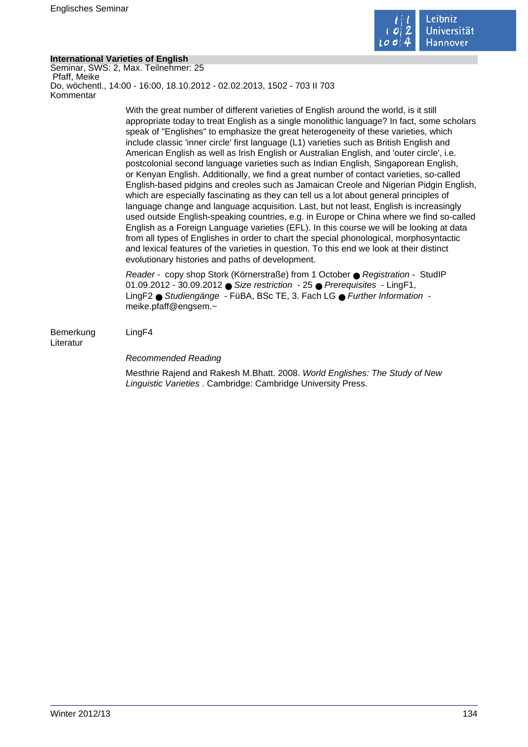**International Varieties of English**

Seminar, SWS: 2, Max. Teilnehmer: 25

Pfaff, Meike

Do, wöchentl., 14:00 - 16:00, 18.10.2012 - 02.02.2013, 1502 - 703 II 703

Kommentar

With the great number of different varieties of English around the world, is it still appropriate today to treat English as a single monolithic language? In fact, some scholars speak of "Englishes" to emphasize the great heterogeneity of these varieties, which include classic 'inner circle' first language (L1) varieties such as British English and American English as well as Irish English or Australian English, and 'outer circle', i.e. postcolonial second language varieties such as Indian English, Singaporean English, or Kenyan English. Additionally, we find a great number of contact varieties, so-called English-based pidgins and creoles such as Jamaican Creole and Nigerian Pidgin English, which are especially fascinating as they can tell us a lot about general principles of language change and language acquisition. Last, but not least, English is increasingly used outside English-speaking countries, e.g. in Europe or China where we find so-called English as a Foreign Language varieties (EFL). In this course we will be looking at data from all types of Englishes in order to chart the special phonological, morphosyntactic and lexical features of the varieties in question. To this end we look at their distinct evolutionary histories and paths of development.

*Reader* - copy shop Stork (Körnerstraße) from 1 October ● *Registration* - StudIP 01.09.2012 - 30.09.2012 ● *Size restriction* - 25 ● *Prerequisites* - LingF1, LingF2 ● *Studiengänge* - FüBA, BSc TE, 3. Fach LG ● *Further Information* - meike.pfaff@engsem.~

Bemerkung LingF4

Literatur

*Recommended Reading*

Mesthrie Rajend and Rakesh M.Bhatt. 2008. *World Englishes: The Study of New Linguistic Varieties* . Cambridge: Cambridge University Press.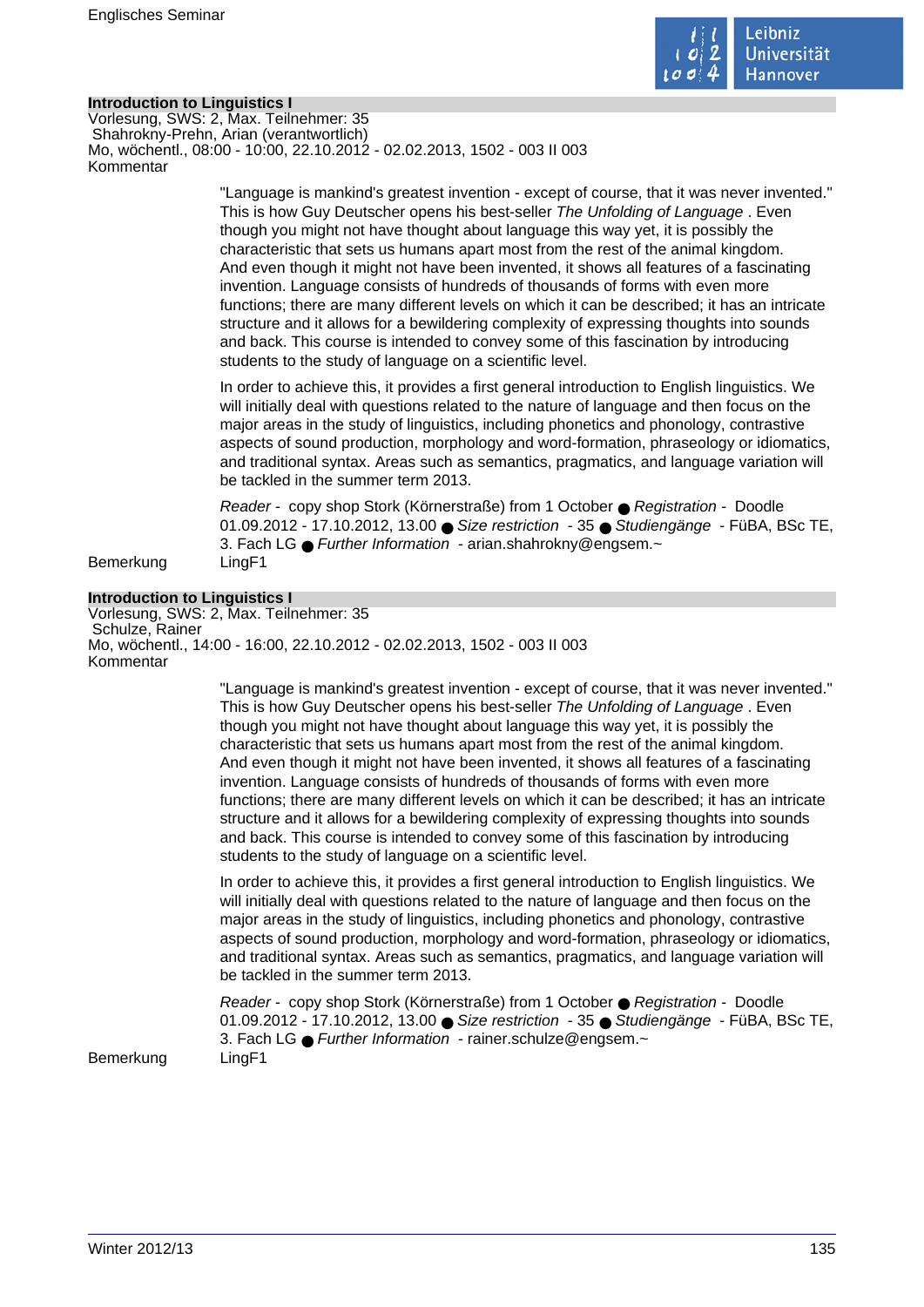## Introduction to Linguistics I

Vorlesung, SWS: 2, Max. Teilnehmer: 35
Shahrokny-Prehn, Arian (verantwortlich)
Mo, wöchentl., 08:00 - 10:00, 22.10.2012 - 02.02.2013, 1502 - 003 II 003

Kommentar

"Language is mankind's greatest invention - except of course, that it was never invented." This is how Guy Deutscher opens his best-seller *The Unfolding of Language* . Even though you might not have thought about language this way yet, it is possibly the characteristic that sets us humans apart most from the rest of the animal kingdom. And even though it might not have been invented, it shows all features of a fascinating invention. Language consists of hundreds of thousands of forms with even more functions; there are many different levels on which it can be described; it has an intricate structure and it allows for a bewildering complexity of expressing thoughts into sounds and back. This course is intended to convey some of this fascination by introducing students to the study of language on a scientific level.

In order to achieve this, it provides a first general introduction to English linguistics. We will initially deal with questions related to the nature of language and then focus on the major areas in the study of linguistics, including phonetics and phonology, contrastive aspects of sound production, morphology and word-formation, phraseology or idiomatics, and traditional syntax. Areas such as semantics, pragmatics, and language variation will be tackled in the summer term 2013.

*Reader* - copy shop Stork (Körnerstraße) from 1 October ● *Registration* - Doodle 01.09.2012 - 17.10.2012, 13.00 ● *Size restriction* - 35 ● *Studiengänge* - FüBA, BSc TE, 3. Fach LG ● *Further Information* - arian.shahrokny@engsem.~

Bemerkung LingF1

## Introduction to Linguistics I

Vorlesung, SWS: 2, Max. Teilnehmer: 35
Schulze, Rainer
Mo, wöchentl., 14:00 - 16:00, 22.10.2012 - 02.02.2013, 1502 - 003 II 003

Kommentar

"Language is mankind's greatest invention - except of course, that it was never invented." This is how Guy Deutscher opens his best-seller *The Unfolding of Language* . Even though you might not have thought about language this way yet, it is possibly the characteristic that sets us humans apart most from the rest of the animal kingdom. And even though it might not have been invented, it shows all features of a fascinating invention. Language consists of hundreds of thousands of forms with even more functions; there are many different levels on which it can be described; it has an intricate structure and it allows for a bewildering complexity of expressing thoughts into sounds and back. This course is intended to convey some of this fascination by introducing students to the study of language on a scientific level.

In order to achieve this, it provides a first general introduction to English linguistics. We will initially deal with questions related to the nature of language and then focus on the major areas in the study of linguistics, including phonetics and phonology, contrastive aspects of sound production, morphology and word-formation, phraseology or idiomatics, and traditional syntax. Areas such as semantics, pragmatics, and language variation will be tackled in the summer term 2013.

*Reader* - copy shop Stork (Körnerstraße) from 1 October ● *Registration* - Doodle 01.09.2012 - 17.10.2012, 13.00 ● *Size restriction* - 35 ● *Studiengänge* - FüBA, BSc TE, 3. Fach LG ● *Further Information* - rainer.schulze@engsem.~

Bemerkung LingF1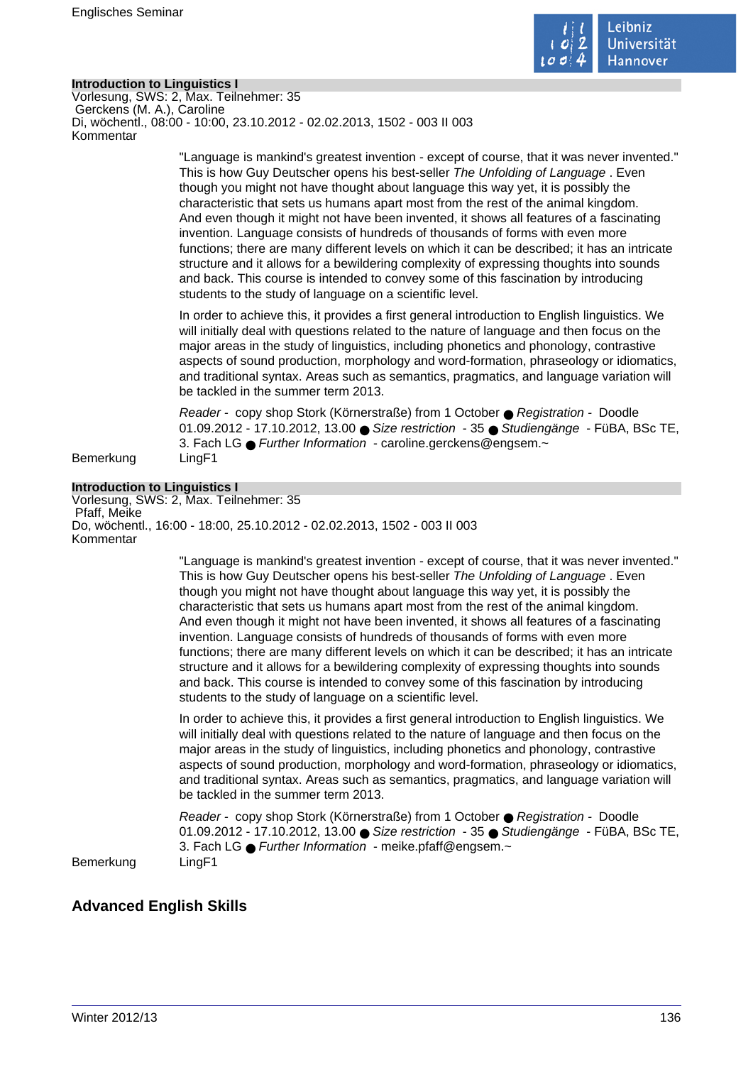### Introduction to Linguistics I

Vorlesung, SWS: 2, Max. Teilnehmer: 35
Gerckens (M. A.), Caroline
Di, wöchentl., 08:00 - 10:00, 23.10.2012 - 02.02.2013, 1502 - 003 II 003
Kommentar

"Language is mankind's greatest invention - except of course, that it was never invented." This is how Guy Deutscher opens his best-seller *The Unfolding of Language* . Even though you might not have thought about language this way yet, it is possibly the characteristic that sets us humans apart most from the rest of the animal kingdom. And even though it might not have been invented, it shows all features of a fascinating invention. Language consists of hundreds of thousands of forms with even more functions; there are many different levels on which it can be described; it has an intricate structure and it allows for a bewildering complexity of expressing thoughts into sounds and back. This course is intended to convey some of this fascination by introducing students to the study of language on a scientific level.

In order to achieve this, it provides a first general introduction to English linguistics. We will initially deal with questions related to the nature of language and then focus on the major areas in the study of linguistics, including phonetics and phonology, contrastive aspects of sound production, morphology and word-formation, phraseology or idiomatics, and traditional syntax. Areas such as semantics, pragmatics, and language variation will be tackled in the summer term 2013.

*Reader* - copy shop Stork (Körnerstraße) from 1 October ● *Registration* - Doodle 01.09.2012 - 17.10.2012, 13.00 ● *Size restriction* - 35 ● *Studiengänge* - FüBA, BSc TE, 3. Fach LG ● *Further Information* - caroline.gerckens@engsem.~

Bemerkung LingF1

### Introduction to Linguistics I

Vorlesung, SWS: 2, Max. Teilnehmer: 35
Pfaff, Meike
Do, wöchentl., 16:00 - 18:00, 25.10.2012 - 02.02.2013, 1502 - 003 II 003
Kommentar

"Language is mankind's greatest invention - except of course, that it was never invented." This is how Guy Deutscher opens his best-seller *The Unfolding of Language* . Even though you might not have thought about language this way yet, it is possibly the characteristic that sets us humans apart most from the rest of the animal kingdom. And even though it might not have been invented, it shows all features of a fascinating invention. Language consists of hundreds of thousands of forms with even more functions; there are many different levels on which it can be described; it has an intricate structure and it allows for a bewildering complexity of expressing thoughts into sounds and back. This course is intended to convey some of this fascination by introducing students to the study of language on a scientific level.

In order to achieve this, it provides a first general introduction to English linguistics. We will initially deal with questions related to the nature of language and then focus on the major areas in the study of linguistics, including phonetics and phonology, contrastive aspects of sound production, morphology and word-formation, phraseology or idiomatics, and traditional syntax. Areas such as semantics, pragmatics, and language variation will be tackled in the summer term 2013.

*Reader* - copy shop Stork (Körnerstraße) from 1 October ● *Registration* - Doodle 01.09.2012 - 17.10.2012, 13.00 ● *Size restriction* - 35 ● *Studiengänge* - FüBA, BSc TE, 3. Fach LG ● *Further Information* - meike.pfaff@engsem.~

Bemerkung LingF1

## Advanced English Skills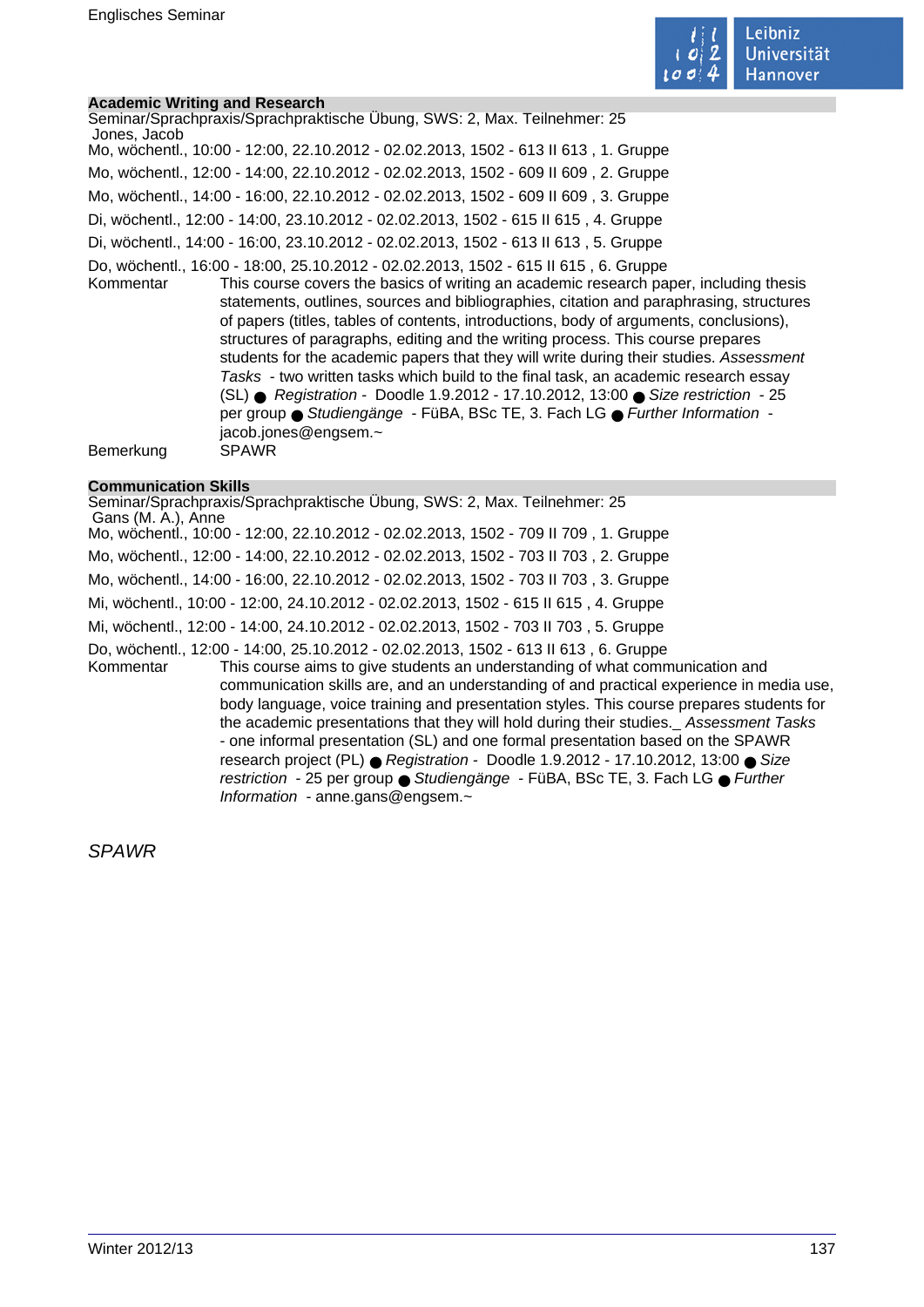**Academic Writing and Research**

Seminar/Sprachpraxis/Sprachpraktische Übung, SWS: 2, Max. Teilnehmer: 25

Jones, Jacob

Mo, wöchentl., 10:00 - 12:00, 22.10.2012 - 02.02.2013, 1502 - 613 II 613 , 1. Gruppe

Mo, wöchentl., 12:00 - 14:00, 22.10.2012 - 02.02.2013, 1502 - 609 II 609 , 2. Gruppe

Mo, wöchentl., 14:00 - 16:00, 22.10.2012 - 02.02.2013, 1502 - 609 II 609 , 3. Gruppe

Di, wöchentl., 12:00 - 14:00, 23.10.2012 - 02.02.2013, 1502 - 615 II 615 , 4. Gruppe

Di, wöchentl., 14:00 - 16:00, 23.10.2012 - 02.02.2013, 1502 - 613 II 613 , 5. Gruppe

Do, wöchentl., 16:00 - 18:00, 25.10.2012 - 02.02.2013, 1502 - 615 II 615 , 6. Gruppe

Kommentar: This course covers the basics of writing an academic research paper, including thesis statements, outlines, sources and bibliographies, citation and paraphrasing, structures of papers (titles, tables of contents, introductions, body of arguments, conclusions), structures of paragraphs, editing and the writing process. This course prepares students for the academic papers that they will write during their studies. *Assessment Tasks* - two written tasks which build to the final task, an academic research essay (SL) ● *Registration* - Doodle 1.9.2012 - 17.10.2012, 13:00 ● *Size restriction* - 25 per group ● *Studiengänge* - FüBA, BSc TE, 3. Fach LG ● *Further Information* - jacob.jones@engsem.~

Bemerkung: SPAWR

**Communication Skills**

Seminar/Sprachpraxis/Sprachpraktische Übung, SWS: 2, Max. Teilnehmer: 25

Gans (M. A.), Anne

Mo, wöchentl., 10:00 - 12:00, 22.10.2012 - 02.02.2013, 1502 - 709 II 709 , 1. Gruppe

Mo, wöchentl., 12:00 - 14:00, 22.10.2012 - 02.02.2013, 1502 - 703 II 703 , 2. Gruppe

Mo, wöchentl., 14:00 - 16:00, 22.10.2012 - 02.02.2013, 1502 - 703 II 703 , 3. Gruppe

Mi, wöchentl., 10:00 - 12:00, 24.10.2012 - 02.02.2013, 1502 - 615 II 615 , 4. Gruppe

Mi, wöchentl., 12:00 - 14:00, 24.10.2012 - 02.02.2013, 1502 - 703 II 703 , 5. Gruppe

Do, wöchentl., 12:00 - 14:00, 25.10.2012 - 02.02.2013, 1502 - 613 II 613 , 6. Gruppe

Kommentar: This course aims to give students an understanding of what communication and communication skills are, and an understanding of and practical experience in media use, body language, voice training and presentation styles. This course prepares students for the academic presentations that they will hold during their studies._ *Assessment Tasks* - one informal presentation (SL) and one formal presentation based on the SPAWR research project (PL) ● *Registration* - Doodle 1.9.2012 - 17.10.2012, 13:00 ● *Size restriction* - 25 per group ● *Studiengänge* - FüBA, BSc TE, 3. Fach LG ● *Further Information* - anne.gans@engsem.~

## *SPAWR*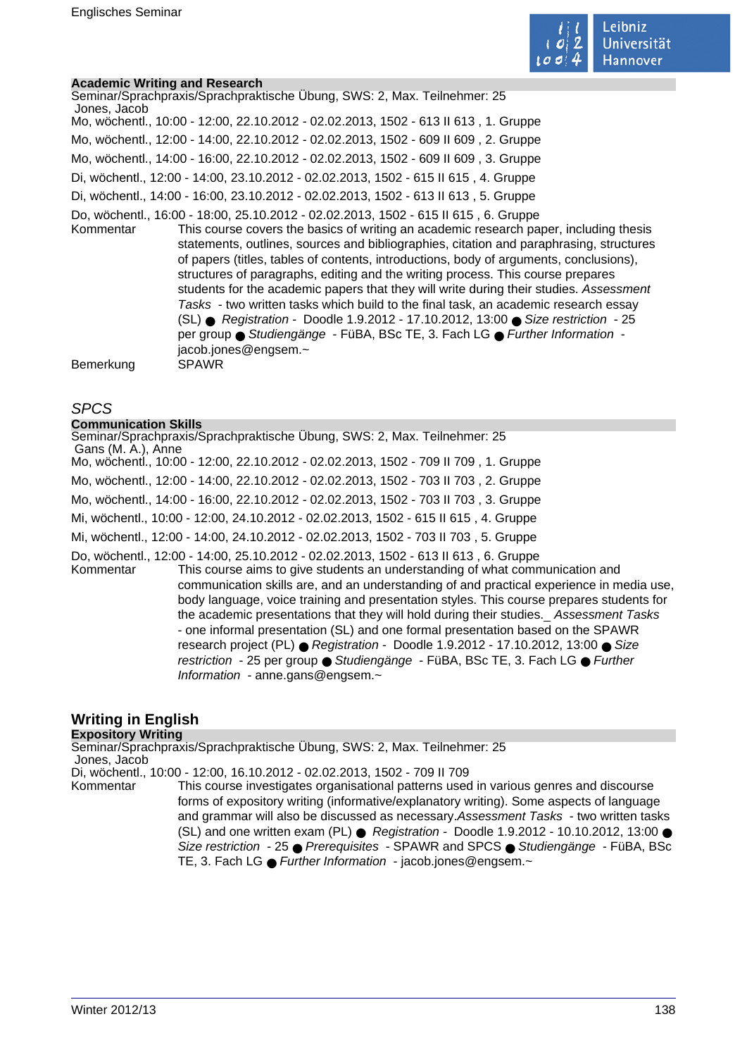**Academic Writing and Research**

Seminar/Sprachpraxis/Sprachpraktische Übung, SWS: 2, Max. Teilnehmer: 25

Jones, Jacob

Mo, wöchentl., 10:00 - 12:00, 22.10.2012 - 02.02.2013, 1502 - 613 II 613 , 1. Gruppe

Mo, wöchentl., 12:00 - 14:00, 22.10.2012 - 02.02.2013, 1502 - 609 II 609 , 2. Gruppe

Mo, wöchentl., 14:00 - 16:00, 22.10.2012 - 02.02.2013, 1502 - 609 II 609 , 3. Gruppe

Di, wöchentl., 12:00 - 14:00, 23.10.2012 - 02.02.2013, 1502 - 615 II 615 , 4. Gruppe

Di, wöchentl., 14:00 - 16:00, 23.10.2012 - 02.02.2013, 1502 - 613 II 613 , 5. Gruppe

Do, wöchentl., 16:00 - 18:00, 25.10.2012 - 02.02.2013, 1502 - 615 II 615 , 6. Gruppe

Kommentar: This course covers the basics of writing an academic research paper, including thesis statements, outlines, sources and bibliographies, citation and paraphrasing, structures of papers (titles, tables of contents, introductions, body of arguments, conclusions), structures of paragraphs, editing and the writing process. This course prepares students for the academic papers that they will write during their studies. *Assessment Tasks* - two written tasks which build to the final task, an academic research essay (SL) ● *Registration* - Doodle 1.9.2012 - 17.10.2012, 13:00 ● *Size restriction* - 25 per group ● *Studiengänge* - FüBA, BSc TE, 3. Fach LG ● *Further Information* - jacob.jones@engsem.~

Bemerkung: SPAWR

## *SPCS*

**Communication Skills**

Seminar/Sprachpraxis/Sprachpraktische Übung, SWS: 2, Max. Teilnehmer: 25

Gans (M. A.), Anne

Mo, wöchentl., 10:00 - 12:00, 22.10.2012 - 02.02.2013, 1502 - 709 II 709 , 1. Gruppe

Mo, wöchentl., 12:00 - 14:00, 22.10.2012 - 02.02.2013, 1502 - 703 II 703 , 2. Gruppe

Mo, wöchentl., 14:00 - 16:00, 22.10.2012 - 02.02.2013, 1502 - 703 II 703 , 3. Gruppe

Mi, wöchentl., 10:00 - 12:00, 24.10.2012 - 02.02.2013, 1502 - 615 II 615 , 4. Gruppe

Mi, wöchentl., 12:00 - 14:00, 24.10.2012 - 02.02.2013, 1502 - 703 II 703 , 5. Gruppe

Do, wöchentl., 12:00 - 14:00, 25.10.2012 - 02.02.2013, 1502 - 613 II 613 , 6. Gruppe

Kommentar: This course aims to give students an understanding of what communication and communication skills are, and an understanding of and practical experience in media use, body language, voice training and presentation styles. This course prepares students for the academic presentations that they will hold during their studies._ *Assessment Tasks* - one informal presentation (SL) and one formal presentation based on the SPAWR research project (PL) ● *Registration* - Doodle 1.9.2012 - 17.10.2012, 13:00 ● *Size restriction* - 25 per group ● *Studiengänge* - FüBA, BSc TE, 3. Fach LG ● *Further Information* - anne.gans@engsem.~

## Writing in English

**Expository Writing**

Seminar/Sprachpraxis/Sprachpraktische Übung, SWS: 2, Max. Teilnehmer: 25

Jones, Jacob

Di, wöchentl., 10:00 - 12:00, 16.10.2012 - 02.02.2013, 1502 - 709 II 709

Kommentar: This course investigates organisational patterns used in various genres and discourse forms of expository writing (informative/explanatory writing). Some aspects of language and grammar will also be discussed as necessary.*Assessment Tasks* - two written tasks (SL) and one written exam (PL) ● *Registration* - Doodle 1.9.2012 - 10.10.2012, 13:00 ● *Size restriction* - 25 ● *Prerequisites* - SPAWR and SPCS ● *Studiengänge* - FüBA, BSc TE, 3. Fach LG ● *Further Information* - jacob.jones@engsem.~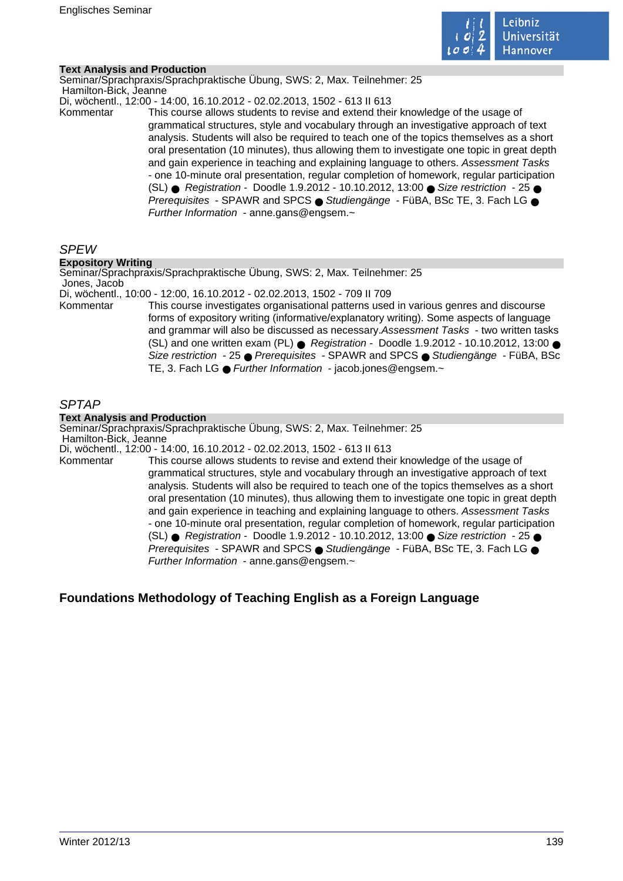**Text Analysis and Production**

Seminar/Sprachpraxis/Sprachpraktische Übung, SWS: 2, Max. Teilnehmer: 25

Hamilton-Bick, Jeanne

Di, wöchentl., 12:00 - 14:00, 16.10.2012 - 02.02.2013, 1502 - 613 II 613

Kommentar This course allows students to revise and extend their knowledge of the usage of grammatical structures, style and vocabulary through an investigative approach of text analysis. Students will also be required to teach one of the topics themselves as a short oral presentation (10 minutes), thus allowing them to investigate one topic in great depth and gain experience in teaching and explaining language to others. *Assessment Tasks* - one 10-minute oral presentation, regular completion of homework, regular participation (SL) ● *Registration* - Doodle 1.9.2012 - 10.10.2012, 13:00 ● *Size restriction* - 25 ● *Prerequisites* - SPAWR and SPCS ● *Studiengänge* - FüBA, BSc TE, 3. Fach LG ● *Further Information* - anne.gans@engsem.~

## *SPEW*

**Expository Writing**

Seminar/Sprachpraxis/Sprachpraktische Übung, SWS: 2, Max. Teilnehmer: 25

Jones, Jacob

Di, wöchentl., 10:00 - 12:00, 16.10.2012 - 02.02.2013, 1502 - 709 II 709

Kommentar This course investigates organisational patterns used in various genres and discourse forms of expository writing (informative/explanatory writing). Some aspects of language and grammar will also be discussed as necessary.*Assessment Tasks* - two written tasks (SL) and one written exam (PL) ● *Registration* - Doodle 1.9.2012 - 10.10.2012, 13:00 ● *Size restriction* - 25 ● *Prerequisites* - SPAWR and SPCS ● *Studiengänge* - FüBA, BSc TE, 3. Fach LG ● *Further Information* - jacob.jones@engsem.~

## *SPTAP*

**Text Analysis and Production**

Seminar/Sprachpraxis/Sprachpraktische Übung, SWS: 2, Max. Teilnehmer: 25

Hamilton-Bick, Jeanne

Di, wöchentl., 12:00 - 14:00, 16.10.2012 - 02.02.2013, 1502 - 613 II 613

Kommentar This course allows students to revise and extend their knowledge of the usage of grammatical structures, style and vocabulary through an investigative approach of text analysis. Students will also be required to teach one of the topics themselves as a short oral presentation (10 minutes), thus allowing them to investigate one topic in great depth and gain experience in teaching and explaining language to others. *Assessment Tasks* - one 10-minute oral presentation, regular completion of homework, regular participation (SL) ● *Registration* - Doodle 1.9.2012 - 10.10.2012, 13:00 ● *Size restriction* - 25 ● *Prerequisites* - SPAWR and SPCS ● *Studiengänge* - FüBA, BSc TE, 3. Fach LG ● *Further Information* - anne.gans@engsem.~

## Foundations Methodology of Teaching English as a Foreign Language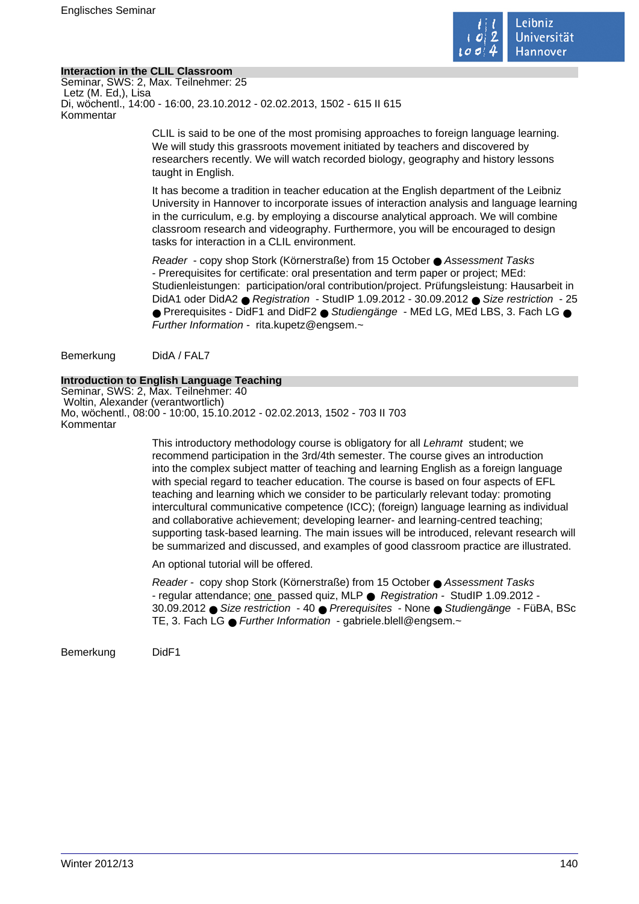## Interaction in the CLIL Classroom

Seminar, SWS: 2, Max. Teilnehmer: 25
Letz (M. Ed,), Lisa
Di, wöchentl., 14:00 - 16:00, 23.10.2012 - 02.02.2013, 1502 - 615 II 615
Kommentar

CLIL is said to be one of the most promising approaches to foreign language learning. We will study this grassroots movement initiated by teachers and discovered by researchers recently. We will watch recorded biology, geography and history lessons taught in English.

It has become a tradition in teacher education at the English department of the Leibniz University in Hannover to incorporate issues of interaction analysis and language learning in the curriculum, e.g. by employing a discourse analytical approach. We will combine classroom research and videography. Furthermore, you will be encouraged to design tasks for interaction in a CLIL environment.

*Reader* - copy shop Stork (Körnerstraße) from 15 October ● *Assessment Tasks* - Prerequisites for certificate: oral presentation and term paper or project; MEd: Studienleistungen: participation/oral contribution/project. Prüfungsleistung: Hausarbeit in DidA1 oder DidA2 ● *Registration* - StudIP 1.09.2012 - 30.09.2012 ● *Size restriction* - 25 ● Prerequisites - DidF1 and DidF2 ● *Studiengänge* - MEd LG, MEd LBS, 3. Fach LG ● *Further Information* - rita.kupetz@engsem.~

Bemerkung DidA / FAL7

## Introduction to English Language Teaching

Seminar, SWS: 2, Max. Teilnehmer: 40
Woltin, Alexander (verantwortlich)
Mo, wöchentl., 08:00 - 10:00, 15.10.2012 - 02.02.2013, 1502 - 703 II 703
Kommentar

This introductory methodology course is obligatory for all *Lehramt* student; we recommend participation in the 3rd/4th semester. The course gives an introduction into the complex subject matter of teaching and learning English as a foreign language with special regard to teacher education. The course is based on four aspects of EFL teaching and learning which we consider to be particularly relevant today: promoting intercultural communicative competence (ICC); (foreign) language learning as individual and collaborative achievement; developing learner- and learning-centred teaching; supporting task-based learning. The main issues will be introduced, relevant research will be summarized and discussed, and examples of good classroom practice are illustrated.

An optional tutorial will be offered.

*Reader* - copy shop Stork (Körnerstraße) from 15 October ● *Assessment Tasks* - regular attendance; one passed quiz, MLP ● *Registration* - StudIP 1.09.2012 - 30.09.2012 ● *Size restriction* - 40 ● *Prerequisites* - None ● *Studiengänge* - FüBA, BSc TE, 3. Fach LG ● *Further Information* - gabriele.blell@engsem.~

Bemerkung DidF1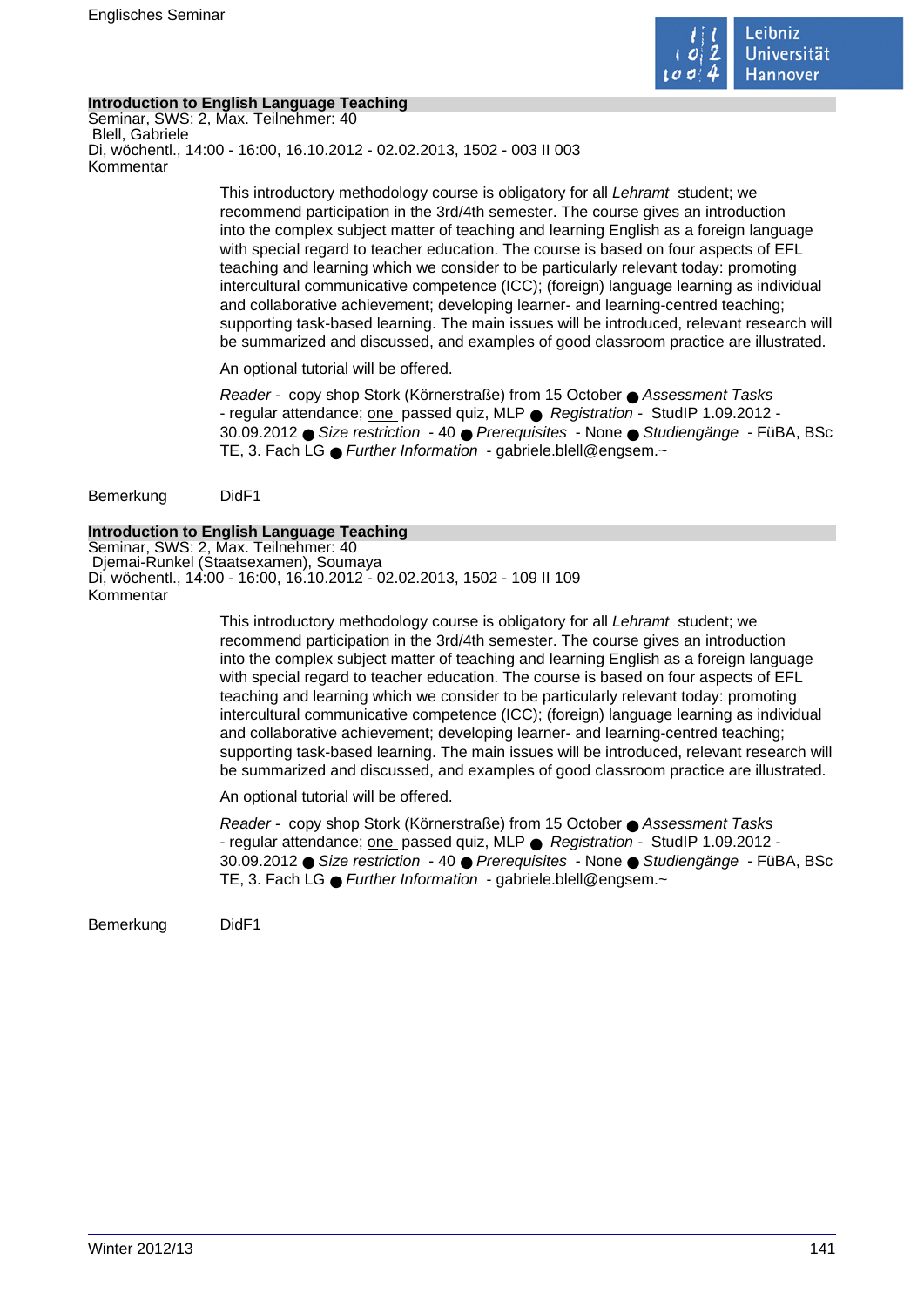## Introduction to English Language Teaching

Seminar, SWS: 2, Max. Teilnehmer: 40
Blell, Gabriele
Di, wöchentl., 14:00 - 16:00, 16.10.2012 - 02.02.2013, 1502 - 003 II 003
Kommentar

This introductory methodology course is obligatory for all *Lehramt* student; we recommend participation in the 3rd/4th semester. The course gives an introduction into the complex subject matter of teaching and learning English as a foreign language with special regard to teacher education. The course is based on four aspects of EFL teaching and learning which we consider to be particularly relevant today: promoting intercultural communicative competence (ICC); (foreign) language learning as individual and collaborative achievement; developing learner- and learning-centred teaching; supporting task-based learning. The main issues will be introduced, relevant research will be summarized and discussed, and examples of good classroom practice are illustrated.

An optional tutorial will be offered.

*Reader* - copy shop Stork (Körnerstraße) from 15 October ● *Assessment Tasks* - regular attendance; one passed quiz, MLP ● *Registration* - StudIP 1.09.2012 - 30.09.2012 ● *Size restriction* - 40 ● *Prerequisites* - None ● *Studiengänge* - FüBA, BSc TE, 3. Fach LG ● *Further Information* - gabriele.blell@engsem.~

Bemerkung DidF1

## Introduction to English Language Teaching

Seminar, SWS: 2, Max. Teilnehmer: 40
Djemai-Runkel (Staatsexamen), Soumaya
Di, wöchentl., 14:00 - 16:00, 16.10.2012 - 02.02.2013, 1502 - 109 II 109
Kommentar

This introductory methodology course is obligatory for all *Lehramt* student; we recommend participation in the 3rd/4th semester. The course gives an introduction into the complex subject matter of teaching and learning English as a foreign language with special regard to teacher education. The course is based on four aspects of EFL teaching and learning which we consider to be particularly relevant today: promoting intercultural communicative competence (ICC); (foreign) language learning as individual and collaborative achievement; developing learner- and learning-centred teaching; supporting task-based learning. The main issues will be introduced, relevant research will be summarized and discussed, and examples of good classroom practice are illustrated.

An optional tutorial will be offered.

*Reader* - copy shop Stork (Körnerstraße) from 15 October ● *Assessment Tasks* - regular attendance; one passed quiz, MLP ● *Registration* - StudIP 1.09.2012 - 30.09.2012 ● *Size restriction* - 40 ● *Prerequisites* - None ● *Studiengänge* - FüBA, BSc TE, 3. Fach LG ● *Further Information* - gabriele.blell@engsem.~

Bemerkung DidF1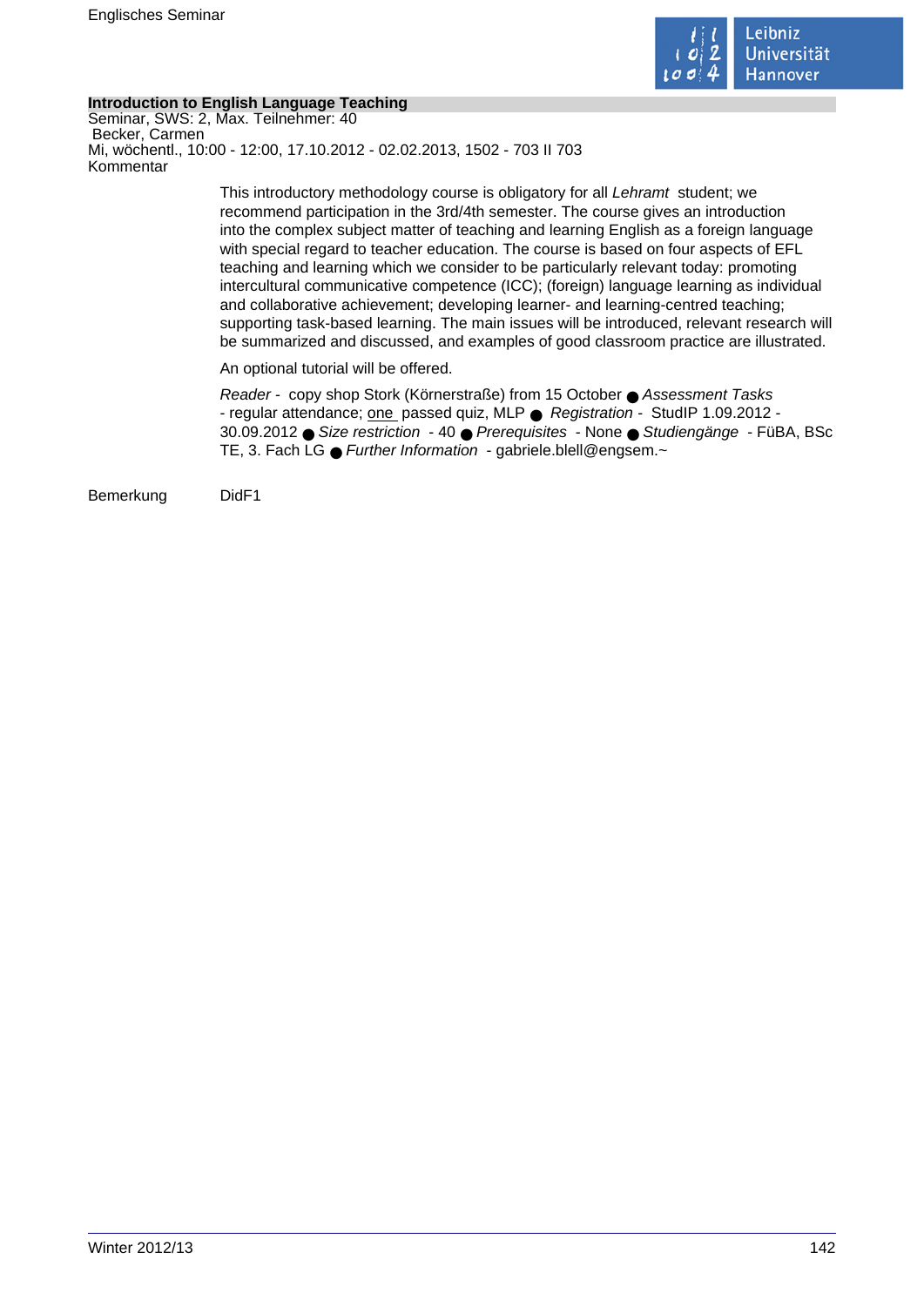**Introduction to English Language Teaching**

Seminar, SWS: 2, Max. Teilnehmer: 40

Becker, Carmen

Mi, wöchentl., 10:00 - 12:00, 17.10.2012 - 02.02.2013, 1502 - 703 II 703

Kommentar

This introductory methodology course is obligatory for all *Lehramt* student; we recommend participation in the 3rd/4th semester. The course gives an introduction into the complex subject matter of teaching and learning English as a foreign language with special regard to teacher education. The course is based on four aspects of EFL teaching and learning which we consider to be particularly relevant today: promoting intercultural communicative competence (ICC); (foreign) language learning as individual and collaborative achievement; developing learner- and learning-centred teaching; supporting task-based learning. The main issues will be introduced, relevant research will be summarized and discussed, and examples of good classroom practice are illustrated.

An optional tutorial will be offered.

*Reader* - copy shop Stork (Körnerstraße) from 15 October ● *Assessment Tasks* - regular attendance; one passed quiz, MLP ● *Registration* - StudIP 1.09.2012 - 30.09.2012 ● *Size restriction* - 40 ● *Prerequisites* - None ● *Studiengänge* - FüBA, BSc TE, 3. Fach LG ● *Further Information* - gabriele.blell@engsem.~

Bemerkung DidF1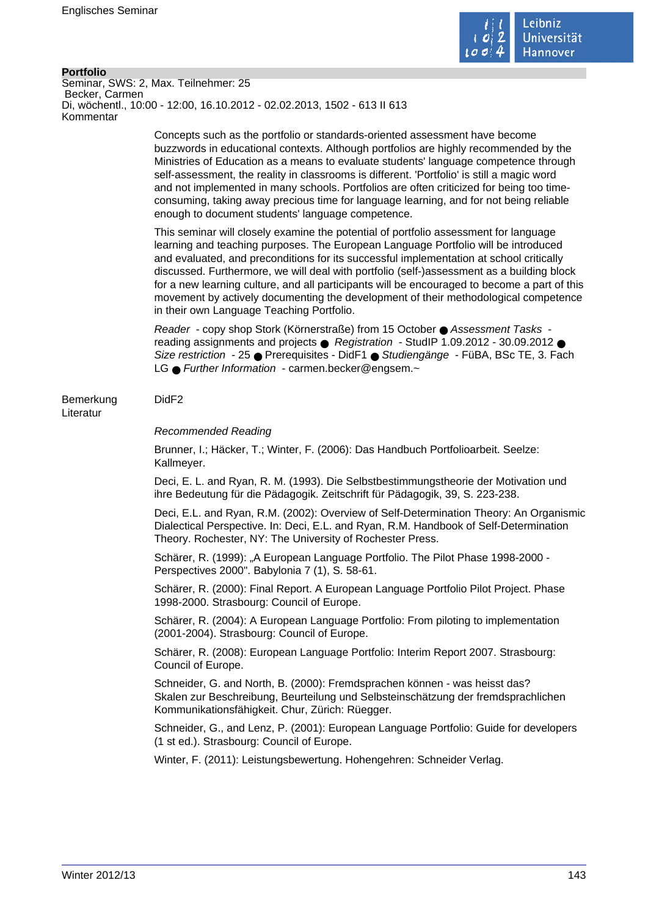**Portfolio**

Seminar, SWS: 2, Max. Teilnehmer: 25

Becker, Carmen

Di, wöchentl., 10:00 - 12:00, 16.10.2012 - 02.02.2013, 1502 - 613 II 613

Kommentar

Concepts such as the portfolio or standards-oriented assessment have become buzzwords in educational contexts. Although portfolios are highly recommended by the Ministries of Education as a means to evaluate students' language competence through self-assessment, the reality in classrooms is different. 'Portfolio' is still a magic word and not implemented in many schools. Portfolios are often criticized for being too time-consuming, taking away precious time for language learning, and for not being reliable enough to document students' language competence.

This seminar will closely examine the potential of portfolio assessment for language learning and teaching purposes. The European Language Portfolio will be introduced and evaluated, and preconditions for its successful implementation at school critically discussed. Furthermore, we will deal with portfolio (self-)assessment as a building block for a new learning culture, and all participants will be encouraged to become a part of this movement by actively documenting the development of their methodological competence in their own Language Teaching Portfolio.

*Reader* - copy shop Stork (Körnerstraße) from 15 October ● *Assessment Tasks* - reading assignments and projects ● *Registration* - StudIP 1.09.2012 - 30.09.2012 ● *Size restriction* - 25 ● Prerequisites - DidF1 ● *Studiengänge* - FüBA, BSc TE, 3. Fach LG ● *Further Information* - carmen.becker@engsem.~

Bemerkung DidF2

Literatur

*Recommended Reading*

Brunner, I.; Häcker, T.; Winter, F. (2006): Das Handbuch Portfolioarbeit. Seelze: Kallmeyer.

Deci, E. L. and Ryan, R. M. (1993). Die Selbstbestimmungstheorie der Motivation und ihre Bedeutung für die Pädagogik. Zeitschrift für Pädagogik, 39, S. 223-238.

Deci, E.L. and Ryan, R.M. (2002): Overview of Self-Determination Theory: An Organismic Dialectical Perspective. In: Deci, E.L. and Ryan, R.M. Handbook of Self-Determination Theory. Rochester, NY: The University of Rochester Press.

Schärer, R. (1999): „A European Language Portfolio. The Pilot Phase 1998-2000 - Perspectives 2000". Babylonia 7 (1), S. 58-61.

Schärer, R. (2000): Final Report. A European Language Portfolio Pilot Project. Phase 1998-2000. Strasbourg: Council of Europe.

Schärer, R. (2004): A European Language Portfolio: From piloting to implementation (2001-2004). Strasbourg: Council of Europe.

Schärer, R. (2008): European Language Portfolio: Interim Report 2007. Strasbourg: Council of Europe.

Schneider, G. and North, B. (2000): Fremdsprachen können - was heisst das? Skalen zur Beschreibung, Beurteilung und Selbsteinschätzung der fremdsprachlichen Kommunikationsfähigkeit. Chur, Zürich: Rüegger.

Schneider, G., and Lenz, P. (2001): European Language Portfolio: Guide for developers (1 st ed.). Strasbourg: Council of Europe.

Winter, F. (2011): Leistungsbewertung. Hohengehren: Schneider Verlag.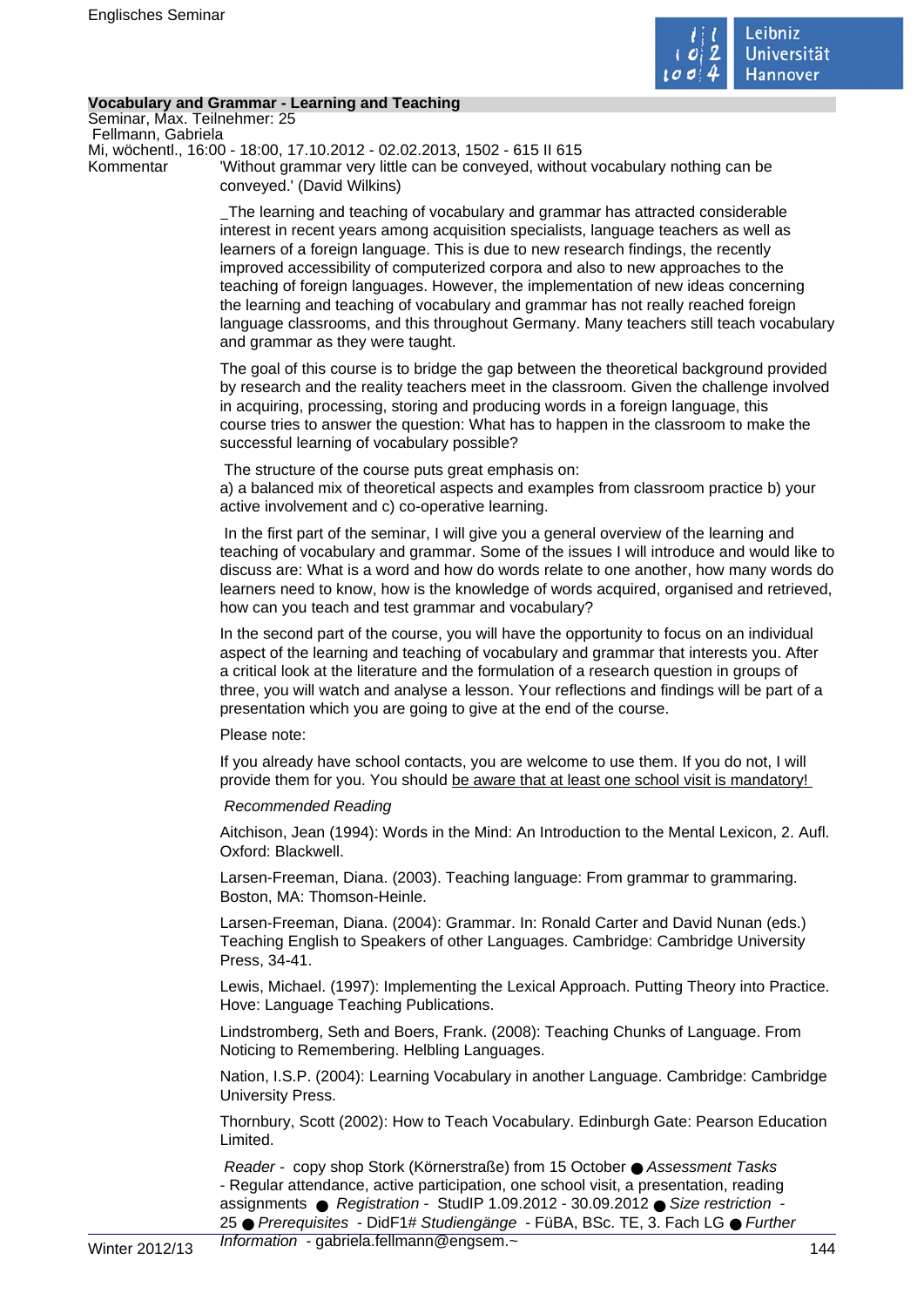**Vocabulary and Grammar - Learning and Teaching**

Seminar, Max. Teilnehmer: 25

Fellmann, Gabriela

Mi, wöchentl., 16:00 - 18:00, 17.10.2012 - 02.02.2013, 1502 - 615 II 615

Kommentar

'Without grammar very little can be conveyed, without vocabulary nothing can be conveyed.' (David Wilkins)

_The learning and teaching of vocabulary and grammar has attracted considerable interest in recent years among acquisition specialists, language teachers as well as learners of a foreign language. This is due to new research findings, the recently improved accessibility of computerized corpora and also to new approaches to the teaching of foreign languages. However, the implementation of new ideas concerning the learning and teaching of vocabulary and grammar has not really reached foreign language classrooms, and this throughout Germany. Many teachers still teach vocabulary and grammar as they were taught.

The goal of this course is to bridge the gap between the theoretical background provided by research and the reality teachers meet in the classroom. Given the challenge involved in acquiring, processing, storing and producing words in a foreign language, this course tries to answer the question: What has to happen in the classroom to make the successful learning of vocabulary possible?

The structure of the course puts great emphasis on:
a) a balanced mix of theoretical aspects and examples from classroom practice b) your active involvement and c) co-operative learning.

In the first part of the seminar, I will give you a general overview of the learning and teaching of vocabulary and grammar. Some of the issues I will introduce and would like to discuss are: What is a word and how do words relate to one another, how many words do learners need to know, how is the knowledge of words acquired, organised and retrieved, how can you teach and test grammar and vocabulary?

In the second part of the course, you will have the opportunity to focus on an individual aspect of the learning and teaching of vocabulary and grammar that interests you. After a critical look at the literature and the formulation of a research question in groups of three, you will watch and analyse a lesson. Your reflections and findings will be part of a presentation which you are going to give at the end of the course.

Please note:

If you already have school contacts, you are welcome to use them. If you do not, I will provide them for you. You should be aware that at least one school visit is mandatory!

*Recommended Reading*

Aitchison, Jean (1994): Words in the Mind: An Introduction to the Mental Lexicon, 2. Aufl. Oxford: Blackwell.

Larsen-Freeman, Diana. (2003). Teaching language: From grammar to grammaring. Boston, MA: Thomson-Heinle.

Larsen-Freeman, Diana. (2004): Grammar. In: Ronald Carter and David Nunan (eds.) Teaching English to Speakers of other Languages. Cambridge: Cambridge University Press, 34-41.

Lewis, Michael. (1997): Implementing the Lexical Approach. Putting Theory into Practice. Hove: Language Teaching Publications.

Lindstromberg, Seth and Boers, Frank. (2008): Teaching Chunks of Language. From Noticing to Remembering. Helbling Languages.

Nation, I.S.P. (2004): Learning Vocabulary in another Language. Cambridge: Cambridge University Press.

Thornbury, Scott (2002): How to Teach Vocabulary. Edinburgh Gate: Pearson Education Limited.

*Reader* - copy shop Stork (Körnerstraße) from 15 October ● *Assessment Tasks* - Regular attendance, active participation, one school visit, a presentation, reading assignments ● *Registration* - StudIP 1.09.2012 - 30.09.2012 ● *Size restriction* - 25 ● *Prerequisites* - DidF1# *Studiengänge* - FüBA, BSc. TE, 3. Fach LG ● *Further Information* - gabriela.fellmann@engsem.~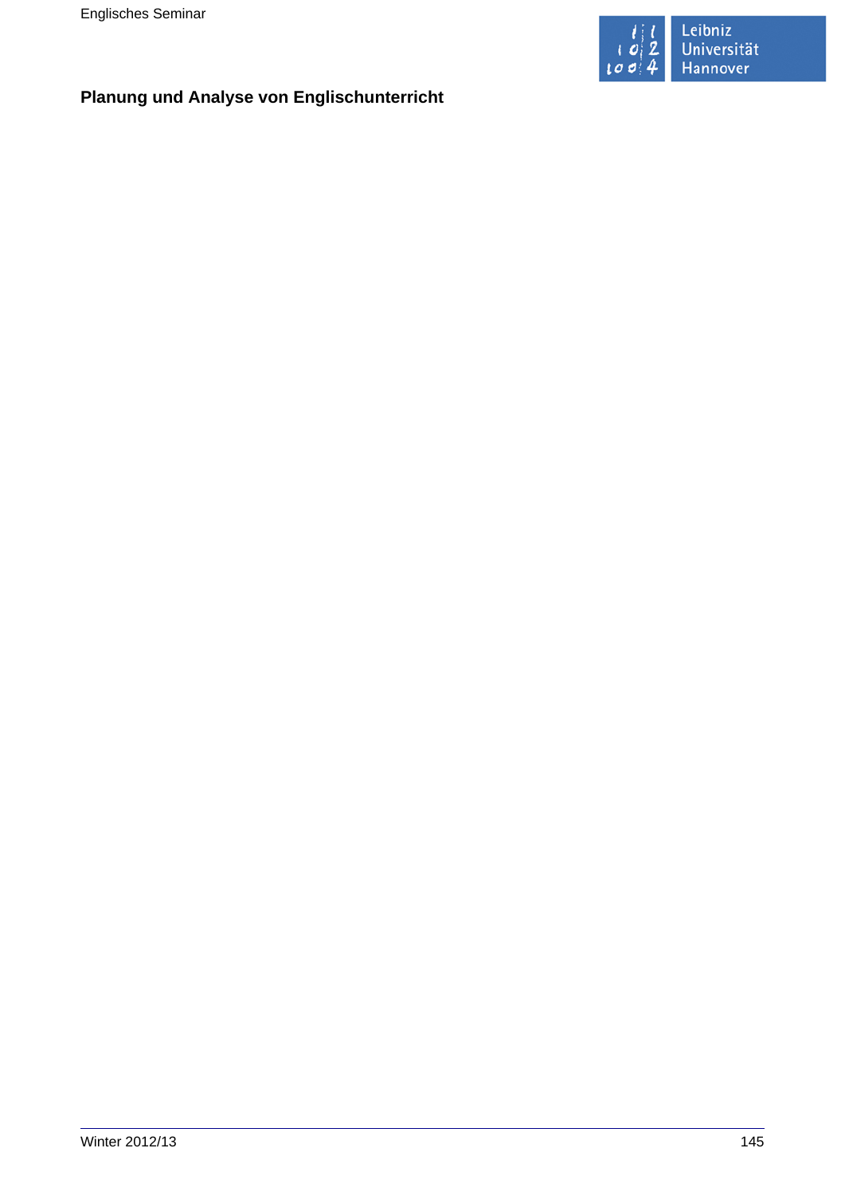**Planung und Analyse von Englischunterricht**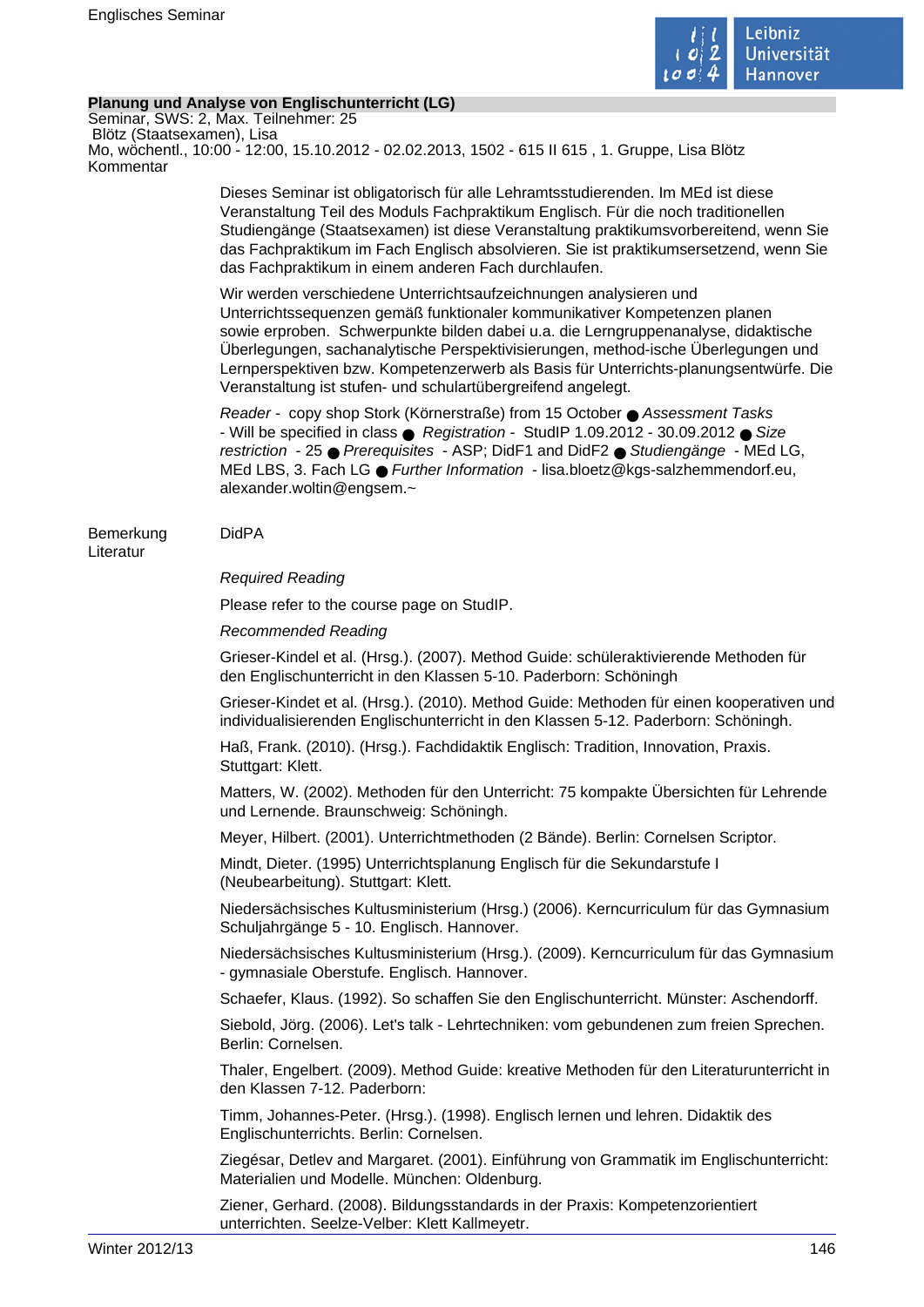**Planung und Analyse von Englischunterricht (LG)**

Seminar, SWS: 2, Max. Teilnehmer: 25

Blötz (Staatsexamen), Lisa

Mo, wöchentl., 10:00 - 12:00, 15.10.2012 - 02.02.2013, 1502 - 615 II 615 , 1. Gruppe, Lisa Blötz

Kommentar

Dieses Seminar ist obligatorisch für alle Lehramtsstudierenden. Im MEd ist diese Veranstaltung Teil des Moduls Fachpraktikum Englisch. Für die noch traditionellen Studiengänge (Staatsexamen) ist diese Veranstaltung praktikumsvorbereitend, wenn Sie das Fachpraktikum im Fach Englisch absolvieren. Sie ist praktikumsersetzend, wenn Sie das Fachpraktikum in einem anderen Fach durchlaufen.

Wir werden verschiedene Unterrichtsaufzeichnungen analysieren und Unterrichtssequenzen gemäß funktionaler kommunikativer Kompetenzen planen sowie erproben. Schwerpunkte bilden dabei u.a. die Lerngruppenanalyse, didaktische Überlegungen, sachanalytische Perspektivisierungen, method-ische Überlegungen und Lernperspektiven bzw. Kompetenzerwerb als Basis für Unterrichts-planungsentwürfe. Die Veranstaltung ist stufen- und schulartübergreifend angelegt.

*Reader* - copy shop Stork (Körnerstraße) from 15 October ● *Assessment Tasks* - Will be specified in class ● *Registration* - StudIP 1.09.2012 - 30.09.2012 ● *Size restriction* - 25 ● *Prerequisites* - ASP; DidF1 and DidF2 ● *Studiengänge* - MEd LG, MEd LBS, 3. Fach LG ● *Further Information* - lisa.bloetz@kgs-salzhemmendorf.eu, alexander.woltin@engsem.~

Bemerkung

DidPA

Literatur

*Required Reading*

Please refer to the course page on StudIP.

*Recommended Reading*

Grieser-Kindel et al. (Hrsg.). (2007). Method Guide: schüleraktivierende Methoden für den Englischunterricht in den Klassen 5-10. Paderborn: Schöningh

Grieser-Kindet et al. (Hrsg.). (2010). Method Guide: Methoden für einen kooperativen und individualisierenden Englischunterricht in den Klassen 5-12. Paderborn: Schöningh.

Haß, Frank. (2010). (Hrsg.). Fachdidaktik Englisch: Tradition, Innovation, Praxis. Stuttgart: Klett.

Matters, W. (2002). Methoden für den Unterricht: 75 kompakte Übersichten für Lehrende und Lernende. Braunschweig: Schöningh.

Meyer, Hilbert. (2001). Unterrichtmethoden (2 Bände). Berlin: Cornelsen Scriptor.

Mindt, Dieter. (1995) Unterrichtsplanung Englisch für die Sekundarstufe I (Neubearbeitung). Stuttgart: Klett.

Niedersächsisches Kultusministerium (Hrsg.) (2006). Kerncurriculum für das Gymnasium Schuljahrgänge 5 - 10. Englisch. Hannover.

Niedersächsisches Kultusministerium (Hrsg.). (2009). Kerncurriculum für das Gymnasium - gymnasiale Oberstufe. Englisch. Hannover.

Schaefer, Klaus. (1992). So schaffen Sie den Englischunterricht. Münster: Aschendorff.

Siebold, Jörg. (2006). Let's talk - Lehrtechniken: vom gebundenen zum freien Sprechen. Berlin: Cornelsen.

Thaler, Engelbert. (2009). Method Guide: kreative Methoden für den Literaturunterricht in den Klassen 7-12. Paderborn:

Timm, Johannes-Peter. (Hrsg.). (1998). Englisch lernen und lehren. Didaktik des Englischunterrichts. Berlin: Cornelsen.

Ziegésar, Detlev and Margaret. (2001). Einführung von Grammatik im Englischunterricht: Materialien und Modelle. München: Oldenburg.

Ziener, Gerhard. (2008). Bildungsstandards in der Praxis: Kompetenzorientiert unterrichten. Seelze-Velber: Klett Kallmeyetr.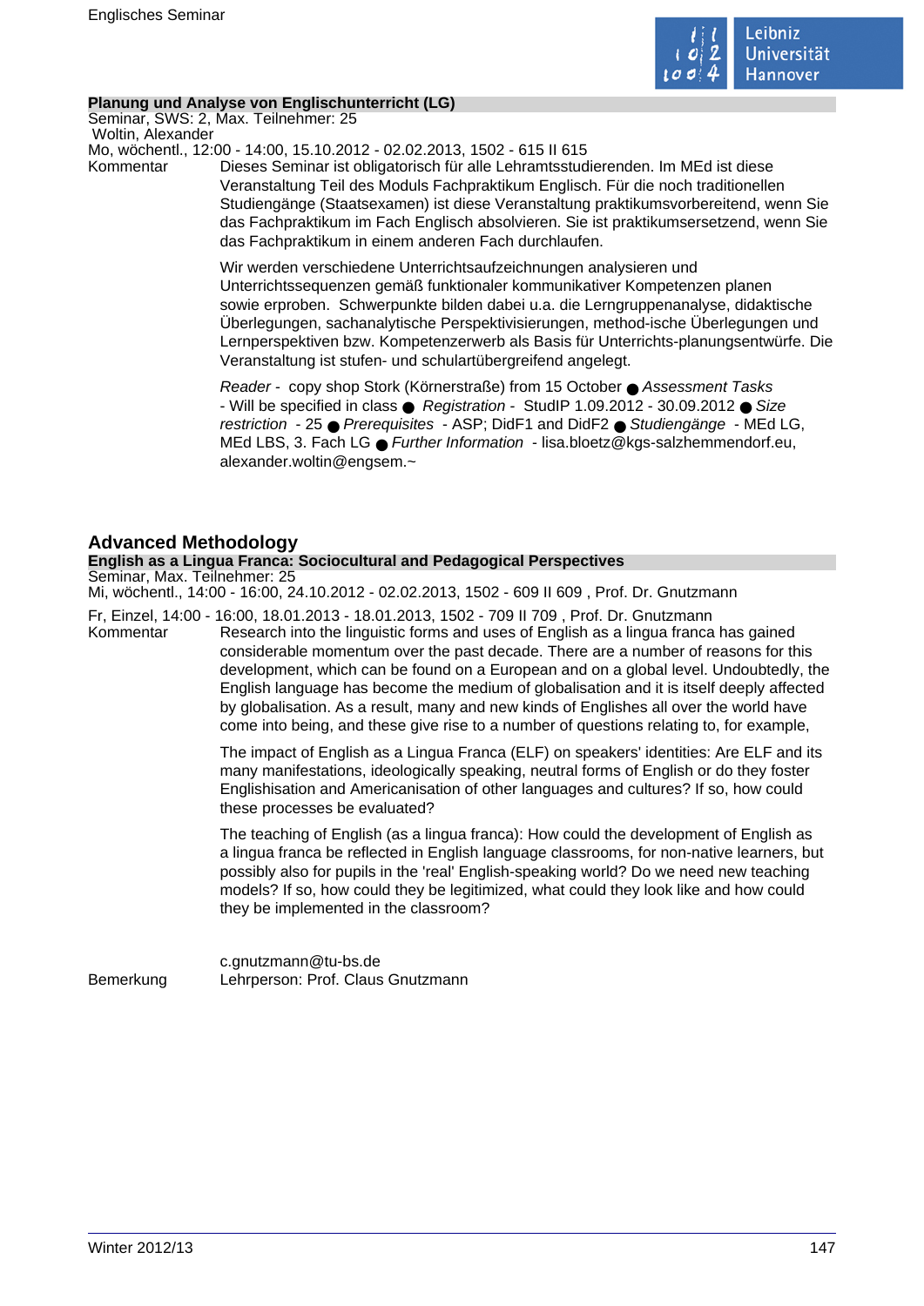**Planung und Analyse von Englischunterricht (LG)**
Seminar, SWS: 2, Max. Teilnehmer: 25
Woltin, Alexander
Mo, wöchentl., 12:00 - 14:00, 15.10.2012 - 02.02.2013, 1502 - 615 II 615

Kommentar

Dieses Seminar ist obligatorisch für alle Lehramtsstudierenden. Im MEd ist diese Veranstaltung Teil des Moduls Fachpraktikum Englisch. Für die noch traditionellen Studiengänge (Staatsexamen) ist diese Veranstaltung praktikumsvorbereitend, wenn Sie das Fachpraktikum im Fach Englisch absolvieren. Sie ist praktikumsersetzend, wenn Sie das Fachpraktikum in einem anderen Fach durchlaufen.

Wir werden verschiedene Unterrichtsaufzeichnungen analysieren und Unterrichtssequenzen gemäß funktionaler kommunikativer Kompetenzen planen sowie erproben. Schwerpunkte bilden dabei u.a. die Lerngruppenanalyse, didaktische Überlegungen, sachanalytische Perspektivisierungen, method-ische Überlegungen und Lernperspektiven bzw. Kompetenzerwerb als Basis für Unterrichts-planungsentwürfe. Die Veranstaltung ist stufen- und schulartübergreifend angelegt.

*Reader* - copy shop Stork (Körnerstraße) from 15 October ● *Assessment Tasks* - Will be specified in class ● *Registration* - StudIP 1.09.2012 - 30.09.2012 ● *Size restriction* - 25 ● *Prerequisites* - ASP; DidF1 and DidF2 ● *Studiengänge* - MEd LG, MEd LBS, 3. Fach LG ● *Further Information* - lisa.bloetz@kgs-salzhemmendorf.eu, alexander.woltin@engsem.~

## Advanced Methodology

**English as a Lingua Franca: Sociocultural and Pedagogical Perspectives**
Seminar, Max. Teilnehmer: 25
Mi, wöchentl., 14:00 - 16:00, 24.10.2012 - 02.02.2013, 1502 - 609 II 609 , Prof. Dr. Gnutzmann

Fr, Einzel, 14:00 - 16:00, 18.01.2013 - 18.01.2013, 1502 - 709 II 709 , Prof. Dr. Gnutzmann

Kommentar

Research into the linguistic forms and uses of English as a lingua franca has gained considerable momentum over the past decade. There are a number of reasons for this development, which can be found on a European and on a global level. Undoubtedly, the English language has become the medium of globalisation and it is itself deeply affected by globalisation. As a result, many and new kinds of Englishes all over the world have come into being, and these give rise to a number of questions relating to, for example,

The impact of English as a Lingua Franca (ELF) on speakers' identities: Are ELF and its many manifestations, ideologically speaking, neutral forms of English or do they foster Englishisation and Americanisation of other languages and cultures? If so, how could these processes be evaluated?

The teaching of English (as a lingua franca): How could the development of English as a lingua franca be reflected in English language classrooms, for non-native learners, but possibly also for pupils in the 'real' English-speaking world? Do we need new teaching models? If so, how could they be legitimized, what could they look like and how could they be implemented in the classroom?

c.gnutzmann@tu-bs.de

Bemerkung

Lehrperson: Prof. Claus Gnutzmann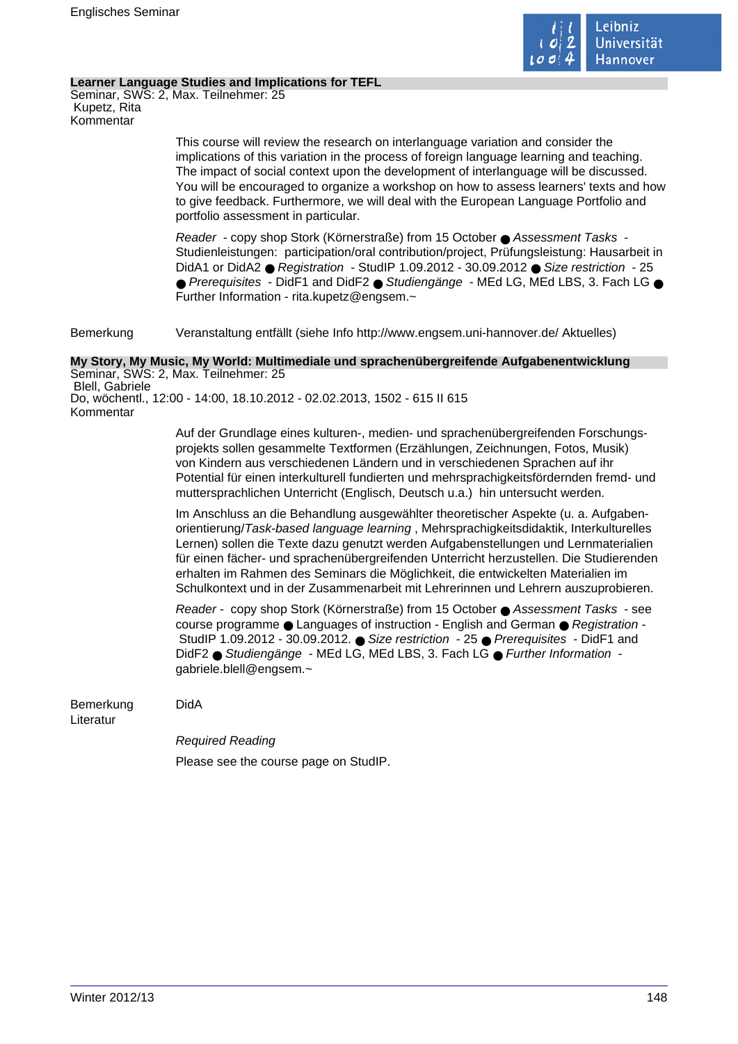### Learner Language Studies and Implications for TEFL

Seminar, SWS: 2, Max. Teilnehmer: 25
Kupetz, Rita
Kommentar

This course will review the research on interlanguage variation and consider the implications of this variation in the process of foreign language learning and teaching. The impact of social context upon the development of interlanguage will be discussed. You will be encouraged to organize a workshop on how to assess learners' texts and how to give feedback. Furthermore, we will deal with the European Language Portfolio and portfolio assessment in particular.

*Reader* - copy shop Stork (Körnerstraße) from 15 October ● *Assessment Tasks* - Studienleistungen: participation/oral contribution/project, Prüfungsleistung: Hausarbeit in DidA1 or DidA2 ● *Registration* - StudIP 1.09.2012 - 30.09.2012 ● *Size restriction* - 25 ● *Prerequisites* - DidF1 and DidF2 ● *Studiengänge* - MEd LG, MEd LBS, 3. Fach LG ● Further Information - rita.kupetz@engsem.~

Bemerkung: Veranstaltung entfällt (siehe Info http://www.engsem.uni-hannover.de/ Aktuelles)

### My Story, My Music, My World: Multimediale und sprachenübergreifende Aufgabenentwicklung

Seminar, SWS: 2, Max. Teilnehmer: 25
Blell, Gabriele
Do, wöchentl., 12:00 - 14:00, 18.10.2012 - 02.02.2013, 1502 - 615 II 615
Kommentar

Auf der Grundlage eines kulturen-, medien- und sprachenübergreifenden Forschungsprojekts sollen gesammelte Textformen (Erzählungen, Zeichnungen, Fotos, Musik) von Kindern aus verschiedenen Ländern und in verschiedenen Sprachen auf ihr Potential für einen interkulturell fundierten und mehrsprachigkeitsfördernden fremd- und muttersprachlichen Unterricht (Englisch, Deutsch u.a.) hin untersucht werden.

Im Anschluss an die Behandlung ausgewählter theoretischer Aspekte (u. a. Aufgabenorientierung/*Task-based language learning* , Mehrsprachigkeitsdidaktik, Interkulturelles Lernen) sollen die Texte dazu genutzt werden Aufgabenstellungen und Lernmaterialien für einen fächer- und sprachenübergreifenden Unterricht herzustellen. Die Studierenden erhalten im Rahmen des Seminars die Möglichkeit, die entwickelten Materialien im Schulkontext und in der Zusammenarbeit mit Lehrerinnen und Lehrern auszuprobieren.

*Reader* - copy shop Stork (Körnerstraße) from 15 October ● *Assessment Tasks* - see course programme ● Languages of instruction - English and German ● *Registration* - StudIP 1.09.2012 - 30.09.2012. ● *Size restriction* - 25 ● *Prerequisites* - DidF1 and DidF2 ● *Studiengänge* - MEd LG, MEd LBS, 3. Fach LG ● *Further Information* - gabriele.blell@engsem.~

Bemerkung: DidA

Literatur

*Required Reading*

Please see the course page on StudIP.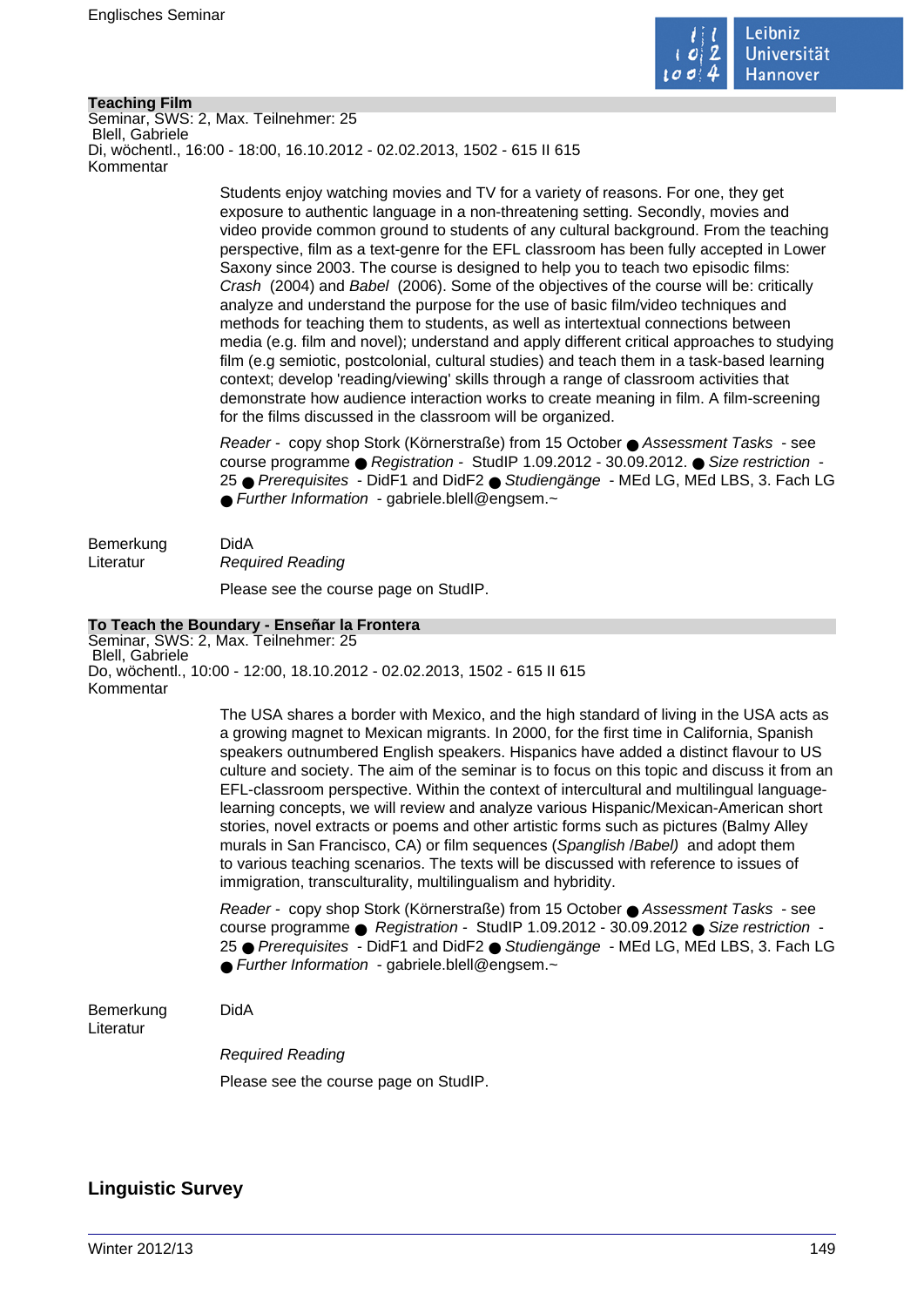### Teaching Film

Seminar, SWS: 2, Max. Teilnehmer: 25
Blell, Gabriele
Di, wöchentl., 16:00 - 18:00, 16.10.2012 - 02.02.2013, 1502 - 615 II 615

Kommentar

Students enjoy watching movies and TV for a variety of reasons. For one, they get exposure to authentic language in a non-threatening setting. Secondly, movies and video provide common ground to students of any cultural background. From the teaching perspective, film as a text-genre for the EFL classroom has been fully accepted in Lower Saxony since 2003. The course is designed to help you to teach two episodic films: *Crash* (2004) and *Babel* (2006). Some of the objectives of the course will be: critically analyze and understand the purpose for the use of basic film/video techniques and methods for teaching them to students, as well as intertextual connections between media (e.g. film and novel); understand and apply different critical approaches to studying film (e.g semiotic, postcolonial, cultural studies) and teach them in a task-based learning context; develop 'reading/viewing' skills through a range of classroom activities that demonstrate how audience interaction works to create meaning in film. A film-screening for the films discussed in the classroom will be organized.

*Reader* - copy shop Stork (Körnerstraße) from 15 October ● *Assessment Tasks* - see course programme ● *Registration* - StudIP 1.09.2012 - 30.09.2012. ● *Size restriction* - 25 ● *Prerequisites* - DidF1 and DidF2 ● *Studiengänge* - MEd LG, MEd LBS, 3. Fach LG ● *Further Information* - gabriele.blell@engsem.~

Bemerkung: DidA

Literatur: *Required Reading*

Please see the course page on StudIP.

### To Teach the Boundary - Enseñar la Frontera

Seminar, SWS: 2, Max. Teilnehmer: 25
Blell, Gabriele
Do, wöchentl., 10:00 - 12:00, 18.10.2012 - 02.02.2013, 1502 - 615 II 615

Kommentar

The USA shares a border with Mexico, and the high standard of living in the USA acts as a growing magnet to Mexican migrants. In 2000, for the first time in California, Spanish speakers outnumbered English speakers. Hispanics have added a distinct flavour to US culture and society. The aim of the seminar is to focus on this topic and discuss it from an EFL-classroom perspective. Within the context of intercultural and multilingual language-learning concepts, we will review and analyze various Hispanic/Mexican-American short stories, novel extracts or poems and other artistic forms such as pictures (Balmy Alley murals in San Francisco, CA) or film sequences (*Spanglish* /*Babel)* and adopt them to various teaching scenarios. The texts will be discussed with reference to issues of immigration, transculturality, multilingualism and hybridity.

*Reader* - copy shop Stork (Körnerstraße) from 15 October ● *Assessment Tasks* - see course programme ● *Registration* - StudIP 1.09.2012 - 30.09.2012 ● *Size restriction* - 25 ● *Prerequisites* - DidF1 and DidF2 ● *Studiengänge* - MEd LG, MEd LBS, 3. Fach LG ● *Further Information* - gabriele.blell@engsem.~

Bemerkung: DidA

Literatur:

*Required Reading*

Please see the course page on StudIP.

## Linguistic Survey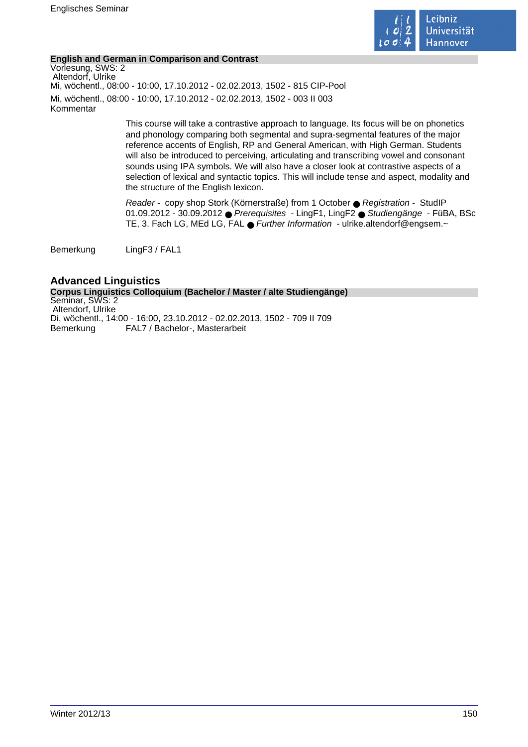**English and German in Comparison and Contrast**

Vorlesung, SWS: 2

Altendorf, Ulrike

Mi, wöchentl., 08:00 - 10:00, 17.10.2012 - 02.02.2013, 1502 - 815 CIP-Pool

Mi, wöchentl., 08:00 - 10:00, 17.10.2012 - 02.02.2013, 1502 - 003 II 003

Kommentar

This course will take a contrastive approach to language. Its focus will be on phonetics and phonology comparing both segmental and supra-segmental features of the major reference accents of English, RP and General American, with High German. Students will also be introduced to perceiving, articulating and transcribing vowel and consonant sounds using IPA symbols. We will also have a closer look at contrastive aspects of a selection of lexical and syntactic topics. This will include tense and aspect, modality and the structure of the English lexicon.

*Reader* - copy shop Stork (Körnerstraße) from 1 October ● *Registration* - StudIP 01.09.2012 - 30.09.2012 ● *Prerequisites* - LingF1, LingF2 ● *Studiengänge* - FüBA, BSc TE, 3. Fach LG, MEd LG, FAL ● *Further Information* - ulrike.altendorf@engsem.~

Bemerkung LingF3 / FAL1

## Advanced Linguistics

**Corpus Linguistics Colloquium (Bachelor / Master / alte Studiengänge)**

Seminar, SWS: 2

Altendorf, Ulrike

Di, wöchentl., 14:00 - 16:00, 23.10.2012 - 02.02.2013, 1502 - 709 II 709

Bemerkung FAL7 / Bachelor-, Masterarbeit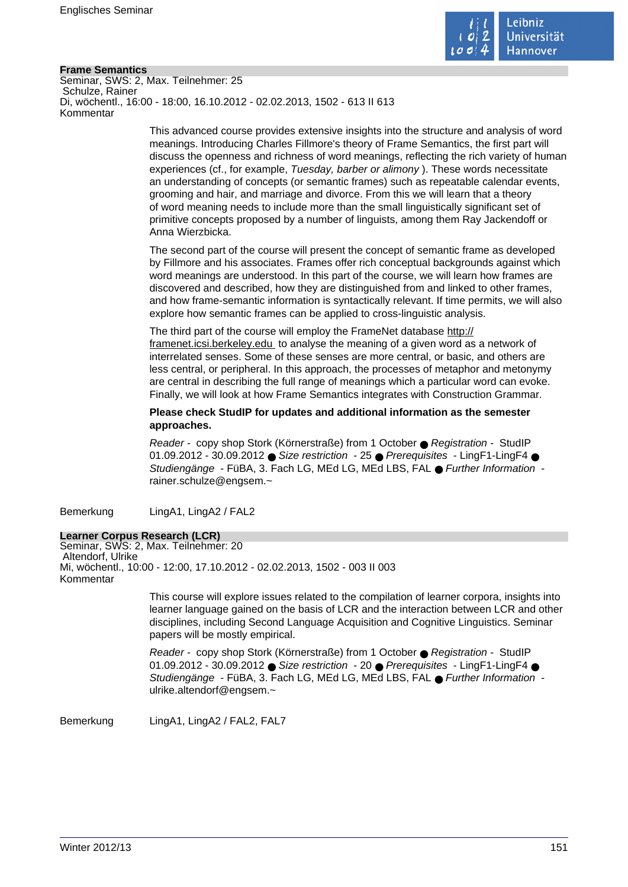## Frame Semantics

Seminar, SWS: 2, Max. Teilnehmer: 25
Schulze, Rainer
Di, wöchentl., 16:00 - 18:00, 16.10.2012 - 02.02.2013, 1502 - 613 II 613
Kommentar

This advanced course provides extensive insights into the structure and analysis of word meanings. Introducing Charles Fillmore's theory of Frame Semantics, the first part will discuss the openness and richness of word meanings, reflecting the rich variety of human experiences (cf., for example, *Tuesday, barber or alimony* ). These words necessitate an understanding of concepts (or semantic frames) such as repeatable calendar events, grooming and hair, and marriage and divorce. From this we will learn that a theory of word meaning needs to include more than the small linguistically significant set of primitive concepts proposed by a number of linguists, among them Ray Jackendoff or Anna Wierzbicka.

The second part of the course will present the concept of semantic frame as developed by Fillmore and his associates. Frames offer rich conceptual backgrounds against which word meanings are understood. In this part of the course, we will learn how frames are discovered and described, how they are distinguished from and linked to other frames, and how frame-semantic information is syntactically relevant. If time permits, we will also explore how semantic frames can be applied to cross-linguistic analysis.

The third part of the course will employ the FrameNet database http://framenet.icsi.berkeley.edu to analyse the meaning of a given word as a network of interrelated senses. Some of these senses are more central, or basic, and others are less central, or peripheral. In this approach, the processes of metaphor and metonymy are central in describing the full range of meanings which a particular word can evoke. Finally, we will look at how Frame Semantics integrates with Construction Grammar.

**Please check StudIP for updates and additional information as the semester approaches.**

*Reader* - copy shop Stork (Körnerstraße) from 1 October ● *Registration* - StudIP 01.09.2012 - 30.09.2012 ● *Size restriction* - 25 ● *Prerequisites* - LingF1-LingF4 ● *Studiengänge* - FüBA, 3. Fach LG, MEd LG, MEd LBS, FAL ● *Further Information* - rainer.schulze@engsem.~

Bemerkung LingA1, LingA2 / FAL2

## Learner Corpus Research (LCR)

Seminar, SWS: 2, Max. Teilnehmer: 20
Altendorf, Ulrike
Mi, wöchentl., 10:00 - 12:00, 17.10.2012 - 02.02.2013, 1502 - 003 II 003
Kommentar

This course will explore issues related to the compilation of learner corpora, insights into learner language gained on the basis of LCR and the interaction between LCR and other disciplines, including Second Language Acquisition and Cognitive Linguistics. Seminar papers will be mostly empirical.

*Reader* - copy shop Stork (Körnerstraße) from 1 October ● *Registration* - StudIP 01.09.2012 - 30.09.2012 ● *Size restriction* - 20 ● *Prerequisites* - LingF1-LingF4 ● *Studiengänge* - FüBA, 3. Fach LG, MEd LG, MEd LBS, FAL ● *Further Information* - ulrike.altendorf@engsem.~

Bemerkung LingA1, LingA2 / FAL2, FAL7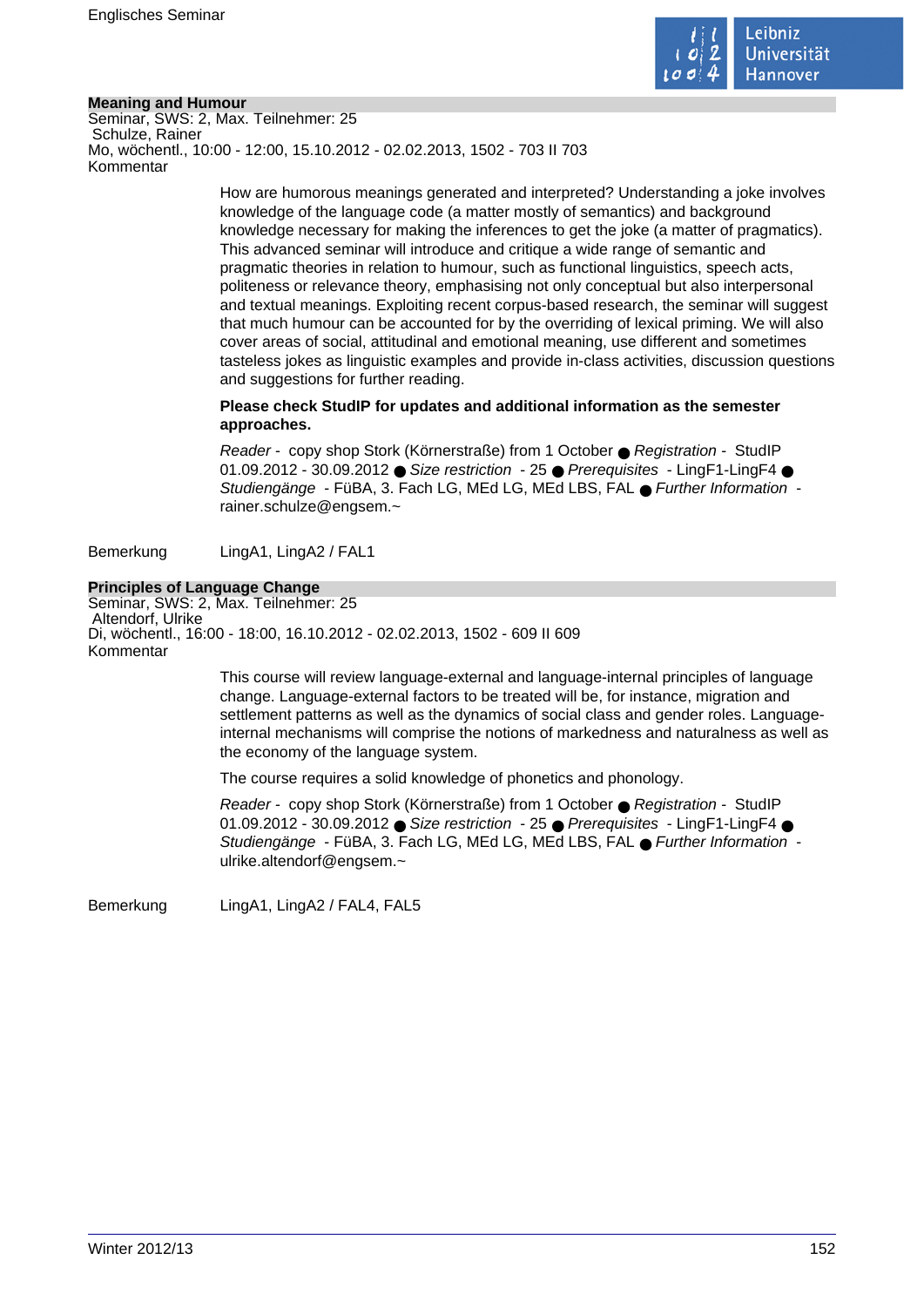## Meaning and Humour

Seminar, SWS: 2, Max. Teilnehmer: 25
Schulze, Rainer
Mo, wöchentl., 10:00 - 12:00, 15.10.2012 - 02.02.2013, 1502 - 703 II 703

Kommentar

How are humorous meanings generated and interpreted? Understanding a joke involves knowledge of the language code (a matter mostly of semantics) and background knowledge necessary for making the inferences to get the joke (a matter of pragmatics). This advanced seminar will introduce and critique a wide range of semantic and pragmatic theories in relation to humour, such as functional linguistics, speech acts, politeness or relevance theory, emphasising not only conceptual but also interpersonal and textual meanings. Exploiting recent corpus-based research, the seminar will suggest that much humour can be accounted for by the overriding of lexical priming. We will also cover areas of social, attitudinal and emotional meaning, use different and sometimes tasteless jokes as linguistic examples and provide in-class activities, discussion questions and suggestions for further reading.

**Please check StudIP for updates and additional information as the semester approaches.**

*Reader* - copy shop Stork (Körnerstraße) from 1 October ● *Registration* - StudIP 01.09.2012 - 30.09.2012 ● *Size restriction* - 25 ● *Prerequisites* - LingF1-LingF4 ● *Studiengänge* - FüBA, 3. Fach LG, MEd LG, MEd LBS, FAL ● *Further Information* - rainer.schulze@engsem.~

Bemerkung: LingA1, LingA2 / FAL1

## Principles of Language Change

Seminar, SWS: 2, Max. Teilnehmer: 25
Altendorf, Ulrike
Di, wöchentl., 16:00 - 18:00, 16.10.2012 - 02.02.2013, 1502 - 609 II 609

Kommentar

This course will review language-external and language-internal principles of language change. Language-external factors to be treated will be, for instance, migration and settlement patterns as well as the dynamics of social class and gender roles. Language-internal mechanisms will comprise the notions of markedness and naturalness as well as the economy of the language system.

The course requires a solid knowledge of phonetics and phonology.

*Reader* - copy shop Stork (Körnerstraße) from 1 October ● *Registration* - StudIP 01.09.2012 - 30.09.2012 ● *Size restriction* - 25 ● *Prerequisites* - LingF1-LingF4 ● *Studiengänge* - FüBA, 3. Fach LG, MEd LG, MEd LBS, FAL ● *Further Information* - ulrike.altendorf@engsem.~

Bemerkung: LingA1, LingA2 / FAL4, FAL5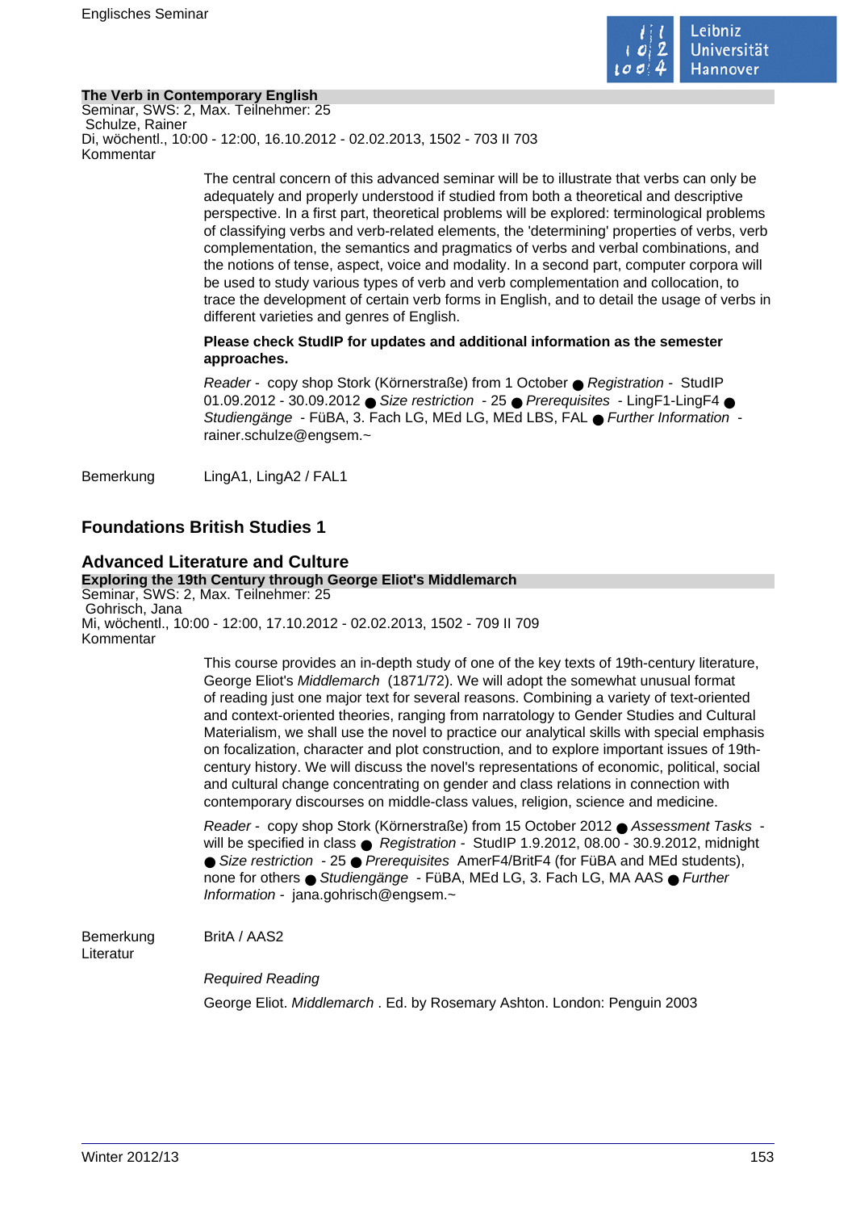**The Verb in Contemporary English**

Seminar, SWS: 2, Max. Teilnehmer: 25
Schulze, Rainer
Di, wöchentl., 10:00 - 12:00, 16.10.2012 - 02.02.2013, 1502 - 703 II 703
Kommentar

The central concern of this advanced seminar will be to illustrate that verbs can only be adequately and properly understood if studied from both a theoretical and descriptive perspective. In a first part, theoretical problems will be explored: terminological problems of classifying verbs and verb-related elements, the 'determining' properties of verbs, verb complementation, the semantics and pragmatics of verbs and verbal combinations, and the notions of tense, aspect, voice and modality. In a second part, computer corpora will be used to study various types of verb and verb complementation and collocation, to trace the development of certain verb forms in English, and to detail the usage of verbs in different varieties and genres of English.

**Please check StudIP for updates and additional information as the semester approaches.**

*Reader* - copy shop Stork (Körnerstraße) from 1 October ● *Registration* - StudIP 01.09.2012 - 30.09.2012 ● *Size restriction* - 25 ● *Prerequisites* - LingF1-LingF4 ● *Studiengänge* - FüBA, 3. Fach LG, MEd LG, MEd LBS, FAL ● *Further Information* - rainer.schulze@engsem.~

Bemerkung LingA1, LingA2 / FAL1

## Foundations British Studies 1

## Advanced Literature and Culture

**Exploring the 19th Century through George Eliot's Middlemarch**

Seminar, SWS: 2, Max. Teilnehmer: 25
Gohrisch, Jana
Mi, wöchentl., 10:00 - 12:00, 17.10.2012 - 02.02.2013, 1502 - 709 II 709
Kommentar

This course provides an in-depth study of one of the key texts of 19th-century literature, George Eliot's *Middlemarch* (1871/72). We will adopt the somewhat unusual format of reading just one major text for several reasons. Combining a variety of text-oriented and context-oriented theories, ranging from narratology to Gender Studies and Cultural Materialism, we shall use the novel to practice our analytical skills with special emphasis on focalization, character and plot construction, and to explore important issues of 19th-century history. We will discuss the novel's representations of economic, political, social and cultural change concentrating on gender and class relations in connection with contemporary discourses on middle-class values, religion, science and medicine.

*Reader* - copy shop Stork (Körnerstraße) from 15 October 2012 ● *Assessment Tasks* - will be specified in class ● *Registration* - StudIP 1.9.2012, 08.00 - 30.9.2012, midnight ● *Size restriction* - 25 ● *Prerequisites* AmerF4/BritF4 (for FüBA and MEd students), none for others ● *Studiengänge* - FüBA, MEd LG, 3. Fach LG, MA AAS ● *Further Information* - jana.gohrisch@engsem.~

Bemerkung BritA / AAS2
Literatur

*Required Reading*

George Eliot. *Middlemarch* . Ed. by Rosemary Ashton. London: Penguin 2003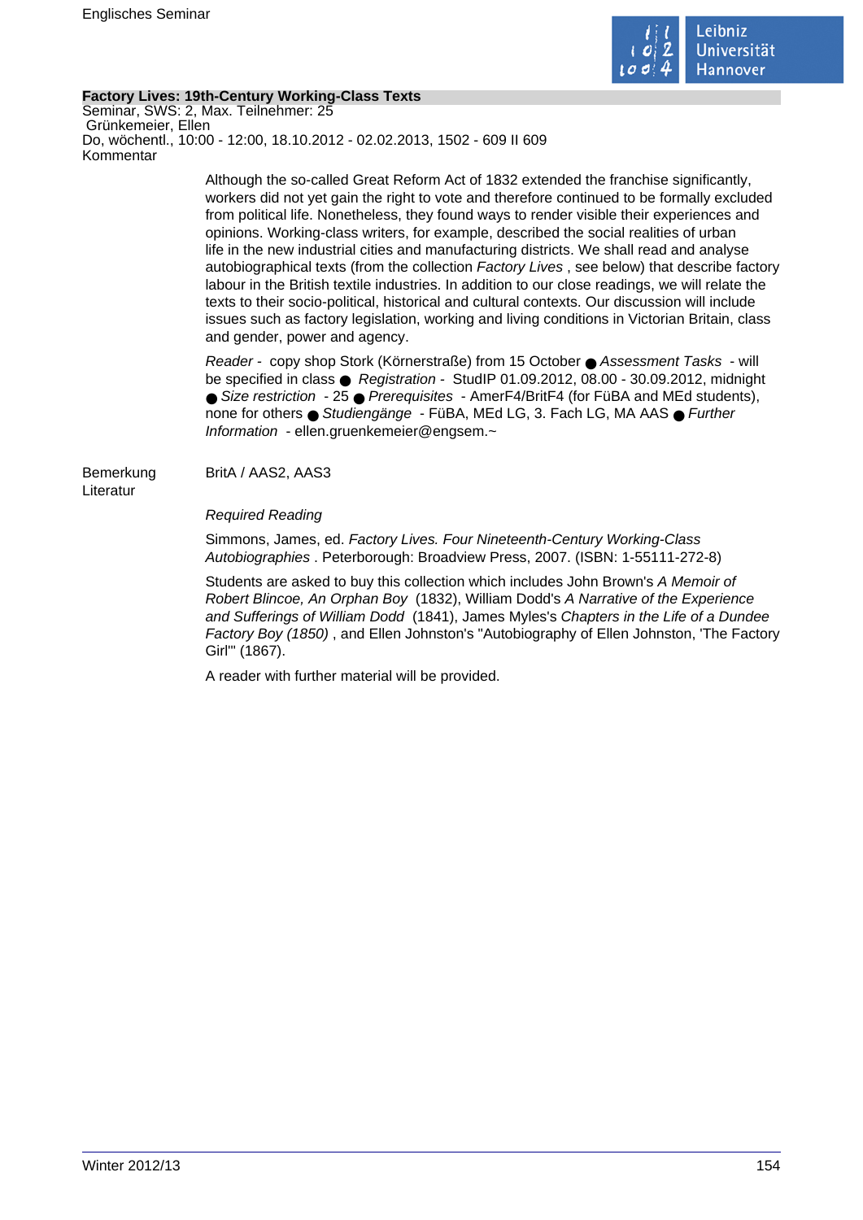**Factory Lives: 19th-Century Working-Class Texts**

Seminar, SWS: 2, Max. Teilnehmer: 25
Grünkemeier, Ellen
Do, wöchentl., 10:00 - 12:00, 18.10.2012 - 02.02.2013, 1502 - 609 II 609

Kommentar

Although the so-called Great Reform Act of 1832 extended the franchise significantly, workers did not yet gain the right to vote and therefore continued to be formally excluded from political life. Nonetheless, they found ways to render visible their experiences and opinions. Working-class writers, for example, described the social realities of urban life in the new industrial cities and manufacturing districts. We shall read and analyse autobiographical texts (from the collection *Factory Lives* , see below) that describe factory labour in the British textile industries. In addition to our close readings, we will relate the texts to their socio-political, historical and cultural contexts. Our discussion will include issues such as factory legislation, working and living conditions in Victorian Britain, class and gender, power and agency.

*Reader* - copy shop Stork (Körnerstraße) from 15 October ● *Assessment Tasks* - will be specified in class ● *Registration* - StudIP 01.09.2012, 08.00 - 30.09.2012, midnight ● *Size restriction* - 25 ● *Prerequisites* - AmerF4/BritF4 (for FüBA and MEd students), none for others ● *Studiengänge* - FüBA, MEd LG, 3. Fach LG, MA AAS ● *Further Information* - ellen.gruenkemeier@engsem.~

Bemerkung

BritA / AAS2, AAS3

Literatur

*Required Reading*

Simmons, James, ed. *Factory Lives. Four Nineteenth-Century Working-Class Autobiographies* . Peterborough: Broadview Press, 2007. (ISBN: 1-55111-272-8)

Students are asked to buy this collection which includes John Brown's *A Memoir of Robert Blincoe, An Orphan Boy* (1832), William Dodd's *A Narrative of the Experience and Sufferings of William Dodd* (1841), James Myles's *Chapters in the Life of a Dundee Factory Boy (1850)* , and Ellen Johnston's "Autobiography of Ellen Johnston, 'The Factory Girl'" (1867).

A reader with further material will be provided.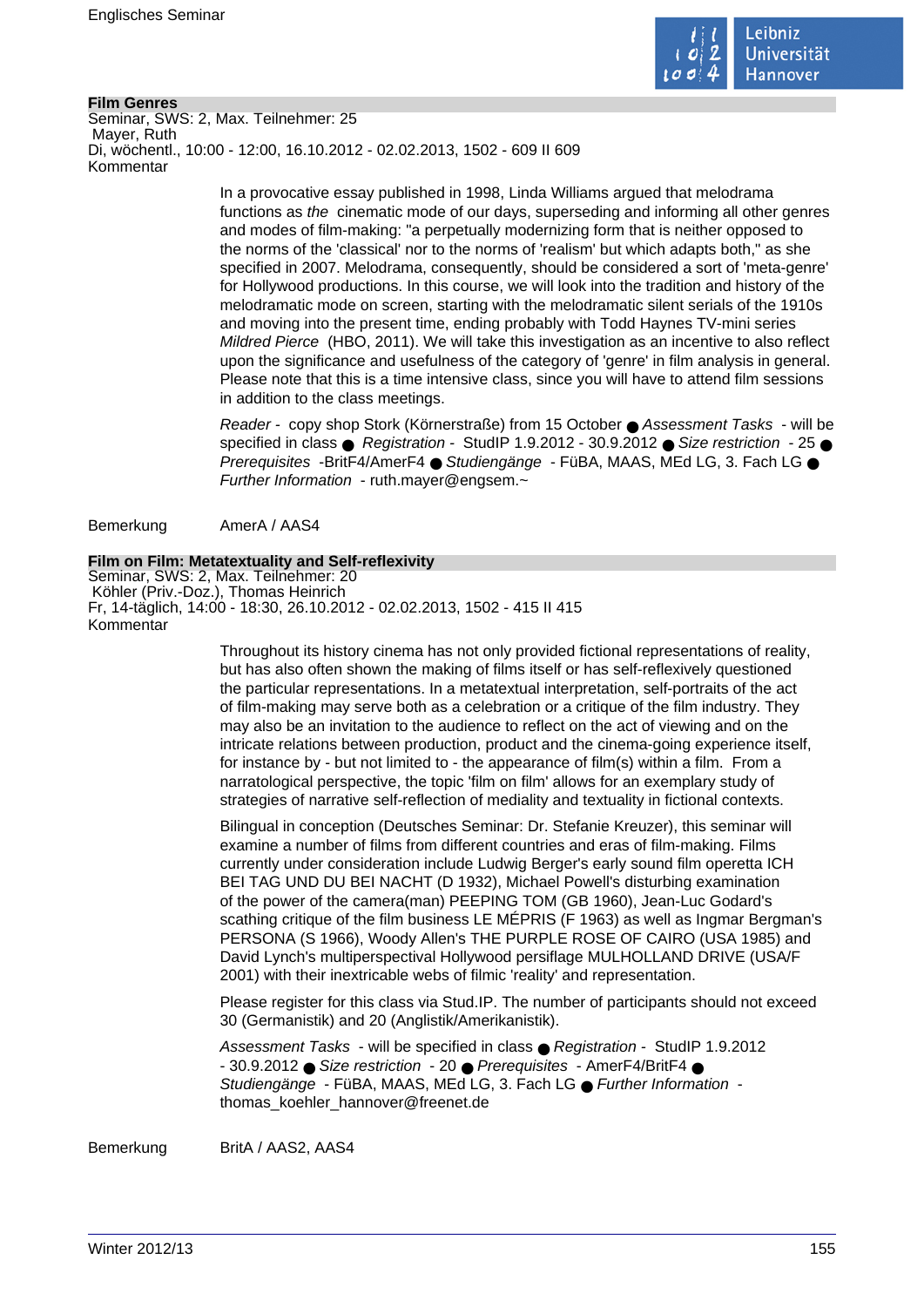## Film Genres

Seminar, SWS: 2, Max. Teilnehmer: 25
Mayer, Ruth
Di, wöchentl., 10:00 - 12:00, 16.10.2012 - 02.02.2013, 1502 - 609 II 609
Kommentar

In a provocative essay published in 1998, Linda Williams argued that melodrama functions as *the* cinematic mode of our days, superseding and informing all other genres and modes of film-making: "a perpetually modernizing form that is neither opposed to the norms of the 'classical' nor to the norms of 'realism' but which adapts both," as she specified in 2007. Melodrama, consequently, should be considered a sort of 'meta-genre' for Hollywood productions. In this course, we will look into the tradition and history of the melodramatic mode on screen, starting with the melodramatic silent serials of the 1910s and moving into the present time, ending probably with Todd Haynes TV-mini series *Mildred Pierce* (HBO, 2011). We will take this investigation as an incentive to also reflect upon the significance and usefulness of the category of 'genre' in film analysis in general. Please note that this is a time intensive class, since you will have to attend film sessions in addition to the class meetings.

*Reader* - copy shop Stork (Körnerstraße) from 15 October ● *Assessment Tasks* - will be specified in class ● *Registration* - StudIP 1.9.2012 - 30.9.2012 ● *Size restriction* - 25 ● *Prerequisites* -BritF4/AmerF4 ● *Studiengänge* - FüBA, MAAS, MEd LG, 3. Fach LG ● *Further Information* - ruth.mayer@engsem.~

Bemerkung AmerA / AAS4

## Film on Film: Metatextuality and Self-reflexivity

Seminar, SWS: 2, Max. Teilnehmer: 20
Köhler (Priv.-Doz.), Thomas Heinrich
Fr, 14-täglich, 14:00 - 18:30, 26.10.2012 - 02.02.2013, 1502 - 415 II 415
Kommentar

Throughout its history cinema has not only provided fictional representations of reality, but has also often shown the making of films itself or has self-reflexively questioned the particular representations. In a metatextual interpretation, self-portraits of the act of film-making may serve both as a celebration or a critique of the film industry. They may also be an invitation to the audience to reflect on the act of viewing and on the intricate relations between production, product and the cinema-going experience itself, for instance by - but not limited to - the appearance of film(s) within a film. From a narratological perspective, the topic 'film on film' allows for an exemplary study of strategies of narrative self-reflection of mediality and textuality in fictional contexts.

Bilingual in conception (Deutsches Seminar: Dr. Stefanie Kreuzer), this seminar will examine a number of films from different countries and eras of film-making. Films currently under consideration include Ludwig Berger's early sound film operetta ICH BEI TAG UND DU BEI NACHT (D 1932), Michael Powell's disturbing examination of the power of the camera(man) PEEPING TOM (GB 1960), Jean-Luc Godard's scathing critique of the film business LE MÉPRIS (F 1963) as well as Ingmar Bergman's PERSONA (S 1966), Woody Allen's THE PURPLE ROSE OF CAIRO (USA 1985) and David Lynch's multiperspectival Hollywood persiflage MULHOLLAND DRIVE (USA/F 2001) with their inextricable webs of filmic 'reality' and representation.

Please register for this class via Stud.IP. The number of participants should not exceed 30 (Germanistik) and 20 (Anglistik/Amerikanistik).

*Assessment Tasks* - will be specified in class ● *Registration* - StudIP 1.9.2012 - 30.9.2012 ● *Size restriction* - 20 ● *Prerequisites* - AmerF4/BritF4 ● *Studiengänge* - FüBA, MAAS, MEd LG, 3. Fach LG ● *Further Information* - thomas_koehler_hannover@freenet.de

Bemerkung BritA / AAS2, AAS4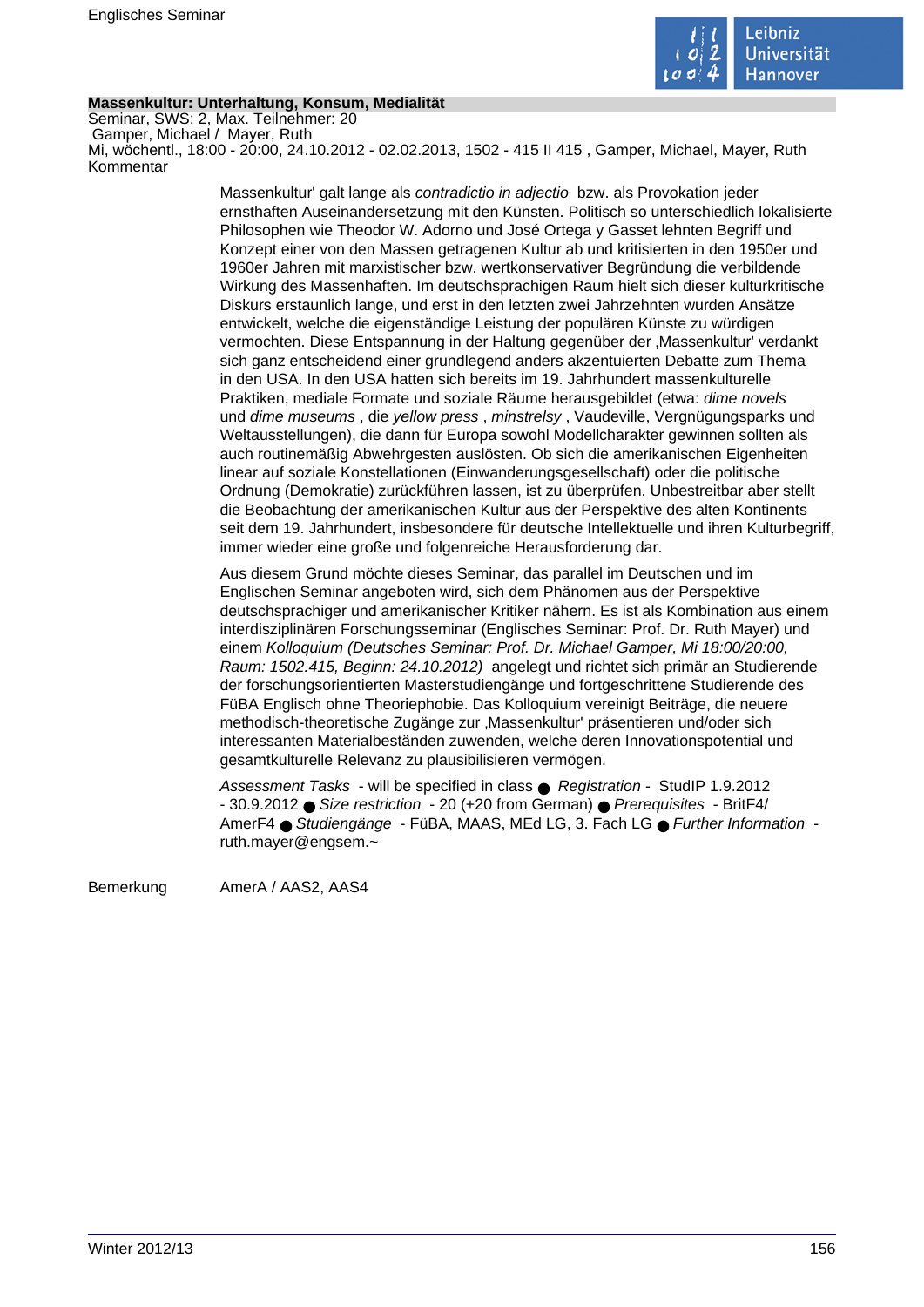**Massenkultur: Unterhaltung, Konsum, Medialität**

Seminar, SWS: 2, Max. Teilnehmer: 20

Gamper, Michael / Mayer, Ruth

Mi, wöchentl., 18:00 - 20:00, 24.10.2012 - 02.02.2013, 1502 - 415 II 415 , Gamper, Michael, Mayer, Ruth

Kommentar

Massenkultur' galt lange als *contradictio in adjectio* bzw. als Provokation jeder ernsthaften Auseinandersetzung mit den Künsten. Politisch so unterschiedlich lokalisierte Philosophen wie Theodor W. Adorno und José Ortega y Gasset lehnten Begriff und Konzept einer von den Massen getragenen Kultur ab und kritisierten in den 1950er und 1960er Jahren mit marxistischer bzw. wertkonservativer Begründung die verbildende Wirkung des Massenhaften. Im deutschsprachigen Raum hielt sich dieser kulturkritische Diskurs erstaunlich lange, und erst in den letzten zwei Jahrzehnten wurden Ansätze entwickelt, welche die eigenständige Leistung der populären Künste zu würdigen vermochten. Diese Entspannung in der Haltung gegenüber der ‚Massenkultur' verdankt sich ganz entscheidend einer grundlegend anders akzentuierten Debatte zum Thema in den USA. In den USA hatten sich bereits im 19. Jahrhundert massenkulturelle Praktiken, mediale Formate und soziale Räume herausgebildet (etwa: *dime novels* und *dime museums* , die *yellow press* , *minstrelsy* , Vaudeville, Vergnügungsparks und Weltausstellungen), die dann für Europa sowohl Modellcharakter gewinnen sollten als auch routinemäßig Abwehrgesten auslösten. Ob sich die amerikanischen Eigenheiten linear auf soziale Konstellationen (Einwanderungsgesellschaft) oder die politische Ordnung (Demokratie) zurückführen lassen, ist zu überprüfen. Unbestreitbar aber stellt die Beobachtung der amerikanischen Kultur aus der Perspektive des alten Kontinents seit dem 19. Jahrhundert, insbesondere für deutsche Intellektuelle und ihren Kulturbegriff, immer wieder eine große und folgenreiche Herausforderung dar.

Aus diesem Grund möchte dieses Seminar, das parallel im Deutschen und im Englischen Seminar angeboten wird, sich dem Phänomen aus der Perspektive deutschsprachiger und amerikanischer Kritiker nähern. Es ist als Kombination aus einem interdisziplinären Forschungsseminar (Englisches Seminar: Prof. Dr. Ruth Mayer) und einem *Kolloquium (Deutsches Seminar: Prof. Dr. Michael Gamper, Mi 18:00/20:00, Raum: 1502.415, Beginn: 24.10.2012)* angelegt und richtet sich primär an Studierende der forschungsorientierten Masterstudiengänge und fortgeschrittene Studierende des FüBA Englisch ohne Theoriephobie. Das Kolloquium vereinigt Beiträge, die neuere methodisch-theoretische Zugänge zur ‚Massenkultur' präsentieren und/oder sich interessanten Materialbeständen zuwenden, welche deren Innovationspotential und gesamtkulturelle Relevanz zu plausibilisieren vermögen.

*Assessment Tasks* - will be specified in class ● *Registration* - StudIP 1.9.2012 - 30.9.2012 ● *Size restriction* - 20 (+20 from German) ● *Prerequisites* - BritF4/ AmerF4 ● *Studiengänge* - FüBA, MAAS, MEd LG, 3. Fach LG ● *Further Information* - ruth.mayer@engsem.~

Bemerkung AmerA / AAS2, AAS4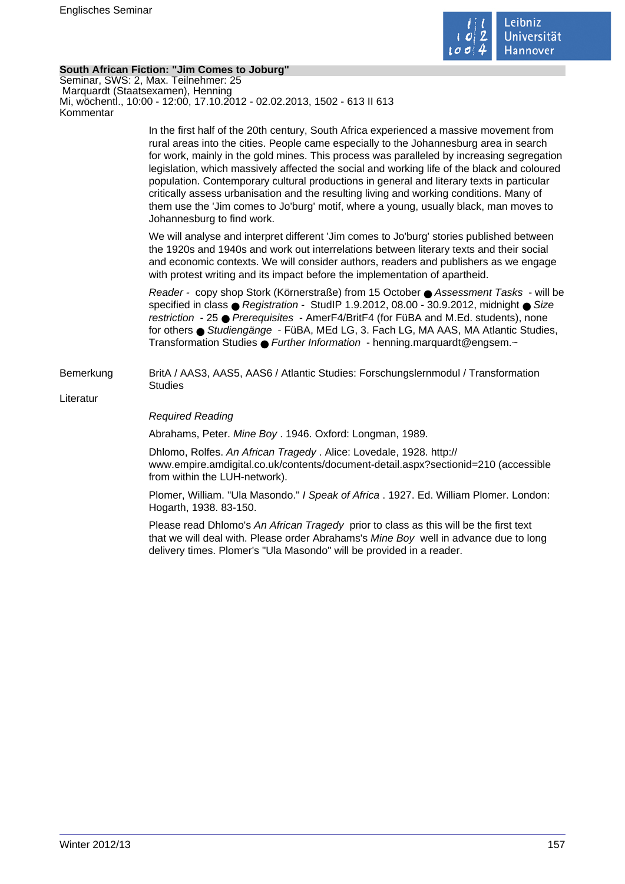**South African Fiction: "Jim Comes to Joburg"**
Seminar, SWS: 2, Max. Teilnehmer: 25
Marquardt (Staatsexamen), Henning
Mi, wöchentl., 10:00 - 12:00, 17.10.2012 - 02.02.2013, 1502 - 613 II 613

Kommentar

In the first half of the 20th century, South Africa experienced a massive movement from rural areas into the cities. People came especially to the Johannesburg area in search for work, mainly in the gold mines. This process was paralleled by increasing segregation legislation, which massively affected the social and working life of the black and coloured population. Contemporary cultural productions in general and literary texts in particular critically assess urbanisation and the resulting living and working conditions. Many of them use the 'Jim comes to Jo'burg' motif, where a young, usually black, man moves to Johannesburg to find work.

We will analyse and interpret different 'Jim comes to Jo'burg' stories published between the 1920s and 1940s and work out interrelations between literary texts and their social and economic contexts. We will consider authors, readers and publishers as we engage with protest writing and its impact before the implementation of apartheid.

*Reader* - copy shop Stork (Körnerstraße) from 15 October ● *Assessment Tasks* - will be specified in class ● *Registration* - StudIP 1.9.2012, 08.00 - 30.9.2012, midnight ● *Size restriction* - 25 ● *Prerequisites* - AmerF4/BritF4 (for FüBA and M.Ed. students), none for others ● *Studiengänge* - FüBA, MEd LG, 3. Fach LG, MA AAS, MA Atlantic Studies, Transformation Studies ● *Further Information* - henning.marquardt@engsem.~

Bemerkung

BritA / AAS3, AAS5, AAS6 / Atlantic Studies: Forschungslernmodul / Transformation Studies

Literatur

*Required Reading*

Abrahams, Peter. *Mine Boy* . 1946. Oxford: Longman, 1989.

Dhlomo, Rolfes. *An African Tragedy* . Alice: Lovedale, 1928. http:// www.empire.amdigital.co.uk/contents/document-detail.aspx?sectionid=210 (accessible from within the LUH-network).

Plomer, William. "Ula Masondo." *I Speak of Africa* . 1927. Ed. William Plomer. London: Hogarth, 1938. 83-150.

Please read Dhlomo's *An African Tragedy* prior to class as this will be the first text that we will deal with. Please order Abrahams's *Mine Boy* well in advance due to long delivery times. Plomer's "Ula Masondo" will be provided in a reader.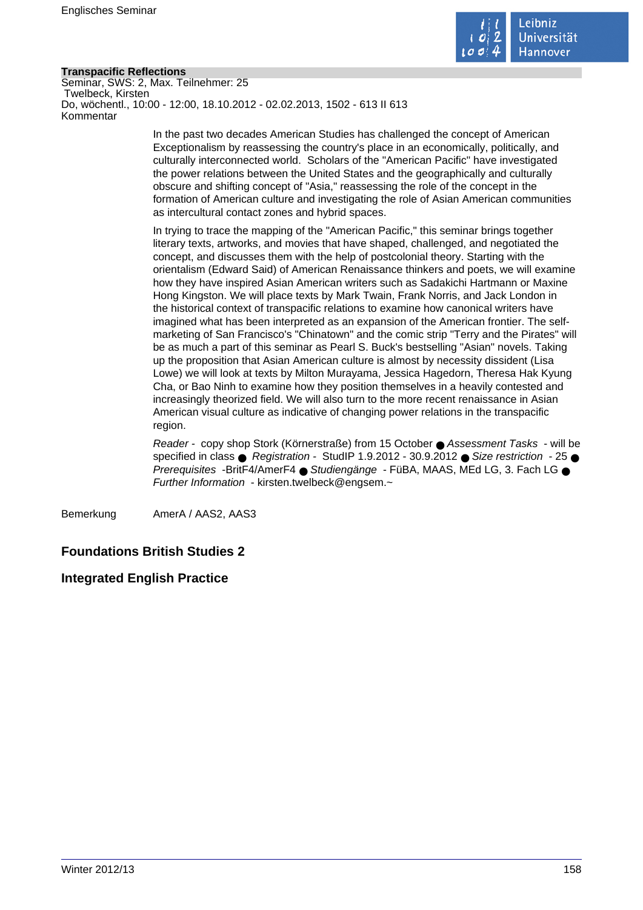**Transpacific Reflections**

Seminar, SWS: 2, Max. Teilnehmer: 25

Twelbeck, Kirsten

Do, wöchentl., 10:00 - 12:00, 18.10.2012 - 02.02.2013, 1502 - 613 II 613

Kommentar

In the past two decades American Studies has challenged the concept of American Exceptionalism by reassessing the country's place in an economically, politically, and culturally interconnected world. Scholars of the "American Pacific" have investigated the power relations between the United States and the geographically and culturally obscure and shifting concept of "Asia," reassessing the role of the concept in the formation of American culture and investigating the role of Asian American communities as intercultural contact zones and hybrid spaces.

In trying to trace the mapping of the "American Pacific," this seminar brings together literary texts, artworks, and movies that have shaped, challenged, and negotiated the concept, and discusses them with the help of postcolonial theory. Starting with the orientalism (Edward Said) of American Renaissance thinkers and poets, we will examine how they have inspired Asian American writers such as Sadakichi Hartmann or Maxine Hong Kingston. We will place texts by Mark Twain, Frank Norris, and Jack London in the historical context of transpacific relations to examine how canonical writers have imagined what has been interpreted as an expansion of the American frontier. The self-marketing of San Francisco's "Chinatown" and the comic strip "Terry and the Pirates" will be as much a part of this seminar as Pearl S. Buck's bestselling "Asian" novels. Taking up the proposition that Asian American culture is almost by necessity dissident (Lisa Lowe) we will look at texts by Milton Murayama, Jessica Hagedorn, Theresa Hak Kyung Cha, or Bao Ninh to examine how they position themselves in a heavily contested and increasingly theorized field. We will also turn to the more recent renaissance in Asian American visual culture as indicative of changing power relations in the transpacific region.

*Reader* - copy shop Stork (Körnerstraße) from 15 October ● *Assessment Tasks* - will be specified in class ● *Registration* - StudIP 1.9.2012 - 30.9.2012 ● *Size restriction* - 25 ● *Prerequisites* -BritF4/AmerF4 ● *Studiengänge* - FüBA, MAAS, MEd LG, 3. Fach LG ● *Further Information* - kirsten.twelbeck@engsem.~

Bemerkung AmerA / AAS2, AAS3

## Foundations British Studies 2

## Integrated English Practice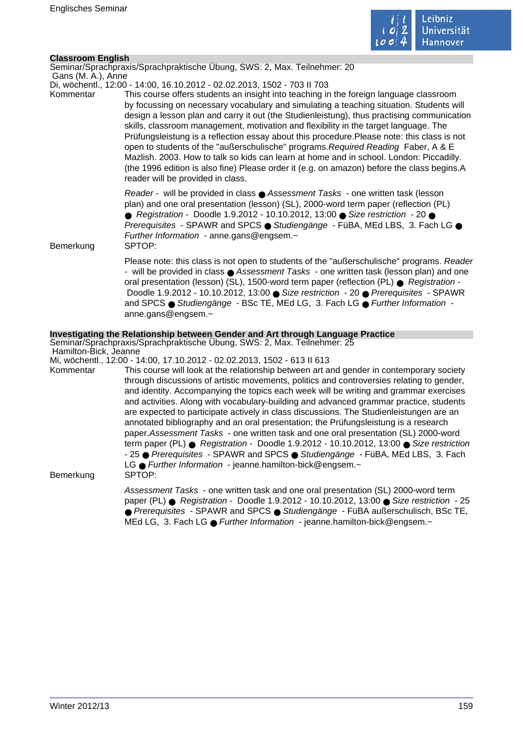## Classroom English

Seminar/Sprachpraxis/Sprachpraktische Übung, SWS: 2, Max. Teilnehmer: 20
Gans (M. A.), Anne
Di, wöchentl., 12:00 - 14:00, 16.10.2012 - 02.02.2013, 1502 - 703 II 703

Kommentar

This course offers students an insight into teaching in the foreign language classroom by focussing on necessary vocabulary and simulating a teaching situation. Students will design a lesson plan and carry it out (the Studienleistung), thus practising communication skills, classroom management, motivation and flexibility in the target language. The Prüfungsleistung is a reflection essay about this procedure.Please note: this class is not open to students of the "außerschulische" programs.*Required Reading* Faber, A & E Mazlish. 2003. How to talk so kids can learn at home and in school. London: Piccadilly. (the 1996 edition is also fine) Please order it (e.g. on amazon) before the class begins.A reader will be provided in class.

*Reader* - will be provided in class ● *Assessment Tasks* - one written task (lesson plan) and one oral presentation (lesson) (SL), 2000-word term paper (reflection (PL) ● *Registration* - Doodle 1.9.2012 - 10.10.2012, 13:00 ● *Size restriction* - 20 ● *Prerequisites* - SPAWR and SPCS ● *Studiengänge* - FüBA, MEd LBS, 3. Fach LG ● *Further Information* - anne.gans@engsem.~

Bemerkung

SPTOP:

Please note: this class is not open to students of the "außerschulische" programs. *Reader* - will be provided in class ● *Assessment Tasks* - one written task (lesson plan) and one oral presentation (lesson) (SL), 1500-word term paper (reflection (PL) ● *Registration* - Doodle 1.9.2012 - 10.10.2012, 13:00 ● *Size restriction* - 20 ● *Prerequisites* - SPAWR and SPCS ● *Studiengänge* - BSc TE, MEd LG, 3. Fach LG ● *Further Information* - anne.gans@engsem.~

## Investigating the Relationship between Gender and Art through Language Practice

Seminar/Sprachpraxis/Sprachpraktische Übung, SWS: 2, Max. Teilnehmer: 25
Hamilton-Bick, Jeanne
Mi, wöchentl., 12:00 - 14:00, 17.10.2012 - 02.02.2013, 1502 - 613 II 613

Kommentar

This course will look at the relationship between art and gender in contemporary society through discussions of artistic movements, politics and controversies relating to gender, and identity. Accompanying the topics each week will be writing and grammar exercises and activities. Along with vocabulary-building and advanced grammar practice, students are expected to participate actively in class discussions. The Studienleistungen are an annotated bibliography and an oral presentation; the Prüfungsleistung is a research paper.*Assessment Tasks* - one written task and one oral presentation (SL) 2000-word term paper (PL) ● *Registration* - Doodle 1.9.2012 - 10.10.2012, 13:00 ● *Size restriction* - 25 ● *Prerequisites* - SPAWR and SPCS ● *Studiengänge* - FüBA, MEd LBS, 3. Fach LG ● *Further Information* - jeanne.hamilton-bick@engsem.~

Bemerkung

SPTOP:

*Assessment Tasks* - one written task and one oral presentation (SL) 2000-word term paper (PL) ● *Registration* - Doodle 1.9.2012 - 10.10.2012, 13:00 ● *Size restriction* - 25 ● *Prerequisites* - SPAWR and SPCS ● *Studiengänge* - FüBA außerschulisch, BSc TE, MEd LG, 3. Fach LG ● *Further Information* - jeanne.hamilton-bick@engsem.~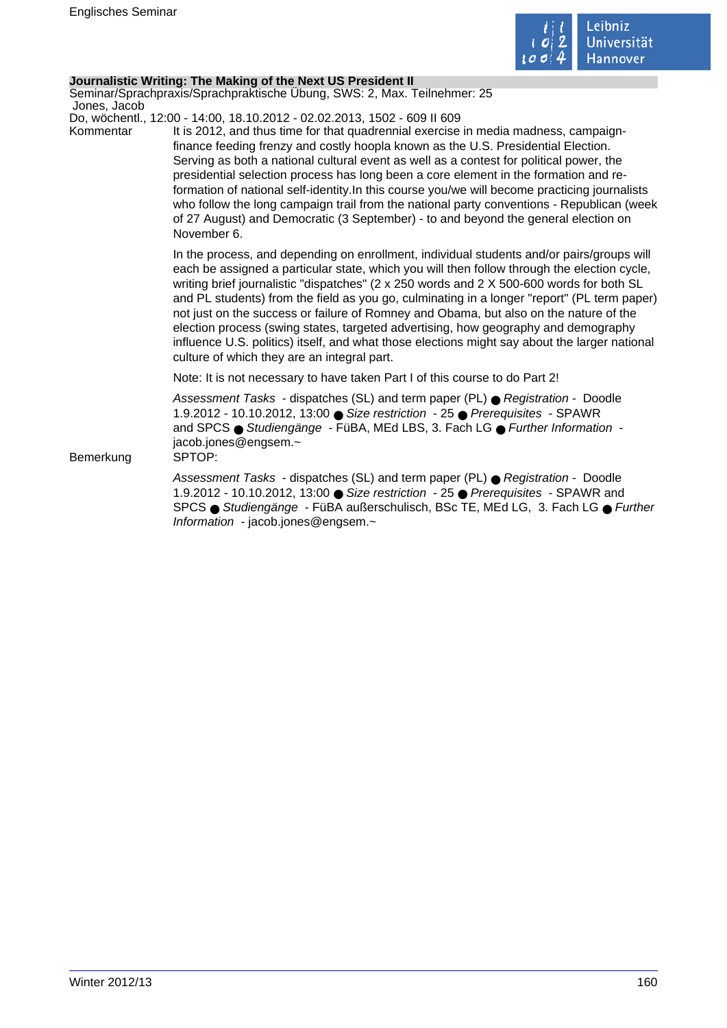**Journalistic Writing: The Making of the Next US President II**

Seminar/Sprachpraxis/Sprachpraktische Übung, SWS: 2, Max. Teilnehmer: 25

Jones, Jacob

Do, wöchentl., 12:00 - 14:00, 18.10.2012 - 02.02.2013, 1502 - 609 II 609

Kommentar

It is 2012, and thus time for that quadrennial exercise in media madness, campaign-finance feeding frenzy and costly hoopla known as the U.S. Presidential Election. Serving as both a national cultural event as well as a contest for political power, the presidential selection process has long been a core element in the formation and re-formation of national self-identity.In this course you/we will become practicing journalists who follow the long campaign trail from the national party conventions - Republican (week of 27 August) and Democratic (3 September) - to and beyond the general election on November 6.

In the process, and depending on enrollment, individual students and/or pairs/groups will each be assigned a particular state, which you will then follow through the election cycle, writing brief journalistic "dispatches" (2 x 250 words and 2 X 500-600 words for both SL and PL students) from the field as you go, culminating in a longer "report" (PL term paper) not just on the success or failure of Romney and Obama, but also on the nature of the election process (swing states, targeted advertising, how geography and demography influence U.S. politics) itself, and what those elections might say about the larger national culture of which they are an integral part.

Note: It is not necessary to have taken Part I of this course to do Part 2!

*Assessment Tasks* - dispatches (SL) and term paper (PL) ● *Registration* - Doodle 1.9.2012 - 10.10.2012, 13:00 ● *Size restriction* - 25 ● *Prerequisites* - SPAWR and SPCS ● *Studiengänge* - FüBA, MEd LBS, 3. Fach LG ● *Further Information* - jacob.jones@engsem.~

Bemerkung

SPTOP:

*Assessment Tasks* - dispatches (SL) and term paper (PL) ● *Registration* - Doodle 1.9.2012 - 10.10.2012, 13:00 ● *Size restriction* - 25 ● *Prerequisites* - SPAWR and SPCS ● *Studiengänge* - FüBA außerschulisch, BSc TE, MEd LG, 3. Fach LG ● *Further Information* - jacob.jones@engsem.~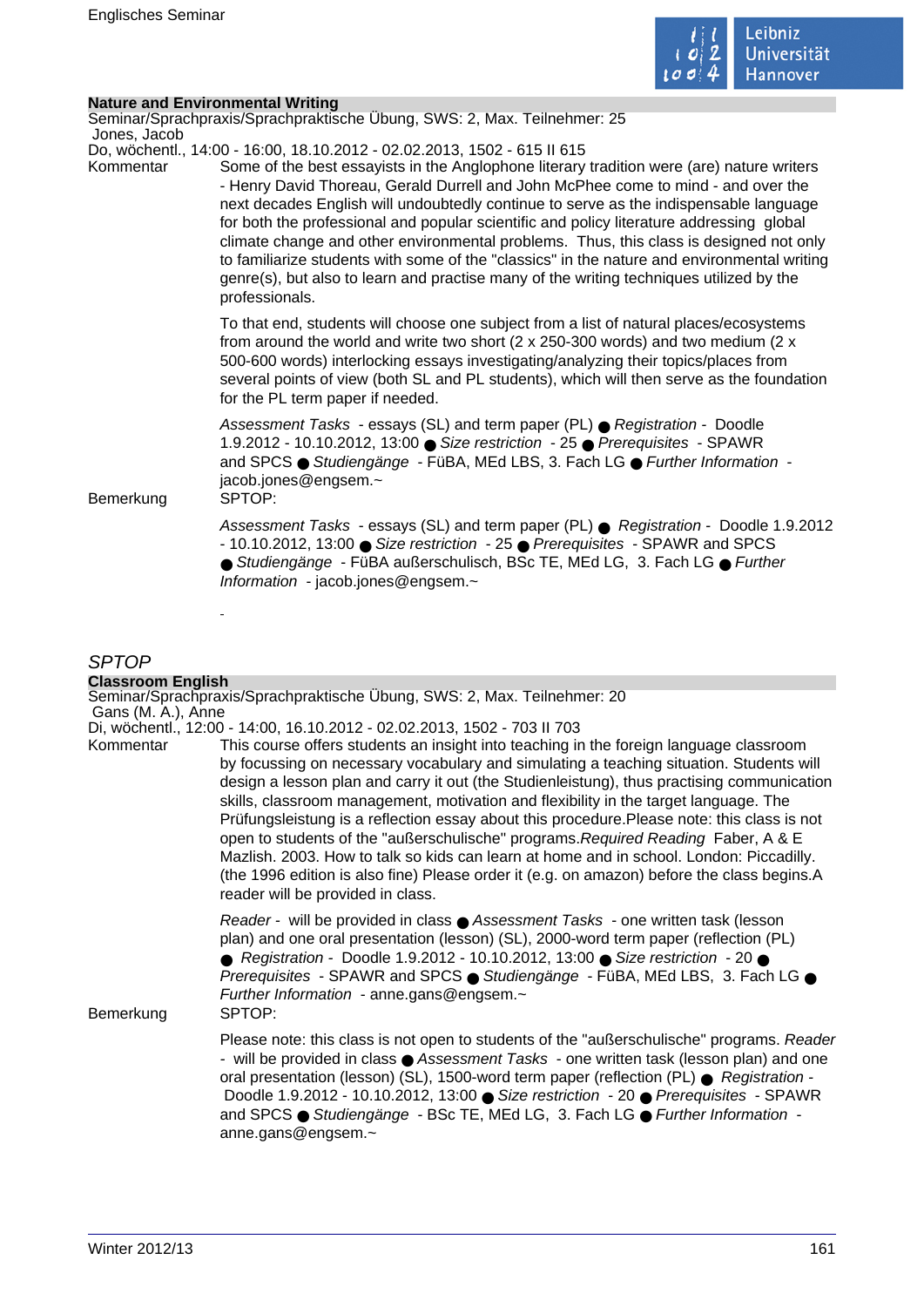### Nature and Environmental Writing

Seminar/Sprachpraxis/Sprachpraktische Übung, SWS: 2, Max. Teilnehmer: 25
Jones, Jacob
Do, wöchentl., 14:00 - 16:00, 18.10.2012 - 02.02.2013, 1502 - 615 II 615

Kommentar

Some of the best essayists in the Anglophone literary tradition were (are) nature writers - Henry David Thoreau, Gerald Durrell and John McPhee come to mind - and over the next decades English will undoubtedly continue to serve as the indispensable language for both the professional and popular scientific and policy literature addressing global climate change and other environmental problems. Thus, this class is designed not only to familiarize students with some of the "classics" in the nature and environmental writing genre(s), but also to learn and practise many of the writing techniques utilized by the professionals.

To that end, students will choose one subject from a list of natural places/ecosystems from around the world and write two short (2 x 250-300 words) and two medium (2 x 500-600 words) interlocking essays investigating/analyzing their topics/places from several points of view (both SL and PL students), which will then serve as the foundation for the PL term paper if needed.

*Assessment Tasks* - essays (SL) and term paper (PL) ● *Registration* - Doodle 1.9.2012 - 10.10.2012, 13:00 ● *Size restriction* - 25 ● *Prerequisites* - SPAWR and SPCS ● *Studiengänge* - FüBA, MEd LBS, 3. Fach LG ● *Further Information* - jacob.jones@engsem.~

Bemerkung

SPTOP:

*Assessment Tasks* - essays (SL) and term paper (PL) ● *Registration* - Doodle 1.9.2012 - 10.10.2012, 13:00 ● *Size restriction* - 25 ● *Prerequisites* - SPAWR and SPCS ● *Studiengänge* - FüBA außerschulisch, BSc TE, MEd LG, 3. Fach LG ● *Further Information* - jacob.jones@engsem.~

-

## *SPTOP*

### Classroom English

Seminar/Sprachpraxis/Sprachpraktische Übung, SWS: 2, Max. Teilnehmer: 20
Gans (M. A.), Anne
Di, wöchentl., 12:00 - 14:00, 16.10.2012 - 02.02.2013, 1502 - 703 II 703

Kommentar

This course offers students an insight into teaching in the foreign language classroom by focussing on necessary vocabulary and simulating a teaching situation. Students will design a lesson plan and carry it out (the Studienleistung), thus practising communication skills, classroom management, motivation and flexibility in the target language. The Prüfungsleistung is a reflection essay about this procedure.Please note: this class is not open to students of the "außerschulische" programs.*Required Reading* Faber, A & E Mazlish. 2003. How to talk so kids can learn at home and in school. London: Piccadilly. (the 1996 edition is also fine) Please order it (e.g. on amazon) before the class begins.A reader will be provided in class.

*Reader* - will be provided in class ● *Assessment Tasks* - one written task (lesson plan) and one oral presentation (lesson) (SL), 2000-word term paper (reflection (PL) ● *Registration* - Doodle 1.9.2012 - 10.10.2012, 13:00 ● *Size restriction* - 20 ● *Prerequisites* - SPAWR and SPCS ● *Studiengänge* - FüBA, MEd LBS, 3. Fach LG ● *Further Information* - anne.gans@engsem.~

Bemerkung

SPTOP:

Please note: this class is not open to students of the "außerschulische" programs. *Reader* - will be provided in class ● *Assessment Tasks* - one written task (lesson plan) and one oral presentation (lesson) (SL), 1500-word term paper (reflection (PL) ● *Registration* - Doodle 1.9.2012 - 10.10.2012, 13:00 ● *Size restriction* - 20 ● *Prerequisites* - SPAWR and SPCS ● *Studiengänge* - BSc TE, MEd LG, 3. Fach LG ● *Further Information* - anne.gans@engsem.~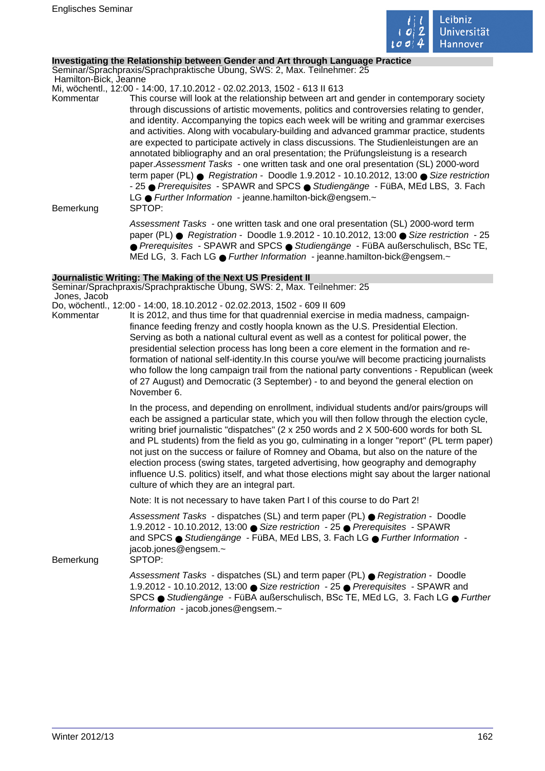### Investigating the Relationship between Gender and Art through Language Practice

Seminar/Sprachpraxis/Sprachpraktische Übung, SWS: 2, Max. Teilnehmer: 25
Hamilton-Bick, Jeanne
Mi, wöchentl., 12:00 - 14:00, 17.10.2012 - 02.02.2013, 1502 - 613 II 613

Kommentar

This course will look at the relationship between art and gender in contemporary society through discussions of artistic movements, politics and controversies relating to gender, and identity. Accompanying the topics each week will be writing and grammar exercises and activities. Along with vocabulary-building and advanced grammar practice, students are expected to participate actively in class discussions. The Studienleistungen are an annotated bibliography and an oral presentation; the Prüfungsleistung is a research paper.*Assessment Tasks* - one written task and one oral presentation (SL) 2000-word term paper (PL) ● *Registration* - Doodle 1.9.2012 - 10.10.2012, 13:00 ● *Size restriction* - 25 ● *Prerequisites* - SPAWR and SPCS ● *Studiengänge* - FüBA, MEd LBS, 3. Fach LG ● *Further Information* - jeanne.hamilton-bick@engsem.~

Bemerkung

SPTOP:

*Assessment Tasks* - one written task and one oral presentation (SL) 2000-word term paper (PL) ● *Registration* - Doodle 1.9.2012 - 10.10.2012, 13:00 ● *Size restriction* - 25 ● *Prerequisites* - SPAWR and SPCS ● *Studiengänge* - FüBA außerschulisch, BSc TE, MEd LG, 3. Fach LG ● *Further Information* - jeanne.hamilton-bick@engsem.~

### Journalistic Writing: The Making of the Next US President II

Seminar/Sprachpraxis/Sprachpraktische Übung, SWS: 2, Max. Teilnehmer: 25
Jones, Jacob
Do, wöchentl., 12:00 - 14:00, 18.10.2012 - 02.02.2013, 1502 - 609 II 609

Kommentar

It is 2012, and thus time for that quadrennial exercise in media madness, campaign-finance feeding frenzy and costly hoopla known as the U.S. Presidential Election. Serving as both a national cultural event as well as a contest for political power, the presidential selection process has long been a core element in the formation and re-formation of national self-identity.In this course you/we will become practicing journalists who follow the long campaign trail from the national party conventions - Republican (week of 27 August) and Democratic (3 September) - to and beyond the general election on November 6.

In the process, and depending on enrollment, individual students and/or pairs/groups will each be assigned a particular state, which you will then follow through the election cycle, writing brief journalistic "dispatches" (2 x 250 words and 2 X 500-600 words for both SL and PL students) from the field as you go, culminating in a longer "report" (PL term paper) not just on the success or failure of Romney and Obama, but also on the nature of the election process (swing states, targeted advertising, how geography and demography influence U.S. politics) itself, and what those elections might say about the larger national culture of which they are an integral part.

Note: It is not necessary to have taken Part I of this course to do Part 2!

*Assessment Tasks* - dispatches (SL) and term paper (PL) ● *Registration* - Doodle 1.9.2012 - 10.10.2012, 13:00 ● *Size restriction* - 25 ● *Prerequisites* - SPAWR and SPCS ● *Studiengänge* - FüBA, MEd LBS, 3. Fach LG ● *Further Information* - jacob.jones@engsem.~

Bemerkung

SPTOP:

*Assessment Tasks* - dispatches (SL) and term paper (PL) ● *Registration* - Doodle 1.9.2012 - 10.10.2012, 13:00 ● *Size restriction* - 25 ● *Prerequisites* - SPAWR and SPCS ● *Studiengänge* - FüBA außerschulisch, BSc TE, MEd LG, 3. Fach LG ● *Further Information* - jacob.jones@engsem.~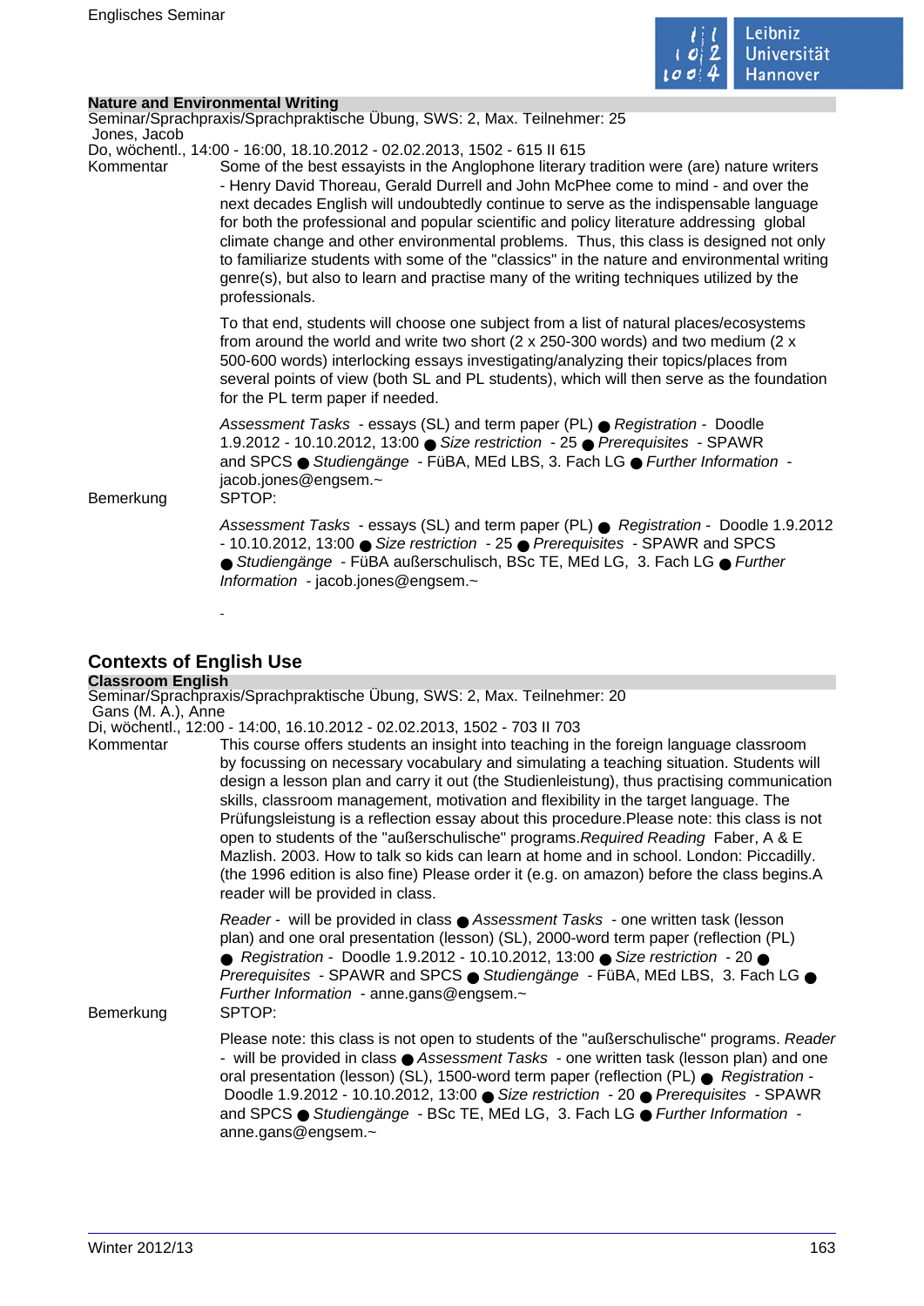**Nature and Environmental Writing**

Seminar/Sprachpraxis/Sprachpraktische Übung, SWS: 2, Max. Teilnehmer: 25

Jones, Jacob

Do, wöchentl., 14:00 - 16:00, 18.10.2012 - 02.02.2013, 1502 - 615 II 615

Kommentar

Some of the best essayists in the Anglophone literary tradition were (are) nature writers - Henry David Thoreau, Gerald Durrell and John McPhee come to mind - and over the next decades English will undoubtedly continue to serve as the indispensable language for both the professional and popular scientific and policy literature addressing global climate change and other environmental problems. Thus, this class is designed not only to familiarize students with some of the "classics" in the nature and environmental writing genre(s), but also to learn and practise many of the writing techniques utilized by the professionals.

To that end, students will choose one subject from a list of natural places/ecosystems from around the world and write two short (2 x 250-300 words) and two medium (2 x 500-600 words) interlocking essays investigating/analyzing their topics/places from several points of view (both SL and PL students), which will then serve as the foundation for the PL term paper if needed.

*Assessment Tasks* - essays (SL) and term paper (PL) ● *Registration* - Doodle 1.9.2012 - 10.10.2012, 13:00 ● *Size restriction* - 25 ● *Prerequisites* - SPAWR and SPCS ● *Studiengänge* - FüBA, MEd LBS, 3. Fach LG ● *Further Information* - jacob.jones@engsem.~

Bemerkung

SPTOP:

*Assessment Tasks* - essays (SL) and term paper (PL) ● *Registration* - Doodle 1.9.2012 - 10.10.2012, 13:00 ● *Size restriction* - 25 ● *Prerequisites* - SPAWR and SPCS ● *Studiengänge* - FüBA außerschulisch, BSc TE, MEd LG, 3. Fach LG ● *Further Information* - jacob.jones@engsem.~

-

## Contexts of English Use

**Classroom English**

Seminar/Sprachpraxis/Sprachpraktische Übung, SWS: 2, Max. Teilnehmer: 20

Gans (M. A.), Anne

Di, wöchentl., 12:00 - 14:00, 16.10.2012 - 02.02.2013, 1502 - 703 II 703

Kommentar

This course offers students an insight into teaching in the foreign language classroom by focussing on necessary vocabulary and simulating a teaching situation. Students will design a lesson plan and carry it out (the Studienleistung), thus practising communication skills, classroom management, motivation and flexibility in the target language. The Prüfungsleistung is a reflection essay about this procedure.Please note: this class is not open to students of the "außerschulische" programs.*Required Reading* Faber, A & E Mazlish. 2003. How to talk so kids can learn at home and in school. London: Piccadilly. (the 1996 edition is also fine) Please order it (e.g. on amazon) before the class begins.A reader will be provided in class.

*Reader* - will be provided in class ● *Assessment Tasks* - one written task (lesson plan) and one oral presentation (lesson) (SL), 2000-word term paper (reflection (PL) ● *Registration* - Doodle 1.9.2012 - 10.10.2012, 13:00 ● *Size restriction* - 20 ● *Prerequisites* - SPAWR and SPCS ● *Studiengänge* - FüBA, MEd LBS, 3. Fach LG ● *Further Information* - anne.gans@engsem.~

Bemerkung

SPTOP:

Please note: this class is not open to students of the "außerschulische" programs. *Reader* - will be provided in class ● *Assessment Tasks* - one written task (lesson plan) and one oral presentation (lesson) (SL), 1500-word term paper (reflection (PL) ● *Registration* - Doodle 1.9.2012 - 10.10.2012, 13:00 ● *Size restriction* - 20 ● *Prerequisites* - SPAWR and SPCS ● *Studiengänge* - BSc TE, MEd LG, 3. Fach LG ● *Further Information* - anne.gans@engsem.~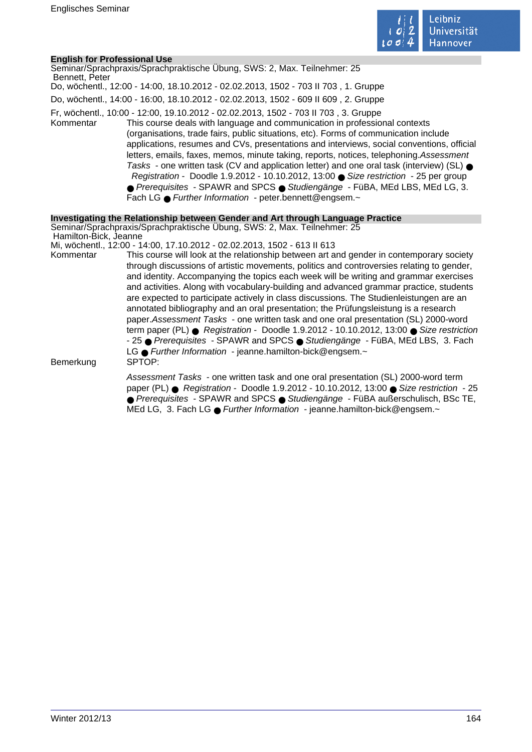**English for Professional Use**

Seminar/Sprachpraxis/Sprachpraktische Übung, SWS: 2, Max. Teilnehmer: 25

Bennett, Peter

Do, wöchentl., 12:00 - 14:00, 18.10.2012 - 02.02.2013, 1502 - 703 II 703 , 1. Gruppe

Do, wöchentl., 14:00 - 16:00, 18.10.2012 - 02.02.2013, 1502 - 609 II 609 , 2. Gruppe

Fr, wöchentl., 10:00 - 12:00, 19.10.2012 - 02.02.2013, 1502 - 703 II 703 , 3. Gruppe

Kommentar: This course deals with language and communication in professional contexts (organisations, trade fairs, public situations, etc). Forms of communication include applications, resumes and CVs, presentations and interviews, social conventions, official letters, emails, faxes, memos, minute taking, reports, notices, telephoning.*Assessment Tasks* - one written task (CV and application letter) and one oral task (interview) (SL) ● *Registration* - Doodle 1.9.2012 - 10.10.2012, 13:00 ● *Size restriction* - 25 per group ● *Prerequisites* - SPAWR and SPCS ● *Studiengänge* - FüBA, MEd LBS, MEd LG, 3. Fach LG ● *Further Information* - peter.bennett@engsem.~

**Investigating the Relationship between Gender and Art through Language Practice**

Seminar/Sprachpraxis/Sprachpraktische Übung, SWS: 2, Max. Teilnehmer: 25

Hamilton-Bick, Jeanne

Mi, wöchentl., 12:00 - 14:00, 17.10.2012 - 02.02.2013, 1502 - 613 II 613

Kommentar: This course will look at the relationship between art and gender in contemporary society through discussions of artistic movements, politics and controversies relating to gender, and identity. Accompanying the topics each week will be writing and grammar exercises and activities. Along with vocabulary-building and advanced grammar practice, students are expected to participate actively in class discussions. The Studienleistungen are an annotated bibliography and an oral presentation; the Prüfungsleistung is a research paper.*Assessment Tasks* - one written task and one oral presentation (SL) 2000-word term paper (PL) ● *Registration* - Doodle 1.9.2012 - 10.10.2012, 13:00 ● *Size restriction* - 25 ● *Prerequisites* - SPAWR and SPCS ● *Studiengänge* - FüBA, MEd LBS, 3. Fach LG ● *Further Information* - jeanne.hamilton-bick@engsem.~

Bemerkung: SPTOP:

*Assessment Tasks* - one written task and one oral presentation (SL) 2000-word term paper (PL) ● *Registration* - Doodle 1.9.2012 - 10.10.2012, 13:00 ● *Size restriction* - 25 ● *Prerequisites* - SPAWR and SPCS ● *Studiengänge* - FüBA außerschulisch, BSc TE, MEd LG, 3. Fach LG ● *Further Information* - jeanne.hamilton-bick@engsem.~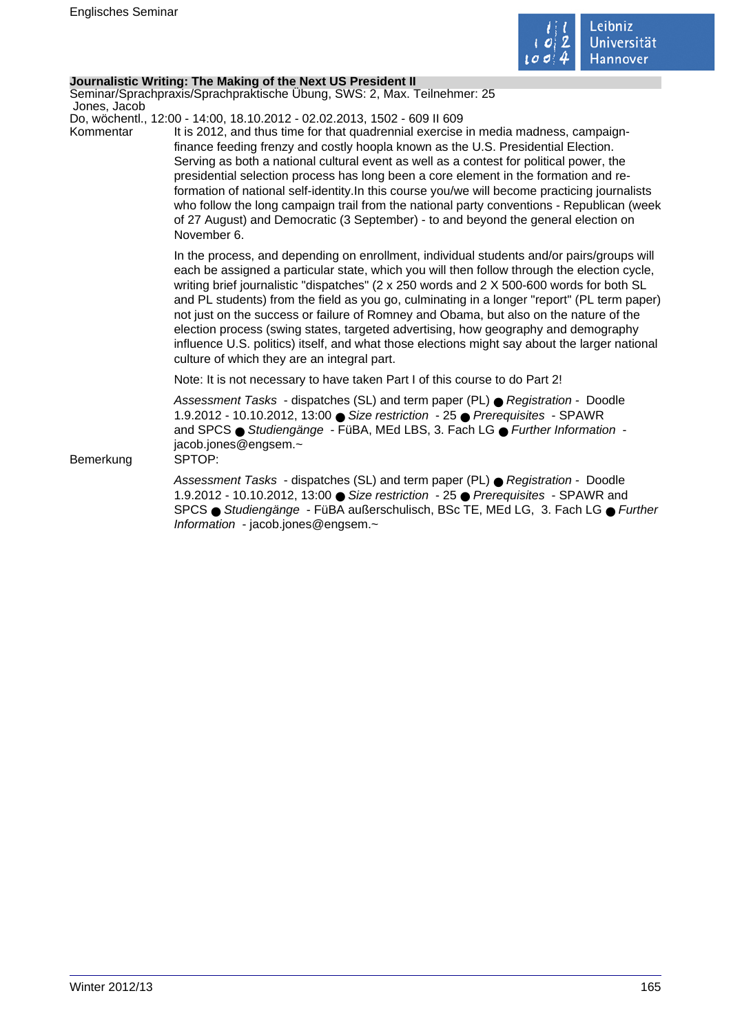**Journalistic Writing: The Making of the Next US President II**

Seminar/Sprachpraxis/Sprachpraktische Übung, SWS: 2, Max. Teilnehmer: 25

Jones, Jacob

Do, wöchentl., 12:00 - 14:00, 18.10.2012 - 02.02.2013, 1502 - 609 II 609

Kommentar

It is 2012, and thus time for that quadrennial exercise in media madness, campaign-finance feeding frenzy and costly hoopla known as the U.S. Presidential Election. Serving as both a national cultural event as well as a contest for political power, the presidential selection process has long been a core element in the formation and re-formation of national self-identity.In this course you/we will become practicing journalists who follow the long campaign trail from the national party conventions - Republican (week of 27 August) and Democratic (3 September) - to and beyond the general election on November 6.

In the process, and depending on enrollment, individual students and/or pairs/groups will each be assigned a particular state, which you will then follow through the election cycle, writing brief journalistic "dispatches" (2 x 250 words and 2 X 500-600 words for both SL and PL students) from the field as you go, culminating in a longer "report" (PL term paper) not just on the success or failure of Romney and Obama, but also on the nature of the election process (swing states, targeted advertising, how geography and demography influence U.S. politics) itself, and what those elections might say about the larger national culture of which they are an integral part.

Note: It is not necessary to have taken Part I of this course to do Part 2!

*Assessment Tasks* - dispatches (SL) and term paper (PL) ● *Registration* - Doodle 1.9.2012 - 10.10.2012, 13:00 ● *Size restriction* - 25 ● *Prerequisites* - SPAWR and SPCS ● *Studiengänge* - FüBA, MEd LBS, 3. Fach LG ● *Further Information* - jacob.jones@engsem.~

Bemerkung

SPTOP:

*Assessment Tasks* - dispatches (SL) and term paper (PL) ● *Registration* - Doodle 1.9.2012 - 10.10.2012, 13:00 ● *Size restriction* - 25 ● *Prerequisites* - SPAWR and SPCS ● *Studiengänge* - FüBA außerschulisch, BSc TE, MEd LG, 3. Fach LG ● *Further Information* - jacob.jones@engsem.~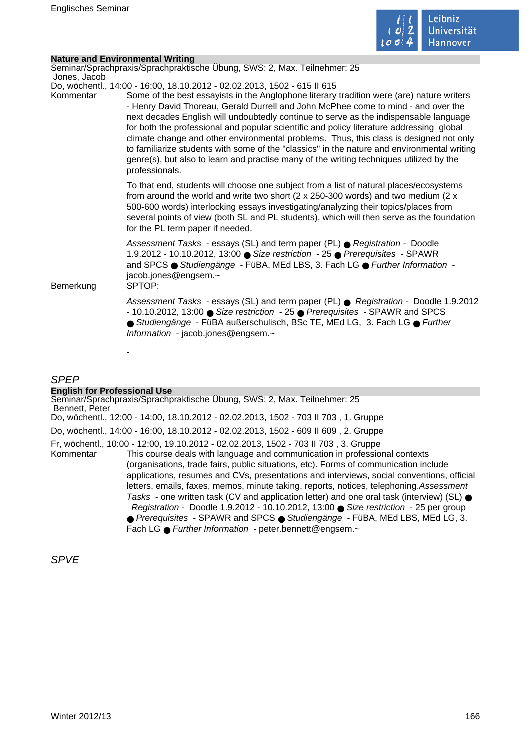### Nature and Environmental Writing

Seminar/Sprachpraxis/Sprachpraktische Übung, SWS: 2, Max. Teilnehmer: 25
Jones, Jacob
Do, wöchentl., 14:00 - 16:00, 18.10.2012 - 02.02.2013, 1502 - 615 II 615

**Kommentar**

Some of the best essayists in the Anglophone literary tradition were (are) nature writers - Henry David Thoreau, Gerald Durrell and John McPhee come to mind - and over the next decades English will undoubtedly continue to serve as the indispensable language for both the professional and popular scientific and policy literature addressing global climate change and other environmental problems. Thus, this class is designed not only to familiarize students with some of the "classics" in the nature and environmental writing genre(s), but also to learn and practise many of the writing techniques utilized by the professionals.

To that end, students will choose one subject from a list of natural places/ecosystems from around the world and write two short (2 x 250-300 words) and two medium (2 x 500-600 words) interlocking essays investigating/analyzing their topics/places from several points of view (both SL and PL students), which will then serve as the foundation for the PL term paper if needed.

*Assessment Tasks* - essays (SL) and term paper (PL) ● *Registration* - Doodle 1.9.2012 - 10.10.2012, 13:00 ● *Size restriction* - 25 ● *Prerequisites* - SPAWR and SPCS ● *Studiengänge* - FüBA, MEd LBS, 3. Fach LG ● *Further Information* - jacob.jones@engsem.~

**Bemerkung**

SPTOP:

*Assessment Tasks* - essays (SL) and term paper (PL) ● *Registration* - Doodle 1.9.2012 - 10.10.2012, 13:00 ● *Size restriction* - 25 ● *Prerequisites* - SPAWR and SPCS ● *Studiengänge* - FüBA außerschulisch, BSc TE, MEd LG, 3. Fach LG ● *Further Information* - jacob.jones@engsem.~

-

## *SPEP*

### English for Professional Use

Seminar/Sprachpraxis/Sprachpraktische Übung, SWS: 2, Max. Teilnehmer: 25
Bennett, Peter
Do, wöchentl., 12:00 - 14:00, 18.10.2012 - 02.02.2013, 1502 - 703 II 703 , 1. Gruppe

Do, wöchentl., 14:00 - 16:00, 18.10.2012 - 02.02.2013, 1502 - 609 II 609 , 2. Gruppe

Fr, wöchentl., 10:00 - 12:00, 19.10.2012 - 02.02.2013, 1502 - 703 II 703 , 3. Gruppe

**Kommentar**

This course deals with language and communication in professional contexts (organisations, trade fairs, public situations, etc). Forms of communication include applications, resumes and CVs, presentations and interviews, social conventions, official letters, emails, faxes, memos, minute taking, reports, notices, telephoning.*Assessment Tasks* - one written task (CV and application letter) and one oral task (interview) (SL) ● *Registration* - Doodle 1.9.2012 - 10.10.2012, 13:00 ● *Size restriction* - 25 per group ● *Prerequisites* - SPAWR and SPCS ● *Studiengänge* - FüBA, MEd LBS, MEd LG, 3. Fach LG ● *Further Information* - peter.bennett@engsem.~

## *SPVE*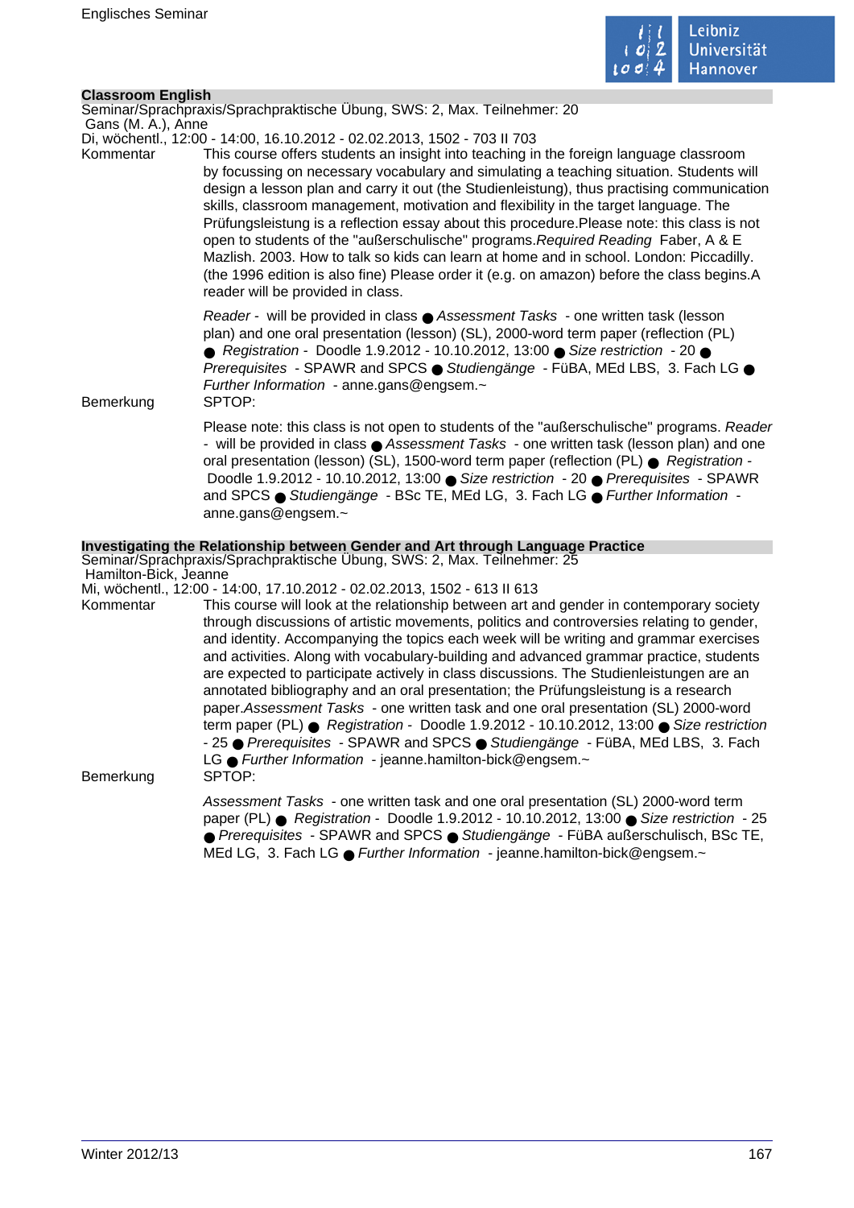## Classroom English

Seminar/Sprachpraxis/Sprachpraktische Übung, SWS: 2, Max. Teilnehmer: 20
Gans (M. A.), Anne
Di, wöchentl., 12:00 - 14:00, 16.10.2012 - 02.02.2013, 1502 - 703 II 703

Kommentar

This course offers students an insight into teaching in the foreign language classroom by focussing on necessary vocabulary and simulating a teaching situation. Students will design a lesson plan and carry it out (the Studienleistung), thus practising communication skills, classroom management, motivation and flexibility in the target language. The Prüfungsleistung is a reflection essay about this procedure.Please note: this class is not open to students of the "außerschulische" programs.*Required Reading* Faber, A & E Mazlish. 2003. How to talk so kids can learn at home and in school. London: Piccadilly. (the 1996 edition is also fine) Please order it (e.g. on amazon) before the class begins.A reader will be provided in class.

*Reader* - will be provided in class ● *Assessment Tasks* - one written task (lesson plan) and one oral presentation (lesson) (SL), 2000-word term paper (reflection (PL) ● *Registration* - Doodle 1.9.2012 - 10.10.2012, 13:00 ● *Size restriction* - 20 ● *Prerequisites* - SPAWR and SPCS ● *Studiengänge* - FüBA, MEd LBS, 3. Fach LG ● *Further Information* - anne.gans@engsem.~

Bemerkung

SPTOP:

Please note: this class is not open to students of the "außerschulische" programs. *Reader* - will be provided in class ● *Assessment Tasks* - one written task (lesson plan) and one oral presentation (lesson) (SL), 1500-word term paper (reflection (PL) ● *Registration* - Doodle 1.9.2012 - 10.10.2012, 13:00 ● *Size restriction* - 20 ● *Prerequisites* - SPAWR and SPCS ● *Studiengänge* - BSc TE, MEd LG, 3. Fach LG ● *Further Information* - anne.gans@engsem.~

## Investigating the Relationship between Gender and Art through Language Practice

Seminar/Sprachpraxis/Sprachpraktische Übung, SWS: 2, Max. Teilnehmer: 25
Hamilton-Bick, Jeanne
Mi, wöchentl., 12:00 - 14:00, 17.10.2012 - 02.02.2013, 1502 - 613 II 613

Kommentar

This course will look at the relationship between art and gender in contemporary society through discussions of artistic movements, politics and controversies relating to gender, and identity. Accompanying the topics each week will be writing and grammar exercises and activities. Along with vocabulary-building and advanced grammar practice, students are expected to participate actively in class discussions. The Studienleistungen are an annotated bibliography and an oral presentation; the Prüfungsleistung is a research paper.*Assessment Tasks* - one written task and one oral presentation (SL) 2000-word term paper (PL) ● *Registration* - Doodle 1.9.2012 - 10.10.2012, 13:00 ● *Size restriction* - 25 ● *Prerequisites* - SPAWR and SPCS ● *Studiengänge* - FüBA, MEd LBS, 3. Fach LG ● *Further Information* - jeanne.hamilton-bick@engsem.~

Bemerkung

SPTOP:

*Assessment Tasks* - one written task and one oral presentation (SL) 2000-word term paper (PL) ● *Registration* - Doodle 1.9.2012 - 10.10.2012, 13:00 ● *Size restriction* - 25 ● *Prerequisites* - SPAWR and SPCS ● *Studiengänge* - FüBA außerschulisch, BSc TE, MEd LG, 3. Fach LG ● *Further Information* - jeanne.hamilton-bick@engsem.~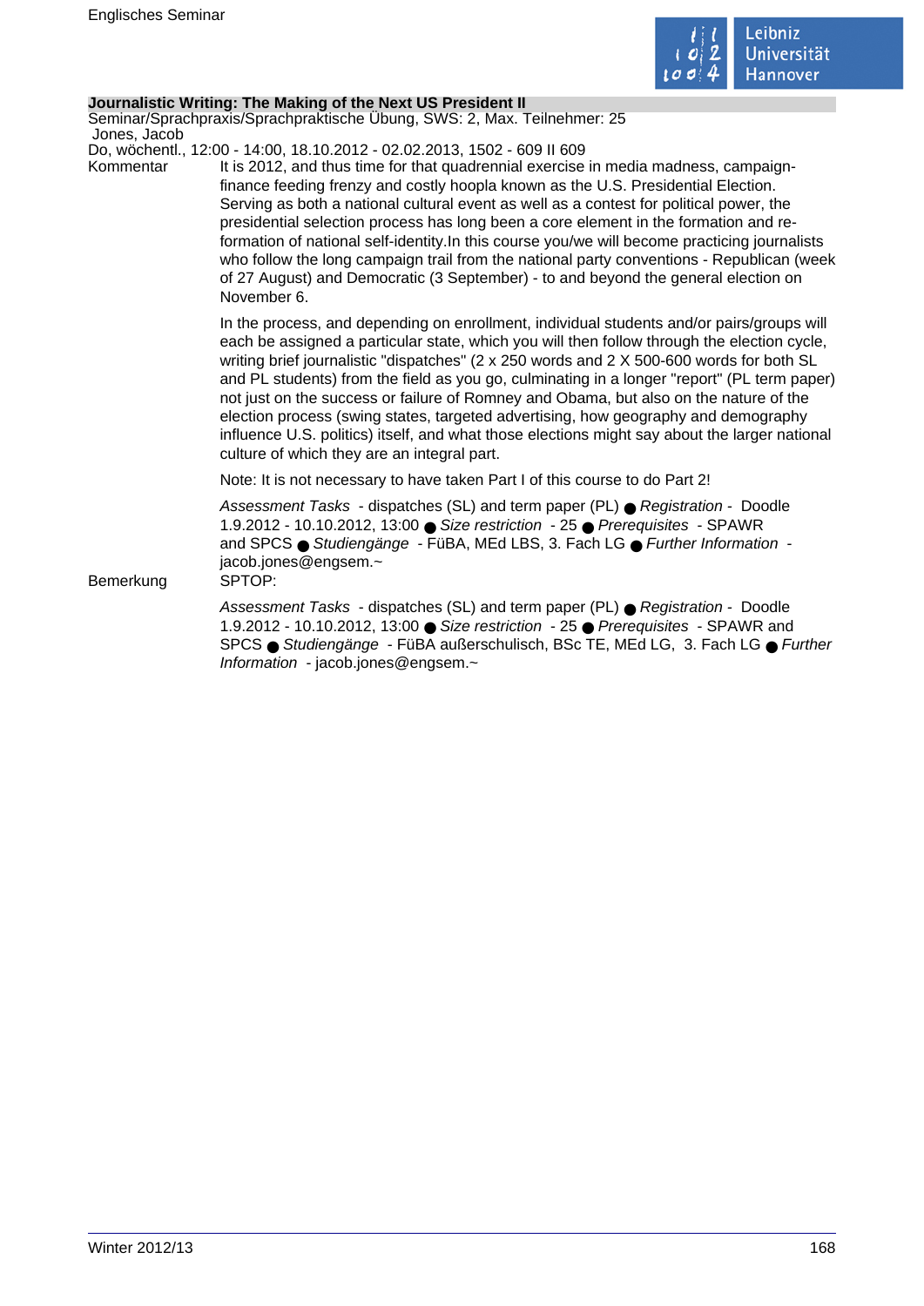## Journalistic Writing: The Making of the Next US President II

Seminar/Sprachpraxis/Sprachpraktische Übung, SWS: 2, Max. Teilnehmer: 25

Jones, Jacob

Do, wöchentl., 12:00 - 14:00, 18.10.2012 - 02.02.2013, 1502 - 609 II 609

**Kommentar**

It is 2012, and thus time for that quadrennial exercise in media madness, campaign-finance feeding frenzy and costly hoopla known as the U.S. Presidential Election. Serving as both a national cultural event as well as a contest for political power, the presidential selection process has long been a core element in the formation and re-formation of national self-identity.In this course you/we will become practicing journalists who follow the long campaign trail from the national party conventions - Republican (week of 27 August) and Democratic (3 September) - to and beyond the general election on November 6.

In the process, and depending on enrollment, individual students and/or pairs/groups will each be assigned a particular state, which you will then follow through the election cycle, writing brief journalistic "dispatches" (2 x 250 words and 2 X 500-600 words for both SL and PL students) from the field as you go, culminating in a longer "report" (PL term paper) not just on the success or failure of Romney and Obama, but also on the nature of the election process (swing states, targeted advertising, how geography and demography influence U.S. politics) itself, and what those elections might say about the larger national culture of which they are an integral part.

Note: It is not necessary to have taken Part I of this course to do Part 2!

*Assessment Tasks* - dispatches (SL) and term paper (PL) ● *Registration* - Doodle 1.9.2012 - 10.10.2012, 13:00 ● *Size restriction* - 25 ● *Prerequisites* - SPAWR and SPCS ● *Studiengänge* - FüBA, MEd LBS, 3. Fach LG ● *Further Information* - jacob.jones@engsem.~

**Bemerkung**

SPTOP:

*Assessment Tasks* - dispatches (SL) and term paper (PL) ● *Registration* - Doodle 1.9.2012 - 10.10.2012, 13:00 ● *Size restriction* - 25 ● *Prerequisites* - SPAWR and SPCS ● *Studiengänge* - FüBA außerschulisch, BSc TE, MEd LG, 3. Fach LG ● *Further Information* - jacob.jones@engsem.~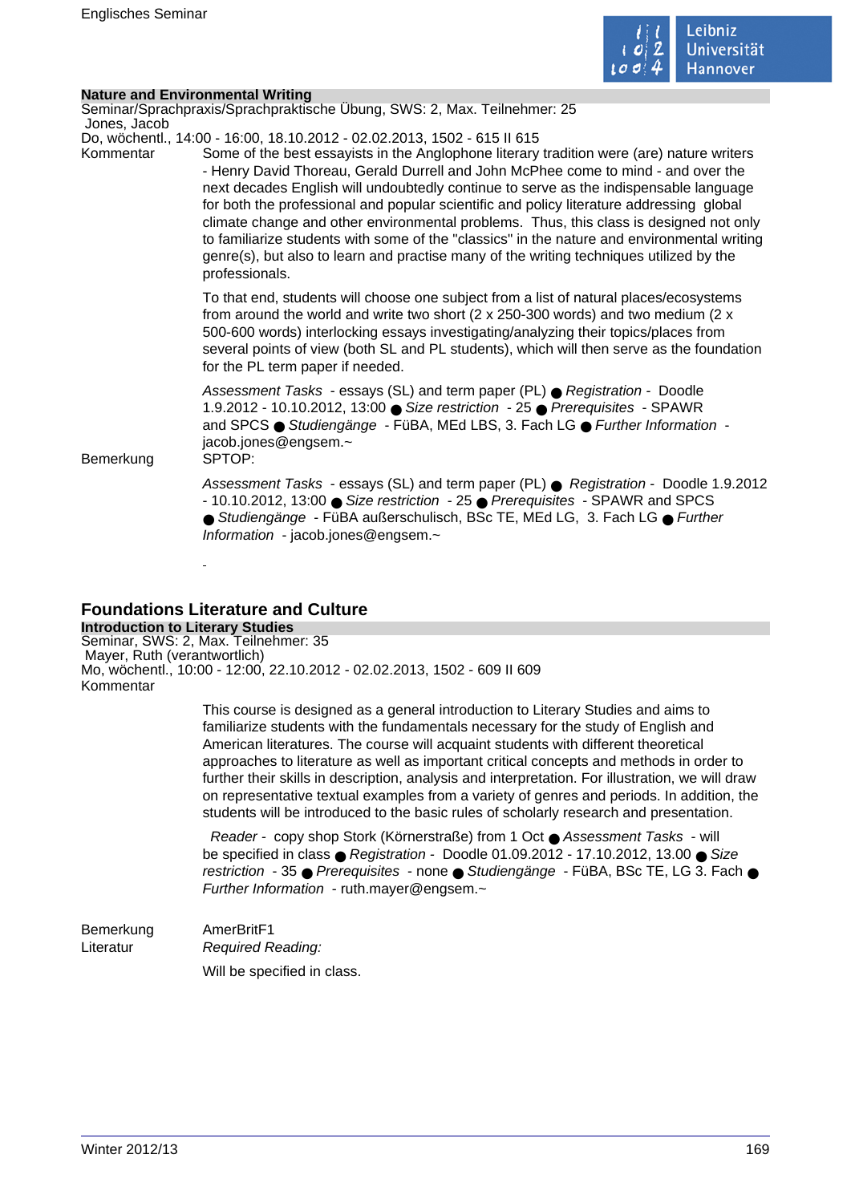**Nature and Environmental Writing**

Seminar/Sprachpraxis/Sprachpraktische Übung, SWS: 2, Max. Teilnehmer: 25

Jones, Jacob

Do, wöchentl., 14:00 - 16:00, 18.10.2012 - 02.02.2013, 1502 - 615 II 615

Kommentar

Some of the best essayists in the Anglophone literary tradition were (are) nature writers - Henry David Thoreau, Gerald Durrell and John McPhee come to mind - and over the next decades English will undoubtedly continue to serve as the indispensable language for both the professional and popular scientific and policy literature addressing global climate change and other environmental problems. Thus, this class is designed not only to familiarize students with some of the "classics" in the nature and environmental writing genre(s), but also to learn and practise many of the writing techniques utilized by the professionals.

To that end, students will choose one subject from a list of natural places/ecosystems from around the world and write two short (2 x 250-300 words) and two medium (2 x 500-600 words) interlocking essays investigating/analyzing their topics/places from several points of view (both SL and PL students), which will then serve as the foundation for the PL term paper if needed.

*Assessment Tasks* - essays (SL) and term paper (PL) ● *Registration* - Doodle 1.9.2012 - 10.10.2012, 13:00 ● *Size restriction* - 25 ● *Prerequisites* - SPAWR and SPCS ● *Studiengänge* - FüBA, MEd LBS, 3. Fach LG ● *Further Information* - jacob.jones@engsem.~

Bemerkung

SPTOP:

*Assessment Tasks* - essays (SL) and term paper (PL) ● *Registration* - Doodle 1.9.2012 - 10.10.2012, 13:00 ● *Size restriction* - 25 ● *Prerequisites* - SPAWR and SPCS ● *Studiengänge* - FüBA außerschulisch, BSc TE, MEd LG, 3. Fach LG ● *Further Information* - jacob.jones@engsem.~

-

## Foundations Literature and Culture

**Introduction to Literary Studies**

Seminar, SWS: 2, Max. Teilnehmer: 35

Mayer, Ruth (verantwortlich)

Mo, wöchentl., 10:00 - 12:00, 22.10.2012 - 02.02.2013, 1502 - 609 II 609

Kommentar

This course is designed as a general introduction to Literary Studies and aims to familiarize students with the fundamentals necessary for the study of English and American literatures. The course will acquaint students with different theoretical approaches to literature as well as important critical concepts and methods in order to further their skills in description, analysis and interpretation. For illustration, we will draw on representative textual examples from a variety of genres and periods. In addition, the students will be introduced to the basic rules of scholarly research and presentation.

*Reader* - copy shop Stork (Körnerstraße) from 1 Oct ● *Assessment Tasks* - will be specified in class ● *Registration* - Doodle 01.09.2012 - 17.10.2012, 13.00 ● *Size restriction* - 35 ● *Prerequisites* - none ● *Studiengänge* - FüBA, BSc TE, LG 3. Fach ● *Further Information* - ruth.mayer@engsem.~

Bemerkung

AmerBritF1

Literatur

*Required Reading:*

Will be specified in class.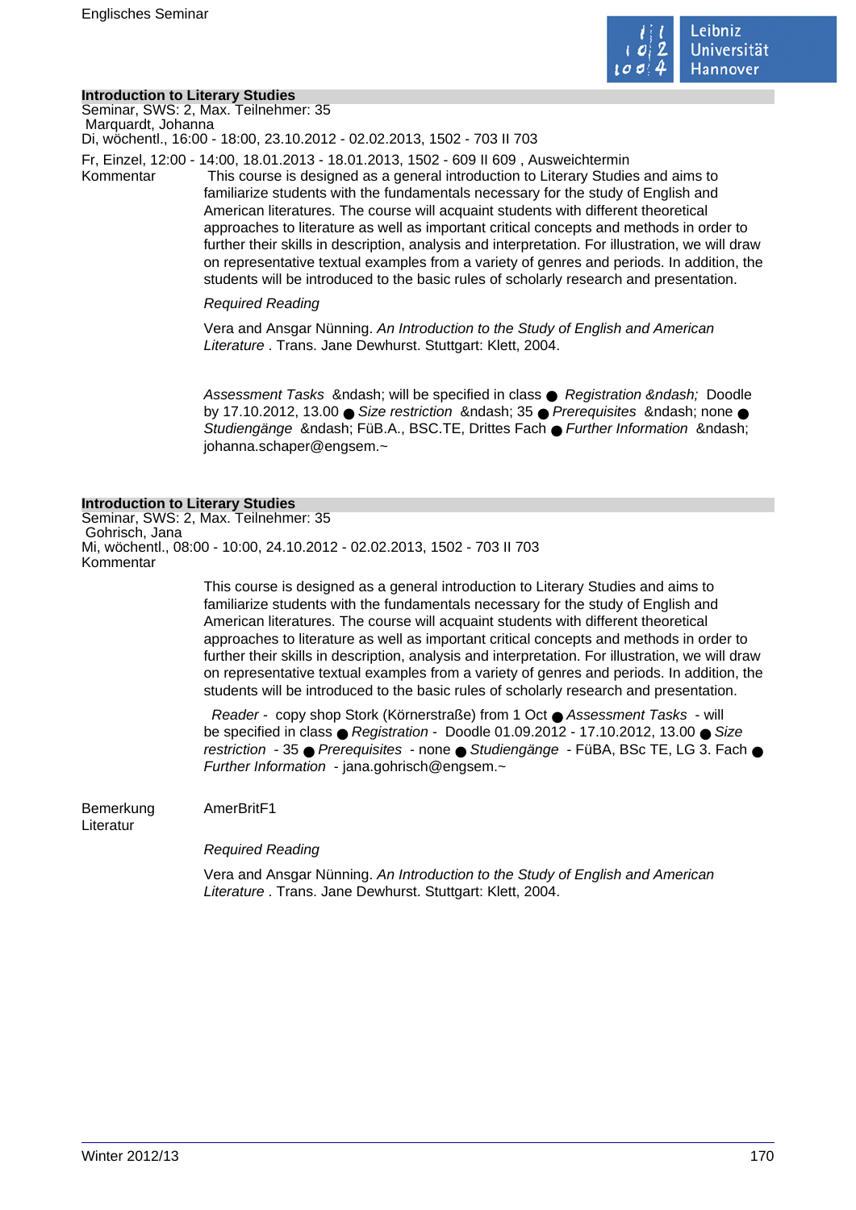### Introduction to Literary Studies

Seminar, SWS: 2, Max. Teilnehmer: 35
Marquardt, Johanna
Di, wöchentl., 16:00 - 18:00, 23.10.2012 - 02.02.2013, 1502 - 703 II 703

Fr, Einzel, 12:00 - 14:00, 18.01.2013 - 18.01.2013, 1502 - 609 II 609 , Ausweichtermin

Kommentar

This course is designed as a general introduction to Literary Studies and aims to familiarize students with the fundamentals necessary for the study of English and American literatures. The course will acquaint students with different theoretical approaches to literature as well as important critical concepts and methods in order to further their skills in description, analysis and interpretation. For illustration, we will draw on representative textual examples from a variety of genres and periods. In addition, the students will be introduced to the basic rules of scholarly research and presentation.

*Required Reading*

Vera and Ansgar Nünning. *An Introduction to the Study of English and American Literature* . Trans. Jane Dewhurst. Stuttgart: Klett, 2004.

*Assessment Tasks* &ndash; will be specified in class ● *Registration &ndash;* Doodle by 17.10.2012, 13.00 ● *Size restriction* &ndash; 35 ● *Prerequisites* &ndash; none ● *Studiengänge* &ndash; FüB.A., BSC.TE, Drittes Fach ● *Further Information* &ndash; johanna.schaper@engsem.~

### Introduction to Literary Studies

Seminar, SWS: 2, Max. Teilnehmer: 35
Gohrisch, Jana
Mi, wöchentl., 08:00 - 10:00, 24.10.2012 - 02.02.2013, 1502 - 703 II 703

Kommentar

This course is designed as a general introduction to Literary Studies and aims to familiarize students with the fundamentals necessary for the study of English and American literatures. The course will acquaint students with different theoretical approaches to literature as well as important critical concepts and methods in order to further their skills in description, analysis and interpretation. For illustration, we will draw on representative textual examples from a variety of genres and periods. In addition, the students will be introduced to the basic rules of scholarly research and presentation.

*Reader* - copy shop Stork (Körnerstraße) from 1 Oct ● *Assessment Tasks* - will be specified in class ● *Registration* - Doodle 01.09.2012 - 17.10.2012, 13.00 ● *Size restriction* - 35 ● *Prerequisites* - none ● *Studiengänge* - FüBA, BSc TE, LG 3. Fach ● *Further Information* - jana.gohrisch@engsem.~

Bemerkung: AmerBritF1

Literatur

*Required Reading*

Vera and Ansgar Nünning. *An Introduction to the Study of English and American Literature* . Trans. Jane Dewhurst. Stuttgart: Klett, 2004.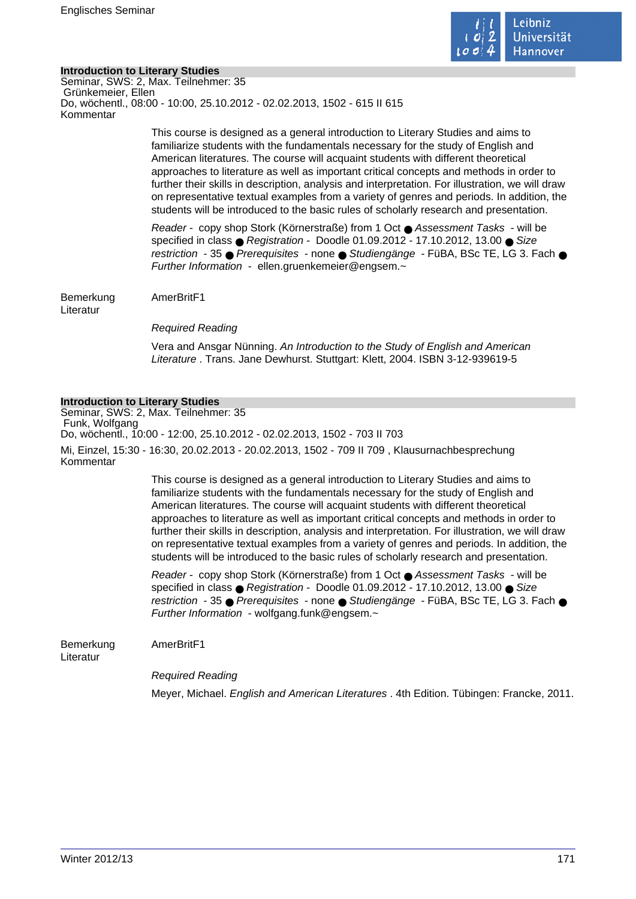## Introduction to Literary Studies

Seminar, SWS: 2, Max. Teilnehmer: 35
Grünkemeier, Ellen
Do, wöchentl., 08:00 - 10:00, 25.10.2012 - 02.02.2013, 1502 - 615 II 615

Kommentar

This course is designed as a general introduction to Literary Studies and aims to familiarize students with the fundamentals necessary for the study of English and American literatures. The course will acquaint students with different theoretical approaches to literature as well as important critical concepts and methods in order to further their skills in description, analysis and interpretation. For illustration, we will draw on representative textual examples from a variety of genres and periods. In addition, the students will be introduced to the basic rules of scholarly research and presentation.

*Reader* - copy shop Stork (Körnerstraße) from 1 Oct ● *Assessment Tasks* - will be specified in class ● *Registration* - Doodle 01.09.2012 - 17.10.2012, 13.00 ● *Size restriction* - 35 ● *Prerequisites* - none ● *Studiengänge* - FüBA, BSc TE, LG 3. Fach ● *Further Information* - ellen.gruenkemeier@engsem.~

Bemerkung: AmerBritF1

Literatur

*Required Reading*

Vera and Ansgar Nünning. *An Introduction to the Study of English and American Literature* . Trans. Jane Dewhurst. Stuttgart: Klett, 2004. ISBN 3-12-939619-5

## Introduction to Literary Studies

Seminar, SWS: 2, Max. Teilnehmer: 35
Funk, Wolfgang
Do, wöchentl., 10:00 - 12:00, 25.10.2012 - 02.02.2013, 1502 - 703 II 703

Mi, Einzel, 15:30 - 16:30, 20.02.2013 - 20.02.2013, 1502 - 709 II 709 , Klausurnachbesprechung

Kommentar

This course is designed as a general introduction to Literary Studies and aims to familiarize students with the fundamentals necessary for the study of English and American literatures. The course will acquaint students with different theoretical approaches to literature as well as important critical concepts and methods in order to further their skills in description, analysis and interpretation. For illustration, we will draw on representative textual examples from a variety of genres and periods. In addition, the students will be introduced to the basic rules of scholarly research and presentation.

*Reader* - copy shop Stork (Körnerstraße) from 1 Oct ● *Assessment Tasks* - will be specified in class ● *Registration* - Doodle 01.09.2012 - 17.10.2012, 13.00 ● *Size restriction* - 35 ● *Prerequisites* - none ● *Studiengänge* - FüBA, BSc TE, LG 3. Fach ● *Further Information* - wolfgang.funk@engsem.~

Bemerkung: AmerBritF1

Literatur

*Required Reading*

Meyer, Michael. *English and American Literatures* . 4th Edition. Tübingen: Francke, 2011.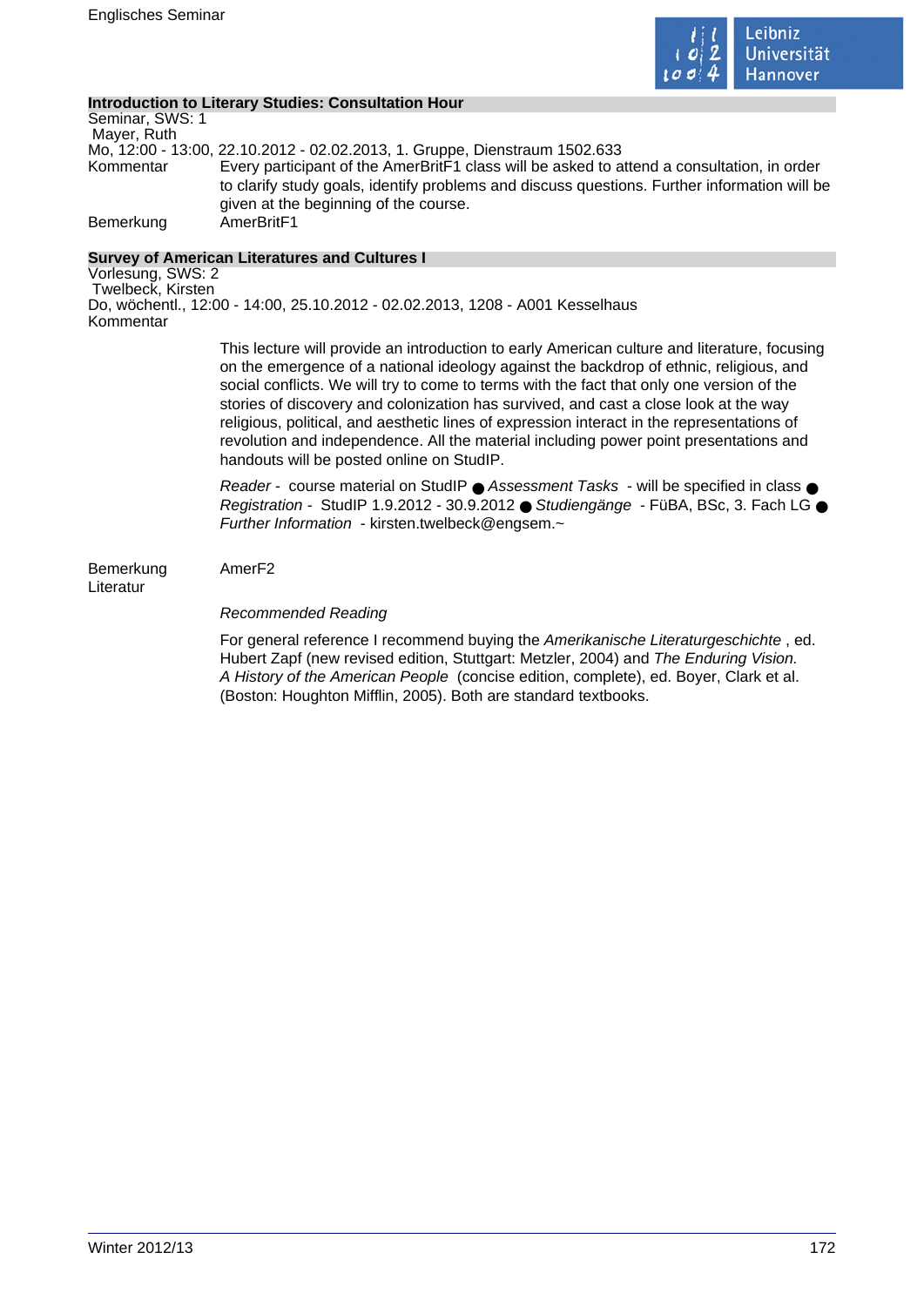## Introduction to Literary Studies: Consultation Hour

Seminar, SWS: 1
Mayer, Ruth
Mo, 12:00 - 13:00, 22.10.2012 - 02.02.2013, 1. Gruppe, Dienstraum 1502.633

Kommentar: Every participant of the AmerBritF1 class will be asked to attend a consultation, in order to clarify study goals, identify problems and discuss questions. Further information will be given at the beginning of the course.

Bemerkung: AmerBritF1

## Survey of American Literatures and Cultures I

Vorlesung, SWS: 2
Twelbeck, Kirsten
Do, wöchentl., 12:00 - 14:00, 25.10.2012 - 02.02.2013, 1208 - A001 Kesselhaus

Kommentar

This lecture will provide an introduction to early American culture and literature, focusing on the emergence of a national ideology against the backdrop of ethnic, religious, and social conflicts. We will try to come to terms with the fact that only one version of the stories of discovery and colonization has survived, and cast a close look at the way religious, political, and aesthetic lines of expression interact in the representations of revolution and independence. All the material including power point presentations and handouts will be posted online on StudIP.

*Reader* - course material on StudIP ● *Assessment Tasks* - will be specified in class ● *Registration* - StudIP 1.9.2012 - 30.9.2012 ● *Studiengänge* - FüBA, BSc, 3. Fach LG ● *Further Information* - kirsten.twelbeck@engsem.~

Bemerkung: AmerF2

Literatur

*Recommended Reading*

For general reference I recommend buying the *Amerikanische Literaturgeschichte* , ed. Hubert Zapf (new revised edition, Stuttgart: Metzler, 2004) and *The Enduring Vision. A History of the American People* (concise edition, complete), ed. Boyer, Clark et al. (Boston: Houghton Mifflin, 2005). Both are standard textbooks.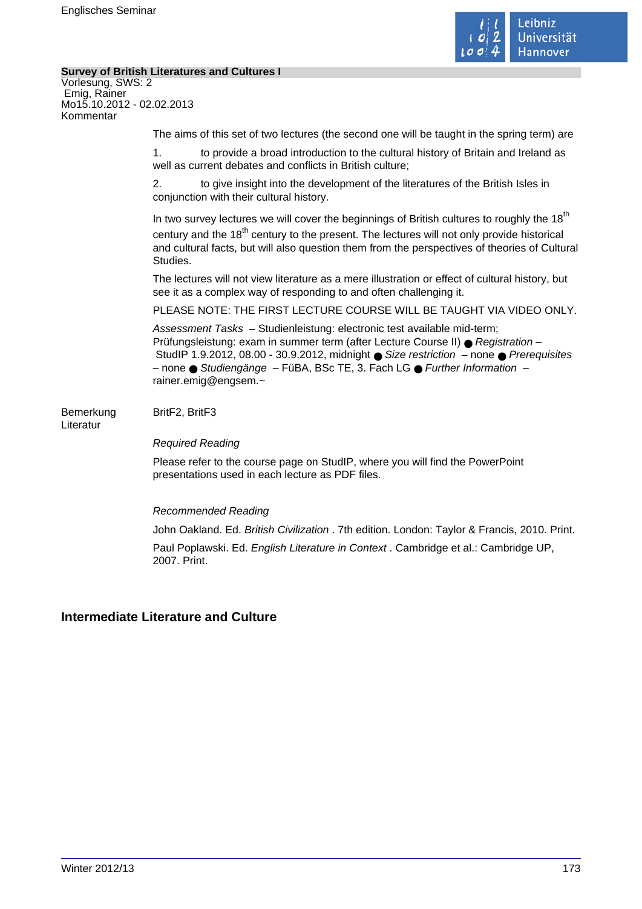**Survey of British Literatures and Cultures I**

Vorlesung, SWS: 2
Emig, Rainer
Mo15.10.2012 - 02.02.2013

Kommentar

The aims of this set of two lectures (the second one will be taught in the spring term) are

1. to provide a broad introduction to the cultural history of Britain and Ireland as well as current debates and conflicts in British culture;

2. to give insight into the development of the literatures of the British Isles in conjunction with their cultural history.

In two survey lectures we will cover the beginnings of British cultures to roughly the 18th century and the 18th century to the present. The lectures will not only provide historical and cultural facts, but will also question them from the perspectives of theories of Cultural Studies.

The lectures will not view literature as a mere illustration or effect of cultural history, but see it as a complex way of responding to and often challenging it.

PLEASE NOTE: THE FIRST LECTURE COURSE WILL BE TAUGHT VIA VIDEO ONLY.

*Assessment Tasks* – Studienleistung: electronic test available mid-term; Prüfungsleistung: exam in summer term (after Lecture Course II) ● *Registration* – StudIP 1.9.2012, 08.00 - 30.9.2012, midnight ● *Size restriction* – none ● *Prerequisites* – none ● *Studiengänge* – FüBA, BSc TE, 3. Fach LG ● *Further Information* – rainer.emig@engsem.~

Bemerkung

BritF2, BritF3

Literatur

*Required Reading*

Please refer to the course page on StudIP, where you will find the PowerPoint presentations used in each lecture as PDF files.

*Recommended Reading*

John Oakland. Ed. *British Civilization* . 7th edition. London: Taylor & Francis, 2010. Print.

Paul Poplawski. Ed. *English Literature in Context* . Cambridge et al.: Cambridge UP, 2007. Print.

## Intermediate Literature and Culture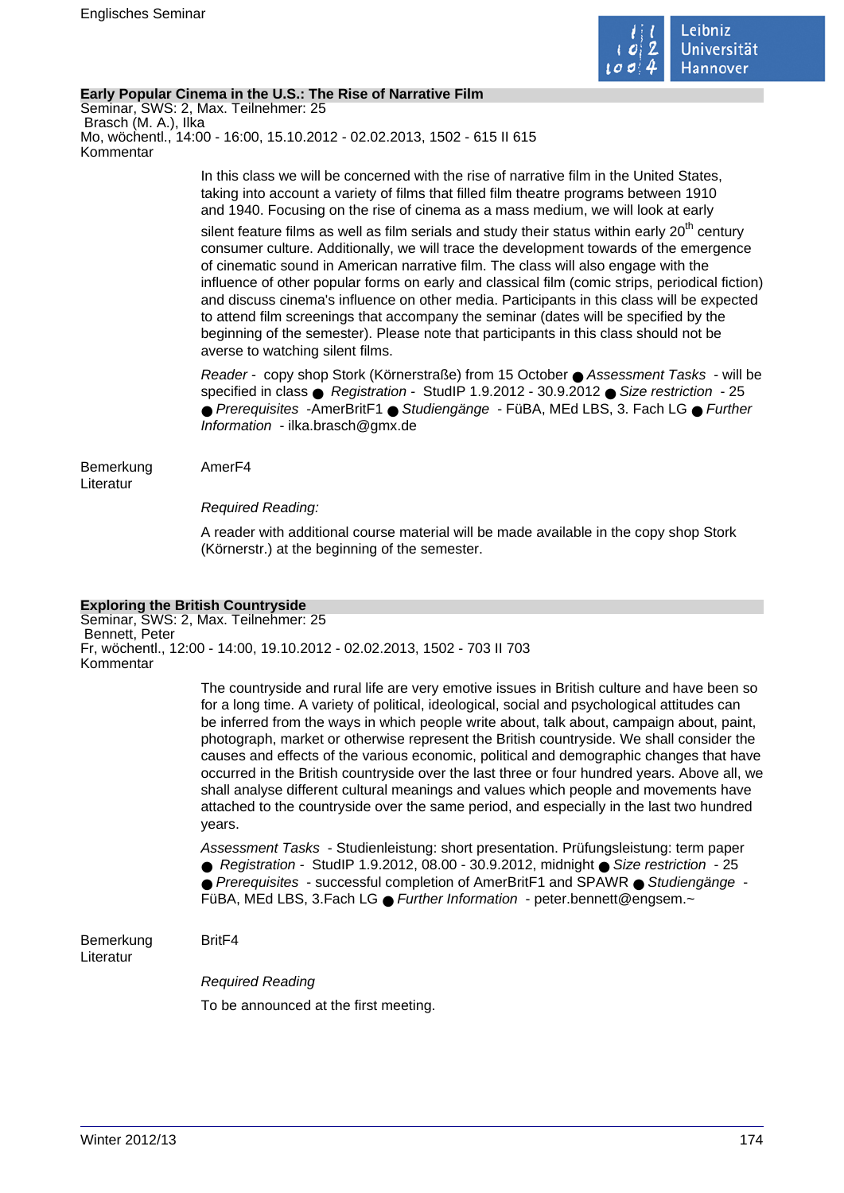## Early Popular Cinema in the U.S.: The Rise of Narrative Film

Seminar, SWS: 2, Max. Teilnehmer: 25
Brasch (M. A.), Ilka
Mo, wöchentl., 14:00 - 16:00, 15.10.2012 - 02.02.2013, 1502 - 615 II 615

Kommentar

In this class we will be concerned with the rise of narrative film in the United States, taking into account a variety of films that filled film theatre programs between 1910 and 1940. Focusing on the rise of cinema as a mass medium, we will look at early silent feature films as well as film serials and study their status within early 20th century consumer culture. Additionally, we will trace the development towards of the emergence of cinematic sound in American narrative film. The class will also engage with the influence of other popular forms on early and classical film (comic strips, periodical fiction) and discuss cinema's influence on other media. Participants in this class will be expected to attend film screenings that accompany the seminar (dates will be specified by the beginning of the semester). Please note that participants in this class should not be averse to watching silent films.

*Reader* - copy shop Stork (Körnerstraße) from 15 October ● *Assessment Tasks* - will be specified in class ● *Registration* - StudIP 1.9.2012 - 30.9.2012 ● *Size restriction* - 25 ● *Prerequisites* -AmerBritF1 ● *Studiengänge* - FüBA, MEd LBS, 3. Fach LG ● *Further Information* - ilka.brasch@gmx.de

Bemerkung: AmerF4

Literatur

*Required Reading:*

A reader with additional course material will be made available in the copy shop Stork (Körnerstr.) at the beginning of the semester.

## Exploring the British Countryside

Seminar, SWS: 2, Max. Teilnehmer: 25
Bennett, Peter
Fr, wöchentl., 12:00 - 14:00, 19.10.2012 - 02.02.2013, 1502 - 703 II 703

Kommentar

The countryside and rural life are very emotive issues in British culture and have been so for a long time. A variety of political, ideological, social and psychological attitudes can be inferred from the ways in which people write about, talk about, campaign about, paint, photograph, market or otherwise represent the British countryside. We shall consider the causes and effects of the various economic, political and demographic changes that have occurred in the British countryside over the last three or four hundred years. Above all, we shall analyse different cultural meanings and values which people and movements have attached to the countryside over the same period, and especially in the last two hundred years.

*Assessment Tasks* - Studienleistung: short presentation. Prüfungsleistung: term paper ● *Registration* - StudIP 1.9.2012, 08.00 - 30.9.2012, midnight ● *Size restriction* - 25 ● *Prerequisites* - successful completion of AmerBritF1 and SPAWR ● *Studiengänge* - FüBA, MEd LBS, 3.Fach LG ● *Further Information* - peter.bennett@engsem.~

Bemerkung: BritF4

Literatur

*Required Reading*

To be announced at the first meeting.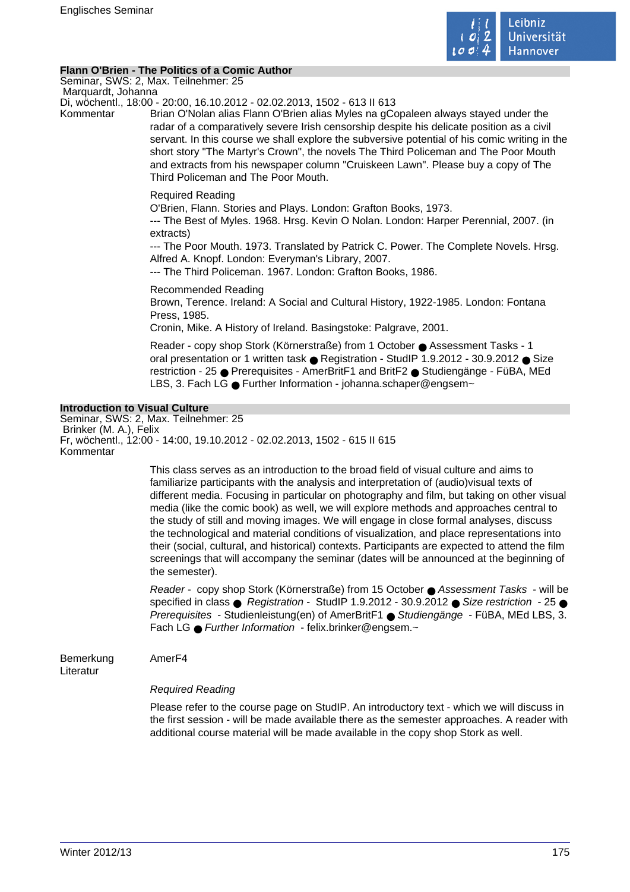### Flann O'Brien - The Politics of a Comic Author

Seminar, SWS: 2, Max. Teilnehmer: 25
Marquardt, Johanna
Di, wöchentl., 18:00 - 20:00, 16.10.2012 - 02.02.2013, 1502 - 613 II 613

Kommentar

Brian O'Nolan alias Flann O'Brien alias Myles na gCopaleen always stayed under the radar of a comparatively severe Irish censorship despite his delicate position as a civil servant. In this course we shall explore the subversive potential of his comic writing in the short story "The Martyr's Crown", the novels The Third Policeman and The Poor Mouth and extracts from his newspaper column "Cruiskeen Lawn". Please buy a copy of The Third Policeman and The Poor Mouth.

Required Reading
O'Brien, Flann. Stories and Plays. London: Grafton Books, 1973.
--- The Best of Myles. 1968. Hrsg. Kevin O Nolan. London: Harper Perennial, 2007. (in extracts)
--- The Poor Mouth. 1973. Translated by Patrick C. Power. The Complete Novels. Hrsg. Alfred A. Knopf. London: Everyman's Library, 2007.
--- The Third Policeman. 1967. London: Grafton Books, 1986.

Recommended Reading
Brown, Terence. Ireland: A Social and Cultural History, 1922-1985. London: Fontana Press, 1985.
Cronin, Mike. A History of Ireland. Basingstoke: Palgrave, 2001.

Reader - copy shop Stork (Körnerstraße) from 1 October ● Assessment Tasks - 1 oral presentation or 1 written task ● Registration - StudIP 1.9.2012 - 30.9.2012 ● Size restriction - 25 ● Prerequisites - AmerBritF1 and BritF2 ● Studiengänge - FüBA, MEd LBS, 3. Fach LG ● Further Information - johanna.schaper@engsem~

### Introduction to Visual Culture

Seminar, SWS: 2, Max. Teilnehmer: 25
Brinker (M. A.), Felix
Fr, wöchentl., 12:00 - 14:00, 19.10.2012 - 02.02.2013, 1502 - 615 II 615

Kommentar

This class serves as an introduction to the broad field of visual culture and aims to familiarize participants with the analysis and interpretation of (audio)visual texts of different media. Focusing in particular on photography and film, but taking on other visual media (like the comic book) as well, we will explore methods and approaches central to the study of still and moving images. We will engage in close formal analyses, discuss the technological and material conditions of visualization, and place representations into their (social, cultural, and historical) contexts. Participants are expected to attend the film screenings that will accompany the seminar (dates will be announced at the beginning of the semester).

*Reader* - copy shop Stork (Körnerstraße) from 15 October ● *Assessment Tasks* - will be specified in class ● *Registration* - StudIP 1.9.2012 - 30.9.2012 ● *Size restriction* - 25 ● *Prerequisites* - Studienleistung(en) of AmerBritF1 ● *Studiengänge* - FüBA, MEd LBS, 3. Fach LG ● *Further Information* - felix.brinker@engsem.~

Bemerkung: AmerF4

Literatur

*Required Reading*

Please refer to the course page on StudIP. An introductory text - which we will discuss in the first session - will be made available there as the semester approaches. A reader with additional course material will be made available in the copy shop Stork as well.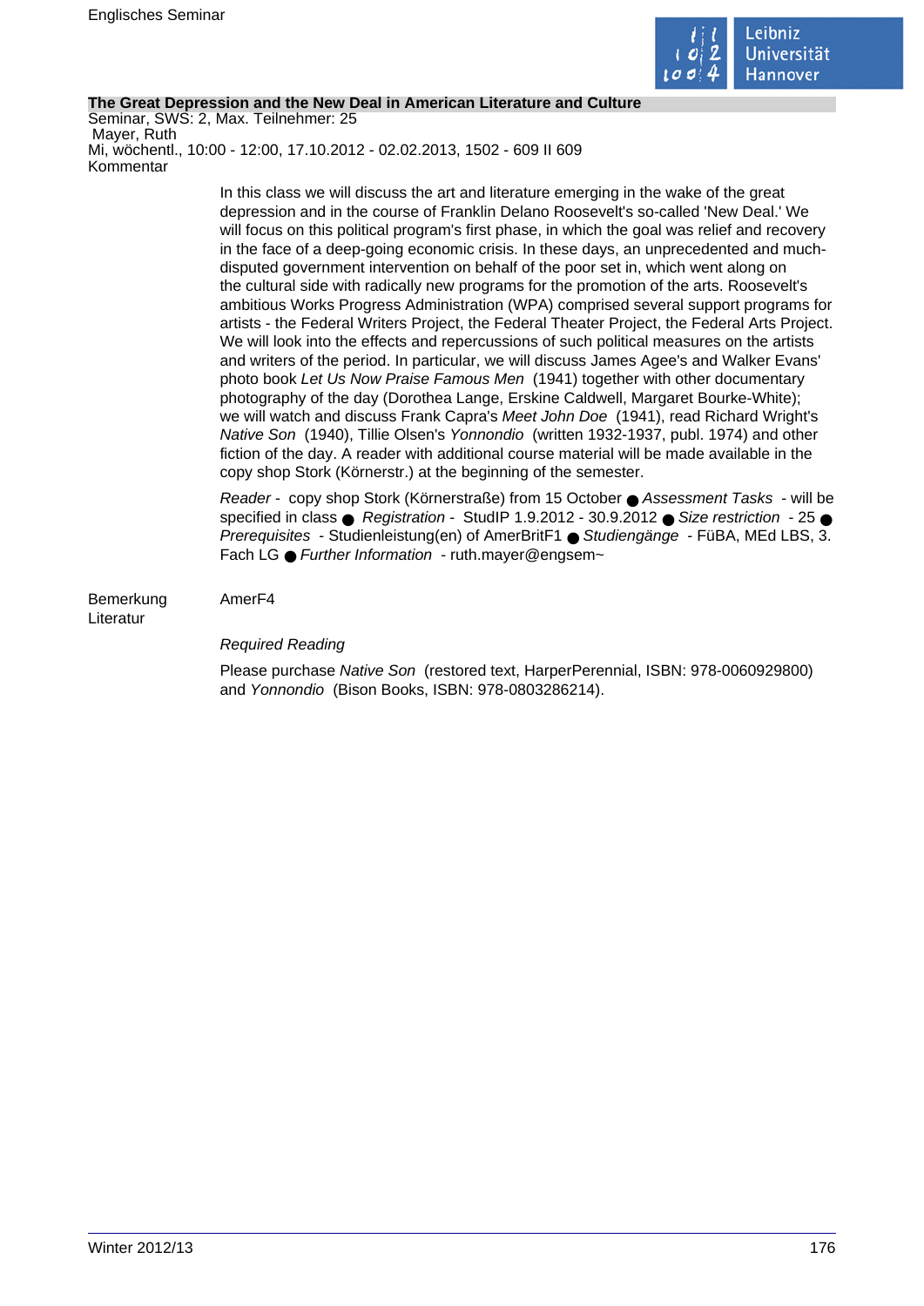**The Great Depression and the New Deal in American Literature and Culture**

Seminar, SWS: 2, Max. Teilnehmer: 25
Mayer, Ruth
Mi, wöchentl., 10:00 - 12:00, 17.10.2012 - 02.02.2013, 1502 - 609 II 609

Kommentar

In this class we will discuss the art and literature emerging in the wake of the great depression and in the course of Franklin Delano Roosevelt's so-called 'New Deal.' We will focus on this political program's first phase, in which the goal was relief and recovery in the face of a deep-going economic crisis. In these days, an unprecedented and much-disputed government intervention on behalf of the poor set in, which went along on the cultural side with radically new programs for the promotion of the arts. Roosevelt's ambitious Works Progress Administration (WPA) comprised several support programs for artists - the Federal Writers Project, the Federal Theater Project, the Federal Arts Project. We will look into the effects and repercussions of such political measures on the artists and writers of the period. In particular, we will discuss James Agee's and Walker Evans' photo book *Let Us Now Praise Famous Men* (1941) together with other documentary photography of the day (Dorothea Lange, Erskine Caldwell, Margaret Bourke-White); we will watch and discuss Frank Capra's *Meet John Doe* (1941), read Richard Wright's *Native Son* (1940), Tillie Olsen's *Yonnondio* (written 1932-1937, publ. 1974) and other fiction of the day. A reader with additional course material will be made available in the copy shop Stork (Körnerstr.) at the beginning of the semester.

*Reader* - copy shop Stork (Körnerstraße) from 15 October ● *Assessment Tasks* - will be specified in class ● *Registration* - StudIP 1.9.2012 - 30.9.2012 ● *Size restriction* - 25 ● *Prerequisites* - Studienleistung(en) of AmerBritF1 ● *Studiengänge* - FüBA, MEd LBS, 3. Fach LG ● *Further Information* - ruth.mayer@engsem~

Bemerkung

AmerF4

Literatur

*Required Reading*

Please purchase *Native Son* (restored text, HarperPerennial, ISBN: 978-0060929800) and *Yonnondio* (Bison Books, ISBN: 978-0803286214).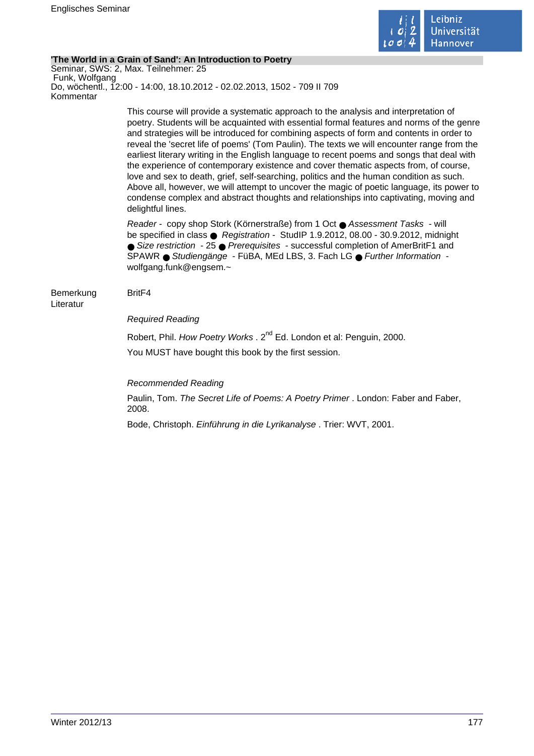### 'The World in a Grain of Sand': An Introduction to Poetry

Seminar, SWS: 2, Max. Teilnehmer: 25
Funk, Wolfgang
Do, wöchentl., 12:00 - 14:00, 18.10.2012 - 02.02.2013, 1502 - 709 II 709
Kommentar

This course will provide a systematic approach to the analysis and interpretation of poetry. Students will be acquainted with essential formal features and norms of the genre and strategies will be introduced for combining aspects of form and contents in order to reveal the 'secret life of poems' (Tom Paulin). The texts we will encounter range from the earliest literary writing in the English language to recent poems and songs that deal with the experience of contemporary existence and cover thematic aspects from, of course, love and sex to death, grief, self-searching, politics and the human condition as such. Above all, however, we will attempt to uncover the magic of poetic language, its power to condense complex and abstract thoughts and relationships into captivating, moving and delightful lines.

*Reader* - copy shop Stork (Körnerstraße) from 1 Oct ● *Assessment Tasks* - will be specified in class ● *Registration* - StudIP 1.9.2012, 08.00 - 30.9.2012, midnight ● *Size restriction* - 25 ● *Prerequisites* - successful completion of AmerBritF1 and SPAWR ● *Studiengänge* - FüBA, MEd LBS, 3. Fach LG ● *Further Information* - wolfgang.funk@engsem.~

Bemerkung BritF4

Literatur

*Required Reading*

Robert, Phil. *How Poetry Works* . 2nd Ed. London et al: Penguin, 2000.

You MUST have bought this book by the first session.

*Recommended Reading*

Paulin, Tom. *The Secret Life of Poems: A Poetry Primer* . London: Faber and Faber, 2008.

Bode, Christoph. *Einführung in die Lyrikanalyse* . Trier: WVT, 2001.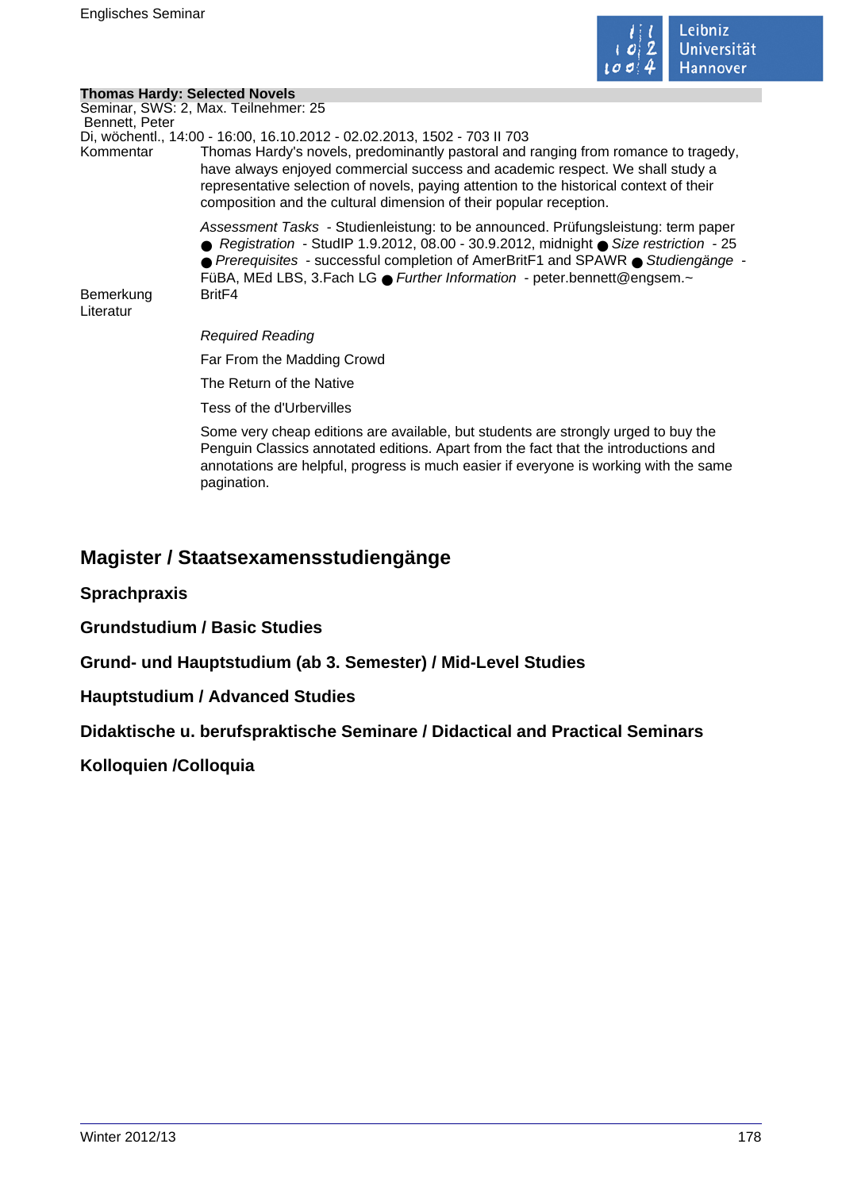**Thomas Hardy: Selected Novels**

Seminar, SWS: 2, Max. Teilnehmer: 25

Bennett, Peter

Di, wöchentl., 14:00 - 16:00, 16.10.2012 - 02.02.2013, 1502 - 703 II 703

Kommentar

Thomas Hardy's novels, predominantly pastoral and ranging from romance to tragedy, have always enjoyed commercial success and academic respect. We shall study a representative selection of novels, paying attention to the historical context of their composition and the cultural dimension of their popular reception.

*Assessment Tasks* - Studienleistung: to be announced. Prüfungsleistung: term paper ● *Registration* - StudIP 1.9.2012, 08.00 - 30.9.2012, midnight ● *Size restriction* - 25 ● *Prerequisites* - successful completion of AmerBritF1 and SPAWR ● *Studiengänge* - FüBA, MEd LBS, 3.Fach LG ● *Further Information* - peter.bennett@engsem.~

Bemerkung

BritF4

Literatur

*Required Reading*

Far From the Madding Crowd

The Return of the Native

Tess of the d'Urbervilles

Some very cheap editions are available, but students are strongly urged to buy the Penguin Classics annotated editions. Apart from the fact that the introductions and annotations are helpful, progress is much easier if everyone is working with the same pagination.

## Magister / Staatsexamensstudiengänge

### Sprachpraxis

### Grundstudium / Basic Studies

### Grund- und Hauptstudium (ab 3. Semester) / Mid-Level Studies

### Hauptstudium / Advanced Studies

### Didaktische u. berufspraktische Seminare / Didactical and Practical Seminars

### Kolloquien /Colloquia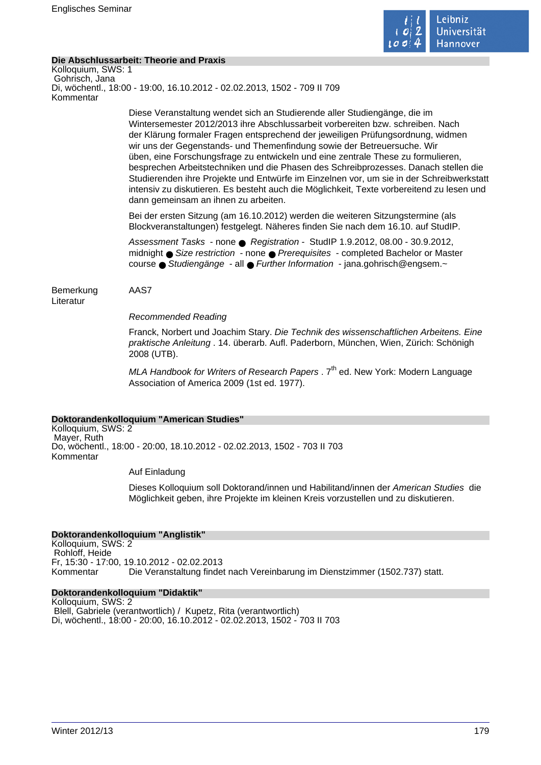## Die Abschlussarbeit: Theorie and Praxis

Kolloquium, SWS: 1
Gohrisch, Jana
Di, wöchentl., 18:00 - 19:00, 16.10.2012 - 02.02.2013, 1502 - 709 II 709

Kommentar

Diese Veranstaltung wendet sich an Studierende aller Studiengänge, die im Wintersemester 2012/2013 ihre Abschlussarbeit vorbereiten bzw. schreiben. Nach der Klärung formaler Fragen entsprechend der jeweiligen Prüfungsordnung, widmen wir uns der Gegenstands- und Themenfindung sowie der Betreuersuche. Wir üben, eine Forschungsfrage zu entwickeln und eine zentrale These zu formulieren, besprechen Arbeitstechniken und die Phasen des Schreibprozesses. Danach stellen die Studierenden ihre Projekte und Entwürfe im Einzelnen vor, um sie in der Schreibwerkstatt intensiv zu diskutieren. Es besteht auch die Möglichkeit, Texte vorbereitend zu lesen und dann gemeinsam an ihnen zu arbeiten.

Bei der ersten Sitzung (am 16.10.2012) werden die weiteren Sitzungstermine (als Blockveranstaltungen) festgelegt. Näheres finden Sie nach dem 16.10. auf StudIP.

*Assessment Tasks* - none ● *Registration* - StudIP 1.9.2012, 08.00 - 30.9.2012, midnight ● *Size restriction* - none ● *Prerequisites* - completed Bachelor or Master course ● *Studiengänge* - all ● *Further Information* - jana.gohrisch@engsem.~

Bemerkung: AAS7

Literatur

*Recommended Reading*

Franck, Norbert und Joachim Stary. *Die Technik des wissenschaftlichen Arbeitens. Eine praktische Anleitung* . 14. überarb. Aufl. Paderborn, München, Wien, Zürich: Schönigh 2008 (UTB).

*MLA Handbook for Writers of Research Papers* . 7th ed. New York: Modern Language Association of America 2009 (1st ed. 1977).

## Doktorandenkolloquium "American Studies"

Kolloquium, SWS: 2
Mayer, Ruth
Do, wöchentl., 18:00 - 20:00, 18.10.2012 - 02.02.2013, 1502 - 703 II 703

Kommentar

Auf Einladung

Dieses Kolloquium soll Doktorand/innen und Habilitand/innen der *American Studies* die Möglichkeit geben, ihre Projekte im kleinen Kreis vorzustellen und zu diskutieren.

## Doktorandenkolloquium "Anglistik"

Kolloquium, SWS: 2
Rohloff, Heide
Fr, 15:30 - 17:00, 19.10.2012 - 02.02.2013

Kommentar: Die Veranstaltung findet nach Vereinbarung im Dienstzimmer (1502.737) statt.

## Doktorandenkolloquium "Didaktik"

Kolloquium, SWS: 2
Blell, Gabriele (verantwortlich) / Kupetz, Rita (verantwortlich)
Di, wöchentl., 18:00 - 20:00, 16.10.2012 - 02.02.2013, 1502 - 703 II 703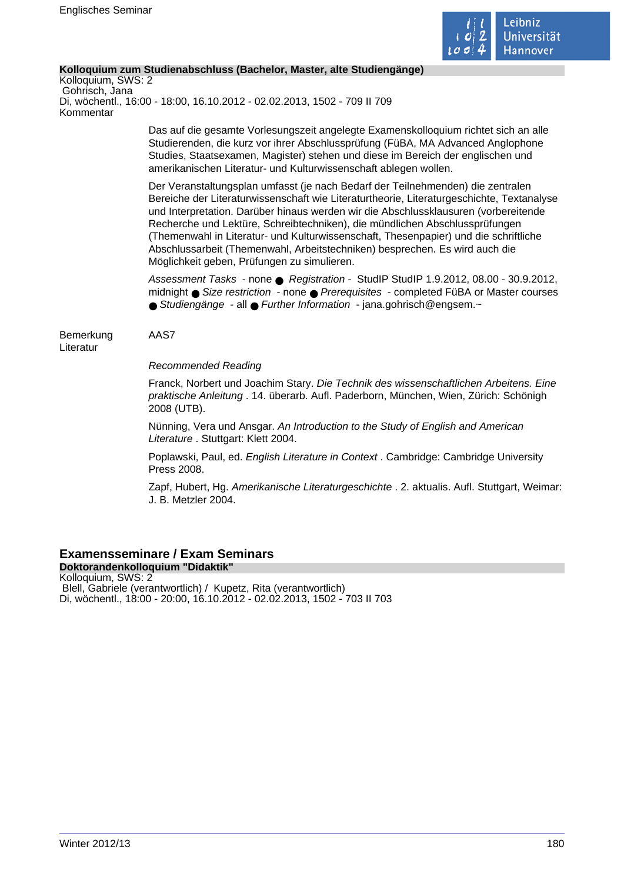**Kolloquium zum Studienabschluss (Bachelor, Master, alte Studiengänge)**
Kolloquium, SWS: 2
Gohrisch, Jana
Di, wöchentl., 16:00 - 18:00, 16.10.2012 - 02.02.2013, 1502 - 709 II 709
Kommentar

Das auf die gesamte Vorlesungszeit angelegte Examenskolloquium richtet sich an alle Studierenden, die kurz vor ihrer Abschlussprüfung (FüBA, MA Advanced Anglophone Studies, Staatsexamen, Magister) stehen und diese im Bereich der englischen und amerikanischen Literatur- und Kulturwissenschaft ablegen wollen.

Der Veranstaltungsplan umfasst (je nach Bedarf der Teilnehmenden) die zentralen Bereiche der Literaturwissenschaft wie Literaturtheorie, Literaturgeschichte, Textanalyse und Interpretation. Darüber hinaus werden wir die Abschlussklausuren (vorbereitende Recherche und Lektüre, Schreibtechniken), die mündlichen Abschlussprüfungen (Themenwahl in Literatur- und Kulturwissenschaft, Thesenpapier) und die schriftliche Abschlussarbeit (Themenwahl, Arbeitstechniken) besprechen. Es wird auch die Möglichkeit geben, Prüfungen zu simulieren.

*Assessment Tasks* - none ● *Registration* - StudIP StudIP 1.9.2012, 08.00 - 30.9.2012, midnight ● *Size restriction* - none ● *Prerequisites* - completed FüBA or Master courses ● *Studiengänge* - all ● *Further Information* - jana.gohrisch@engsem.~

Bemerkung: AAS7

Literatur

*Recommended Reading*

Franck, Norbert und Joachim Stary. *Die Technik des wissenschaftlichen Arbeitens. Eine praktische Anleitung* . 14. überarb. Aufl. Paderborn, München, Wien, Zürich: Schönigh 2008 (UTB).

Nünning, Vera und Ansgar. *An Introduction to the Study of English and American Literature* . Stuttgart: Klett 2004.

Poplawski, Paul, ed. *English Literature in Context* . Cambridge: Cambridge University Press 2008.

Zapf, Hubert, Hg. *Amerikanische Literaturgeschichte* . 2. aktualis. Aufl. Stuttgart, Weimar: J. B. Metzler 2004.

## Examensseminare / Exam Seminars

**Doktorandenkolloquium "Didaktik"**
Kolloquium, SWS: 2
Blell, Gabriele (verantwortlich) / Kupetz, Rita (verantwortlich)
Di, wöchentl., 18:00 - 20:00, 16.10.2012 - 02.02.2013, 1502 - 703 II 703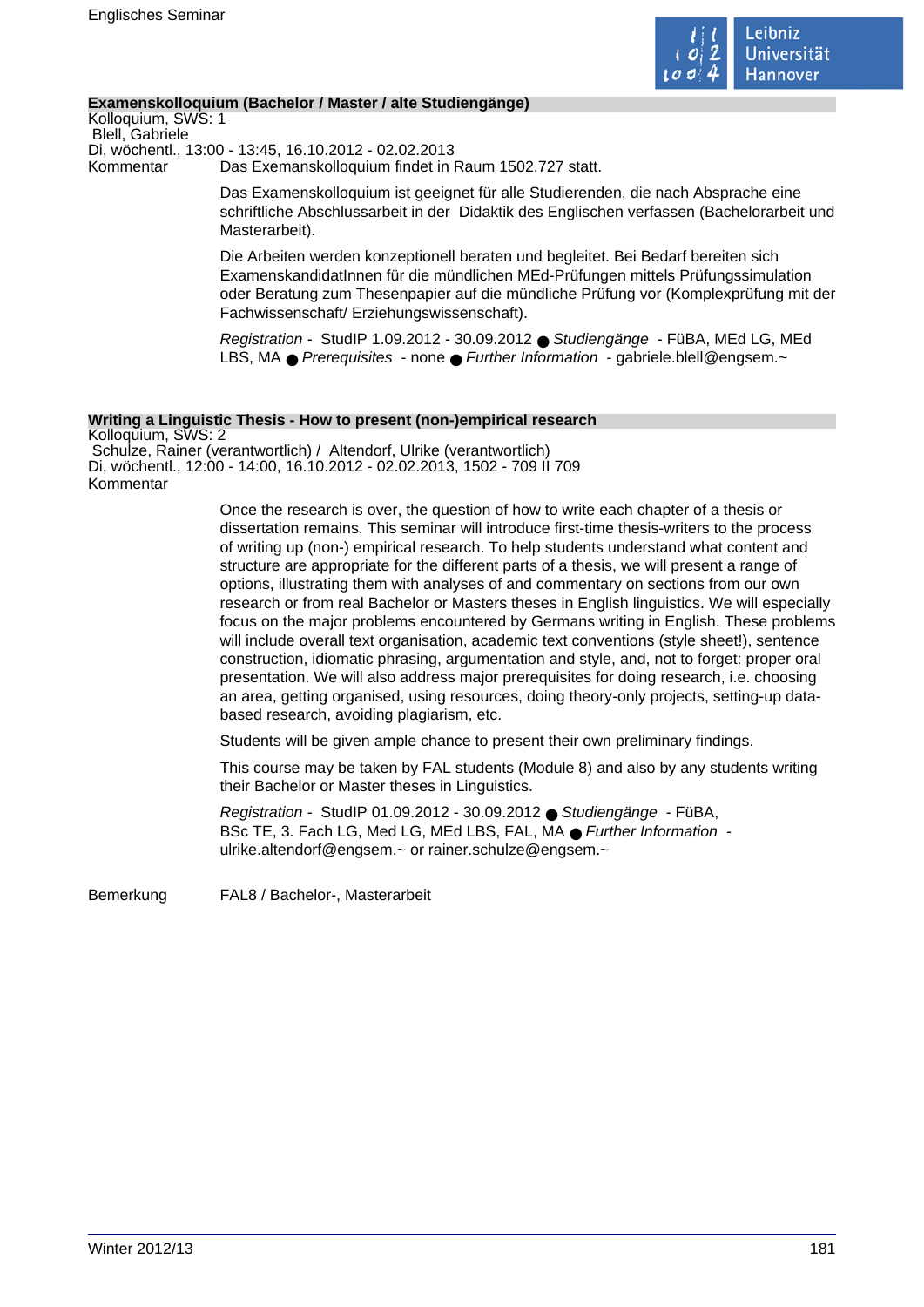### Examenskolloquium (Bachelor / Master / alte Studiengänge)

Kolloquium, SWS: 1
Blell, Gabriele
Di, wöchentl., 13:00 - 13:45, 16.10.2012 - 02.02.2013

Kommentar

Das Exemanskolloquium findet in Raum 1502.727 statt.

Das Examenskolloquium ist geeignet für alle Studierenden, die nach Absprache eine schriftliche Abschlussarbeit in der Didaktik des Englischen verfassen (Bachelorarbeit und Masterarbeit).

Die Arbeiten werden konzeptionell beraten und begleitet. Bei Bedarf bereiten sich ExamenskandidatInnen für die mündlichen MEd-Prüfungen mittels Prüfungssimulation oder Beratung zum Thesenpapier auf die mündliche Prüfung vor (Komplexprüfung mit der Fachwissenschaft/ Erziehungswissenschaft).

*Registration* - StudIP 1.09.2012 - 30.09.2012 ● *Studiengänge* - FüBA, MEd LG, MEd LBS, MA ● *Prerequisites* - none ● *Further Information* - gabriele.blell@engsem.~

### Writing a Linguistic Thesis - How to present (non-)empirical research

Kolloquium, SWS: 2
Schulze, Rainer (verantwortlich) / Altendorf, Ulrike (verantwortlich)
Di, wöchentl., 12:00 - 14:00, 16.10.2012 - 02.02.2013, 1502 - 709 II 709

Kommentar

Once the research is over, the question of how to write each chapter of a thesis or dissertation remains. This seminar will introduce first-time thesis-writers to the process of writing up (non-) empirical research. To help students understand what content and structure are appropriate for the different parts of a thesis, we will present a range of options, illustrating them with analyses of and commentary on sections from our own research or from real Bachelor or Masters theses in English linguistics. We will especially focus on the major problems encountered by Germans writing in English. These problems will include overall text organisation, academic text conventions (style sheet!), sentence construction, idiomatic phrasing, argumentation and style, and, not to forget: proper oral presentation. We will also address major prerequisites for doing research, i.e. choosing an area, getting organised, using resources, doing theory-only projects, setting-up data-based research, avoiding plagiarism, etc.

Students will be given ample chance to present their own preliminary findings.

This course may be taken by FAL students (Module 8) and also by any students writing their Bachelor or Master theses in Linguistics.

*Registration* - StudIP 01.09.2012 - 30.09.2012 ● *Studiengänge* - FüBA, BSc TE, 3. Fach LG, Med LG, MEd LBS, FAL, MA ● *Further Information* - ulrike.altendorf@engsem.~ or rainer.schulze@engsem.~

Bemerkung

FAL8 / Bachelor-, Masterarbeit